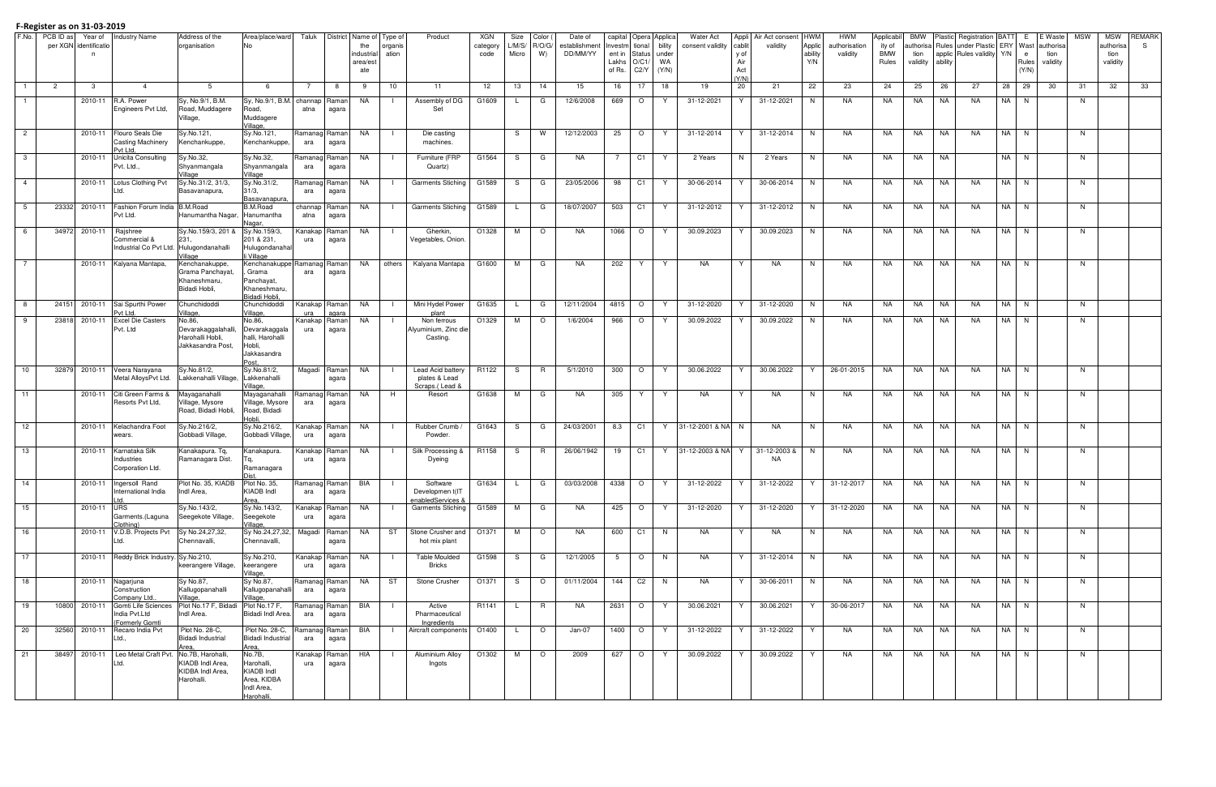# F-Register as on 31-03-2019

| F.No. | PCB ID as per XGN | Year of identification | Industry Name | Address of the organisation | Area/place/ward No | Taluk | District | Name of the industrial area/estate | Type of organisation | Product | XGN category code | Size L/M/S/Micro | Color (R/O/G/W) | Date of establishment DD/MM/YY | capital Investment in Lakhs of Rs. | Operational Status O/C1/C2/Y | Applicability under WA (Y/N) | Water Act consent validity | Applicability of Air Act (Y/N) | Air Act consent validity | HWM Applicability Y/N | HWM authorisation validity | Applicability of BMW Rules | BMW authorisation validity | Plastic Rules applicability | Registration under Plastic Rules validity | BATTERY Y/N | E Waste Rules (Y/N) | E Waste authorisation validity | MSW | MSW authorisation validity | REMARKS |
|---|---|---|---|---|---|---|---|---|---|---|---|---|---|---|---|---|---|---|---|---|---|---|---|---|---|---|---|---|---|---|---|---|
| 1 | 2 | 3 | 4 | 5 | 6 | 7 | 8 | 9 | 10 | 11 | 12 | 13 | 14 | 15 | 16 | 17 | 18 | 19 | 20 | 21 | 22 | 23 | 24 | 25 | 26 | 27 | 28 | 29 | 30 | 31 | 32 | 33 |
| 1 | | 2010-11 | R.A. Power Engineers Pvt Ltd, | Sy, No.9/1, B.M. Road, Muddagere Village, | Sy, No.9/1, B.M. Road, Muddagere Village, | channapatna | Ramanagara | NA | I | Assembly of DG Set | G1609 | L | G | 12/6/2008 | 669 | O | Y | 31-12-2021 | Y | 31-12-2021 | N | NA | NA | NA | NA | NA | NA | N | | N | | |
| 2 | | 2010-11 | Flouro Seals Die Casting Machinery Pvt Ltd, | Sy.No.121, Kenchankuppe, | Sy.No.121, Kenchankuppe, | Ramanagara | Ramanagara | NA | I | Die casting machines. | | S | W | 12/12/2003 | 25 | O | Y | 31-12-2014 | Y | 31-12-2014 | N | NA | NA | NA | NA | NA | NA | N | | N | | |
| 3 | | 2010-11 | Unicita Consulting Pvt. Ltd., | Sy.No.32, Shyanmangala Village | Sy.No.32, Shyanmangala Village | Ramanagara | Ramanagara | NA | I | Furniture (FRP Quartz) | G1564 | S | G | NA | 7 | C1 | Y | 2 Years | N | 2 Years | N | NA | NA | NA | NA | | NA | N | | N | | |
| 4 | | 2010-11 | Lotus Clothing Pvt Ltd. | Sy.No.31/2, 31/3, Basavanapura, | Sy.No.31/2, 31/3, Basavanapura, | Ramanagara | Ramanagara | NA | I | Garments Stiching | G1589 | S | G | 23/05/2006 | 98 | C1 | Y | 30-06-2014 | Y | 30-06-2014 | N | NA | NA | NA | NA | NA | NA | N | | N | | |
| 5 | 23332 | 2010-11 | Fashion Forum India Pvt Ltd. | B.M.Road Hanumantha Nagar, | B.M.Road Hanumantha Nagar, | channapatna | Ramanagara | NA | I | Garments Stiching | G1589 | L | G | 18/07/2007 | 503 | C1 | Y | 31-12-2012 | Y | 31-12-2012 | N | NA | NA | NA | NA | NA | NA | N | | N | | |
| 6 | 34972 | 2010-11 | Rajshree Commercial & Industrial Co Pvt Ltd. | Sy.No.159/3, 201 & 231, Hulugondanahalli Village | Sy.No.159/3, 201 & 231, Hulugondanahalli Village | Kanakapura | Ramanagara | NA | I | Gherkin, Vegetables, Onion. | O1328 | M | O | NA | 1066 | O | Y | 30.09.2023 | Y | 30.09.2023 | N | NA | NA | NA | NA | NA | NA | N | | N | | |
| 7 | | 2010-11 | Kalyana Mantapa, | Kenchanakuppe, Grama Panchayat, Khaneshmaru, Bidadi Hobli, | Kenchanakuppe, Grama Panchayat, Khaneshmaru, Bidadi Hobli, | Ramanagara | Ramanagara | NA | others | Kalyana Mantapa | G1600 | M | G | NA | 202 | Y | Y | NA | Y | NA | N | NA | NA | NA | NA | NA | NA | N | | N | | |
| 8 | 24151 | 2010-11 | Sai Spurthi Power Pvt Ltd. | Chunchidoddi Village, | Chunchidoddi Village, | Kanakapura | Ramanagara | NA | I | Mini Hydel Power plant | G1635 | L | G | 12/11/2004 | 4815 | O | Y | 31-12-2020 | Y | 31-12-2020 | N | NA | NA | NA | NA | NA | NA | N | | N | | |
| 9 | 23818 | 2010-11 | Excel Die Casters Pvt. Ltd | No.86, Devarakaggalahalli, Harohalli Hobli, Jakkasandra Post, | No.86, Devarakaggalahalli, Harohalli Hobli, Jakkasandra Post, | Kanakapura | Ramanagara | NA | I | Non ferrous Alyuminium, Zinc die Casting. | O1329 | M | O | 1/6/2004 | 966 | O | Y | 30.09.2022 | Y | 30.09.2022 | N | NA | NA | NA | NA | NA | NA | N | | N | | |
| 10 | 32879 | 2010-11 | Veera Narayana Metal AlloysPvt Ltd. | Sy.No.81/2, Lakkenahalli Village, | Sy.No.81/2, Lakkenahalli Village, | Magadi | Ramanagara | NA | I | Lead Acid battery plates & Lead Scraps.( Lead & | R1122 | S | R | 5/1/2010 | 300 | O | Y | 30.06.2022 | Y | 30.06.2022 | Y | 26-01-2015 | NA | NA | NA | NA | NA | N | | N | | |
| 11 | | 2010-11 | Citi Green Farms & Resorts Pvt Ltd, | Mayaganahalli Village, Mysore Road, Bidadi Hobli, | Mayaganahalli Village, Mysore Road, Bidadi Hobli, | Ramanagara | Ramanagara | NA | H | Resort | G1638 | M | G | NA | 305 | Y | Y | NA | N | NA | N | NA | NA | NA | NA | NA | NA | N | | N | | |
| 12 | | 2010-11 | Kelachandra Foot wears. | Sy.No.216/2, Gobbadi Village, | Sy.No.216/2, Gobbadi Village, | Kanakapura | Ramanagara | NA | I | Rubber Crumb / Powder. | G1643 | S | G | 24/03/2001 | 8.3 | C1 | Y | 31-12-2001 & NA | N | NA | N | NA | NA | NA | NA | NA | NA | N | | N | | |
| 13 | | 2010-11 | Karnataka Silk Industries Corporation Ltd. | Kanakapura. Tq, Ramanagara Dist. | Kanakapura. Tq, Ramanagara Dist. | Kanakapura | Ramanagara | NA | I | Silk Processing & Dyeing | R1158 | S | R | 26/06/1942 | 19 | C1 | Y | 31-12-2003 & NA | Y | 31-12-2003 & NA | N | NA | NA | NA | NA | NA | NA | N | | N | | |
| 14 | | 2010-11 | Ingersoll Rand International India Ltd. | Plot No. 35, KIADB Indl Area, | Plot No. 35, KIADB Indl Area, | Ramanagara | Ramanagara | BIA | I | Software Developmen t(IT enabledServices & | G1634 | L | G | 03/03/2008 | 4338 | O | Y | 31-12-2022 | Y | 31-12-2022 | Y | 31-12-2017 | NA | NA | NA | NA | NA | N | | N | | |
| 15 | | 2010-11 | URS Garments.(Laguna Clothing) | Sy.No.143/2, Seegekote Village, | Sy.No.143/2, Seegekote Village, | Kanakapura | Ramanagara | NA | I | Garments Stiching | G1589 | M | G | NA | 425 | O | Y | 31-12-2020 | Y | 31-12-2020 | Y | 31-12-2020 | NA | NA | NA | NA | NA | N | | N | | |
| 16 | | 2010-11 | V.D.B. Projects Pvt Ltd. | Sy No.24,27,32, Chennavalli, | Sy No.24,27,32, Chennavalli, | Magadi | Ramanagara | NA | ST | Stone Crusher and hot mix plant | O1371 | M | O | NA | 600 | C1 | N | NA | Y | NA | N | NA | NA | NA | NA | NA | NA | N | | N | | |
| 17 | | 2010-11 | Reddy Brick Industry. | Sy.No.210, keerangere Village, | Sy.No.210, keerangere Village, | Kanakapura | Ramanagara | NA | I | Table Moulded Bricks | G1598 | S | G | 12/1/2005 | 5 | O | N | NA | Y | 31-12-2014 | N | NA | NA | NA | NA | NA | NA | N | | N | | |
| 18 | | 2010-11 | Nagarjuna Construction Company Ltd., | Sy No.87, Kallugopanahalli Village, | Sy No.87, Kallugopanahalli Village, | Ramanagara | Ramanagara | NA | ST | Stone Crusher | O1371 | S | O | 01/11/2004 | 144 | C2 | N | NA | Y | 30-06-2011 | N | NA | NA | NA | NA | NA | NA | N | | N | | |
| 19 | 10800 | 2010-11 | Gomti Life Sciences India Pvt.Ltd (Formerly Gomti | Plot No.17 F, Bidadi Indl Area. | Plot No.17 F, Bidadi Indl Area. | Ramanagara | Ramanagara | BIA | I | Active Pharmaceutical Ingredients | R1141 | L | R | NA | 2631 | O | Y | 30.06.2021 | Y | 30.06.2021 | Y | 30-06-2017 | NA | NA | NA | NA | NA | N | | N | | |
| 20 | 32560 | 2010-11 | Recaro India Pvt Ltd., | Plot No. 28-C, Bidadi Industrial Area. | Plot No. 28-C, Bidadi Industrial Area. | Ramanagara | Ramanagara | BIA | I | Aircraft components | O1400 | L | O | Jan-07 | 1400 | O | Y | 31-12-2022 | Y | 31-12-2022 | Y | NA | NA | NA | NA | NA | NA | N | | N | | |
| 21 | 38497 | 2010-11 | Leo Metal Craft Pvt. Ltd. | No.7B, Harohalli, KIADB Indl Area, KIDBA Indl Area, Harohalli. | No.7B, Harohalli, KIADB Indl Area, KIDBA Indl Area, Harohalli. | Kanakapura | Ramanagara | HIA | I | Aluminium Alloy Ingots | O1302 | M | O | 2009 | 627 | O | Y | 30.09.2022 | Y | 30.09.2022 | Y | NA | NA | NA | NA | NA | NA | N | | N | | |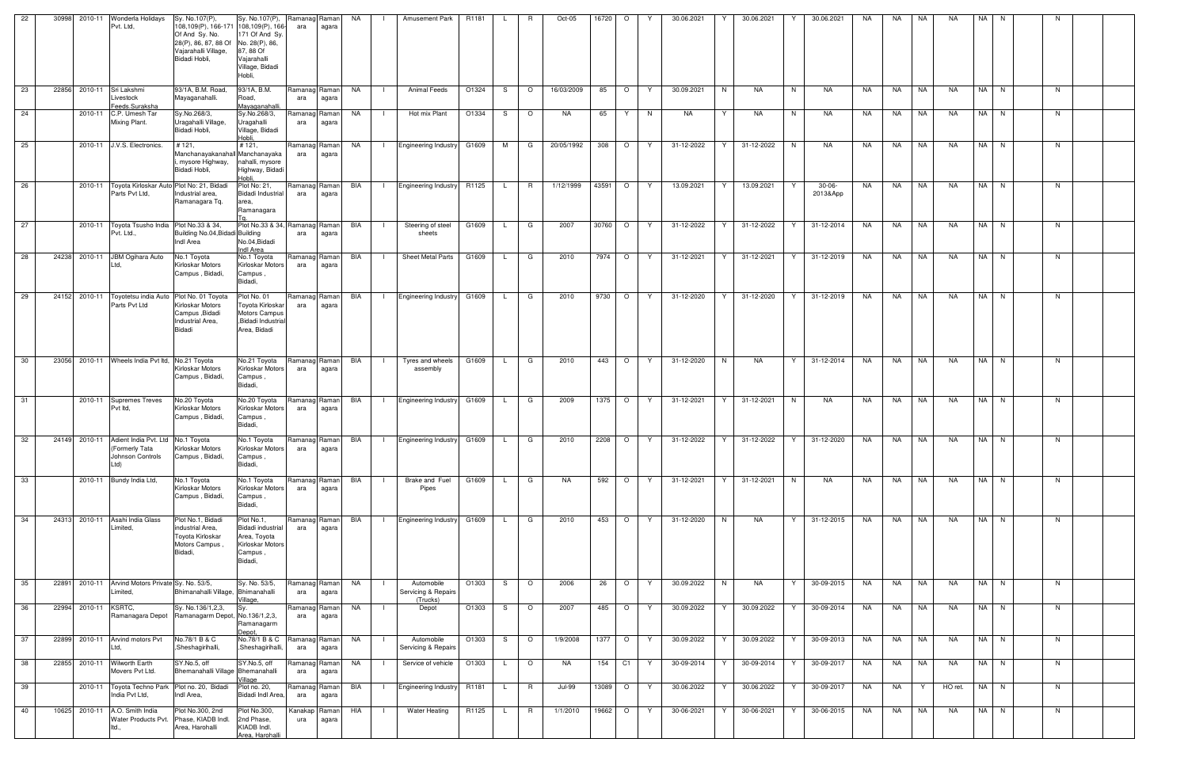| 22 | 30998 | 2010-11 | Wonderla Holidays Pvt. Ltd, | Sy. No.107(P), 108,109(P), 166-171 Of And Sy. No. 28(P), 86, 87, 88 Of Vajarahalli Village, Bidadi Hobli, | Sy. No.107(P), 108,109(P), 166-171 Of And Sy. No. 28(P), 86, 87, 88 Of Vajarahalli Village, Bidadi Hobli, | Ramanagara | Ramanagara | NA | I | Amusement Park | R1181 | L | R | Oct-05 | 16720 | O | Y | 30.06.2021 | Y | 30.06.2021 | Y | 30.06.2021 | NA | NA | NA | NA | NA | N | | N | | |
|---|---|---|---|---|---|---|---|---|---|---|---|---|---|---|---|---|---|---|---|---|---|---|---|---|---|---|---|---|---|---|---|---|
| 23 | 22856 | 2010-11 | Sri Lakshmi Livestock Feeds.Suraksha | 93/1A, B.M. Road, Mayaganahalli. | 93/1A, B.M. Road, Mayaganahalli. | Ramanagara | Ramanagara | NA | I | Animal Feeds | O1324 | S | O | 16/03/2009 | 85 | O | Y | 30.09.2021 | N | NA | N | NA | NA | NA | NA | NA | NA | N | | N | | |
| 24 | | 2010-11 | C.P. Umesh Tar Mixing Plant. | Sy.No.268/3, Uragahalli Village, Bidadi Hobli, | Sy.No.268/3, Uragahalli Village, Bidadi Hobli, | Ramanagara | Ramanagara | NA | I | Hot mix Plant | O1334 | S | O | NA | 65 | Y | N | NA | Y | NA | N | NA | NA | NA | NA | NA | NA | N | | N | | |
| 25 | | 2010-11 | J.V.S. Electronics. | # 121, Manchanayakanahalli, mysore Highway, Bidadi Hobli, | # 121, Manchanayakanahalli, mysore Highway, Bidadi Hobli, | Ramanagara | Ramanagara | NA | I | Engineering Industry | G1609 | M | G | 20/05/1992 | 308 | O | Y | 31-12-2022 | Y | 31-12-2022 | N | NA | NA | NA | NA | NA | NA | N | | N | | |
| 26 | | 2010-11 | Toyota Kirloskar Auto Parts Pvt Ltd, | Plot No: 21, Bidadi Industrial area, Ramanagara Tq. | Plot No: 21, Bidadi Industrial area, Ramanagara Tq. | Ramanagara | Ramanagara | BIA | I | Engineering Industry | R1125 | L | R | 1/12/1999 | 43591 | O | Y | 13.09.2021 | Y | 13.09.2021 | Y | 30-06-2013&App | NA | NA | NA | NA | NA | N | | N | | |
| 27 | | 2010-11 | Toyota Tsusho India Pvt. Ltd., | Plot No.33 & 34, Building No.04,Bidadi Indl Area | Plot No.33 & 34, Building No.04,Bidadi Indl Area | Ramanagara | Ramanagara | BIA | I | Steering of steel sheets | G1609 | L | G | 2007 | 30760 | O | Y | 31-12-2022 | Y | 31-12-2022 | Y | 31-12-2014 | NA | NA | NA | NA | NA | N | | N | | |
| 28 | 24238 | 2010-11 | JBM Ogihara Auto Ltd, | No.1 Toyota Kirloskar Motors Campus , Bidadi, | No.1 Toyota Kirloskar Motors Campus , Bidadi, | Ramanagara | Ramanagara | BIA | I | Sheet Metal Parts | G1609 | L | G | 2010 | 7974 | O | Y | 31-12-2021 | Y | 31-12-2021 | Y | 31-12-2019 | NA | NA | NA | NA | NA | N | | N | | |
| 29 | 24152 | 2010-11 | Toyotetsu india Auto Parts Pvt Ltd | Plot No. 01 Toyota Kirloskar Motors Campus ,Bidadi Industrial Area, Bidadi | Plot No. 01 Toyota Kirloskar Motors Campus ,Bidadi Industrial Area, Bidadi | Ramanagara | Ramanagara | BIA | I | Engineering Industry | G1609 | L | G | 2010 | 9730 | O | Y | 31-12-2020 | Y | 31-12-2020 | Y | 31-12-2019 | NA | NA | NA | NA | NA | N | | N | | |
| 30 | 23056 | 2010-11 | Wheels India Pvt ltd, | No.21 Toyota Kirloskar Motors Campus , Bidadi, | No.21 Toyota Kirloskar Motors Campus , Bidadi, | Ramanagara | Ramanagara | BIA | I | Tyres and wheels assembly | G1609 | L | G | 2010 | 443 | O | Y | 31-12-2020 | N | NA | Y | 31-12-2014 | NA | NA | NA | NA | NA | N | | N | | |
| 31 | | 2010-11 | Supremes Treves Pvt ltd, | No.20 Toyota Kirloskar Motors Campus , Bidadi, | No.20 Toyota Kirloskar Motors Campus , Bidadi, | Ramanagara | Ramanagara | BIA | I | Engineering Industry | G1609 | L | G | 2009 | 1375 | O | Y | 31-12-2021 | Y | 31-12-2021 | N | NA | NA | NA | NA | NA | NA | N | | N | | |
| 32 | 24149 | 2010-11 | Adient India Pvt. Ltd (Formerly Tata Johnson Controls Ltd) | No.1 Toyota Kirloskar Motors Campus , Bidadi, | No.1 Toyota Kirloskar Motors Campus , Bidadi, | Ramanagara | Ramanagara | BIA | I | Engineering Industry | G1609 | L | G | 2010 | 2208 | O | Y | 31-12-2022 | Y | 31-12-2022 | Y | 31-12-2020 | NA | NA | NA | NA | NA | N | | N | | |
| 33 | | 2010-11 | Bundy India Ltd, | No.1 Toyota Kirloskar Motors Campus , Bidadi, | No.1 Toyota Kirloskar Motors Campus , Bidadi, | Ramanagara | Ramanagara | BIA | I | Brake and Fuel Pipes | G1609 | L | G | NA | 592 | O | Y | 31-12-2021 | Y | 31-12-2021 | N | NA | NA | NA | NA | NA | NA | N | | N | | |
| 34 | 24313 | 2010-11 | Asahi India Glass Limited, | Plot No.1, Bidadi industrial Area, Toyota Kirloskar Motors Campus , Bidadi, | Plot No.1, Bidadi industrial Area, Toyota Kirloskar Motors Campus , Bidadi, | Ramanagara | Ramanagara | BIA | I | Engineering Industry | G1609 | L | G | 2010 | 453 | O | Y | 31-12-2020 | N | NA | Y | 31-12-2015 | NA | NA | NA | NA | NA | N | | N | | |
| 35 | 22891 | 2010-11 | Arvind Motors Private Limited, | Sy. No. 53/5, Bhimanahalli Village, | Sy. No. 53/5, Bhimanahalli Village, | Ramanagara | Ramanagara | NA | I | Automobile Servicing & Repairs (Trucks) | O1303 | S | O | 2006 | 26 | O | Y | 30.09.2022 | N | NA | Y | 30-09-2015 | NA | NA | NA | NA | NA | N | | N | | |
| 36 | 22994 | 2010-11 | KSRTC, Ramanagara Depot | Sy. No.136/1,2,3, Ramanagarm Depot, | Sy. No.136/1,2,3, Ramanagarm Depot, | Ramanagara | Ramanagara | NA | I | Depot | O1303 | S | O | 2007 | 485 | O | Y | 30.09.2022 | Y | 30.09.2022 | Y | 30-09-2014 | NA | NA | NA | NA | NA | N | | N | | |
| 37 | 22899 | 2010-11 | Arvind motors Pvt Ltd, | No.78/1 B & C ,Sheshagirihalli, | No.78/1 B & C ,Sheshagirihalli, | Ramanagara | Ramanagara | NA | I | Automobile Servicing & Repairs | O1303 | S | O | 1/9/2008 | 1377 | O | Y | 30.09.2022 | Y | 30.09.2022 | Y | 30-09-2013 | NA | NA | NA | NA | NA | N | | N | | |
| 38 | 22855 | 2010-11 | Wilworth Earth Movers Pvt Ltd. | SY.No.5, off Bhemanahalli Village | SY.No.5, off Bhemanahalli Village | Ramanagara | Ramanagara | NA | I | Service of vehicle | O1303 | L | O | NA | 154 | C1 | Y | 30-09-2014 | Y | 30-09-2014 | Y | 30-09-2017 | NA | NA | NA | NA | NA | N | | N | | |
| 39 | | 2010-11 | Toyota Techno Park India Pvt Ltd, | Plot no. 20, Bidadi Indl Area, | Plot no. 20, Bidadi Indl Area, | Ramanagara | Ramanagara | BIA | I | Engineering Industry | R1181 | L | R | Jul-99 | 13089 | O | Y | 30.06.2022 | Y | 30.06.2022 | Y | 30-09-2017 | NA | NA | Y | HO ret. | NA | N | | N | | |
| 40 | 10625 | 2010-11 | A.O. Smith India Water Products Pvt. ltd., | Plot No.300, 2nd Phase, KIADB Indl. Area, Harohalli | Plot No.300, 2nd Phase, KIADB Indl. Area, Harohalli | Kanakapura | Ramanagara | HIA | I | Water Heating | R1125 | L | R | 1/1/2010 | 19662 | O | Y | 30-06-2021 | Y | 30-06-2021 | Y | 30-06-2015 | NA | NA | NA | NA | NA | N | | N | | |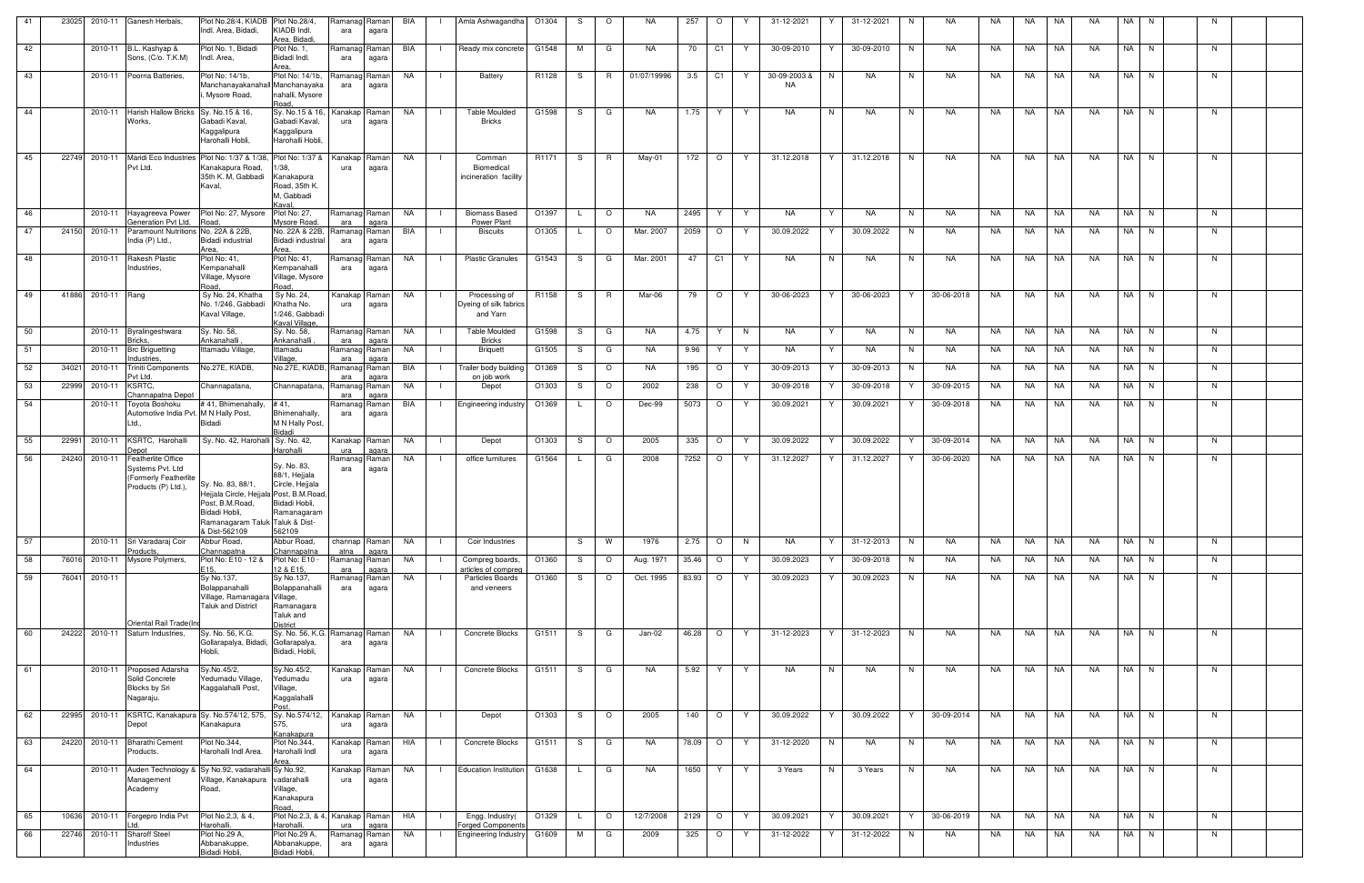| 41 | 23025 | 2010-11 | Ganesh Herbals, | Plot No.28/4, KIADB Indl. Area, Bidadi, | Plot No.28/4, KIADB Indl. Area, Bidadi, | Ramanagara | Ramanagara | BIA | I | Amla Ashwagandha | O1304 | S | O | NA | 257 | O | Y | 31-12-2021 | Y | 31-12-2021 | N | NA | NA | NA | NA | NA | NA | N | | N | | |
|---|---|---|---|---|---|---|---|---|---|---|---|---|---|---|---|---|---|---|---|---|---|---|---|---|---|---|---|---|---|---|---|---|
| 42 | | 2010-11 | B.L. Kashyap & Sons, (C/o. T.K.M) | Plot No. 1, Bidadi Indl. Area, | Plot No. 1, Bidadi Indl. Area, | Ramanagara | Ramanagara | BIA | I | Ready mix concrete | G1548 | M | G | NA | 70 | C1 | Y | 30-09-2010 | Y | 30-09-2010 | N | NA | NA | NA | NA | NA | NA | N | | N | | |
| 43 | | 2010-11 | Poorna Batteries, | Plot No: 14/1b, Manchanayakanahalli, Mysore Road, | Plot No: 14/1b, Manchanayakanahalli, Mysore Road, | Ramanagara | Ramanagara | NA | I | Battery | R1128 | S | R | 01/07/19996 | 3.5 | C1 | Y | 30-09-2003 & NA | N | NA | N | NA | NA | NA | NA | NA | NA | N | | N | | |
| 44 | | 2010-11 | Harish Hallow Bricks Works, | Sy. No.15 & 16, Gabadi Kaval, Kaggalipura Harohalli Hobli, | Sy. No.15 & 16, Gabadi Kaval, Kaggalipura Harohalli Hobli, | Kanakapura | Ramanagara | NA | I | Table Moulded Bricks | G1598 | S | G | NA | 1.75 | Y | Y | NA | N | NA | N | NA | NA | NA | NA | NA | NA | N | | N | | |
| 45 | 22749 | 2010-11 | Maridi Eco Industries Pvt Ltd. | Plot No: 1/37 & 1/38, Kanakapura Road, 35th K. M, Gabbadi Kaval, | Plot No: 1/37 & 1/38, Kanakapura Road, 35th K. M, Gabbadi Kaval, | Kanakapura | Ramanagara | NA | I | Comman Biomedical incineration facility | R1171 | S | R | May-01 | 172 | O | Y | 31.12.2018 | Y | 31.12.2018 | N | NA | NA | NA | NA | NA | NA | N | | N | | |
| 46 | | 2010-11 | Hayagreeva Power Generation Pvt Ltd, | Plot No: 27, Mysore Road, | Plot No: 27, Mysore Road, | Ramanagara | Ramanagara | NA | I | Biomass Based Power Plant | O1397 | L | O | NA | 2495 | Y | Y | NA | Y | NA | N | NA | NA | NA | NA | NA | NA | N | | N | | |
| 47 | 24150 | 2010-11 | Paramount Nutritions India (P) Ltd., | No. 22A & 22B, Bidadi industrial Area, | No. 22A & 22B, Bidadi industrial Area, | Ramanagara | Ramanagara | BIA | I | Biscuits | O1305 | L | O | Mar. 2007 | 2059 | O | Y | 30.09.2022 | Y | 30.09.2022 | N | NA | NA | NA | NA | NA | NA | N | | N | | |
| 48 | | 2010-11 | Rakesh Plastic Industries, | Plot No: 41, Kempanahalli Village, Mysore Road, | Plot No: 41, Kempanahalli Village, Mysore Road, | Ramanagara | Ramanagara | NA | I | Plastic Granules | G1543 | S | G | Mar. 2001 | 47 | C1 | Y | NA | N | NA | N | NA | NA | NA | NA | NA | NA | N | | N | | |
| 49 | 41886 | 2010-11 | Rang | Sy No. 24, Khatha No. 1/246, Gabbadi Kaval Village, | Sy No. 24, Khatha No. 1/246, Gabbadi Kaval Village, | Kanakapura | Ramanagara | NA | I | Processing of Dyeing of silk fabrics and Yarn | R1158 | S | R | Mar-06 | 79 | O | Y | 30-06-2023 | Y | 30-06-2023 | Y | 30-06-2018 | NA | NA | NA | NA | NA | N | | N | | |
| 50 | | 2010-11 | Byralingeshwara Bricks, | Sy. No. 58, Ankanahalli , | Sy. No. 58, Ankanahalli , | Ramanagara | Ramanagara | NA | I | Table Moulded Bricks | G1598 | S | G | NA | 4.75 | Y | N | NA | Y | NA | N | NA | NA | NA | NA | NA | NA | N | | N | | |
| 51 | | 2010-11 | Brc Briguetting Industries, | Ittamadu Village, | Ittamadu Village, | Ramanagara | Ramanagara | NA | I | Briquett | G1505 | S | G | NA | 9.96 | Y | Y | NA | Y | NA | N | NA | NA | NA | NA | NA | NA | N | | N | | |
| 52 | 34021 | 2010-11 | Triniti Components Pvt Ltd. | No.27E, KIADB, | No.27E, KIADB, | Ramanagara | Ramanagara | BIA | I | Trailer body building on job work | O1369 | S | O | NA | 195 | O | Y | 30-09-2013 | Y | 30-09-2013 | N | NA | NA | NA | NA | NA | NA | N | | N | | |
| 53 | 22999 | 2010-11 | KSRTC, Channapatna Depot | Channapatana, | Channapatana, | Ramanagara | Ramanagara | NA | I | Depot | O1303 | S | O | 2002 | 238 | O | Y | 30-09-2018 | Y | 30-09-2018 | Y | 30-09-2015 | NA | NA | NA | NA | NA | N | | N | | |
| 54 | | 2010-11 | Toyota Boshoku Automotive India Pvt. Ltd., | # 41, Bhimenahally, M N Hally Post, Bidadi | # 41, Bhimenahally, M N Hally Post, Bidadi | Ramanagara | Ramanagara | BIA | I | Engineering industry | O1369 | L | O | Dec-99 | 5073 | O | Y | 30.09.2021 | Y | 30.09.2021 | Y | 30-09-2018 | NA | NA | NA | NA | NA | N | | N | | |
| 55 | 22991 | 2010-11 | KSRTC, Harohalli Depot | Sy. No. 42, Harohalli | Sy. No. 42, Harohalli | Kanakapura | Ramanagara | NA | I | Depot | O1303 | S | O | 2005 | 335 | O | Y | 30.09.2022 | Y | 30.09.2022 | Y | 30-09-2014 | NA | NA | NA | NA | NA | N | | N | | |
| 56 | 24240 | 2010-11 | Featherlite Office Systems Pvt. Ltd (Formerly Featherlite Products (P) Ltd.), | Sy. No. 83, 88/1, Hejjala Circle, Hejjala Post, B.M.Road, Bidadi Hobli, Ramanagaram Taluk & Dist-562109 | Sy. No. 83, 88/1, Hejjala Circle, Hejjala Post, B.M.Road, Bidadi Hobli, Ramanagaram Taluk & Dist-562109 | Ramanagara | Ramanagara | NA | I | office furnitures | G1564 | L | G | 2008 | 7252 | O | Y | 31.12.2027 | Y | 31.12.2027 | Y | 30-06-2020 | NA | NA | NA | NA | NA | N | | N | | |
| 57 | | 2010-11 | Sri Varadaraj Coir Products, | Abbur Road, Channapatna | Abbur Road, Channapatna | channapatna | Ramanagara | NA | I | Coir Industries | | S | W | 1976 | 2.75 | O | N | NA | Y | 31-12-2013 | N | NA | NA | NA | NA | NA | NA | N | | N | | |
| 58 | 76016 | 2010-11 | Mysore Polymers, | Plot No: E10 - 12 & E15, | Plot No: E10 - 12 & E15, | Ramanagara | Ramanagara | NA | I | Compreg boards, articles of compreg | O1360 | S | O | Aug. 1971 | 35.46 | O | Y | 30.09.2023 | Y | 30-09-2018 | N | NA | NA | NA | NA | NA | NA | N | | N | | |
| 59 | 76041 | 2010-11 | Oriental Rail Trade(Ind | Sy No.137, Bolappanahalli Village, Ramanagara Taluk and District | Sy No.137, Bolappanahalli Village, Ramanagara Taluk and District | Ramanagara | Ramanagara | NA | I | Particles Boards and veneers | O1360 | S | O | Oct. 1995 | 83.93 | O | Y | 30.09.2023 | Y | 30.09.2023 | N | NA | NA | NA | NA | NA | NA | N | | N | | |
| 60 | 24222 | 2010-11 | Saturn Industries, | Sy. No. 56, K.G. Gollarapalya, Bidadi, Hobli, | Sy. No. 56, K.G. Gollarapalya, Bidadi, Hobli, | Ramanagara | Ramanagara | NA | I | Concrete Blocks | G1511 | S | G | Jan-02 | 46.28 | O | Y | 31-12-2023 | Y | 31-12-2023 | N | NA | NA | NA | NA | NA | NA | N | | N | | |
| 61 | | 2010-11 | Proposed Adarsha Solid Concrete Blocks by Sri Nagaraju. | Sy.No.45/2, Yedumadu Village, Kaggalahalli Post, | Sy.No.45/2, Yedumadu Village, Kaggalahalli Post, | Kanakapura | Ramanagara | NA | I | Concrete Blocks | G1511 | S | G | NA | 5.92 | Y | Y | NA | N | NA | N | NA | NA | NA | NA | NA | NA | N | | N | | |
| 62 | 22995 | 2010-11 | KSRTC, Kanakapura Depot | Sy. No.574/12, 575, Kanakapura | Sy. No.574/12, 575, Kanakapura | Kanakapura | Ramanagara | NA | I | Depot | O1303 | S | O | 2005 | 140 | O | Y | 30.09.2022 | Y | 30.09.2022 | Y | 30-09-2014 | NA | NA | NA | NA | NA | N | | N | | |
| 63 | 24220 | 2010-11 | Bharathi Cement Products. | Plot No.344, Harohalli Indl Area. | Plot No.344, Harohalli Indl Area. | Kanakapura | Ramanagara | HIA | I | Concrete Blocks | G1511 | S | G | NA | 78.09 | O | Y | 31-12-2020 | N | NA | N | NA | NA | NA | NA | NA | NA | N | | N | | |
| 64 | | 2010-11 | Auden Technology & Management Academy | Sy No.92, vadarahalli Village, Kanakapura Road, | Sy No.92, vadarahalli Village, Kanakapura Road, | Kanakapura | Ramanagara | NA | I | Education Institution | G1638 | L | G | NA | 1650 | Y | Y | 3 Years | N | 3 Years | N | NA | NA | NA | NA | NA | NA | N | | N | | |
| 65 | 10636 | 2010-11 | Forgepro India Pvt Ltd. | Plot No.2,3, & 4, Harohalli. | Plot No.2,3, & 4, Harohalli. | Kanakapura | Ramanagara | HIA | I | Engg. Industry( Forged Components | O1329 | L | O | 12/7/2008 | 2129 | O | Y | 30.09.2021 | Y | 30.09.2021 | Y | 30-06-2019 | NA | NA | NA | NA | NA | N | | N | | |
| 66 | 22746 | 2010-11 | Sharoff Steel Industries | Plot No.29 A, Abbanakuppe, Bidadi Hobli, | Plot No.29 A, Abbanakuppe, Bidadi Hobli, | Ramanagara | Ramanagara | NA | I | Engineering Industry | G1609 | M | G | 2009 | 325 | O | Y | 31-12-2022 | Y | 31-12-2022 | N | NA | NA | NA | NA | NA | NA | N | | N | | |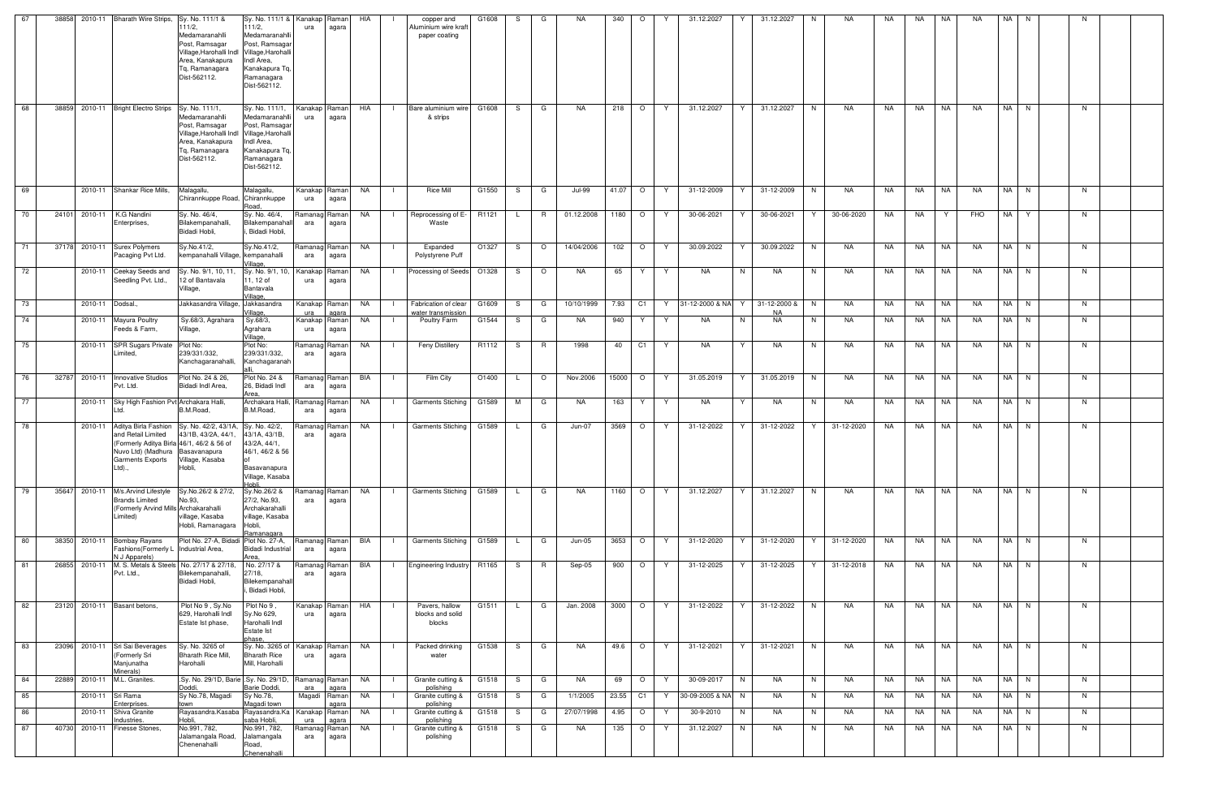| 67 | 38858 | 2010-11 | Bharath Wire Strips, | Sy. No. 111/1 & 111/2, Medamaranahlli Post, Ramsagar Village,Harohalli Indl Area, Kanakapura Tq, Ramanagara Dist-562112. | Sy. No. 111/1 & 111/2, Medamaranahlli Post, Ramsagar Village,Harohalli Indl Area, Kanakapura Tq, Ramanagara Dist-562112. | Kanakapura | Ramanagara | HIA | I | copper and Aluminium wire kraft paper coating | G1608 | S | G | NA | 340 | O | Y | 31.12.2027 | Y | 31.12.2027 | N | NA | NA | NA | NA | NA | NA | N | | N | | |
|---|---|---|---|---|---|---|---|---|---|---|---|---|---|---|---|---|---|---|---|---|---|---|---|---|---|---|---|---|---|---|---|---|
| 68 | 38859 | 2010-11 | Bright Electro Strips | Sy. No. 111/1, Medamaranahlli Post, Ramsagar Village,Harohalli Indl Area, Kanakapura Tq, Ramanagara Dist-562112. | Sy. No. 111/1, Medamaranahlli Post, Ramsagar Village,Harohalli Indl Area, Kanakapura Tq, Ramanagara Dist-562112. | Kanakapura | Ramanagara | HIA | I | Bare aluminium wire & strips | G1608 | S | G | NA | 218 | O | Y | 31.12.2027 | Y | 31.12.2027 | N | NA | NA | NA | NA | NA | NA | N | | N | | |
| 69 | | 2010-11 | Shankar Rice Mills, | Malagallu, Chirannkuppe Road, | Malagallu, Chirannkuppe Road, | Kanakapura | Ramanagara | NA | I | Rice Mill | G1550 | S | G | Jul-99 | 41.07 | O | Y | 31-12-2009 | Y | 31-12-2009 | N | NA | NA | NA | NA | NA | NA | N | | N | | |
| 70 | 24101 | 2010-11 | K.G.Nandini Enterprises, | Sy. No. 46/4, Bilakempanahalli, Bidadi Hobli, | Sy. No. 46/4, Bilakempanahalli, Bidadi Hobli, | Ramanagara | Ramanagara | NA | I | Reprocessing of E-Waste | R1121 | L | R | 01.12.2008 | 1180 | O | Y | 30-06-2021 | Y | 30-06-2021 | Y | 30-06-2020 | NA | NA | Y | FHO | NA | Y | | N | | |
| 71 | 37178 | 2010-11 | Surex Polymers Pacaging Pvt Ltd. | Sy.No.41/2, kempanahalli Village, | Sy.No.41/2, kempanahalli Village, | Ramanagara | Ramanagara | NA | I | Expanded Polystyrene Puff | O1327 | S | O | 14/04/2006 | 102 | O | Y | 30.09.2022 | Y | 30.09.2022 | N | NA | NA | NA | NA | NA | NA | N | | N | | |
| 72 | | 2010-11 | Ceekay Seeds and Seedling Pvt. Ltd., | Sy. No. 9/1, 10, 11, 12 of Bantavala Village, | Sy. No. 9/1, 10, 11, 12 of Bantavala Village, | Kanakapura | Ramanagara | NA | I | Processing of Seeds | O1328 | S | O | NA | 65 | Y | Y | NA | N | NA | N | NA | NA | NA | NA | NA | NA | N | | N | | |
| 73 | | 2010-11 | Dodsal., | Jakkasandra Village, | Jakkasandra Village, | Kanakapura | Ramanagara | NA | I | Fabrication of clear water transmission | G1609 | S | G | 10/10/1999 | 7.93 | C1 | Y | 31-12-2000 & NA | Y | 31-12-2000 & NA | N | NA | NA | NA | NA | NA | NA | N | | N | | |
| 74 | | 2010-11 | Mayura Poultry Feeds & Farm, | Sy.68/3, Agrahara Village, | Sy.68/3, Agrahara Village, | Kanakapura | Ramanagara | NA | I | Poultry Farm | G1544 | S | G | NA | 940 | Y | Y | NA | N | NA | N | NA | NA | NA | NA | NA | NA | N | | N | | |
| 75 | | 2010-11 | SPR Sugars Private Limited, | Plot No: 239/331/332, Kanchagaranahalli, | Plot No: 239/331/332, Kanchagaranahalli, | Ramanagara | Ramanagara | NA | I | Feny Distillery | R1112 | S | R | 1998 | 40 | C1 | Y | NA | Y | NA | N | NA | NA | NA | NA | NA | NA | N | | N | | |
| 76 | 32787 | 2010-11 | Innovative Studios Pvt. Ltd. | Plot No. 24 & 26, Bidadi Indl Area, | Plot No. 24 & 26, Bidadi Indl Area, | Ramanagara | Ramanagara | BIA | I | Film City | O1400 | L | O | Nov.2006 | 15000 | O | Y | 31.05.2019 | Y | 31.05.2019 | N | NA | NA | NA | NA | NA | NA | N | | N | | |
| 77 | | 2010-11 | Sky High Fashion Pvt Ltd. | Archakara Halli, B.M.Road, | Archakara Halli, B.M.Road, | Ramanagara | Ramanagara | NA | I | Garments Stiching | G1589 | M | G | NA | 163 | Y | Y | NA | Y | NA | N | NA | NA | NA | NA | NA | NA | N | | N | | |
| 78 | | 2010-11 | Aditya Birla Fashion and Retail Limited (Formerly Aditya Birla Nuvo Ltd) (Madhura Garments Exports Ltd)., | Sy. No. 42/2, 43/1A, 43/1B, 43/2A, 44/1, 46/1, 46/2 & 56 of Basavanapura Village, Kasaba Hobli, | Sy. No. 42/2, 43/1A, 43/1B, 43/2A, 44/1, 46/1, 46/2 & 56 of Basavanapura Village, Kasaba Hobli, | Ramanagara | Ramanagara | NA | I | Garments Stiching | G1589 | L | G | Jun-07 | 3569 | O | Y | 31-12-2022 | Y | 31-12-2022 | Y | 31-12-2020 | NA | NA | NA | NA | NA | N | | N | | |
| 79 | 35647 | 2010-11 | M/s.Arvind Lifestyle Brands Limited (Formerly Arvind Mills Limited) | Sy.No.26/2 & 27/2, No.93, Archakarahalli village, Kasaba Hobli, Ramanagara | Sy.No.26/2 & 27/2, No.93, Archakarahalli village, Kasaba Hobli, Ramanagara | Ramanagara | Ramanagara | NA | I | Garments Stiching | G1589 | L | G | NA | 1160 | O | Y | 31.12.2027 | Y | 31.12.2027 | N | NA | NA | NA | NA | NA | NA | N | | N | | |
| 80 | 38350 | 2010-11 | Bombay Rayans Fashions(Formerly L N J Apparels) | Plot No. 27-A, Bidadi Industrial Area, | Plot No. 27-A, Bidadi Industrial Area, | Ramanagara | Ramanagara | BIA | I | Garments Stiching | G1589 | L | G | Jun-05 | 3653 | O | Y | 31-12-2020 | Y | 31-12-2020 | Y | 31-12-2020 | NA | NA | NA | NA | NA | N | | N | | |
| 81 | 26855 | 2010-11 | M. S. Metals & Steels Pvt. Ltd., | No. 27/17 & 27/18, Bilekempanahalli, Bidadi Hobli, | No. 27/17 & 27/18, Bilekempanahalli, Bidadi Hobli, | Ramanagara | Ramanagara | BIA | I | Engineering Industry | R1165 | S | R | Sep-05 | 900 | O | Y | 31-12-2025 | Y | 31-12-2025 | Y | 31-12-2018 | NA | NA | NA | NA | NA | N | | N | | |
| 82 | 23120 | 2010-11 | Basant betons, | Plot No 9 , Sy.No 629, Harohalli Indl Estate Ist phase, | Plot No 9 , Sy.No 629, Harohalli Indl Estate Ist phase, | Kanakapura | Ramanagara | HIA | I | Pavers, hallow blocks and solid blocks | G1511 | L | G | Jan. 2008 | 3000 | O | Y | 31-12-2022 | Y | 31-12-2022 | N | NA | NA | NA | NA | NA | NA | N | | N | | |
| 83 | 23096 | 2010-11 | Sri Sai Beverages (Formerly Sri Manjunatha Minerals) | Sy. No. 3265 of Bharath Rice Mill, Harohalli | Sy. No. 3265 of Bharath Rice Mill, Harohalli | Kanakapura | Ramanagara | NA | I | Packed drinking water | G1538 | S | G | NA | 49.6 | O | Y | 31-12-2021 | Y | 31-12-2021 | N | NA | NA | NA | NA | NA | NA | N | | N | | |
| 84 | 22889 | 2010-11 | M.L. Granites. | .Sy. No. 29/1D, Barie Doddi, | .Sy. No. 29/1D, Barie Doddi, | Ramanagara | Ramanagara | NA | I | Granite cutting & polishing | G1518 | S | G | NA | 69 | O | Y | 30-09-2017 | N | NA | N | NA | NA | NA | NA | NA | NA | N | | N | | |
| 85 | | 2010-11 | Sri Rama Enterprises. | Sy No.78, Magadi town | Sy No.78, Magadi town | Magadi | Ramanagara | NA | I | Granite cutting & polishing | G1518 | S | G | 1/1/2005 | 23.55 | C1 | Y | 30-09-2005 & NA | N | NA | N | NA | NA | NA | NA | NA | NA | N | | N | | |
| 86 | | 2010-11 | Shiva Granite Industries. | Rayasandra.Kasaba Hobli, | Rayasandra.Kasaba Hobli, | Kanakapura | Ramanagara | NA | I | Granite cutting & polishing | G1518 | S | G | 27/07/1998 | 4.95 | O | Y | 30-9-2010 | N | NA | N | NA | NA | NA | NA | NA | NA | N | | N | | |
| 87 | 40730 | 2010-11 | Finesse Stones, | No.991, 782, Jalamangala Road, Chenenahalli | No.991, 782, Jalamangala Road, Chenenahalli | Ramanagara | Ramanagara | NA | I | Granite cutting & polishing | G1518 | S | G | NA | 135 | O | Y | 31.12.2027 | N | NA | N | NA | NA | NA | NA | NA | NA | N | | N | | |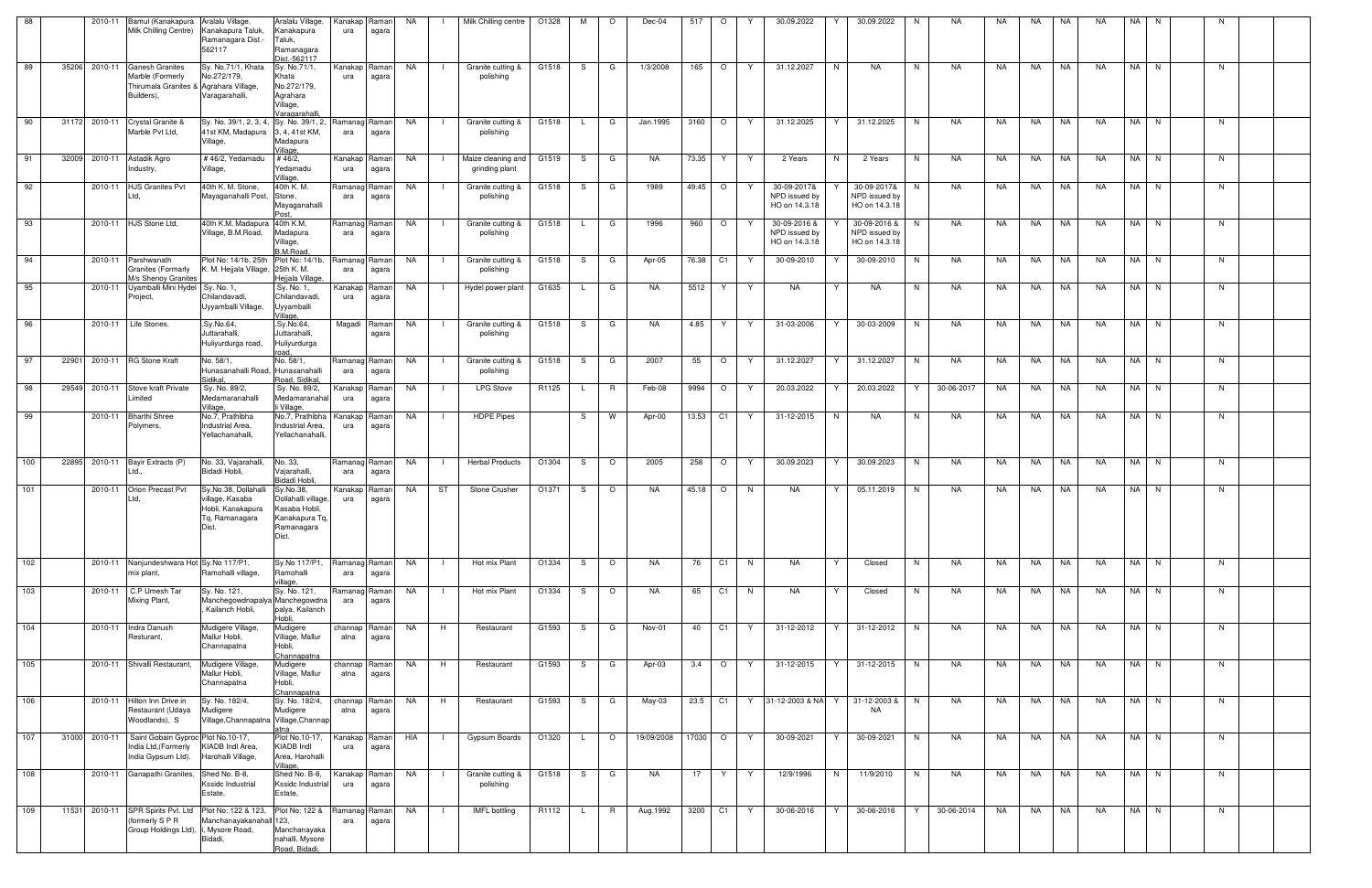| 88 | | 2010-11 | Bamul (Kanakapura Milk Chilling Centre) | Aralalu Village, Kanakapura Taluk, Ramanagara Dist.-562117 | Aralalu Village, Kanakapura Taluk, Ramanagara Dist.-562117 | Kanakapura | Ramanagara | NA | I | Milk Chilling centre | O1328 | M | O | Dec-04 | 517 | O | Y | 30.09.2022 | Y | 30.09.2022 | N | NA | NA | NA | NA | NA | NA | N | | N | | |
|---|---|---|---|---|---|---|---|---|---|---|---|---|---|---|---|---|---|---|---|---|---|---|---|---|---|---|---|---|---|---|---|---|
| 89 | 35206 | 2010-11 | Ganesh Granites Marble (Formerly Thirumala Granites & Builders), | Sy. No.71/1, Khata No.272/179, Agrahara Village, Varagarahalli, | Sy. No.71/1, Khata No.272/179, Agrahara Village, Varagarahalli, | Kanakapura | Ramanagara | NA | I | Granite cutting & polishing | G1518 | S | G | 1/3/2008 | 165 | O | Y | 31.12.2027 | N | NA | N | NA | NA | NA | NA | NA | NA | N | | N | | |
| 90 | 31172 | 2010-11 | Crystal Granite & Marble Pvt Ltd, | Sy. No. 39/1, 2, 3, 4, 41st KM, Madapura Village, | Sy. No. 39/1, 2, 3, 4, 41st KM, Madapura Village, | Ramanagara | Ramanagara | NA | I | Granite cutting & polishing | G1518 | L | G | Jan.1995 | 3160 | O | Y | 31.12.2025 | Y | 31.12.2025 | N | NA | NA | NA | NA | NA | NA | N | | N | | |
| 91 | 32009 | 2010-11 | Astadik Agro Industry, | # 46/2, Yedamadu Village, | # 46/2, Yedamadu Village, | Kanakapura | Ramanagara | NA | I | Maize cleaning and grinding plant | G1519 | S | G | NA | 73.35 | Y | Y | 2 Years | N | 2 Years | N | NA | NA | NA | NA | NA | NA | N | | N | | |
| 92 | | 2010-11 | HJS Granites Pvt Ltd, | 40th K. M. Stone, Mayaganahalli Post, | 40th K. M. Stone, Mayaganahalli Post, | Ramanagara | Ramanagara | NA | I | Granite cutting & polishing | G1518 | S | G | 1989 | 49.45 | O | Y | 30-09-2017& NPD issued by HO on 14.3.18 | Y | 30-09-2017& NPD issued by HO on 14.3.18 | N | NA | NA | NA | NA | NA | NA | N | | N | | |
| 93 | | 2010-11 | HJS Stone Ltd, | 40th K.M, Madapura Village, B.M.Road, | 40th K.M, Madapura Village, B.M.Road, | Ramanagara | Ramanagara | NA | I | Granite cutting & polishing | G1518 | L | G | 1996 | 960 | O | Y | 30-09-2016 & NPD issued by HO on 14.3.18 | Y | 30-09-2016 & NPD issued by HO on 14.3.18 | N | NA | NA | NA | NA | NA | NA | N | | N | | |
| 94 | | 2010-11 | Parshwanath Granites (Formarly M/s Shenoy Granites | Plot No: 14/1b, 25th K. M. Hejjala Village, | Plot No: 14/1b, 25th K. M. Hejjala Village, | Ramanagara | Ramanagara | NA | I | Granite cutting & polishing | G1518 | S | G | Apr-05 | 76.38 | C1 | Y | 30-09-2010 | Y | 30-09-2010 | N | NA | NA | NA | NA | NA | NA | N | | N | | |
| 95 | | 2010-11 | Uyamballi Mini Hydel Project, | Sy. No. 1, Chilandavadi, Uyyamballi Village, | Sy. No. 1, Chilandavadi, Uyyamballi Village, | Kanakapura | Ramanagara | NA | I | Hydel power plant | G1635 | L | G | NA | 5512 | Y | Y | NA | Y | NA | N | NA | NA | NA | NA | NA | NA | N | | N | | |
| 96 | | 2010-11 | Life Stones. | .Sy.No.64, Juttarahalli, Huliyurdurga road, | .Sy.No.64, Juttarahalli, Huliyurdurga road, | Magadi | Ramanagara | NA | I | Granite cutting & polishing | G1518 | S | G | NA | 4.85 | Y | Y | 31-03-2006 | Y | 30-03-2009 | N | NA | NA | NA | NA | NA | NA | N | | N | | |
| 97 | 22901 | 2010-11 | RG Stone Kraft | No. 58/1, Hunasanahalli Road, Sidikal, | No. 58/1, Hunasanahalli Road, Sidikal, | Ramanagara | Ramanagara | NA | I | Granite cutting & polishing | G1518 | S | G | 2007 | 55 | O | Y | 31.12.2027 | Y | 31.12.2027 | N | NA | NA | NA | NA | NA | NA | N | | N | | |
| 98 | 29549 | 2010-11 | Stove kraft Private Limited | Sy. No. 89/2, Medamaranahalli Village, | Sy. No. 89/2, Medamaranahalli Village, | Kanakapura | Ramanagara | NA | I | LPG Stove | R1125 | L | R | Feb-08 | 9994 | O | Y | 20.03.2022 | Y | 20.03.2022 | Y | 30-06-2017 | NA | NA | NA | NA | NA | N | | N | | |
| 99 | | 2010-11 | Bharthi Shree Polymers, | No.7, Prathibha Industrial Area, Yellachanahalli, | No.7, Prathibha Industrial Area, Yellachanahalli, | Kanakapura | Ramanagara | NA | I | HDPE Pipes | | S | W | Apr-00 | 13.53 | C1 | Y | 31-12-2015 | N | NA | N | NA | NA | NA | NA | NA | NA | N | | N | | |
| 100 | 22895 | 2010-11 | Bayir Extracts (P) Ltd., | No. 33, Vajarahalli, Bidadi Hobli, | No. 33, Vajarahalli, Bidadi Hobli, | Ramanagara | Ramanagara | NA | I | Herbal Products | O1304 | S | O | 2005 | 258 | O | Y | 30.09.2023 | Y | 30.09.2023 | N | NA | NA | NA | NA | NA | NA | N | | N | | |
| 101 | | 2010-11 | Orion Precast Pvt Ltd, | Sy.No.38, Dollahalli village, Kasaba Hobli, Kanakapura Tq, Ramanagara Dist. | Sy.No.38, Dollahalli village, Kasaba Hobli, Kanakapura Tq, Ramanagara Dist. | Kanakapura | Ramanagara | NA | ST | Stone Crusher | O1371 | S | O | NA | 45.18 | O | N | NA | Y | 05.11.2019 | N | NA | NA | NA | NA | NA | NA | N | | N | | |
| 102 | | 2010-11 | Nanjundeshwara Hot mix plant, | Sy.No 117/P1, Ramohalli village, | Sy.No 117/P1, Ramohalli village, | Ramanagara | Ramanagara | NA | I | Hot mix Plant | O1334 | S | O | NA | 76 | C1 | N | NA | Y | Closed | N | NA | NA | NA | NA | NA | NA | N | | N | | |
| 103 | | 2010-11 | C.P Umesh Tar Mixing Plant, | Sy. No. 121, Manchegowdnapalya, Kailanch Hobli, | Sy. No. 121, Manchegowdnapalya, Kailanch Hobli, | Ramanagara | Ramanagara | NA | I | Hot mix Plant | O1334 | S | O | NA | 65 | C1 | N | NA | Y | Closed | N | NA | NA | NA | NA | NA | NA | N | | N | | |
| 104 | | 2010-11 | Indra Danush Resturant, | Mudigere Village, Mallur Hobli, Channapatna | Mudigere Village, Mallur Hobli, Channapatna | channapatna | Ramanagara | NA | H | Restaurant | G1593 | S | G | Nov-01 | 40 | C1 | Y | 31-12-2012 | Y | 31-12-2012 | N | NA | NA | NA | NA | NA | NA | N | | N | | |
| 105 | | 2010-11 | Shivalli Restaurant, | Mudigere Village, Mallur Hobli, Channapatna | Mudigere Village, Mallur Hobli, Channapatna | channapatna | Ramanagara | NA | H | Restaurant | G1593 | S | G | Apr-03 | 3.4 | O | Y | 31-12-2015 | Y | 31-12-2015 | N | NA | NA | NA | NA | NA | NA | N | | N | | |
| 106 | | 2010-11 | Hilton Inn Drive in Restaurant (Udaya Woodlands), S | Sy. No. 182/4, Mudigere Village,Channapatna | Sy. No. 182/4, Mudigere Village,Channapatna | channapatna | Ramanagara | NA | H | Restaurant | G1593 | S | G | May-03 | 23.5 | C1 | Y | 31-12-2003 & NA | Y | 31-12-2003 & NA | N | NA | NA | NA | NA | NA | NA | N | | N | | |
| 107 | 31000 | 2010-11 | Saint Gobain Gyproc India Ltd,(Formerly India Gypsum Ltd). | Plot No.10-17, KIADB Indl Area, Harohalli Village, | Plot No.10-17, KIADB Indl Area, Harohalli Village, | Kanakapura | Ramanagara | HIA | I | Gypsum Boards | O1320 | L | O | 19/09/2008 | 17030 | O | Y | 30-09-2021 | Y | 30-09-2021 | N | NA | NA | NA | NA | NA | NA | N | | N | | |
| 108 | | 2010-11 | Ganapathi Granites, | Shed No. B-8, Kssidc Industrial Estate, | Shed No. B-8, Kssidc Industrial Estate, | Kanakapura | Ramanagara | NA | I | Granite cutting & polishing | G1518 | S | G | NA | 17 | Y | Y | 12/9/1996 | N | 11/9/2010 | N | NA | NA | NA | NA | NA | NA | N | | N | | |
| 109 | 11531 | 2010-11 | SPR Spirits Pvt. Ltd (formerly S P R Group Holdings Ltd), | Plot No: 122 & 123, Manchanayakanahalli, Mysore Road, Bidadi, | Plot No: 122 & 123, Manchanayakanahalli, Mysore Road, Bidadi, | Ramanagara | Ramanagara | NA | I | IMFL bottling | R1112 | L | R | Aug.1992 | 3200 | C1 | Y | 30-06-2016 | Y | 30-06-2016 | Y | 30-06-2014 | NA | NA | NA | NA | NA | N | | N | | |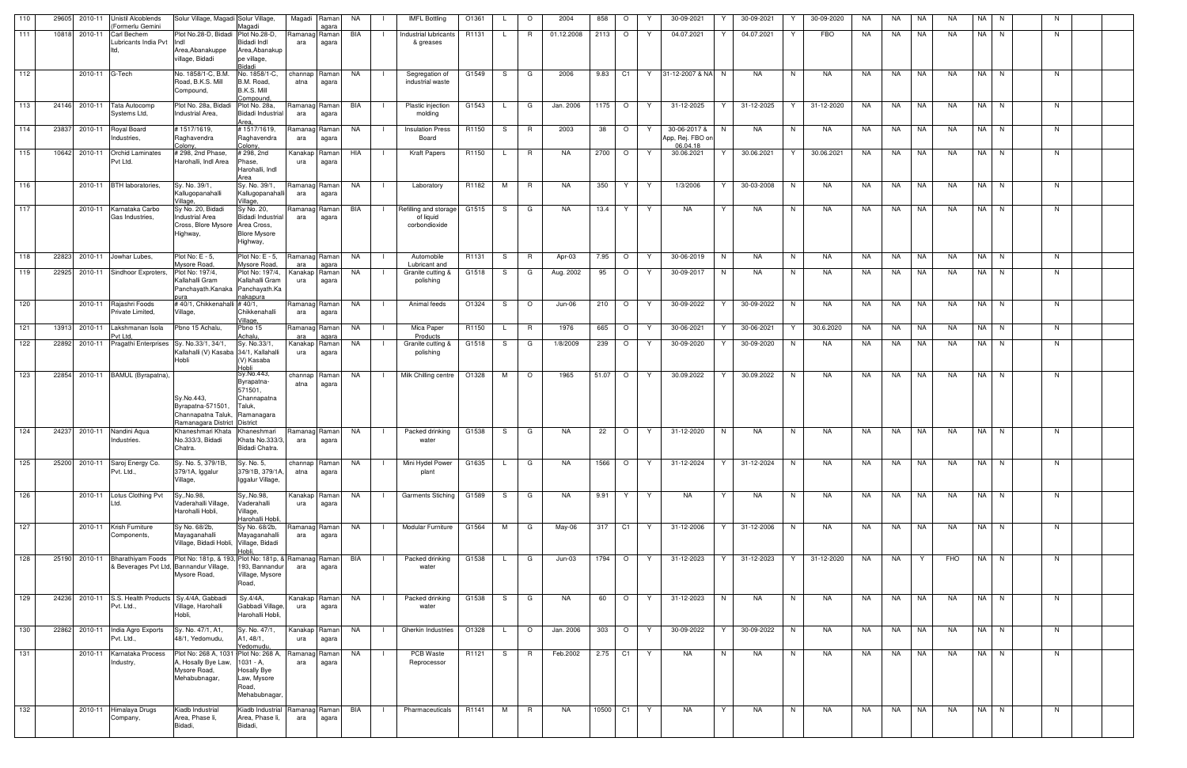| 110 | 29605 | 2010-11 | Unistil Alcoblends (Formerlu Gemini | Solur Village, Magadi | Solur Village, Magadi | Magadi | Ramanagara | NA | I | IMFL Bottling | O1361 | L | O | 2004 | 858 | O | Y | 30-09-2021 | Y | 30-09-2021 | Y | 30-09-2020 | NA | NA | NA | NA | NA | N | | N | | |
|---|---|---|---|---|---|---|---|---|---|---|---|---|---|---|---|---|---|---|---|---|---|---|---|---|---|---|---|---|---|---|---|---|
| 111 | 10818 | 2010-11 | Carl Bechem Lubricants India Pvt ltd, | Plot No.28-D, Bidadi Indl Area,Abanakuppe village, Bidadi | Plot No.28-D, Bidadi Indl Area,Abanakuppe village, Bidadi | Ramanagara | Ramanagara | BIA | I | Industrial lubricants & greases | R1131 | L | R | 01.12.2008 | 2113 | O | Y | 04.07.2021 | Y | 04.07.2021 | Y | FBO | NA | NA | NA | NA | NA | N | | N | | |
| 112 | | 2010-11 | G-Tech | No. 1858/1-C, B.M. Road, B.K.S. Mill Compound, | No. 1858/1-C, B.M. Road, B.K.S. Mill Compound, | channapatna | Ramanagara | NA | I | Segregation of industrial waste | G1549 | S | G | 2006 | 9.83 | C1 | Y | 31-12-2007 & NA | N | NA | N | NA | NA | NA | NA | NA | NA | N | | N | | |
| 113 | 24146 | 2010-11 | Tata Autocomp Systems Ltd, | Plot No. 28a, Bidadi Industrial Area, | Plot No. 28a, Bidadi Industrial Area, | Ramanagara | Ramanagara | BIA | I | Plastic injection molding | G1543 | L | G | Jan. 2006 | 1175 | O | Y | 31-12-2025 | Y | 31-12-2025 | Y | 31-12-2020 | NA | NA | NA | NA | NA | N | | N | | |
| 114 | 23837 | 2010-11 | Royal Board Industries, | # 1517/1619, Raghavendra Colony, | # 1517/1619, Raghavendra Colony, | Ramanagara | Ramanagara | NA | I | Insulation Press Board | R1150 | S | R | 2003 | 38 | O | Y | 30-06-2017 & App, Rej. FBO on 06.04.18 | N | NA | N | NA | NA | NA | NA | NA | NA | N | | N | | |
| 115 | 10642 | 2010-11 | Orchid Laminates Pvt Ltd. | # 298, 2nd Phase, Harohalli, Indl Area | # 298, 2nd Phase, Harohalli, Indl Area | Kanakapura | Ramanagara | HIA | I | Kraft Papers | R1150 | L | R | NA | 2700 | O | Y | 30.06.2021 | Y | 30.06.2021 | Y | 30.06.2021 | NA | NA | NA | NA | NA | N | | N | | |
| 116 | | 2010-11 | BTH laboratories, | Sy. No. 39/1, Kallugopanahalli Village, | Sy. No. 39/1, Kallugopanahalli Village, | Ramanagara | Ramanagara | NA | I | Laboratory | R1182 | M | R | NA | 350 | Y | Y | 1/3/2006 | Y | 30-03-2008 | N | NA | NA | NA | NA | NA | NA | N | | N | | |
| 117 | | 2010-11 | Karnataka Carbo Gas Industries, | Sy No. 20, Bidadi Industrial Area Cross, Blore Mysore Highway, | Sy No. 20, Bidadi Industrial Area Cross, Blore Mysore Highway, | Ramanagara | Ramanagara | BIA | I | Refilling and storage of liquid corbondioxide | G1515 | S | G | NA | 13.4 | Y | Y | NA | Y | NA | N | NA | NA | NA | NA | NA | NA | N | | N | | |
| 118 | 22823 | 2010-11 | Jowhar Lubes, | Plot No: E - 5, Mysore Road, | Plot No: E - 5, Mysore Road, | Ramanagara | Ramanagara | NA | I | Automobile Lubricant and | R1131 | S | R | Apr-03 | 7.95 | O | Y | 30-06-2019 | N | NA | N | NA | NA | NA | NA | NA | NA | N | | N | | |
| 119 | 22925 | 2010-11 | Sindhoor Exproters, | Plot No: 197/4, Kallahalli Gram Panchayath.Kanakapura | Plot No: 197/4, Kallahalli Gram Panchayath.Kanakapura | Kanakapura | Ramanagara | NA | I | Granite cutting & polishing | G1518 | S | G | Aug. 2002 | 95 | O | Y | 30-09-2017 | N | NA | N | NA | NA | NA | NA | NA | NA | N | | N | | |
| 120 | | 2010-11 | Rajashri Foods Private Limited, | # 40/1, Chikkenahalli Village, | # 40/1, Chikkenahalli Village, | Ramanagara | Ramanagara | NA | I | Animal feeds | O1324 | S | O | Jun-06 | 210 | O | Y | 30-09-2022 | Y | 30-09-2022 | N | NA | NA | NA | NA | NA | NA | N | | N | | |
| 121 | 13913 | 2010-11 | Lakshmanan Isola Pvt Ltd, | Pbno 15 Achalu, | Pbno 15 Achalu, | Ramanagara | Ramanagara | NA | I | Mica Paper Products | R1150 | L | R | 1976 | 665 | O | Y | 30-06-2021 | Y | 30-06-2021 | Y | 30.6.2020 | NA | NA | NA | NA | NA | N | | N | | |
| 122 | 22892 | 2010-11 | Pragathi Enterprises | Sy. No.33/1, 34/1, Kallahalli (V) Kasaba Hobli | Sy. No.33/1, 34/1, Kallahalli (V) Kasaba Hobli | Kanakapura | Ramanagara | NA | I | Granite cutting & polishing | G1518 | S | G | 1/8/2009 | 239 | O | Y | 30-09-2020 | Y | 30-09-2020 | N | NA | NA | NA | NA | NA | NA | N | | N | | |
| 123 | 22854 | 2010-11 | BAMUL (Byrapatna), | Sy.No.443, Byrapatna-571501, Channapatna Taluk, Ramanagara District | Sy.No.443, Byrapatna-571501, Channapatna Taluk, Ramanagara District | channapatna | Ramanagara | NA | I | Milk Chilling centre | O1328 | M | O | 1965 | 51.07 | O | Y | 30.09.2022 | Y | 30.09.2022 | N | NA | NA | NA | NA | NA | NA | N | | N | | |
| 124 | 24237 | 2010-11 | Nandini Aqua Industries. | Khaneshmari Khata No.333/3, Bidadi Chatra. | Khaneshmari Khata No.333/3, Bidadi Chatra. | Ramanagara | Ramanagara | NA | I | Packed drinking water | G1538 | S | G | NA | 22 | O | Y | 31-12-2020 | N | NA | N | NA | NA | NA | NA | NA | NA | N | | N | | |
| 125 | 25200 | 2010-11 | Saroj Energy Co. Pvt. Ltd., | Sy. No. 5, 379/1B, 379/1A, Iggalur Village, | Sy. No. 5, 379/1B, 379/1A, Iggalur Village, | channapatna | Ramanagara | NA | I | Mini Hydel Power plant | G1635 | L | G | NA | 1566 | O | Y | 31-12-2024 | Y | 31-12-2024 | N | NA | NA | NA | NA | NA | NA | N | | N | | |
| 126 | | 2010-11 | Lotus Clothing Pvt Ltd. | Sy,.No.98, Vaderahalli Village, Harohalli Hobli, | Sy,.No.98, Vaderahalli Village, Harohalli Hobli, | Kanakapura | Ramanagara | NA | I | Garments Stiching | G1589 | S | G | NA | 9.91 | Y | Y | NA | Y | NA | N | NA | NA | NA | NA | NA | NA | N | | N | | |
| 127 | | 2010-11 | Krish Furniture Components, | Sy No. 68/2b, Mayaganahalli Village, Bidadi Hobli, | Sy No. 68/2b, Mayaganahalli Village, Bidadi Hobli, | Ramanagara | Ramanagara | NA | I | Modular Furniture | G1564 | M | G | May-06 | 317 | C1 | Y | 31-12-2006 | Y | 31-12-2006 | N | NA | NA | NA | NA | NA | NA | N | | N | | |
| 128 | 25190 | 2010-11 | Bharathiyam Foods & Beverages Pvt Ltd, | Plot No: 181p, & 193, Bannandur Village, Mysore Road, | Plot No: 181p, & 193, Bannandur Village, Mysore Road, | Ramanagara | Ramanagara | BIA | I | Packed drinking water | G1538 | L | G | Jun-03 | 1794 | O | Y | 31-12-2023 | Y | 31-12-2023 | Y | 31-12-2020 | NA | NA | Y | FHO | NA | N | | N | | |
| 129 | 24236 | 2010-11 | S.S. Health Products Pvt. Ltd., | Sy.4/4A, Gabbadi Village, Harohalli Hobli, | Sy.4/4A, Gabbadi Village, Harohalli Hobli, | Kanakapura | Ramanagara | NA | I | Packed drinking water | G1538 | S | G | NA | 60 | O | Y | 31-12-2023 | N | NA | N | NA | NA | NA | NA | NA | NA | N | | N | | |
| 130 | 22862 | 2010-11 | India Agro Exports Pvt. Ltd., | Sy. No. 47/1, A1, 48/1, Yedomudu, | Sy. No. 47/1, A1, 48/1, Yedomudu, | Kanakapura | Ramanagara | NA | I | Gherkin Industries | O1328 | L | O | Jan. 2006 | 303 | O | Y | 30-09-2022 | Y | 30-09-2022 | N | NA | NA | NA | NA | NA | NA | N | | N | | |
| 131 | | 2010-11 | Karnataka Process Industry, | Plot No: 268 A, 1031 A, Hosally Bye Law, Mysore Road, Mehabubnagar, | Plot No: 268 A, 1031 - A, Hosally Bye Law, Mysore Road, Mehabubnagar, | Ramanagara | Ramanagara | NA | I | PCB Waste Reprocessor | R1121 | S | R | Feb.2002 | 2.75 | C1 | Y | NA | N | NA | N | NA | NA | NA | NA | NA | NA | N | | N | | |
| 132 | | 2010-11 | Himalaya Drugs Company, | Kiadb Industrial Area, Phase Ii, Bidadi, | Kiadb Industrial Area, Phase Ii, Bidadi, | Ramanagara | Ramanagara | BIA | I | Pharmaceuticals | R1141 | M | R | NA | 10500 | C1 | Y | NA | Y | NA | N | NA | NA | NA | NA | NA | NA | N | | N | | |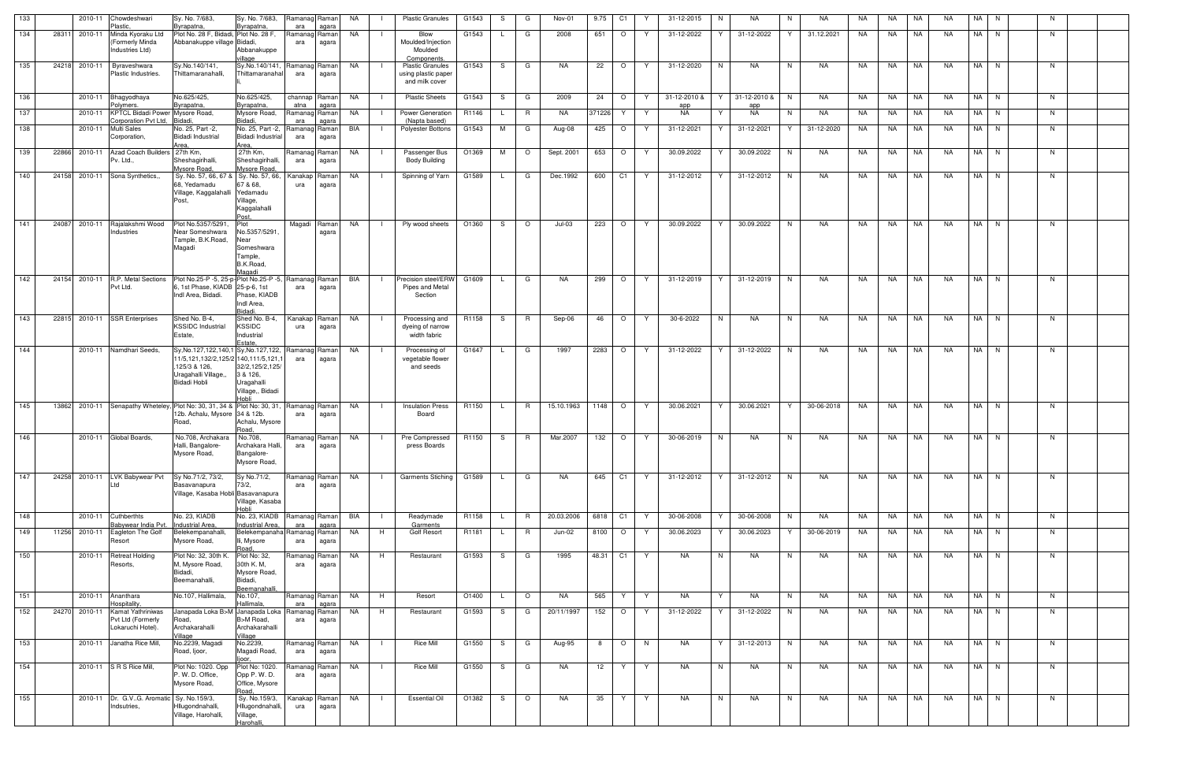| 133 | | 2010-11 | Chowdeshwari Plastic, | Sy. No. 7/683, Byrapatna, | Sy. No. 7/683, Byrapatna, | Ramanagara | Ramanagara | NA | I | Plastic Granules | G1543 | S | G | Nov-01 | 9.75 | C1 | Y | 31-12-2015 | N | NA | N | NA | NA | NA | NA | NA | NA | N | | N | | |
|---|---|---|---|---|---|---|---|---|---|---|---|---|---|---|---|---|---|---|---|---|---|---|---|---|---|---|---|---|---|---|---|---|---|
| 134 | 28311 | 2010-11 | Minda Kyoraku Ltd (Formerly Minda Industries Ltd) | Plot No. 28 F, Bidadi, Abbanakuppe village | Plot No. 28 F, Bidadi, Abbanakuppe village | Ramanagara | Ramanagara | NA | I | Blow Moulded/Injection Moulded Components. | G1543 | L | G | 2008 | 651 | O | Y | 31-12-2022 | Y | 31-12-2022 | Y | 31.12.2021 | NA | NA | NA | NA | NA | N | | N | | |
| 135 | 24218 | 2010-11 | Byraveshwara Plastic Industries. | Sy.No.140/141, Thittamaranahalli, | Sy.No.140/141, Thittamaranahalli, | Ramanagara | Ramanagara | NA | I | Plastic Granules using plastic paper and milk cover | G1543 | S | G | NA | 22 | O | Y | 31-12-2020 | N | NA | N | NA | NA | NA | NA | NA | NA | N | | N | | |
| 136 | | 2010-11 | Bhagyodhaya Polymers. | No.625/425, Byrapatna, | No.625/425, Byrapatna, | channapatna | Ramanagara | NA | I | Plastic Sheets | G1543 | S | G | 2009 | 24 | O | Y | 31-12-2010 & app | Y | 31-12-2010 & app | N | NA | NA | NA | NA | NA | NA | N | | N | | |
| 137 | | 2010-11 | KPTCL Bidadi Power Corporation Pvt Ltd, | Mysore Road, Bidadi, | Mysore Road, Bidadi, | Ramanagara | Ramanagara | NA | I | Power Generation (Napta based) | R1146 | L | R | NA | 371226 | Y | Y | NA | Y | NA | N | NA | NA | NA | NA | NA | NA | N | | N | | |
| 138 | | 2010-11 | Multi Sales Corporation, | No. 25, Part -2, Bidadi Industrial Area, | No. 25, Part -2, Bidadi Industrial Area, | Ramanagara | Ramanagara | BIA | I | Polyester Bottons | G1543 | M | G | Aug-08 | 425 | O | Y | 31-12-2021 | Y | 31-12-2021 | Y | 31-12-2020 | NA | NA | NA | NA | NA | N | | N | | |
| 139 | 22866 | 2010-11 | Azad Coach Builders Pv. Ltd., | 27th Km, Sheshagirihalli, Mysore Road, | 27th Km, Sheshagirihalli, Mysore Road, | Ramanagara | Ramanagara | NA | I | Passenger Bus Body Building | O1369 | M | O | Sept. 2001 | 653 | O | Y | 30.09.2022 | Y | 30.09.2022 | N | NA | NA | NA | NA | NA | NA | N | | N | | |
| 140 | 24158 | 2010-11 | Sona Synthetics,, | Sy. No. 57, 66, 67 & 68, Yedamadu Village, Kaggalahalli Post, | Sy. No. 57, 66, 67 & 68, Yedamadu Village, Kaggalahalli Post, | Kanakapura | Ramanagara | NA | I | Spinning of Yarn | G1589 | L | G | Dec.1992 | 600 | C1 | Y | 31-12-2012 | Y | 31-12-2012 | N | NA | NA | NA | NA | NA | NA | N | | N | | |
| 141 | 24087 | 2010-11 | Rajalakshmi Wood Industries | Plot No.5357/5291, Near Someshwara Tample, B.K.Road, Magadi | Plot No.5357/5291, Near Someshwara Tample, B.K.Road, Magadi | Magadi | Ramanagara | NA | I | Ply wood sheets | O1360 | S | O | Jul-03 | 223 | O | Y | 30.09.2022 | Y | 30.09.2022 | N | NA | NA | NA | NA | NA | NA | N | | N | | |
| 142 | 24154 | 2010-11 | R.P. Metal Sections Pvt Ltd. | Plot No.25-P -5, 25-p-6, 1st Phase, KIADB Indl Area, Bidadi. | Plot No.25-P -5, 25-p-6, 1st Phase, KIADB Indl Area, Bidadi. | Ramanagara | Ramanagara | BIA | I | Precision steel/ERW Pipes and Metal Section | G1609 | L | G | NA | 299 | O | Y | 31-12-2019 | Y | 31-12-2019 | N | NA | NA | NA | NA | NA | NA | N | | N | | |
| 143 | 22815 | 2010-11 | SSR Enterprises | Shed No. B-4, KSSIDC Industrial Estate, | Shed No. B-4, KSSIDC Industrial Estate, | Kanakapura | Ramanagara | NA | I | Processing and dyeing of narrow width fabric | R1158 | S | R | Sep-06 | 46 | O | Y | 30-6-2022 | N | NA | N | NA | NA | NA | NA | NA | NA | N | | N | | |
| 144 | | 2010-11 | Namdhari Seeds, | Sy.No.127,122,140,111/5,121,132/2,125/2,125/3 & 126, Uragahalli Village,, Bidadi Hobli | Sy.No.127,122,140,111/5,121,132/2,125/2,125/3 & 126, Uragahalli Village,, Bidadi Hobli | Ramanagara | Ramanagara | NA | I | Processing of vegetable flower and seeds | G1647 | L | G | 1997 | 2283 | O | Y | 31-12-2022 | Y | 31-12-2022 | N | NA | NA | NA | NA | NA | NA | N | | N | | |
| 145 | 13862 | 2010-11 | Senapathy Wheteley. | Plot No: 30, 31, 34 & 12b. Achalu, Mysore Road, | Plot No: 30, 31, 34 & 12b. Achalu, Mysore Road, | Ramanagara | Ramanagara | NA | I | Insulation Press Board | R1150 | L | R | 15.10.1963 | 1148 | O | Y | 30.06.2021 | Y | 30.06.2021 | Y | 30-06-2018 | NA | NA | NA | NA | NA | N | | N | | |
| 146 | | 2010-11 | Global Boards, | No.708, Archakara Halli, Bangalore-Mysore Road, | No.708, Archakara Halli, Bangalore-Mysore Road, | Ramanagara | Ramanagara | NA | I | Pre Compressed press Boards | R1150 | S | R | Mar.2007 | 132 | O | Y | 30-06-2019 | N | NA | N | NA | NA | NA | NA | NA | NA | N | | N | | |
| 147 | 24258 | 2010-11 | LVK Babywear Pvt Ltd | Sy No.71/2, 73/2, Basavanapura Village, Kasaba Hobli | Sy No.71/2, 73/2, Basavanapura Village, Kasaba Hobli | Ramanagara | Ramanagara | NA | I | Garments Stiching | G1589 | L | G | NA | 645 | C1 | Y | 31-12-2012 | Y | 31-12-2012 | N | NA | NA | NA | NA | NA | NA | N | | N | | |
| 148 | | 2010-11 | Cuthberthts Babywear India Pvt. | No. 23, KIADB Industrial Area, | No. 23, KIADB Industrial Area, | Ramanagara | Ramanagara | BIA | I | Readymade Garments | R1158 | L | R | 20.03.2006 | 6818 | C1 | Y | 30-06-2008 | Y | 30-06-2008 | N | NA | NA | NA | NA | NA | NA | N | | N | | |
| 149 | 11256 | 2010-11 | Eagleton The Golf Resort | Belekempanahalli, Mysore Road, | Belekempanahalli, Mysore Road, | Ramanagara | Ramanagara | NA | H | Golf Resort | R1181 | L | R | Jun-02 | 8100 | O | Y | 30.06.2023 | Y | 30.06.2023 | Y | 30-06-2019 | NA | NA | NA | NA | NA | N | | N | | |
| 150 | | 2010-11 | Retreat Holding Resorts, | Plot No: 32, 30th K. M, Mysore Road, Bidadi, Beemanahalli, | Plot No: 32, 30th K. M, Mysore Road, Bidadi, Beemanahalli, | Ramanagara | Ramanagara | NA | H | Restaurant | G1593 | S | G | 1995 | 48.31 | C1 | Y | NA | N | NA | N | NA | NA | NA | NA | NA | NA | N | | N | | |
| 151 | | 2010-11 | Ananthara Hospitality, | No.107, Hallimala, | No.107, Hallimala, | Ramanagara | Ramanagara | NA | H | Resort | O1400 | L | O | NA | 565 | Y | Y | NA | Y | NA | N | NA | NA | NA | NA | NA | NA | N | | N | | |
| 152 | 24270 | 2010-11 | Kamat Yathriniwas Pvt Ltd (Formerly Lokaruchi Hotel). | Janapada Loka B>M Road, Archakarahalli Village | Janapada Loka B>M Road, Archakarahalli Village | Ramanagara | Ramanagara | NA | H | Restaurant | G1593 | S | G | 20/11/1997 | 152 | O | Y | 31-12-2022 | Y | 31-12-2022 | N | NA | NA | NA | NA | NA | NA | N | | N | | |
| 153 | | 2010-11 | Janatha Rice Mill, | No.2239, Magadi Road, Ijoor, | No.2239, Magadi Road, Ijoor, | Ramanagara | Ramanagara | NA | I | Rice Mill | G1550 | S | G | Aug-95 | 8 | O | N | NA | Y | 31-12-2013 | N | NA | NA | NA | NA | NA | NA | N | | N | | |
| 154 | | 2010-11 | S R S Rice Mill, | Plot No: 1020. Opp P. W. D. Office, Mysore Road, | Plot No: 1020. Opp P. W. D. Office, Mysore Road, | Ramanagara | Ramanagara | NA | I | Rice Mill | G1550 | S | G | NA | 12 | Y | Y | NA | N | NA | N | NA | NA | NA | NA | NA | NA | N | | N | | |
| 155 | | 2010-11 | Dr. G.V.,G. Aromatic Indsutries, | Sy. No.159/3, Hllugondnahalli, Village, Harohalli, | Sy. No.159/3, Hllugondnahalli, Village, Harohalli, | Kanakapura | Ramanagara | NA | I | Essential Oil | O1382 | S | O | NA | 35 | Y | Y | NA | N | NA | N | NA | NA | NA | NA | NA | NA | N | | N | | |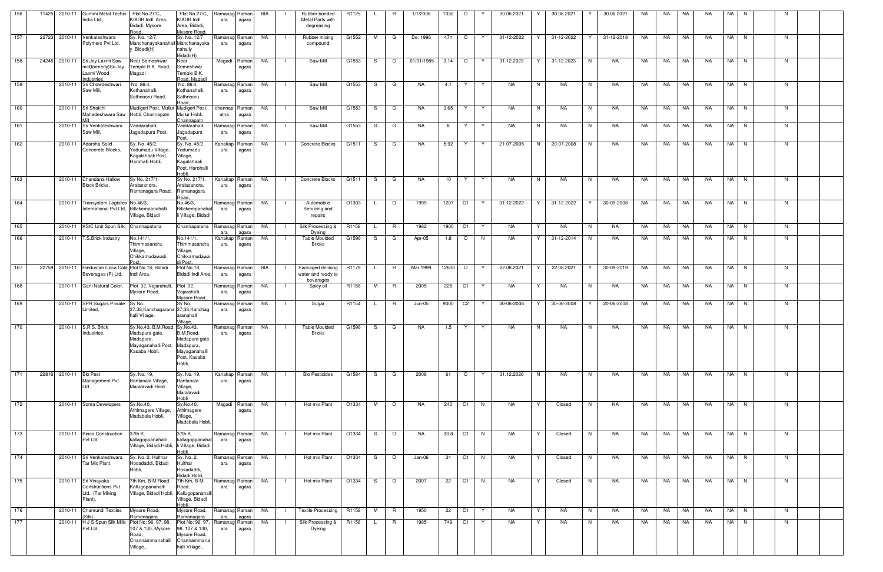| 156 | 11425 | 2010-11 | Gummi Metal Techni India Ltd., | Plot No.27/C, KIADB Indl. Area, Bidadi, Mysore Road, | Plot No.27/C, KIADB Indl. Area, Bidadi, Mysore Road, | Ramanagara | Ramanagara | BIA | I | Rubber bonded Metal Parts with degreasing | R1125 | L | R | 1/1/2008 | 1030 | O | Y | 30.06.2021 | Y | 30.06.2021 | Y | 30.06.2021 | NA | NA | NA | NA | NA | N | | N | |
|---|---|---|---|---|---|---|---|---|---|---|---|---|---|---|---|---|---|---|---|---|---|---|---|---|---|---|---|---|---|---|---|
| 157 | 22723 | 2010-11 | Venkateshwara Polymers Pvt Ltd, | Sy. No. 12/7, Manchanayakanahalli Bidadi(H) | Sy. No. 12/7, Manchanayakanahally Bidadi(H) | Ramanagara | Ramanagara | NA | I | Rubber mixing compound | G1552 | M | G | De. 1996 | 471 | O | Y | 31-12-2022 | Y | 31-12-2022 | Y | 31-12-2018 | NA | NA | NA | NA | NA | N | | N | |
| 158 | 24248 | 2010-11 | Sri Jay Laxmi Saw mill(formerly)Sri Jay Laxmi Wood Industries. | Near Someshwar Temple B.K. Road, Magadi | Near Someshwar Temple B.K. Road, Magadi | Magadi | Ramanagara | NA | I | Saw Mill | G1553 | S | G | 01/01/1985 | 3.14 | O | Y | 31.12.2023 | Y | 31.12.2023 | N | NA | NA | NA | NA | NA | NA | N | | N | |
| 159 | | 2010-11 | Sri Chowdeshwari Saw Mill, | No. 86:4, Kothanahalli, Sathnooru Road, | No. 86:4, Kothanahalli, Sathnooru Road, | Ramanagara | Ramanagara | NA | I | Saw Mill | G1553 | S | G | NA | 4.1 | Y | Y | NA | N | NA | N | NA | NA | NA | NA | NA | NA | N | | N | |
| 160 | | 2010-11 | Sri Shakthi Mahadeshwara Saw Mill, | Mudigeri Post, Mullur Hobli, Channapatn | Mudigeri Post, Mullur Hobli, Channapatn | channapatna | Ramanagara | NA | I | Saw Mill | G1553 | S | G | NA | 3.65 | Y | Y | NA | N | NA | N | NA | NA | NA | NA | NA | NA | N | | N | |
| 161 | | 2010-11 | Sri Venkateshwara Saw Mill, | Vaddarahalli, Jagadapura Post, | Vaddarahalli, Jagadapura Post, | Ramanagara | Ramanagara | NA | I | Saw Mill | G1553 | S | G | NA | 8 | Y | Y | NA | N | NA | N | NA | NA | NA | NA | NA | NA | N | | N | |
| 162 | | 2010-11 | Adarsha Solid Concerete Blocks, | Sy. No. 45/2, Yadumadu Village, Kagalahaali Post, Harohalli Hobli, | Sy. No. 45/2, Yadumadu Village, Kagalahaali Post, Harohalli Hobli, | Kanakapura | Ramanagara | NA | I | Concrete Blocks | G1511 | S | G | NA | 5.92 | Y | Y | 21-07-2005 | N | 20-07-2008 | N | NA | NA | NA | NA | NA | NA | N | | N | |
| 163 | | 2010-11 | Chandana Hallow Block Bricks, | Sy No. 217/1, Aralasandra, Ramanagara Road, | Sy No. 217/1, Aralasandra, Ramanagara Road, | Kanakapura | Ramanagara | NA | I | Concrete Blocks | G1511 | S | G | NA | 10 | Y | Y | NA | N | NA | N | NA | NA | NA | NA | NA | NA | N | | N | |
| 164 | | 2010-11 | Transystem Logistics International Pvt.Ltd, | No.46/3, Billakempanahalli Village, Bidadi | No.46/3, Billakempanahalli Village, Bidadi | Ramanagara | Ramanagara | NA | I | Automobile Servicing and repairs | O1303 | L | O | 1999 | 1207 | C1 | Y | 31-12-2022 | Y | 31-12-2022 | Y | 30-09-2008 | NA | NA | NA | NA | NA | N | | N | |
| 165 | | 2010-11 | KSIC Unit Spun Silk, | Channapatana | Channapatana | Ramanagara | Ramanagara | NA | I | Silk Processing & Dyeing | R1158 | L | R | 1982 | 1900 | C1 | Y | NA | Y | NA | N | NA | NA | NA | NA | NA | NA | N | | N | |
| 166 | | 2010-11 | T.S.Brick Industry | No.141/1, Thimmasandra Village, Chikkamudawadi Post, | No.141/1, Thimmasandra Village, Chikkamudawadi Post, | Kanakapura | Ramanagara | NA | I | Table Moulded Bricks | G1598 | S | G | Apr-05 | 1.8 | O | N | NA | Y | 31-12-2014 | N | NA | NA | NA | NA | NA | NA | N | | N | |
| 167 | 22759 | 2010-11 | Hindustan Coca Cola Beverages (P) Ltd, | Plot No 18, Bidadi Indl Area, | Plot No 18, Bidadi Indl Area, | Ramanagara | Ramanagara | BIA | I | Packaged drinking water and ready to beverages | R1179 | L | R | Mar.1999 | 12600 | O | Y | 22.08.2021 | Y | 22.08.2021 | Y | 30-09-2019 | NA | NA | NA | NA | NA | N | | N | |
| 168 | | 2010-11 | Gani Natural Color, | Plot 32, Vajarahalli, Mysore Road, | Plot 32, Vajarahalli, Mysore Road, | Ramanagara | Ramanagara | NA | I | Spicy oil | R1158 | M | R | 2005 | 225 | C1 | Y | NA | Y | NA | N | NA | NA | NA | NA | NA | NA | N | | N | |
| 169 | | 2010-11 | SPR Sugars Private Limited, | Sy No. 37,38,Kanchagarana halli Village, | Sy No. 37,38,Kanchagaranahalli Village, | Ramanagara | Ramanagara | NA | I | Sugar | R1154 | L | R | Jun-05 | 9000 | C2 | Y | 30-06-2008 | Y | 30-06-2008 | Y | 20-06-2008 | NA | NA | NA | NA | NA | N | | N | |
| 170 | | 2010-11 | S.R.S. Brick Industries. | Sy.No.43, B.M.Road, Madapura gate, Madapura, Mayaganahalli Post, Kasaba Hobli, | Sy.No.43, B.M.Road, Madapura gate, Madapura, Mayaganahalli Post, Kasaba Hobli, | Ramanagara | Ramanagara | NA | I | Table Moulded Bricks | G1598 | S | G | NA | 1.5 | Y | Y | NA | N | NA | N | NA | NA | NA | NA | NA | NA | N | | N | |
| 171 | 22816 | 2010-11 | Bio Pest Management Pvt. Ltd., | Sy. No. 19, Bantanala Village, Maralavadi Hobli | Sy. No. 19, Bantanala Village, Maralavadi Hobli | Kanakapura | Ramanagara | NA | I | Bio Pesticides | G1584 | S | G | 2008 | 61 | O | Y | 31.12.2026 | N | NA | N | NA | NA | NA | NA | NA | NA | N | | N | |
| 172 | | 2010-11 | Soma Developers | Sy.No.40, Athimagere Village, Madabala Hobli, | Sy.No.40, Athimagere Village, Madabala Hobli, | Magadi | Ramanagara | NA | I | Hot mix Plant | O1334 | M | O | NA | 240 | C1 | N | NA | Y | Closed | N | NA | NA | NA | NA | NA | NA | N | | N | |
| 173 | | 2010-11 | Binco Construction Pvt Ltd, | 37th K. kallagoppanahalli Village, Bidadi Hobli, | 37th K. kallagoppanahalli Village, Bidadi Hobli, | Ramanagara | Ramanagara | NA | I | Hot mix Plant | O1334 | S | O | NA | 33.8 | C1 | N | NA | Y | Closed | N | NA | NA | NA | NA | NA | NA | N | | N | |
| 174 | | 2010-11 | Sri Venkateshwara Tar Mix Plant, | Sy. No. 2, Hulthar Hosadaddi, Bidadi Hobli, | Sy. No. 2, Hulthar Hosadaddi, Bidadi Hobli, | Ramanagara | Ramanagara | NA | I | Hot mix Plant | O1334 | S | O | Jan-06 | 34 | C1 | N | NA | Y | Closed | N | NA | NA | NA | NA | NA | NA | N | | N | |
| 175 | | 2010-11 | Sri Vinayaka Constructions Pvt. Ltd., (Tar Mixing Plant), | 7th Km, B-M Road, Kallugopanahalli Village, Bidadi Hobli, | 7th Km, B-M Road, Kallugopanahalli Village, Bidadi Hobli, | Ramanagara | Ramanagara | NA | I | Hot mix Plant | O1334 | S | O | 2007 | 22 | C1 | N | NA | Y | Closed | N | NA | NA | NA | NA | NA | NA | N | | N | |
| 176 | | 2010-11 | Chamundi Textiles (Silk) | Mysore Road, Ramanagara | Mysore Road, Ramanagara | Ramanagara | Ramanagara | NA | I | Textile Processing | R1158 | M | R | 1950 | 22 | C1 | Y | NA | Y | NA | N | NA | NA | NA | NA | NA | NA | N | | N | |
| 177 | | 2010-11 | H J S Spun Silk Mills Pvt Ltd, | Plot No: 96, 97, 98, 107 & 130, Mysore Road, Channammanahalli Village., | Plot No: 96, 97, 98, 107 & 130, Mysore Road, Channammanahalli Village., | Ramanagara | Ramanagara | NA | I | Silk Processing & Dyeing | R1158 | L | R | 1985 | 749 | C1 | Y | NA | Y | NA | N | NA | NA | NA | NA | NA | NA | N | | N | |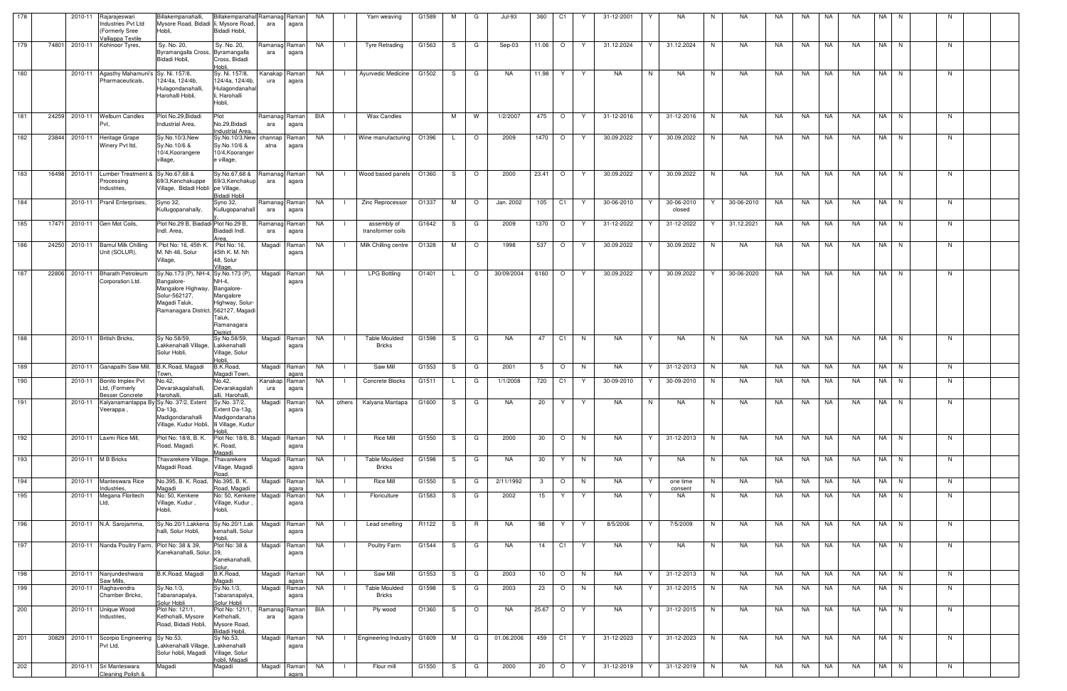| 178 | | 2010-11 | Rajarajeswari Industries Pvt Ltd (Formerly Sree Valliappa Textile | Billakempanahalli, Mysore Road, Bidadi Hobli, | Billakempanahalli, Mysore Road, Bidadi Hobli, | Ramanagara | Ramanagara | NA | I | Yarn weaving | G1589 | M | G | Jul-93 | 360 | C1 | Y | 31-12-2001 | Y | NA | N | NA | NA | NA | NA | NA | NA | N | | N | | |
|---|---|---|---|---|---|---|---|---|---|---|---|---|---|---|---|---|---|---|---|---|---|---|---|---|---|---|---|---|---|---|---|---|
| 179 | 74801 | 2010-11 | Kohinoor Tyres, | Sy. No. 20, Byramangalla Cross, Bidadi Hobli, | Sy. No. 20, Byramangalla Cross, Bidadi Hobli, | Ramanagara | Ramanagara | NA | I | Tyre Retrading | G1563 | S | G | Sep-03 | 11.06 | O | Y | 31.12.2024 | Y | 31.12.2024 | N | NA | NA | NA | NA | NA | NA | N | | N | | |
| 180 | | 2010-11 | Agasthy Mahamuni's Pharmaceuticals, | Sy. Ni. 157/8, 124/4a, 124/4b, Hulagondanahalli, Harohalli Hobli, | Sy. Ni. 157/8, 124/4a, 124/4b, Hulagondanahalli, Harohalli Hobli, | Kanakapura | Ramanagara | NA | I | Ayurvedic Medicine | G1502 | S | G | NA | 11.98 | Y | Y | NA | N | NA | N | NA | NA | NA | NA | NA | NA | N | | N | | |
| 181 | 24259 | 2010-11 | Welburn Candles Pvt, | Plot No.29,Bidadi Industrial Area, | Plot No.29,Bidadi Industrial Area, | Ramanagara | Ramanagara | BIA | I | Wax Candles | | M | W | 1/2/2007 | 475 | O | Y | 31-12-2016 | Y | 31-12-2016 | N | NA | NA | NA | NA | NA | NA | N | | N | | |
| 182 | 23844 | 2010-11 | Heritage Grape Winery Pvt ltd, | Sy.No.10/3,New Sy.No.10/6 & 10/4,Koorangere village, | Sy.No.10/3,New Sy.No.10/6 & 10/4,Koorangere village, | channapatna | Ramanagara | NA | I | Wine manufacturing | O1396 | L | O | 2009 | 1470 | O | Y | 30.09.2022 | Y | 30.09.2022 | N | NA | NA | NA | NA | NA | NA | N | | N | | |
| 183 | 16498 | 2010-11 | Lumber Treatment & Processing Industries, | Sy.No.67,68 & 69/3,Kenchakuppe Village, Bidadi Hobli | Sy.No.67,68 & 69/3,Kenchakuppe Village, Bidadi Hobli | Ramanagara | Ramanagara | NA | I | Wood based panels | O1360 | S | O | 2000 | 23.41 | O | Y | 30.09.2022 | Y | 30.09.2022 | N | NA | NA | NA | NA | NA | NA | N | | N | | |
| 184 | | 2010-11 | Pranil Enterprises, | Syno 32, Kullugopanahally, | Syno 32, Kullugopanahally, | Ramanagara | Ramanagara | NA | I | Zinc Reprocessor | O1337 | M | O | Jan. 2002 | 105 | C1 | Y | 30-06-2010 | Y | 30-06-2010 closed | Y | 30-06-2010 | NA | NA | NA | NA | NA | N | | N | | |
| 185 | 17471 | 2010-11 | Gen Mot Coils, | Plot No.29 B, Biadadi Indl. Area, | Plot No.29 B, Biadadi Indl. Area, | Ramanagara | Ramanagara | NA | I | assembly of transformer coils | G1642 | S | G | 2009 | 1370 | O | Y | 31-12-2022 | Y | 31-12-2022 | Y | 31.12.2021 | NA | NA | NA | NA | NA | N | | N | | |
| 186 | 24250 | 2010-11 | Bamul Milk Chilling Unit (SOLUR), | Plot No: 16, 45th K. M. Nh 48, Solur Village, | Plot No: 16, 45th K. M. Nh 48, Solur Village, | Magadi | Ramanagara | NA | I | Milk Chilling centre | O1328 | M | O | 1998 | 537 | O | Y | 30.09.2022 | Y | 30.09.2022 | N | NA | NA | NA | NA | NA | NA | N | | N | | |
| 187 | 22806 | 2010-11 | Bharath Petroleum Corporation Ltd. | Sy.No.173 (P), NH-4, Bangalore-Mangalore Highway, Solur-562127, Magadi Taluk, Ramanagara District. | Sy.No.173 (P), NH-4, Bangalore-Mangalore Highway, Solur-562127, Magadi Taluk, Ramanagara District. | Magadi | Ramanagara | NA | I | LPG Bottling | O1401 | L | O | 30/09/2004 | 6160 | O | Y | 30.09.2022 | Y | 30.09.2022 | Y | 30-06-2020 | NA | NA | NA | NA | NA | N | | N | | |
| 188 | | 2010-11 | British Bricks, | Sy No.58/59, Lakkenahalli Village, Solur Hobli, | Sy No.58/59, Lakkenahalli Village, Solur Hobli, | Magadi | Ramanagara | NA | I | Table Moulded Bricks | G1598 | S | G | NA | 47 | C1 | N | NA | Y | NA | N | NA | NA | NA | NA | NA | NA | N | | N | | |
| 189 | | 2010-11 | Ganapathi Saw Mill, | B.K.Road, Magadi Town, | B.K.Road, Magadi Town, | Magadi | Ramanagara | NA | I | Saw Mill | G1553 | S | G | 2001 | 5 | O | N | NA | Y | 31-12-2013 | N | NA | NA | NA | NA | NA | NA | N | | N | | |
| 190 | | 2010-11 | Bonito Implex Pvt Ltd, (Formerly Besser Concrete | No.42, Devarakagalahalli, Harohalli, | No.42, Devarakagalahalli, Harohalli, | Kanakapura | Ramanagara | NA | I | Concrete Blocks | G1511 | L | G | 1/1/2008 | 720 | C1 | Y | 30-09-2010 | Y | 30-09-2010 | N | NA | NA | NA | NA | NA | NA | N | | N | | |
| 191 | | 2010-11 | Kalyanamantappa By Veerappa , | Sy.No. 37/2, Extent Da-13g, Madigondanahalli Village, Kudur Hobli, | Sy.No. 37/2, Extent Da-13g, Madigondanahalli Village, Kudur Hobli, | Magadi | Ramanagara | NA | others | Kalyana Mantapa | G1600 | S | G | NA | 20 | Y | Y | NA | N | NA | N | NA | NA | NA | NA | NA | NA | N | | N | | |
| 192 | | 2010-11 | Laxmi Rice Mill, | Plot No: 18/8, B. K. Road, Magadi. | Plot No: 18/8, B. K. Road, Magadi. | Magadi | Ramanagara | NA | I | Rice Mill | G1550 | S | G | 2000 | 30 | O | N | NA | Y | 31-12-2013 | N | NA | NA | NA | NA | NA | NA | N | | N | | |
| 193 | | 2010-11 | M B Bricks | Thavarekere Village, Magadi Road. | Thavarekere Village, Magadi Road. | Magadi | Ramanagara | NA | I | Table Moulded Bricks | G1598 | S | G | NA | 30 | Y | N | NA | Y | NA | N | NA | NA | NA | NA | NA | NA | N | | N | | |
| 194 | | 2010-11 | Manteswara Rice Industries, | No.395, B. K. Road, Magadi | No.395, B. K. Road, Magadi | Magadi | Ramanagara | NA | I | Rice Mill | G1550 | S | G | 2/11/1992 | 3 | O | N | NA | Y | one time consent | N | NA | NA | NA | NA | NA | NA | N | | N | | |
| 195 | | 2010-11 | Megana Floritech Ltd, | No: 50, Kenkere Village, Kudur , Hobli, | No: 50, Kenkere Village, Kudur , Hobli, | Magadi | Ramanagara | NA | I | Floriculture | G1583 | S | G | 2002 | 15 | Y | Y | NA | Y | NA | N | NA | NA | NA | NA | NA | NA | N | | N | | |
| 196 | | 2010-11 | N.A. Sarojamma, | Sy.No.20/1,Lakkenahalli, Solur Hobli, | Sy.No.20/1,Lakkenahalli, Solur Hobli, | Magadi | Ramanagara | NA | I | Lead smelting | R1122 | S | R | NA | 98 | Y | Y | 8/5/2006 | Y | 7/5/2009 | N | NA | NA | NA | NA | NA | NA | N | | N | | |
| 197 | | 2010-11 | Nanda Poultry Farm, | Plot No: 38 & 39, Kanekanahalli, Solur, | Plot No: 38 & 39, Kanekanahalli, Solur, | Magadi | Ramanagara | NA | I | Poultry Farm | G1544 | S | G | NA | 14 | C1 | Y | NA | Y | NA | N | NA | NA | NA | NA | NA | NA | N | | N | | |
| 198 | | 2010-11 | Nanjundeshwara Saw Mills, | B.K.Road, Magadi | B.K.Road, Magadi | Magadi | Ramanagara | NA | I | Saw Mill | G1553 | S | G | 2003 | 10 | O | N | NA | Y | 31-12-2013 | N | NA | NA | NA | NA | NA | NA | N | | N | | |
| 199 | | 2010-11 | Raghavendra Chamber Bricks, | Sy.No.1/3, Tabaranapalya, Solur Hobli | Sy.No.1/3, Tabaranapalya, Solur Hobli | Magadi | Ramanagara | NA | I | Table Moulded Bricks | G1598 | S | G | 2003 | 23 | O | N | NA | Y | 31-12-2015 | N | NA | NA | NA | NA | NA | NA | N | | N | | |
| 200 | | 2010-11 | Unique Wood Industries, | Plot No: 121/1, Kethohalli, Mysore Road, Bidadi Hobli, | Plot No: 121/1, Kethohalli, Mysore Road, Bidadi Hobli, | Ramanagara | Ramanagara | BIA | I | Ply wood | O1360 | S | O | NA | 25.67 | O | Y | NA | Y | 31-12-2015 | N | NA | NA | NA | NA | NA | NA | N | | N | | |
| 201 | 30829 | 2010-11 | Scorpio Engineering Pvt Ltd, | Sy No.53, Lakkenahalli Village, Solur hobli, Magadi | Sy No.53, Lakkenahalli Village, Solur hobli, Magadi | Magadi | Ramanagara | NA | I | Engineering Industry | G1609 | M | G | 01.06.2006 | 459 | C1 | Y | 31-12-2023 | Y | 31-12-2023 | N | NA | NA | NA | NA | NA | NA | N | | N | | |
| 202 | | 2010-11 | Sri Manteswara Cleaning Polish & | Magadi | Magadi | Magadi | Ramanagara | NA | I | Flour mill | G1550 | S | G | 2000 | 20 | O | Y | 31-12-2019 | Y | 31-12-2019 | N | NA | NA | NA | NA | NA | NA | N | | N | | |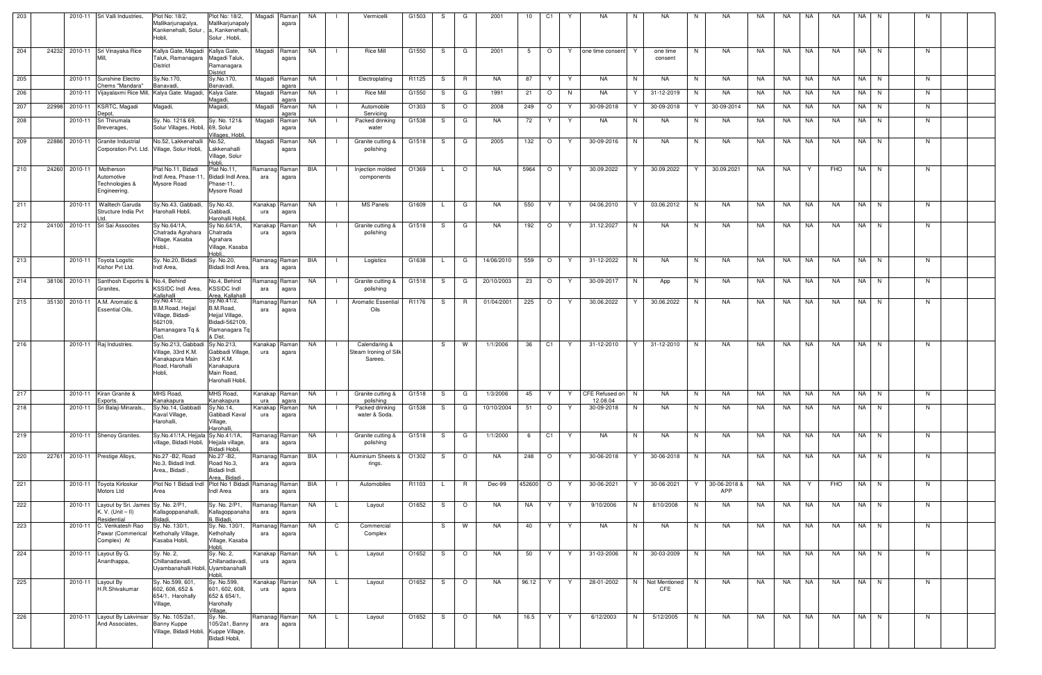| 203 | | 2010-11 | Sri Valli Industries, | Plot No: 18/2, Mallikarjunapalya, Kankenehalli, Solur , Hobli, | Plot No: 18/2, Mallikarjunapalya, Kankenehalli, Solur , Hobli, | Magadi | Ramanagara | NA | I | Vermicelli | G1503 | S | G | 2001 | 10 | C1 | Y | NA | N | NA | N | NA | NA | NA | NA | NA | NA | N | | N | |
|---|---|---|---|---|---|---|---|---|---|---|---|---|---|---|---|---|---|---|---|---|---|---|---|---|---|---|---|---|---|---|---|
| 204 | 24232 | 2010-11 | Sri Vinayaka Rice Mill, | Kallya Gate, Magadi Taluk, Ramanagara District | Kallya Gate, Magadi Taluk, Ramanagara District | Magadi | Ramanagara | NA | I | Rice Mill | G1550 | S | G | 2001 | 5 | O | Y | one time consent | Y | one time consent | N | NA | NA | NA | NA | NA | NA | N | | N | |
| 205 | | 2010-11 | Sunshine Electro Chems "Mandara" | Sy.No.170, Banavadi, | Sy.No.170, Banavadi, | Magadi | Ramanagara | NA | I | Electroplating | R1125 | S | R | NA | 87 | Y | Y | NA | N | NA | N | NA | NA | NA | NA | NA | NA | N | | N | |
| 206 | | 2010-11 | Vijayalaxmi Rice Mill, | Kalya Gate. Magadi, | Kalya Gate. Magadi, | Magadi | Ramanagara | NA | I | Rice Mill | G1550 | S | G | 1991 | 21 | O | N | NA | Y | 31-12-2019 | N | NA | NA | NA | NA | NA | NA | N | | N | |
| 207 | 22998 | 2010-11 | KSRTC, Magadi Depot, | Magadi, | Magadi, | Magadi | Ramanagara | NA | I | Automobile Servicing | O1303 | S | O | 2008 | 249 | O | Y | 30-09-2018 | Y | 30-09-2018 | Y | 30-09-2014 | NA | NA | NA | NA | NA | N | | N | |
| 208 | | 2010-11 | Sri Thirumala Breverages, | Sy. No. 121& 69, Solur Villages, Hobli, | Sy. No. 121& 69, Solur Villages, Hobli, | Magadi | Ramanagara | NA | I | Packed drinking water | G1538 | S | G | NA | 72 | Y | Y | NA | N | NA | N | NA | NA | NA | NA | NA | NA | N | | N | |
| 209 | 22886 | 2010-11 | Granite Industrial Corporation Pvt. Ltd. | No.52, Lakkenahalli Village, Solur Hobli, | No.52, Lakkenahalli Village, Solur Hobli, | Magadi | Ramanagara | NA | I | Granite cutting & polishing | G1518 | S | G | 2005 | 132 | O | Y | 30-09-2016 | N | NA | N | NA | NA | NA | NA | NA | NA | N | | N | |
| 210 | 24260 | 2010-11 | Motherson Automotive Technologies & Engineering. | Plat No.11, Bidadi Indl Area, Phase-11, Mysore Road | Plat No.11, Bidadi Indl Area, Phase-11, Mysore Road | Ramanagara | Ramanagara | BIA | I | Injection molded components | O1369 | L | O | NA | 5964 | O | Y | 30.09.2022 | Y | 30.09.2022 | Y | 30.09.2021 | NA | NA | Y | FHO | NA | N | | N | |
| 211 | | 2010-11 | Walltech Garuda Structure India Pvt Ltd. | Sy.No.43, Gabbadi, Harohalli Hobli, | Sy.No.43, Gabbadi, Harohalli Hobli, | Kanakapura | Ramanagara | NA | I | MS Panels | G1609 | L | G | NA | 550 | Y | Y | 04.06.2010 | Y | 03.06.2012 | N | NA | NA | NA | NA | NA | NA | N | | N | |
| 212 | 24100 | 2010-11 | Sri Sai Assocites | Sy No.64/1A, Chatrada Agrahara Village, Kasaba Hobli., | Sy No.64/1A, Chatrada Agrahara Village, Kasaba Hobli., | Kanakapura | Ramanagara | NA | I | Granite cutting & polishing | G1518 | S | G | NA | 192 | O | Y | 31.12.2027 | N | NA | N | NA | NA | NA | NA | NA | NA | N | | N | |
| 213 | | 2010-11 | Toyota Logstic Kishor Pvt Ltd. | Sy. No.20, Bidadi Indl Area, | Sy. No.20, Bidadi Indl Area, | Ramanagara | Ramanagara | BIA | I | Logistics | G1638 | L | G | 14/06/2010 | 559 | O | Y | 31-12-2022 | N | NA | N | NA | NA | NA | NA | NA | NA | N | | N | |
| 214 | 38106 | 2010-11 | Santhosh Exportrs & Granites, | No.4, Behind KSSIDC Indl Area, Kallahalli | No.4, Behind KSSIDC Indl Area, Kallahalli | Ramanagara | Ramanagara | NA | I | Granite cutting & polishing | G1518 | S | G | 20/10/2003 | 23 | O | Y | 30-09-2017 | N | App | N | NA | NA | NA | NA | NA | NA | N | | N | |
| 215 | 35130 | 2010-11 | A.M. Aromatic & Essential Oils, | Sy.No.41/2, B.M.Road, Hejjal Village, Bidadi-562109, Ramanagara Tq & Dist. | Sy.No.41/2, B.M.Road, Hejjal Village, Bidadi-562109, Ramanagara Tq & Dist. | Ramanagara | Ramanagara | NA | I | Aromatic Essential Oils | R1176 | S | R | 01/04/2001 | 225 | O | Y | 30.06.2022 | Y | 30.06.2022 | N | NA | NA | NA | NA | NA | NA | N | | N | |
| 216 | | 2010-11 | Raj Industries. | Sy.No.213, Gabbadi Village, 33rd K.M. Kanakapura Main Road, Harohalli Hobli, | Sy.No.213, Gabbadi Village, 33rd K.M. Kanakapura Main Road, Harohalli Hobli, | Kanakapura | Ramanagara | NA | I | Calendaring & Steam Ironing of Silk Sarees. | | S | W | 1/1/2006 | 36 | C1 | Y | 31-12-2010 | Y | 31-12-2010 | N | NA | NA | NA | NA | NA | NA | N | | N | |
| 217 | | 2010-11 | Kiran Granite & Exports. | MHS Road, Kanakapura | MHS Road, Kanakapura | Kanakapura | Ramanagara | NA | I | Granite cutting & polishing | G1518 | S | G | 1/3/2006 | 45 | Y | Y | CFE Refused on 12.08.04 | N | NA | N | NA | NA | NA | NA | NA | NA | N | | N | |
| 218 | | 2010-11 | Sri Balaji Minarals., | Sy.No.14, Gabbadi Kaval Village, Harohalli, | Sy.No.14, Gabbadi Kaval Village, Harohalli, | Kanakapura | Ramanagara | NA | I | Packed drinking water & Soda. | G1538 | S | G | 10/10/2004 | 51 | O | Y | 30-09-2018 | N | NA | N | NA | NA | NA | NA | NA | NA | N | | N | |
| 219 | | 2010-11 | Shenoy Granites. | Sy.No.41/1A, Hejjala village, Bidadi Hobli, | Sy.No.41/1A, Hejjala village, Bidadi Hobli, | Ramanagara | Ramanagara | NA | I | Granite cutting & polishing | G1518 | S | G | 1/1/2000 | 6 | C1 | Y | NA | N | NA | N | NA | NA | NA | NA | NA | NA | N | | N | |
| 220 | 22761 | 2010-11 | Prestige Alloys, | No.27 -B2, Road No.3, Bidadi Indl. Area,, Bidadi , | No.27 -B2, Road No.3, Bidadi Indl. Area,, Bidadi , | Ramanagara | Ramanagara | BIA | I | Aluminium Sheets & rings. | O1302 | S | O | NA | 248 | O | Y | 30-06-2018 | Y | 30-06-2018 | N | NA | NA | NA | NA | NA | NA | N | | N | |
| 221 | | 2010-11 | Toyota Kirloskar Motors Ltd | Plot No 1 Bidadi Indl Area | Plot No 1 Bidadi Indl Area | Ramanagara | Ramanagara | BIA | I | Automobiles | R1103 | L | R | Dec-99 | 452600 | O | Y | 30-06-2021 | Y | 30-06-2021 | Y | 30-06-2018 & APP | NA | NA | Y | FHO | NA | N | | N | |
| 222 | | 2010-11 | Layout by Sri. James K. V. (Unit – II) Residential | Sy. No. 2/P1, Kallagoppanahalli, Bidadi, | Sy. No. 2/P1, Kallagoppanahalli, Bidadi, | Ramanagara | Ramanagara | NA | L | Layout | O1652 | S | O | NA | NA | Y | Y | 9/10/2006 | N | 8/10/2008 | N | NA | NA | NA | NA | NA | NA | N | | N | |
| 223 | | 2010-11 | C. Venkatesh Rao Pawar (Commerical Complex) At | Sy. No. 130/1, Kethohally Village, Kasaba Hobli, | Sy. No. 130/1, Kethohally Village, Kasaba Hobli, | Ramanagara | Ramanagara | NA | C | Commercial Complex | | S | W | NA | 40 | Y | Y | NA | N | NA | N | NA | NA | NA | NA | NA | NA | N | | N | |
| 224 | | 2010-11 | Layout By G. Ananthappa, | Sy. No. 2, Chillanadavadi, Uyambanahalli Hobli, | Sy. No. 2, Chillanadavadi, Uyambanahalli Hobli, | Kanakapura | Ramanagara | NA | L | Layout | O1652 | S | O | NA | 50 | Y | Y | 31-03-2006 | N | 30-03-2009 | N | NA | NA | NA | NA | NA | NA | N | | N | |
| 225 | | 2010-11 | Layout By H.R.Shivakumar | Sy. No.599, 601, 602, 608, 652 & 654/1, Harohally Village, | Sy. No.599, 601, 602, 608, 652 & 654/1, Harohally Village, | Kanakapura | Ramanagara | NA | L | Layout | O1652 | S | O | NA | 96.12 | Y | Y | 28-01-2002 | N | Not Mentioned CFE | N | NA | NA | NA | NA | NA | NA | N | | N | |
| 226 | | 2010-11 | Layout By Lakvinsar And Associates, | Sy. No. 105/2a1, Banny Kuppe Village, Bidadi Hobli, | Sy. No. 105/2a1, Banny Kuppe Village, Bidadi Hobli, | Ramanagara | Ramanagara | NA | L | Layout | O1652 | S | O | NA | 16.5 | Y | Y | 6/12/2003 | N | 5/12/2005 | N | NA | NA | NA | NA | NA | NA | N | | N | |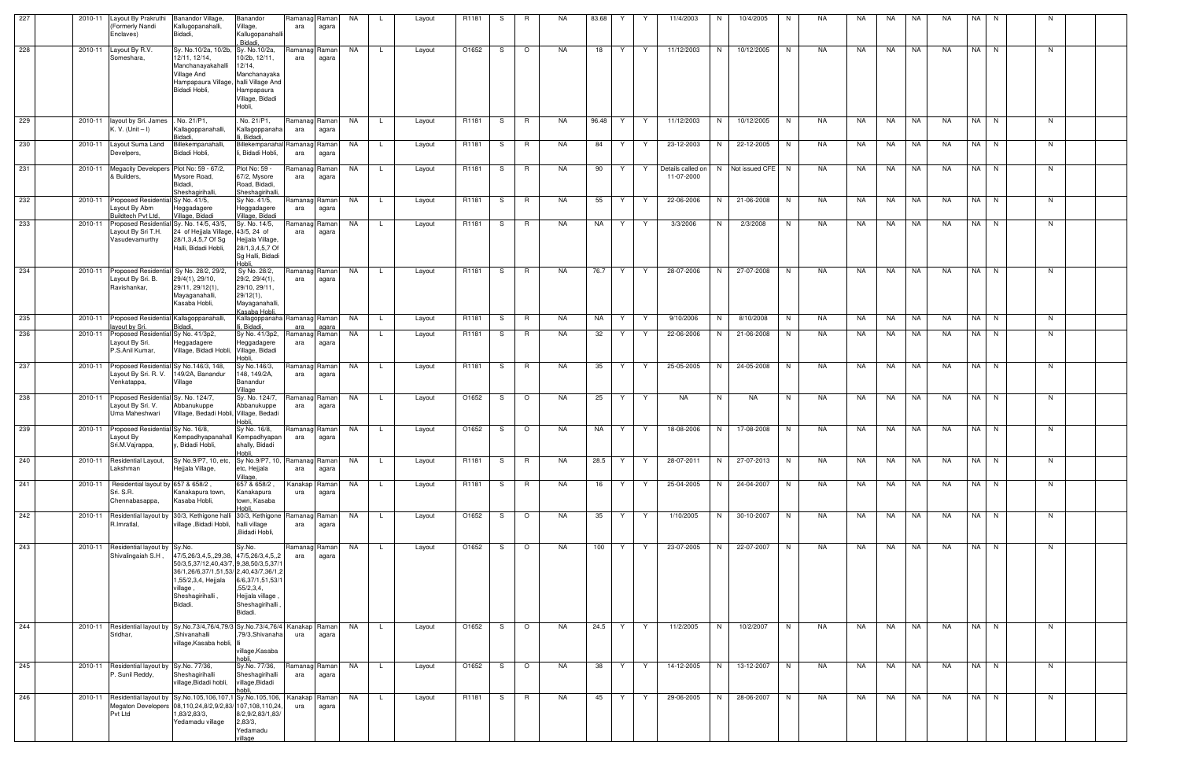| 227 | | 2010-11 | Layout By Prakruthi (Formerly Nandi Enclaves) | Banandor Village, Kallugopanahalli, Bidadi, | Banandor Village, Kallugopanahalli , Bidadi, | Ramanagara | Ramanagara | NA | L | Layout | R1181 | S | R | NA | 83.68 | Y | Y | 11/4/2003 | N | 10/4/2005 | N | NA | NA | NA | NA | NA | NA | N | | N | | |
|---|---|---|---|---|---|---|---|---|---|---|---|---|---|---|---|---|---|---|---|---|---|---|---|---|---|---|---|---|---|---|---|---|
| 228 | | 2010-11 | Layout By R.V. Someshara, | Sy. No.10/2a, 10/2b, 12/11, 12/14, Manchanayakahalli Village And Hampapaura Village, Bidadi Hobli, | Sy. No.10/2a, 10/2b, 12/11, 12/14, Manchanayakahalli Village And Hampapaura Village, Bidadi Hobli, | Ramanagara | Ramanagara | NA | L | Layout | O1652 | S | O | NA | 18 | Y | Y | 11/12/2003 | N | 10/12/2005 | N | NA | NA | NA | NA | NA | NA | N | | N | | |
| 229 | | 2010-11 | layout by Sri. James K. V. (Unit – I) | . No. 21/P1, Kallagoppanahalli, Bidadi, | . No. 21/P1, Kallagoppanahalli, Bidadi, | Ramanagara | Ramanagara | NA | L | Layout | R1181 | S | R | NA | 96.48 | Y | Y | 11/12/2003 | N | 10/12/2005 | N | NA | NA | NA | NA | NA | NA | N | | N | | |
| 230 | | 2010-11 | Layout Suma Land Develpers, | Billekempanahalli, Bidadi Hobli, | Billekempanahalli, Bidadi Hobli, | Ramanagara | Ramanagara | NA | L | Layout | R1181 | S | R | NA | 84 | Y | Y | 23-12-2003 | N | 22-12-2005 | N | NA | NA | NA | NA | NA | NA | N | | N | | |
| 231 | | 2010-11 | Megacity Developers & Builders, | Plot No: 59 - 67/2, Mysore Road, Bidadi, Sheshagirihalli, | Plot No: 59 - 67/2, Mysore Road, Bidadi, Sheshagirihalli, | Ramanagara | Ramanagara | NA | L | Layout | R1181 | S | R | NA | 90 | Y | Y | Details called on 11-07-2000 | N | Not issued CFE | N | NA | NA | NA | NA | NA | NA | N | | N | | |
| 232 | | 2010-11 | Proposed Residential Layout By Abm Buildtech Pvt Ltd, | Sy. No. 41/5, Heggadagere Village, Bidadi | Sy. No. 41/5, Heggadagere Village, Bidadi | Ramanagara | Ramanagara | NA | L | Layout | R1181 | S | R | NA | 55 | Y | Y | 22-06-2006 | N | 21-06-2008 | N | NA | NA | NA | NA | NA | NA | N | | N | | |
| 233 | | 2010-11 | Proposed Residential Layout By Sri T.H. Vasudevamurthy | Sy. No. 14/5, 43/5, 24 of Hejjala Village, 28/1,3,4,5,7 Of Sg Halli, Bidadi Hobli, | Sy. No. 14/5, 43/5, 24 of Hejjala Village, 28/1,3,4,5,7 Of Sg Halli, Bidadi Hobli, | Ramanagara | Ramanagara | NA | L | Layout | R1181 | S | R | NA | NA | Y | Y | 3/3/2006 | N | 2/3/2008 | N | NA | NA | NA | NA | NA | NA | N | | N | | |
| 234 | | 2010-11 | Proposed Residential Layout By Sri. B. Ravishankar, | Sy No. 28/2, 29/2, 29/4(1), 29/10, 29/11, 29/12(1), Mayaganahalli, Kasaba Hobli, | Sy No. 28/2, 29/2, 29/4(1), 29/10, 29/11, 29/12(1), Mayaganahalli, Kasaba Hobli, | Ramanagara | Ramanagara | NA | L | Layout | R1181 | S | R | NA | 76.7 | Y | Y | 28-07-2006 | N | 27-07-2008 | N | NA | NA | NA | NA | NA | NA | N | | N | | |
| 235 | | 2010-11 | Proposed Residential layout by Sri. | Kallagoppanahalli, Bidadi, | Kallagoppanahalli, Bidadi, | Ramanagara | Ramanagara | NA | L | Layout | R1181 | S | R | NA | NA | Y | Y | 9/10/2006 | N | 8/10/2008 | N | NA | NA | NA | NA | NA | NA | N | | N | | |
| 236 | | 2010-11 | Proposed Residential Layout By Sri. P.S.Anil Kumar, | Sy No. 41/3p2, Heggadagere Village, Bidadi Hobli, | Sy No. 41/3p2, Heggadagere Village, Bidadi Hobli, | Ramanagara | Ramanagara | NA | L | Layout | R1181 | S | R | NA | 32 | Y | Y | 22-06-2006 | N | 21-06-2008 | N | NA | NA | NA | NA | NA | NA | N | | N | | |
| 237 | | 2010-11 | Proposed Residential Layout By Sri. R. V. Venkatappa, | Sy No.146/3, 148, 149/2A, Banandur Village | Sy No.146/3, 148, 149/2A, Banandur Village | Ramanagara | Ramanagara | NA | L | Layout | R1181 | S | R | NA | 35 | Y | Y | 25-05-2005 | N | 24-05-2008 | N | NA | NA | NA | NA | NA | NA | N | | N | | |
| 238 | | 2010-11 | Proposed Residential Layout By Sri. V. Uma Maheshwari | Sy. No. 124/7, Abbanukuppe Village, Bedadi Hobli, | Sy. No. 124/7, Abbanukuppe Village, Bedadi Hobli, | Ramanagara | Ramanagara | NA | L | Layout | O1652 | S | O | NA | 25 | Y | Y | NA | N | NA | N | NA | NA | NA | NA | NA | NA | N | | N | | |
| 239 | | 2010-11 | Proposed Residential Layout By Sri.M.Vajrappa, | Sy No. 16/8, Kempadhyapanahally, Bidadi Hobli, | Sy No. 16/8, Kempadhyapanahally, Bidadi Hobli, | Ramanagara | Ramanagara | NA | L | Layout | O1652 | S | O | NA | NA | Y | Y | 18-08-2006 | N | 17-08-2008 | N | NA | NA | NA | NA | NA | NA | N | | N | | |
| 240 | | 2010-11 | Residential Layout, Lakshman | Sy No.9/P7, 10, etc, Hejjala Village, | Sy No.9/P7, 10, etc, Hejjala Village, | Ramanagara | Ramanagara | NA | L | Layout | R1181 | S | R | NA | 28.5 | Y | Y | 28-07-2011 | N | 27-07-2013 | N | NA | NA | NA | NA | NA | NA | N | | N | | |
| 241 | | 2010-11 | Residential layout by Sri. S.R. Chennabasappa, | 657 & 658/2 , Kanakapura town, Kasaba Hobli, | 657 & 658/2 , Kanakapura town, Kasaba Hobli, | Kanakapura | Ramanagara | NA | L | Layout | R1181 | S | R | NA | 16 | Y | Y | 25-04-2005 | N | 24-04-2007 | N | NA | NA | NA | NA | NA | NA | N | | N | | |
| 242 | | 2010-11 | Residential layout by R.Imratlal, | 30/3, Kethigone halli village ,Bidadi Hobli, | 30/3, Kethigone halli village ,Bidadi Hobli, | Ramanagara | Ramanagara | NA | L | Layout | O1652 | S | O | NA | 35 | Y | Y | 1/10/2005 | N | 30-10-2007 | N | NA | NA | NA | NA | NA | NA | N | | N | | |
| 243 | | 2010-11 | Residential layout by Shivalingaiah S.H , | Sy.No. 47/5,26/3,4,5,,29,38,50/3,5,37/12,40,43/7,36/1,26/6,37/1,51,53/1,55/2,3,4, Hejjala village , Sheshagirihalli , Bidadi. | Sy.No. 47/5,26/3,4,5,,29,38,50/3,5,37/12,40,43/7,36/1,26/6,37/1,51,53/1,55/2,3,4, Hejjala village , Sheshagirihalli , Bidadi. | Ramanagara | Ramanagara | NA | L | Layout | O1652 | S | O | NA | 100 | Y | Y | 23-07-2005 | N | 22-07-2007 | N | NA | NA | NA | NA | NA | NA | N | | N | | |
| 244 | | 2010-11 | Residential layout by Sridhar, | Sy.No.73/4,76/4,79/3,Shivanahalli village,Kasaba hobli, | Sy.No.73/4,76/4,79/3,Shivanahalli village,Kasaba hobli, | Kanakapura | Ramanagara | NA | L | Layout | O1652 | S | O | NA | 24.5 | Y | Y | 11/2/2005 | N | 10/2/2007 | N | NA | NA | NA | NA | NA | NA | N | | N | | |
| 245 | | 2010-11 | Residential layout by P. Sunil Reddy, | Sy.No. 77/36, Sheshagirihalli village,Bidadi hobli, | Sy.No. 77/36, Sheshagirihalli village,Bidadi hobli, | Ramanagara | Ramanagara | NA | L | Layout | O1652 | S | O | NA | 38 | Y | Y | 14-12-2005 | N | 13-12-2007 | N | NA | NA | NA | NA | NA | NA | N | | N | | |
| 246 | | 2010-11 | Residential layout by Megaton Developers Pvt Ltd | Sy.No.105,106,107,108,110,24,8/2,9/2,83/1,83/2,83/3, Yedamadu village | Sy.No.105,106,107,108,110,24,8/2,9/2,83/1,83/2,83/3, Yedamadu village | Kanakapura | Ramanagara | NA | L | Layout | R1181 | S | R | NA | 45 | Y | Y | 29-06-2005 | N | 28-06-2007 | N | NA | NA | NA | NA | NA | NA | N | | N | | |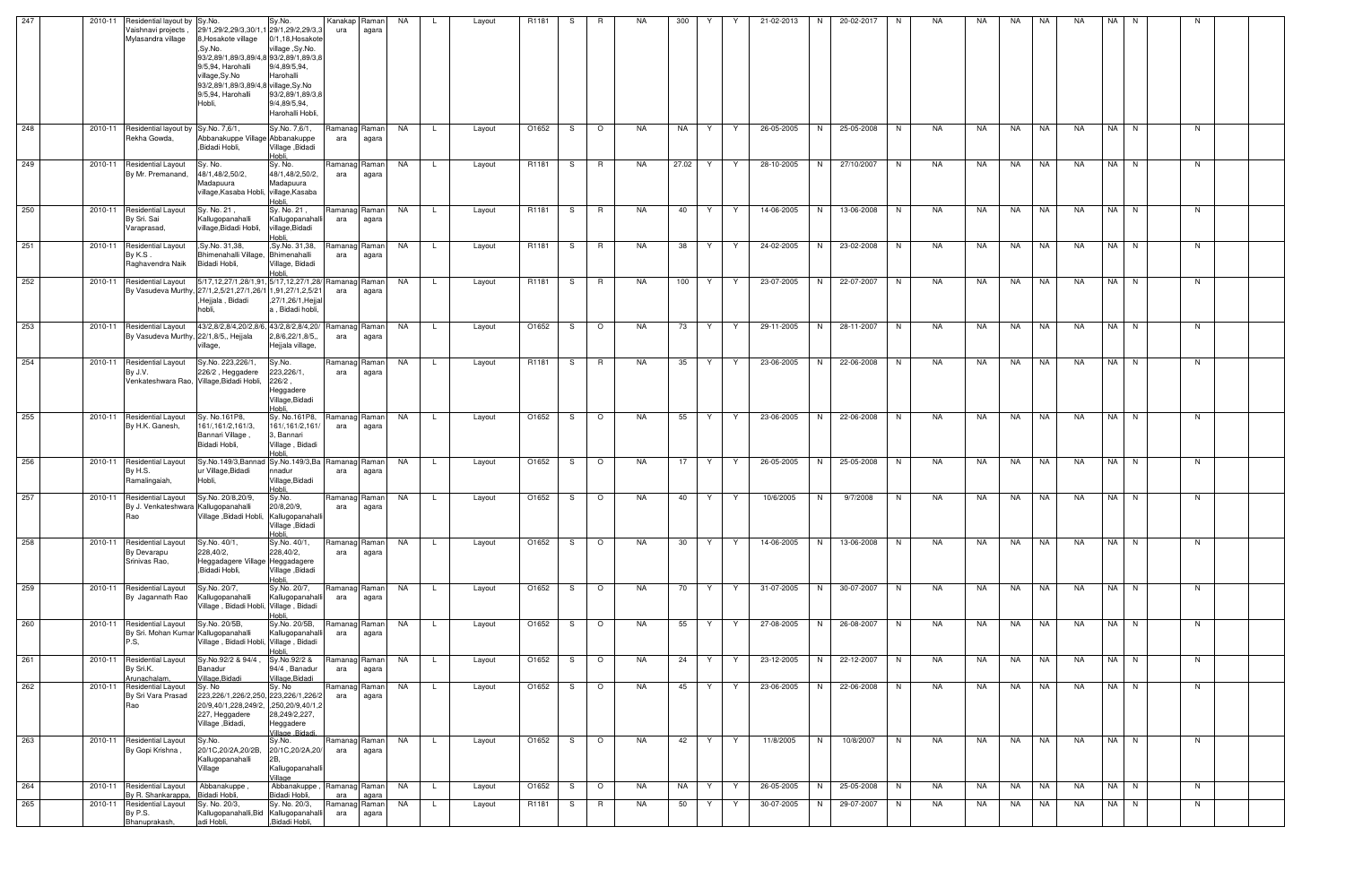| 247 | 2010-11 | Residential layout by Vaishnavi projects , Mylasandra village | Sy.No. 29/1,29/2,29/3,30/1,18,Hosakote village ,Sy.No. 93/2,89/1,89/3,89/4,89/5,94, Harohalli village,Sy.No 93/2,89/1,89/3,89/4,89/5,94, Harohalli Hobli, | Sy.No. 29/1,29/2,29/3,30/1,18,Hosakote village ,Sy.No. 93/2,89/1,89/3,89/4,89/5,94, Harohalli village,Sy.No 93/2,89/1,89/3,89/4,89/5,94, Harohalli Hobli, | Kanakapura | Ramanagara | NA | L | Layout | R1181 | S | R | NA | 300 | Y | Y | 21-02-2013 | N | 20-02-2017 | N | NA | NA | NA | NA | NA | NA | N | | N | | |
|---|---|---|---|---|---|---|---|---|---|---|---|---|---|---|---|---|---|---|---|---|---|---|---|---|---|---|---|---|---|---|---|---|
| 248 | 2010-11 | Residential layout by Rekha Gowda, | Sy.No. 7,6/1, Abbanakuppe Village ,Bidadi Hobli, | Sy.No. 7,6/1, Abbanakuppe Village ,Bidadi Hobli, | Ramanagara | Ramanagara | NA | L | Layout | O1652 | S | O | NA | NA | Y | Y | 26-05-2005 | N | 25-05-2008 | N | NA | NA | NA | NA | NA | NA | N | | N | | |
| 249 | 2010-11 | Residential Layout By Mr. Premanand, | Sy. No. 48/1,48/2,50/2, Madapuura village,Kasaba Hobli, | Sy. No. 48/1,48/2,50/2, Madapuura village,Kasaba Hobli, | Ramanagara | Ramanagara | NA | L | Layout | R1181 | S | R | NA | 27.02 | Y | Y | 28-10-2005 | N | 27/10/2007 | N | NA | NA | NA | NA | NA | NA | N | | N | | |
| 250 | 2010-11 | Residential Layout By Sri. Sai Varaprasad, | Sy. No. 21 , Kallugopanahalli village,Bidadi Hobli, | Sy. No. 21 , Kallugopanahalli village,Bidadi Hobli, | Ramanagara | Ramanagara | NA | L | Layout | R1181 | S | R | NA | 40 | Y | Y | 14-06-2005 | N | 13-06-2008 | N | NA | NA | NA | NA | NA | NA | N | | N | | |
| 251 | 2010-11 | Residential Layout By K.S . Raghavendra Naik | ,Sy.No. 31,38, Bhimenahalli Village, Bidadi Hobli, | ,Sy.No. 31,38, Bhimenahalli Village, Bidadi Hobli, | Ramanagara | Ramanagara | NA | L | Layout | R1181 | S | R | NA | 38 | Y | Y | 24-02-2005 | N | 23-02-2008 | N | NA | NA | NA | NA | NA | NA | N | | N | | |
| 252 | 2010-11 | Residential Layout By Vasudeva Murthy, | 5/17,12,27/1,28/1,91,27/1,2,5/21,27/1,26/1 ,Hejjala , Bidadi hobli, | 5/17,12,27/1,28/1,91,27/1,2,5/21,27/1,26/1,Hejjala , Bidadi hobli, | Ramanagara | Ramanagara | NA | L | Layout | R1181 | S | R | NA | 100 | Y | Y | 23-07-2005 | N | 22-07-2007 | N | NA | NA | NA | NA | NA | NA | N | | N | | |
| 253 | 2010-11 | Residential Layout By Vasudeva Murthy, | 43/2,8/2,8/4,20/2,8/6, 22/1,8/5,, Hejjala village, | 43/2,8/2,8/4,20/2,8/6,22/1,8/5,, Hejjala village, | Ramanagara | Ramanagara | NA | L | Layout | O1652 | S | O | NA | 73 | Y | Y | 29-11-2005 | N | 28-11-2007 | N | NA | NA | NA | NA | NA | NA | N | | N | | |
| 254 | 2010-11 | Residential Layout By J.V. Venkateshwara Rao, | Sy.No. 223,226/1, 226/2 , Heggadere Village,Bidadi Hobli, | Sy.No. 223,226/1, 226/2 , Heggadere Village,Bidadi Hobli, | Ramanagara | Ramanagara | NA | L | Layout | R1181 | S | R | NA | 35 | Y | Y | 23-06-2005 | N | 22-06-2008 | N | NA | NA | NA | NA | NA | NA | N | | N | | |
| 255 | 2010-11 | Residential Layout By H.K. Ganesh, | Sy. No.161P8, 161/,161/2,161/3, Bannari Village , Bidadi Hobli, | Sy. No.161P8, 161/,161/2,161/3, Bannari Village , Bidadi Hobli, | Ramanagara | Ramanagara | NA | L | Layout | O1652 | S | O | NA | 55 | Y | Y | 23-06-2005 | N | 22-06-2008 | N | NA | NA | NA | NA | NA | NA | N | | N | | |
| 256 | 2010-11 | Residential Layout By H.S. Ramalingaiah, | Sy.No.149/3,Bannadur Village,Bidadi Hobli, | Sy.No.149/3,Bannadur Village,Bidadi Hobli, | Ramanagara | Ramanagara | NA | L | Layout | O1652 | S | O | NA | 17 | Y | Y | 26-05-2005 | N | 25-05-2008 | N | NA | NA | NA | NA | NA | NA | N | | N | | |
| 257 | 2010-11 | Residential Layout By J. Venkateshwara Rao | Sy.No. 20/8,20/9, Kallugopanahalli Village ,Bidadi Hobli, | Sy.No. 20/8,20/9, Kallugopanahalli Village ,Bidadi Hobli, | Ramanagara | Ramanagara | NA | L | Layout | O1652 | S | O | NA | 40 | Y | Y | 10/6/2005 | N | 9/7/2008 | N | NA | NA | NA | NA | NA | NA | N | | N | | |
| 258 | 2010-11 | Residential Layout By Devarapu Srinivas Rao, | Sy.No. 40/1, 228,40/2, Heggadagere Village ,Bidadi Hobli, | Sy.No. 40/1, 228,40/2, Heggadagere Village ,Bidadi Hobli, | Ramanagara | Ramanagara | NA | L | Layout | O1652 | S | O | NA | 30 | Y | Y | 14-06-2005 | N | 13-06-2008 | N | NA | NA | NA | NA | NA | NA | N | | N | | |
| 259 | 2010-11 | Residential Layout By Jagannath Rao | Sy.No. 20/7, Kallugopanahalli Village , Bidadi Hobli, | Sy.No. 20/7, Kallugopanahalli Village , Bidadi Hobli, | Ramanagara | Ramanagara | NA | L | Layout | O1652 | S | O | NA | 70 | Y | Y | 31-07-2005 | N | 30-07-2007 | N | NA | NA | NA | NA | NA | NA | N | | N | | |
| 260 | 2010-11 | Residential Layout By Sri. Mohan Kumar P.S, | Sy.No. 20/5B, Kallugopanahalli Village , Bidadi Hobli, | Sy.No. 20/5B, Kallugopanahalli Village , Bidadi Hobli, | Ramanagara | Ramanagara | NA | L | Layout | O1652 | S | O | NA | 55 | Y | Y | 27-08-2005 | N | 26-08-2007 | N | NA | NA | NA | NA | NA | NA | N | | N | | |
| 261 | 2010-11 | Residential Layout By Sri.K. Arunachalam, | Sy.No.92/2 & 94/4 , Banadur Village,Bidadi | Sy.No.92/2 & 94/4 , Banadur Village,Bidadi | Ramanagara | Ramanagara | NA | L | Layout | O1652 | S | O | NA | 24 | Y | Y | 23-12-2005 | N | 22-12-2007 | N | NA | NA | NA | NA | NA | NA | N | | N | | |
| 262 | 2010-11 | Residential Layout By Sri Vara Prasad Rao | Sy. No 223,226/1,226/2,250, 20/9,40/1,228,249/2, 227, Heggadere Village ,Bidadi, | Sy. No 223,226/1,226/2,250,20/9,40/1,228,249/2,227, Heggadere Village ,Bidadi, | Ramanagara | Ramanagara | NA | L | Layout | O1652 | S | O | NA | 45 | Y | Y | 23-06-2005 | N | 22-06-2008 | N | NA | NA | NA | NA | NA | NA | N | | N | | |
| 263 | 2010-11 | Residential Layout By Gopi Krishna , | Sy.No. 20/1C,20/2A,20/2B, Kallugopanahalli Village | Sy.No. 20/1C,20/2A,20/2B, Kallugopanahalli Village | Ramanagara | Ramanagara | NA | L | Layout | O1652 | S | O | NA | 42 | Y | Y | 11/8/2005 | N | 10/8/2007 | N | NA | NA | NA | NA | NA | NA | N | | N | | |
| 264 | 2010-11 | Residential Layout By R. Shankarappa, | Abbanakuppe , Bidadi Hobli, | Abbanakuppe , Bidadi Hobli, | Ramanagara | Ramanagara | NA | L | Layout | O1652 | S | O | NA | NA | Y | Y | 26-05-2005 | N | 25-05-2008 | N | NA | NA | NA | NA | NA | NA | N | | N | | |
| 265 | 2010-11 | Residential Layout By P.S. Bhanuprakash, | Sy. No. 20/3, Kallugopanahalli,Bidadi Hobli, | Sy. No. 20/3, Kallugopanahalli ,Bidadi Hobli, | Ramanagara | Ramanagara | NA | L | Layout | R1181 | S | R | NA | 50 | Y | Y | 30-07-2005 | N | 29-07-2007 | N | NA | NA | NA | NA | NA | NA | N | | N | | |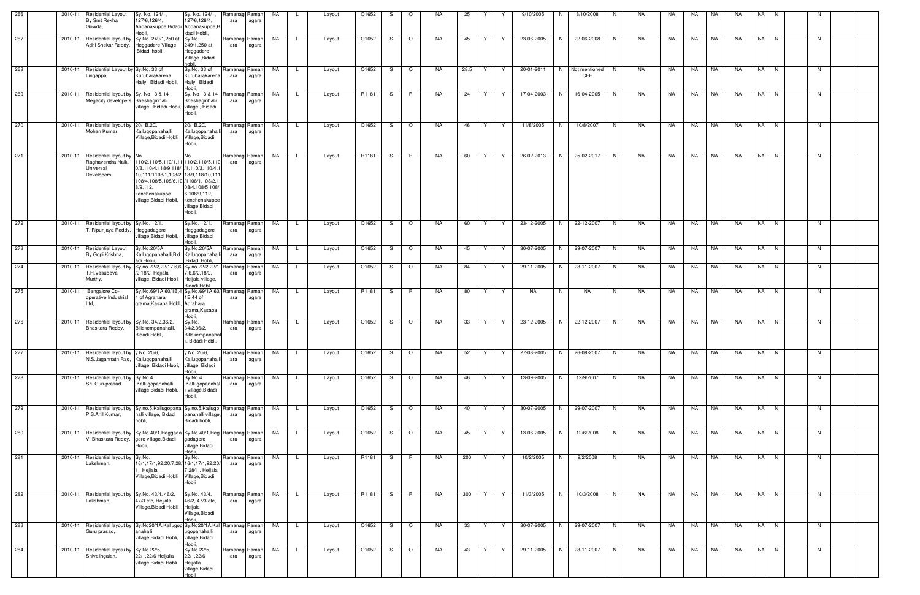| | | | | | | | | | | | | | | | | | | | | | | | | | | | | | | | | | | |
|---|---|---|---|---|---|---|---|---|---|---|---|---|---|---|---|---|---|---|---|---|---|---|---|---|---|---|---|---|---|---|---|---|---|---|
| 266 | | 2010-11 | Residential Layout By Smt Rekha Gowda, | Sy. No. 124/1, 127/6,126/4, Abbanakuppe,Bidadi Hobli, | Sy. No. 124/1, 127/6,126/4, Abbanakuppe,Bidadi Hobli, | Ramanagara | Ramanagara | NA | L | | Layout | O1652 | S | O | NA | 25 | Y | Y | 9/10/2005 | N | 8/10/2008 | N | NA | NA | NA | NA | NA | NA | NA | N | | N | | |
| 267 | | 2010-11 | Residential layout by Adhi Shekar Reddy, | Sy.No. 249/1,250 at Heggadere Village ,Bidadi hobli, | Sy.No. 249/1,250 at Heggadere Village ,Bidadi hobli, | Ramanagara | Ramanagara | NA | L | | Layout | O1652 | S | O | NA | 45 | Y | Y | 23-06-2005 | N | 22-06-2008 | N | NA | NA | NA | NA | NA | NA | NA | N | | N | | |
| 268 | | 2010-11 | Residential Layout by Lingappa, | Sy.No. 33 of Kurubarakarena Hally , Bidadi Hobli, | Sy.No. 33 of Kurubarakarena Hally , Bidadi Hobli, | Ramanagara | Ramanagara | NA | L | | Layout | O1652 | S | O | NA | 28.5 | Y | Y | 20-01-2011 | N | Not mentioned CFE | N | NA | NA | NA | NA | NA | NA | NA | N | | N | | |
| 269 | | 2010-11 | Residential layout by Megacity developers, | Sy. No 13 & 14 , Sheshagirihalli village , Bidadi Hobli, | Sy. No 13 & 14 , Sheshagirihalli village , Bidadi Hobli, | Ramanagara | Ramanagara | NA | L | | Layout | R1181 | S | R | NA | 24 | Y | Y | 17-04-2003 | N | 16-04-2005 | N | NA | NA | NA | NA | NA | NA | NA | N | | N | | |
| 270 | | 2010-11 | Residential layout by Mohan Kumar, | 20/1B,2C, Kallugopanahalli Village,Bidadi Hobli, | 20/1B,2C, Kallugopanahalli Village,Bidadi Hobli, | Ramanagara | Ramanagara | NA | L | | Layout | O1652 | S | O | NA | 46 | Y | Y | 11/8/2005 | N | 10/8/2007 | N | NA | NA | NA | NA | NA | NA | NA | N | | N | | |
| 271 | | 2010-11 | Residential layout by Raghavendra Naik, Universal Developers, | No. 110/2,110/5,110/1,110/3,110/4,118/9,118/10,111/1108/1,108/2,108/4,108/5,108/6,108/9,112, kenchenakuppe village,Bidadi Hobli, | No. 110/2,110/5,110/1,110/3,110/4,118/9,118/10,111/1108/1,108/2,108/4,108/5,108/6,108/9,112, kenchenakuppe village,Bidadi Hobli, | Ramanagara | Ramanagara | NA | L | | Layout | R1181 | S | R | NA | 60 | Y | Y | 26-02-2013 | N | 25-02-2017 | N | NA | NA | NA | NA | NA | NA | NA | N | | N | | |
| 272 | | 2010-11 | Residential layout by T. Ripunjaya Reddy, | Sy.No. 12/1, Heggadagere village,Bidadi Hobli, | Sy.No. 12/1, Heggadagere village,Bidadi Hobli, | Ramanagara | Ramanagara | NA | L | | Layout | O1652 | S | O | NA | 60 | Y | Y | 23-12-2005 | N | 22-12-2007 | N | NA | NA | NA | NA | NA | NA | NA | N | | N | | |
| 273 | | 2010-11 | Residential Layout By Gopi Krishna, | Sy.No.20/5A, Kallugopanahalli,Bidadi Hobli, | Sy.No.20/5A, Kallugopanahalli ,Bidadi Hobli, | Ramanagara | Ramanagara | NA | L | | Layout | O1652 | S | O | NA | 45 | Y | Y | 30-07-2005 | N | 29-07-2007 | N | NA | NA | NA | NA | NA | NA | NA | N | | N | | |
| 274 | | 2010-11 | Residential layout by T.H.Vasudeva Murthy, | Sy.no.22/2,22/17,6,6/2,18/2, Hejjala village, Bidadi Hobli | Sy.no.22/2,22/17,6,6/2,18/2, Hejjala village, Bidadi Hobli | Ramanagara | Ramanagara | NA | L | | Layout | O1652 | S | O | NA | 84 | Y | Y | 29-11-2005 | N | 28-11-2007 | N | NA | NA | NA | NA | NA | NA | NA | N | | N | | |
| 275 | | 2010-11 | Bangalore Co-operative Industrial Ltd, | Sy.No.69/1A,60/1B,44 of Agrahara grama,Kasaba Hobli, | Sy.No.69/1A,60/1B,44 of Agrahara grama,Kasaba Hobli, | Ramanagara | Ramanagara | NA | L | | Layout | R1181 | S | R | NA | 80 | Y | Y | NA | N | NA | N | NA | NA | NA | NA | NA | NA | NA | N | | N | | |
| 276 | | 2010-11 | Residential layout by Bhaskara Reddy, | Sy.No. 34/2,36/2, Billekempanahalli, Bidadi Hobli, | Sy.No. 34/2,36/2, Billekempanahalli, Bidadi Hobli, | Ramanagara | Ramanagara | NA | L | | Layout | O1652 | S | O | NA | 33 | Y | Y | 23-12-2005 | N | 22-12-2007 | N | NA | NA | NA | NA | NA | NA | NA | N | | N | | |
| 277 | | 2010-11 | Residential layout by N.S.Jagannath Rao, | y.No. 20/6, Kallugopanahalli village, Bidadi Hobli, | y.No. 20/6, Kallugopanahalli village, Bidadi Hobli, | Ramanagara | Ramanagara | NA | L | | Layout | O1652 | S | O | NA | 52 | Y | Y | 27-08-2005 | N | 26-08-2007 | N | NA | NA | NA | NA | NA | NA | NA | N | | N | | |
| 278 | | 2010-11 | Residential layout by Sri. Guruprasad | Sy.No.4 ,Kallugopanahalli village,Bidadi Hobli, | Sy.No.4 ,Kallugopanahalli village,Bidadi Hobli, | Ramanagara | Ramanagara | NA | L | | Layout | O1652 | S | O | NA | 46 | Y | Y | 13-09-2005 | N | 12/9/2007 | N | NA | NA | NA | NA | NA | NA | NA | N | | N | | |
| 279 | | 2010-11 | Residential layout by P.S.Anil Kumar, | Sy.no.5,Kallugopanahalli village, Bidadi hobli, | Sy.no.5,Kallugopanahalli village, Bidadi hobli, | Ramanagara | Ramanagara | NA | L | | Layout | O1652 | S | O | NA | 40 | Y | Y | 30-07-2005 | N | 29-07-2007 | N | NA | NA | NA | NA | NA | NA | NA | N | | N | | |
| 280 | | 2010-11 | Residential layout by V. Bhaskara Reddy, | Sy.No.40/1,Heggadagere village,Bidadi Hobli, | Sy.No.40/1,Heggadagere village,Bidadi Hobli, | Ramanagara | Ramanagara | NA | L | | Layout | O1652 | S | O | NA | 45 | Y | Y | 13-06-2005 | N | 12/6/2008 | N | NA | NA | NA | NA | NA | NA | NA | N | | N | | |
| 281 | | 2010-11 | Residential layout by Lakshman, | Sy.No. 16/1,17/1,92,20/7,28/1,, Hejjala Village,Bidadi Hobli | Sy.No. 16/1,17/1,92,20/7,28/1,, Hejjala Village,Bidadi Hobli | Ramanagara | Ramanagara | NA | L | | Layout | R1181 | S | R | NA | 200 | Y | Y | 10/2/2005 | N | 9/2/2008 | N | NA | NA | NA | NA | NA | NA | NA | N | | N | | |
| 282 | | 2010-11 | Residential layout by Lakshman, | Sy.No. 43/4, 46/2, 47/3 etc, Hejjala Village,Bidadi Hobli, | Sy.No. 43/4, 46/2, 47/3 etc, Hejjala Village,Bidadi Hobli, | Ramanagara | Ramanagara | NA | L | | Layout | R1181 | S | R | NA | 300 | Y | Y | 11/3/2005 | N | 10/3/2008 | N | NA | NA | NA | NA | NA | NA | NA | N | | N | | |
| 283 | | 2010-11 | Residential layout by Guru prasad, | Sy.No20/1A,Kallugopanahalli village,Bidadi Hobli, | Sy.No20/1A,Kallugopanahalli village,Bidadi Hobli, | Ramanagara | Ramanagara | NA | L | | Layout | O1652 | S | O | NA | 33 | Y | Y | 30-07-2005 | N | 29-07-2007 | N | NA | NA | NA | NA | NA | NA | NA | N | | N | | |
| 284 | | 2010-11 | Residential layotu by Shivalingaiah, | Sy.No.22/5, 22/1,22/6 Hejjalla village,Bidadi Hobli | Sy.No.22/5, 22/1,22/6 Hejjalla village,Bidadi Hobli | Ramanagara | Ramanagara | NA | L | | Layout | O1652 | S | O | NA | 43 | Y | Y | 29-11-2005 | N | 28-11-2007 | N | NA | NA | NA | NA | NA | NA | NA | N | | N | | |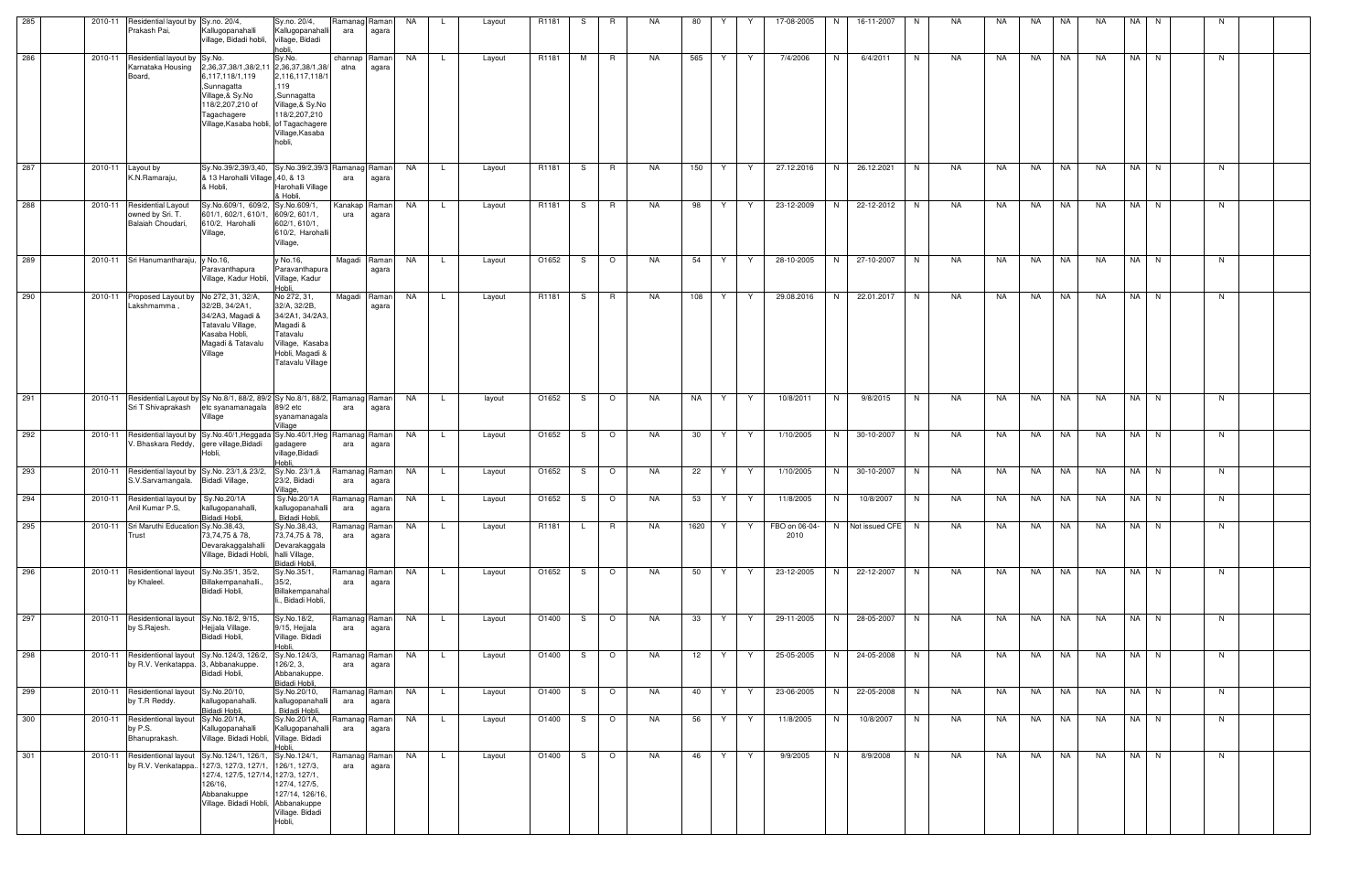| 285 | | 2010-11 | Residential layout by Prakash Pai, | Sy.no. 20/4, Kallugopanahalli village, Bidadi hobli, | Sy.no. 20/4, Kallugopanahalli village, Bidadi hobli, | Ramanagara | Ramanagara | NA | L | Layout | R1181 | S | R | NA | 80 | Y | Y | 17-08-2005 | N | 16-11-2007 | N | NA | NA | NA | NA | NA | NA | N | | N | |
|---|---|---|---|---|---|---|---|---|---|---|---|---|---|---|---|---|---|---|---|---|---|---|---|---|---|---|---|---|---|---|---|
| 286 | | 2010-11 | Residential layout by Karnataka Housing Board, | Sy.No. 2,36,37,38/1,38/2,116,117,118/1,119 ,Sunnagatta Village,& Sy.No 118/2,207,210 of Tagachagere Village,Kasaba hobli, | Sy.No. 2,36,37,38/1,38/2,116,117,118/1,119 ,Sunnagatta Village,& Sy.No 118/2,207,210 of Tagachagere Village,Kasaba hobli, | channapatna | Ramanagara | NA | L | Layout | R1181 | M | R | NA | 565 | Y | Y | 7/4/2006 | N | 6/4/2011 | N | NA | NA | NA | NA | NA | NA | N | | N | |
| 287 | | 2010-11 | Layout by K.N.Ramaraju, | Sy.No.39/2,39/3,40, & 13 Harohalli Village & Hobli, | Sy.No.39/2,39/3,40, & 13 Harohalli Village & Hobli, | Ramanagara | Ramanagara | NA | L | Layout | R1181 | S | R | NA | 150 | Y | Y | 27.12.2016 | N | 26.12.2021 | N | NA | NA | NA | NA | NA | NA | N | | N | |
| 288 | | 2010-11 | Residential Layout owned by Sri. T. Balaiah Choudari, | Sy.No.609/1, 609/2, 601/1, 602/1, 610/1, 610/2, Harohalli Village, | Sy.No.609/1, 609/2, 601/1, 602/1, 610/1, 610/2, Harohalli Village, | Kanakapura | Ramanagara | NA | L | Layout | R1181 | S | R | NA | 98 | Y | Y | 23-12-2009 | N | 22-12-2012 | N | NA | NA | NA | NA | NA | NA | N | | N | |
| 289 | | 2010-11 | Sri Hanumantharaju, | y No.16, Paravanthapura Village, Kadur Hobli, | y No.16, Paravanthapura Village, Kadur Hobli, | Magadi | Ramanagara | NA | L | Layout | O1652 | S | O | NA | 54 | Y | Y | 28-10-2005 | N | 27-10-2007 | N | NA | NA | NA | NA | NA | NA | N | | N | |
| 290 | | 2010-11 | Proposed Layout by Lakshmamma , | No 272, 31, 32/A, 32/2B, 34/2A1, 34/2A3, Magadi & Tatavalu Village, Kasaba Hobli, Magadi & Tatavalu Village | No 272, 31, 32/A, 32/2B, 34/2A1, 34/2A3, Magadi & Tatavalu Village, Kasaba Hobli, Magadi & Tatavalu Village | Magadi | Ramanagara | NA | L | Layout | R1181 | S | R | NA | 108 | Y | Y | 29.08.2016 | N | 22.01.2017 | N | NA | NA | NA | NA | NA | NA | N | | N | |
| 291 | | 2010-11 | Residential Layout by Sri T Shivaprakash | Sy No.8/1, 88/2, 89/2 etc syanamanagala Village | Sy No.8/1, 88/2, 89/2 etc syanamanagala Village | Ramanagara | Ramanagara | NA | L | layout | O1652 | S | O | NA | NA | Y | Y | 10/8/2011 | N | 9/8/2015 | N | NA | NA | NA | NA | NA | NA | N | | N | |
| 292 | | 2010-11 | Residential layout by V. Bhaskara Reddy, | Sy.No.40/1,Heggadagere village,Bidadi Hobli, | Sy.No.40/1,Heggadagere village,Bidadi Hobli, | Ramanagara | Ramanagara | NA | L | Layout | O1652 | S | O | NA | 30 | Y | Y | 1/10/2005 | N | 30-10-2007 | N | NA | NA | NA | NA | NA | NA | N | | N | |
| 293 | | 2010-11 | Residential layout by S.V.Sarvamangala. | Sy.No. 23/1,& 23/2, Bidadi Village, | Sy.No. 23/1,& 23/2, Bidadi Village, | Ramanagara | Ramanagara | NA | L | Layout | O1652 | S | O | NA | 22 | Y | Y | 1/10/2005 | N | 30-10-2007 | N | NA | NA | NA | NA | NA | NA | N | | N | |
| 294 | | 2010-11 | Residential layout by Anil Kumar P.S, | Sy.No.20/1A kallugopanahalli, Bidadi Hobli, | Sy.No.20/1A kallugopanahalli, Bidadi Hobli, | Ramanagara | Ramanagara | NA | L | Layout | O1652 | S | O | NA | 53 | Y | Y | 11/8/2005 | N | 10/8/2007 | N | NA | NA | NA | NA | NA | NA | N | | N | |
| 295 | | 2010-11 | Sri Maruthi Education Trust | Sy.No.38,43, 73,74,75 & 78, Devarakaggalahalli Village, Bidadi Hobli, | Sy.No.38,43, 73,74,75 & 78, Devarakaggalahalli Village, Bidadi Hobli, | Ramanagara | Ramanagara | NA | L | Layout | R1181 | L | R | NA | 1620 | Y | Y | FBO on 06-04-2010 | N | Not issued CFE | N | NA | NA | NA | NA | NA | NA | N | | N | |
| 296 | | 2010-11 | Residentional layout by Khaleel. | Sy.No.35/1, 35/2, Billakempanahalli., Bidadi Hobli, | Sy.No.35/1, 35/2, Billakempanahalli., Bidadi Hobli, | Ramanagara | Ramanagara | NA | L | Layout | O1652 | S | O | NA | 50 | Y | Y | 23-12-2005 | N | 22-12-2007 | N | NA | NA | NA | NA | NA | NA | N | | N | |
| 297 | | 2010-11 | Residentional layout by S.Rajesh. | Sy.No.18/2, 9/15, Hejjala Village. Bidadi Hobli, | Sy.No.18/2, 9/15, Hejjala Village. Bidadi Hobli, | Ramanagara | Ramanagara | NA | L | Layout | O1400 | S | O | NA | 33 | Y | Y | 29-11-2005 | N | 28-05-2007 | N | NA | NA | NA | NA | NA | NA | N | | N | |
| 298 | | 2010-11 | Residentional layout by R.V. Venkatappa. | Sy.No.124/3, 126/2, 3, Abbanakuppe. Bidadi Hobli, | Sy.No.124/3, 126/2, 3, Abbanakuppe. Bidadi Hobli, | Ramanagara | Ramanagara | NA | L | Layout | O1400 | S | O | NA | 12 | Y | Y | 25-05-2005 | N | 24-05-2008 | N | NA | NA | NA | NA | NA | NA | N | | N | |
| 299 | | 2010-11 | Residentional layout by T.R Reddy. | Sy.No.20/10, kallugopanahalli. Bidadi Hobli, | Sy.No.20/10, kallugopanahalli. Bidadi Hobli, | Ramanagara | Ramanagara | NA | L | Layout | O1400 | S | O | NA | 40 | Y | Y | 23-06-2005 | N | 22-05-2008 | N | NA | NA | NA | NA | NA | NA | N | | N | |
| 300 | | 2010-11 | Residentional layout by P.S. Bhanuprakash. | Sy.No.20/1A, Kallugopanahalli Village. Bidadi Hobli, | Sy.No.20/1A, Kallugopanahalli Village. Bidadi Hobli, | Ramanagara | Ramanagara | NA | L | Layout | O1400 | S | O | NA | 56 | Y | Y | 11/8/2005 | N | 10/8/2007 | N | NA | NA | NA | NA | NA | NA | N | | N | |
| 301 | | 2010-11 | Residentional layout by R.V. Venkatappa.. | Sy.No.124/1, 126/1, 127/3, 127/3, 127/1, 127/4, 127/5, 127/14, 126/16, Abbanakuppe Village. Bidadi Hobli, | Sy.No.124/1, 126/1, 127/3, 127/1, 127/4, 127/5, 127/14, 126/16, Abbanakuppe Village. Bidadi Hobli, | Ramanagara | Ramanagara | NA | L | Layout | O1400 | S | O | NA | 46 | Y | Y | 9/9/2005 | N | 8/9/2008 | N | NA | NA | NA | NA | NA | NA | N | | N | |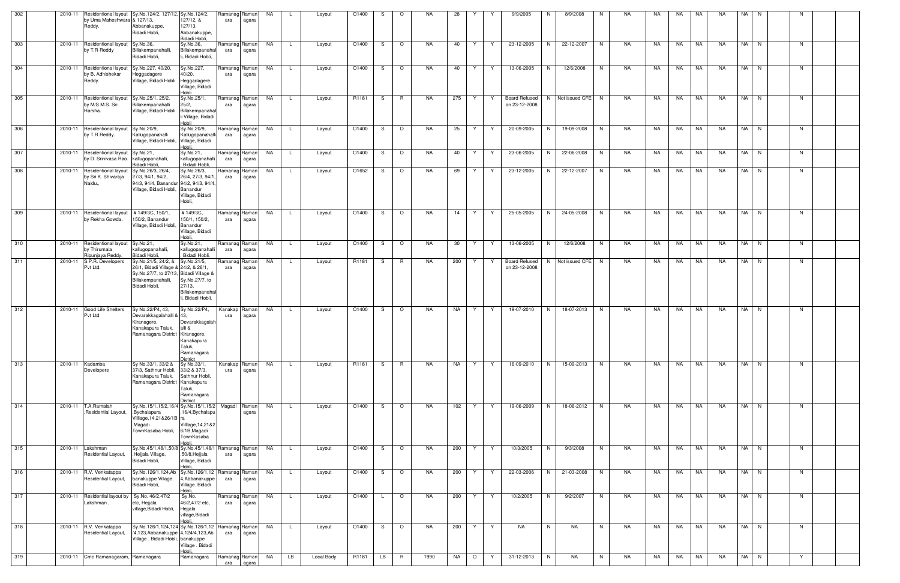| 302 | | 2010-11 | Residentional layout by Uma Maheshwara Reddy. | Sy.No.124/2, 127/12, & 127/13, Abbanakuppe, Bidadi Hobli, | Sy.No.124/2, 127/12, & 127/13, Abbanakuppe, Bidadi Hobli, | Ramanagara | Ramanagara | NA | L | Layout | O1400 | S | O | NA | 28 | Y | Y | 9/9/2005 | N | 8/9/2008 | N | NA | NA | NA | NA | NA | NA | N | | N | | |
|---|---|---|---|---|---|---|---|---|---|---|---|---|---|---|---|---|---|---|---|---|---|---|---|---|---|---|---|---|---|---|---|---|---|---|
| 303 | | 2010-11 | Residentional layout by T.R Reddy | Sy.No.36, Billakempanahalli, Bidadi Hobli, | Sy.No.36, Billakempanahalli, Bidadi Hobli, | Ramanagara | Ramanagara | NA | L | Layout | O1400 | S | O | NA | 40 | Y | Y | 23-12-2005 | N | 22-12-2007 | N | NA | NA | NA | NA | NA | NA | N | | N | | |
| 304 | | 2010-11 | Residentional layout by B. Adhishekar Reddy. | Sy.No.227, 40/20, Heggadagere Village, Bidadi Hobli | Sy.No.227, 40/20, Heggadagere Village, Bidadi Hobli | Ramanagara | Ramanagara | NA | L | Layout | O1400 | S | O | NA | 40 | Y | Y | 13-06-2005 | N | 12/6/2008 | N | NA | NA | NA | NA | NA | NA | N | | N | | |
| 305 | | 2010-11 | Residentional layout by M/S M.S. Sri Harsha. | Sy.No.25/1, 25/2, Billakempanahalli Village, Bidadi Hobli | Sy.No.25/1, 25/2, Billakempanahalli Village, Bidadi Hobli | Ramanagara | Ramanagara | NA | L | Layout | R1181 | S | R | NA | 275 | Y | Y | Board Refused on 23-12-2008 | N | Not issued CFE | N | NA | NA | NA | NA | NA | NA | N | | N | | |
| 306 | | 2010-11 | Residentional layout by T.R Reddy. | Sy.No.20/9, Kallugopanahalli Village, Bidadi Hobli, | Sy.No.20/9, Kallugopanahalli Village, Bidadi Hobli, | Ramanagara | Ramanagara | NA | L | Layout | O1400 | S | O | NA | 25 | Y | Y | 20-09-2005 | N | 19-09-2008 | N | NA | NA | NA | NA | NA | NA | N | | N | | |
| 307 | | 2010-11 | Residentional layout by D. Srinivasa Rao. | Sy.No.21, kallugopanahalli, Bidadi Hobli, | Sy.No.21, kallugopanahalli, Bidadi Hobli, | Ramanagara | Ramanagara | NA | L | Layout | O1400 | S | O | NA | 40 | Y | Y | 23-06-2005 | N | 22-06-2008 | N | NA | NA | NA | NA | NA | NA | N | | N | | |
| 308 | | 2010-11 | Residentional layout by Sri K. Shivaraja Naidu., | Sy.No.26/3, 26/4, 27/3, 94/1, 94/2, 94/3, 94/4, Banandur Village, Bidadi Hobli, | Sy.No.26/3, 26/4, 27/3, 94/1, 94/2, 94/3, 94/4, Banandur Village, Bidadi Hobli, | Ramanagara | Ramanagara | NA | L | Layout | O1652 | S | O | NA | 69 | Y | Y | 23-12-2005 | N | 22-12-2007 | N | NA | NA | NA | NA | NA | NA | N | | N | | |
| 309 | | 2010-11 | Residentional layout by Rekha Gowda, | # 149/3C, 150/1, 150/2, Banandur Village, Bidadi Hobli, | # 149/3C, 150/1, 150/2, Banandur Village, Bidadi Hobli, | Ramanagara | Ramanagara | NA | L | Layout | O1400 | S | O | NA | 14 | Y | Y | 25-05-2005 | N | 24-05-2008 | N | NA | NA | NA | NA | NA | NA | N | | N | | |
| 310 | | 2010-11 | Residentional layout by Thirumala Ripunjaya Reddy. | Sy.No.21, kallugopanahalli, Bidadi Hobli, | Sy.No.21, kallugopanahalli, Bidadi Hobli, | Ramanagara | Ramanagara | NA | L | Layout | O1400 | S | O | NA | 30 | Y | Y | 13-06-2005 | N | 12/6/2008 | N | NA | NA | NA | NA | NA | NA | N | | N | | |
| 311 | | 2010-11 | S.P.R. Developers Pvt Ltd. | Sy.No.21/5, 24/2, & 26/1, Bidadi Village & Sy.No.27/7, to 27/13, Billakempanahalli, Bidadi Hobli, | Sy.No.21/5, 24/2, & 26/1, Bidadi Village & Sy.No.27/7, to 27/13, Billakempanahalli, Bidadi Hobli, | Ramanagara | Ramanagara | NA | L | Layout | R1181 | S | R | NA | 200 | Y | Y | Board Refused on 23-12-2008 | N | Not issued CFE | N | NA | NA | NA | NA | NA | NA | N | | N | | |
| 312 | | 2010-11 | Good Life Shelters Pvt Ltd | Sy No.22/P4, 43, Devarakkagalahalli & Kiranagere, Kanakapura Taluk, Ramanagara District | Sy No.22/P4, 43, Devarakkagalahalli & Kiranagere, Kanakapura Taluk, Ramanagara District | Kanakapura | Ramanagara | NA | L | Layout | O1400 | S | O | NA | NA | Y | Y | 19-07-2010 | N | 18-07-2013 | N | NA | NA | NA | NA | NA | NA | N | | N | | |
| 313 | | 2010-11 | Kadamba Developers | Sy No.33/1, 33/2 & 37/3, Sathnur Hobli, Kanakapura Taluk, Ramanagara District | Sy No.33/1, 33/2 & 37/3, Sathnur Hobli, Kanakapura Taluk, Ramanagara District | Kanakapura | Ramanagara | NA | L | Layout | R1181 | S | R | NA | NA | Y | Y | 16-09-2010 | N | 15-09-2013 | N | NA | NA | NA | NA | NA | NA | N | | N | | |
| 314 | | 2010-11 | T.A.Ramaiah ,Residential Layout, | Sy.No.15/1,15/2,16/4,Bychalapura Villlage,14,21&26/1B ,Magadi TownKasaba Hobli, | Sy.No.15/1,15/2,16/4,Bychalapura Villlage,14,21&26/1B,Magadi TownKasaba Hobli, | Magadi | Ramanagara | NA | L | Layout | O1400 | S | O | NA | 102 | Y | Y | 19-06-2009 | N | 18-06-2012 | N | NA | NA | NA | NA | NA | NA | N | | N | | |
| 315 | | 2010-11 | Lakshman Residential Layout, | Sy.No.45/1,48/1,50/8,Hejjala Village, Bidadi Hobli, | Sy.No.45/1,48/1,50/8,Hejjala Village, Bidadi Hobli, | Ramanagara | Ramanagara | NA | L | Layout | O1400 | S | O | NA | 200 | Y | Y | 10/3/2005 | N | 9/3/2008 | N | NA | NA | NA | NA | NA | NA | N | | N | | |
| 316 | | 2010-11 | R.V. Venkatappa Residential Layout, | Sy.No.126/1,124,Abbanakuppe Village. Bidadi Hobli, | Sy.No.126/1,124,Abbanakuppe Village. Bidadi Hobli, | Ramanagara | Ramanagara | NA | L | Layout | O1400 | S | O | NA | 200 | Y | Y | 22-03-2006 | N | 21-03-2008 | N | NA | NA | NA | NA | NA | NA | N | | N | | |
| 317 | | 2010-11 | Residential layout by Lakshman , | Sy.No. 46/2,47/2 etc, Hejjala village,Bidadi Hobli, | Sy.No. 46/2,47/2 etc, Hejjala village,Bidadi Hobli, | Ramanagara | Ramanagara | NA | L | Layout | O1400 | L | O | NA | 200 | Y | Y | 10/2/2005 | N | 9/2/2007 | N | NA | NA | NA | NA | NA | NA | N | | N | | |
| 318 | | 2010-11 | R.V. Venkatappa Residential Layout, | Sy.No.126/1,124,124/4,123,Abbanakuppe Village . Bidadi Hobli, | Sy.No.126/1,124,124/4,123,Abbanakuppe Village . Bidadi Hobli, | Ramanagara | Ramanagara | NA | L | Layout | O1400 | S | O | NA | 200 | Y | Y | NA | N | NA | N | NA | NA | NA | NA | NA | NA | N | | N | | |
| 319 | | 2010-11 | Cmc Ramanagaram, | Ramanagara | Ramanagara | Ramanagara | Ramanagara | NA | LB | Local Body | R1181 | LB | R | 1990 | NA | O | Y | 31-12-2013 | N | NA | N | NA | NA | NA | NA | NA | NA | N | | Y | | |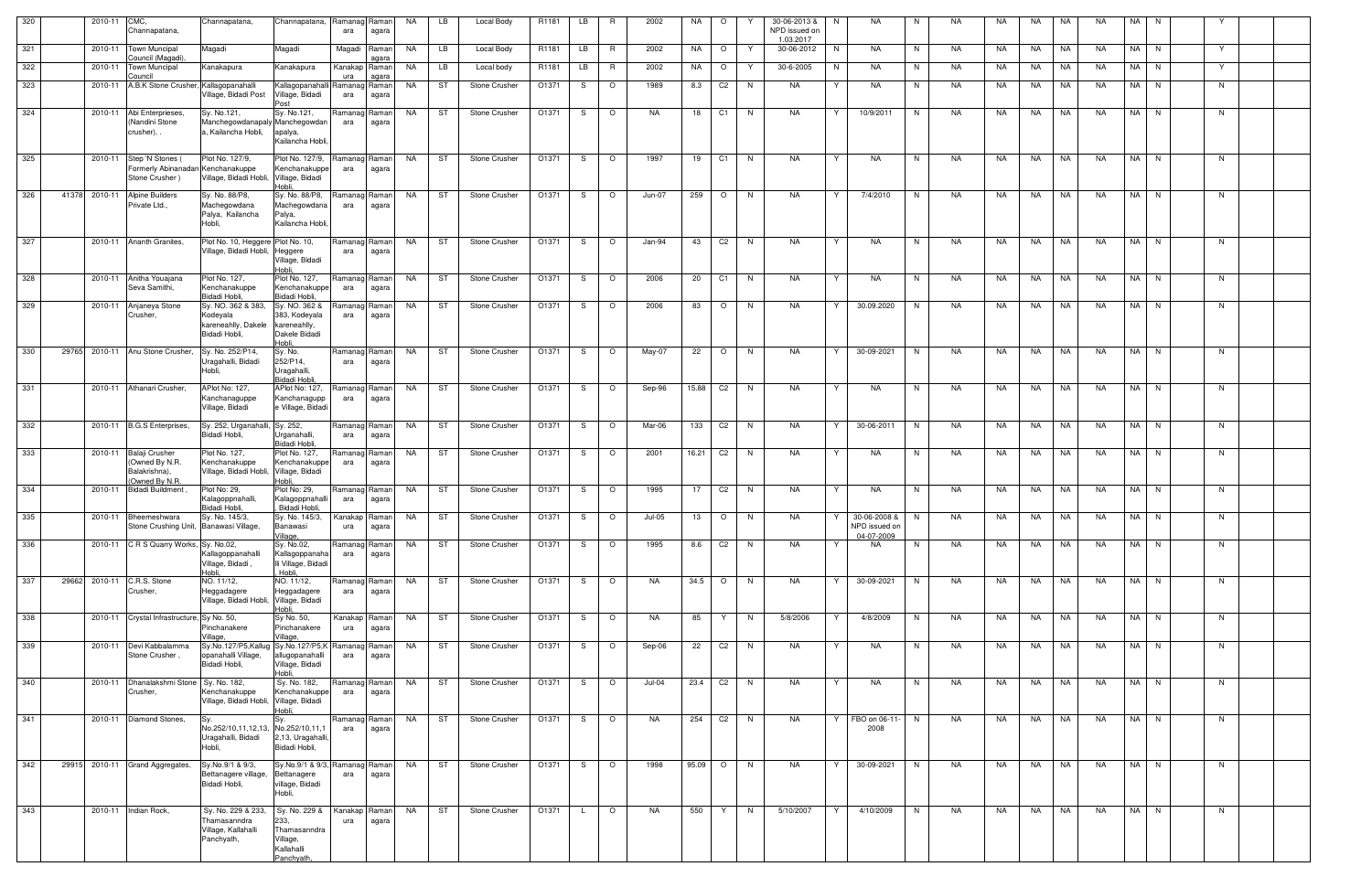| 320 | | 2010-11 | CMC, Channapatana, | Channapatana, | Channapatana, | Ramanagara | Ramanagara | NA | LB | Local Body | R1181 | LB | R | 2002 | NA | O | Y | 30-06-2013 & NPD issued on 1.03.2017 | N | NA | N | NA | NA | NA | NA | NA | NA | N | | Y | |
|---|---|---|---|---|---|---|---|---|---|---|---|---|---|---|---|---|---|---|---|---|---|---|---|---|---|---|---|---|---|---|---|
| 321 | | 2010-11 | Town Muncipal Council (Magadi), | Magadi | Magadi | Magadi | Ramanagara | NA | LB | Local Body | R1181 | LB | R | 2002 | NA | O | Y | 30-06-2012 | N | NA | N | NA | NA | NA | NA | NA | NA | N | | Y | |
| 322 | | 2010-11 | Town Muncipal Council | Kanakapura | Kanakapura | Kanakapura | Ramanagara | NA | LB | Local body | R1181 | LB | R | 2002 | NA | O | Y | 30-6-2005 | N | NA | N | NA | NA | NA | NA | NA | NA | N | | Y | |
| 323 | | 2010-11 | A.B.K Stone Crusher, | Kallagopanahalli Village, Bidadi Post | Kallagopanahalli Village, Bidadi Post | Ramanagara | Ramanagara | NA | ST | Stone Crusher | O1371 | S | O | 1989 | 8.3 | C2 | N | NA | Y | NA | N | NA | NA | NA | NA | NA | NA | N | | N | |
| 324 | | 2010-11 | Abi Enterprieses, (Nandini Stone crusher), . | Sy. No.121, Manchegowdanapalya, Kailancha Hobli, | Sy. No.121, Manchegowdanapalya, Kailancha Hobli, | Ramanagara | Ramanagara | NA | ST | Stone Crusher | O1371 | S | O | NA | 18 | C1 | N | NA | Y | 10/9/2011 | N | NA | NA | NA | NA | NA | NA | N | | N | |
| 325 | | 2010-11 | Step 'N Stones ( Formerly Abinanadan Stone Crusher ) | Plot No. 127/9, Kenchanakuppe Village, Bidadi Hobli, | Plot No. 127/9, Kenchanakuppe Village, Bidadi Hobli, | Ramanagara | Ramanagara | NA | ST | Stone Crusher | O1371 | S | O | 1997 | 19 | C1 | N | NA | Y | NA | N | NA | NA | NA | NA | NA | NA | N | | N | |
| 326 | 41378 | 2010-11 | Alpine Builders Private Ltd., | Sy. No. 88/P8, Machegowdana Palya, Kailancha Hobli, | Sy. No. 88/P8, Machegowdana Palya, Kailancha Hobli, | Ramanagara | Ramanagara | NA | ST | Stone Crusher | O1371 | S | O | Jun-07 | 259 | O | N | NA | Y | 7/4/2010 | N | NA | NA | NA | NA | NA | NA | N | | N | |
| 327 | | 2010-11 | Ananth Granites, | Plot No. 10, Heggere Village, Bidadi Hobli, | Plot No. 10, Heggere Village, Bidadi Hobli, | Ramanagara | Ramanagara | NA | ST | Stone Crusher | O1371 | S | O | Jan-94 | 43 | C2 | N | NA | Y | NA | N | NA | NA | NA | NA | NA | NA | N | | N | |
| 328 | | 2010-11 | Anitha Youajana Seva Samithi, | Plot No. 127, Kenchanakuppe Bidadi Hobli, | Plot No. 127, Kenchanakuppe Bidadi Hobli, | Ramanagara | Ramanagara | NA | ST | Stone Crusher | O1371 | S | O | 2006 | 20 | C1 | N | NA | Y | NA | N | NA | NA | NA | NA | NA | NA | N | | N | |
| 329 | | 2010-11 | Anjaneya Stone Crusher, | Sy. NO. 362 & 383, Kodeyala kareneahlly, Dakele Bidadi Hobli, | Sy. NO. 362 & 383, Kodeyala kareneahlly, Dakele Bidadi Hobli, | Ramanagara | Ramanagara | NA | ST | Stone Crusher | O1371 | S | O | 2006 | 83 | O | N | NA | Y | 30.09.2020 | N | NA | NA | NA | NA | NA | NA | N | | N | |
| 330 | 29765 | 2010-11 | Anu Stone Crusher, | Sy. No. 252/P14, Uragahalli, Bidadi Hobli, | Sy. No. 252/P14, Uragahalli, Bidadi Hobli, | Ramanagara | Ramanagara | NA | ST | Stone Crusher | O1371 | S | O | May-07 | 22 | O | N | NA | Y | 30-09-2021 | N | NA | NA | NA | NA | NA | NA | N | | N | |
| 331 | | 2010-11 | Athanari Crusher, | APlot No: 127, Kanchanaguppe Village, Bidadi | APlot No: 127, Kanchanaguppe Village, Bidadi | Ramanagara | Ramanagara | NA | ST | Stone Crusher | O1371 | S | O | Sep-96 | 15.88 | C2 | N | NA | Y | NA | N | NA | NA | NA | NA | NA | NA | N | | N | |
| 332 | | 2010-11 | B.G.S Enterprises, | Sy. 252, Urganahalli, Bidadi Hobli, | Sy. 252, Urganahalli, Bidadi Hobli, | Ramanagara | Ramanagara | NA | ST | Stone Crusher | O1371 | S | O | Mar-06 | 133 | C2 | N | NA | Y | 30-06-2011 | N | NA | NA | NA | NA | NA | NA | N | | N | |
| 333 | | 2010-11 | Balaji Crusher (Owned By N.R. Balakrishna), (Owned By N.R. | Plot No. 127, Kenchanakuppe Village, Bidadi Hobli, | Plot No. 127, Kenchanakuppe Village, Bidadi Hobli, | Ramanagara | Ramanagara | NA | ST | Stone Crusher | O1371 | S | O | 2001 | 16.21 | C2 | N | NA | Y | NA | N | NA | NA | NA | NA | NA | NA | N | | N | |
| 334 | | 2010-11 | Bidadi Buildment , | Plot No: 29, Kalagoppnahalli, Bidadi Hobli, | Plot No: 29, Kalagoppnahalli, Bidadi Hobli, | Ramanagara | Ramanagara | NA | ST | Stone Crusher | O1371 | S | O | 1995 | 17 | C2 | N | NA | Y | NA | N | NA | NA | NA | NA | NA | NA | N | | N | |
| 335 | | 2010-11 | Bheemeshwara Stone Crushing Unit, | Sy. No. 145/3, Banawasi Village, | Sy. No. 145/3, Banawasi Village, | Kanakapura | Ramanagara | NA | ST | Stone Crusher | O1371 | S | O | Jul-05 | 13 | O | N | NA | Y | 30-06-2008 & NPD issued on 04-07-2009 | N | NA | NA | NA | NA | NA | NA | N | | N | |
| 336 | | 2010-11 | C R S Quarry Works, | Sy. No.02, Kallagoppanahalli Village, Bidadi , Hobli, | Sy. No.02, Kallagoppanahalli Village, Bidadi , Hobli, | Ramanagara | Ramanagara | NA | ST | Stone Crusher | O1371 | S | O | 1995 | 8.6 | C2 | N | NA | Y | NA | N | NA | NA | NA | NA | NA | NA | N | | N | |
| 337 | 29662 | 2010-11 | C.R.S. Stone Crusher, | NO. 11/12, Heggadagere Village, Bidadi Hobli, | NO. 11/12, Heggadagere Village, Bidadi Hobli, | Ramanagara | Ramanagara | NA | ST | Stone Crusher | O1371 | S | O | NA | 34.5 | O | N | NA | Y | 30-09-2021 | N | NA | NA | NA | NA | NA | NA | N | | N | |
| 338 | | 2010-11 | Crystal Infrastructure, | Sy No. 50, Pinchanakere Village, | Sy No. 50, Pinchanakere Village, | Kanakapura | Ramanagara | NA | ST | Stone Crusher | O1371 | S | O | NA | 85 | Y | N | 5/8/2006 | Y | 4/8/2009 | N | NA | NA | NA | NA | NA | NA | N | | N | |
| 339 | | 2010-11 | Devi Kabbalamma Stone Crusher , | Sy.No.127/P5,Kallugopanahalli Village, Bidadi Hobli, | Sy.No.127/P5,Kallugopanahalli Village, Bidadi Hobli, | Ramanagara | Ramanagara | NA | ST | Stone Crusher | O1371 | S | O | Sep-06 | 22 | C2 | N | NA | Y | NA | N | NA | NA | NA | NA | NA | NA | N | | N | |
| 340 | | 2010-11 | Dhanalakshmi Stone Crusher, | Sy. No. 182, Kenchanakuppe Village, Bidadi Hobli, | Sy. No. 182, Kenchanakuppe Village, Bidadi Hobli, | Ramanagara | Ramanagara | NA | ST | Stone Crusher | O1371 | S | O | Jul-04 | 23.4 | C2 | N | NA | Y | NA | N | NA | NA | NA | NA | NA | NA | N | | N | |
| 341 | | 2010-11 | Diamond Stones, | Sy. No.252/10,11,12,13, Uragahalli, Bidadi Hobli, | Sy. No.252/10,11,12,13, Uragahalli, Bidadi Hobli, | Ramanagara | Ramanagara | NA | ST | Stone Crusher | O1371 | S | O | NA | 254 | C2 | N | NA | Y | FBO on 06-11-2008 | N | NA | NA | NA | NA | NA | NA | N | | N | |
| 342 | 29915 | 2010-11 | Grand Aggregates, | Sy.No.9/1 & 9/3, Bettanagere village, Bidadi Hobli, | Sy.No.9/1 & 9/3, Bettanagere village, Bidadi Hobli, | Ramanagara | Ramanagara | NA | ST | Stone Crusher | O1371 | S | O | 1998 | 95.09 | O | N | NA | Y | 30-09-2021 | N | NA | NA | NA | NA | NA | NA | N | | N | |
| 343 | | 2010-11 | Indian Rock, | Sy. No. 229 & 233, Thamasanndra Village, Kallahalli Panchyath, | Sy. No. 229 & 233, Thamasanndra Village, Kallahalli Panchyath, | Kanakapura | Ramanagara | NA | ST | Stone Crusher | O1371 | L | O | NA | 550 | Y | N | 5/10/2007 | Y | 4/10/2009 | N | NA | NA | NA | NA | NA | NA | N | | N | |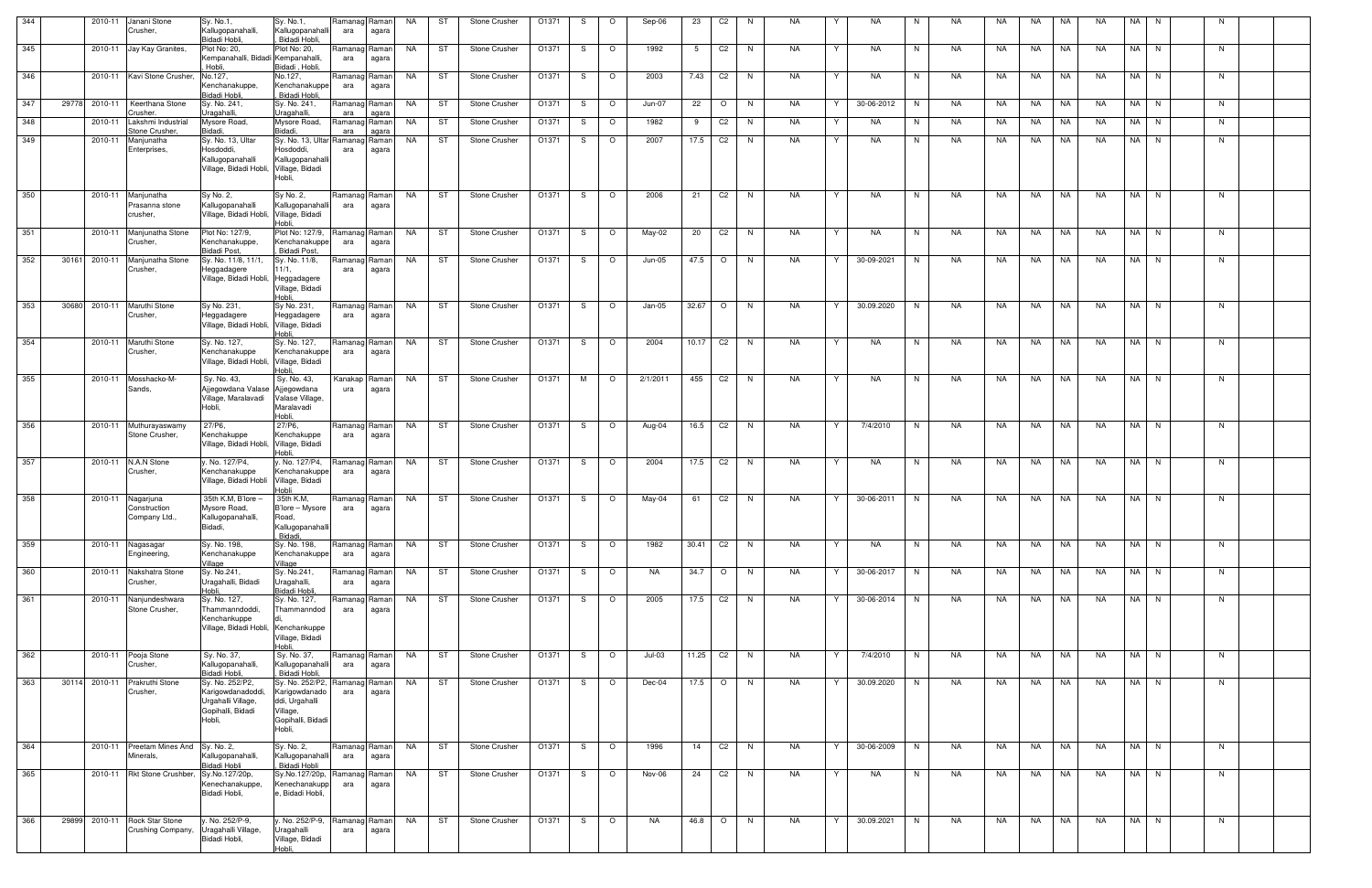| 344 | | 2010-11 | Janani Stone Crusher, | Sy. No.1, Kallugopanahalli, Bidadi Hobli, | Sy. No.1, Kallugopanahalli, Bidadi Hobli, | Ramanagara | Ramanagara | NA | ST | Stone Crusher | O1371 | S | O | Sep-06 | 23 | C2 | N | NA | Y | NA | N | NA | NA | NA | NA | NA | NA | N | | N | | |
|---|---|---|---|---|---|---|---|---|---|---|---|---|---|---|---|---|---|---|---|---|---|---|---|---|---|---|---|---|---|---|---|---|
| 345 | | 2010-11 | Jay Kay Granites, | Plot No: 20, Kempanahalli, Bidadi, Hobli, | Plot No: 20, Kempanahalli, Bidadi , Hobli, | Ramanagara | Ramanagara | NA | ST | Stone Crusher | O1371 | S | O | 1992 | 5 | C2 | N | NA | Y | NA | N | NA | NA | NA | NA | NA | NA | N | | N | | |
| 346 | | 2010-11 | Kavi Stone Crusher, | No.127, Kenchanakuppe, Bidadi Hobli, | No.127, Kenchanakuppe, Bidadi Hobli, | Ramanagara | Ramanagara | NA | ST | Stone Crusher | O1371 | S | O | 2003 | 7.43 | C2 | N | NA | Y | NA | N | NA | NA | NA | NA | NA | NA | N | | N | | |
| 347 | 29778 | 2010-11 | Keerthana Stone Crusher, | Sy. No. 241, Uragahalli, | Sy. No. 241, Uragahalli, | Ramanagara | Ramanagara | NA | ST | Stone Crusher | O1371 | S | O | Jun-07 | 22 | O | N | NA | Y | 30-06-2012 | N | NA | NA | NA | NA | NA | NA | N | | N | | |
| 348 | | 2010-11 | Lakshmi Industrial Stone Crusher, | Mysore Road, Bidadi, | Mysore Road, Bidadi, | Ramanagara | Ramanagara | NA | ST | Stone Crusher | O1371 | S | O | 1982 | 9 | C2 | N | NA | Y | NA | N | NA | NA | NA | NA | NA | NA | N | | N | | |
| 349 | | 2010-11 | Manjunatha Enterprises, | Sy. No. 13, Ultar Hosdoddi, Kallugopanahalli Village, Bidadi Hobli, | Sy. No. 13, Ultar Hosdoddi, Kallugopanahalli Village, Bidadi Hobli, | Ramanagara | Ramanagara | NA | ST | Stone Crusher | O1371 | S | O | 2007 | 17.5 | C2 | N | NA | Y | NA | N | NA | NA | NA | NA | NA | NA | N | | N | | |
| 350 | | 2010-11 | Manjunatha Prasanna stone crusher, | Sy No. 2, Kallugopanahalli Village, Bidadi Hobli, | Sy No. 2, Kallugopanahalli Village, Bidadi Hobli, | Ramanagara | Ramanagara | NA | ST | Stone Crusher | O1371 | S | O | 2006 | 21 | C2 | N | NA | Y | NA | N | NA | NA | NA | NA | NA | NA | N | | N | | |
| 351 | | 2010-11 | Manjunatha Stone Crusher, | Plot No: 127/9, Kenchanakuppe, Bidadi Post, | Plot No: 127/9, Kenchanakuppe, Bidadi Post, | Ramanagara | Ramanagara | NA | ST | Stone Crusher | O1371 | S | O | May-02 | 20 | C2 | N | NA | Y | NA | N | NA | NA | NA | NA | NA | NA | N | | N | | |
| 352 | 30161 | 2010-11 | Manjunatha Stone Crusher, | Sy. No. 11/8, 11/1, Heggadagere Village, Bidadi Hobli, | Sy. No. 11/8, 11/1, Heggadagere Village, Bidadi Hobli, | Ramanagara | Ramanagara | NA | ST | Stone Crusher | O1371 | S | O | Jun-05 | 47.5 | O | N | NA | Y | 30-09-2021 | N | NA | NA | NA | NA | NA | NA | N | | N | | |
| 353 | 30680 | 2010-11 | Maruthi Stone Crusher, | Sy No. 231, Heggadagere Village, Bidadi Hobli, | Sy No. 231, Heggadagere Village, Bidadi Hobli, | Ramanagara | Ramanagara | NA | ST | Stone Crusher | O1371 | S | O | Jan-05 | 32.67 | O | N | NA | Y | 30.09.2020 | N | NA | NA | NA | NA | NA | NA | N | | N | | |
| 354 | | 2010-11 | Maruthi Stone Crusher, | Sy. No. 127, Kenchanakuppe Village, Bidadi Hobli, | Sy. No. 127, Kenchanakuppe Village, Bidadi Hobli, | Ramanagara | Ramanagara | NA | ST | Stone Crusher | O1371 | S | O | 2004 | 10.17 | C2 | N | NA | Y | NA | N | NA | NA | NA | NA | NA | NA | N | | N | | |
| 355 | | 2010-11 | Mosshacko-M-Sands, | Sy. No. 43, Ajjegowdana Valase Village, Maralavadi Hobli, | Sy. No. 43, Ajjegowdana Valase Village, Maralavadi Hobli, | Kanakapura | Ramanagara | NA | ST | Stone Crusher | O1371 | M | O | 2/1/2011 | 455 | C2 | N | NA | Y | NA | N | NA | NA | NA | NA | NA | NA | N | | N | | |
| 356 | | 2010-11 | Muthurayaswamy Stone Crusher, | 27/P6, Kenchakuppe Village, Bidadi Hobli, | 27/P6, Kenchakuppe Village, Bidadi Hobli, | Ramanagara | Ramanagara | NA | ST | Stone Crusher | O1371 | S | O | Aug-04 | 16.5 | C2 | N | NA | Y | 7/4/2010 | N | NA | NA | NA | NA | NA | NA | N | | N | | |
| 357 | | 2010-11 | N.A.N Stone Crusher, | y. No. 127/P4, Kenchanakuppe Village, Bidadi Hobli | y. No. 127/P4, Kenchanakuppe Village, Bidadi Hobli | Ramanagara | Ramanagara | NA | ST | Stone Crusher | O1371 | S | O | 2004 | 17.5 | C2 | N | NA | Y | NA | N | NA | NA | NA | NA | NA | NA | N | | N | | |
| 358 | | 2010-11 | Nagarjuna Construction Company Ltd., | 35th K.M, B'lore – Mysore Road, Kallugopanahalli, Bidadi, | 35th K.M, B'lore – Mysore Road, Kallugopanahalli, Bidadi, | Ramanagara | Ramanagara | NA | ST | Stone Crusher | O1371 | S | O | May-04 | 61 | C2 | N | NA | Y | 30-06-2011 | N | NA | NA | NA | NA | NA | NA | N | | N | | |
| 359 | | 2010-11 | Nagasagar Engineering, | Sy. No. 198, Kenchanakuppe Village | Sy. No. 198, Kenchanakuppe Village | Ramanagara | Ramanagara | NA | ST | Stone Crusher | O1371 | S | O | 1982 | 30.41 | C2 | N | NA | Y | NA | N | NA | NA | NA | NA | NA | NA | N | | N | | |
| 360 | | 2010-11 | Nakshatra Stone Crusher, | Sy. No.241, Uragahalli, Bidadi Hobli, | Sy. No.241, Uragahalli, Bidadi Hobli, | Ramanagara | Ramanagara | NA | ST | Stone Crusher | O1371 | S | O | NA | 34.7 | O | N | NA | Y | 30-06-2017 | N | NA | NA | NA | NA | NA | NA | N | | N | | |
| 361 | | 2010-11 | Nanjundeshwara Stone Crusher, | Sy. No. 127, Thammanndoddi, Kenchankuppe Village, Bidadi Hobli, | Sy. No. 127, Thammanndoddi, Kenchankuppe Village, Bidadi Hobli, | Ramanagara | Ramanagara | NA | ST | Stone Crusher | O1371 | S | O | 2005 | 17.5 | C2 | N | NA | Y | 30-06-2014 | N | NA | NA | NA | NA | NA | NA | N | | N | | |
| 362 | | 2010-11 | Pooja Stone Crusher, | Sy. No. 37, Kallugopanahalli, Bidadi Hobli, | Sy. No. 37, Kallugopanahalli, Bidadi Hobli, | Ramanagara | Ramanagara | NA | ST | Stone Crusher | O1371 | S | O | Jul-03 | 11.25 | C2 | N | NA | Y | 7/4/2010 | N | NA | NA | NA | NA | NA | NA | N | | N | | |
| 363 | 30114 | 2010-11 | Prakruthi Stone Crusher, | Sy. No. 252/P2, Karigowdanadoddi, Urgahalli Village, Gopihalli, Bidadi Hobli, | Sy. No. 252/P2, Karigowdanadoddi, Urgahalli Village, Gopihalli, Bidadi Hobli, | Ramanagara | Ramanagara | NA | ST | Stone Crusher | O1371 | S | O | Dec-04 | 17.5 | O | N | NA | Y | 30.09.2020 | N | NA | NA | NA | NA | NA | NA | N | | N | | |
| 364 | | 2010-11 | Preetam Mines And Minerals, | Sy. No. 2, Kallugopanahalli, Bidadi Hobli | Sy. No. 2, Kallugopanahalli, Bidadi Hobli | Ramanagara | Ramanagara | NA | ST | Stone Crusher | O1371 | S | O | 1996 | 14 | C2 | N | NA | Y | 30-06-2009 | N | NA | NA | NA | NA | NA | NA | N | | N | | |
| 365 | | 2010-11 | Rkt Stone Crushber, | Sy.No.127/20p, Kenechanakuppe, Bidadi Hobli, | Sy.No.127/20p, Kenechanakuppe, Bidadi Hobli, | Ramanagara | Ramanagara | NA | ST | Stone Crusher | O1371 | S | O | Nov-06 | 24 | C2 | N | NA | Y | NA | N | NA | NA | NA | NA | NA | NA | N | | N | | |
| 366 | 29899 | 2010-11 | Rock Star Stone Crushing Company, | y. No. 252/P-9, Uragahalli Village, Bidadi Hobli, | y. No. 252/P-9, Uragahalli Village, Bidadi Hobli, | Ramanagara | Ramanagara | NA | ST | Stone Crusher | O1371 | S | O | NA | 46.8 | O | N | NA | Y | 30.09.2021 | N | NA | NA | NA | NA | NA | NA | N | | N | | |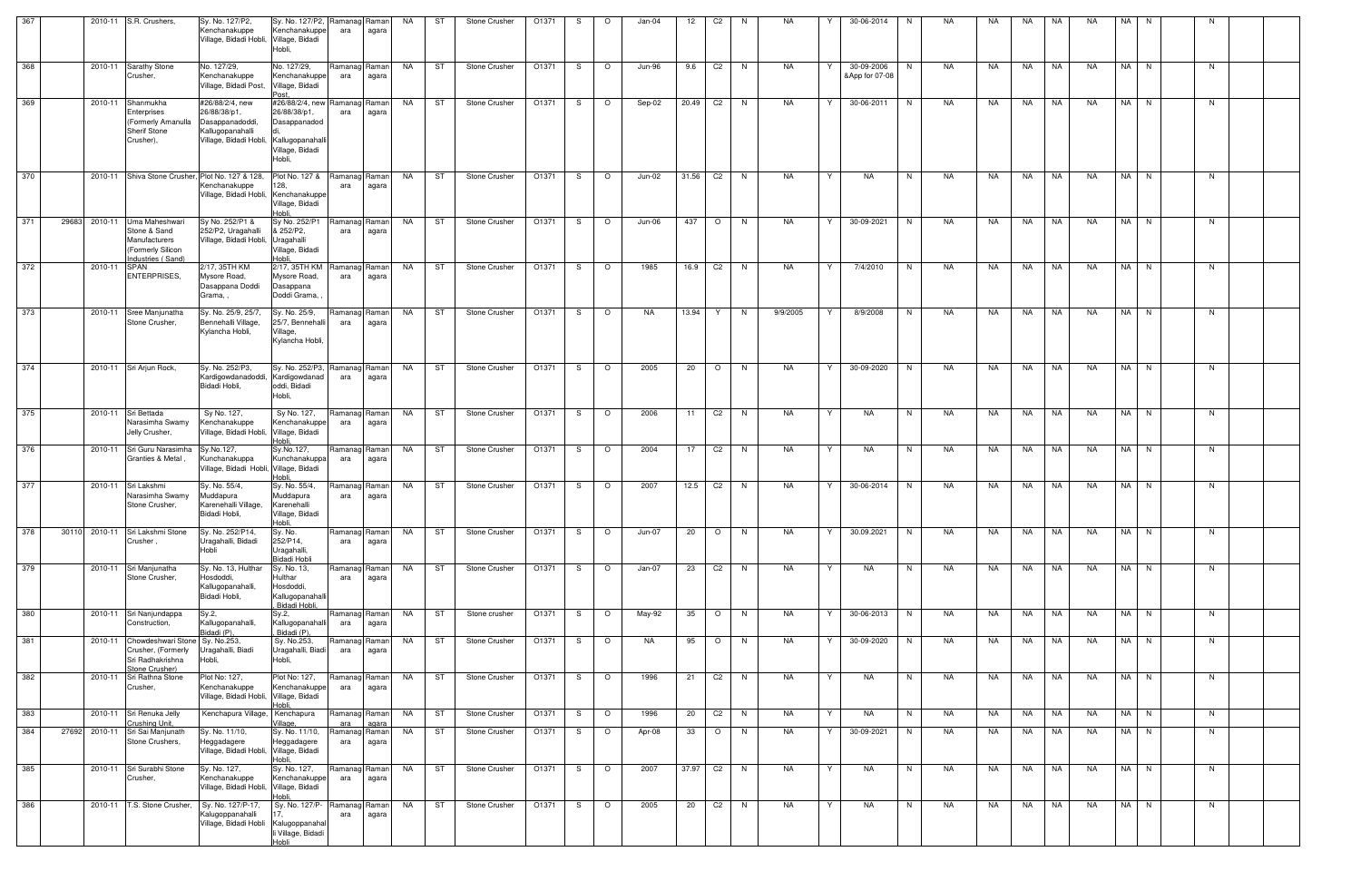| 367 | | 2010-11 | S.R. Crushers, | Sy. No. 127/P2, Kenchanakuppe Village, Bidadi Hobli, | Sy. No. 127/P2, Kenchanakuppe Village, Bidadi Hobli, | Ramanagara | Ramanagara | NA | ST | Stone Crusher | O1371 | S | O | Jan-04 | 12 | C2 | N | NA | Y | 30-06-2014 | N | NA | NA | NA | NA | NA | NA | N | | N | |
|---|---|---|---|---|---|---|---|---|---|---|---|---|---|---|---|---|---|---|---|---|---|---|---|---|---|---|---|---|---|---|---|
| 368 | | 2010-11 | Sarathy Stone Crusher, | No. 127/29, Kenchanakuppe Village, Bidadi Post, | No. 127/29, Kenchanakuppe Village, Bidadi Post, | Ramanagara | Ramanagara | NA | ST | Stone Crusher | O1371 | S | O | Jun-96 | 9.6 | C2 | N | NA | Y | 30-09-2006 &App for 07-08 | N | NA | NA | NA | NA | NA | NA | N | | N | |
| 369 | | 2010-11 | Shanmukha Enterprises (Formerly Amanulla Sherif Stone Crusher), | #26/88/2/4, new 26/88/38/p1, Dasappanadoddi, Kallugopanahalli Village, Bidadi Hobli, | #26/88/2/4, new 26/88/38/p1, Dasappanadoddi, Kallugopanahalli Village, Bidadi Hobli, | Ramanagara | Ramanagara | NA | ST | Stone Crusher | O1371 | S | O | Sep-02 | 20.49 | C2 | N | NA | Y | 30-06-2011 | N | NA | NA | NA | NA | NA | NA | N | | N | |
| 370 | | 2010-11 | Shiva Stone Crusher, | Plot No. 127 & 128, Kenchanakuppe Village, Bidadi Hobli, | Plot No. 127 & 128, Kenchanakuppe Village, Bidadi Hobli, | Ramanagara | Ramanagara | NA | ST | Stone Crusher | O1371 | S | O | Jun-02 | 31.56 | C2 | N | NA | Y | NA | N | NA | NA | NA | NA | NA | NA | N | | N | |
| 371 | 29683 | 2010-11 | Uma Maheshwari Stone & Sand Manufacturers (Formerly Silicon Industries ( Sand) | Sy No. 252/P1 & 252/P2, Uragahalli Village, Bidadi Hobli, | Sy No. 252/P1 & 252/P2, Uragahalli Village, Bidadi Hobli, | Ramanagara | Ramanagara | NA | ST | Stone Crusher | O1371 | S | O | Jun-06 | 437 | O | N | NA | Y | 30-09-2021 | N | NA | NA | NA | NA | NA | NA | N | | N | |
| 372 | | 2010-11 | SPAN ENTERPRISES, | 2/17, 35TH KM Mysore Road, Dasappana Doddi Grama, , | 2/17, 35TH KM Mysore Road, Dasappana Doddi Grama, , | Ramanagara | Ramanagara | NA | ST | Stone Crusher | O1371 | S | O | 1985 | 16.9 | C2 | N | NA | Y | 7/4/2010 | N | NA | NA | NA | NA | NA | NA | N | | N | |
| 373 | | 2010-11 | Sree Manjunatha Stone Crusher, | Sy. No. 25/9, 25/7, Bennehalli Village, Kylancha Hobli, | Sy. No. 25/9, 25/7, Bennehalli Village, Kylancha Hobli, | Ramanagara | Ramanagara | NA | ST | Stone Crusher | O1371 | S | O | NA | 13.94 | Y | N | 9/9/2005 | Y | 8/9/2008 | N | NA | NA | NA | NA | NA | NA | N | | N | |
| 374 | | 2010-11 | Sri Arjun Rock, | Sy. No. 252/P3, Kardigowdanadoddi, Bidadi Hobli, | Sy. No. 252/P3, Kardigowdanadoddi, Bidadi Hobli, | Ramanagara | Ramanagara | NA | ST | Stone Crusher | O1371 | S | O | 2005 | 20 | O | N | NA | Y | 30-09-2020 | N | NA | NA | NA | NA | NA | NA | N | | N | |
| 375 | | 2010-11 | Sri Bettada Narasimha Swamy Jelly Crusher, | Sy No. 127, Kenchanakuppe Village, Bidadi Hobli, | Sy No. 127, Kenchanakuppe Village, Bidadi Hobli, | Ramanagara | Ramanagara | NA | ST | Stone Crusher | O1371 | S | O | 2006 | 11 | C2 | N | NA | Y | NA | N | NA | NA | NA | NA | NA | NA | N | | N | |
| 376 | | 2010-11 | Sri Guru Narasimha Granties & Metal , | Sy.No.127, Kunchanakuppa Village, Bidadi Hobli, | Sy.No.127, Kunchanakuppa Village, Bidadi Hobli, | Ramanagara | Ramanagara | NA | ST | Stone Crusher | O1371 | S | O | 2004 | 17 | C2 | N | NA | Y | NA | N | NA | NA | NA | NA | NA | NA | N | | N | |
| 377 | | 2010-11 | Sri Lakshmi Narasimha Swamy Stone Crusher, | Sy. No. 55/4, Muddapura Karenehalli Village, Bidadi Hobli, | Sy. No. 55/4, Muddapura Karenehalli Village, Bidadi Hobli, | Ramanagara | Ramanagara | NA | ST | Stone Crusher | O1371 | S | O | 2007 | 12.5 | C2 | N | NA | Y | 30-06-2014 | N | NA | NA | NA | NA | NA | NA | N | | N | |
| 378 | 30110 | 2010-11 | Sri Lakshmi Stone Crusher , | Sy. No. 252/P14, Uragahalli, Bidadi Hobli | Sy. No. 252/P14, Uragahalli, Bidadi Hobli | Ramanagara | Ramanagara | NA | ST | Stone Crusher | O1371 | S | O | Jun-07 | 20 | O | N | NA | Y | 30.09.2021 | N | NA | NA | NA | NA | NA | NA | N | | N | |
| 379 | | 2010-11 | Sri Manjunatha Stone Crusher, | Sy. No. 13, Hulthar Hosdoddi, Kallugopanahalli, Bidadi Hobli, | Sy. No. 13, Hulthar Hosdoddi, Kallugopanahalli, Bidadi Hobli, | Ramanagara | Ramanagara | NA | ST | Stone Crusher | O1371 | S | O | Jan-07 | 23 | C2 | N | NA | Y | NA | N | NA | NA | NA | NA | NA | NA | N | | N | |
| 380 | | 2010-11 | Sri Nanjundappa Construction, | Sy.2, Kallugopanahalli, Bidadi (P), | Sy.2, Kallugopanahalli, Bidadi (P), | Ramanagara | Ramanagara | NA | ST | Stone crusher | O1371 | S | O | May-92 | 35 | O | N | NA | Y | 30-06-2013 | N | NA | NA | NA | NA | NA | NA | N | | N | |
| 381 | | 2010-11 | Chowdeshwari Stone Crusher, (Formerly Sri Radhakrishna Stone Crusher) | Sy. No.253, Uragahalli, Biadi Hobli, | Sy. No.253, Uragahalli, Biadi Hobli, | Ramanagara | Ramanagara | NA | ST | Stone Crusher | O1371 | S | O | NA | 95 | O | N | NA | Y | 30-09-2020 | N | NA | NA | NA | NA | NA | NA | N | | N | |
| 382 | | 2010-11 | Sri Rathna Stone Crusher, | Plot No: 127, Kenchanakuppe Village, Bidadi Hobli, | Plot No: 127, Kenchanakuppe Village, Bidadi Hobli, | Ramanagara | Ramanagara | NA | ST | Stone Crusher | O1371 | S | O | 1996 | 21 | C2 | N | NA | Y | NA | N | NA | NA | NA | NA | NA | NA | N | | N | |
| 383 | | 2010-11 | Sri Renuka Jelly Crushing Unit, | Kenchapura Village, | Kenchapura Village, | Ramanagara | Ramanagara | NA | ST | Stone Crusher | O1371 | S | O | 1996 | 20 | C2 | N | NA | Y | NA | N | NA | NA | NA | NA | NA | NA | N | | N | |
| 384 | 27692 | 2010-11 | Sri Sai Manjunath Stone Crushers, | Sy. No. 11/10, Heggadagere Village, Bidadi Hobli, | Sy. No. 11/10, Heggadagere Village, Bidadi Hobli, | Ramanagara | Ramanagara | NA | ST | Stone Crusher | O1371 | S | O | Apr-08 | 33 | O | N | NA | Y | 30-09-2021 | N | NA | NA | NA | NA | NA | NA | N | | N | |
| 385 | | 2010-11 | Sri Surabhi Stone Crusher, | Sy. No. 127, Kenchanakuppe Village, Bidadi Hobli, | Sy. No. 127, Kenchanakuppe Village, Bidadi Hobli, | Ramanagara | Ramanagara | NA | ST | Stone Crusher | O1371 | S | O | 2007 | 37.97 | C2 | N | NA | Y | NA | N | NA | NA | NA | NA | NA | NA | N | | N | |
| 386 | | 2010-11 | T.S. Stone Crusher, | Sy. No. 127/P-17, Kalugoppanahalli Village, Bidadi Hobli | Sy. No. 127/P-17, Kalugoppanahalli Village, Bidadi Hobli | Ramanagara | Ramanagara | NA | ST | Stone Crusher | O1371 | S | O | 2005 | 20 | C2 | N | NA | Y | NA | N | NA | NA | NA | NA | NA | NA | N | | N | |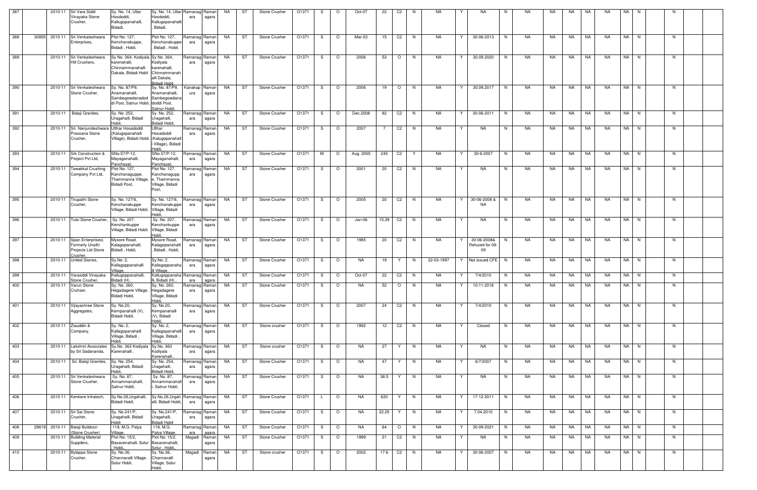| 387 | | 2010-11 | Sri Vara Siddi Vinayaka Stone Crusher, | Sy. No. 14, Ultar Hosdoddi, Kallugopanahalli, Bidadi, | Sy. No. 14, Ultar Hosdoddi, Kallugopanahalli, Bidadi, | Ramanagara | Ramanagara | NA | ST | Stone Crusher | O1371 | S | O | Oct-07 | 22 | C2 | N | NA | Y | NA | N | NA | NA | NA | NA | NA | NA | N | | N | | |
|---|---|---|---|---|---|---|---|---|---|---|---|---|---|---|---|---|---|---|---|---|---|---|---|---|---|---|---|---|---|---|---|---|
| 388 | 30855 | 2010-11 | Sri Venkateshwara Enterprises, | Plot No: 127, Kenchanakuppe, Bidadi , Hobli, | Plot No: 127, Kenchanakuppe, Bidadi , Hobli, | Ramanagara | Ramanagara | NA | ST | Stone Crusher | O1371 | S | O | Mar-03 | 15 | C2 | N | NA | Y | 30-06-2013 | N | NA | NA | NA | NA | NA | NA | N | | N | | |
| 389 | | 2010-11 | Sri Venkateshwara Hill Crushers, | Sy No. 364, Kodiyala karenahalli, Chinnammanahalli Dakala, Bidadi Hobli | Sy No. 364, Kodiyala karenahalli, Chinnammanahalli Dakala, Bidadi Hobli | Ramanagara | Ramanagara | NA | ST | Stone Crusher | O1371 | S | O | 2006 | 53 | O | N | NA | Y | 30.09.2020 | N | NA | NA | NA | NA | NA | NA | N | | N | | |
| 390 | | 2010-11 | Sri Venkateshwara Stone Crusher, | Sy. No. 87/P9, Anamanahalli, Sambegowdanadoddi Post, Satnur Hobli, | Sy. No. 87/P9, Anamanahalli, Sambegowdanadoddi Post, Satnur Hobli, | Kanakapura | Ramanagara | NA | ST | Stone Crusher | O1371 | S | O | 2006 | 19 | O | N | NA | Y | 30.09.2017 | N | NA | NA | NA | NA | NA | NA | N | | N | | |
| 391 | | 2010-11 | Balaji Granites, | Sy. No. 252, Uragahalli, Bidadi Hobli, | Sy. No. 252, Uragahalli, Bidadi Hobli, | Ramanagara | Ramanagara | NA | ST | Stone Crusher | O1371 | S | O | Dec.2008 | 82 | C2 | N | NA | Y | 30-06-2011 | N | NA | NA | NA | NA | NA | NA | N | | N | | |
| 392 | | 2010-11 | Sri. Nanjundeshwara Prassana Stone Crusher, | Ulthar Hosadoddi (Kalugopanahalli Village), Bidadi Hobli, | Ulthar Hosadoddi (Kalugopanahalli Village), Bidadi Hobli, | Ramanagara | Ramanagara | NA | ST | Stone Crusher | O1371 | S | O | 2007 | 7 | C2 | N | NA | Y | NA | N | NA | NA | NA | NA | NA | NA | N | | N | | |
| 393 | | 2010-11 | Srk Construction & Project Pvt Ltd, | SNo.57/P-12, Mayaganahalli, Panchayat, | SNo.57/P-12, Mayaganahalli, Panchayat, | Ramanagara | Ramanagara | NA | ST | Stone Crusher | O1371 | M | O | Aug. 2005 | 245 | C2 | Y | NA | Y | 30-6-2007 | N | NA | NA | NA | NA | NA | NA | N | | N | | |
| 394 | | 2010-11 | Tawakkal Crushing Company Pvt Ltd, | Plot No: 127, Kanchanaguppe, Thammanna Village, Bidadi Post, | Plot No: 127, Kanchanaguppe, Thammanna Village, Bidadi Post, | Ramanagara | Ramanagara | NA | ST | Stone Crusher | O1371 | S | O | 2001 | 20 | C2 | N | NA | Y | NA | N | NA | NA | NA | NA | NA | NA | N | | N | | |
| 395 | | 2010-11 | Tirupathi Stone Crusher, | Sy. No. 127/6, Kenchanakuppe Village, Bidadi Hobli, | Sy. No. 127/6, Kenchanakuppe Village, Bidadi Hobli, | Ramanagara | Ramanagara | NA | ST | Stone Crusher | O1371 | S | O | 2005 | 20 | C2 | N | NA | Y | 30-06-2008 & NA | N | NA | NA | NA | NA | NA | NA | N | | N | | |
| 396 | | 2010-11 | Tulsi Stone Crusher, | Sy. No. 207, Kenchankuppe Village, Bidadi Hobli, | Sy. No. 207, Kenchankuppe Village, Bidadi Hobli, | Ramanagara | Ramanagara | NA | ST | Stone Crusher | O1371 | S | O | Jan-06 | 15.39 | C2 | N | NA | Y | NA | N | NA | NA | NA | NA | NA | NA | N | | N | | |
| 397 | | 2010-11 | Span Enterprises( Formerly Unathi Projects Ltd Stone Crusher, | Mysore Road, Kalagopanahalli, Bidadi , Hobli, | Mysore Road, Kalagopanahalli, Bidadi , Hobli, | Ramanagara | Ramanagara | NA | ST | Stone Crusher | O1371 | S | O | 1985 | 20 | C2 | N | NA | Y | 30-06-2008& Refused for 08-09 | N | NA | NA | NA | NA | NA | NA | N | | N | | |
| 398 | | 2010-11 | United Stones, | Sy.No: 2, Kallagoppanahalli Village, | Sy.No: 2, Kallagoppanahalli Village, | Ramanagara | Ramanagara | NA | ST | Stone Crusher | O1371 | S | O | NA | 19 | Y | N | 22-03-1997 | Y | Not issued CFE | N | NA | NA | NA | NA | NA | NA | N | | N | | |
| 399 | | 2010-11 | Varasiddi Vinayaka Stone Crusher, | Kallugoppanahalli, Bidadi (H) , | Kallugoppanahalli, Bidadi (H) , | Ramanagara | Ramanagara | NA | ST | Stone Crusher | O1371 | S | O | Oct-07 | 22 | C2 | N | NA | Y | 7/4/2010 | N | NA | NA | NA | NA | NA | NA | N | | N | | |
| 400 | | 2010-11 | Varun Stone Cruhser, | Sy. No. 260, Hegadagere Village, Bidadi Hobli, | Sy. No. 260, Hegadagere Village, Bidadi Hobli, | Ramanagara | Ramanagara | NA | ST | Stone Crusher | O1371 | S | O | NA | 52 | O | N | NA | Y | 10.11.2018 | N | NA | NA | NA | NA | NA | NA | N | | N | | |
| 401 | | 2010-11 | Vijayashree Stone Aggregates, | Sy. No.20, Kempanahalli (V), Bidadi Hobli, | Sy. No.20, Kempanahalli (V), Bidadi Hobli, | Ramanagara | Ramanagara | NA | ST | Stone Crusher | O1371 | S | O | 2007 | 24 | C2 | N | NA | Y | 7/4/2010 | N | NA | NA | NA | NA | NA | NA | N | | N | | |
| 402 | | 2010-11 | Ziauddin & Company, | Sy. No: 2, Kallagopanahalli Village, Bidadi , Hobli, | Sy. No: 2, Kallagopanahalli Village, Bidadi , Hobli, | Ramanagara | Ramanagara | NA | ST | Stone crusher | O1371 | S | O | 1992 | 12 | C2 | N | NA | Y | Closed | N | NA | NA | NA | NA | NA | NA | N | | N | | |
| 403 | | 2010-11 | Lakshmi Associates by Sri Sadananda, | Sy.No. 363 Kodiyala Karenahalli , | Sy.No. 363 Kodiyala Karenahalli , | Ramanagara | Ramanagara | NA | ST | Stone crusher | O1371 | S | O | NA | 27 | Y | N | NA | Y | NA | N | NA | NA | NA | NA | NA | NA | N | | N | | |
| 404 | | 2010-11 | Sri. Balaji Granites, | Sy. No. 254, Uragahalli, Bidadi Hobli, | Sy. No. 254, Uragahalli, Bidadi Hobli, | Ramanagara | Ramanagara | NA | ST | Stone Crusher | O1371 | S | O | NA | 47 | Y | N | NA | Y | 6/7/2007 | N | NA | NA | NA | NA | NA | NA | N | | N | | |
| 405 | | 2010-11 | Sri Venkateshwara Stone Crusher, | Sy. No. 87, Annammanahalli, Satnur Hobli, | Sy. No. 87, Annammanahalli, Satnur Hobli, | Ramanagara | Ramanagara | NA | ST | Stone Crusher | O1371 | S | O | NA | 38.5 | Y | N | NA | Y | NA | N | NA | NA | NA | NA | NA | NA | N | | N | | |
| 406 | | 2010-11 | Kenkere Infratech, | Sy.No.26,Urgahalli, Bidadi Hobli, | Sy.No.26,Urgahalli, Bidadi Hobli, | Ramanagara | Ramanagara | NA | ST | Stone Crusher | O1371 | L | O | NA | 620 | Y | N | NA | Y | 17-12-2011 | N | NA | NA | NA | NA | NA | NA | N | | N | | |
| 407 | | 2010-11 | Sri Sai Stone Crusher, | Sy. No.241/P, Uragahalli, Bidadi Hobli | Sy. No.241/P, Uragahalli, Bidadi Hobli | Ramanagara | Ramanagara | NA | ST | Stone Crusher | O1371 | S | O | NA | 22.25 | Y | N | NA | Y | 7.04.2010 | N | NA | NA | NA | NA | NA | NA | N | | N | | |
| 408 | 29619 | 2010-11 | Balaji Buildcon (Stone Crusher) | 118, M.G. Palya Village, | 118, M.G. Palya Village, | Ramanagara | Ramanagara | NA | ST | Stone Crusher | O1371 | S | O | NA | 64 | O | N | NA | Y | 30-09-2021 | N | NA | NA | NA | NA | NA | NA | N | | N | | |
| 409 | | 2010-11 | Building Material Suppliers, | Plot No: 15/2, Basavenahalli, Solur , Hobli,, | Plot No: 15/2, Basavenahalli, Solur , Hobli,, | Magadi | Ramanagara | NA | ST | Stone Crusher | O1371 | S | O | 1999 | 21 | C2 | N | NA | Y | NA | N | NA | NA | NA | NA | NA | NA | N | | N | | |
| 410 | | 2010-11 | Bylappa Stone Crusher, | Sy. No.36, Channavalli Village, Solur Hobli, | Sy. No.36, Channavalli Village, Solur Hobli, | Magadi | Ramanagara | NA | ST | Stone crusher | O1371 | S | O | 2002 | 17.6 | C2 | N | NA | Y | 30-06-2007 | N | NA | NA | NA | NA | NA | NA | N | | N | | |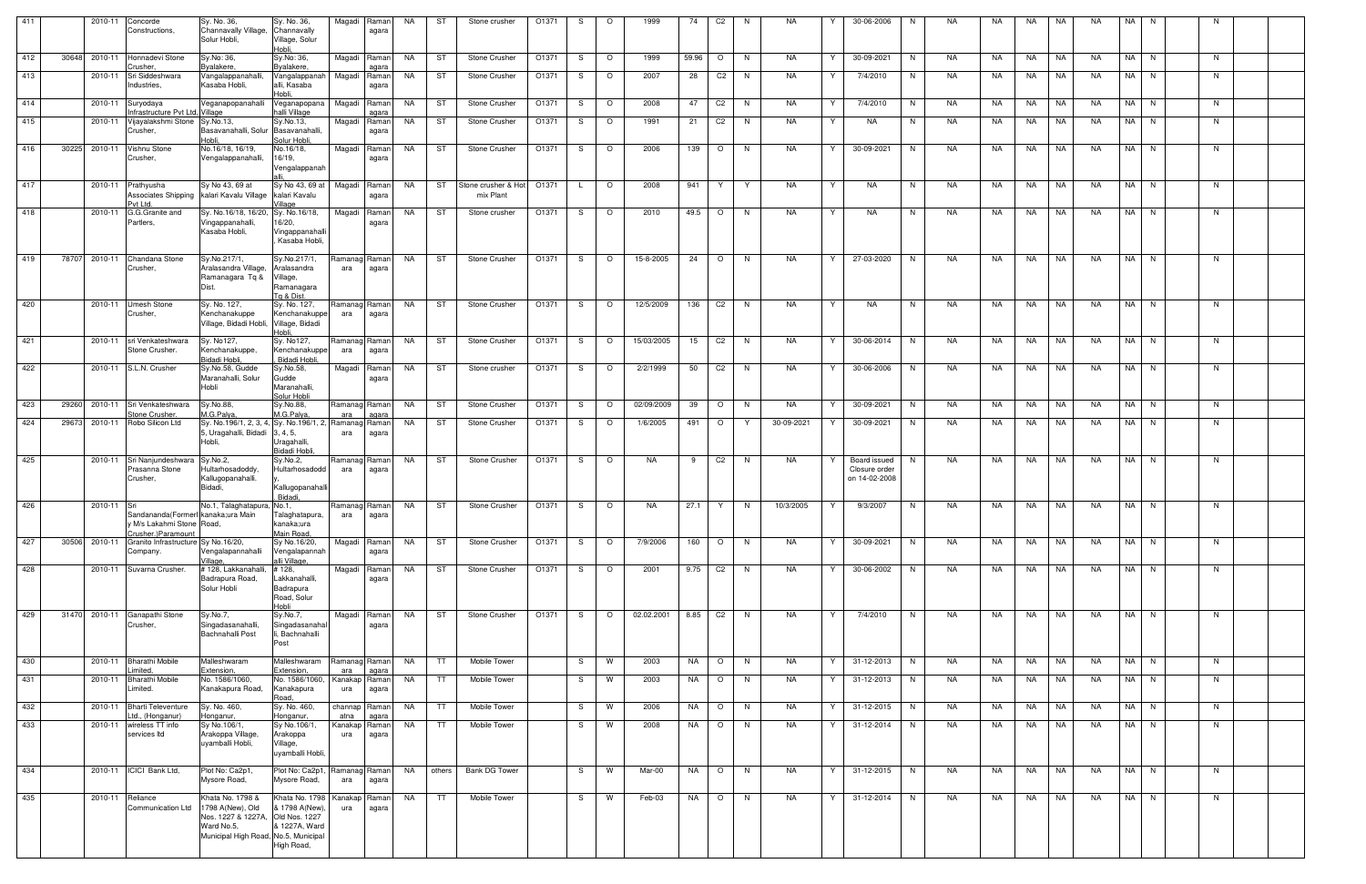| | | | | | | | | | | | | | | | | | | | | | | | | | | | | | | | | |
|---|---|---|---|---|---|---|---|---|---|---|---|---|---|---|---|---|---|---|---|---|---|---|---|---|---|---|---|---|---|---|---|---|
| 411 | | 2010-11 | Concorde Constructions, | Sy. No. 36, Channavally Village, Solur Hobli, | Sy. No. 36, Channavally Village, Solur Hobli, | Magadi | Ramanagara | NA | ST | Stone crusher | O1371 | S | O | 1999 | 74 | C2 | N | NA | Y | 30-06-2006 | N | NA | NA | NA | NA | NA | NA | N | | N | | |
| 412 | 30648 | 2010-11 | Honnadevi Stone Crusher, | Sy.No: 36, Byalakere, | Sy.No: 36, Byalakere, | Magadi | Ramanagara | NA | ST | Stone Crusher | O1371 | S | O | 1999 | 59.96 | O | N | NA | Y | 30-09-2021 | N | NA | NA | NA | NA | NA | NA | N | | N | | |
| 413 | | 2010-11 | Sri Siddeshwara Industries, | Vangalappanahalli, Kasaba Hobli, | Vangalappanahalli, Kasaba Hobli, | Magadi | Ramanagara | NA | ST | Stone Crusher | O1371 | S | O | 2007 | 28 | C2 | N | NA | Y | 7/4/2010 | N | NA | NA | NA | NA | NA | NA | N | | N | | |
| 414 | | 2010-11 | Suryodaya Infrastructure Pvt Ltd, | Veganapopanahalli Village | Veganapopanahalli Village | Magadi | Ramanagara | NA | ST | Stone Crusher | O1371 | S | O | 2008 | 47 | C2 | N | NA | Y | 7/4/2010 | N | NA | NA | NA | NA | NA | NA | N | | N | | |
| 415 | | 2010-11 | Vijayalakshmi Stone Crusher, | Sy.No.13, Basavanahalli, Solur Hobli, | Sy.No.13, Basavanahalli, Solur Hobli, | Magadi | Ramanagara | NA | ST | Stone Crusher | O1371 | S | O | 1991 | 21 | C2 | N | NA | Y | NA | N | NA | NA | NA | NA | NA | NA | N | | N | | |
| 416 | 30225 | 2010-11 | Vishnu Stone Crusher, | No.16/18, 16/19, Vengalappanahalli, | No.16/18, 16/19, Vengalappanahalli, | Magadi | Ramanagara | NA | ST | Stone Crusher | O1371 | S | O | 2006 | 139 | O | N | NA | Y | 30-09-2021 | N | NA | NA | NA | NA | NA | NA | N | | N | | |
| 417 | | 2010-11 | Prathyusha Associates Shipping Pvt Ltd, | Sy No 43, 69 at kalari Kavalu Village | Sy No 43, 69 at kalari Kavalu Village | Magadi | Ramanagara | NA | ST | Stone crusher & Hot mix Plant | O1371 | L | O | 2008 | 941 | Y | Y | NA | Y | NA | N | NA | NA | NA | NA | NA | NA | N | | N | | |
| 418 | | 2010-11 | G.G.Granite and Partlers, | Sy. No.16/18, 16/20, Vingappanahalli, Kasaba Hobli, | Sy. No.16/18, 16/20, Vingappanahalli, Kasaba Hobli, | Magadi | Ramanagara | NA | ST | Stone crusher | O1371 | S | O | 2010 | 49.5 | O | N | NA | Y | NA | N | NA | NA | NA | NA | NA | NA | N | | N | | |
| 419 | 78707 | 2010-11 | Chandana Stone Crusher, | Sy.No.217/1, Aralasandra Village, Ramanagara Tq & Dist. | Sy.No.217/1, Aralasandra Village, Ramanagara Tq & Dist. | Ramanagara | Ramanagara | NA | ST | Stone Crusher | O1371 | S | O | 15-8-2005 | 24 | O | N | NA | Y | 27-03-2020 | N | NA | NA | NA | NA | NA | NA | N | | N | | |
| 420 | | 2010-11 | Umesh Stone Crusher, | Sy. No. 127, Kenchanakuppe Village, Bidadi Hobli, | Sy. No. 127, Kenchanakuppe Village, Bidadi Hobli, | Ramanagara | Ramanagara | NA | ST | Stone Crusher | O1371 | S | O | 12/5/2009 | 136 | C2 | N | NA | Y | NA | N | NA | NA | NA | NA | NA | NA | N | | N | | |
| 421 | | 2010-11 | sri Venkateshwara Stone Crusher. | Sy. No127, Kenchanakuppe, Bidadi Hobli, | Sy. No127, Kenchanakuppe, Bidadi Hobli, | Ramanagara | Ramanagara | NA | ST | Stone Crusher | O1371 | S | O | 15/03/2005 | 15 | C2 | N | NA | Y | 30-06-2014 | N | NA | NA | NA | NA | NA | NA | N | | N | | |
| 422 | | 2010-11 | S.L.N. Crusher | Sy.No.58, Gudde Maranahalli, Solur Hobli | Sy.No.58, Gudde Maranahalli, Solur Hobli | Magadi | Ramanagara | NA | ST | Stone crusher | O1371 | S | O | 2/2/1999 | 50 | C2 | N | NA | Y | 30-06-2006 | N | NA | NA | NA | NA | NA | NA | N | | N | | |
| 423 | 29260 | 2010-11 | Sri Venkateshwara Stone Crusher. | Sy.No.88, M.G.Palya, | Sy.No.88, M.G.Palya, | Ramanagara | Ramanagara | NA | ST | Stone Crusher | O1371 | S | O | 02/09/2009 | 39 | O | N | NA | Y | 30-09-2021 | N | NA | NA | NA | NA | NA | NA | N | | N | | |
| 424 | 29673 | 2010-11 | Robo Silicon Ltd | Sy. No.196/1, 2, 3, 4, 5, Uragahalli, Bidadi Hobli, | Sy. No.196/1, 2, 3, 4, 5, Uragahalli, Bidadi Hobli, | Ramanagara | Ramanagara | NA | ST | Stone Crusher | O1371 | S | O | 1/6/2005 | 491 | O | Y | 30-09-2021 | Y | 30-09-2021 | N | NA | NA | NA | NA | NA | NA | N | | N | | |
| 425 | | 2010-11 | Sri Nanjundeshwara Prasanna Stone Crusher, | Sy.No.2, Hultarhosadoddy, Kallugopanahalli. Bidadi, | Sy.No.2, Hultarhosadoddy, Kallugopanahalli, Bidadi, | Ramanagara | Ramanagara | NA | ST | Stone Crusher | O1371 | S | O | NA | 9 | C2 | N | NA | Y | Board issued Closure order on 14-02-2008 | N | NA | NA | NA | NA | NA | NA | N | | N | | |
| 426 | | 2010-11 | Sri Sandananda(Formerly M/s Lakahmi Stone Crusher )Paramount | No.1, Talaghatapura, kanaka;ura Main Road, | No.1, Talaghatapura, kanaka;ura Main Road, | Ramanagara | Ramanagara | NA | ST | Stone Crusher | O1371 | S | O | NA | 27.1 | Y | N | 10/3/2005 | Y | 9/3/2007 | N | NA | NA | NA | NA | NA | NA | N | | N | | |
| 427 | 30506 | 2010-11 | Granito Infrastructure Company. | Sy No.16/20, Vengalapannahalli Village, | Sy No.16/20, Vengalapannahalli Village, | Magadi | Ramanagara | NA | ST | Stone Crusher | O1371 | S | O | 7/9/2006 | 160 | O | N | NA | Y | 30-09-2021 | N | NA | NA | NA | NA | NA | NA | N | | N | | |
| 428 | | 2010-11 | Suvarna Crusher. | # 128, Lakkanahalli, Badrapura Road, Solur Hobli | # 128, Lakkanahalli, Badrapura Road, Solur Hobli | Magadi | Ramanagara | NA | ST | Stone Crusher | O1371 | S | O | 2001 | 9.75 | C2 | N | NA | Y | 30-06-2002 | N | NA | NA | NA | NA | NA | NA | N | | N | | |
| 429 | 31470 | 2010-11 | Ganapathi Stone Crusher, | Sy.No.7, Singadasanahalli, Bachnahalli Post | Sy.No.7, Singadasanahalli, Bachnahalli Post | Magadi | Ramanagara | NA | ST | Stone Crusher | O1371 | S | O | 02.02.2001 | 8.85 | C2 | N | NA | Y | 7/4/2010 | N | NA | NA | NA | NA | NA | NA | N | | N | | |
| 430 | | 2010-11 | Bharathi Mobile Limited, | Malleshwaram Extension, | Malleshwaram Extension, | Ramanagara | Ramanagara | NA | TT | Mobile Tower | | S | W | 2003 | NA | O | N | NA | Y | 31-12-2013 | N | NA | NA | NA | NA | NA | NA | N | | N | | |
| 431 | | 2010-11 | Bharathi Mobile Limited. | No. 1586/1060, Kanakapura Road, | No. 1586/1060, Kanakapura Road, | Kanakapura | Ramanagara | NA | TT | Mobile Tower | | S | W | 2003 | NA | O | N | NA | Y | 31-12-2013 | N | NA | NA | NA | NA | NA | NA | N | | N | | |
| 432 | | 2010-11 | Bharti Televenture Ltd., (Honganur) | Sy. No. 460, Honganur, | Sy. No. 460, Honganur, | channapatna | Ramanagara | NA | TT | Mobile Tower | | S | W | 2006 | NA | O | N | NA | Y | 31-12-2015 | N | NA | NA | NA | NA | NA | NA | N | | N | | |
| 433 | | 2010-11 | wireless TT info services ltd | Sy No.106/1, Arakoppa Village, uyamballi Hobli, | Sy No.106/1, Arakoppa Village, uyamballi Hobli, | Kanakapura | Ramanagara | NA | TT | Mobile Tower | | S | W | 2008 | NA | O | N | NA | Y | 31-12-2014 | N | NA | NA | NA | NA | NA | NA | N | | N | | |
| 434 | | 2010-11 | ICICI Bank Ltd, | Plot No: Ca2p1, Mysore Road, | Plot No: Ca2p1, Mysore Road, | Ramanagara | Ramanagara | NA | others | Bank DG Tower | | S | W | Mar-00 | NA | O | N | NA | Y | 31-12-2015 | N | NA | NA | NA | NA | NA | NA | N | | N | | |
| 435 | | 2010-11 | Reliance Communication Ltd | Khata No. 1798 & 1798 A(New), Old Nos. 1227 & 1227A, Ward No.5, Municipal High Road, | Khata No. 1798 & 1798 A(New), Old Nos. 1227 & 1227A, Ward No.5, Municipal High Road, | Kanakapura | Ramanagara | NA | TT | Mobile Tower | | S | W | Feb-03 | NA | O | N | NA | Y | 31-12-2014 | N | NA | NA | NA | NA | NA | NA | N | | N | | |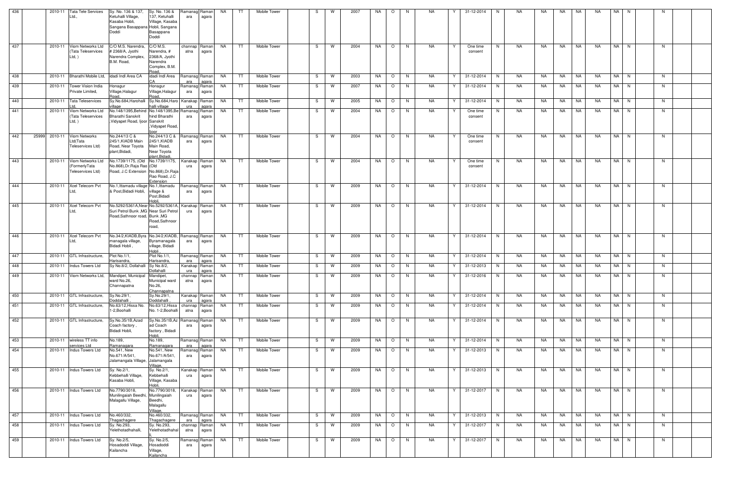| 436 | | 2010-11 | Tata Tele Services Ltd., | Sy. No. 136 & 137, Ketuhalli Village, Kasaba Hobli, Sangana Basappana Doddi | Sy. No. 136 & 137, Ketuhalli Village, Kasaba Hobli, Sangana Basappana Doddi | Ramanagara | Ramanagara | NA | TT | Mobile Tower | | S | W | 2007 | NA | O | N | NA | Y | 31-12-2014 | N | NA | NA | NA | NA | NA | NA | N | | N | |
|---|---|---|---|---|---|---|---|---|---|---|---|---|---|---|---|---|---|---|---|---|---|---|---|---|---|---|---|---|---|---|---|
| 437 | | 2010-11 | Viom Networks Ltd (Tata Teleservices Ltd, ) | C/O M.S. Narendra, # 2368/A, Jyothi Narendra Complex, B.M. Road, | C/O M.S. Narendra, # 2368/A, Jyothi Narendra Complex, B.M. Road, | channapatna | Ramanagara | NA | TT | Mobile Tower | | S | W | 2004 | NA | O | N | NA | Y | One time consent | N | NA | NA | NA | NA | NA | NA | N | | N | |
| 438 | | 2010-11 | Bharathi Mobile Ltd, | idadi Indl Area CA | idadi Indl Area CA | Ramanagara | Ramanagara | NA | TT | Mobile Tower | | S | W | 2003 | NA | O | N | NA | Y | 31-12-2014 | N | NA | NA | NA | NA | NA | NA | N | | N | |
| 439 | | 2010-11 | Tower Vision India Private Limited, | Honagur Village,Halagur Road, | Honagur Village,Halagur Road, | Ramanagara | Ramanagara | NA | TT | Mobile Tower | | S | W | 2007 | NA | O | N | NA | Y | 31-12-2014 | N | NA | NA | NA | NA | NA | NA | N | | N | |
| 440 | | 2010-11 | Tata Teleservices Ltd, | Sy.No.684,Harohalli village | Sy.No.684,Harohalli village | Kanakapura | Ramanagara | NA | TT | Mobile Tower | | S | W | 2005 | NA | O | N | NA | Y | 31-12-2014 | N | NA | NA | NA | NA | NA | NA | N | | N | |
| 441 | | 2010-11 | Viom Networks Ltd (Tata Teleservices Ltd, ) | No.148/1395,Behind Bharathi Sanskrit ,Vidyapet Road, Ijoor | No.148/1395,Behind Bharathi Sanskrit ,Vidyapet Road, Ijoor | Ramanagara | Ramanagara | NA | TT | Mobile Tower | | S | W | 2004 | NA | O | N | NA | Y | One time consent | N | NA | NA | NA | NA | NA | NA | N | | N | |
| 442 | 25999 | 2010-11 | Viom Networks Ltd(Tata Teleservices Ltd) | No.244/13 C & 245/1,KIADB Main Road, Near Toyota plant,Bidadi, | No.244/13 C & 245/1,KIADB Main Road, Near Toyota plant,Bidadi, | Ramanagara | Ramanagara | NA | TT | Mobile Tower | | S | W | 2004 | NA | O | N | NA | Y | One time consent | N | NA | NA | NA | NA | NA | NA | N | | N | |
| 443 | | 2010-11 | Viom Networks Ltd (FormerlyTata Teleservices Ltd) | No.1739/1175, (Old No.868),Dr.Raja Rao Road, J.C Extension | No.1739/1175, (Old No.868),Dr.Raja Rao Road, J.C Extension | Kanakapura | Ramanagara | NA | TT | Mobile Tower | | S | W | 2004 | NA | O | N | NA | Y | One time consent | N | NA | NA | NA | NA | NA | NA | N | | N | |
| 444 | | 2010-11 | Xcel Telecom Pvt Ltd, | No.1,Ittamadu village & Post,Bidadi Hobli, | No.1,Ittamadu village & Post,Bidadi Hobli, | Ramanagara | Ramanagara | NA | TT | Mobile Tower | | S | W | 2009 | NA | O | N | NA | Y | 31-12-2014 | N | NA | NA | NA | NA | NA | NA | N | | N | |
| 445 | | 2010-11 | Xcel Telecom Pvt Ltd, | No.5292/5361A,Near Suri Petrol Bunk ,MG Road,Sathnoor road, | No.5292/5361A, Near Suri Petrol Bunk ,MG Road,Sathnoor road, | Kanakapura | Ramanagara | NA | TT | Mobile Tower | | S | W | 2009 | NA | O | N | NA | Y | 31-12-2014 | N | NA | NA | NA | NA | NA | NA | N | | N | |
| 446 | | 2010-11 | Xcel Telecom Pvt Ltd, | No.34/2,KIADB,Byramanagala village, Bidadi Hobli , | No.34/2,KIADB, Byramanagala village, Bidadi Hobli, | Ramanagara | Ramanagara | NA | TT | Mobile Tower | | S | W | 2009 | NA | O | N | NA | Y | 31-12-2014 | N | NA | NA | NA | NA | NA | NA | N | | N | |
| 447 | | 2010-11 | GTL Infrastructure, | Plot No.1/1, Harisandra, | Plot No.1/1, Harisandra, | Ramanagara | Ramanagara | NA | TT | Mobile Tower | | S | W | 2009 | NA | O | N | NA | Y | 31-12-2014 | N | NA | NA | NA | NA | NA | NA | N | | N | |
| 448 | | 2010-11 | Indus Towers Ltd | Sy No.8/2, Dollahalli | Sy No.8/2, Dollahalli | Kanakapura | Ramanagara | NA | TT | Mobile Tower | | S | W | 2009 | NA | O | N | NA | Y | 31-12-2013 | N | NA | NA | NA | NA | NA | NA | N | | N | |
| 449 | | 2010-11 | Viom Networks Ltd, | Mandipet, Municipal ward No.26, Channapatna | Mandipet, Municipal ward No.26, Channapatna | channapatna | Ramanagara | NA | TT | Mobile Tower | | S | W | 2009 | NA | O | N | NA | Y | 31-12-2016 | N | NA | NA | NA | NA | NA | NA | N | | N | |
| 450 | | 2010-11 | GTL Infrastructure, | Sy.No.29/1, Doddahalli , | Sy.No.29/1, Doddahalli , | Kanakapura | Ramanagara | NA | TT | Mobile Tower | | S | W | 2009 | NA | O | N | NA | Y | 31-12-2014 | N | NA | NA | NA | NA | NA | NA | N | | N | |
| 451 | | 2010-11 | GTL Infrastructure, | No.63/12.Hissa No. 1-2,Boohalli | No.63/12.Hissa No. 1-2,Boohalli | channapatna | Ramanagara | NA | TT | Mobile Tower | | S | W | 2009 | NA | O | N | NA | Y | 31-12-2014 | N | NA | NA | NA | NA | NA | NA | N | | N | |
| 452 | | 2010-11 | GTL Infrastructure, | Sy.No.35/1B,Azad Coach factory , Bidadi Hobli, | Sy.No.35/1B,Azad Coach factory , Bidadi Hobli, | Ramanagara | Ramanagara | NA | TT | Mobile Tower | | S | W | 2009 | NA | O | N | NA | Y | 31-12-2014 | N | NA | NA | NA | NA | NA | NA | N | | N | |
| 453 | | 2010-11 | wireless TT info services Ltd | No.189, Ramanagara | No.189, Ramanagara | Ramanagara | Ramanagara | NA | TT | Mobile Tower | | S | W | 2009 | NA | O | N | NA | Y | 31-12-2014 | N | NA | NA | NA | NA | NA | NA | N | | N | |
| 454 | | 2010-11 | Indus Towers Ltd | No.541, New No.671/A/541, Jalamangala Village, | No.541, New No.671/A/541, Jalamangala Village, | Ramanagara | Ramanagara | NA | TT | Mobile Tower | | S | W | 2009 | NA | O | N | NA | Y | 31-12-2013 | N | NA | NA | NA | NA | NA | NA | N | | N | |
| 455 | | 2010-11 | Indus Towers Ltd | Sy. No.2/1, Kebbehalli Village, Kasaba Hobli, | Sy. No.2/1, Kebbehalli Village, Kasaba Hobli, | Kanakapura | Ramanagara | NA | TT | Mobile Tower | | S | W | 2009 | NA | O | N | NA | Y | 31-12-2013 | N | NA | NA | NA | NA | NA | NA | N | | N | |
| 456 | | 2010-11 | Indus Towers Ltd | No.7790/3018, Munilingaiah Beedhi, Malagallu Village, | No.7790/3018, Munilingaiah Beedhi, Malagallu Village, | Kanakapura | Ramanagara | NA | TT | Mobile Tower | | S | W | 2009 | NA | O | N | NA | Y | 31-12-2017 | N | NA | NA | NA | NA | NA | NA | N | | N | |
| 457 | | 2010-11 | Indus Towers Ltd | No.460/332, Thagachagere | No.460/332, Thagachagere | Ramanagara | Ramanagara | NA | TT | Mobile Tower | | S | W | 2009 | NA | O | N | NA | Y | 31-12-2013 | N | NA | NA | NA | NA | NA | NA | N | | N | |
| 458 | | 2010-11 | Indus Towers Ltd | Sy. No.293, Yelethotadhahalli, | Sy. No.293, Yelethotadhahalli, | channapatna | Ramanagara | NA | TT | Mobile Tower | | S | W | 2009 | NA | O | N | NA | Y | 31-12-2017 | N | NA | NA | NA | NA | NA | NA | N | | N | |
| 459 | | 2010-11 | Indus Towers Ltd | Sy. No.2/5, Hosadoddi Village, Kailancha | Sy. No.2/5, Hosadoddi Village, Kailancha | Ramanagara | Ramanagara | NA | TT | Mobile Tower | | S | W | 2009 | NA | O | N | NA | Y | 31-12-2017 | N | NA | NA | NA | NA | NA | NA | N | | N | |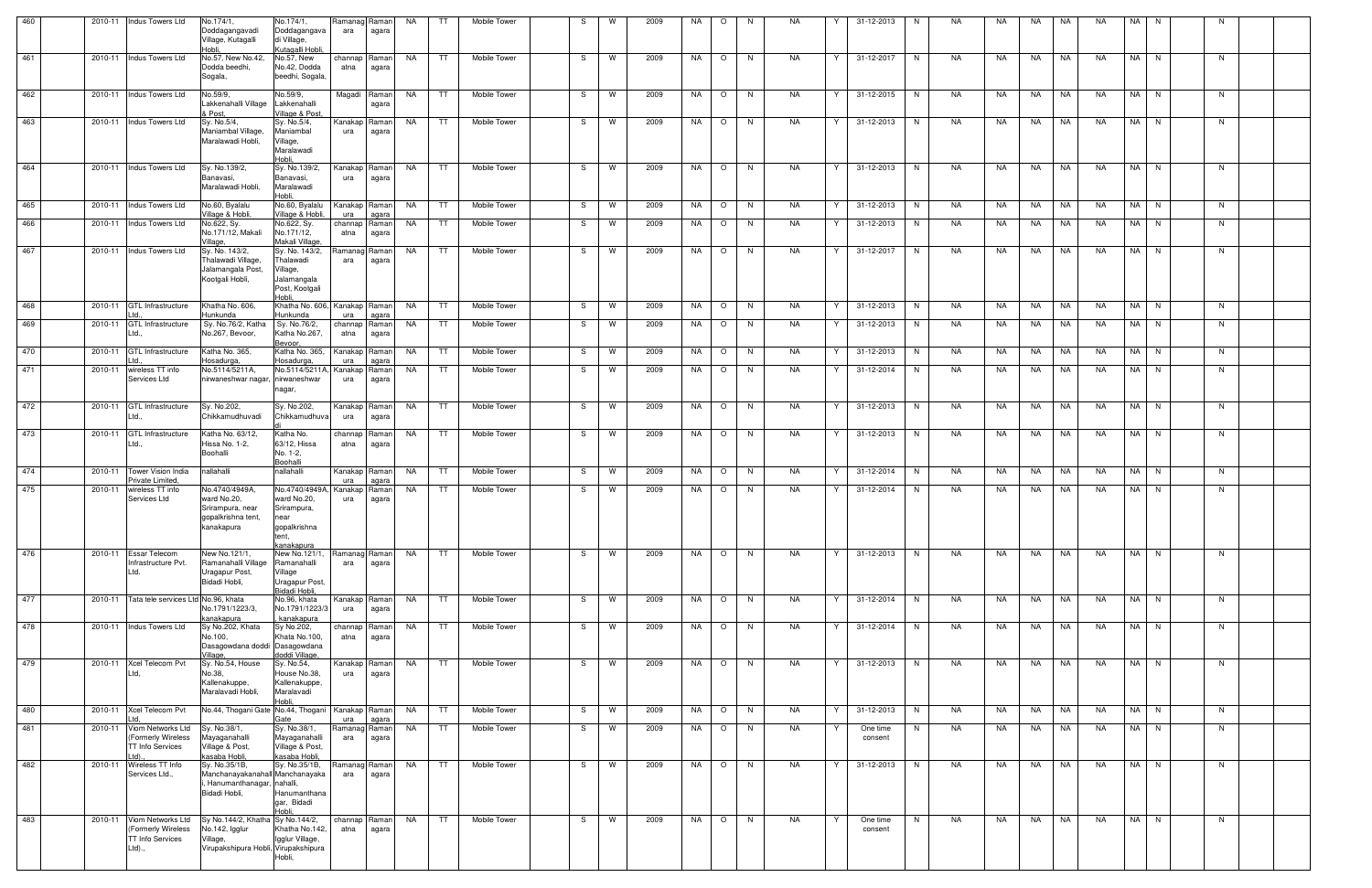| 460 | | 2010-11 | Indus Towers Ltd | No.174/1, Doddagangavadi Village, Kutagalli Hobli | No.174/1, Doddagangavadi Village, Kutagalli Hobli | Ramanagara | Ramanagara | NA | TT | Mobile Tower | | S | W | 2009 | NA | O | N | NA | Y | 31-12-2013 | N | NA | NA | NA | NA | NA | NA | N | | N | |
|---|---|---|---|---|---|---|---|---|---|---|---|---|---|---|---|---|---|---|---|---|---|---|---|---|---|---|---|---|---|---|---|
| 461 | | 2010-11 | Indus Towers Ltd | No.57, New No.42, Dodda beedhi, Sogala, | No.57, New No.42, Dodda beedhi, Sogala, | channapatna | Ramanagara | NA | TT | Mobile Tower | | S | W | 2009 | NA | O | N | NA | Y | 31-12-2017 | N | NA | NA | NA | NA | NA | NA | N | | N | |
| 462 | | 2010-11 | Indus Towers Ltd | No.59/9, Lakkenahalli Village & Post, | No.59/9, Lakkenahalli Village & Post, | Magadi | Ramanagara | NA | TT | Mobile Tower | | S | W | 2009 | NA | O | N | NA | Y | 31-12-2015 | N | NA | NA | NA | NA | NA | NA | N | | N | |
| 463 | | 2010-11 | Indus Towers Ltd | Sy. No.5/4, Maniambal Village, Maralawadi Hobli, | Sy. No.5/4, Maniambal Village, Maralawadi Hobli, | Kanakapura | Ramanagara | NA | TT | Mobile Tower | | S | W | 2009 | NA | O | N | NA | Y | 31-12-2013 | N | NA | NA | NA | NA | NA | NA | N | | N | |
| 464 | | 2010-11 | Indus Towers Ltd | Sy. No.139/2, Banavasi, Maralawadi Hobli, | Sy. No.139/2, Banavasi, Maralawadi Hobli, | Kanakapura | Ramanagara | NA | TT | Mobile Tower | | S | W | 2009 | NA | O | N | NA | Y | 31-12-2013 | N | NA | NA | NA | NA | NA | NA | N | | N | |
| 465 | | 2010-11 | Indus Towers Ltd | No.60, Byalalu Village & Hobli, | No.60, Byalalu Village & Hobli, | Kanakapura | Ramanagara | NA | TT | Mobile Tower | | S | W | 2009 | NA | O | N | NA | Y | 31-12-2013 | N | NA | NA | NA | NA | NA | NA | N | | N | |
| 466 | | 2010-11 | Indus Towers Ltd | No.622, Sy. No.171/12, Makali Village, | No.622, Sy. No.171/12, Makali Village, | channapatna | Ramanagara | NA | TT | Mobile Tower | | S | W | 2009 | NA | O | N | NA | Y | 31-12-2013 | N | NA | NA | NA | NA | NA | NA | N | | N | |
| 467 | | 2010-11 | Indus Towers Ltd | Sy. No. 143/2, Thalawadi Village, Jalamangala Post, Kootgali Hobli, | Sy. No. 143/2, Thalawadi Village, Jalamangala Post, Kootgali Hobli, | Ramanagara | Ramanagara | NA | TT | Mobile Tower | | S | W | 2009 | NA | O | N | NA | Y | 31-12-2017 | N | NA | NA | NA | NA | NA | NA | N | | N | |
| 468 | | 2010-11 | GTL Infrastructure Ltd., | Khatha No. 606, Hunkunda | Khatha No. 606, Hunkunda | Kanakapura | Ramanagara | NA | TT | Mobile Tower | | S | W | 2009 | NA | O | N | NA | Y | 31-12-2013 | N | NA | NA | NA | NA | NA | NA | N | | N | |
| 469 | | 2010-11 | GTL Infrastructure Ltd., | Sy. No.76/2, Katha No.267, Bevoor, | Sy. No.76/2, Katha No.267, Bevoor, | channapatna | Ramanagara | NA | TT | Mobile Tower | | S | W | 2009 | NA | O | N | NA | Y | 31-12-2013 | N | NA | NA | NA | NA | NA | NA | N | | N | |
| 470 | | 2010-11 | GTL Infrastructure Ltd., | Katha No. 365, Hosadurga, | Katha No. 365, Hosadurga, | Kanakapura | Ramanagara | NA | TT | Mobile Tower | | S | W | 2009 | NA | O | N | NA | Y | 31-12-2013 | N | NA | NA | NA | NA | NA | NA | N | | N | |
| 471 | | 2010-11 | wireless TT info Services Ltd | No.5114/5211A, nirwaneshwar nagar, | No.5114/5211A, nirwaneshwar nagar, | Kanakapura | Ramanagara | NA | TT | Mobile Tower | | S | W | 2009 | NA | O | N | NA | Y | 31-12-2014 | N | NA | NA | NA | NA | NA | NA | N | | N | |
| 472 | | 2010-11 | GTL Infrastructure Ltd., | Sy. No.202, Chikkamudhuvadi | Sy. No.202, Chikkamudhuvadi | Kanakapura | Ramanagara | NA | TT | Mobile Tower | | S | W | 2009 | NA | O | N | NA | Y | 31-12-2013 | N | NA | NA | NA | NA | NA | NA | N | | N | |
| 473 | | 2010-11 | GTL Infrastructure Ltd., | Katha No. 63/12, Hissa No. 1-2, Boohalli | Katha No. 63/12, Hissa No. 1-2, Boohalli | channapatna | Ramanagara | NA | TT | Mobile Tower | | S | W | 2009 | NA | O | N | NA | Y | 31-12-2013 | N | NA | NA | NA | NA | NA | NA | N | | N | |
| 474 | | 2010-11 | Tower Vision India Private Limited, | nallahalli | nallahalli | Kanakapura | Ramanagara | NA | TT | Mobile Tower | | S | W | 2009 | NA | O | N | NA | Y | 31-12-2014 | N | NA | NA | NA | NA | NA | NA | N | | N | |
| 475 | | 2010-11 | wireless TT info Services Ltd | No.4740/4949A, ward No.20, Srirampura, near gopalkrishna tent, kanakapura | No.4740/4949A, ward No.20, Srirampura, near gopalkrishna tent, kanakapura | Kanakapura | Ramanagara | NA | TT | Mobile Tower | | S | W | 2009 | NA | O | N | NA | Y | 31-12-2014 | N | NA | NA | NA | NA | NA | NA | N | | N | |
| 476 | | 2010-11 | Essar Telecom Infrastructure Pvt. Ltd. | New No.121/1, Ramanahalli Village Uragapur Post, Bidadi Hobli, | New No.121/1, Ramanahalli Village Uragapur Post, Bidadi Hobli, | Ramanagara | Ramanagara | NA | TT | Mobile Tower | | S | W | 2009 | NA | O | N | NA | Y | 31-12-2013 | N | NA | NA | NA | NA | NA | NA | N | | N | |
| 477 | | 2010-11 | Tata tele services Ltd | No.96, khata No.1791/1223/3, kanakapura | No.96, khata No.1791/1223/3, kanakapura | Kanakapura | Ramanagara | NA | TT | Mobile Tower | | S | W | 2009 | NA | O | N | NA | Y | 31-12-2014 | N | NA | NA | NA | NA | NA | NA | N | | N | |
| 478 | | 2010-11 | Indus Towers Ltd | Sy No.202, Khata No.100, Dasagowdana doddi Village, | Sy No.202, Khata No.100, Dasagowdana doddi Village, | channapatna | Ramanagara | NA | TT | Mobile Tower | | S | W | 2009 | NA | O | N | NA | Y | 31-12-2014 | N | NA | NA | NA | NA | NA | NA | N | | N | |
| 479 | | 2010-11 | Xcel Telecom Pvt Ltd, | Sy. No.54, House No.38, Kallenakuppe, Maralavadi Hobli, | Sy. No.54, House No.38, Kallenakuppe, Maralavadi Hobli, | Kanakapura | Ramanagara | NA | TT | Mobile Tower | | S | W | 2009 | NA | O | N | NA | Y | 31-12-2013 | N | NA | NA | NA | NA | NA | NA | N | | N | |
| 480 | | 2010-11 | Xcel Telecom Pvt Ltd, | No.44, Thogani Gate | No.44, Thogani Gate | Kanakapura | Ramanagara | NA | TT | Mobile Tower | | S | W | 2009 | NA | O | N | NA | Y | 31-12-2013 | N | NA | NA | NA | NA | NA | NA | N | | N | |
| 481 | | 2010-11 | Viom Networks Ltd (Formerly Wireless TT Info Services Ltd)., | Sy. No.38/1, Mayaganahalli Village & Post, kasaba Hobli, | Sy. No.38/1, Mayaganahalli Village & Post, kasaba Hobli, | Ramanagara | Ramanagara | NA | TT | Mobile Tower | | S | W | 2009 | NA | O | N | NA | Y | One time consent | N | NA | NA | NA | NA | NA | NA | N | | N | |
| 482 | | 2010-11 | Wireless TT Info Services Ltd., | Sy. No.35/1B, Manchanayakanahalli, Hanumanthanagar, Bidadi Hobli, | Sy. No.35/1B, Manchanayakanahalli, Hanumanthanagar, Bidadi Hobli, | Ramanagara | Ramanagara | NA | TT | Mobile Tower | | S | W | 2009 | NA | O | N | NA | Y | 31-12-2013 | N | NA | NA | NA | NA | NA | NA | N | | N | |
| 483 | | 2010-11 | Viom Networks Ltd (Formerly Wireless TT Info Services Ltd)., | Sy No.144/2, Khatha No.142, Igglur Village, Virupakshipura Hobli, | Sy No.144/2, Khatha No.142, Igglur Village, Virupakshipura Hobli, | channapatna | Ramanagara | NA | TT | Mobile Tower | | S | W | 2009 | NA | O | N | NA | Y | One time consent | N | NA | NA | NA | NA | NA | NA | N | | N | |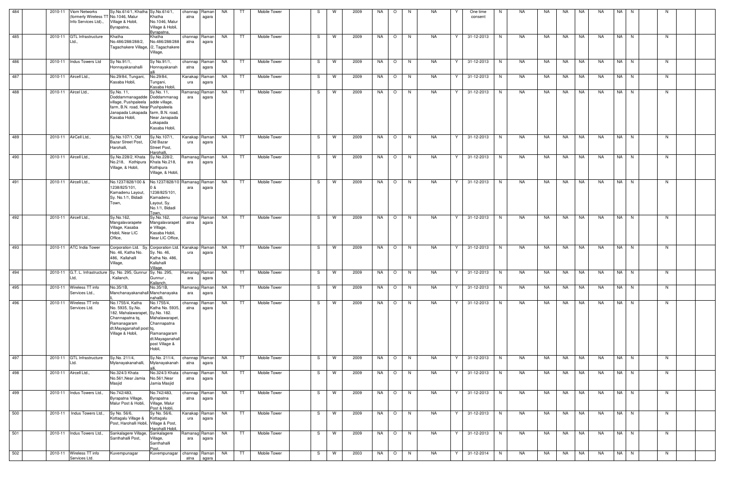| 484 | | 2010-11 | Viom Networks (formerly Wireless TT Info Services Ltd)., | Sy.No.614/1, Khatha No.1046, Malur Village & Hobli, Byrapatna, | Sy.No.614/1, Khatha No.1046, Malur Village & Hobli, Byrapatna, | channapatna | Ramanagara | NA | TT | Mobile Tower | | S | W | 2009 | NA | O | N | NA | Y | One time consent | N | NA | NA | NA | NA | NA | NA | N | | N | | |
|---|---|---|---|---|---|---|---|---|---|---|---|---|---|---|---|---|---|---|---|---|---|---|---|---|---|---|---|---|---|---|---|---|
| 485 | | 2010-11 | GTL Infrastructure Ltd., | Khatha No.486/288/288/2, Tagachakere Village, | Khatha No.486/288/288/2, Tagachakere Village, | channapatna | Ramanagara | NA | TT | Mobile Tower | | S | W | 2009 | NA | O | N | NA | Y | 31-12-2013 | N | NA | NA | NA | NA | NA | NA | N | | N | | |
| 486 | | 2010-11 | Indus Towers Ltd | Sy No.91/1, Honnayakanahalli | Sy No.91/1, Honnayakanahalli | channapatna | Ramanagara | NA | TT | Mobile Tower | | S | W | 2009 | NA | O | N | NA | Y | 31-12-2013 | N | NA | NA | NA | NA | NA | NA | N | | N | | |
| 487 | | 2010-11 | Aircell Ltd., | No.29/84, Tungani, Kasaba Hobli, | No.29/84, Tungani, Kasaba Hobli, | Kanakapura | Ramanagara | NA | TT | Mobile Tower | | S | W | 2009 | NA | O | N | NA | Y | 31-12-2013 | N | NA | NA | NA | NA | NA | NA | N | | N | | |
| 488 | | 2010-11 | Aircel Ltd., | Sy.No. 11, Doddammanagadde village, Pushpaleela farm, B.N. road, Near Janapada Lokapada Kasaba Hobli, | Sy.No. 11, Doddammanagadde village, Pushpaleela farm, B.N. road, Near Janapada Lokapada Kasaba Hobli, | Ramanagara | Ramanagara | NA | TT | Mobile Tower | | S | W | 2009 | NA | O | N | NA | Y | 31-12-2013 | N | NA | NA | NA | NA | NA | NA | N | | N | | |
| 489 | | 2010-11 | AirCell Ltd., | Sy.No.107/1, Old Bazar Street Post, Harohalli, | Sy.No.107/1, Old Bazar Street Post, Harohalli, | Kanakapura | Ramanagara | NA | TT | Mobile Tower | | S | W | 2009 | NA | O | N | NA | Y | 31-12-2013 | N | NA | NA | NA | NA | NA | NA | N | | N | | |
| 490 | | 2010-11 | Aircell Ltd., | Sy.No.228/2, Khata No.218, Kothipura Village, & Hobli, | Sy.No.228/2, Khata No.218, Kothipura Village, & Hobli, | Ramanagara | Ramanagara | NA | TT | Mobile Tower | | S | W | 2009 | NA | O | N | NA | Y | 31-12-2013 | N | NA | NA | NA | NA | NA | NA | N | | N | | |
| 491 | | 2010-11 | Aircell Ltd., | No.1237/828/100 & 1238/825/101, Kamadenu Layout, Sy. No.1/1, Bidadi Town, | No.1237/828/100 & 1238/825/101, Kamadenu Layout, Sy. No.1/1, Bidadi Town, | Ramanagara | Ramanagara | NA | TT | Mobile Tower | | S | W | 2009 | NA | O | N | NA | Y | 31-12-2013 | N | NA | NA | NA | NA | NA | NA | N | | N | | |
| 492 | | 2010-11 | Aircell Ltd., | Sy.No.162, Mangalavarapete Village, Kasaba Hobli, Near LIC Office, | Sy.No.162, Mangalavarapete Village, Kasaba Hobli, Near LIC Office, | channapatna | Ramanagara | NA | TT | Mobile Tower | | S | W | 2009 | NA | O | N | NA | Y | 31-12-2013 | N | NA | NA | NA | NA | NA | NA | N | | N | | |
| 493 | | 2010-11 | ATC India Tower | Corporation Ltd. Sy. No. 46, Katha No. 486, Kallahalli Village, | Corporation Ltd. Sy. No. 46, Katha No. 486, Kallahalli Village, | Kanakapura | Ramanagara | NA | TT | Mobile Tower | | S | W | 2009 | NA | O | N | NA | Y | 31-12-2013 | N | NA | NA | NA | NA | NA | NA | N | | N | | |
| 494 | | 2010-11 | G.T. L. Infrastructure Ltd, | Sy. No. 295, Gunnur, Kailanch, | Sy. No. 295, Gunnur, Kailanch, | Ramanagara | Ramanagara | NA | TT | Mobile Tower | | S | W | 2009 | NA | O | N | NA | Y | 31-12-2013 | N | NA | NA | NA | NA | NA | NA | N | | N | | |
| 495 | | 2010-11 | Wireless TT info Services Ltd., | No.35/1B, Manchanayakanahalli, | No.35/1B, Manchanayakanahalli, | Ramanagara | Ramanagara | NA | TT | Mobile Tower | | S | W | 2009 | NA | O | N | NA | Y | 31-12-2013 | N | NA | NA | NA | NA | NA | NA | N | | N | | |
| 496 | | 2010-11 | Wireless TT info Services Ltd. | No.1755/4, Katha No. 5935, Sy.No. 182. Mahalawarapet, Channapatna tq, Ramanagaram dt.Mayaganahall post Village & Hobli, | No.1755/4, Katha No. 5935, Sy.No. 182. Mahalawarapet, Channapatna tq, Ramanagaram dt.Mayaganahall post Village & Hobli, | channapatna | Ramanagara | NA | TT | Mobile Tower | | S | W | 2009 | NA | O | N | NA | Y | 31-12-2013 | N | NA | NA | NA | NA | NA | NA | N | | N | | |
| 497 | | 2010-11 | GTL Infrastructure Ltd. | Sy.No. 211/4, Mylanayakanahalli, | Sy.No. 211/4, Mylanayakanahalli, | channapatna | Ramanagara | NA | TT | Mobile Tower | | S | W | 2009 | NA | O | N | NA | Y | 31-12-2013 | N | NA | NA | NA | NA | NA | NA | N | | N | | |
| 498 | | 2010-11 | Aircell Ltd., | No.324/3 Khata No.561,Near Jamia Masjid | No.324/3 Khata No.561,Near Jamia Masjid | channapatna | Ramanagara | NA | TT | Mobile Tower | | S | W | 2009 | NA | O | N | NA | Y | 31-12-2013 | N | NA | NA | NA | NA | NA | NA | N | | N | | |
| 499 | | 2010-11 | Indus Towers Ltd., | No.742/483, Byrapatna Village, Malur Post & Hobli, | No.742/483, Byrapatna Village, Malur Post & Hobli, | channapatna | Ramanagara | NA | TT | Mobile Tower | | S | W | 2009 | NA | O | N | NA | Y | 31-12-2013 | N | NA | NA | NA | NA | NA | NA | N | | N | | |
| 500 | | 2010-11 | Indus Towers Ltd., | Sy No. 56/6, Kottagalu Village & Post, Harohalli Hobli, | Sy No. 56/6, Kottagalu Village & Post, Harohalli Hobli, | Kanakapura | Ramanagara | NA | TT | Mobile Tower | | S | W | 2009 | NA | O | N | NA | Y | 31-12-2013 | N | NA | NA | NA | NA | NA | NA | N | | N | | |
| 501 | | 2010-11 | Indus Towers Ltd., | Sankalagere Village, Santhahalli Post, | Sankalagere Village, Santhahalli Post, | Ramanagara | Ramanagara | NA | TT | Mobile Tower | | S | W | 2009 | NA | O | N | NA | Y | 31-12-2013 | N | NA | NA | NA | NA | NA | NA | N | | N | | |
| 502 | | 2010-11 | Wireless TT info Services Ltd. | Kuvempunagar | Kuvempunagar | channapatna | Ramanagara | NA | TT | Mobile Tower | | S | W | 2003 | NA | O | N | NA | Y | 31-12-2014 | N | NA | NA | NA | NA | NA | NA | N | | N | | |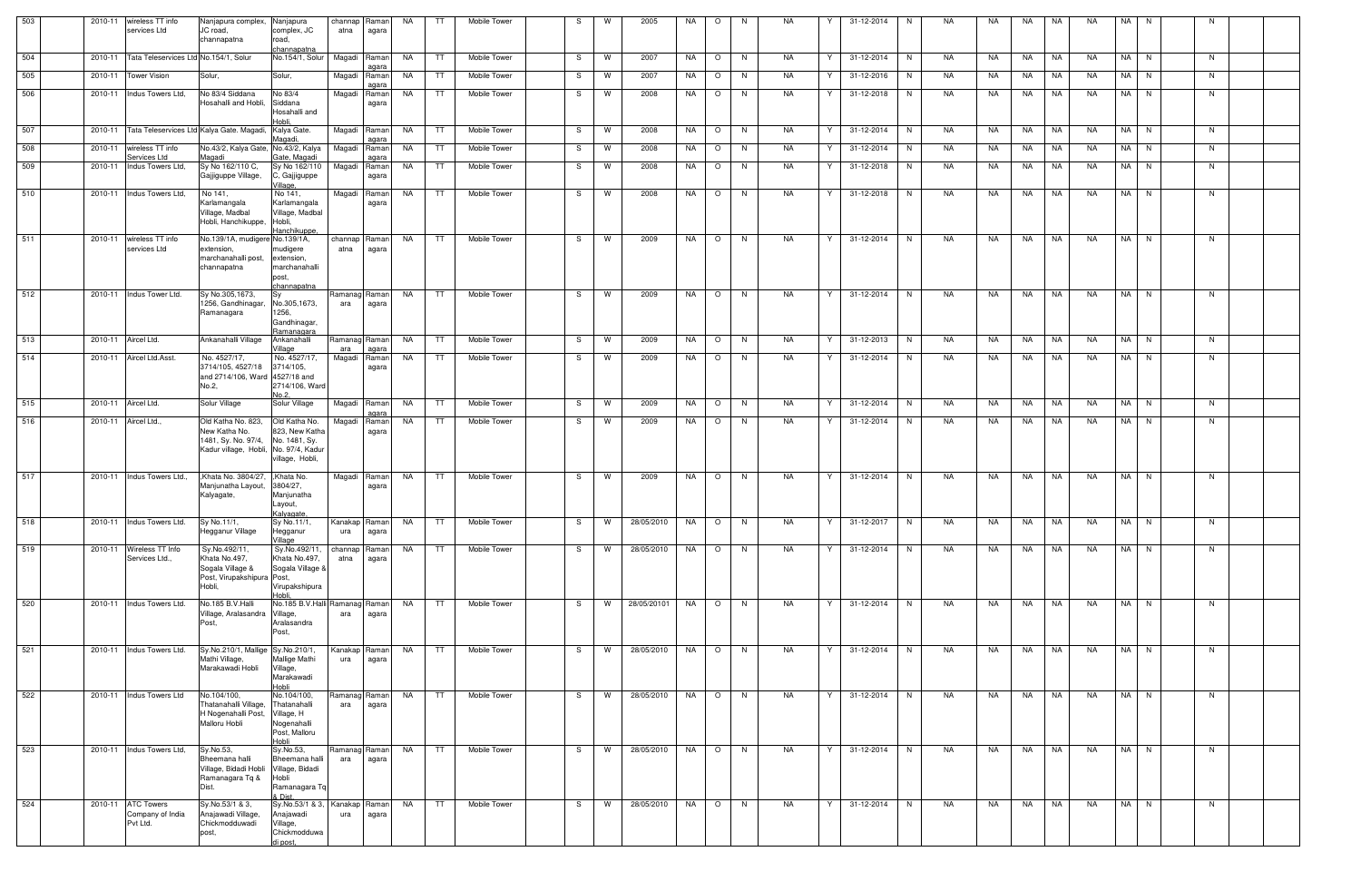| 503 | | 2010-11 | wireless TT info services Ltd | Nanjapura complex, JC road, channapatna | Nanjapura complex, JC road, channapatna | channap atna | Raman agara | NA | TT | Mobile Tower | | S | W | 2005 | NA | O | N | NA | Y | 31-12-2014 | N | NA | NA | NA | NA | NA | NA | N | | N | |
|---|---|---|---|---|---|---|---|---|---|---|---|---|---|---|---|---|---|---|---|---|---|---|---|---|---|---|---|---|---|---|---|
| 504 | | 2010-11 | Tata Teleservices Ltd | No.154/1, Solur | No.154/1, Solur | Magadi | Raman agara | NA | TT | Mobile Tower | | S | W | 2007 | NA | O | N | NA | Y | 31-12-2014 | N | NA | NA | NA | NA | NA | NA | N | | N | |
| 505 | | 2010-11 | Tower Vision | Solur, | Solur, | Magadi | Raman agara | NA | TT | Mobile Tower | | S | W | 2007 | NA | O | N | NA | Y | 31-12-2016 | N | NA | NA | NA | NA | NA | NA | N | | N | |
| 506 | | 2010-11 | Indus Towers Ltd, | No 83/4 Siddana Hosahalli and Hobli, | No 83/4 Siddana Hosahalli and Hobli, | Magadi | Raman agara | NA | TT | Mobile Tower | | S | W | 2008 | NA | O | N | NA | Y | 31-12-2018 | N | NA | NA | NA | NA | NA | NA | N | | N | |
| 507 | | 2010-11 | Tata Teleservices Ltd | Kalya Gate. Magadi, | Kalya Gate. Magadi, | Magadi | Raman agara | NA | TT | Mobile Tower | | S | W | 2008 | NA | O | N | NA | Y | 31-12-2014 | N | NA | NA | NA | NA | NA | NA | N | | N | |
| 508 | | 2010-11 | wireless TT info Services Ltd | No.43/2, Kalya Gate, Magadi | No.43/2, Kalya Gate, Magadi | Magadi | Raman agara | NA | TT | Mobile Tower | | S | W | 2008 | NA | O | N | NA | Y | 31-12-2014 | N | NA | NA | NA | NA | NA | NA | N | | N | |
| 509 | | 2010-11 | Indus Towers Ltd, | Sy No 162/110 C, Gajjiguppe Village, | Sy No 162/110 C, Gajjiguppe Village, | Magadi | Raman agara | NA | TT | Mobile Tower | | S | W | 2008 | NA | O | N | NA | Y | 31-12-2018 | N | NA | NA | NA | NA | NA | NA | N | | N | |
| 510 | | 2010-11 | Indus Towers Ltd, | No 141, Karlamangala Village, Madbal Hobli, Hanchikuppe, | No 141, Karlamangala Village, Madbal Hobli, Hanchikuppe, | Magadi | Raman agara | NA | TT | Mobile Tower | | S | W | 2008 | NA | O | N | NA | Y | 31-12-2018 | N | NA | NA | NA | NA | NA | NA | N | | N | |
| 511 | | 2010-11 | wireless TT info services Ltd | No.139/1A, mudigere extension, marchanahalli post, channapatna | No.139/1A, mudigere extension, marchanahalli post, channapatna | channap atna | Raman agara | NA | TT | Mobile Tower | | S | W | 2009 | NA | O | N | NA | Y | 31-12-2014 | N | NA | NA | NA | NA | NA | NA | N | | N | |
| 512 | | 2010-11 | Indus Tower Ltd. | Sy No.305,1673, 1256, Gandhinagar, Ramanagara | Sy No.305,1673, 1256, Gandhinagar, Ramanagara | Ramanag ara | Raman agara | NA | TT | Mobile Tower | | S | W | 2009 | NA | O | N | NA | Y | 31-12-2014 | N | NA | NA | NA | NA | NA | NA | N | | N | |
| 513 | | 2010-11 | Aircel Ltd. | Ankanahalli Village | Ankanahalli Village | Ramanag ara | Raman agara | NA | TT | Mobile Tower | | S | W | 2009 | NA | O | N | NA | Y | 31-12-2013 | N | NA | NA | NA | NA | NA | NA | N | | N | |
| 514 | | 2010-11 | Aircel Ltd.Asst. | No. 4527/17, 3714/105, 4527/18 and 2714/106, Ward No.2, | No. 4527/17, 3714/105, 4527/18 and 2714/106, Ward No.2, | Magadi | Raman agara | NA | TT | Mobile Tower | | S | W | 2009 | NA | O | N | NA | Y | 31-12-2014 | N | NA | NA | NA | NA | NA | NA | N | | N | |
| 515 | | 2010-11 | Aircel Ltd. | Solur Village | Solur Village | Magadi | Raman agara | NA | TT | Mobile Tower | | S | W | 2009 | NA | O | N | NA | Y | 31-12-2014 | N | NA | NA | NA | NA | NA | NA | N | | N | |
| 516 | | 2010-11 | Aircel Ltd., | Old Katha No. 823, New Katha No. 1481, Sy. No. 97/4, Kadur village, Hobli, | Old Katha No. 823, New Katha No. 1481, Sy. No. 97/4, Kadur village, Hobli, | Magadi | Raman agara | NA | TT | Mobile Tower | | S | W | 2009 | NA | O | N | NA | Y | 31-12-2014 | N | NA | NA | NA | NA | NA | NA | N | | N | |
| 517 | | 2010-11 | Indus Towers Ltd., | ,Khata No. 3804/27, Manjunatha Layout, Kalyagate, | ,Khata No. 3804/27, Manjunatha Layout, Kalyagate, | Magadi | Raman agara | NA | TT | Mobile Tower | | S | W | 2009 | NA | O | N | NA | Y | 31-12-2014 | N | NA | NA | NA | NA | NA | NA | N | | N | |
| 518 | | 2010-11 | Indus Towers Ltd. | Sy No.11/1, Hegganur Village | Sy No.11/1, Hegganur Village | Kanakap ura | Raman agara | NA | TT | Mobile Tower | | S | W | 28/05/2010 | NA | O | N | NA | Y | 31-12-2017 | N | NA | NA | NA | NA | NA | NA | N | | N | |
| 519 | | 2010-11 | Wireless TT Info Services Ltd., | Sy.No.492/11, Khata No.497, Sogala Village & Post, Virupakshipura Hobli, | Sy.No.492/11, Khata No.497, Sogala Village & Post, Virupakshipura Hobli, | channap atna | Raman agara | NA | TT | Mobile Tower | | S | W | 28/05/2010 | NA | O | N | NA | Y | 31-12-2014 | N | NA | NA | NA | NA | NA | NA | N | | N | |
| 520 | | 2010-11 | Indus Towers Ltd. | No.185 B.V.Halli Village, Aralasandra Post, | No.185 B.V.Halli Village, Aralasandra Post, | Ramanag ara | Raman agara | NA | TT | Mobile Tower | | S | W | 28/05/20101 | NA | O | N | NA | Y | 31-12-2014 | N | NA | NA | NA | NA | NA | NA | N | | N | |
| 521 | | 2010-11 | Indus Towers Ltd. | Sy.No.210/1, Mallige Mathi Village, Marakawadi Hobli | Sy.No.210/1, Mallige Mathi Village, Marakawadi Hobli | Kanakap ura | Raman agara | NA | TT | Mobile Tower | | S | W | 28/05/2010 | NA | O | N | NA | Y | 31-12-2014 | N | NA | NA | NA | NA | NA | NA | N | | N | |
| 522 | | 2010-11 | Indus Towers Ltd | No.104/100, Thatanahalli Village, H Nogenahalli Post, Malloru Hobli | No.104/100, Thatanahalli Village, H Nogenahalli Post, Malloru Hobli | Ramanag ara | Raman agara | NA | TT | Mobile Tower | | S | W | 28/05/2010 | NA | O | N | NA | Y | 31-12-2014 | N | NA | NA | NA | NA | NA | NA | N | | N | |
| 523 | | 2010-11 | Indus Towers Ltd, | Sy.No.53, Bheemana halli Village, Bidadi Hobli Ramanagara Tq & Dist. | Sy.No.53, Bheemana halli Village, Bidadi Hobli Ramanagara Tq & Dist. | Ramanag ara | Raman agara | NA | TT | Mobile Tower | | S | W | 28/05/2010 | NA | O | N | NA | Y | 31-12-2014 | N | NA | NA | NA | NA | NA | NA | N | | N | |
| 524 | | 2010-11 | ATC Towers Company of India Pvt Ltd. | Sy.No.53/1 & 3, Anajawadi Village, Chickmodduwadi post, | Sy.No.53/1 & 3, Anajawadi Village, Chickmodduwadi post, | Kanakap ura | Raman agara | NA | TT | Mobile Tower | | S | W | 28/05/2010 | NA | O | N | NA | Y | 31-12-2014 | N | NA | NA | NA | NA | NA | NA | N | | N | |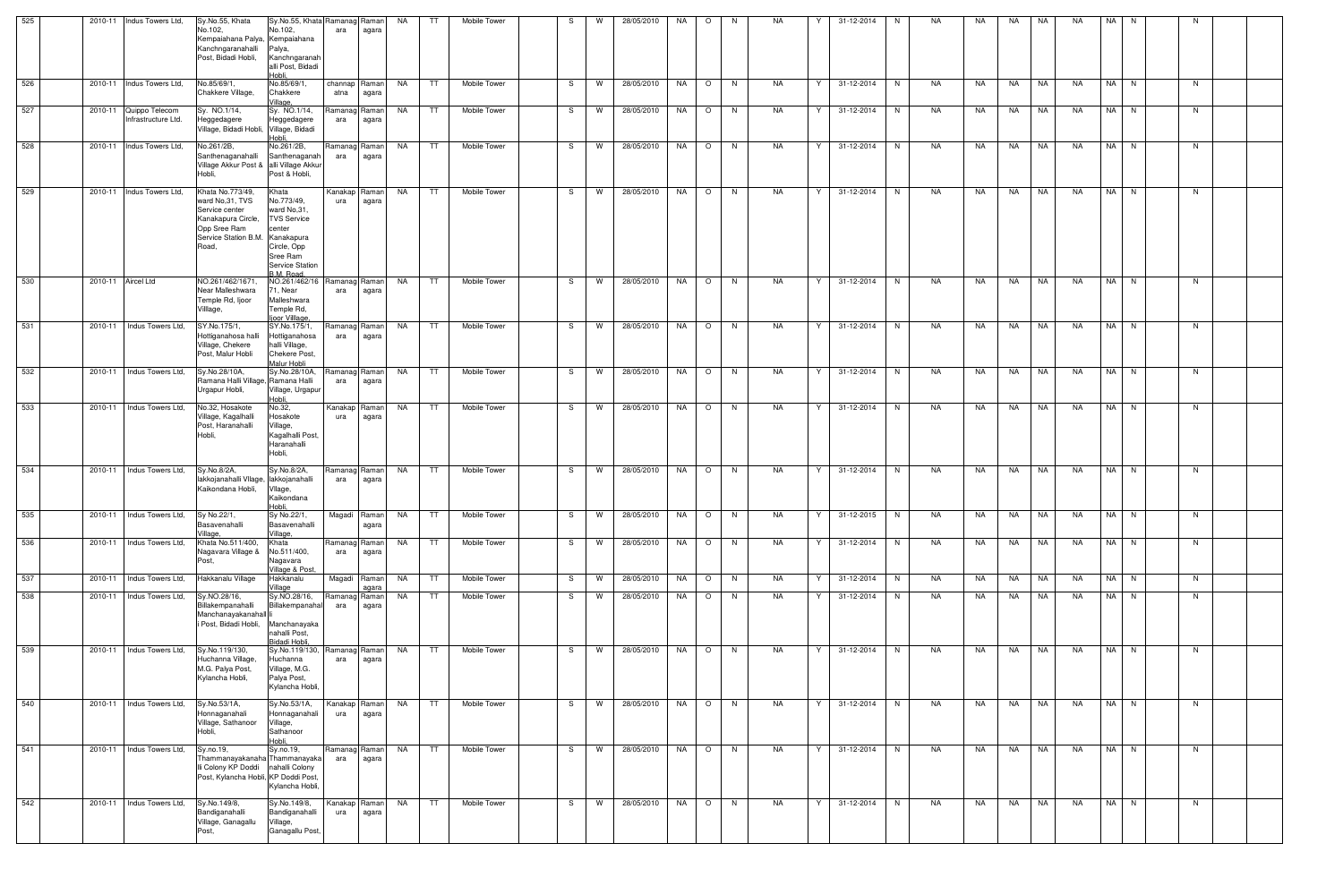| 525 | | 2010-11 | Indus Towers Ltd, | Sy.No.55, Khata No.102, Kempaiahana Palya, Kanchngaranahalli Post, Bidadi Hobli, | Sy.No.55, Khata No.102, Kempaiahana Palya, Kanchngaranahalli Post, Bidadi Hobli, | Ramanagara | Ramanagara | NA | TT | Mobile Tower | | S | W | 28/05/2010 | NA | O | N | NA | Y | 31-12-2014 | N | NA | NA | NA | NA | NA | NA | N | | N | | |
|---|---|---|---|---|---|---|---|---|---|---|---|---|---|---|---|---|---|---|---|---|---|---|---|---|---|---|---|---|---|---|---|---|
| 526 | | 2010-11 | Indus Towers Ltd, | No.85/69/1, Chakkere Village, | No.85/69/1, Chakkere Village, | channapatna | Ramanagara | NA | TT | Mobile Tower | | S | W | 28/05/2010 | NA | O | N | NA | Y | 31-12-2014 | N | NA | NA | NA | NA | NA | NA | N | | N | | |
| 527 | | 2010-11 | Quippo Telecom Infrastructure Ltd. | Sy. NO.1/14, Heggedagere Village, Bidadi Hobli, | Sy. NO.1/14, Heggedagere Village, Bidadi Hobli, | Ramanagara | Ramanagara | NA | TT | Mobile Tower | | S | W | 28/05/2010 | NA | O | N | NA | Y | 31-12-2014 | N | NA | NA | NA | NA | NA | NA | N | | N | | |
| 528 | | 2010-11 | Indus Towers Ltd, | No.261/2B, Santhenaganahalli Village Akkur Post & Hobli, | No.261/2B, Santhenaganahalli Village Akkur Post & Hobli, | Ramanagara | Ramanagara | NA | TT | Mobile Tower | | S | W | 28/05/2010 | NA | O | N | NA | Y | 31-12-2014 | N | NA | NA | NA | NA | NA | NA | N | | N | | |
| 529 | | 2010-11 | Indus Towers Ltd, | Khata No.773/49, ward No.31, TVS Service center Kanakapura Circle, Opp Sree Ram Service Station B.M. Road, | Khata No.773/49, ward No.31, TVS Service center Kanakapura Circle, Opp Sree Ram Service Station B.M. Road, | Kanakapura | Ramanagara | NA | TT | Mobile Tower | | S | W | 28/05/2010 | NA | O | N | NA | Y | 31-12-2014 | N | NA | NA | NA | NA | NA | NA | N | | N | | |
| 530 | | 2010-11 | Aircel Ltd | NO.261/462/1671, Near Malleshwara Temple Rd, Ijoor Villlage, | NO.261/462/1671, Near Malleshwara Temple Rd, Ijoor Villlage, | Ramanagara | Ramanagara | NA | TT | Mobile Tower | | S | W | 28/05/2010 | NA | O | N | NA | Y | 31-12-2014 | N | NA | NA | NA | NA | NA | NA | N | | N | | |
| 531 | | 2010-11 | Indus Towers Ltd, | SY.No.175/1, Hottiganahosa halli Village, Chekere Post, Malur Hobli | SY.No.175/1, Hottiganahosa halli Village, Chekere Post, Malur Hobli | Ramanagara | Ramanagara | NA | TT | Mobile Tower | | S | W | 28/05/2010 | NA | O | N | NA | Y | 31-12-2014 | N | NA | NA | NA | NA | NA | NA | N | | N | | |
| 532 | | 2010-11 | Indus Towers Ltd, | Sy.No.28/10A, Ramana Halli Village, Urgapur Hobli, | Sy.No.28/10A, Ramana Halli Village, Urgapur Hobli, | Ramanagara | Ramanagara | NA | TT | Mobile Tower | | S | W | 28/05/2010 | NA | O | N | NA | Y | 31-12-2014 | N | NA | NA | NA | NA | NA | NA | N | | N | | |
| 533 | | 2010-11 | Indus Towers Ltd, | No.32, Hosakote Village, Kagalhalli Post, Haranahalli Hobli, | No.32, Hosakote Village, Kagalhalli Post, Haranahalli Hobli, | Kanakapura | Ramanagara | NA | TT | Mobile Tower | | S | W | 28/05/2010 | NA | O | N | NA | Y | 31-12-2014 | N | NA | NA | NA | NA | NA | NA | N | | N | | |
| 534 | | 2010-11 | Indus Towers Ltd, | Sy.No.8/2A, lakkojanahalli Vllage, Kaikondana Hobli, | Sy.No.8/2A, lakkojanahalli Vllage, Kaikondana Hobli, | Ramanagara | Ramanagara | NA | TT | Mobile Tower | | S | W | 28/05/2010 | NA | O | N | NA | Y | 31-12-2014 | N | NA | NA | NA | NA | NA | NA | N | | N | | |
| 535 | | 2010-11 | Indus Towers Ltd, | Sy No.22/1, Basavenahalli Village, | Sy No.22/1, Basavenahalli Village, | Magadi | Ramanagara | NA | TT | Mobile Tower | | S | W | 28/05/2010 | NA | O | N | NA | Y | 31-12-2015 | N | NA | NA | NA | NA | NA | NA | N | | N | | |
| 536 | | 2010-11 | Indus Towers Ltd, | Khata No.511/400, Nagavara Village & Post, | Khata No.511/400, Nagavara Village & Post, | Ramanagara | Ramanagara | NA | TT | Mobile Tower | | S | W | 28/05/2010 | NA | O | N | NA | Y | 31-12-2014 | N | NA | NA | NA | NA | NA | NA | N | | N | | |
| 537 | | 2010-11 | Indus Towers Ltd, | Hakkanalu Village | Hakkanalu Village | Magadi | Ramanagara | NA | TT | Mobile Tower | | S | W | 28/05/2010 | NA | O | N | NA | Y | 31-12-2014 | N | NA | NA | NA | NA | NA | NA | N | | N | | |
| 538 | | 2010-11 | Indus Towers Ltd, | Sy.NO.28/16, Billakempanahalli Manchanayakanahalli Post, Bidadi Hobli, | Sy.NO.28/16, Billakempanahalli Manchanayakanahalli Post, Bidadi Hobli, | Ramanagara | Ramanagara | NA | TT | Mobile Tower | | S | W | 28/05/2010 | NA | O | N | NA | Y | 31-12-2014 | N | NA | NA | NA | NA | NA | NA | N | | N | | |
| 539 | | 2010-11 | Indus Towers Ltd, | Sy.No.119/130, Huchanna Village, M.G. Palya Post, Kylancha Hobli, | Sy.No.119/130, Huchanna Village, M.G. Palya Post, Kylancha Hobli, | Ramanagara | Ramanagara | NA | TT | Mobile Tower | | S | W | 28/05/2010 | NA | O | N | NA | Y | 31-12-2014 | N | NA | NA | NA | NA | NA | NA | N | | N | | |
| 540 | | 2010-11 | Indus Towers Ltd, | Sy.No.53/1A, Honnaganahali Village, Sathanoor Hobli, | Sy.No.53/1A, Honnaganahali Village, Sathanoor Hobli, | Kanakapura | Ramanagara | NA | TT | Mobile Tower | | S | W | 28/05/2010 | NA | O | N | NA | Y | 31-12-2014 | N | NA | NA | NA | NA | NA | NA | N | | N | | |
| 541 | | 2010-11 | Indus Towers Ltd, | Sy.no.19, Thammanayakanahalli Colony KP Doddi Post, Kylancha Hobli, | Sy.no.19, Thammanayakanahalli Colony KP Doddi Post, Kylancha Hobli, | Ramanagara | Ramanagara | NA | TT | Mobile Tower | | S | W | 28/05/2010 | NA | O | N | NA | Y | 31-12-2014 | N | NA | NA | NA | NA | NA | NA | N | | N | | |
| 542 | | 2010-11 | Indus Towers Ltd, | Sy.No.149/8, Bandiganahalli Village, Ganagallu Post, | Sy.No.149/8, Bandiganahalli Village, Ganagallu Post, | Kanakapura | Ramanagara | NA | TT | Mobile Tower | | S | W | 28/05/2010 | NA | O | N | NA | Y | 31-12-2014 | N | NA | NA | NA | NA | NA | NA | N | | N | | |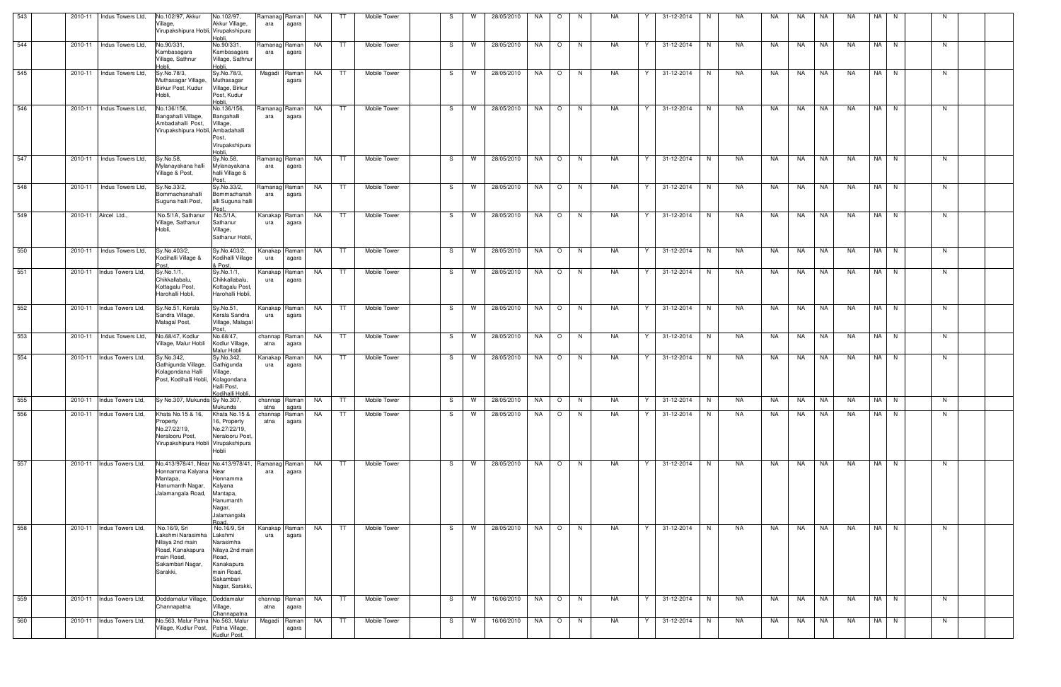| 543 | | 2010-11 | Indus Towers Ltd, | No.102/97, Akkur Village, Virupakshipura Hobli, | No.102/97, Akkur Village, Virupakshipura Hobli, | Ramanagara | Ramanagara | NA | TT | Mobile Tower | | S | W | 28/05/2010 | NA | O | N | NA | Y | 31-12-2014 | N | NA | NA | NA | NA | NA | NA | N | | N | | |
|---|---|---|---|---|---|---|---|---|---|---|---|---|---|---|---|---|---|---|---|---|---|---|---|---|---|---|---|---|---|---|---|---|
| 544 | | 2010-11 | Indus Towers Ltd, | No.90/331, Kambasagara Village, Sathnur Hobli, | No.90/331, Kambasagara Village, Sathnur Hobli, | Ramanagara | Ramanagara | NA | TT | Mobile Tower | | S | W | 28/05/2010 | NA | O | N | NA | Y | 31-12-2014 | N | NA | NA | NA | NA | NA | NA | N | | N | | |
| 545 | | 2010-11 | Indus Towers Ltd, | Sy.No.78/3, Muthasagar Village, Birkur Post, Kudur Hobli, | Sy.No.78/3, Muthasagar Village, Birkur Post, Kudur Hobli, | Magadi | Ramanagara | NA | TT | Mobile Tower | | S | W | 28/05/2010 | NA | O | N | NA | Y | 31-12-2014 | N | NA | NA | NA | NA | NA | NA | N | | N | | |
| 546 | | 2010-11 | Indus Towers Ltd, | No.136/156, Bangahalli Village, Ambadahalli Post, Virupakshipura Hobli, | No.136/156, Bangahalli Village, Ambadahalli Post, Virupakshipura Hobli, | Ramanagara | Ramanagara | NA | TT | Mobile Tower | | S | W | 28/05/2010 | NA | O | N | NA | Y | 31-12-2014 | N | NA | NA | NA | NA | NA | NA | N | | N | | |
| 547 | | 2010-11 | Indus Towers Ltd, | Sy.No.58, Mylanayakana halli Village & Post, | Sy.No.58, Mylanayakana halli Village & Post, | Ramanagara | Ramanagara | NA | TT | Mobile Tower | | S | W | 28/05/2010 | NA | O | N | NA | Y | 31-12-2014 | N | NA | NA | NA | NA | NA | NA | N | | N | | |
| 548 | | 2010-11 | Indus Towers Ltd, | Sy.No.33/2, Bommachanahalli Suguna halli Post, | Sy.No.33/2, Bommachanahalli Suguna halli Post, | Ramanagara | Ramanagara | NA | TT | Mobile Tower | | S | W | 28/05/2010 | NA | O | N | NA | Y | 31-12-2014 | N | NA | NA | NA | NA | NA | NA | N | | N | | |
| 549 | | 2010-11 | Aircel Ltd., | No.5/1A, Sathanur Village, Sathanur Hobli, | No.5/1A, Sathanur Village, Sathanur Hobli, | Kanakapura | Ramanagara | NA | TT | Mobile Tower | | S | W | 28/05/2010 | NA | O | N | NA | Y | 31-12-2014 | N | NA | NA | NA | NA | NA | NA | N | | N | | |
| 550 | | 2010-11 | Indus Towers Ltd, | Sy.No.403/2, Kodihalli Village & Post, | Sy.No.403/2, Kodihalli Village & Post, | Kanakapura | Ramanagara | NA | TT | Mobile Tower | | S | W | 28/05/2010 | NA | O | N | NA | Y | 31-12-2014 | N | NA | NA | NA | NA | NA | NA | N | | N | | |
| 551 | | 2010-11 | Indus Towers Ltd, | Sy.No.1/1, Chikkallabalu, Kottagalu Post, Harohalli Hobli, | Sy.No.1/1, Chikkallabalu, Kottagalu Post, Harohalli Hobli, | Kanakapura | Ramanagara | NA | TT | Mobile Tower | | S | W | 28/05/2010 | NA | O | N | NA | Y | 31-12-2014 | N | NA | NA | NA | NA | NA | NA | N | | N | | |
| 552 | | 2010-11 | Indus Towers Ltd, | Sy.No.51, Kerala Sandra Village, Malagal Post, | Sy.No.51, Kerala Sandra Village, Malagal Post, | Kanakapura | Ramanagara | NA | TT | Mobile Tower | | S | W | 28/05/2010 | NA | O | N | NA | Y | 31-12-2014 | N | NA | NA | NA | NA | NA | NA | N | | N | | |
| 553 | | 2010-11 | Indus Towers Ltd, | No.68/47, Kodlur Village, Malur Hobli | No.68/47, Kodlur Village, Malur Hobli | channapatna | Ramanagara | NA | TT | Mobile Tower | | S | W | 28/05/2010 | NA | O | N | NA | Y | 31-12-2014 | N | NA | NA | NA | NA | NA | NA | N | | N | | |
| 554 | | 2010-11 | Indus Towers Ltd, | Sy.No.342, Gathigunda Village, Kolagondana Halli Post, Kodihalli Hobli, | Sy.No.342, Gathigunda Village, Kolagondana Halli Post, Kodihalli Hobli, | Kanakapura | Ramanagara | NA | TT | Mobile Tower | | S | W | 28/05/2010 | NA | O | N | NA | Y | 31-12-2014 | N | NA | NA | NA | NA | NA | NA | N | | N | | |
| 555 | | 2010-11 | Indus Towers Ltd, | Sy No.307, Mukunda | Sy No.307, Mukunda | channapatna | Ramanagara | NA | TT | Mobile Tower | | S | W | 28/05/2010 | NA | O | N | NA | Y | 31-12-2014 | N | NA | NA | NA | NA | NA | NA | N | | N | | |
| 556 | | 2010-11 | Indus Towers Ltd, | Khata No.15 & 16, Property No.27/22/19, Neralooru Post, Virupakshipura Hobli | Khata No.15 & 16, Property No.27/22/19, Neralooru Post, Virupakshipura Hobli | channapatna | Ramanagara | NA | TT | Mobile Tower | | S | W | 28/05/2010 | NA | O | N | NA | Y | 31-12-2014 | N | NA | NA | NA | NA | NA | NA | N | | N | | |
| 557 | | 2010-11 | Indus Towers Ltd, | No.413/978/41, Near Honnamma Kalyana Mantapa, Hanumanth Nagar, Jalamangala Road, | No.413/978/41, Near Honnamma Kalyana Mantapa, Hanumanth Nagar, Jalamangala Road, | Ramanagara | Ramanagara | NA | TT | Mobile Tower | | S | W | 28/05/2010 | NA | O | N | NA | Y | 31-12-2014 | N | NA | NA | NA | NA | NA | NA | N | | N | | |
| 558 | | 2010-11 | Indus Towers Ltd, | No.16/9, Sri Lakshmi Narasimha Nilaya 2nd main Road, Kanakapura main Road, Sakambari Nagar, Sarakki, | No.16/9, Sri Lakshmi Narasimha Nilaya 2nd main Road, Kanakapura main Road, Sakambari Nagar, Sarakki, | Kanakapura | Ramanagara | NA | TT | Mobile Tower | | S | W | 28/05/2010 | NA | O | N | NA | Y | 31-12-2014 | N | NA | NA | NA | NA | NA | NA | N | | N | | |
| 559 | | 2010-11 | Indus Towers Ltd, | Doddamalur Village, Channapatna | Doddamalur Village, Channapatna | channapatna | Ramanagara | NA | TT | Mobile Tower | | S | W | 16/06/2010 | NA | O | N | NA | Y | 31-12-2014 | N | NA | NA | NA | NA | NA | NA | N | | N | | |
| 560 | | 2010-11 | Indus Towers Ltd, | No.563, Malur Patna Village, Kudlur Post, | No.563, Malur Patna Village, Kudlur Post, | Magadi | Ramanagara | NA | TT | Mobile Tower | | S | W | 16/06/2010 | NA | O | N | NA | Y | 31-12-2014 | N | NA | NA | NA | NA | NA | NA | N | | N | | |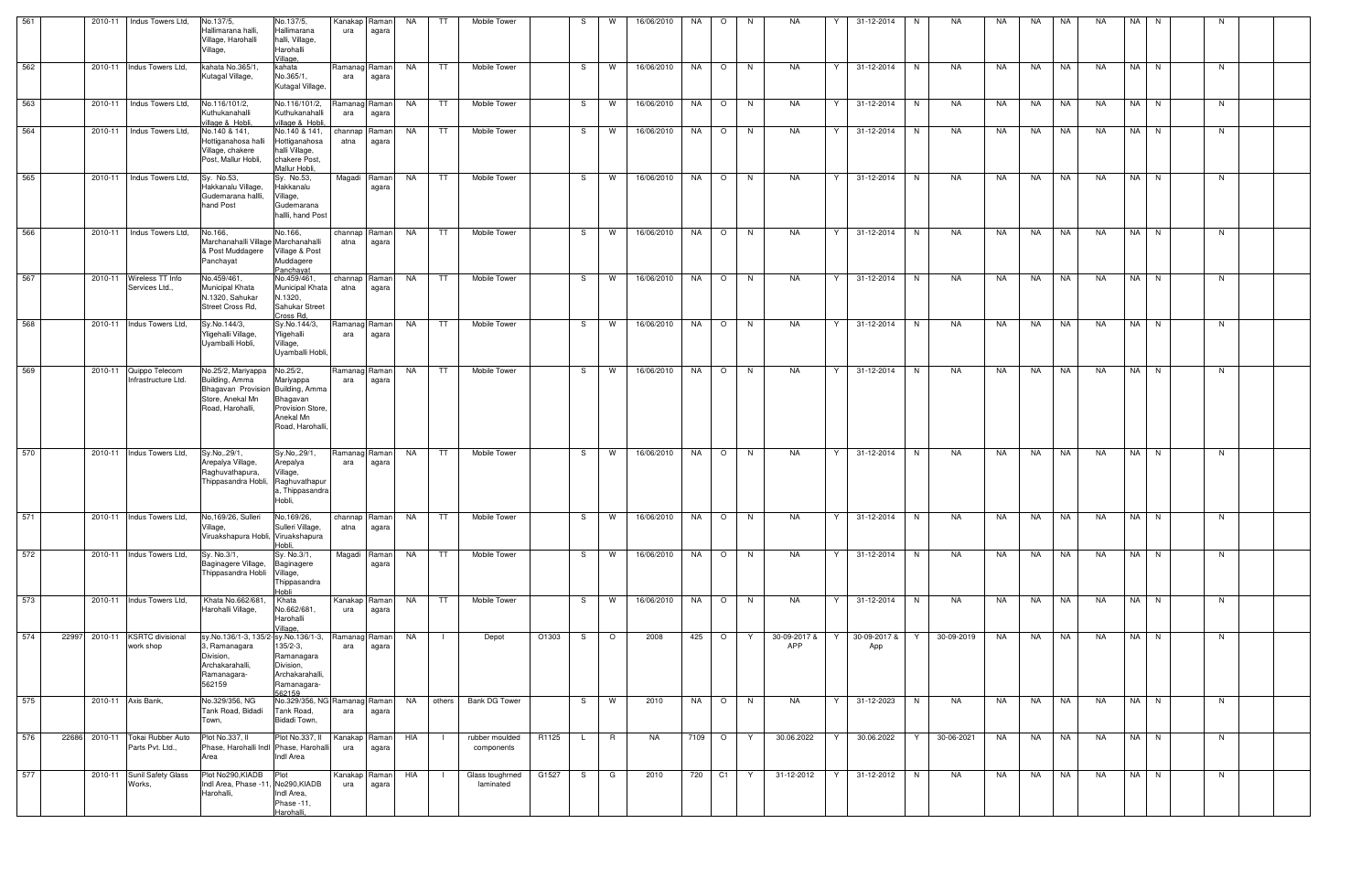| 561 | | 2010-11 | Indus Towers Ltd, | No.137/5, Hallimarana halli, Village, Harohalli Village, | No.137/5, Hallimarana halli, Village, Harohalli Village, | Kanakapura | Ramanagara | NA | TT | Mobile Tower | | S | W | 16/06/2010 | NA | O | N | NA | Y | 31-12-2014 | N | NA | NA | NA | NA | NA | NA | N | | N | |
|---|---|---|---|---|---|---|---|---|---|---|---|---|---|---|---|---|---|---|---|---|---|---|---|---|---|---|---|---|---|---|---|
| 562 | | 2010-11 | Indus Towers Ltd, | kahata No.365/1, Kutagal Village, | kahata No.365/1, Kutagal Village, | Ramanagara | Ramanagara | NA | TT | Mobile Tower | | S | W | 16/06/2010 | NA | O | N | NA | Y | 31-12-2014 | N | NA | NA | NA | NA | NA | NA | N | | N | |
| 563 | | 2010-11 | Indus Towers Ltd, | No.116/101/2, Kuthukanahalli village & Hobli, | No.116/101/2, Kuthukanahalli village & Hobli, | Ramanagara | Ramanagara | NA | TT | Mobile Tower | | S | W | 16/06/2010 | NA | O | N | NA | Y | 31-12-2014 | N | NA | NA | NA | NA | NA | NA | N | | N | |
| 564 | | 2010-11 | Indus Towers Ltd, | No.140 & 141, Hottiganahosa halli Village, chakere Post, Mallur Hobli, | No.140 & 141, Hottiganahosa halli Village, chakere Post, Mallur Hobli, | channapatna | Ramanagara | NA | TT | Mobile Tower | | S | W | 16/06/2010 | NA | O | N | NA | Y | 31-12-2014 | N | NA | NA | NA | NA | NA | NA | N | | N | |
| 565 | | 2010-11 | Indus Towers Ltd, | Sy. No.53, Hakkanalu Village, Gudemarana hallli, hand Post | Sy. No.53, Hakkanalu Village, Gudemarana hallli, hand Post | Magadi | Ramanagara | NA | TT | Mobile Tower | | S | W | 16/06/2010 | NA | O | N | NA | Y | 31-12-2014 | N | NA | NA | NA | NA | NA | NA | N | | N | |
| 566 | | 2010-11 | Indus Towers Ltd, | No.166, Marchanahalli Village & Post Muddagere Panchayat | No.166, Marchanahalli Village & Post Muddagere Panchayat | channapatna | Ramanagara | NA | TT | Mobile Tower | | S | W | 16/06/2010 | NA | O | N | NA | Y | 31-12-2014 | N | NA | NA | NA | NA | NA | NA | N | | N | |
| 567 | | 2010-11 | Wireless TT Info Services Ltd., | No.459/461, Municipal Khata N.1320, Sahukar Street Cross Rd, | No.459/461, Municipal Khata N.1320, Sahukar Street Cross Rd, | channapatna | Ramanagara | NA | TT | Mobile Tower | | S | W | 16/06/2010 | NA | O | N | NA | Y | 31-12-2014 | N | NA | NA | NA | NA | NA | NA | N | | N | |
| 568 | | 2010-11 | Indus Towers Ltd, | Sy.No.144/3, Ylgehalli Village, Uyambalil Hobli, | Sy.No.144/3, Ylgehalli Village, Uyambalil Hobli, | Ramanagara | Ramanagara | NA | TT | Mobile Tower | | S | W | 16/06/2010 | NA | O | N | NA | Y | 31-12-2014 | N | NA | NA | NA | NA | NA | NA | N | | N | |
| 569 | | 2010-11 | Quippo Telecom Infrastructure Ltd. | No.25/2, Mariyappa Building, Amma Bhagavan Provision Store, Anekal Mn Road, Harohalli, | No.25/2, Mariyappa Building, Amma Bhagavan Provision Store, Anekal Mn Road, Harohalli, | Ramanagara | Ramanagara | NA | TT | Mobile Tower | | S | W | 16/06/2010 | NA | O | N | NA | Y | 31-12-2014 | N | NA | NA | NA | NA | NA | NA | N | | N | |
| 570 | | 2010-11 | Indus Towers Ltd, | Sy.No.,29/1, Arepalya Village, Raghuvathapura, Thippasandra Hobli, | Sy.No.,29/1, Arepalya Village, Raghuvathapura, Thippasandra Hobli, | Ramanagara | Ramanagara | NA | TT | Mobile Tower | | S | W | 16/06/2010 | NA | O | N | NA | Y | 31-12-2014 | N | NA | NA | NA | NA | NA | NA | N | | N | |
| 571 | | 2010-11 | Indus Towers Ltd, | No,169/26, Sulleri Village, Viruakshapura Hobli, | No,169/26, Sulleri Village, Viruakshapura Hobli, | channapatna | Ramanagara | NA | TT | Mobile Tower | | S | W | 16/06/2010 | NA | O | N | NA | Y | 31-12-2014 | N | NA | NA | NA | NA | NA | NA | N | | N | |
| 572 | | 2010-11 | Indus Towers Ltd, | Sy. No.3/1, Baginagere Village, Thippasandra Hobli | Sy. No.3/1, Baginagere Village, Thippasandra Hobli | Magadi | Ramanagara | NA | TT | Mobile Tower | | S | W | 16/06/2010 | NA | O | N | NA | Y | 31-12-2014 | N | NA | NA | NA | NA | NA | NA | N | | N | |
| 573 | | 2010-11 | Indus Towers Ltd, | Khata No.662/681, Harohalli Village, | Khata No.662/681, Harohalli Village, | Kanakapura | Ramanagara | NA | TT | Mobile Tower | | S | W | 16/06/2010 | NA | O | N | NA | Y | 31-12-2014 | N | NA | NA | NA | NA | NA | NA | N | | N | |
| 574 | 22997 | 2010-11 | KSRTC divisional work shop | sy.No.136/1-3, 135/2-3, Ramanagara Division, Archakarahalli, Ramanagara-562159 | sy.No.136/1-3, 135/2-3, Ramanagara Division, Archakarahalli, Ramanagara-562159 | Ramanagara | Ramanagara | NA | I | Depot | O1303 | S | O | 2008 | 425 | O | Y | 30-09-2017 & APP | Y | 30-09-2017 & App | Y | 30-09-2019 | NA | NA | NA | NA | NA | N | | N | |
| 575 | | 2010-11 | Axis Bank, | No.329/356, NG Tank Road, Bidadi Town, | No.329/356, NG Tank Road, Bidadi Town, | Ramanagara | Ramanagara | NA | others | Bank DG Tower | | S | W | 2010 | NA | O | N | NA | Y | 31-12-2023 | N | NA | NA | NA | NA | NA | NA | N | | N | |
| 576 | 22686 | 2010-11 | Tokai Rubber Auto Parts Pvt. Ltd., | Plot No.337, II Phase, Harohalli Indl Area | Plot No.337, II Phase, Harohalli Indl Area | Kanakapura | Ramanagara | HIA | I | rubber moulded components | R1125 | L | R | NA | 7109 | O | Y | 30.06.2022 | Y | 30.06.2022 | Y | 30-06-2021 | NA | NA | NA | NA | NA | N | | N | |
| 577 | | 2010-11 | Sunil Safety Glass Works, | Plot No290,KIADB Indl Area, Phase -11, Harohalli, | Plot No290,KIADB Indl Area, Phase -11, Harohalli, | Kanakapura | Ramanagara | HIA | I | Glass toughrned laminated | G1527 | S | G | 2010 | 720 | C1 | Y | 31-12-2012 | Y | 31-12-2012 | N | NA | NA | NA | NA | NA | NA | N | | N | |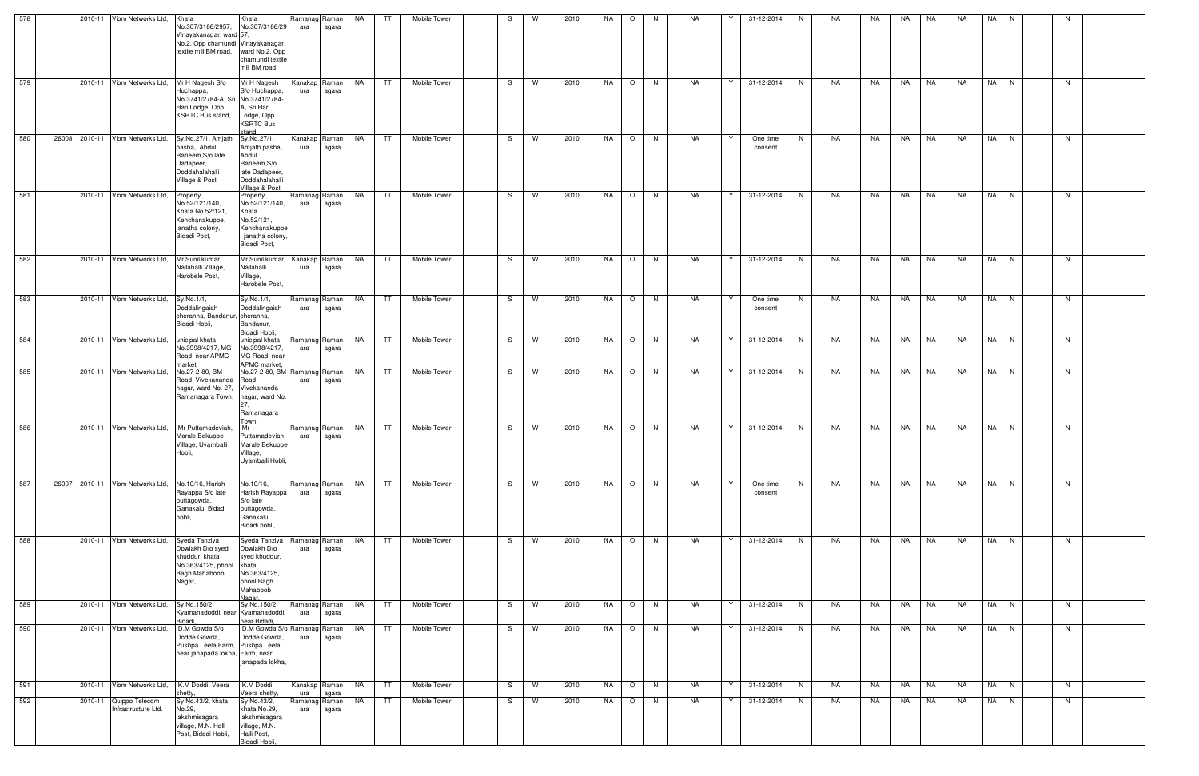| 578 | | 2010-11 | Viom Networks Ltd, | Khata No.307/3186/2957, Vinayakanagar, ward No.2, Opp chamundi textile mill BM road, | Khata No.307/3186/29 57, Vinayakanagar, ward No.2, Opp chamundi textile mill BM road, | Ramanag ara | Raman agara | NA | TT | Mobile Tower | | S | W | 2010 | NA | O | N | NA | Y | 31-12-2014 | N | NA | NA | NA | NA | NA | NA | N | | N | | |
|---|---|---|---|---|---|---|---|---|---|---|---|---|---|---|---|---|---|---|---|---|---|---|---|---|---|---|---|---|---|---|---|---|
| 579 | | 2010-11 | Viom Networks Ltd, | Mr H Nagesh S/o Huchappa, No.3741/2784-A, Sri Hari Lodge, Opp KSRTC Bus stand, | Mr H Nagesh S/o Huchappa, No.3741/2784-A, Sri Hari Lodge, Opp KSRTC Bus stand, | Kanakap ura | Raman agara | NA | TT | Mobile Tower | | S | W | 2010 | NA | O | N | NA | Y | 31-12-2014 | N | NA | NA | NA | NA | NA | NA | N | | N | | |
| 580 | 26008 | 2010-11 | Viom Networks Ltd, | Sy.No.27/1, Amjath pasha, Abdul Raheem,S/o late Dadapeer, Doddahalahalli Village & Post | Sy.No.27/1, Amjath pasha, Abdul Raheem,S/o late Dadapeer, Doddahalahalli Village & Post | Kanakap ura | Raman agara | NA | TT | Mobile Tower | | S | W | 2010 | NA | O | N | NA | Y | One time consent | N | NA | NA | NA | NA | NA | NA | N | | N | | |
| 581 | | 2010-11 | Viom Networks Ltd, | Property No.52/121/140, Khata No.52/121, Kenchanakuppe, janatha colony, Bidadi Post, | Property No.52/121/140, Khata No.52/121, Kenchanakuppe , janatha colony, Bidadi Post, | Ramanag ara | Raman agara | NA | TT | Mobile Tower | | S | W | 2010 | NA | O | N | NA | Y | 31-12-2014 | N | NA | NA | NA | NA | NA | NA | N | | N | | |
| 582 | | 2010-11 | Viom Networks Ltd, | Mr Sunil kumar, Nallahalli Village, Harobele Post, | Mr Sunil kumar, Nallahalli Village, Harobele Post, | Kanakap ura | Raman agara | NA | TT | Mobile Tower | | S | W | 2010 | NA | O | N | NA | Y | 31-12-2014 | N | NA | NA | NA | NA | NA | NA | N | | N | | |
| 583 | | 2010-11 | Viom Networks Ltd, | Sy.No.1/1, Doddalingaiah cheranna, Bandanur, Bidadi Hobli, | Sy.No.1/1, Doddalingaiah cheranna, Bandanur, Bidadi Hobli, | Ramanag ara | Raman agara | NA | TT | Mobile Tower | | S | W | 2010 | NA | O | N | NA | Y | One time consent | N | NA | NA | NA | NA | NA | NA | N | | N | | |
| 584 | | 2010-11 | Viom Networks Ltd, | unicipal khata No.3998/4217, MG Road, near APMC market, | unicipal khata No.3998/4217, MG Road, near APMC market, | Ramanag ara | Raman agara | NA | TT | Mobile Tower | | S | W | 2010 | NA | O | N | NA | Y | 31-12-2014 | N | NA | NA | NA | NA | NA | NA | N | | N | | |
| 585 | | 2010-11 | Viom Networks Ltd, | No.27-2-80, BM Road, Vivekananda nagar, ward No. 27, Ramanagara Town, | No.27-2-80, BM Road, Vivekananda nagar, ward No. 27, Ramanagara Town, | Ramanag ara | Raman agara | NA | TT | Mobile Tower | | S | W | 2010 | NA | O | N | NA | Y | 31-12-2014 | N | NA | NA | NA | NA | NA | NA | N | | N | | |
| 586 | | 2010-11 | Viom Networks Ltd, | Mr Puttamadeviah, Marale Bekuppe Village, Uyamballi Hobli, | Mr Puttamadeviah, Marale Bekuppe Village, Uyamballi Hobli, | Ramanag ara | Raman agara | NA | TT | Mobile Tower | | S | W | 2010 | NA | O | N | NA | Y | 31-12-2014 | N | NA | NA | NA | NA | NA | NA | N | | N | | |
| 587 | 26007 | 2010-11 | Viom Networks Ltd, | No.10/16, Harish Rayappa S/o late puttagowda, Ganakalu, Bidadi hobli, | No.10/16, Harish Rayappa S/o late puttagowda, Ganakalu, Bidadi hobli, | Ramanag ara | Raman agara | NA | TT | Mobile Tower | | S | W | 2010 | NA | O | N | NA | Y | One time consent | N | NA | NA | NA | NA | NA | NA | N | | N | | |
| 588 | | 2010-11 | Viom Networks Ltd, | Syeda Tanziya Dowlakh D/o syed khuddur, khata No.363/4125, phool Bagh Mahaboob Nagar, | Syeda Tanziya Dowlakh D/o syed khuddur, khata No.363/4125, phool Bagh Mahaboob Nagar, | Ramanag ara | Raman agara | NA | TT | Mobile Tower | | S | W | 2010 | NA | O | N | NA | Y | 31-12-2014 | N | NA | NA | NA | NA | NA | NA | N | | N | | |
| 589 | | 2010-11 | Viom Networks Ltd, | Sy No.150/2, Kyamanadoddi, near Bidadi, | Sy No.150/2, Kyamanadoddi, near Bidadi, | Ramanag ara | Raman agara | NA | TT | Mobile Tower | | S | W | 2010 | NA | O | N | NA | Y | 31-12-2014 | N | NA | NA | NA | NA | NA | NA | N | | N | | |
| 590 | | 2010-11 | Viom Networks Ltd, | D.M Gowda S/o Dodde Gowda, Pushpa Leela Farm, near janapada lokha, | D.M Gowda S/o Dodde Gowda, Pushpa Leela Farm, near janapada lokha, | Ramanag ara | Raman agara | NA | TT | Mobile Tower | | S | W | 2010 | NA | O | N | NA | Y | 31-12-2014 | N | NA | NA | NA | NA | NA | NA | N | | N | | |
| 591 | | 2010-11 | Viom Networks Ltd, | K.M Doddi, Veera shetty, | K.M Doddi, Veera shetty, | Kanakap ura | Raman agara | NA | TT | Mobile Tower | | S | W | 2010 | NA | O | N | NA | Y | 31-12-2014 | N | NA | NA | NA | NA | NA | NA | N | | N | | |
| 592 | | 2010-11 | Quippo Telecom Infrastructure Ltd. | Sy No.43/2, khata No.29, lakshmisagara village, M.N. Halli Post, Bidadi Hobli, | Sy No.43/2, khata No.29, lakshmisagara village, M.N. Halli Post, Bidadi Hobli, | Ramanag ara | Raman agara | NA | TT | Mobile Tower | | S | W | 2010 | NA | O | N | NA | Y | 31-12-2014 | N | NA | NA | NA | NA | NA | NA | N | | N | | |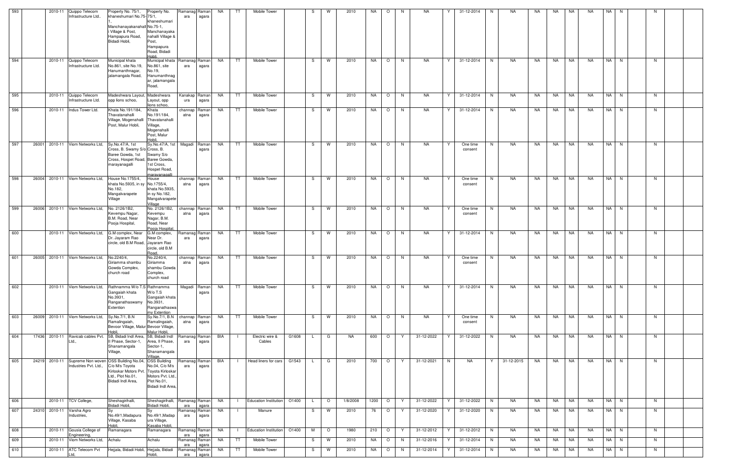| 593 | | 2010-11 | Quippo Telecom Infrastructure Ltd.. | Property No. 75/1, khaneshumari No.75-1, Manchanayakanahalli Village & Post, Hampapura Road, Bidadi Hobli, | Property No. 75/1, khaneshumari No.75-1, Manchanayaka nahalli Village & Post, Hampapura Road, Bidadi Hobli, | Ramanagara | Ramanagara | NA | TT | Mobile Tower | | S | W | 2010 | NA | O | N | NA | Y | 31-12-2014 | N | NA | NA | NA | NA | NA | NA | N | | N | |
|---|---|---|---|---|---|---|---|---|---|---|---|---|---|---|---|---|---|---|---|---|---|---|---|---|---|---|---|---|---|---|---|
| 594 | | 2010-11 | Quippo Telecom Infrastructure Ltd. | Municipal khata No.861, site No.19, Hanumanthnagar, jalamangala Road, | Municipal khata No.861, site No.19, Hanumanthnagar, jalamangala Road, | Ramanagara | Ramanagara | NA | TT | Mobile Tower | | S | W | 2010 | NA | O | N | NA | Y | 31-12-2014 | N | NA | NA | NA | NA | NA | NA | N | | N | |
| 595 | | 2010-11 | Quippo Telecom Infrastructure Ltd. | Madeshwara Layout, opp lions schoo, | Madeshwara Layout, opp lions schoo, | Kanakapura | Ramanagara | NA | TT | Mobile Tower | | S | W | 2010 | NA | O | N | NA | Y | 31-12-2014 | N | NA | NA | NA | NA | NA | NA | N | | N | |
| 596 | | 2010-11 | Indus Tower Ltd. | Khata No.191/184, Thavatanahalli Village, Mogenahalli Post, Malur Hobli, | Khata No.191/184, Thavatanahalli Village, Mogenahalli Post, Malur Hobli, | channapatna | Ramanagara | NA | TT | Mobile Tower | | S | W | 2010 | NA | O | N | NA | Y | 31-12-2014 | N | NA | NA | NA | NA | NA | NA | N | | N | |
| 597 | 26001 | 2010-11 | Viom Networks Ltd, | Sy.No.47/A, 1st Cross, B. Swamy S/o Baree Gowda, 1st Cross, Hospet Road, marayanagalli | Sy.No.47/A, 1st Cross, B. Swamy S/o Baree Gowda, 1st Cross, Hospet Road, marayanagalli | Magadi | Ramanagara | NA | TT | Mobile Tower | | S | W | 2010 | NA | O | N | NA | Y | One time consent | N | NA | NA | NA | NA | NA | NA | N | | N | |
| 598 | 26004 | 2010-11 | Viom Networks Ltd, | House No.1755/4, khata No.5935, in sy No.182, Mangalvarapete Village | House No.1755/4, khata No.5935, in sy No.182, Mangalvarapete Village | channapatna | Ramanagara | NA | TT | Mobile Tower | | S | W | 2010 | NA | O | N | NA | Y | One time consent | N | NA | NA | NA | NA | NA | NA | N | | N | |
| 599 | 26006 | 2010-11 | Viom Networks Ltd, | No. 2126/1B2, Kevempu Nagar, B.M. Road, Near Pooja Hospital, | No. 2126/1B2, Kevempu Nagar, B.M. Road, Near Pooja Hospital, | channapatna | Ramanagara | NA | TT | Mobile Tower | | S | W | 2010 | NA | O | N | NA | Y | One time consent | N | NA | NA | NA | NA | NA | NA | N | | N | |
| 600 | | 2010-11 | Viom Networks Ltd, | G.M complex, Near Dr. Jayaram Rao circle, old B.M Road, | G.M complex, Near Dr. Jayaram Rao circle, old B.M Road, | Ramanagara | Ramanagara | NA | TT | Mobile Tower | | S | W | 2010 | NA | O | N | NA | Y | 31-12-2014 | N | NA | NA | NA | NA | NA | NA | N | | N | |
| 601 | 26005 | 2010-11 | Viom Networks Ltd, | No.2240/4, Giriamma shambu Gowda Complex, church road | No.2240/4, Giriamma shambu Gowda Complex, church road | channapatna | Ramanagara | NA | TT | Mobile Tower | | S | W | 2010 | NA | O | N | NA | Y | One time consent | N | NA | NA | NA | NA | NA | NA | N | | N | |
| 602 | | 2010-11 | Viom Networks Ltd, | Rathnamma W/o T.S Gangaiah khata No.3931, Ranganathaswamy Extention | Rathnamma W/o T.S Gangaiah khata No.3931, Ranganathaswamy Extention | Magadi | Ramanagara | NA | TT | Mobile Tower | | S | W | 2010 | NA | O | N | NA | Y | 31-12-2014 | N | NA | NA | NA | NA | NA | NA | N | | N | |
| 603 | 26009 | 2010-11 | Viom Networks Ltd, | Sy.No.7/1, B.N Ramalingaiah, Bevoor Village, Malur Hobli, | Sy.No.7/1, B.N Ramalingaiah, Bevoor Village, Malur Hobli, | channapatna | Ramanagara | NA | TT | Mobile Tower | | S | W | 2010 | NA | O | N | NA | Y | One time consent | N | NA | NA | NA | NA | NA | NA | N | | N | |
| 604 | 17436 | 2010-11 | Ravicab cables Pvt. Ltd., | 5B, Bidadi Indl Area, II Phase, Sector-1, Shanamangala Village, | 5B, Bidadi Indl Area, II Phase, Sector-1, Shanamangala Village, | Ramanagara | Ramanagara | BIA | I | Electric wire & Cables | G1608 | L | G | NA | 600 | O | Y | 31-12-2022 | Y | 31-12-2022 | N | NA | NA | NA | NA | NA | NA | N | | N | |
| 605 | 24219 | 2010-11 | Supreme Non woven Industries Pvt. Ltd., | OSS Building No.04, C/o M/s Toyota Kirloskar Motors Pvt. Ltd., Plot No.01, Bidadi Indl Area, | OSS Building No.04, C/o M/s Toyota Kirloskar Motors Pvt. Ltd., Plot No.01, Bidadi Indl Area, | Ramanagara | Ramanagara | BIA | I | Head liners for cars | G1543 | L | G | 2010 | 700 | O | Y | 31-12-2021 | N | NA | Y | 31-12-2015 | NA | NA | NA | NA | NA | N | | N | |
| 606 | | 2010-11 | TCV College, | Sheshagirihalli, Bidadi Hobli, | Sheshagirihalli, Bidadi Hobli, | Ramanagara | Ramanagara | NA | I | Education Institution | O1400 | L | O | 1/8/2008 | 1200 | O | Y | 31-12-2022 | Y | 31-12-2022 | N | NA | NA | NA | NA | NA | NA | N | | N | |
| 607 | 24310 | 2010-11 | Varsha Agro Industries, | Sy No.49/1,Madapura Village, Kasaba Hobli, | Sy No.49/1,Madapura Village, Kasaba Hobli, | Ramanagara | Ramanagara | NA | I | Manure | | S | W | 2010 | 76 | O | Y | 31-12-2020 | Y | 31-12-2020 | N | NA | NA | NA | NA | NA | NA | N | | N | |
| 608 | | 2010-11 | Gousia College of Engineering, | Ramanagara | Ramanagara | Ramanagara | Ramanagara | NA | I | Education Institution | O1400 | M | O | 1980 | 210 | O | Y | 31-12-2012 | Y | 31-12-2012 | N | NA | NA | NA | NA | NA | NA | N | | N | |
| 609 | | 2010-11 | Viom Networks Ltd, | Achalu | Achalu | Ramanagara | Ramanagara | NA | TT | Mobile Tower | | S | W | 2010 | NA | O | N | 31-12-2016 | Y | 31-12-2014 | N | NA | NA | NA | NA | NA | NA | N | | N | |
| 610 | | 2010-11 | ATC Telecom Pvt Ltd, | Hejjala, Bidadi Hobli, | Hejjala, Bidadi Hobli, | Ramanagara | Ramanagara | NA | TT | Mobile Tower | | S | W | 2010 | NA | O | N | 31-12-2014 | Y | 31-12-2014 | N | NA | NA | NA | NA | NA | NA | N | | N | |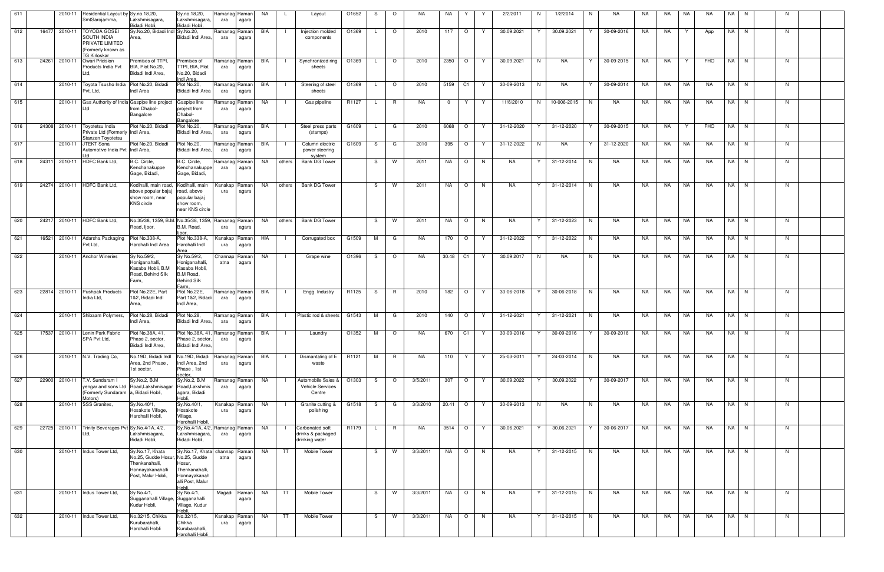| 611 | | 2010-11 | Residential Layout by SmtSarojamma, | Sy.no.18,20, Lakshmisagara, Bidadi Hobli, | Sy.no.18,20, Lakshmisagara, Bidadi Hobli, | Ramanagara | Ramanagara | NA | L | Layout | O1652 | S | O | NA | NA | Y | Y | 2/2/2011 | N | 1/2/2014 | N | NA | NA | NA | NA | NA | NA | N | | N | | |
|---|---|---|---|---|---|---|---|---|---|---|---|---|---|---|---|---|---|---|---|---|---|---|---|---|---|---|---|---|---|---|---|---|
| 612 | 16477 | 2010-11 | TOYODA GOSEI SOUTH INDIA PRIVATE LIMITED (Formerly known as TG Kirloskar | Sy.No.20, Bidadi Indl Area, | Sy.No.20, Bidadi Indl Area, | Ramanagara | Ramanagara | BIA | I | Injection molded components | O1369 | L | O | 2010 | 117 | O | Y | 30.09.2021 | Y | 30.09.2021 | Y | 30-09-2016 | NA | NA | Y | App | NA | N | | N | | |
| 613 | 24261 | 2010-11 | Owari Pricision Products India Pvt Ltd, | Premises of TTPI, BIA, Plot No.20, Bidadi Indl Area, | Premises of TTPI, BIA, Plot No.20, Bidadi Indl Area, | Ramanagara | Ramanagara | BIA | I | Synchronized ring sheets | O1369 | L | O | 2010 | 2350 | O | Y | 30.09.2021 | N | NA | Y | 30-09-2015 | NA | NA | Y | FHO | NA | N | | N | | |
| 614 | | 2010-11 | Toyota Tsusho India Pvt. Ltd, | Plot No.20, Bidadi Indl Area | Plot No.20, Bidadi Indl Area | Ramanagara | Ramanagara | BIA | I | Steering of steel sheets | O1369 | L | O | 2010 | 5159 | C1 | Y | 30-09-2013 | N | NA | Y | 30-09-2014 | NA | NA | NA | NA | NA | N | | N | | |
| 615 | | 2010-11 | Gas Authority of India Ltd | Gaspipe line project from Dhabol-Bangalore | Gaspipe line project from Dhabol-Bangalore | Ramanagara | Ramanagara | NA | I | Gas pipeline | R1127 | L | R | NA | 0 | Y | Y | 11/6/2010 | N | 10-006-2015 | N | NA | NA | NA | NA | NA | NA | N | | N | | |
| 616 | 24308 | 2010-11 | Toyotetsu India Private Ltd (Formerly Stanzen Toyotetsu | Plot No.20, Bidadi Indl Area, | Plot No.20, Bidadi Indl Area, | Ramanagara | Ramanagara | BIA | I | Steel press parts (stamps) | G1609 | L | G | 2010 | 6068 | O | Y | 31-12-2020 | Y | 31-12-2020 | Y | 30-09-2015 | NA | NA | Y | FHO | NA | N | | N | | |
| 617 | | 2010-11 | JTEKT Sona Automotive India Pvt Ltd. | Plot No.20, Bidadi Indl Area, | Plot No.20, Bidadi Indl Area, | Ramanagara | Ramanagara | BIA | I | Column electric power steering system | G1609 | S | G | 2010 | 395 | O | Y | 31-12-2022 | N | NA | Y | 31-12-2020 | NA | NA | NA | NA | NA | N | | N | | |
| 618 | 24311 | 2010-11 | HDFC Bank Ltd, | B.C. Circle, Kenchanakuppe Gage, Bidadi, | B.C. Circle, Kenchanakuppe Gage, Bidadi, | Ramanagara | Ramanagara | NA | others | Bank DG Tower | | S | W | 2011 | NA | O | N | NA | Y | 31-12-2014 | N | NA | NA | NA | NA | NA | NA | N | | N | | |
| 619 | 24274 | 2010-11 | HDFC Bank Ltd, | Kodihalli, main road, above popular bajaj show room, near KNS circle | Kodihalli, main road, above popular bajaj show room, near KNS circle | Kanakapura | Ramanagara | NA | others | Bank DG Tower | | S | W | 2011 | NA | O | N | NA | Y | 31-12-2014 | N | NA | NA | NA | NA | NA | NA | N | | N | | |
| 620 | 24217 | 2010-11 | HDFC Bank Ltd, | No.35/38, 1359, B.M. Road, Ijoor, | No.35/38, 1359, B.M. Road, Ijoor, | Ramanagara | Ramanagara | NA | others | Bank DG Tower | | S | W | 2011 | NA | O | N | NA | Y | 31-12-2023 | N | NA | NA | NA | NA | NA | NA | N | | N | | |
| 621 | 16521 | 2010-11 | Adarsha Packaging Pvt Ltd, | Plot No.338-A, Harohalli Indl Area | Plot No.338-A, Harohalli Indl Area | Kanakapura | Ramanagara | HIA | I | Corrugated box | G1509 | M | G | NA | 170 | O | Y | 31-12-2022 | Y | 31-12-2022 | N | NA | NA | NA | NA | NA | NA | N | | N | | |
| 622 | | 2010-11 | Anchor Wineries | Sy No.59/2, Honiganahalli, Kasaba Hobli, B.M Road, Behind Silk Farm, | Sy No.59/2, Honiganahalli, Kasaba Hobli, B.M Road, Behind Silk Farm, | Channapatna | Ramanagara | NA | I | Grape wine | O1396 | S | O | NA | 30.48 | C1 | Y | 30.09.2017 | N | NA | N | NA | NA | NA | NA | NA | NA | N | | N | | |
| 623 | 22814 | 2010-11 | Pushpak Products India Ltd, | Plot No.22E, Part 1&2, Bidadi Indl Area, | Plot No.22E, Part 1&2, Bidadi Indl Area, | Ramanagara | Ramanagara | BIA | I | Engg. Industry | R1125 | S | R | 2010 | 182 | O | Y | 30-06-2018 | Y | 30-06-2018 | N | NA | NA | NA | NA | NA | NA | N | | N | | |
| 624 | | 2010-11 | Shibaam Polymers, | Plot No.28, Bidadi Indl Area, | Plot No.28, Bidadi Indl Area, | Ramanagara | Ramanagara | BIA | I | Plastic rod & sheets | G1543 | M | G | 2010 | 140 | O | Y | 31-12-2021 | Y | 31-12-2021 | N | NA | NA | NA | NA | NA | NA | N | | N | | |
| 625 | 17537 | 2010-11 | Lenin Park Fabric SPA Pvt Ltd, | Plot No.38A, 41, Phase 2, sector, Bidadi Indl Area, | Plot No.38A, 41, Phase 2, sector, Bidadi Indl Area, | Ramanagara | Ramanagara | BIA | I | Laundry | O1352 | M | O | NA | 670 | C1 | Y | 30-09-2016 | Y | 30-09-2016 | Y | 30-09-2016 | NA | NA | NA | NA | NA | N | | N | | |
| 626 | | 2010-11 | N.V. Trading Co, | No.19D, Bidadi Indl Area, 2nd Phase , 1st sector, | No.19D, Bidadi Indl Area, 2nd Phase , 1st sector, | Ramanagara | Ramanagara | BIA | I | Dismantaling of E waste | R1121 | M | R | NA | 110 | Y | Y | 25-03-2011 | Y | 24-03-2014 | N | NA | NA | NA | NA | NA | NA | N | | N | | |
| 627 | 22900 | 2010-11 | T.V. Sundaram I yengar and sons Ltd (Formerly Sundaram Motors) | Sy.No.2, B.M Road,Lakshmisagara, Bidadi Hobli, | Sy.No.2, B.M Road,Lakshmisagara, Bidadi Hobli, | Ramanagara | Ramanagara | NA | I | Automobile Sales & Vehicle Services Centre | O1303 | S | O | 3/5/2011 | 307 | O | Y | 30.09.2022 | Y | 30.09.2022 | Y | 30-09-2017 | NA | NA | NA | NA | NA | N | | N | | |
| 628 | | 2010-11 | SSS Granites, | Sy.No.40/1, Hosakote Village, Harohalli Hobli, | Sy.No.40/1, Hosakote Village, Harohalli Hobli, | Kanakapura | Ramanagara | NA | I | Granite cutting & polishing | G1518 | S | G | 3/3/2010 | 20.41 | O | Y | 30-09-2013 | N | NA | N | NA | NA | NA | NA | NA | NA | N | | N | | |
| 629 | 22725 | 2010-11 | Trinity Beverages Pvt Ltd, | Sy.No.4/1A, 4/2, Lakshmisagara, Bidadi Hobli, | Sy.No.4/1A, 4/2, Lakshmisagara, Bidadi Hobli, | Ramanagara | Ramanagara | NA | I | Carbonated soft drinks & packaged drinking water | R1179 | L | R | NA | 3514 | O | Y | 30.06.2021 | Y | 30.06.2021 | Y | 30-06-2017 | NA | NA | NA | NA | NA | N | | N | | |
| 630 | | 2010-11 | Indus Tower Ltd, | Sy.No.17, Khata No.25, Gudde Hosur, Thenkanahalli, Honnayakanahalli Post, Malur Hobli, | Sy.No.17, Khata No.25, Gudde Hosur, Thenkanahalli, Honnayakanahalli Post, Malur Hobli, | channapatna | Ramanagara | NA | TT | Mobile Tower | | S | W | 3/3/2011 | NA | O | N | NA | Y | 31-12-2015 | N | NA | NA | NA | NA | NA | NA | N | | N | | |
| 631 | | 2010-11 | Indus Tower Ltd, | Sy No.4/1, Sugganahalli Village, Kudur Hobli, | Sy No.4/1, Sugganahalli Village, Kudur Hobli, | Magadi | Ramanagara | NA | TT | Mobile Tower | | S | W | 3/3/2011 | NA | O | N | NA | Y | 31-12-2015 | N | NA | NA | NA | NA | NA | NA | N | | N | | |
| 632 | | 2010-11 | Indus Tower Ltd, | No.32/15, Chikka Kurubarahalli, Harohalli Hobli | No.32/15, Chikka Kurubarahalli, Harohalli Hobli | Kanakapura | Ramanagara | NA | TT | Mobile Tower | | S | W | 3/3/2011 | NA | O | N | NA | Y | 31-12-2015 | N | NA | NA | NA | NA | NA | NA | N | | N | | |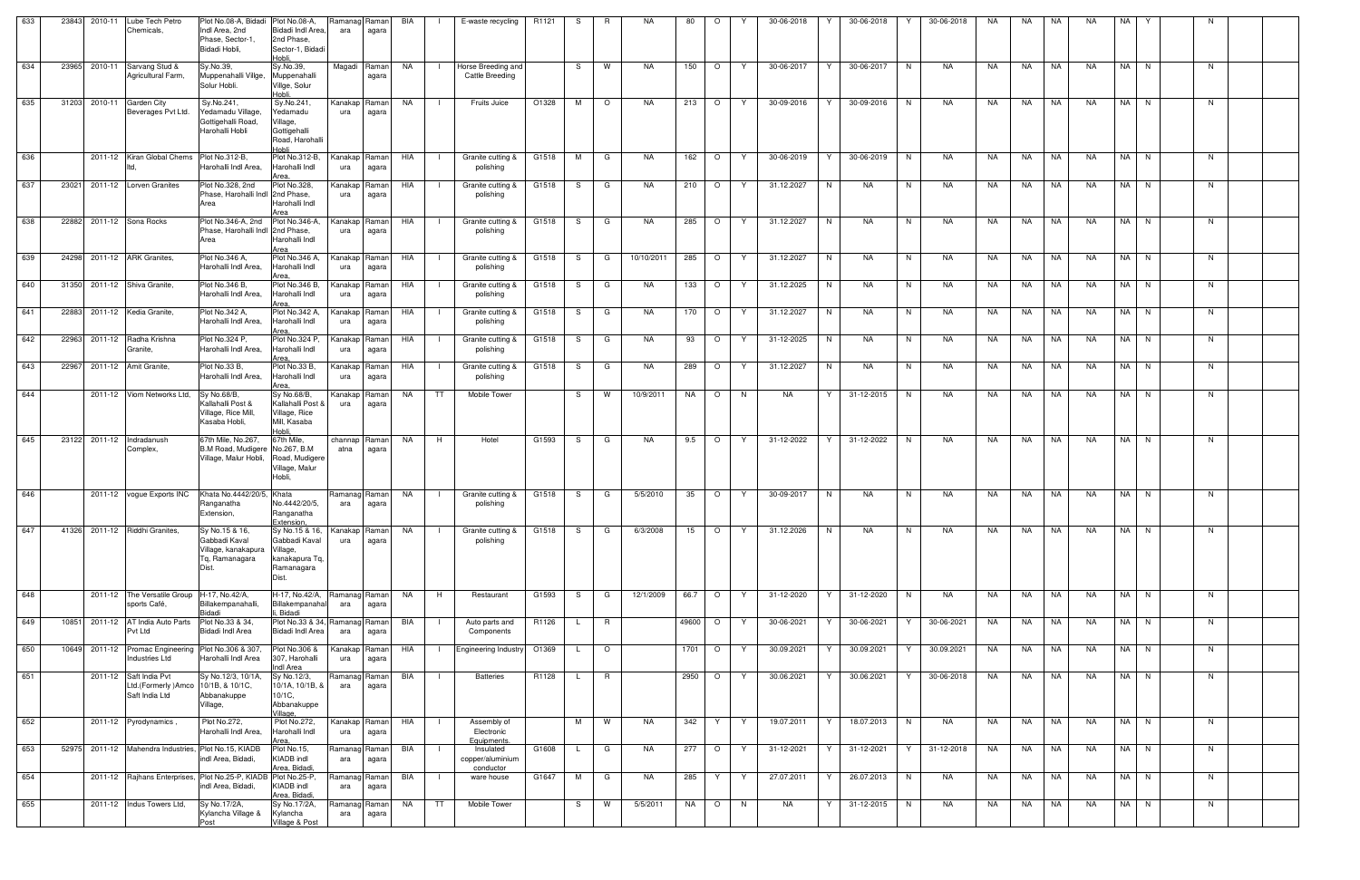| 633 | 23843 | 2010-11 | Lube Tech Petro Chemicals, | Plot No.08-A, Bidadi Indl Area, 2nd Phase, Sector-1, Bidadi Hobli, | Plot No.08-A, Bidadi Indl Area, 2nd Phase, Sector-1, Bidadi Hobli, | Ramanagara | Ramanagara | BIA | I | E-waste recycling | R1121 | S | R | NA | 80 | O | Y | 30-06-2018 | Y | 30-06-2018 | Y | 30-06-2018 | NA | NA | NA | NA | NA | Y | | N | | |
|---|---|---|---|---|---|---|---|---|---|---|---|---|---|---|---|---|---|---|---|---|---|---|---|---|---|---|---|---|---|---|---|---|
| 634 | 23965 | 2010-11 | Sarvang Stud & Agricultural Farm, | Sy.No.39, Muppenahalli Villge, Solur Hobli. | Sy.No.39, Muppenahalli Villge, Solur Hobli. | Magadi | Ramanagara | NA | I | Horse Breeding and Cattle Breeding | | S | W | NA | 150 | O | Y | 30-06-2017 | Y | 30-06-2017 | N | NA | NA | NA | NA | NA | NA | N | | N | | |
| 635 | 31203 | 2010-11 | Garden City Beverages Pvt Ltd. | Sy.No.241, Yedamadu Village, Gottigehalli Road, Harohalli Hobli | Sy.No.241, Yedamadu Village, Gottigehalli Road, Harohalli Hobli | Kanakapura | Ramanagara | NA | I | Fruits Juice | O1328 | M | O | NA | 213 | O | Y | 30-09-2016 | Y | 30-09-2016 | N | NA | NA | NA | NA | NA | NA | N | | N | | |
| 636 | | 2011-12 | Kiran Global Chems ltd, | Plot No.312-B, Harohalli Indl Area, | Plot No.312-B, Harohalli Indl Area, | Kanakapura | Ramanagara | HIA | I | Granite cutting & polishing | G1518 | M | G | NA | 162 | O | Y | 30-06-2019 | Y | 30-06-2019 | N | NA | NA | NA | NA | NA | NA | N | | N | | |
| 637 | 23021 | 2011-12 | Lorven Granites | Plot No.328, 2nd Phase, Harohalli Indl Area | Plot No.328, 2nd Phase, Harohalli Indl Area | Kanakapura | Ramanagara | HIA | I | Granite cutting & polishing | G1518 | S | G | NA | 210 | O | Y | 31.12.2027 | N | NA | N | NA | NA | NA | NA | NA | NA | N | | N | | |
| 638 | 22882 | 2011-12 | Sona Rocks | Plot No.346-A, 2nd Phase, Harohalli Indl Area | Plot No.346-A, 2nd Phase, Harohalli Indl Area | Kanakapura | Ramanagara | HIA | I | Granite cutting & polishing | G1518 | S | G | NA | 285 | O | Y | 31.12.2027 | N | NA | N | NA | NA | NA | NA | NA | NA | N | | N | | |
| 639 | 24298 | 2011-12 | ARK Granites, | Plot No.346 A, Harohalli Indl Area, | Plot No.346 A, Harohalli Indl Area, | Kanakapura | Ramanagara | HIA | I | Granite cutting & polishing | G1518 | S | G | 10/10/2011 | 285 | O | Y | 31.12.2027 | N | NA | N | NA | NA | NA | NA | NA | NA | N | | N | | |
| 640 | 31350 | 2011-12 | Shiva Granite, | Plot No.346 B, Harohalli Indl Area, | Plot No.346 B, Harohalli Indl Area, | Kanakapura | Ramanagara | HIA | I | Granite cutting & polishing | G1518 | S | G | NA | 133 | O | Y | 31.12.2025 | N | NA | N | NA | NA | NA | NA | NA | NA | N | | N | | |
| 641 | 22883 | 2011-12 | Kedia Granite, | Plot No.342 A, Harohalli Indl Area, | Plot No.342 A, Harohalli Indl Area, | Kanakapura | Ramanagara | HIA | I | Granite cutting & polishing | G1518 | S | G | NA | 170 | O | Y | 31.12.2027 | N | NA | N | NA | NA | NA | NA | NA | NA | N | | N | | |
| 642 | 22963 | 2011-12 | Radha Krishna Granite, | Plot No.324 P, Harohalli Indl Area, | Plot No.324 P, Harohalli Indl Area, | Kanakapura | Ramanagara | HIA | I | Granite cutting & polishing | G1518 | S | G | NA | 93 | O | Y | 31-12-2025 | N | NA | N | NA | NA | NA | NA | NA | NA | N | | N | | |
| 643 | 22967 | 2011-12 | Amit Granite, | Plot No.33 B, Harohalli Indl Area, | Plot No.33 B, Harohalli Indl Area, | Kanakapura | Ramanagara | HIA | I | Granite cutting & polishing | G1518 | S | G | NA | 289 | O | Y | 31.12.2027 | N | NA | N | NA | NA | NA | NA | NA | NA | N | | N | | |
| 644 | | 2011-12 | Viom Networks Ltd, | Sy No.68/B, Kallahalli Post & Village, Rice Mill, Kasaba Hobli, | Sy No.68/B, Kallahalli Post & Village, Rice Mill, Kasaba Hobli, | Kanakapura | Ramanagara | NA | TT | Mobile Tower | | S | W | 10/9/2011 | NA | O | N | NA | Y | 31-12-2015 | N | NA | NA | NA | NA | NA | NA | N | | N | | |
| 645 | 23122 | 2011-12 | Indradanush Complex, | 67th Mile, No.267, B.M Road, Mudigere Village, Malur Hobli, | 67th Mile, No.267, B.M Road, Mudigere Village, Malur Hobli, | channapatna | Ramanagara | NA | H | Hotel | G1593 | S | G | NA | 9.5 | O | Y | 31-12-2022 | Y | 31-12-2022 | N | NA | NA | NA | NA | NA | NA | N | | N | | |
| 646 | | 2011-12 | vogue Exports INC | Khata No.4442/20/5, Ranganatha Extension, | Khata No.4442/20/5, Ranganatha Extension, | Ramanagara | Ramanagara | NA | I | Granite cutting & polishing | G1518 | S | G | 5/5/2010 | 35 | O | Y | 30-09-2017 | N | NA | N | NA | NA | NA | NA | NA | NA | N | | N | | |
| 647 | 41326 | 2011-12 | Riddhi Granites, | Sy No.15 & 16, Gabbadi Kaval Village, kanakapura Tq, Ramanagara Dist. | Sy No.15 & 16, Gabbadi Kaval Village, kanakapura Tq, Ramanagara Dist. | Kanakapura | Ramanagara | NA | I | Granite cutting & polishing | G1518 | S | G | 6/3/2008 | 15 | O | Y | 31.12.2026 | N | NA | N | NA | NA | NA | NA | NA | NA | N | | N | | |
| 648 | | 2011-12 | The Versatile Group sports Café, | H-17, No.42/A, Billakempanahalli, Bidadi | H-17, No.42/A, Billakempanahalli, Bidadi | Ramanagara | Ramanagara | NA | H | Restaurant | G1593 | S | G | 12/1/2009 | 66.7 | O | Y | 31-12-2020 | Y | 31-12-2020 | N | NA | NA | NA | NA | NA | NA | N | | N | | |
| 649 | 10851 | 2011-12 | AT India Auto Parts Pvt Ltd | Plot No.33 & 34, Bidadi Indl Area | Plot No.33 & 34, Bidadi Indl Area | Ramanagara | Ramanagara | BIA | I | Auto parts and Components | R1126 | L | R | | 49600 | O | Y | 30-06-2021 | Y | 30-06-2021 | Y | 30-06-2021 | NA | NA | NA | NA | NA | N | | N | | |
| 650 | 10649 | 2011-12 | Promac Engineering Industries Ltd | Plot No.306 & 307, Harohalli Indl Area | Plot No.306 & 307, Harohalli Indl Area | Kanakapura | Ramanagara | HIA | I | Engineering Industry | O1369 | L | O | | 1701 | O | Y | 30.09.2021 | Y | 30.09.2021 | Y | 30.09.2021 | NA | NA | NA | NA | NA | N | | N | | |
| 651 | | 2011-12 | Saft India Pvt Ltd.(Formerly )Amco Saft India Ltd | Sy No.12/3, 10/1A, 10/1B, & 10/1C, Abbanakuppe Village, | Sy No.12/3, 10/1A, 10/1B, & 10/1C, Abbanakuppe Village, | Ramanagara | Ramanagara | BIA | I | Batteries | R1128 | L | R | | 2950 | O | Y | 30.06.2021 | Y | 30.06.2021 | Y | 30-06-2018 | NA | NA | NA | NA | NA | N | | N | | |
| 652 | | 2011-12 | Pyrodynamics , | Plot No.272, Harohalli Indl Area, | Plot No.272, Harohalli Indl Area, | Kanakapura | Ramanagara | HIA | I | Assembly of Electronic Equipments. | | M | W | NA | 342 | Y | Y | 19.07.2011 | Y | 18.07.2013 | N | NA | NA | NA | NA | NA | NA | N | | N | | |
| 653 | 52975 | 2011-12 | Mahendra Industries, | Plot No.15, KIADB indl Area, Bidadi, | Plot No.15, KIADB indl Area, Bidadi, | Ramanagara | Ramanagara | BIA | I | Insulated copper/aluminium conductor | G1608 | L | G | NA | 277 | O | Y | 31-12-2021 | Y | 31-12-2021 | Y | 31-12-2018 | NA | NA | NA | NA | NA | N | | N | | |
| 654 | | 2011-12 | Rajhans Enterprises, | Plot No.25-P, KIADB indl Area, Bidadi, | Plot No.25-P, KIADB indl Area, Bidadi, | Ramanagara | Ramanagara | BIA | I | ware house | G1647 | M | G | NA | 285 | Y | Y | 27.07.2011 | Y | 26.07.2013 | N | NA | NA | NA | NA | NA | NA | N | | N | | |
| 655 | | 2011-12 | Indus Towers Ltd, | Sy No.17/2A, Kylancha Village & Post | Sy No.17/2A, Kylancha Village & Post | Ramanagara | Ramanagara | NA | TT | Mobile Tower | | S | W | 5/5/2011 | NA | O | N | NA | Y | 31-12-2015 | N | NA | NA | NA | NA | NA | NA | N | | N | | |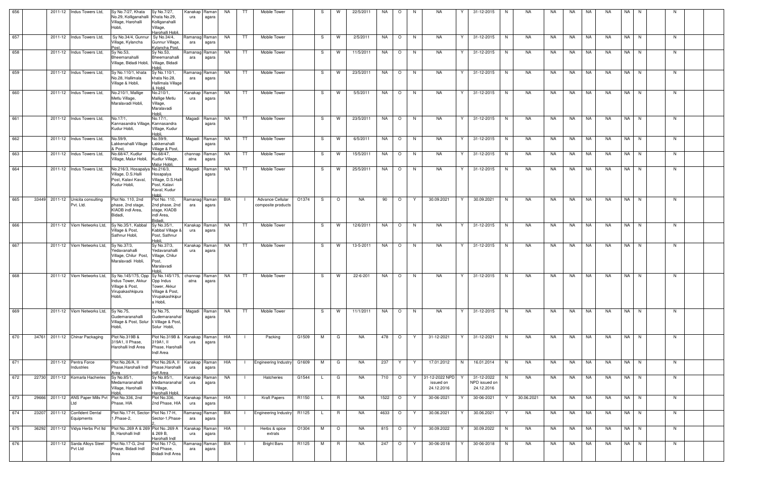| 656 | | 2011-12 | Indus Towers Ltd, | Sy No.7/27, Khata No.29, Kolliganahalli Village, Harohalli Hobli, | Sy No.7/27, Khata No.29, Kolliganahalli Village, Harohalli Hobli, | Kanakapura | Ramanagara | NA | TT | Mobile Tower | | S | W | 22/5/2011 | NA | O | N | NA | Y | 31-12-2015 | N | NA | NA | NA | NA | NA | NA | N | | N | |
|---|---|---|---|---|---|---|---|---|---|---|---|---|---|---|---|---|---|---|---|---|---|---|---|---|---|---|---|---|---|---|---|
| 657 | | 2011-12 | Indus Towers Ltd, | Sy No.34/4, Gunnur Village, Kylancha Post, | Sy No.34/4, Gunnur Village, Kylancha Post, | Ramanagara | Ramanagara | NA | TT | Mobile Tower | | S | W | 2/5/2011 | NA | O | N | NA | Y | 31-12-2015 | N | NA | NA | NA | NA | NA | NA | N | | N | |
| 658 | | 2011-12 | Indus Towers Ltd, | Sy No.53, Bheemanahalli Village, Bidadi Hobli, | Sy No.53, Bheemanahalli Village, Bidadi Hobli, | Ramanagara | Ramanagara | NA | TT | Mobile Tower | | S | W | 11/5/2011 | NA | O | N | NA | Y | 31-12-2015 | N | NA | NA | NA | NA | NA | NA | N | | N | |
| 659 | | 2011-12 | Indus Towers Ltd, | Sy No.110/1, khata No.28, Hallimala Village & Hobli, | Sy No.110/1, khata No.28, Hallimala Village & Hobli, | Ramanagara | Ramanagara | NA | TT | Mobile Tower | | S | W | 23/5/2011 | NA | O | N | NA | Y | 31-12-2015 | N | NA | NA | NA | NA | NA | NA | N | | N | |
| 660 | | 2011-12 | Indus Towers Ltd, | No.210/1, Mallige Metlu Village, Maralavadi Hobli, | No.210/1, Mallige Metlu Village, Maralavadi Hobli, | Kanakapura | Ramanagara | NA | TT | Mobile Tower | | S | W | 5/5/2011 | NA | O | N | NA | Y | 31-12-2015 | N | NA | NA | NA | NA | NA | NA | N | | N | |
| 661 | | 2011-12 | Indus Towers Ltd, | No.17/1, Kannasandra Village, Kudur Hobli, | No.17/1, Kannasandra Village, Kudur Hobli, | Magadi | Ramanagara | NA | TT | Mobile Tower | | S | W | 23/5/2011 | NA | O | N | NA | Y | 31-12-2015 | N | NA | NA | NA | NA | NA | NA | N | | N | |
| 662 | | 2011-12 | Indus Towers Ltd, | No.59/9, Lakkenahalli Village & Post, | No.59/9, Lakkenahalli Village & Post, | Magadi | Ramanagara | NA | TT | Mobile Tower | | S | W | 6/5/2011 | NA | O | N | NA | Y | 31-12-2015 | N | NA | NA | NA | NA | NA | NA | N | | N | |
| 663 | | 2011-12 | Indus Towers Ltd, | No.68/47, Kudlur Village, Malur Hobli, | No.68/47, Kudlur Village, Malur Hobli, | channapatna | Ramanagara | NA | TT | Mobile Tower | | S | W | 15/5/2011 | NA | O | N | NA | Y | 31-12-2015 | N | NA | NA | NA | NA | NA | NA | N | | N | |
| 664 | | 2011-12 | Indus Towers Ltd, | No.216/3, Hosapalya Village, D.S.Halli Post, Kalavi Kaval, Kudur Hobli, | No.216/3, Hosapalya Village, D.S.Halli Post, Kalavi Kaval, Kudur Hobli, | Magadi | Ramanagara | NA | TT | Mobile Tower | | S | W | 25/5/2011 | NA | O | N | NA | Y | 31-12-2015 | N | NA | NA | NA | NA | NA | NA | N | | N | |
| 665 | 33449 | 2011-12 | Unicita consulting Pvt. Ltd. | Plot No. 110, 2nd phase, 2nd stage, KIADB indl Area, Bidadi, | Plot No. 110, 2nd phase, 2nd stage, KIADB indl Area, Bidadi, | Ramanagara | Ramanagara | BIA | I | Advance Cellular composite products | O1374 | S | O | NA | 90 | O | Y | 30.09.2021 | Y | 30.09.2021 | N | NA | NA | NA | NA | NA | NA | N | | N | |
| 666 | | 2011-12 | Viom Networks Ltd, | Sy No.35/1, Kabbal Village & Post, Sathnur Hobli, | Sy No.35/1, Kabbal Village & Post, Sathnur Hobli, | Kanakapura | Ramanagara | NA | TT | Mobile Tower | | S | W | 12/6/2011 | NA | O | N | NA | Y | 31-12-2015 | N | NA | NA | NA | NA | NA | NA | N | | N | |
| 667 | | 2011-12 | Viom Networks Ltd, | Sy No.37/3, Yedavanahalli Village, Chilur Post, Maralavadi Hobli, | Sy No.37/3, Yedavanahalli Village, Chilur Post, Maralavadi Hobli, | Kanakapura | Ramanagara | NA | TT | Mobile Tower | | S | W | 13-5-2011 | NA | O | N | NA | Y | 31-12-2015 | N | NA | NA | NA | NA | NA | NA | N | | N | |
| 668 | | 2011-12 | Viom Networks Ltd, | Sy No.145/175, Opp Indus Tower, Akkur Village & Post, Virupakashkipura Hobli, | Sy No.145/175, Opp Indus Tower, Akkur Village & Post, Virupakashkipura Hobli, | channapatna | Ramanagara | NA | TT | Mobile Tower | | S | W | 22-6-201 | NA | O | N | NA | Y | 31-12-2015 | N | NA | NA | NA | NA | NA | NA | N | | N | |
| 669 | | 2011-12 | Viom Networks Ltd, | Sy No.75, Gudemaranahalli Village & Post, Solur Hobli, | Sy No.75, Gudemaranahalli Village & Post, Solur Hobli, | Magadi | Ramanagara | NA | TT | Mobile Tower | | S | W | 11/1/2011 | NA | O | N | NA | Y | 31-12-2015 | N | NA | NA | NA | NA | NA | NA | N | | N | |
| 670 | 34761 | 2011-12 | Chinar Packaging | Plot No.319B & 319A1, II Phase, Harohalli Indl Area | Plot No.319B & 319A1, II Phase, Harohalli Indl Area | Kanakapura | Ramanagara | HIA | I | Packing | G1509 | M | G | NA | 478 | O | Y | 31-12-2021 | Y | 31-12-2021 | N | NA | NA | NA | NA | NA | NA | N | | N | |
| 671 | | 2011-12 | Pentra Force Industries | Plot No.26/A, II Phase,Harohalli Indl Area | Plot No.26/A, II Phase,Harohalli Indl Area | Kanakapura | Ramanagara | HIA | I | Engineering Industry | G1609 | M | G | NA | 237 | Y | Y | 17.01.2012 | N | 16.01.2014 | N | NA | NA | NA | NA | NA | NA | N | | N | |
| 672 | 22730 | 2011-12 | Komarla Hacheries | Sy No.85/1, Medamaranahalli Village, Harohalli Hobli, | Sy No.85/1, Medamaranahalli Village, Harohalli Hobli, | Kanakapura | Ramanagara | NA | I | Hatcheries | G1544 | L | G | NA | 710 | O | Y | 31-12-2022 NPD issued on 24.12.2016 | Y | 31-12-2022 NPD issued on 24.12.2016 | N | NA | NA | NA | NA | NA | NA | N | | N | |
| 673 | 29666 | 2011-12 | ANS Paper Mills Pvt Ltd | Plot No.336, 2nd Phase, HIA | Plot No.336, 2nd Phase, HIA | Kanakapura | Ramanagara | HIA | I | Kraft Papers | R1150 | L | R | NA | 1522 | O | Y | 30-06-2021 | Y | 30-06-2021 | Y | 30.06.2021 | NA | NA | NA | NA | NA | N | | N | |
| 674 | 23207 | 2011-12 | Confident Dental Equipments | Plot No.17-H, Sector-1,Phase-2, | Plot No.17-H, Sector-1,Phase-2, | Ramanagara | Ramanagara | BIA | I | Engineering Industry | R1125 | L | R | NA | 4633 | O | Y | 30.06.2021 | Y | 30.06.2021 | Y | NA | NA | NA | NA | NA | NA | N | | N | |
| 675 | 36292 | 2011-12 | Vidya Herbs Pvt ltd | Plot No..269 A & 269 B, Harohalli Indl | Plot No..269 A & 269 B, Harohalli Indl | Kanakapura | Ramanagara | HIA | I | Herbs & spice extrats | O1304 | M | O | NA | 815 | O | Y | 30.09.2022 | Y | 30.09.2022 | N | NA | NA | NA | NA | NA | NA | N | | N | |
| 676 | | 2011-12 | Sarda Alloys Steel Pvt Ltd | Plot No.17-G, 2nd Phase, Bidadi Indl Area | Plot No.17-G, 2nd Phase, Bidadi Indl Area | Ramanagara | Ramanagara | BIA | I | Bright Bars | R1125 | M | R | NA | 247 | O | Y | 30-06-2018 | Y | 30-06-2018 | N | NA | NA | NA | NA | NA | NA | N | | N | |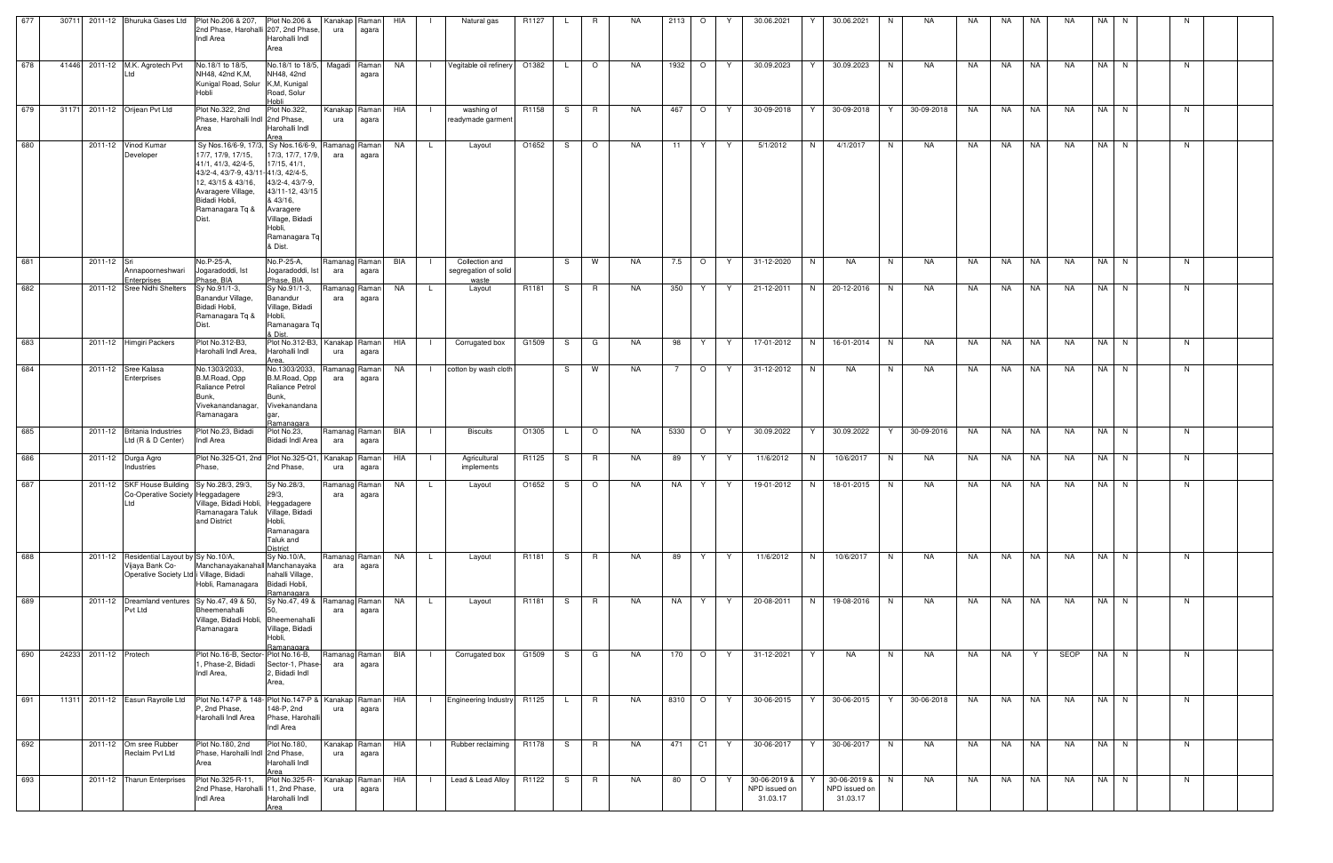| 677 | 30711 | 2011-12 | Bhuruka Gases Ltd | Plot No.206 & 207, 2nd Phase, Harohalli Indl Area | Plot No.206 & 207, 2nd Phase, Harohalli Indl Area | Kanakapura | Ramanagara | HIA | I | Natural gas | R1127 | L | R | NA | 2113 | O | Y | 30.06.2021 | Y | 30.06.2021 | N | NA | NA | NA | NA | NA | NA | N | | N | |
|---|---|---|---|---|---|---|---|---|---|---|---|---|---|---|---|---|---|---|---|---|---|---|---|---|---|---|---|---|---|---|---|
| 678 | 41446 | 2011-12 | M.K. Agrotech Pvt Ltd | No.18/1 to 18/5, NH48, 42nd K.M, Kunigal Road, Solur Hobli | No.18/1 to 18/5, NH48, 42nd K.M, Kunigal Road, Solur Hobli | Magadi | Ramanagara | NA | I | Vegitable oil refinery | O1382 | L | O | NA | 1932 | O | Y | 30.09.2023 | Y | 30.09.2023 | N | NA | NA | NA | NA | NA | NA | N | | N | |
| 679 | 31171 | 2011-12 | Orijean Pvt Ltd | Plot No.322, 2nd Phase, Harohalli Indl Area | Plot No.322, 2nd Phase, Harohalli Indl Area | Kanakapura | Ramanagara | HIA | I | washing of readymade garment | R1158 | S | R | NA | 467 | O | Y | 30-09-2018 | Y | 30-09-2018 | Y | 30-09-2018 | NA | NA | NA | NA | NA | N | | N | |
| 680 | | 2011-12 | Vinod Kumar Developer | Sy Nos.16/6-9, 17/3, 17/7, 17/9, 17/15, 41/1, 41/3, 42/4-5, 43/2-4, 43/7-9, 43/11-12, 43/15 & 43/16, Avaragere Village, Bidadi Hobli, Ramanagara Tq & Dist. | Sy Nos.16/6-9, 17/3, 17/7, 17/9, 17/15, 41/1, 41/3, 42/4-5, 43/2-4, 43/7-9, 43/11-12, 43/15 & 43/16, Avaragere Village, Bidadi Hobli, Ramanagara Tq & Dist. | Ramanagara | Ramanagara | NA | L | Layout | O1652 | S | O | NA | 11 | Y | Y | 5/1/2012 | N | 4/1/2017 | N | NA | NA | NA | NA | NA | NA | N | | N | |
| 681 | | 2011-12 | Sri Annapoorneshwari Enterprises | No.P-25-A, Jogaradoddi, Ist Phase, BIA | No.P-25-A, Jogaradoddi, Ist Phase, BIA | Ramanagara | Ramanagara | BIA | I | Collection and segregation of solid waste | | S | W | NA | 7.5 | O | Y | 31-12-2020 | N | NA | N | NA | NA | NA | NA | NA | NA | N | | N | |
| 682 | | 2011-12 | Sree Nidhi Shelters | Sy No.91/1-3, Banandur Village, Bidadi Hobli, Ramanagara Tq & Dist. | Sy No.91/1-3, Banandur Village, Bidadi Hobli, Ramanagara Tq & Dist. | Ramanagara | Ramanagara | NA | L | Layout | R1181 | S | R | NA | 350 | Y | Y | 21-12-2011 | N | 20-12-2016 | N | NA | NA | NA | NA | NA | NA | N | | N | |
| 683 | | 2011-12 | Himgiri Packers | Plot No.312-B3, Harohalli Indl Area, | Plot No.312-B3, Harohalli Indl Area, | Kanakapura | Ramanagara | HIA | I | Corrugated box | G1509 | S | G | NA | 98 | Y | Y | 17-01-2012 | N | 16-01-2014 | N | NA | NA | NA | NA | NA | NA | N | | N | |
| 684 | | 2011-12 | Sree Kalasa Enterprises | No.1303/2033, B.M.Road, Opp Raliance Petrol Bunk, Vivekanandanagar, Ramanagara | No.1303/2033, B.M.Road, Opp Raliance Petrol Bunk, Vivekanandanagar, Ramanagara | Ramanagara | Ramanagara | NA | I | cotton by wash cloth | | S | W | NA | 7 | O | Y | 31-12-2012 | N | NA | N | NA | NA | NA | NA | NA | NA | N | | N | |
| 685 | | 2011-12 | Britania Industries Ltd (R & D Center) | Plot No.23, Bidadi Indl Area | Plot No.23, Bidadi Indl Area | Ramanagara | Ramanagara | BIA | I | Biscuits | O1305 | L | O | NA | 5330 | O | Y | 30.09.2022 | Y | 30.09.2022 | Y | 30-09-2016 | NA | NA | NA | NA | NA | N | | N | |
| 686 | | 2011-12 | Durga Agro Industries | Plot No.325-Q1, 2nd Phase, | Plot No.325-Q1, 2nd Phase, | Kanakapura | Ramanagara | HIA | I | Agricultural implements | R1125 | S | R | NA | 89 | Y | Y | 11/6/2012 | N | 10/6/2017 | N | NA | NA | NA | NA | NA | NA | N | | N | |
| 687 | | 2011-12 | SKF House Building Co-Operative Society Ltd | Sy No.28/3, 29/3, Heggadagere Village, Bidadi Hobli, Ramanagara Taluk and District | Sy No.28/3, 29/3, Heggadagere Village, Bidadi Hobli, Ramanagara Taluk and District | Ramanagara | Ramanagara | NA | L | Layout | O1652 | S | O | NA | NA | Y | Y | 19-01-2012 | N | 18-01-2015 | N | NA | NA | NA | NA | NA | NA | N | | N | |
| 688 | | 2011-12 | Residential Layout by Vijaya Bank Co-Operative Society Ltd | Sy No.10/A, Manchanayakanahalli Village, Bidadi Hobli, Ramanagara | Sy No.10/A, Manchanayakanahalli Village, Bidadi Hobli, Ramanagara | Ramanagara | Ramanagara | NA | L | Layout | R1181 | S | R | NA | 89 | Y | Y | 11/6/2012 | N | 10/6/2017 | N | NA | NA | NA | NA | NA | NA | N | | N | |
| 689 | | 2011-12 | Dreamland ventures Pvt Ltd | Sy No.47, 49 & 50, Bheemenahalli Village, Bidadi Hobli, Ramanagara | Sy No.47, 49 & 50, Bheemenahalli Village, Bidadi Hobli, Ramanagara | Ramanagara | Ramanagara | NA | L | Layout | R1181 | S | R | NA | NA | Y | Y | 20-08-2011 | N | 19-08-2016 | N | NA | NA | NA | NA | NA | NA | N | | N | |
| 690 | 24233 | 2011-12 | Protech | Plot No.16-B, Sector-1, Phase-2, Bidadi Indl Area, | Plot No.16-B, Sector-1, Phase-2, Bidadi Indl Area, | Ramanagara | Ramanagara | BIA | I | Corrugated box | G1509 | S | G | NA | 170 | O | Y | 31-12-2021 | Y | NA | N | NA | NA | NA | Y | SEOP | NA | N | | N | |
| 691 | 11311 | 2011-12 | Easun Rayrolle Ltd | Plot No.147-P & 148-P, 2nd Phase, Harohalli Indl Area | Plot No.147-P & 148-P, 2nd Phase, Harohalli Indl Area | Kanakapura | Ramanagara | HIA | I | Engineering Industry | R1125 | L | R | NA | 8310 | O | Y | 30-06-2015 | Y | 30-06-2015 | Y | 30-06-2018 | NA | NA | NA | NA | NA | N | | N | |
| 692 | | 2011-12 | Om sree Rubber Reclaim Pvt Ltd | Plot No.180, 2nd Phase, Harohalli Indl Area | Plot No.180, 2nd Phase, Harohalli Indl Area | Kanakapura | Ramanagara | HIA | I | Rubber reclaiming | R1178 | S | R | NA | 471 | C1 | Y | 30-06-2017 | Y | 30-06-2017 | N | NA | NA | NA | NA | NA | NA | N | | N | |
| 693 | | 2011-12 | Tharun Enterprises | Plot No.325-R-11, 2nd Phase, Harohalli Indl Area | Plot No.325-R-11, 2nd Phase, Harohalli Indl Area | Kanakapura | Ramanagara | HIA | I | Lead & Lead Alloy | R1122 | S | R | NA | 80 | O | Y | 30-06-2019 & NPD issued on 31.03.17 | Y | 30-06-2019 & NPD issued on 31.03.17 | N | NA | NA | NA | NA | NA | NA | N | | N | |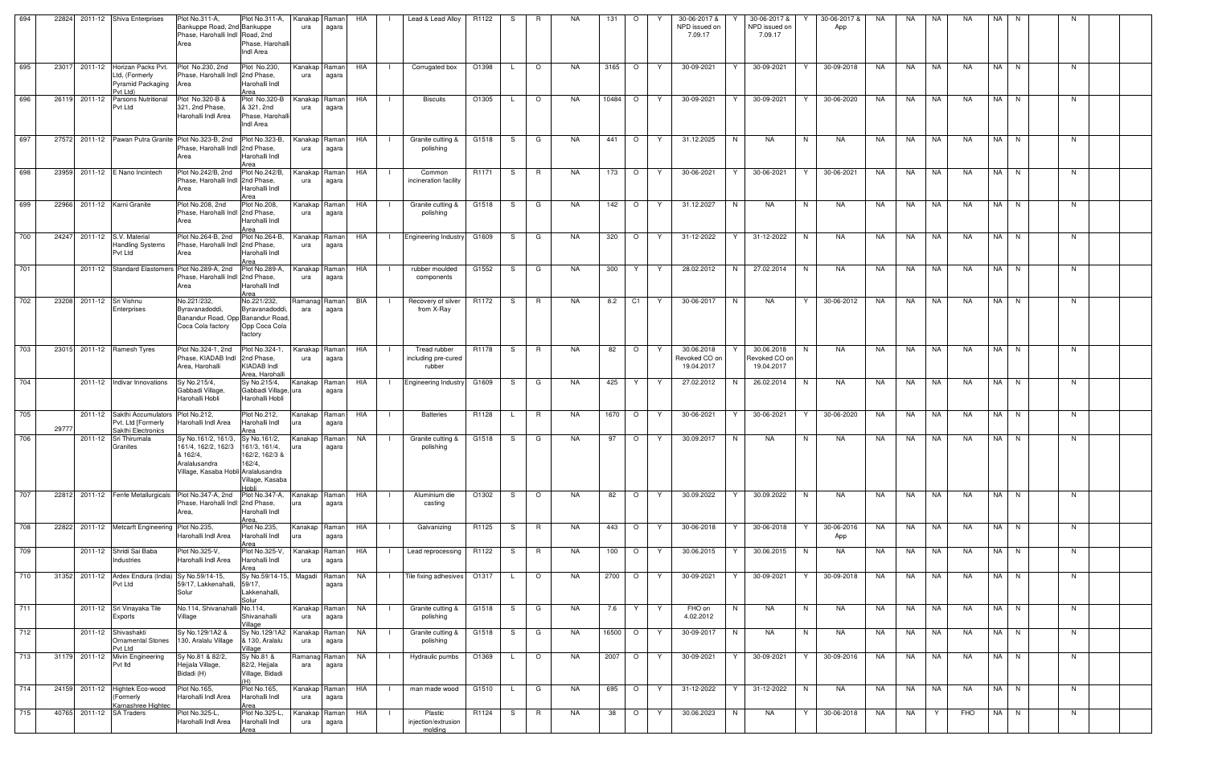| | | | | | | | | | | | | | | | | | | | | | | | | | | | | | | | | |
|---|---|---|---|---|---|---|---|---|---|---|---|---|---|---|---|---|---|---|---|---|---|---|---|---|---|---|---|---|---|---|---|---|
| 694 | 22824 | 2011-12 | Shiva Enterprises | Plot No.311-A, Bankuppe Road, 2nd Phase, Harohalli Indl Area | Plot No.311-A, Bankuppe Road, 2nd Phase, Harohalli Indl Area | Kanakapura | Ramanagara | HIA | I | Lead & Lead Alloy | R1122 | S | R | NA | 131 | O | Y | 30-06-2017 & NPD issued on 7.09.17 | Y | 30-06-2017 & NPD issued on 7.09.17 | Y | 30-06-2017 & App | NA | NA | NA | NA | NA | N | | N | | |
| 695 | 23017 | 2011-12 | Horizan Packs Pvt. Ltd, (Formerly Pyramid Packaging Pvt Ltd) | Plot No.230, 2nd Phase, Harohalli Indl Area | Plot No.230, 2nd Phase, Harohalli Indl Area | Kanakapura | Ramanagara | HIA | I | Corrugated box | O1398 | L | O | NA | 3165 | O | Y | 30-09-2021 | Y | 30-09-2021 | Y | 30-09-2018 | NA | NA | NA | NA | NA | N | | N | | |
| 696 | 26119 | 2011-12 | Parsons Nutritional Pvt Ltd | Plot No.320-B & 321, 2nd Phase, Harohalli Indl Area | Plot No.320-B & 321, 2nd Phase, Harohalli Indl Area | Kanakapura | Ramanagara | HIA | I | Biscuits | O1305 | L | O | NA | 10484 | O | Y | 30-09-2021 | Y | 30-09-2021 | Y | 30-06-2020 | NA | NA | NA | NA | NA | N | | N | | |
| 697 | 27572 | 2011-12 | Pawan Putra Granite | Plot No.323-B, 2nd Phase, Harohalli Indl Area | Plot No.323-B, 2nd Phase, Harohalli Indl Area | Kanakapura | Ramanagara | HIA | I | Granite cutting & polishing | G1518 | S | G | NA | 441 | O | Y | 31.12.2025 | N | NA | N | NA | NA | NA | NA | NA | NA | N | | N | | |
| 698 | 23959 | 2011-12 | E Nano Incintech | Plot No.242/B, 2nd Phase, Harohalli Indl Area | Plot No.242/B, 2nd Phase, Harohalli Indl Area | Kanakapura | Ramanagara | HIA | I | Common incineration facility | R1171 | S | R | NA | 173 | O | Y | 30-06-2021 | Y | 30-06-2021 | Y | 30-06-2021 | NA | NA | NA | NA | NA | N | | N | | |
| 699 | 22966 | 2011-12 | Karni Granite | Plot No.208, 2nd Phase, Harohalli Indl Area | Plot No.208, 2nd Phase, Harohalli Indl Area | Kanakapura | Ramanagara | HIA | I | Granite cutting & polishing | G1518 | S | G | NA | 142 | O | Y | 31.12.2027 | N | NA | N | NA | NA | NA | NA | NA | NA | N | | N | | |
| 700 | 24247 | 2011-12 | S.V. Material Handling Systems Pvt Ltd | Plot No.264-B, 2nd Phase, Harohalli Indl Area | Plot No.264-B, 2nd Phase, Harohalli Indl Area | Kanakapura | Ramanagara | HIA | I | Engineering Industry | G1609 | S | G | NA | 320 | O | Y | 31-12-2022 | Y | 31-12-2022 | N | NA | NA | NA | NA | NA | NA | N | | N | | |
| 701 | | 2011-12 | Standard Elastomers | Plot No.289-A, 2nd Phase, Harohalli Indl Area | Plot No.289-A, 2nd Phase, Harohalli Indl Area | Kanakapura | Ramanagara | HIA | I | rubber moulded components | G1552 | S | G | NA | 300 | Y | Y | 28.02.2012 | N | 27.02.2014 | N | NA | NA | NA | NA | NA | NA | N | | N | | |
| 702 | 23208 | 2011-12 | Sri Vishnu Enterprises | No.221/232, Byravanadoddi, Banandur Road, Opp Coca Cola factory | No.221/232, Byravanadoddi, Banandur Road, Opp Coca Cola factory | Ramanagara | Ramanagara | BIA | I | Recovery of silver from X-Ray | R1172 | S | R | NA | 8.2 | C1 | Y | 30-06-2017 | N | NA | Y | 30-06-2012 | NA | NA | NA | NA | NA | N | | N | | |
| 703 | 23015 | 2011-12 | Ramesh Tyres | Plot No.324-1, 2nd Phase, KIADAB Indl Area, Harohalli | Plot No.324-1, 2nd Phase, KIADAB Indl Area, Harohalli | Kanakapura | Ramanagara | HIA | I | Tread rubber including pre-cured rubber | R1178 | S | R | NA | 82 | O | Y | 30.06.2018 Revoked CO on 19.04.2017 | Y | 30.06.2018 Revoked CO on 19.04.2017 | N | NA | NA | NA | NA | NA | NA | N | | N | | |
| 704 | | 2011-12 | Indivar Innovations | Sy No.215/4, Gabbadi Village, Harohalli Hobli | Sy No.215/4, Gabbadi Village, Harohalli Hobli | Kanakapura | Ramanagara | HIA | I | Engineering Industry | G1609 | S | G | NA | 425 | Y | Y | 27.02.2012 | N | 26.02.2014 | N | NA | NA | NA | NA | NA | NA | N | | N | | |
| 705 | 29777 | 2011-12 | Sakthi Accumulators Pvt. Ltd [Formerly Sakthi Electronics | Plot No.212, Harohalli Indl Area | Plot No.212, Harohalli Indl Area | Kanakapura | Ramanagara | HIA | I | Batteries | R1128 | L | R | NA | 1670 | O | Y | 30-06-2021 | Y | 30-06-2021 | Y | 30-06-2020 | NA | NA | NA | NA | NA | N | | N | | |
| 706 | | 2011-12 | Sri Thirumala Granites | Sy No.161/2, 161/3, 161/4, 162/2, 162/3 & 162/4, Aralalusandra Village, Kasaba Hobli | Sy No.161/2, 161/3, 161/4, 162/2, 162/3 & 162/4, Aralalusandra Village, Kasaba Hobli | Kanakapura | Ramanagara | NA | I | Granite cutting & polishing | G1518 | S | G | NA | 97 | O | Y | 30.09.2017 | N | NA | N | NA | NA | NA | NA | NA | NA | N | | N | | |
| 707 | 22812 | 2011-12 | Fenfe Metallurgicals | Plot No.347-A, 2nd Phase, Harohalli Indl Area, | Plot No.347-A, 2nd Phase, Harohalli Indl Area, | Kanakapura | Ramanagara | HIA | I | Aluminium die casting | O1302 | S | O | NA | 82 | O | Y | 30.09.2022 | Y | 30.09.2022 | N | NA | NA | NA | NA | NA | NA | N | | N | | |
| 708 | 22822 | 2011-12 | Metcarft Engineering | Plot No.235, Harohalli Indl Area | Plot No.235, Harohalli Indl Area | Kanakapura | Ramanagara | HIA | I | Galvanizing | R1125 | S | R | NA | 443 | O | Y | 30-06-2018 | Y | 30-06-2018 | Y | 30-06-2016 App | NA | NA | NA | NA | NA | N | | N | | |
| 709 | | 2011-12 | Shridi Sai Baba Industries | Plot No.325-V, Harohalli Indl Area | Plot No.325-V, Harohalli Indl Area | Kanakapura | Ramanagara | HIA | I | Lead reprocessing | R1122 | S | R | NA | 100 | O | Y | 30.06.2015 | Y | 30.06.2015 | N | NA | NA | NA | NA | NA | NA | N | | N | | |
| 710 | 31352 | 2011-12 | Ardex Endura (India) Pvt Ltd | Sy No.59/14-15, 59/17, Lakkenahalli, Solur | Sy No.59/14-15, 59/17, Lakkenahalli, Solur | Magadi | Ramanagara | NA | I | Tile fixing adhesives | O1317 | L | O | NA | 2700 | O | Y | 30-09-2021 | Y | 30-09-2021 | Y | 30-09-2018 | NA | NA | NA | NA | NA | N | | N | | |
| 711 | | 2011-12 | Sri Vinayaka Tile Exports | No.114, Shivanahalli Village | No.114, Shivanahalli Village | Kanakapura | Ramanagara | NA | I | Granite cutting & polishing | G1518 | S | G | NA | 7.6 | Y | Y | FHO on 4.02.2012 | N | NA | N | NA | NA | NA | NA | NA | NA | N | | N | | |
| 712 | | 2011-12 | Shivashakti Ornamental Stones Pvt Ltd | Sy No.129/1A2 & 130, Aralalu Village | Sy No.129/1A2 & 130, Aralalu Village | Kanakapura | Ramanagara | NA | I | Granite cutting & polishing | G1518 | S | G | NA | 16500 | O | Y | 30-09-2017 | N | NA | N | NA | NA | NA | NA | NA | NA | N | | N | | |
| 713 | 31179 | 2011-12 | Mivin Engineering Pvt ltd | Sy No.81 & 82/2, Hejjala Village, Bidadi (H) | Sy No.81 & 82/2, Hejjala Village, Bidadi (H) | Ramanagara | Ramanagara | NA | I | Hydraulic pumbs | O1369 | L | O | NA | 2007 | O | Y | 30-09-2021 | Y | 30-09-2021 | Y | 30-09-2016 | NA | NA | NA | NA | NA | N | | N | | |
| 714 | 24159 | 2011-12 | Hightek Eco-wood (Formerly Karnashree Hightec | Plot No.165, Harohalli Indl Area | Plot No.165, Harohalli Indl Area | Kanakapura | Ramanagara | HIA | I | man made wood | G1510 | L | G | NA | 695 | O | Y | 31-12-2022 | Y | 31-12-2022 | N | NA | NA | NA | NA | NA | NA | N | | N | | |
| 715 | 40765 | 2011-12 | SA Traders | Plot No.325-L, Harohalli Indl Area | Plot No.325-L, Harohalli Indl Area | Kanakapura | Ramanagara | HIA | I | Plastic injection/extrusion molding | R1124 | S | R | NA | 38 | O | Y | 30.06.2023 | N | NA | Y | 30-06-2018 | NA | NA | Y | FHO | NA | N | | N | | |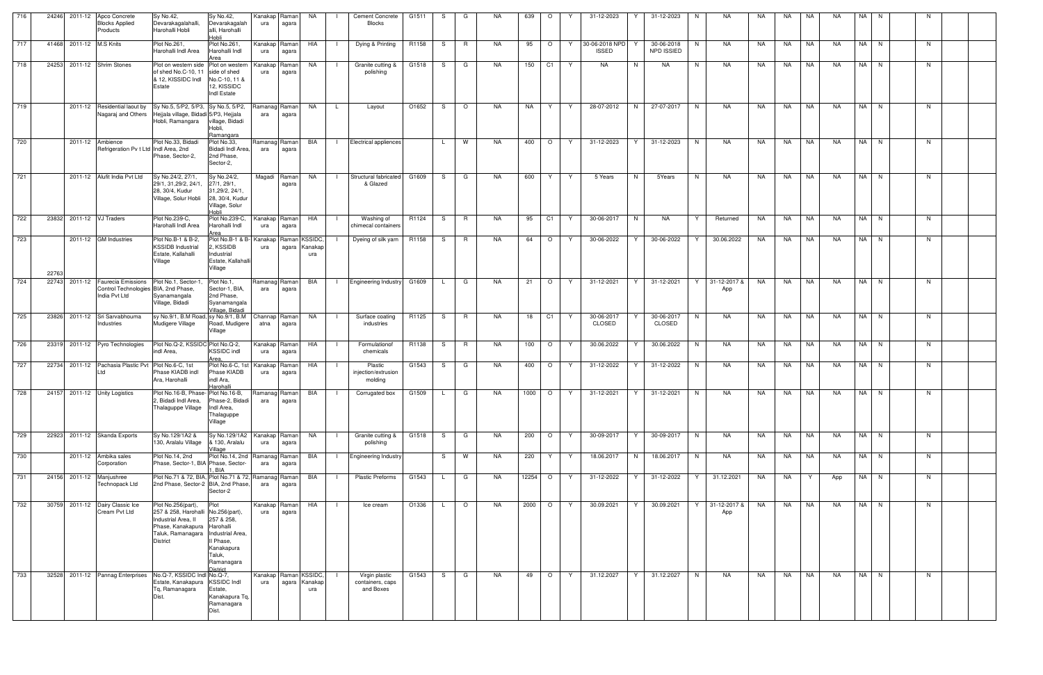| 716 | 24246 | 2011-12 | Apco Concrete Blocks Applied Products | Sy No.42, Devarakagalahalli, Harohalli Hobli | Sy No.42, Devarakagalahalli, Harohalli Hobli | Kanakapura | Ramanagara | NA | I | Cement Concrete Blocks | G1511 | S | G | NA | 639 | O | Y | 31-12-2023 | Y | 31-12-2023 | N | NA | NA | NA | NA | NA | NA | N | | N | |
|---|---|---|---|---|---|---|---|---|---|---|---|---|---|---|---|---|---|---|---|---|---|---|---|---|---|---|---|---|---|---|---|
| 717 | 41468 | 2011-12 | M.S Knits | Plot No.261, Harohalli Indl Area | Plot No.261, Harohalli Indl Area | Kanakapura | Ramanagara | HIA | I | Dying & Printing | R1158 | S | R | NA | 95 | O | Y | 30-06-2018 NPD ISSUED | Y | 30-06-2018 NPD ISSIED | N | NA | NA | NA | NA | NA | NA | N | | N | |
| 718 | 24253 | 2011-12 | Shrim Stones | Plot on western side of shed No.C-10, 11 & 12, KISSIDC Indl Estate | Plot on western side of shed No.C-10, 11 & 12, KISSIDC Indl Estate | Kanakapura | Ramanagara | NA | I | Granite cutting & polishing | G1518 | S | G | NA | 150 | C1 | Y | NA | N | NA | N | NA | NA | NA | NA | NA | NA | N | | N | |
| 719 | | 2011-12 | Residential laout by Nagaraj and Others | Sy No.5, 5/P2, 5/P3, Hejjala village, Bidadi Hobli, Ramangara | Sy No.5, 5/P2, 5/P3, Hejjala village, Bidadi Hobli, Ramangara | Ramanagara | Ramanagara | NA | L | Layout | O1652 | S | O | NA | NA | Y | Y | 28-07-2012 | N | 27-07-2017 | N | NA | NA | NA | NA | NA | NA | N | | N | |
| 720 | | 2011-12 | Ambience Refrigeration Pv t Ltd | Plot No.33, Bidadi Indl Area, 2nd Phase, Sector-2, | Plot No.33, Bidadi Indl Area, 2nd Phase, Sector-2, | Ramanagara | Ramanagara | BIA | I | Electrical appliences | | L | W | NA | 400 | O | Y | 31-12-2023 | Y | 31-12-2023 | N | NA | NA | NA | NA | NA | NA | N | | N | |
| 721 | | 2011-12 | Alufit India Pvt Ltd | Sy No.24/2, 27/1, 29/1, 31,29/2, 24/1, 28, 30/4, Kudur Village, Solur Hobli | Sy No.24/2, 27/1, 29/1, 31,29/2, 24/1, 28, 30/4, Kudur Village, Solur Hobli | Magadi | Ramanagara | NA | I | Structural fabricated & Glazed | G1609 | S | G | NA | 600 | Y | Y | 5 Years | N | 5Years | N | NA | NA | NA | NA | NA | NA | N | | N | |
| 722 | 23832 | 2011-12 | VJ Traders | Plot No.239-C, Harohalli Indl Area | Plot No.239-C, Harohalli Indl Area | Kanakapura | Ramanagara | HIA | I | Washing of chimecal containers | R1124 | S | R | NA | 95 | C1 | Y | 30-06-2017 | N | NA | Y | Returned | NA | NA | NA | NA | NA | N | | N | |
| 723 | 22763 | 2011-12 | GM Industries | Plot No.B-1 & B-2, KSSIDB Industrial Estate, Kallahalli Village | Plot No.B-1 & B-2, KSSIDB Industrial Estate, Kallahalli Village | Kanakapura | Ramanagara | KSSIDC, Kanakapura | I | Dyeing of silk yarn | R1158 | S | R | NA | 64 | O | Y | 30-06-2022 | Y | 30-06-2022 | Y | 30.06.2022 | NA | NA | NA | NA | NA | N | | N | |
| 724 | 22743 | 2011-12 | Faurecia Emissions Control Technologies India Pvt Ltd | Plot No.1, Sector-1, BIA, 2nd Phase, Syanamangala Village, Bidadi | Plot No.1, Sector-1, BIA, 2nd Phase, Syanamangala Village, Bidadi | Ramanagara | Ramanagara | BIA | I | Engineering Industry | G1609 | L | G | NA | 21 | O | Y | 31-12-2021 | Y | 31-12-2021 | Y | 31-12-2017 & App | NA | NA | NA | NA | NA | N | | N | |
| 725 | 23826 | 2011-12 | Sri Sarvabhouma Industries | sy No.9/1, B.M Road, Mudigere Village | sy No.9/1, B.M Road, Mudigere Village | Channapatna | Ramanagara | NA | I | Surface coating industries | R1125 | S | R | NA | 18 | C1 | Y | 30-06-2017 CLOSED | Y | 30-06-2017 CLOSED | N | NA | NA | NA | NA | NA | NA | N | | N | |
| 726 | 23319 | 2011-12 | Pyro Technologies | Plot No.Q-2, KSSIDC indl Area, | Plot No.Q-2, KSSIDC indl Area, | Kanakapura | Ramanagara | HIA | I | Formulationof chemicals | R1138 | S | R | NA | 100 | O | Y | 30.06.2022 | Y | 30.06.2022 | N | NA | NA | NA | NA | NA | NA | N | | N | |
| 727 | 22734 | 2011-12 | Pachasia Plastic Pvt Ltd | Plot No.6-C, 1st Phase KIADB indl Ara, Harohalli | Plot No.6-C, 1st Phase KIADB indl Ara, Harohalli | Kanakapura | Ramanagara | HIA | I | Plastic injection/extrusion molding | G1543 | S | G | NA | 400 | O | Y | 31-12-2022 | Y | 31-12-2022 | N | NA | NA | NA | NA | NA | NA | N | | N | |
| 728 | 24157 | 2011-12 | Unity Logistics | Plot No.16-B, Phase-2, Bidadi Indl Area, Thalaguppe Village | Plot No.16-B, Phase-2, Bidadi Indl Area, Thalaguppe Village | Ramanagara | Ramanagara | BIA | I | Corrugated box | G1509 | L | G | NA | 1000 | O | Y | 31-12-2021 | Y | 31-12-2021 | N | NA | NA | NA | NA | NA | NA | N | | N | |
| 729 | 22923 | 2011-12 | Skanda Exports | Sy No.129/1A2 & 130, Aralalu Village | Sy No.129/1A2 & 130, Aralalu Village | Kanakapura | Ramanagara | NA | I | Granite cutting & polishing | G1518 | S | G | NA | 200 | O | Y | 30-09-2017 | Y | 30-09-2017 | N | NA | NA | NA | NA | NA | NA | N | | N | |
| 730 | | 2011-12 | Ambika sales Corporation | Plot No.14, 2nd Phase, Sector-1, BIA | Plot No.14, 2nd Phase, Sector-1, BIA | Ramanagara | Ramanagara | BIA | I | Engineering Industry | | S | W | NA | 220 | Y | Y | 18.06.2017 | N | 18.06.2017 | N | NA | NA | NA | NA | NA | NA | N | | N | |
| 731 | 24156 | 2011-12 | Manjushree Technopack Ltd | Plot No.71 & 72, BIA, 2nd Phase, Sector-2 | Plot No.71 & 72, BIA, 2nd Phase, Sector-2 | Ramanagara | Ramanagara | BIA | I | Plastic Preforms | G1543 | L | G | NA | 12254 | O | Y | 31-12-2022 | Y | 31-12-2022 | Y | 31.12.2021 | NA | NA | Y | App | NA | N | | N | |
| 732 | 30759 | 2011-12 | Dairy Classic Ice Cream Pvt Ltd | Plot No.256(part), 257 & 258, Harohalli Industrial Area, II Phase, Kanakapura Taluk, Ramanagara District | Plot No.256(part), 257 & 258, Harohalli Industrial Area, II Phase, Kanakapura Taluk, Ramanagara District | Kanakapura | Ramanagara | HIA | I | Ice cream | O1336 | L | O | NA | 2000 | O | Y | 30.09.2021 | Y | 30.09.2021 | Y | 31-12-2017 & App | NA | NA | NA | NA | NA | N | | N | |
| 733 | 32528 | 2011-12 | Pannag Enterprises | No.Q-7, KSSIDC Indl Estate, Kanakapura Tq, Ramanagara Dist. | No.Q-7, KSSIDC Indl Estate, Kanakapura Tq, Ramanagara Dist. | Kanakapura | Ramanagara | KSSIDC, Kanakapura | I | Virgin plastic containers, caps and Boxes | G1543 | S | G | NA | 49 | O | Y | 31.12.2027 | Y | 31.12.2027 | N | NA | NA | NA | NA | NA | NA | N | | N | |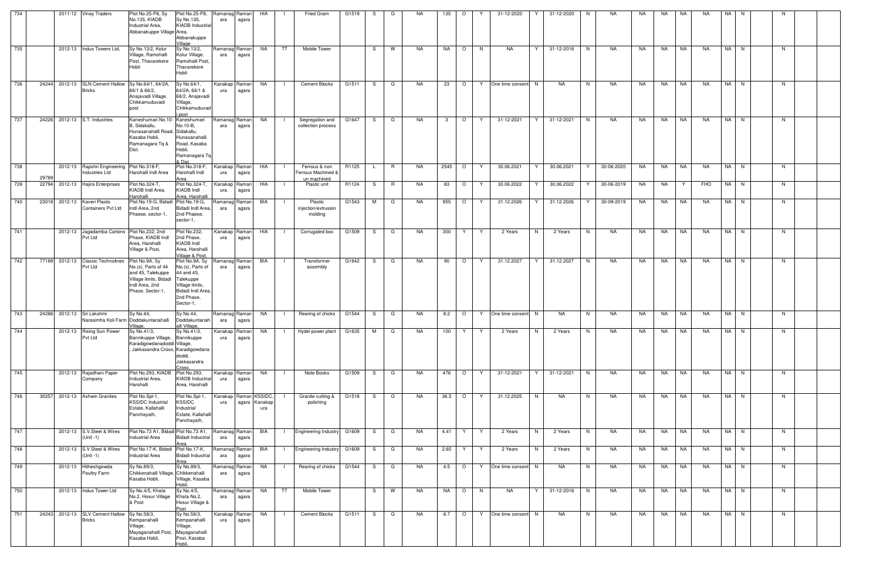| 734 | | 2011-12 | Vinay Traders | Plot No.25-P8, Sy No.135, KIADB Industrial Area, Abbanakuppe Village | Plot No.25-P8, Sy No.135, KIADB Industrial Area, Abbanakuppe Village | Ramanagara | Ramanagara | HIA | I | Fried Gram | G1519 | S | G | NA | 135 | O | Y | 31-12-2020 | Y | 31-12-2020 | N | NA | NA | NA | NA | NA | NA | N | | N | | |
|---|---|---|---|---|---|---|---|---|---|---|---|---|---|---|---|---|---|---|---|---|---|---|---|---|---|---|---|---|---|---|---|---|
| 735 | | 2012-13 | Indus Towers Ltd, | Sy No.13/2, Kolur Village, Ramohalli Post, Thavarekere Hobli | Sy No.13/2, Kolur Village, Ramohalli Post, Thavarekere Hobli | Ramanagara | Ramanagara | NA | TT | Mobile Tower | | S | W | NA | NA | O | N | NA | Y | 31-12-2016 | N | NA | NA | NA | NA | NA | NA | N | | N | | |
| 736 | 24244 | 2012-13 | SLN Cement Hallow Bricks | Sy No.64/1, 64/2A, 66/1 & 66/2, Anajavadi Village, Chikkamuduvadi post | Sy No.64/1, 64/2A, 66/1 & 66/2, Anajavadi Village, Chikkamuduvadi post | Kanakapura | Ramanagara | NA | I | Cement Blocks | G1511 | S | G | NA | 23 | O | Y | One time consent | N | NA | N | NA | NA | NA | NA | NA | NA | N | | N | | |
| 737 | 24226 | 2012-13 | S.T. Industries | Kaneshumari No.10-B, Sidakallu, Hunasanahalli Road, Kasaba Hobli, Ramanagara Tq & Dist. | Kaneshumari No.10-B, Sidakallu, Hunasanahalli Road, Kasaba Hobli, Ramanagara Tq & Dist. | Ramanagara | Ramanagara | NA | I | Segregation and collection process | G1647 | S | G | NA | 3 | O | Y | 31-12-2021 | Y | 31-12-2021 | N | NA | NA | NA | NA | NA | NA | N | | N | | |
| 738 | 29789 | 2012-13 | Rapshri Engineering Industries Ltd | Plot No.318-F, Harohalli Indl Area | Plot No.318-F, Harohalli Indl Area | Kanakapura | Ramanagara | HIA | I | Ferrous & non Ferrous Machined & un machined | R1125 | L | R | NA | 2545 | O | Y | 30.06.2021 | Y | 30.06.2021 | Y | 30-06-2020 | NA | NA | NA | NA | NA | N | | N | | |
| 739 | 22794 | 2012-13 | Hajira Enterprises | Plot No.324-T, KIADB Indl Area, Harohalli | Plot No.324-T, KIADB Indl Area, Harohalli | Kanakapura | Ramanagara | HIA | I | Plastic unit | R1124 | S | R | NA | 83 | O | Y | 30.06.2022 | Y | 30.06.2022 | Y | 30-06-2019 | NA | NA | Y | FHO | NA | N | | N | | |
| 740 | 23018 | 2012-13 | Kaveri Plasto Containers Pvt Ltd | Plot No.19-G, Bidadi Indl Area, 2nd Phaese, sector-1, | Plot No.19-G, Bidadi Indl Area, 2nd Phaese, sector-1, | Ramanagara | Ramanagara | BIA | I | Plastic injection/extrusion molding | G1543 | M | G | NA | 955 | O | Y | 31.12.2026 | Y | 31.12.2026 | Y | 30-09-2019 | NA | NA | NA | NA | NA | N | | N | | |
| 741 | | 2012-13 | Jagadamba Cartons Pvt Ltd | Plot No.232, 2nd Phase, KIADB Indl Area, Harohalli Village & Post, | Plot No.232, 2nd Phase, KIADB Indl Area, Harohalli Village & Post, | Kanakapura | Ramanagara | HIA | I | Corrugated box | G1509 | S | G | NA | 300 | Y | Y | 2 Years | N | 2 Years | N | NA | NA | NA | NA | NA | NA | N | | N | | |
| 742 | 77189 | 2012-13 | Classic Technolines Pvt Ltd | Plot No.9A, Sy No.(s), Parts of 44 and 45, Talekuppe Village limits, Bidadi Indl Area, 2nd Phase, Sector-1, | Plot No.9A, Sy No.(s), Parts of 44 and 45, Talekuppe Village limits, Bidadi Indl Area, 2nd Phase, Sector-1, | Ramanagara | Ramanagara | BIA | I | Transformer assembly | G1642 | S | G | NA | 90 | O | Y | 31.12.2027 | Y | 31.12.2027 | N | NA | NA | NA | NA | NA | NA | N | | N | | |
| 743 | 24286 | 2012-13 | Sri Lakshmi Narasimha Koli Farm | Sy No.44, Doddakuntanahalli Village, | Sy No.44, Doddakuntanahalli Village, | Ramanagara | Ramanagara | NA | I | Rearing of chicks | G1544 | S | G | NA | 8.2 | O | Y | One time consent | N | NA | N | NA | NA | NA | NA | NA | NA | N | | N | | |
| 744 | | 2012-13 | Rising Sun Power Pvt Ltd | Sy No.41/3, Bannikuppe Village, Karadigowdanadoddi, Jakkasandra Cross, | Sy No.41/3, Bannikuppe Village, Karadigowdanadoddi, Jakkasandra Cross, | Kanakapura | Ramanagara | NA | I | Hydel power plant | G1635 | M | G | NA | 100 | Y | Y | 2 Years | N | 2 Years | N | NA | NA | NA | NA | NA | NA | N | | N | | |
| 745 | | 2012-13 | Rajadhani Paper Company | Plot No.293, KIADB Industrial Area, Harohalli | Plot No.293, KIADB Industrial Area, Harohalli | Kanakapura | Ramanagara | NA | I | Note Books | G1509 | S | G | NA | 476 | O | Y | 31-12-2021 | Y | 31-12-2021 | N | NA | NA | NA | NA | NA | NA | N | | N | | |
| 746 | 30257 | 2012-13 | Ashwin Granites | Plot No.Spl-1, KSSIDC Industrial Estate, Kallahalli Panchayath, | Plot No.Spl-1, KSSIDC Industrial Estate, Kallahalli Panchayath, | Kanakapura | Ramanagara | KSSIDC, Kanakapura | I | Granite cutting & polishing | G1518 | S | G | NA | 36.5 | O | Y | 31.12.2025 | N | NA | N | NA | NA | NA | NA | NA | NA | N | | N | | |
| 747 | | 2012-13 | S.V.Steel & Wires (Unit -1) | Plot No.73 A1, Bidadi Industrial Area | Plot No.73 A1, Bidadi Industrial Area | Ramanagara | Ramanagara | BIA | I | Engineering Industry | G1609 | S | G | NA | 4.41 | Y | Y | 2 Years | N | 2 Years | N | NA | NA | NA | NA | NA | NA | N | | N | | |
| 748 | | 2012-13 | S.V.Steel & Wires (Unit -1) | Plot No.17-K, Bidadi Industrial Area | Plot No.17-K, Bidadi Industrial Area | Ramanagara | Ramanagara | BIA | I | Engineering Industry | G1609 | S | G | NA | 2.65 | Y | Y | 2 Years | N | 2 Years | N | NA | NA | NA | NA | NA | NA | N | | N | | |
| 749 | | 2012-13 | Hitheshgowda Poultry Farm | Sy No.89/3, Chikkenahalli Village, Kasaba Hobli, | Sy No.89/3, Chikkenahalli Village, Kasaba Hobli, | Ramanagara | Ramanagara | NA | I | Rearing of chicks | G1544 | S | G | NA | 4.5 | O | Y | One time consent | N | NA | N | NA | NA | NA | NA | NA | NA | N | | N | | |
| 750 | | 2012-13 | Indus Tower Ltd | Sy No.4/5, Khata No.2, Hosur Village & Post | Sy No.4/5, Khata No.2, Hosur Village & Post | Ramanagara | Ramanagara | NA | TT | Mobile Tower | | S | W | NA | NA | O | N | NA | Y | 31-12-2016 | N | NA | NA | NA | NA | NA | NA | N | | N | | |
| 751 | 24243 | 2012-13 | SLV Cement Hallow Bricks | Sy No.58/3, Kempanahalli Village, Mayaganahalli Post, Kasaba Hobli, | Sy No.58/3, Kempanahalli Village, Mayaganahalli Post, Kasaba Hobli, | Kanakapura | Ramanagara | NA | I | Cement Blocks | G1511 | S | G | NA | 8.7 | O | Y | One time consent | N | NA | N | NA | NA | NA | NA | NA | NA | N | | N | | |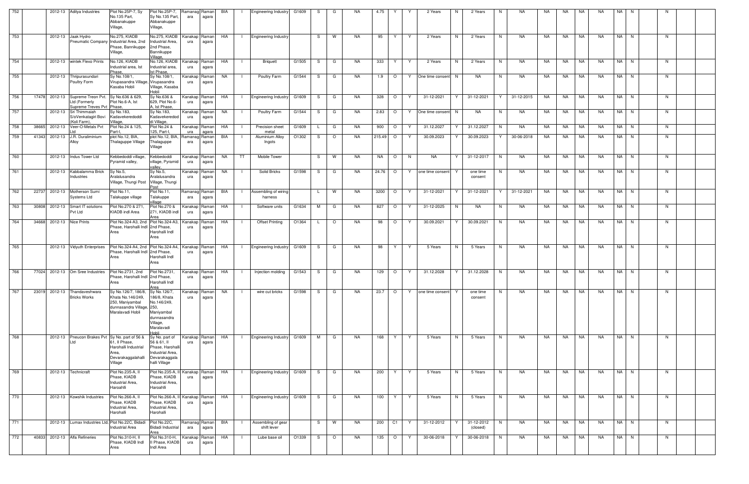| | | | | | | | | | | | | | | | | | | | | | | | | | | | | | | | | |
|---|---|---|---|---|---|---|---|---|---|---|---|---|---|---|---|---|---|---|---|---|---|---|---|---|---|---|---|---|---|---|---|---|
| 752 | | 2012-13 | Aditya Industries | Plot No.25P-7, Sy No.135 Part, Abbanakuppe Village, | Plot No.25P-7, Sy No.135 Part, Abbanakuppe Village, | Ramanagara | Ramanagara | BIA | I | Engineering Industry | G1609 | S | G | NA | 4.75 | Y | Y | 2 Years | N | 2 Years | N | NA | NA | NA | NA | NA | NA | N | | N | | |
| 753 | | 2012-13 | Jaak Hydro Pneumatic Company | No.275, KIADB Industrial Area, 2nd Phase, Bannikuppe Village, | No.275, KIADB Industrial Area, 2nd Phase, Bannikuppe Village, | Kanakapura | Ramanagara | HIA | I | Engineering Industry | | S | W | NA | 95 | Y | Y | 2 Years | N | 2 Years | N | NA | NA | NA | NA | NA | NA | N | | N | | |
| 754 | | 2012-13 | wintek Flexo Prints | No.126, KIADB Industrial area, Ist Phase, | No.126, KIADB Industrial area, Ist Phase, | Kanakapura | Ramanagara | HIA | I | Briquett | G1505 | S | G | NA | 333 | Y | Y | 2 Years | N | 2 Years | N | NA | NA | NA | NA | NA | NA | N | | N | | |
| 755 | | 2012-13 | Thripurasundari Poultry Form | Sy No.108/1, Virupasandra Village, Kasaba Hobli | Sy No.108/1, Virupasandra Village, Kasaba Hobli | Kanakapura | Ramanagara | NA | I | Poultry Farm | G1544 | S | G | NA | 1.9 | O | Y | One time consent | N | NA | N | NA | NA | NA | NA | NA | NA | N | | N | | |
| 756 | 17478 | 2012-13 | Supreme Treon Pvt. Ltd (Formerly Supreme Treves Pvt | Sy No.636 & 629, Plot No.6-A, Ist Phase, | Sy No.636 & 629, Plot No.6-A, Ist Phase, | Kanakapura | Ramanagara | HIA | I | Engineering Industry | G1609 | S | G | NA | 328 | O | Y | 31-12-2021 | Y | 31-12-2021 | Y | 31-12-2015 | NA | NA | NA | NA | NA | N | | N | | |
| 757 | | 2012-13 | Sri Thimmaiah S/oVenkatagiri Bovi (Koli Farm), | Sy No.183, Kadavekeredoddi Village, | Sy No.183, Kadavekeredoddi Village, | Kanakapura | Ramanagara | NA | I | Poultry Farm | G1544 | S | G | NA | 2.83 | O | Y | One time consent | N | NA | N | NA | NA | NA | NA | NA | NA | N | | N | | |
| 758 | 38665 | 2012-13 | Veer-O-Metals Pvt Ltd | Plot No.24 & 125, Part-I, | Plot No.24 & 125, Part-I, | Kanakapura | Ramanagara | HIA | I | Precision sheet metal | G1609 | L | G | NA | 900 | O | Y | 31.12.2027 | Y | 31.12.2027 | N | NA | NA | NA | NA | NA | NA | N | | N | | |
| 759 | 41343 | 2012-13 | J.R. Duraliminium Alloy | plot No.12, BIA, Thalaguppe Village | plot No.12, BIA, Thalaguppe Village | Ramanagara | Ramanagara | BIA | I | Aluminium Alloy Ingots | O1302 | S | O | NA | 215.49 | O | Y | 30.09.2023 | Y | 30.09.2023 | Y | 30-06-2018 | NA | NA | NA | NA | NA | N | | N | | |
| 760 | | 2012-13 | Indus Tower Ltd | Kebbedoddi village, Pyramid valley, | Kebbedoddi village, Pyramid valley | Kanakapura | Ramanagara | NA | TT | Mobile Tower | | S | W | NA | NA | O | N | NA | Y | 31-12-2017 | N | NA | NA | NA | NA | NA | NA | N | | N | | |
| 761 | | 2012-13 | Kabbalamma Brick Industries | Sy No.5, Aralalusandra Village, Thungi Post | Sy No.5, Aralalusandra Village, Thungi Post | Kanakapura | Ramanagara | NA | I | Solid Bricks | G1598 | S | G | NA | 24.76 | O | Y | one time consent | Y | one time consent | N | NA | NA | NA | NA | NA | NA | N | | N | | |
| 762 | 22737 | 2012-13 | Motherson Sumi Systems Ltd | Plot No.11, Talakuppe village | Plot No.11, Talakuppe village | Ramanagara | Ramanagara | BIA | I | Assembling of wiring harness | | L | W | NA | 3200 | O | Y | 31-12-2021 | Y | 31-12-2021 | Y | 31-12-2021 | NA | NA | NA | NA | NA | N | | N | | |
| 763 | 30808 | 2012-13 | Smart IT solutions Pvt Ltd | Plot No.270 & 271, KIADB indl Area | Plot No.270 & 271, KIADB indl Area | Kanakapura | Ramanagara | HIA | I | Software units | G1634 | M | G | NA | 827 | O | Y | 31-12-2025 | N | NA | N | NA | NA | NA | NA | NA | NA | N | | N | | |
| 764 | 34668 | 2012-13 | Nice Prints | Plot No.324-A3, 2nd Phase, Harohalli Indl Area | Plot No.324-A3, 2nd Phase, Harohalli Indl Area | Kanakapura | Ramanagara | HIA | I | Offset Printing | O1364 | L | O | NA | 98 | O | Y | 30.09.2021 | Y | 30.09.2021 | N | NA | NA | NA | NA | NA | NA | N | | N | | |
| 765 | | 2012-13 | Vidyuth Enterprises | Plot No.324-A4, 2nd Phase, Harohalli Indl Area | Plot No.324-A4, 2nd Phase, Harohalli Indl Area | Kanakapura | Ramanagara | HIA | I | Engineering Industry | G1609 | S | G | NA | 98 | Y | Y | 5 Years | N | 5 Years | N | NA | NA | NA | NA | NA | NA | N | | N | | |
| 766 | 77024 | 2012-13 | Om Sree Industries | Plot No.2731, 2nd Phase, Harohalli Indl Area | Plot No.2731, 2nd Phase, Harohalli Indl Area | Kanakapura | Ramanagara | HIA | I | Injection molding | G1543 | S | G | NA | 129 | O | Y | 31.12.2028 | Y | 31.12.2028 | N | NA | NA | NA | NA | NA | NA | N | | N | | |
| 767 | 23019 | 2012-13 | Thandaveshwara Bricks Works | Sy No.126/7, 186/8, Khata No.146/249, 250, Maniyambal dunnasandra Village, Maralavadi Hobli | Sy No.126/7, 186/8, Khata No.146/249, 250, Maniyambal dunnasandra Village, Maralavadi Hobli | Kanakapura | Ramanagara | NA | I | wire cut bricks | G1598 | S | G | NA | 23.7 | O | Y | one time consent | Y | one time consent | N | NA | NA | NA | NA | NA | NA | N | | N | | |
| 768 | | 2012-13 | Pneucon Brakes Pvt Ltd | Sy No. part of 56 & 61, II Phase, Harohalli Industrial Area, Devarakaggalahalli Village | Sy No. part of 56 & 61, II Phase, Harohalli Industrial Area, Devarakaggalahalli Village | Kanakapura | Ramanagara | HIA | I | Engineering Industry | G1609 | M | G | NA | 168 | Y | Y | 5 Years | N | 5 Years | N | NA | NA | NA | NA | NA | NA | N | | N | | |
| 769 | | 2012-13 | Technicraft | Plot No.235-A, II Phase, KIADB Industrial Area, Haroahlli | Plot No.235-A, II Phase, KIADB Industrial Area, Haroahlli | Kanakapura | Ramanagara | HIA | I | Engineering Industry | G1609 | S | G | NA | 200 | Y | Y | 5 Years | N | 5 Years | N | NA | NA | NA | NA | NA | NA | N | | N | | |
| 770 | | 2012-13 | Kowshik Industries | Plot No.266-A, II Phase, KIADB Industrial Area, Harohalli | Plot No.266-A, II Phase, KIADB Industrial Area, Harohalli | Kanakapura | Ramanagara | HIA | I | Engineering Industry | G1609 | S | G | NA | 100 | Y | Y | 5 Years | N | 5 Years | N | NA | NA | NA | NA | NA | NA | N | | N | | |
| 771 | | 2012-13 | Lumax Industries Ltd, | Plot No.22C, Bidadi Industrial Area | Plot No.22C, Bidadi Industrial Area | Ramanagara | Ramanagara | BIA | I | Assembling of gear shift lever | | S | W | NA | 200 | C1 | Y | 31-12-2012 | Y | 31-12-2012 (closed) | N | NA | NA | NA | NA | NA | NA | N | | N | | |
| 772 | 40833 | 2012-13 | Alfa Refineries | Plot No.310-H, II Phase, KIADB Indl Area | Plot No.310-H, II Phase, KIADB Indl Area | Kanakapura | Ramanagara | HIA | I | Lube base oil | O1339 | S | O | NA | 135 | O | Y | 30-06-2018 | Y | 30-06-2018 | N | NA | NA | NA | NA | NA | NA | N | | N | | |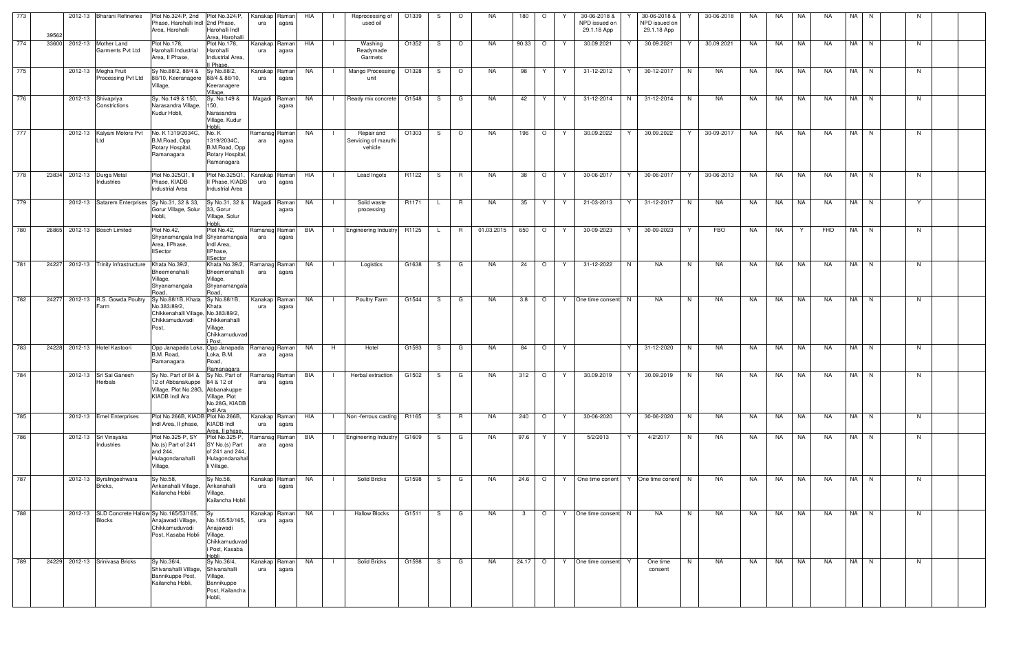| 773 | 39562 | 2012-13 | Bharani Refineries | Plot No.324/P, 2nd Phase, Harohalli Indl Area, Harohalli | Plot No.324/P, 2nd Phase, Harohalli Indl Area, Harohalli | Kanakapura | Ramanagara | HIA | I | Reprocessing of used oil | O1339 | S | O | NA | 180 | O | Y | 30-06-2018 & NPD issued on 29.1.18 App | Y | 30-06-2018 & NPD issued on 29.1.18 App | Y | 30-06-2018 | NA | NA | NA | NA | NA | N | | N | | |
|---|---|---|---|---|---|---|---|---|---|---|---|---|---|---|---|---|---|---|---|---|---|---|---|---|---|---|---|---|---|---|---|---|---|
| 774 | 33600 | 2012-13 | Mother Land Garments Pvt Ltd | Plot No.178, Harohalli Industrial Area, II Phase, | Plot No.178, Harohalli Industrial Area, II Phase, | Kanakapura | Ramanagara | HIA | I | Washing Readymade Garmets | O1352 | S | O | NA | 90.33 | O | Y | 30.09.2021 | Y | 30.09.2021 | Y | 30.09.2021 | NA | NA | NA | NA | NA | N | | N | | |
| 775 | | 2012-13 | Megha Fruit Processing Pvt Ltd | Sy No.88/2, 88/4 & 88/10, Keeranagere Village, | Sy No.88/2, 88/4 & 88/10, Keeranagere Village, | Kanakapura | Ramanagara | NA | I | Mango Processing unit | O1328 | S | O | NA | 98 | Y | Y | 31-12-2012 | Y | 30-12-2017 | N | NA | NA | NA | NA | NA | NA | N | | N | | |
| 776 | | 2012-13 | Shivapriya Constrictions | Sy. No.149 & 150, Narasandra Village, Kudur Hobli, | Sy. No.149 & 150, Narasandra Village, Kudur Hobli, | Magadi | Ramanagara | NA | I | Ready mix concrete | G1548 | S | G | NA | 42 | Y | Y | 31-12-2014 | N | 31-12-2014 | N | NA | NA | NA | NA | NA | NA | N | | N | | |
| 777 | | 2012-13 | Kalyani Motors Pvt Ltd | No. K 1319/2034C, B.M.Road, Opp Rotary Hospital, Ramanagara | No. K 1319/2034C, B.M.Road, Opp Rotary Hospital, Ramanagara | Ramanagara | Ramanagara | NA | I | Repair and Servicing of maruthi vehicle | O1303 | S | O | NA | 196 | O | Y | 30.09.2022 | Y | 30.09.2022 | Y | 30-09-2017 | NA | NA | NA | NA | NA | N | | N | | |
| 778 | 23834 | 2012-13 | Durga Metal Industries | Plot No.325Q1, II Phase, KIADB Industrial Area | Plot No.325Q1, II Phase, KIADB Industrial Area | Kanakapura | Ramanagara | HIA | I | Lead Ingots | R1122 | S | R | NA | 38 | O | Y | 30-06-2017 | Y | 30-06-2017 | Y | 30-06-2013 | NA | NA | NA | NA | NA | N | | N | | |
| 779 | | 2012-13 | Satarem Enterprises | Sy No.31, 32 & 33, Gorur Village, Solur Hobli, | Sy No.31, 32 & 33, Gorur Village, Solur Hobli, | Magadi | Ramanagara | NA | I | Solid waste processing | R1171 | L | R | NA | 35 | Y | Y | 21-03-2013 | Y | 31-12-2017 | N | NA | NA | NA | NA | NA | NA | N | | Y | | |
| 780 | 26865 | 2012-13 | Bosch Limited | Plot No.42, Shyanamangala Indl Area, IIPhase, IISector | Plot No.42, Shyanamangala Indl Area, IIPhase, IISector | Ramanagara | Ramanagara | BIA | I | Engineering Industry | R1125 | L | R | 01.03.2015 | 650 | O | Y | 30-09-2023 | Y | 30-09-2023 | Y | FBO | NA | NA | Y | FHO | NA | N | | N | | |
| 781 | 24227 | 2012-13 | Trinity Infrastructure | Khata No.39/2, Bheemenahalli Village, Shyanamangala Road, | Khata No.39/2, Bheemenahalli Village, Shyanamangala Road, | Ramanagara | Ramanagara | NA | I | Logistics | G1638 | S | G | NA | 24 | O | Y | 31-12-2022 | N | NA | N | NA | NA | NA | NA | NA | NA | N | | N | | |
| 782 | 24277 | 2012-13 | R.S. Gowda Poultry Farm | Sy No.88/1B, Khata No.383/89/2, Chikkenahalli Village, Chikkamuduvadi Post, | Sy No.88/1B, Khata No.383/89/2, Chikkenahalli Village, Chikkamuduvadi Post, | Kanakapura | Ramanagara | NA | I | Poultry Farm | G1544 | S | G | NA | 3.8 | O | Y | One time consent | N | NA | N | NA | NA | NA | NA | NA | NA | N | | N | | |
| 783 | 24228 | 2012-13 | Hotel Kastoori | Opp Janapada Loka, B.M. Road, Ramanagara | Opp Janapada Loka, B.M. Road, Ramanagara | Ramanagara | Ramanagara | NA | H | Hotel | G1593 | S | G | NA | 84 | O | Y | | Y | 31-12-2020 | N | NA | NA | NA | NA | NA | NA | N | | N | | |
| 784 | | 2012-13 | Sri Sai Ganesh Herbals | Sy No. Part of 84 & 12 of Abbanakuppe Village, Plot No.28G, KIADB Indl Ara | Sy No. Part of 84 & 12 of Abbanakuppe Village, Plot No.28G, KIADB Indl Ara | Ramanagara | Ramanagara | BIA | I | Herbal extraction | G1502 | S | G | NA | 312 | O | Y | 30.09.2019 | Y | 30.09.2019 | N | NA | NA | NA | NA | NA | NA | N | | N | | |
| 785 | | 2012-13 | Emel Enterprises | Plot No.266B, KIADB Indl Area, II phase, | Plot No.266B, KIADB Indl Area, II phase, | Kanakapura | Ramanagara | HIA | I | Non -ferrous casting | R1165 | S | R | NA | 240 | O | Y | 30-06-2020 | Y | 30-06-2020 | N | NA | NA | NA | NA | NA | NA | N | | N | | |
| 786 | | 2012-13 | Sri Vinayaka Industries | Plot No.325-P, SY No.(s) Part of 241 and 244, Hulagondanahalli Village, | Plot No.325-P, SY No.(s) Part of 241 and 244, Hulagondanahalli Village, | Ramanagara | Ramanagara | BIA | I | Engineering Industry | G1609 | S | G | NA | 97.6 | Y | Y | 5/2/2013 | Y | 4/2/2017 | N | NA | NA | NA | NA | NA | NA | N | | N | | |
| 787 | | 2012-13 | Byralingeshwara Bricks, | Sy No.58, Ankanahalli Village, Kailancha Hobli | Sy No.58, Ankanahalli Village, Kailancha Hobli | Kanakapura | Ramanagara | NA | I | Solid Bricks | G1598 | S | G | NA | 24.6 | O | Y | One time conent | Y | One time conent | N | NA | NA | NA | NA | NA | NA | N | | N | | |
| 788 | | 2012-13 | SLD Concrete Hallow Blocks | Sy No.165/53/165, Anajawadi Village, Chikkamuduvadi Post, Kasaba Hobli | Sy No.165/53/165, Anajawadi Village, Chikkamuduvadi Post, Kasaba Hobli | Kanakapura | Ramanagara | NA | I | Hallow Blocks | G1511 | S | G | NA | 3 | O | Y | One time consent | N | NA | N | NA | NA | NA | NA | NA | NA | N | | N | | |
| 789 | 24229 | 2012-13 | Srinivasa Bricks | Sy No.36/4, Shivanahalli Village, Bannikuppe Post, Kailancha Hobli, | Sy No.36/4, Shivanahalli Village, Bannikuppe Post, Kailancha Hobli, | Kanakapura | Ramanagara | NA | I | Solid Bricks | G1598 | S | G | NA | 24.17 | O | Y | One time consent | Y | One time consent | N | NA | NA | NA | NA | NA | NA | N | | N | | |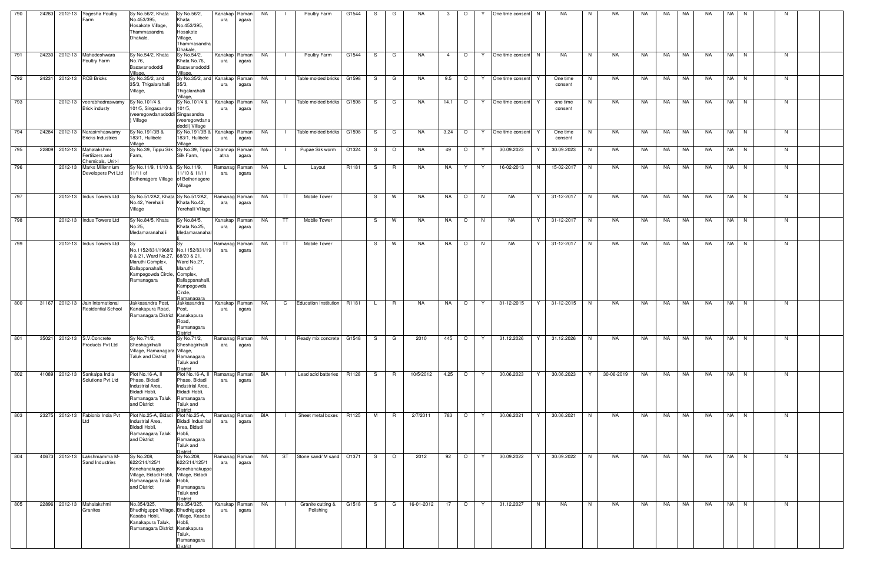| 790 | 24283 | 2012-13 | Yogesha Poultry Farm | Sy No.56/2, Khata No.453/395, Hosakote Village, Thammasandra Dhakale, | Sy No.56/2, Khata No.453/395, Hosakote Village, Thammasandra Dhakale, | Kanakapura | Ramanagara | NA | I | Poultry Farm | G1544 | S | G | NA | 3 | O | Y | One time consent | N | NA | N | NA | NA | NA | NA | NA | NA | N | | N | | |
|---|---|---|---|---|---|---|---|---|---|---|---|---|---|---|---|---|---|---|---|---|---|---|---|---|---|---|---|---|---|---|---|---|
| 791 | 24230 | 2012-13 | Mahadeshwara Poultry Farm | Sy No.54/2, Khata No.76, Basavanadoddi Village, | Sy No.54/2, Khata No.76, Basavanadoddi Village, | Kanakapura | Ramanagara | NA | I | Poultry Farm | G1544 | S | G | NA | 4 | O | Y | One time consent | N | NA | N | NA | NA | NA | NA | NA | NA | N | | N | | |
| 792 | 24231 | 2012-13 | RCB Bricks | Sy No.35/2, and 35/3, Thigalarahalli Village, | Sy No.35/2, and 35/3, Thigalarahalli Village, | Kanakapura | Ramanagara | NA | I | Table molded bricks | G1598 | S | G | NA | 9.5 | O | Y | One time consent | Y | One time consent | N | NA | NA | NA | NA | NA | NA | N | | N | | |
| 793 | | 2012-13 | veerabhadraswamy Brick industy | Sy No.101/4 & 101/5, Singasandra (veeregowdanadoddi) Village | Sy No.101/4 & 101/5, Singasandra (veeregowdana doddi) Village | Kanakapura | Ramanagara | NA | I | Table molded bricks | G1598 | S | G | NA | 14.1 | O | Y | One time consent | Y | one time consent | N | NA | NA | NA | NA | NA | NA | N | | N | | |
| 794 | 24284 | 2012-13 | Narasimhaswamy Bricks Industries | Sy No.191/3B & 183/1, Hulibele Village | Sy No.191/3B & 183/1, Hulibele Village | Kanakapura | Ramanagara | NA | I | Table molded bricks | G1598 | S | G | NA | 3.24 | O | Y | One time consent | Y | One time consent | N | NA | NA | NA | NA | NA | NA | N | | N | | |
| 795 | 22809 | 2012-13 | Mahalakshmi Fertilizers and Chemicals, Unit-I | Sy No.39, Tippu Silk Farm, | Sy No.39, Tippu Silk Farm, | Channapatna | Ramanagara | NA | I | Pupae Silk worm | O1324 | S | O | NA | 49 | O | Y | 30.09.2023 | Y | 30.09.2023 | N | NA | NA | NA | NA | NA | NA | N | | N | | |
| 796 | | 2012-13 | Marks Millennium Developers Pvt Ltd | Sy No.11/9, 11/10 & 11/11 of Bethenagere Village | Sy No.11/9, 11/10 & 11/11 of Bethenagere Village | Ramanagara | Ramanagara | NA | L | Layout | R1181 | S | R | NA | NA | Y | Y | 16-02-2013 | N | 15-02-2017 | N | NA | NA | NA | NA | NA | NA | N | | N | | |
| 797 | | 2012-13 | Indus Towers Ltd | Sy No.51/2A2, Khata No.42, Yerehalli Village | Sy No.51/2A2, Khata No.42, Yerehalli Village | Ramanagara | Ramanagara | NA | TT | Mobile Tower | | S | W | NA | NA | O | N | NA | Y | 31-12-2017 | N | NA | NA | NA | NA | NA | NA | N | | N | | |
| 798 | | 2012-13 | Indus Towers Ltd | Sy No.84/5, Khata No.25, Medamaranahalli | Sy No.84/5, Khata No.25, Medamaranahalli | Kanakapura | Ramanagara | NA | TT | Mobile Tower | | S | W | NA | NA | O | N | NA | Y | 31-12-2017 | N | NA | NA | NA | NA | NA | NA | N | | N | | |
| 799 | | 2012-13 | Indus Towers Ltd | Sy No.1152/831/1968/20 & 21, Ward No.27, Maruthi Complex, Ballappanahalli, Kampegowda Circle, Ramanagara | Sy No.1152/831/1968/20 & 21, Ward No.27, Maruthi Complex, Ballappanahalli, Kampegowda Circle, Ramanagara | Ramanagara | Ramanagara | NA | TT | Mobile Tower | | S | W | NA | NA | O | N | NA | Y | 31-12-2017 | N | NA | NA | NA | NA | NA | NA | N | | N | | |
| 800 | 31167 | 2012-13 | Jain International Residential School | Jakkasandra Post, Kanakapura Road, Ramanagara District | Jakkasandra Post, Kanakapura Road, Ramanagara District | Kanakapura | Ramanagara | NA | C | Education Institution | R1181 | L | R | NA | NA | O | Y | 31-12-2015 | Y | 31-12-2015 | N | NA | NA | NA | NA | NA | NA | N | | N | | |
| 801 | 35021 | 2012-13 | S.V.Concrete Products Pvt Ltd | Sy No.71/2, Sheshagirihalli Village, Ramanagara Taluk and District | Sy No.71/2, Sheshagirihalli Village, Ramanagara Taluk and District | Ramanagara | Ramanagara | NA | I | Ready mix concrete | G1548 | S | G | 2010 | 445 | O | Y | 31.12.2026 | Y | 31.12.2026 | N | NA | NA | NA | NA | NA | NA | N | | N | | |
| 802 | 41089 | 2012-13 | Sankalpa India Solutions Pvt Ltd | Plot No.16-A, II Phase, Bidadi Industrial Area, Bidadi Hobli, Ramanagara Taluk and District | Plot No.16-A, II Phase, Bidadi Industrial Area, Bidadi Hobli, Ramanagara Taluk and District | Ramanagara | Ramanagara | BIA | I | Lead acid batteries | R1128 | S | R | 10/5/2012 | 4.25 | O | Y | 30.06.2023 | Y | 30.06.2023 | Y | 30-06-2019 | NA | NA | NA | NA | NA | N | | N | | |
| 803 | 23275 | 2012-13 | Fabionix India Pvt Ltd | Plot No.25-A, Bidadi Industrial Area, Bidadi Hobli, Ramanagara Taluk and District | Plot No.25-A, Bidadi Industrial Area, Bidadi Hobli, Ramanagara Taluk and District | Ramanagara | Ramanagara | BIA | I | Sheet metal boxes | R1125 | M | R | 2/7/2011 | 783 | O | Y | 30.06.2021 | Y | 30.06.2021 | N | NA | NA | NA | NA | NA | NA | N | | N | | |
| 804 | 40673 | 2012-13 | Lakshmamma M-Sand Industries | Sy No.208, 622/214/125/1 Kenchanakuppe Village, Bidadi Hobli, Ramanagara Taluk and District | Sy No.208, 622/214/125/1 Kenchanakuppe Village, Bidadi Hobli, Ramanagara Taluk and District | Ramanagara | Ramanagara | NA | ST | Stone sand/ M sand | O1371 | S | O | 2012 | 92 | O | Y | 30.09.2022 | Y | 30.09.2022 | N | NA | NA | NA | NA | NA | NA | N | | N | | |
| 805 | 22896 | 2012-13 | Mahalakshmi Granites | No.354/325, Bhudhiguppe Village, Kasaba Hobli, Kanakapura Taluk, Ramanagara District | No.354/325, Bhudhiguppe Village, Kasaba Hobli, Kanakapura Taluk, Ramanagara District | Kanakapura | Ramanagara | NA | I | Granite cutting & Polishing | G1518 | S | G | 16-01-2012 | 17 | O | Y | 31.12.2027 | N | NA | N | NA | NA | NA | NA | NA | NA | N | | N | | |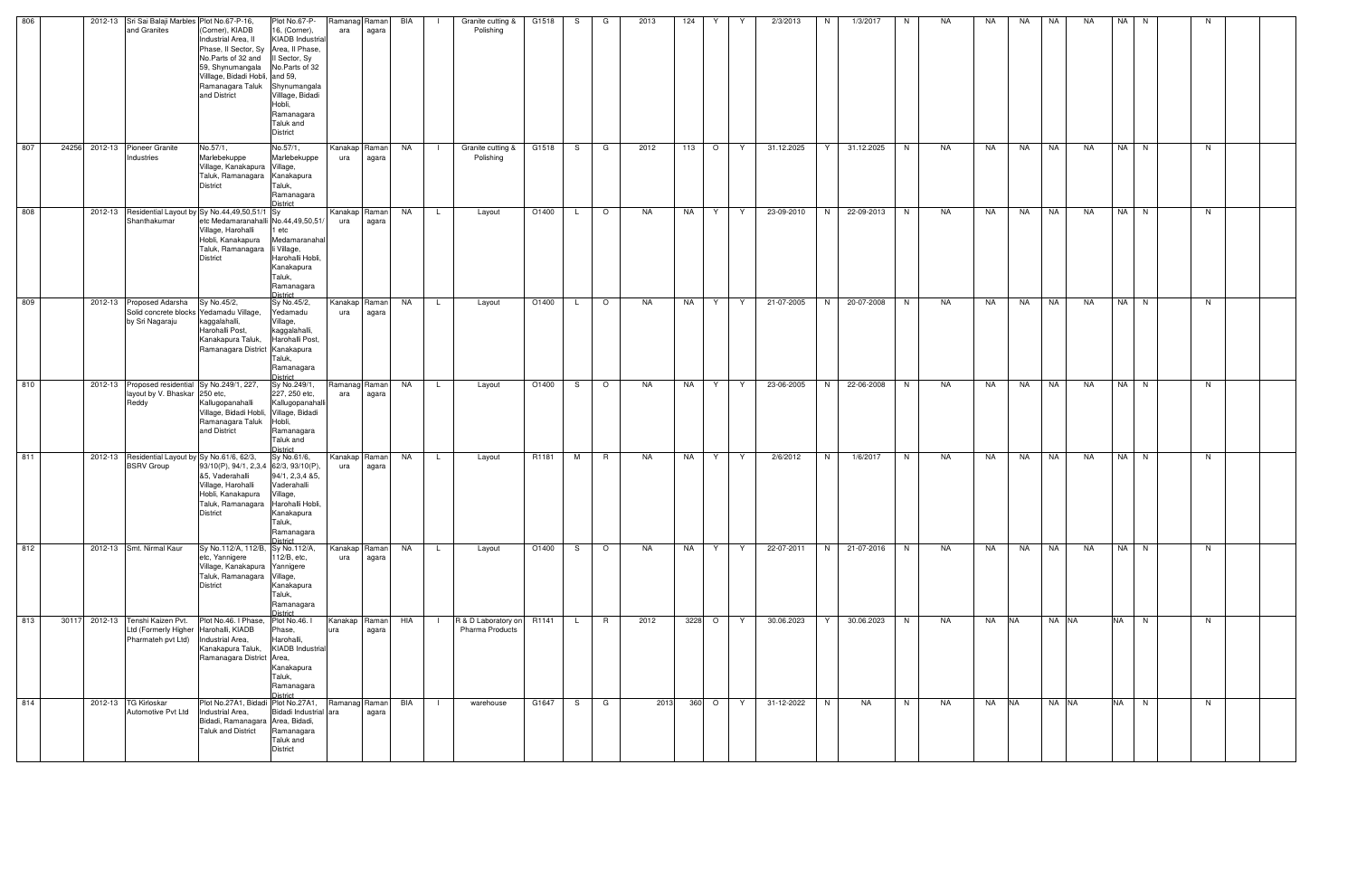| | | | | | | | | | | | | | | | | | | | | | | | | | | | | | | | | | | |
|---|---|---|---|---|---|---|---|---|---|---|---|---|---|---|---|---|---|---|---|---|---|---|---|---|---|---|---|---|---|---|---|---|---|---|
| 806 | | 2012-13 | Sri Sai Balaji Marbles and Granites | Plot No.67-P-16, (Corner), KIADB Industrial Area, II Phase, II Sector, Sy No.Parts of 32 and 59, Shynumangala Villlage, Bidadi Hobli, Ramanagara Taluk and District | Plot No.67-P-16, (Corner), KIADB Industrial Area, II Phase, II Sector, Sy No.Parts of 32 and 59, Shynumangala Villlage, Bidadi Hobli, Ramanagara Taluk and District | Ramanagara | Ramanagara | BIA | I | Granite cutting & Polishing | G1518 | S | G | 2013 | 124 | Y | Y | 2/3/2013 | N | 1/3/2017 | N | NA | NA | NA | NA | NA | NA | N | | N | | | | |
| 807 | 24256 | 2012-13 | Pioneer Granite Industries | No.57/1, Marlebekuppe Village, Kanakapura Taluk, Ramanagara District | No.57/1, Marlebekuppe Village, Kanakapura Taluk, Ramanagara District | Kanakapura | Ramanagara | NA | I | Granite cutting & Polishing | G1518 | S | G | 2012 | 113 | O | Y | 31.12.2025 | Y | 31.12.2025 | N | NA | NA | NA | NA | NA | NA | N | | N | | | | |
| 808 | | 2012-13 | Residential Layout by Shanthakumar | Sy No.44,49,50,51/1 etc Medamaranahalli Village, Harohalli Hobli, Kanakapura Taluk, Ramanagara District | Sy No.44,49,50,51/1 etc Medamaranahalli Village, Harohalli Hobli, Kanakapura Taluk, Ramanagara District | Kanakapura | Ramanagara | NA | L | Layout | O1400 | L | O | NA | NA | Y | Y | 23-09-2010 | N | 22-09-2013 | N | NA | NA | NA | NA | NA | NA | N | | N | | | | |
| 809 | | 2012-13 | Proposed Adarsha Solid concrete blocks by Sri Nagaraju | Sy No.45/2, Yedamadu Village, kaggalahalli, Harohalli Post, Kanakapura Taluk, Ramanagara District | Sy No.45/2, Yedamadu Village, kaggalahalli, Harohalli Post, Kanakapura Taluk, Ramanagara District | Kanakapura | Ramanagara | NA | L | Layout | O1400 | L | O | NA | NA | Y | Y | 21-07-2005 | N | 20-07-2008 | N | NA | NA | NA | NA | NA | NA | N | | N | | | | |
| 810 | | 2012-13 | Proposed residential layout by V. Bhaskar Reddy | Sy No.249/1, 227, 250 etc, Kallugopanahalli Village, Bidadi Hobli, Ramanagara Taluk and District | Sy No.249/1, 227, 250 etc, Kallugopanahalli Village, Bidadi Hobli, Ramanagara Taluk and District | Ramanagara | Ramanagara | NA | L | Layout | O1400 | S | O | NA | NA | Y | Y | 23-06-2005 | N | 22-06-2008 | N | NA | NA | NA | NA | NA | NA | N | | N | | | | |
| 811 | | 2012-13 | Residential Layout by BSRV Group | Sy No.61/6, 62/3, 93/10(P), 94/1, 2,3,4 &5, Vaderahalli Village, Harohalli Hobli, Kanakapura Taluk, Ramanagara District | Sy No.61/6, 62/3, 93/10(P), 94/1, 2,3,4 &5, Vaderahalli Village, Harohalli Hobli, Kanakapura Taluk, Ramanagara District | Kanakapura | Ramanagara | NA | L | Layout | R1181 | M | R | NA | NA | Y | Y | 2/6/2012 | N | 1/6/2017 | N | NA | NA | NA | NA | NA | NA | N | | N | | | | |
| 812 | | 2012-13 | Smt. Nirmal Kaur | Sy No.112/A, 112/B, etc, Yannigere Village, Kanakapura Taluk, Ramanagara District | Sy No.112/A, 112/B, etc, Yannigere Village, Kanakapura Taluk, Ramanagara District | Kanakapura | Ramanagara | NA | L | Layout | O1400 | S | O | NA | NA | Y | Y | 22-07-2011 | N | 21-07-2016 | N | NA | NA | NA | NA | NA | NA | N | | N | | | | |
| 813 | 30117 | 2012-13 | Tenshi Kaizen Pvt. Ltd (Formerly Higher Pharmateh pvt Ltd) | Plot No.46, I Phase, Harohalli, KIADB Industrial Area, Kanakapura Taluk, Ramanagara District | Plot No.46. I Phase, Harohalli, KIADB Industrial Area, Kanakapura Taluk, Ramanagara District | Kanakapura | Ramanagara | HIA | I | R & D Laboratory on Pharma Products | R1141 | L | R | 2012 | 3228 | O | Y | 30.06.2023 | Y | 30.06.2023 | N | NA | NA | NA | NA | NA | NA | N | | N | | | | |
| 814 | | 2012-13 | TG Kirloskar Automotive Pvt Ltd | Plot No.27A1, Bidadi Industrial Area, Bidadi, Ramanagara Taluk and District | Plot No.27A1, Bidadi Industrial Area, Bidadi, Ramanagara Taluk and District | Ramanagara | Ramanagara | BIA | I | warehouse | G1647 | S | G | 2013 | 360 | O | Y | 31-12-2022 | N | NA | N | NA | NA | NA | NA | NA | NA | N | | N | | | | |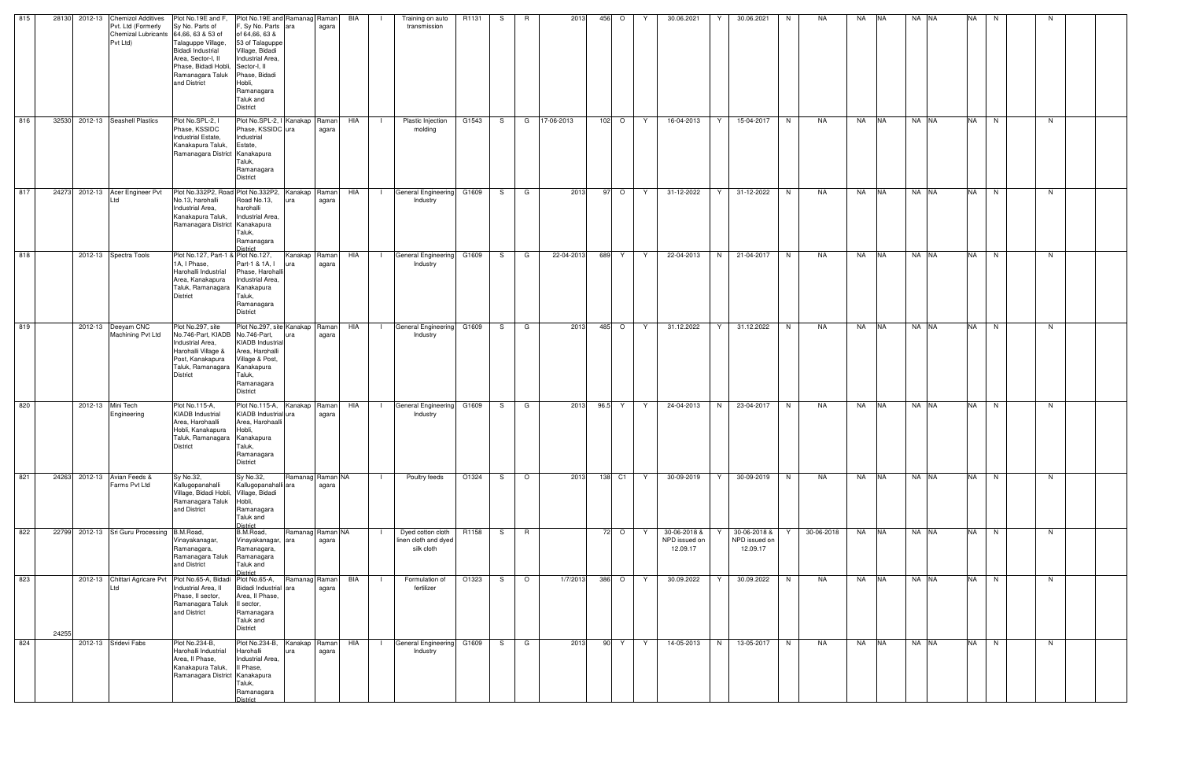| 815 | 28130 | 2012-13 | Chemizol Additives Pvt. Ltd (Formerly Chemizal Lubricants Pvt Ltd) | Plot No.19E and F, Sy No. Parts of 64,66, 63 & 53 of Talaguppe Village, Bidadi Industrial Area, Sector-I, II Phase, Bidadi Hobli, Ramanagara Taluk and District | Plot No.19E and F, Sy No. Parts of 64,66, 63 & 53 of Talaguppe Village, Bidadi Industrial Area, Sector-I, II Phase, Bidadi Hobli, Ramanagara Taluk and District | Ramanagara | Ramanagara | BIA | I | Training on auto transmission | R1131 | S | R | 2013 | 456 | O | Y | 30.06.2021 | Y | 30.06.2021 | N | NA | NA | NA | NA | NA | NA | N | | N | | |
|---|---|---|---|---|---|---|---|---|---|---|---|---|---|---|---|---|---|---|---|---|---|---|---|---|---|---|---|---|---|---|---|---|
| 816 | 32530 | 2012-13 | Seashell Plastics | Plot No.SPL-2, I Phase, KSSIDC Industrial Estate, Kanakapura Taluk, Ramanagara District | Plot No.SPL-2, I Phase, KSSIDC Industrial Estate, Kanakapura Taluk, Ramanagara District | Kanakapura | Ramanagara | HIA | I | Plastic Injection molding | G1543 | S | G | 17-06-2013 | 102 | O | Y | 16-04-2013 | Y | 15-04-2017 | N | NA | NA | NA | NA | NA | NA | N | | N | | |
| 817 | 24273 | 2012-13 | Acer Engineer Pvt Ltd | Plot No.332P2, Road No.13, harohalli Industrial Area, Kanakapura Taluk, Ramanagara District | Plot No.332P2, Road No.13, harohalli Industrial Area, Kanakapura Taluk, Ramanagara District | Kanakapura | Ramanagara | HIA | I | General Engineering Industry | G1609 | S | G | 2013 | 97 | O | Y | 31-12-2022 | Y | 31-12-2022 | N | NA | NA | NA | NA | NA | NA | N | | N | | |
| 818 | | 2012-13 | Spectra Tools | Plot No.127, Part-1 & 1A, I Phase, Harohalli Industrial Area, Kanakapura Taluk, Ramanagara District | Plot No.127, Part-1 & 1A, I Phase, Harohalli Industrial Area, Kanakapura Taluk, Ramanagara District | Kanakapura | Ramanagara | HIA | I | General Engineering Industry | G1609 | S | G | 22-04-2013 | 689 | Y | Y | 22-04-2013 | N | 21-04-2017 | N | NA | NA | NA | NA | NA | NA | N | | N | | |
| 819 | | 2012-13 | Deeyam CNC Machining Pvt Ltd | Plot No.297, site No.746-Part, KIADB Industrial Area, Harohalli Village & Post, Kanakapura Taluk, Ramanagara District | Plot No.297, site No.746-Part, KIADB Industrial Area, Harohalli Village & Post, Kanakapura Taluk, Ramanagara District | Kanakapura | Ramanagara | HIA | I | General Engineering Industry | G1609 | S | G | 2013 | 485 | O | Y | 31.12.2022 | Y | 31.12.2022 | N | NA | NA | NA | NA | NA | NA | N | | N | | |
| 820 | | 2012-13 | Mini Tech Engineering | Plot No.115-A, KIADB Industrial Area, Harohaalli Hobli, Kanakapura Taluk, Ramanagara District | Plot No.115-A, KIADB Industrial Area, Harohaalli Hobli, Kanakapura Taluk, Ramanagara District | Kanakapura | Ramanagara | HIA | I | General Engineering Industry | G1609 | S | G | 2013 | 96.5 | Y | Y | 24-04-2013 | N | 23-04-2017 | N | NA | NA | NA | NA | NA | NA | N | | N | | |
| 821 | 24263 | 2012-13 | Avian Feeds & Farms Pvt Ltd | Sy No.32, Kallugopanahalli Village, Bidadi Hobli, Ramanagara Taluk and District | Sy No.32, Kallugopanahalli Village, Bidadi Hobli, Ramanagara Taluk and District | Ramanagara | Ramanagara | NA | I | Poultry feeds | O1324 | S | O | 2013 | 138 | C1 | Y | 30-09-2019 | Y | 30-09-2019 | N | NA | NA | NA | NA | NA | NA | N | | N | | |
| 822 | 22799 | 2012-13 | Sri Guru Processing | B.M.Road, Vinayakanagar, Ramanagara, Ramanagara Taluk and District | B.M.Road, Vinayakanagar, Ramanagara, Ramanagara Taluk and District | Ramanagara | Ramanagara | NA | I | Dyed cotton cloth linen cloth and dyed silk cloth | R1158 | S | R | | 72 | O | Y | 30-06-2018 & NPD issued on 12.09.17 | Y | 30-06-2018 & NPD issued on 12.09.17 | Y | 30-06-2018 | NA | NA | NA | NA | NA | N | | N | | |
| 823 | 24255 | 2012-13 | Chittari Agricare Pvt Ltd | Plot No.65-A, Bidadi Industrial Area, II Phase, II sector, Ramanagara Taluk and District | Plot No.65-A, Bidadi Industrial Area, II Phase, II sector, Ramanagara Taluk and District | Ramanagara | Ramanagara | BIA | I | Formulation of fertilizer | O1323 | S | O | 1/7/2013 | 386 | O | Y | 30.09.2022 | Y | 30.09.2022 | N | NA | NA | NA | NA | NA | NA | N | | N | | |
| 824 | | 2012-13 | Sridevi Fabs | Plot No.234-B, Harohalli Industrial Area, II Phase, Kanakapura Taluk, Ramanagara District | Plot No.234-B, Harohalli Industrial Area, II Phase, Kanakapura Taluk, Ramanagara District | Kanakapura | Ramanagara | HIA | I | General Engineering Industry | G1609 | S | G | 2013 | 90 | Y | Y | 14-05-2013 | N | 13-05-2017 | N | NA | NA | NA | NA | NA | NA | N | | N | | |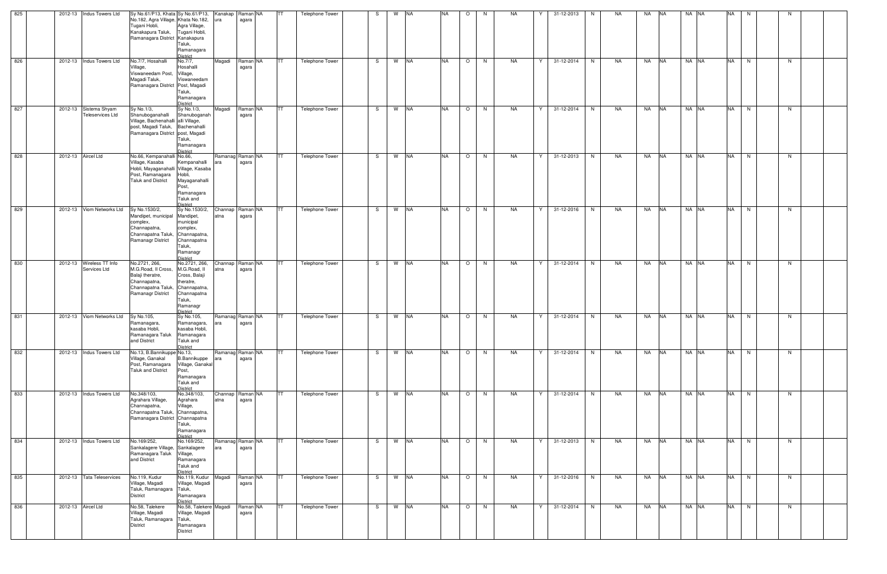| 825 | | 2012-13 | Indus Towers Ltd | Sy No.61/P13, Khata No.182, Agra Village, Tugani Hobli, Kanakapura Taluk, Ramanagara District | Sy No.61/P13, Khata No.182, Agra Village, Tugani Hobli, Kanakapura Taluk, Ramanagara District | Kanakapura | Ramanagara | NA | TT | Telephone Tower | | S | W | NA | NA | O | N | NA | Y | 31-12-2013 | N | NA | NA | NA | NA | NA | NA | N | | N | |
|---|---|---|---|---|---|---|---|---|---|---|---|---|---|---|---|---|---|---|---|---|---|---|---|---|---|---|---|---|---|---|---|
| 826 | | 2012-13 | Indus Towers Ltd | No.7/7, Hosahalli Village, Viswaneedam Post, Magadi Taluk, Ramanagara District | No.7/7, Hosahalli Village, Viswaneedam Post, Magadi Taluk, Ramanagara District | Magadi | Ramanagara | NA | TT | Telephone Tower | | S | W | NA | NA | O | N | NA | Y | 31-12-2014 | N | NA | NA | NA | NA | NA | NA | N | | N | |
| 827 | | 2012-13 | Sistema Shyam Teleservices Ltd | Sy No.1/3, Shanuboganahalli Village, Bachenahalli post, Magadi Taluk, Ramanagara District | Sy No.1/3, Shanuboganahalli Village, Bachenahalli post, Magadi Taluk, Ramanagara District | Magadi | Ramanagara | NA | TT | Telephone Tower | | S | W | NA | NA | O | N | NA | Y | 31-12-2014 | N | NA | NA | NA | NA | NA | NA | N | | N | |
| 828 | | 2012-13 | Aircel Ltd | No.66, Kempanahalli Village, Kasaba Hobli, Mayaganahalli Post, Ramanagara Taluk and District | No.66, Kempanahalli Village, Kasaba Hobli, Mayaganahalli Post, Ramanagara Taluk and District | Ramanagara | Ramanagara | NA | TT | Telephone Tower | | S | W | NA | NA | O | N | NA | Y | 31-12-2013 | N | NA | NA | NA | NA | NA | NA | N | | N | |
| 829 | | 2012-13 | Viom Networks Ltd | Sy No.1530/2, Mandipet, municipal complex, Channapatna, Channapatna Taluk, Ramanagr District | Sy No.1530/2, Mandipet, municipal complex, Channapatna, Channapatna Taluk, Ramanagr District | Channapatna | Ramanagara | NA | TT | Telephone Tower | | S | W | NA | NA | O | N | NA | Y | 31-12-2016 | N | NA | NA | NA | NA | NA | NA | N | | N | |
| 830 | | 2012-13 | Wireless TT Info Services Ltd | No.2721, 266, M.G.Road, II Cross, Balaji theratre, Channapatna, Channapatna Taluk, Ramanagr District | No.2721, 266, M.G.Road, II Cross, Balaji theratre, Channapatna, Channapatna Taluk, Ramanagr District | Channapatna | Ramanagara | NA | TT | Telephone Tower | | S | W | NA | NA | O | N | NA | Y | 31-12-2014 | N | NA | NA | NA | NA | NA | NA | N | | N | |
| 831 | | 2012-13 | Viom Networks Ltd | Sy No.105, Ramanagara, kasaba Hobli, Ramanagara Taluk and District | Sy No.105, Ramanagara, kasaba Hobli, Ramanagara Taluk and District | Ramanagara | Ramanagara | NA | TT | Telephone Tower | | S | W | NA | NA | O | N | NA | Y | 31-12-2014 | N | NA | NA | NA | NA | NA | NA | N | | N | |
| 832 | | 2012-13 | Indus Towers Ltd | No.13, B.Bannikuppe Village, Ganakal Post, Ramanagara Taluk and District | No.13, B.Bannikuppe Village, Ganakal Post, Ramanagara Taluk and District | Ramanagara | Ramanagara | NA | TT | Telephone Tower | | S | W | NA | NA | O | N | NA | Y | 31-12-2014 | N | NA | NA | NA | NA | NA | NA | N | | N | |
| 833 | | 2012-13 | Indus Towers Ltd | No.348/103, Agrahara Village, Channapatna, Channapatna Taluk, Ramanagara District | No.348/103, Agrahara Village, Channapatna, Channapatna Taluk, Ramanagara District | Channapatna | Ramanagara | NA | TT | Telephone Tower | | S | W | NA | NA | O | N | NA | Y | 31-12-2014 | N | NA | NA | NA | NA | NA | NA | N | | N | |
| 834 | | 2012-13 | Indus Towers Ltd | No.169/252, Sankalagere Village, Ramanagara Taluk and District | No.169/252, Sankalagere Village, Ramanagara Taluk and District | Ramanagara | Ramanagara | NA | TT | Telephone Tower | | S | W | NA | NA | O | N | NA | Y | 31-12-2013 | N | NA | NA | NA | NA | NA | NA | N | | N | |
| 835 | | 2012-13 | Tata Teleservices | No.119, Kudur Village, Magadi Taluk, Ramanagara District | No.119, Kudur Village, Magadi Taluk, Ramanagara District | Magadi | Ramanagara | NA | TT | Telephone Tower | | S | W | NA | NA | O | N | NA | Y | 31-12-2016 | N | NA | NA | NA | NA | NA | NA | N | | N | |
| 836 | | 2012-13 | Aircel Ltd | No.58, Talekere Village, Magadi Taluk, Ramanagara District | No.58, Talekere Village, Magadi Taluk, Ramanagara District | Magadi | Ramanagara | NA | TT | Telephone Tower | | S | W | NA | NA | O | N | NA | Y | 31-12-2014 | N | NA | NA | NA | NA | NA | NA | N | | N | |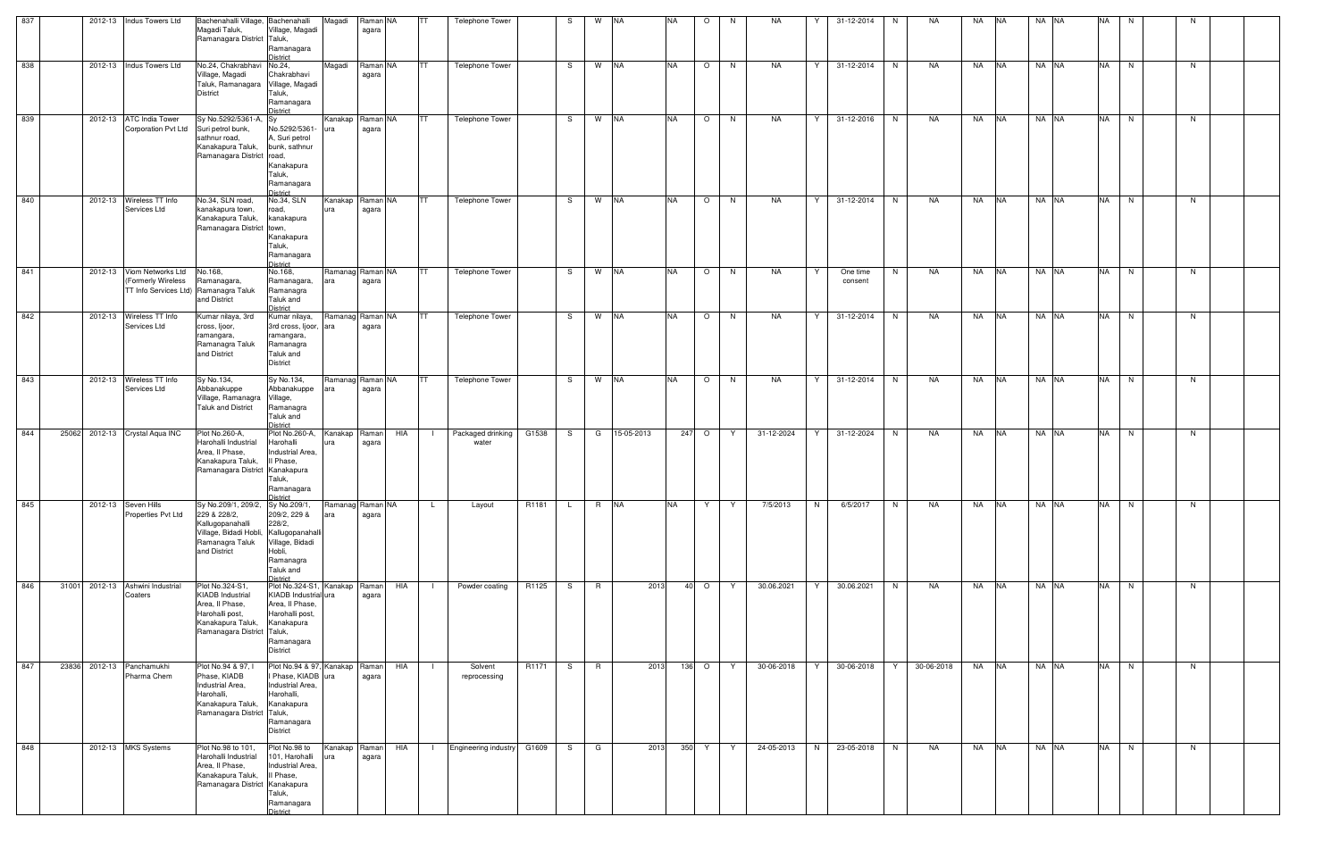| 837 | | 2012-13 | Indus Towers Ltd | Bachenahalli Village, Magadi Taluk, Ramanagara District | Bachenahalli Village, Magadi Taluk, Ramanagara District | Magadi | Ramanagara | NA | TT | Telephone Tower | | S | W | NA | NA | O | N | NA | Y | 31-12-2014 | N | NA | NA | NA | NA | NA | NA | N | | N | | |
|---|---|---|---|---|---|---|---|---|---|---|---|---|---|---|---|---|---|---|---|---|---|---|---|---|---|---|---|---|---|---|---|---|
| 838 | | 2012-13 | Indus Towers Ltd | No.24, Chakrabhavi Village, Magadi Taluk, Ramanagara District | No.24, Chakrabhavi Village, Magadi Taluk, Ramanagara District | Magadi | Ramanagara | NA | TT | Telephone Tower | | S | W | NA | NA | O | N | NA | Y | 31-12-2014 | N | NA | NA | NA | NA | NA | NA | N | | N | | |
| 839 | | 2012-13 | ATC India Tower Corporation Pvt Ltd | Sy No.5292/5361-A, Suri petrol bunk, sathnur road, Kanakapura Taluk, Ramanagara District | Sy No.5292/5361-A, Suri petrol bunk, sathnur road, Kanakapura Taluk, Ramanagara District | Kanakapura | Ramanagara | NA | TT | Telephone Tower | | S | W | NA | NA | O | N | NA | Y | 31-12-2016 | N | NA | NA | NA | NA | NA | NA | N | | N | | |
| 840 | | 2012-13 | Wireless TT Info Services Ltd | No.34, SLN road, kanakapura town, Kanakapura Taluk, Ramanagara District | No.34, SLN road, kanakapura town, Kanakapura Taluk, Ramanagara District | Kanakapura | Ramanagara | NA | TT | Telephone Tower | | S | W | NA | NA | O | N | NA | Y | 31-12-2014 | N | NA | NA | NA | NA | NA | NA | N | | N | | |
| 841 | | 2012-13 | Viom Networks Ltd (Formerly Wireless TT Info Services Ltd) | No.168, Ramanagara, Ramanagra Taluk and District | No.168, Ramanagara, Ramanagra Taluk and District | Ramanagara | Ramanagara | NA | TT | Telephone Tower | | S | W | NA | NA | O | N | NA | Y | One time consent | N | NA | NA | NA | NA | NA | NA | N | | N | | |
| 842 | | 2012-13 | Wireless TT Info Services Ltd | Kumar nilaya, 3rd cross, Ijoor, ramangara, Ramanagra Taluk and District | Kumar nilaya, 3rd cross, Ijoor, ramangara, Ramanagra Taluk and District | Ramanagara | Ramanagara | NA | TT | Telephone Tower | | S | W | NA | NA | O | N | NA | Y | 31-12-2014 | N | NA | NA | NA | NA | NA | NA | N | | N | | |
| 843 | | 2012-13 | Wireless TT Info Services Ltd | Sy No.134, Abbanakuppe Village, Ramanagra Taluk and District | Sy No.134, Abbanakuppe Village, Ramanagra Taluk and District | Ramanagara | Ramanagara | NA | TT | Telephone Tower | | S | W | NA | NA | O | N | NA | Y | 31-12-2014 | N | NA | NA | NA | NA | NA | NA | N | | N | | |
| 844 | 25062 | 2012-13 | Crystal Aqua INC | Plot No.260-A, Harohalli Industrial Area, II Phase, Kanakapura Taluk, Ramanagara District | Plot No.260-A, Harohalli Industrial Area, II Phase, Kanakapura Taluk, Ramanagara District | Kanakapura | Ramanagara | HIA | I | Packaged drinking water | G1538 | S | G | 15-05-2013 | 247 | O | Y | 31-12-2024 | Y | 31-12-2024 | N | NA | NA | NA | NA | NA | NA | N | | N | | |
| 845 | | 2012-13 | Seven Hills Properties Pvt Ltd | Sy No.209/1, 209/2, 229 & 228/2, Kallugopanahalli Village, Bidadi Hobli, Ramanagra Taluk and District | Sy No.209/1, 209/2, 229 & 228/2, Kallugopanahalli Village, Bidadi Hobli, Ramanagra Taluk and District | Ramanagara | Ramanagara | NA | L | Layout | R1181 | L | R | NA | NA | Y | Y | 7/5/2013 | N | 6/5/2017 | N | NA | NA | NA | NA | NA | NA | N | | N | | |
| 846 | 31001 | 2012-13 | Ashwini Industrial Coaters | Plot No.324-S1, KIADB Industrial Area, II Phase, Harohalli post, Kanakapura Taluk, Ramanagara District | Plot No.324-S1, KIADB Industrial Area, II Phase, Harohalli post, Kanakapura Taluk, Ramanagara District | Kanakapura | Ramanagara | HIA | I | Powder coating | R1125 | S | R | 2013 | 40 | O | Y | 30.06.2021 | Y | 30.06.2021 | N | NA | NA | NA | NA | NA | NA | N | | N | | |
| 847 | 23836 | 2012-13 | Panchamukhi Pharma Chem | Plot No.94 & 97, I Phase, KIADB Industrial Area, Harohalli, Kanakapura Taluk, Ramanagara District | Plot No.94 & 97, I Phase, KIADB Industrial Area, Harohalli, Kanakapura Taluk, Ramanagara District | Kanakapura | Ramanagara | HIA | I | Solvent reprocessing | R1171 | S | R | 2013 | 136 | O | Y | 30-06-2018 | Y | 30-06-2018 | Y | 30-06-2018 | NA | NA | NA | NA | NA | N | | N | | |
| 848 | | 2012-13 | MKS Systems | Plot No.98 to 101, Harohalli Industrial Area, II Phase, Kanakapura Taluk, Ramanagara District | Plot No.98 to 101, Harohalli Industrial Area, II Phase, Kanakapura Taluk, Ramanagara District | Kanakapura | Ramanagara | HIA | I | Engineering industry | G1609 | S | G | 2013 | 350 | Y | Y | 24-05-2013 | N | 23-05-2018 | N | NA | NA | NA | NA | NA | NA | N | | N | | |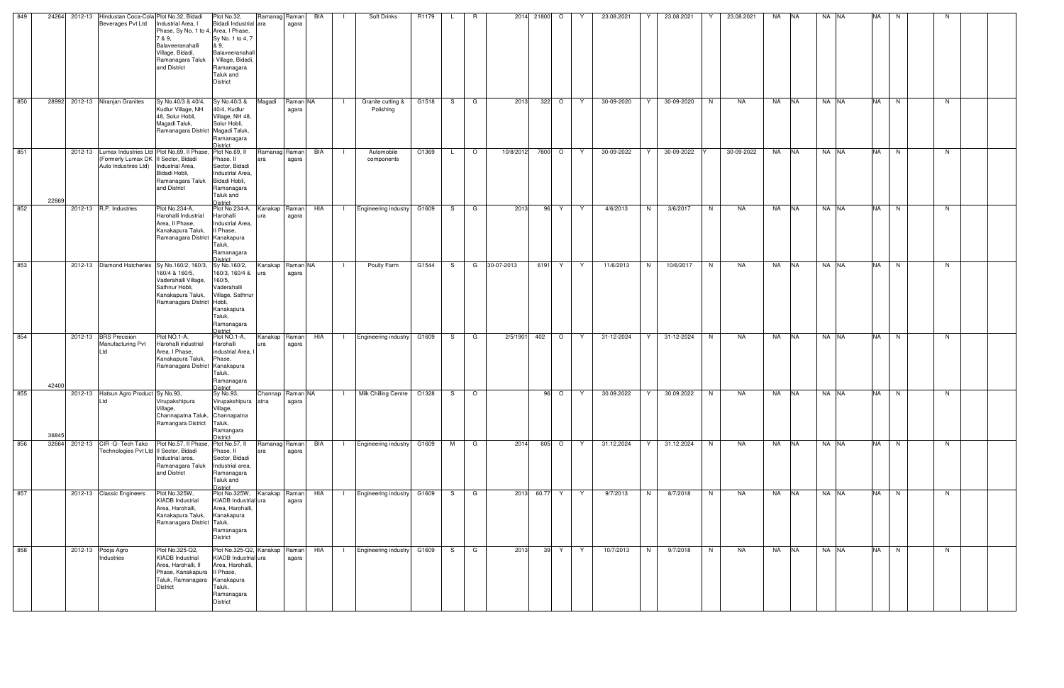| 849 | 24264 | 2012-13 | Hindustan Coca-Cola Beverages Pvt Ltd | Plot No.32, Bidadi Industrial Area, I Phase, Sy No. 1 to 4, 7 & 9, Balaveeranahalli Village, Bidadi, Ramanagara Taluk and District | Plot No.32, Bidadi Industrial Area, I Phase, Sy No. 1 to 4, 7 & 9, Balaveeranahalli Village, Bidadi, Ramanagara Taluk and District | Ramanagara | Ramanagara | BIA | I | Soft Drinks | R1179 | L | R | 2014 | 21800 | O | Y | 23.08.2021 | Y | 23.08.2021 | Y | 23.08.2021 | NA | NA | NA | NA | NA | N | | N | | |
|---|---|---|---|---|---|---|---|---|---|---|---|---|---|---|---|---|---|---|---|---|---|---|---|---|---|---|---|---|---|---|---|---|
| 850 | 28992 | 2012-13 | Niranjan Granites | Sy No.40/3 & 40/4, Kudlur Village, NH 48, Solur Hobli, Magadi Taluk, Ramanagara District | Sy No.40/3 & 40/4, Kudlur Village, NH 48, Solur Hobli, Magadi Taluk, Ramanagara District | Magadi | Ramanagara | NA | I | Granite cutting & Polishing | G1518 | S | G | 2013 | 322 | O | Y | 30-09-2020 | Y | 30-09-2020 | N | NA | NA | NA | NA | NA | NA | N | | N | | |
| 851 | 22869 | 2012-13 | Lumax Industries Ltd (Formerly Lumax DK Auto Industires Ltd) | Plot No.69, II Phase, II Sector, Bidadi Industrial Area, Bidadi Hobli, Ramanagara Taluk and District | Plot No.69, II Phase, II Sector, Bidadi Industrial Area, Bidadi Hobli, Ramanagara Taluk and District | Ramanagara | Ramanagara | BIA | I | Automobile components | O1369 | L | O | 10/8/2012 | 7800 | O | Y | 30-09-2022 | Y | 30-09-2022 | Y | 30-09-2022 | NA | NA | NA | NA | NA | N | | N | | |
| 852 | | 2012-13 | R.P. Industries | Plot No.234-A, Harohalli Industrial Area, II Phase, Kanakapura Taluk, Ramanagara District | Plot No.234-A, Harohalli Industrial Area, II Phase, Kanakapura Taluk, Ramanagara District | Kanakapura | Ramanagara | HIA | I | Engineering industry | G1609 | S | G | 2013 | 96 | Y | Y | 4/6/2013 | N | 3/6/2017 | N | NA | NA | NA | NA | NA | NA | N | | N | | |
| 853 | | 2012-13 | Diamond Hatcheries | Sy No.160/2, 160/3, 160/4 & 160/5, Vaderahalli Village, Sathnur Hobli, Kanakapura Taluk, Ramanagara District | Sy No.160/2, 160/3, 160/4 & 160/5, Vaderahalli Village, Sathnur Hobli, Kanakapura Taluk, Ramanagara District | Kanakapura | Ramanagara | NA | I | Poulty Farm | G1544 | S | G | 30-07-2013 | 6191 | Y | Y | 11/6/2013 | N | 10/6/2017 | N | NA | NA | NA | NA | NA | NA | N | | N | | |
| 854 | 42400 | 2012-13 | BRS Precision Manufacturing Pvt Ltd | Plot NO.1-A, Harohalli industrial Area, I Phase, Kanakapura Taluk, Ramanagara District | Plot NO.1-A, Harohalli industrial Area, I Phase, Kanakapura Taluk, Ramanagara District | Kanakapura | Ramanagara | HIA | I | Engineering industry | G1609 | S | G | 2/5/1901 | 402 | O | Y | 31-12-2024 | Y | 31-12-2024 | N | NA | NA | NA | NA | NA | NA | N | | N | | |
| 855 | 36845 | 2012-13 | Hatsun Agro Product Ltd | Sy No.93, Virupakshipura Village, Channapatna Taluk, Ramangara District | Sy No.93, Virupakshipura Village, Channapatna Taluk, Ramangara District | Channapatna | Ramanagara | NA | I | Milk Chilling Centre | O1328 | S | O | | 96 | O | Y | 30.09.2022 | Y | 30.09.2022 | N | NA | NA | NA | NA | NA | NA | N | | N | | |
| 856 | 32664 | 2012-13 | CIR -Q- Tech Tako Technologies Pvt Ltd | Plot No.57, II Phase, II Sector, Bidadi Industrial area, Ramanagara Taluk and District | Plot No.57, II Phase, II Sector, Bidadi Industrial area, Ramanagara Taluk and District | Ramanagara | Ramanagara | BIA | I | Engineering industry | G1609 | M | G | 2014 | 605 | O | Y | 31.12.2024 | Y | 31.12.2024 | N | NA | NA | NA | NA | NA | NA | N | | N | | |
| 857 | | 2012-13 | Classic Engineers | Plot No.325W, KIADB Industrial Area, Harohalli, Kanakapura Taluk, Ramanagara District | Plot No.325W, KIADB Industrial Area, Harohalli, Kanakapura Taluk, Ramanagara District | Kanakapura | Ramanagara | HIA | I | Engineering industry | G1609 | S | G | 2013 | 60.77 | Y | Y | 9/7/2013 | N | 8/7/2018 | N | NA | NA | NA | NA | NA | NA | N | | N | | |
| 858 | | 2012-13 | Pooja Agro Industries | Plot No.325-Q2, KIADB Industrial Area, Harohalli, II Phase, Kanakapura Taluk, Ramanagara District | Plot No.325-Q2, KIADB Industrial Area, Harohalli, II Phase, Kanakapura Taluk, Ramanagara District | Kanakapura | Ramanagara | HIA | I | Engineering industry | G1609 | S | G | 2013 | 39 | Y | Y | 10/7/2013 | N | 9/7/2018 | N | NA | NA | NA | NA | NA | NA | N | | N | | |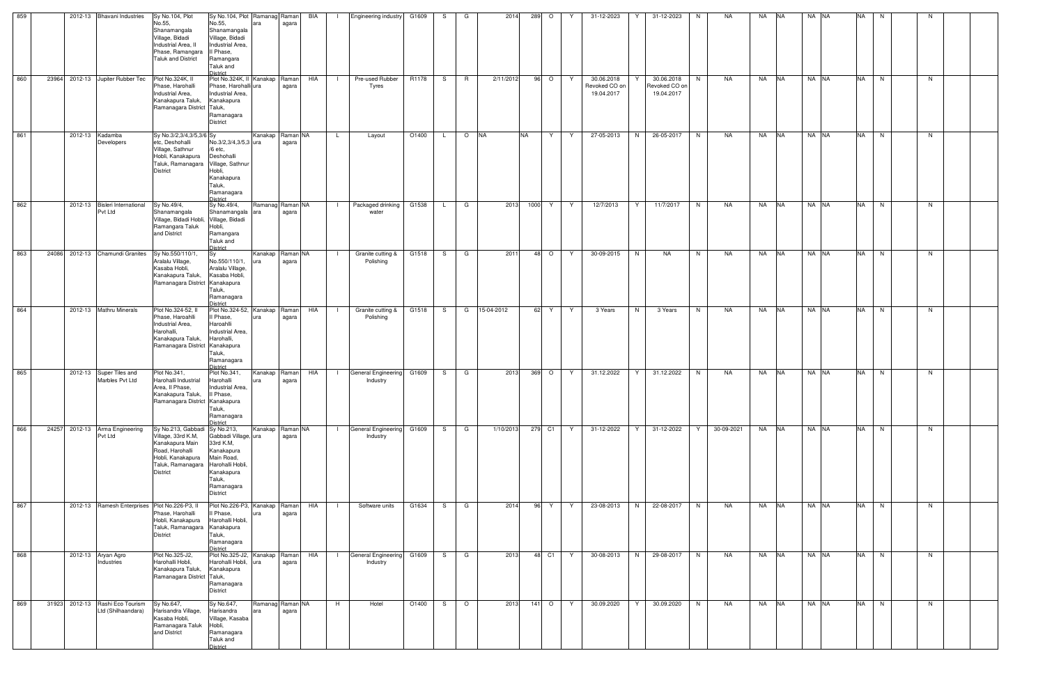| 859 | | 2012-13 | Bhavani Industries | Sy No.104, Plot No.55, Shanamangala Village, Bidadi Industrial Area, II Phase, Ramangara Taluk and District | Sy No.104, Plot No.55, Shanamangala Village, Bidadi Industrial Area, II Phase, Ramangara Taluk and District | Ramanagara | Ramanagara | BIA | I | Engineering industry | G1609 | S | G | 2014 | 289 | O | Y | 31-12-2023 | Y | 31-12-2023 | N | NA | NA | NA | NA | NA | NA | N | | N | | |
|---|---|---|---|---|---|---|---|---|---|---|---|---|---|---|---|---|---|---|---|---|---|---|---|---|---|---|---|---|---|---|---|---|
| 860 | 23964 | 2012-13 | Jupiter Rubber Tec | Plot No.324K, II Phase, Harohalli Industrial Area, Kanakapura Taluk, Ramanagara District | Plot No.324K, II Phase, Harohalli Industrial Area, Kanakapura Taluk, Ramanagara District | Kanakapura | Ramanagara | HIA | I | Pre-used Rubber Tyres | R1178 | S | R | 2/11/2012 | 96 | O | Y | 30.06.2018 Revoked CO on 19.04.2017 | Y | 30.06.2018 Revoked CO on 19.04.2017 | N | NA | NA | NA | NA | NA | NA | N | | N | | |
| 861 | | 2012-13 | Kadamba Developers | Sy No.3/2,3/4,3/5,3/6 etc, Deshohalli Village, Sathnur Hobli, Kanakapura Taluk, Ramanagara District | Sy No.3/2,3/4,3/5,3/6 etc, Deshohalli Village, Sathnur Hobli, Kanakapura Taluk, Ramanagara District | Kanakapura | Ramanagara | NA | L | Layout | O1400 | L | O | NA | NA | Y | Y | 27-05-2013 | N | 26-05-2017 | N | NA | NA | NA | NA | NA | NA | N | | N | | |
| 862 | | 2012-13 | Bisleri International Pvt Ltd | Sy No.49/4, Shanamangala Village, Bidadi Hobli, Ramangara Taluk and District | Sy No.49/4, Shanamangala Village, Bidadi Hobli, Ramangara Taluk and District | Ramanagara | Ramanagara | NA | I | Packaged drinking water | G1538 | L | G | 2013 | 1000 | Y | Y | 12/7/2013 | Y | 11/7/2017 | N | NA | NA | NA | NA | NA | NA | N | | N | | |
| 863 | 24086 | 2012-13 | Chamundi Granites | Sy No.550/110/1, Aralalu Village, Kasaba Hobli, Kanakapura Taluk, Ramanagara District | Sy No.550/110/1, Aralalu Village, Kasaba Hobli, Kanakapura Taluk, Ramanagara District | Kanakapura | Ramanagara | NA | I | Granite cutting & Polishing | G1518 | S | G | 2011 | 48 | O | Y | 30-09-2015 | N | NA | N | NA | NA | NA | NA | NA | NA | N | | N | | |
| 864 | | 2012-13 | Mathru Minerals | Plot No.324-52, II Phase, Haroahlli Industrial Area, Harohalli, Kanakapura Taluk, Ramanagara District | Plot No.324-52, II Phase, Haroahlli Industrial Area, Harohalli, Kanakapura Taluk, Ramanagara District | Kanakapura | Ramanagara | HIA | I | Granite cutting & Polishing | G1518 | S | G | 15-04-2012 | 62 | Y | Y | 3 Years | N | 3 Years | N | NA | NA | NA | NA | NA | NA | N | | N | | |
| 865 | | 2012-13 | Super Tiles and Marbles Pvt Ltd | Plot No.341, Harohalli Industrial Area, II Phase, Kanakapura Taluk, Ramanagara District | Plot No.341, Harohalli Industrial Area, II Phase, Kanakapura Taluk, Ramanagara District | Kanakapura | Ramanagara | HIA | I | General Engineering Industry | G1609 | S | G | 2013 | 369 | O | Y | 31.12.2022 | Y | 31.12.2022 | N | NA | NA | NA | NA | NA | NA | N | | N | | |
| 866 | 24257 | 2012-13 | Arma Engineering Pvt Ltd | Sy No.213, Gabbadi Village, 33rd K.M, Kanakapura Main Road, Harohalli Hobli, Kanakapura Taluk, Ramanagara District | Sy No.213, Gabbadi Village, 33rd K.M, Kanakapura Main Road, Harohalli Hobli, Kanakapura Taluk, Ramanagara District | Kanakapura | Ramanagara | NA | I | General Engineering Industry | G1609 | S | G | 1/10/2013 | 279 | C1 | Y | 31-12-2022 | Y | 31-12-2022 | Y | 30-09-2021 | NA | NA | NA | NA | NA | N | | N | | |
| 867 | | 2012-13 | Ramesh Enterprises | Plot No.226-P3, II Phase, Harohalli Hobli, Kanakapura Taluk, Ramanagara District | Plot No.226-P3, II Phase, Harohalli Hobli, Kanakapura Taluk, Ramanagara District | Kanakapura | Ramanagara | HIA | I | Software units | G1634 | S | G | 2014 | 96 | Y | Y | 23-08-2013 | N | 22-08-2017 | N | NA | NA | NA | NA | NA | NA | N | | N | | |
| 868 | | 2012-13 | Aryan Agro Industries | Plot No.325-J2, Harohalli Hobli, Kanakapura Taluk, Ramanagara District | Plot No.325-J2, Harohalli Hobli, Kanakapura Taluk, Ramanagara District | Kanakapura | Ramanagara | HIA | I | General Engineering Industry | G1609 | S | G | 2013 | 48 | C1 | Y | 30-08-2013 | N | 29-08-2017 | N | NA | NA | NA | NA | NA | NA | N | | N | | |
| 869 | 31923 | 2012-13 | Rashi Eco Tourism Ltd (Shilhaandara) | Sy No.647, Harisandra Village, Kasaba Hobli, Ramanagara Taluk and District | Sy No.647, Harisandra Village, Kasaba Hobli, Ramanagara Taluk and District | Ramanagara | Ramanagara | NA | H | Hotel | O1400 | S | O | 2013 | 141 | O | Y | 30.09.2020 | Y | 30.09.2020 | N | NA | NA | NA | NA | NA | NA | N | | N | | |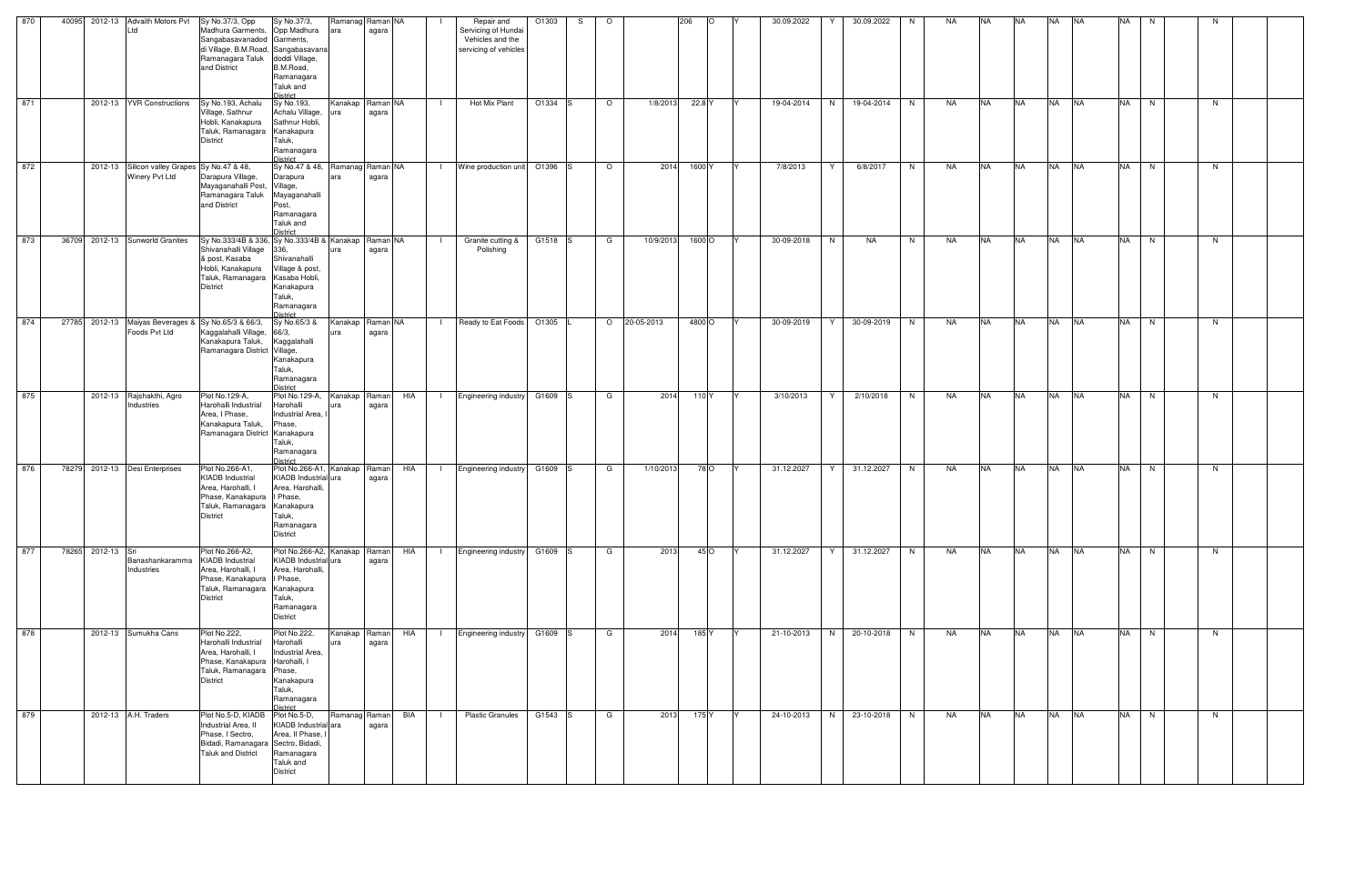| 870 | 40095 | 2012-13 | Advaith Motors Pvt Ltd | Sy No.37/3, Opp Madhura Garments, Sangabasavanadoddi Village, B.M.Road, Ramanagara Taluk and District | Sy No.37/3, Opp Madhura Garments, Sangabasavanadoddi Village, B.M.Road, Ramanagara Taluk and District | Ramanagara | Ramanagara | NA | I | Repair and Servicing of Hundai Vehicles and the servicing of vehicles | O1303 | S | O | | 206 | O | Y | 30.09.2022 | Y | 30.09.2022 | N | NA | NA | NA | NA | NA | NA | N | | N | | |
|---|---|---|---|---|---|---|---|---|---|---|---|---|---|---|---|---|---|---|---|---|---|---|---|---|---|---|---|---|---|---|---|---|
| 871 | | 2012-13 | YVR Constructions | Sy No.193, Achalu Village, Sathnur Hobli, Kanakapura Taluk, Ramanagara District | Sy No.193, Achalu Village, Sathnur Hobli, Kanakapura Taluk, Ramanagara District | Kanakapura | Ramanagara | NA | I | Hot Mix Plant | O1334 | S | O | 1/8/2013 | 22.8 | Y | Y | 19-04-2014 | N | 19-04-2014 | N | NA | NA | NA | NA | NA | NA | N | | N | | |
| 872 | | 2012-13 | Silicon valley Grapes Winery Pvt Ltd | Sy No.47 & 48, Darapura Village, Mayaganahalli Post, Ramanagara Taluk and District | Sy No.47 & 48, Darapura Village, Mayaganahalli Post, Ramanagara Taluk and District | Ramanagara | Ramanagara | NA | I | Wine production unit | O1396 | S | O | 2014 | 1600 | Y | Y | 7/8/2013 | Y | 6/8/2017 | N | NA | NA | NA | NA | NA | NA | N | | N | | |
| 873 | 36709 | 2012-13 | Sunworld Granites | Sy No.333/4B & 336, Shivanahalli Village & post, Kasaba Hobli, Kanakapura Taluk, Ramanagara District | Sy No.333/4B & 336, Shivanahalli Village & post, Kasaba Hobli, Kanakapura Taluk, Ramanagara District | Kanakapura | Ramanagara | NA | I | Granite cutting & Polishing | G1518 | S | G | 10/9/2013 | 1600 | O | Y | 30-09-2018 | N | NA | N | NA | NA | NA | NA | NA | NA | N | | N | | |
| 874 | 27785 | 2012-13 | Maiyas Beverages & Foods Pvt Ltd | Sy No.65/3 & 66/3, Kaggalahalli Village, Kanakapura Taluk, Ramanagara District | Sy No.65/3 & 66/3, Kaggalahalli Village, Kanakapura Taluk, Ramanagara District | Kanakapura | Ramanagara | NA | I | Ready to Eat Foods | O1305 | L | O | 20-05-2013 | 4800 | O | Y | 30-09-2019 | Y | 30-09-2019 | N | NA | NA | NA | NA | NA | NA | N | | N | | |
| 875 | | 2012-13 | Rajshakthi, Agro Industries | Plot No.129-A, Harohalli Industrial Area, I Phase, Kanakapura Taluk, Ramanagara District | Plot No.129-A, Harohalli Industrial Area, I Phase, Kanakapura Taluk, Ramanagara District | Kanakapura | Ramanagara | HIA | I | Engineering industry | G1609 | S | G | 2014 | 110 | Y | Y | 3/10/2013 | Y | 2/10/2018 | N | NA | NA | NA | NA | NA | NA | N | | N | | |
| 876 | 78279 | 2012-13 | Desi Enterprises | Plot No.266-A1, KIADB Industrial Area, Harohalli, I Phase, Kanakapura Taluk, Ramanagara District | Plot No.266-A1, KIADB Industrial Area, Harohalli, I Phase, Kanakapura Taluk, Ramanagara District | Kanakapura | Ramanagara | HIA | I | Engineering industry | G1609 | S | G | 1/10/2013 | 78 | O | Y | 31.12.2027 | Y | 31.12.2027 | N | NA | NA | NA | NA | NA | NA | N | | N | | |
| 877 | 78265 | 2012-13 | Sri Banashankaramma Industries | Plot No.266-A2, KIADB Industrial Area, Harohalli, I Phase, Kanakapura Taluk, Ramanagara District | Plot No.266-A2, KIADB Industrial Area, Harohalli, I Phase, Kanakapura Taluk, Ramanagara District | Kanakapura | Ramanagara | HIA | I | Engineering industry | G1609 | S | G | 2013 | 45 | O | Y | 31.12.2027 | Y | 31.12.2027 | N | NA | NA | NA | NA | NA | NA | N | | N | | |
| 878 | | 2012-13 | Sumukha Cans | Plot No.222, Harohalli Industrial Area, Harohalli, I Phase, Kanakapura Taluk, Ramanagara District | Plot No.222, Harohalli Industrial Area, Harohalli, I Phase, Kanakapura Taluk, Ramanagara District | Kanakapura | Ramanagara | HIA | I | Engineering industry | G1609 | S | G | 2014 | 185 | Y | Y | 21-10-2013 | N | 20-10-2018 | N | NA | NA | NA | NA | NA | NA | N | | N | | |
| 879 | | 2012-13 | A.H. Traders | Plot No.5-D, KIADB Industrial Area, II Phase, I Sectro, Bidadi, Ramanagara Taluk and District | Plot No.5-D, KIADB Industrial Area, II Phase, I Sectro, Bidadi, Ramanagara Taluk and District | Ramanagara | Ramanagara | BIA | I | Plastic Granules | G1543 | S | G | 2013 | 175 | Y | Y | 24-10-2013 | N | 23-10-2018 | N | NA | NA | NA | NA | NA | NA | N | | N | | |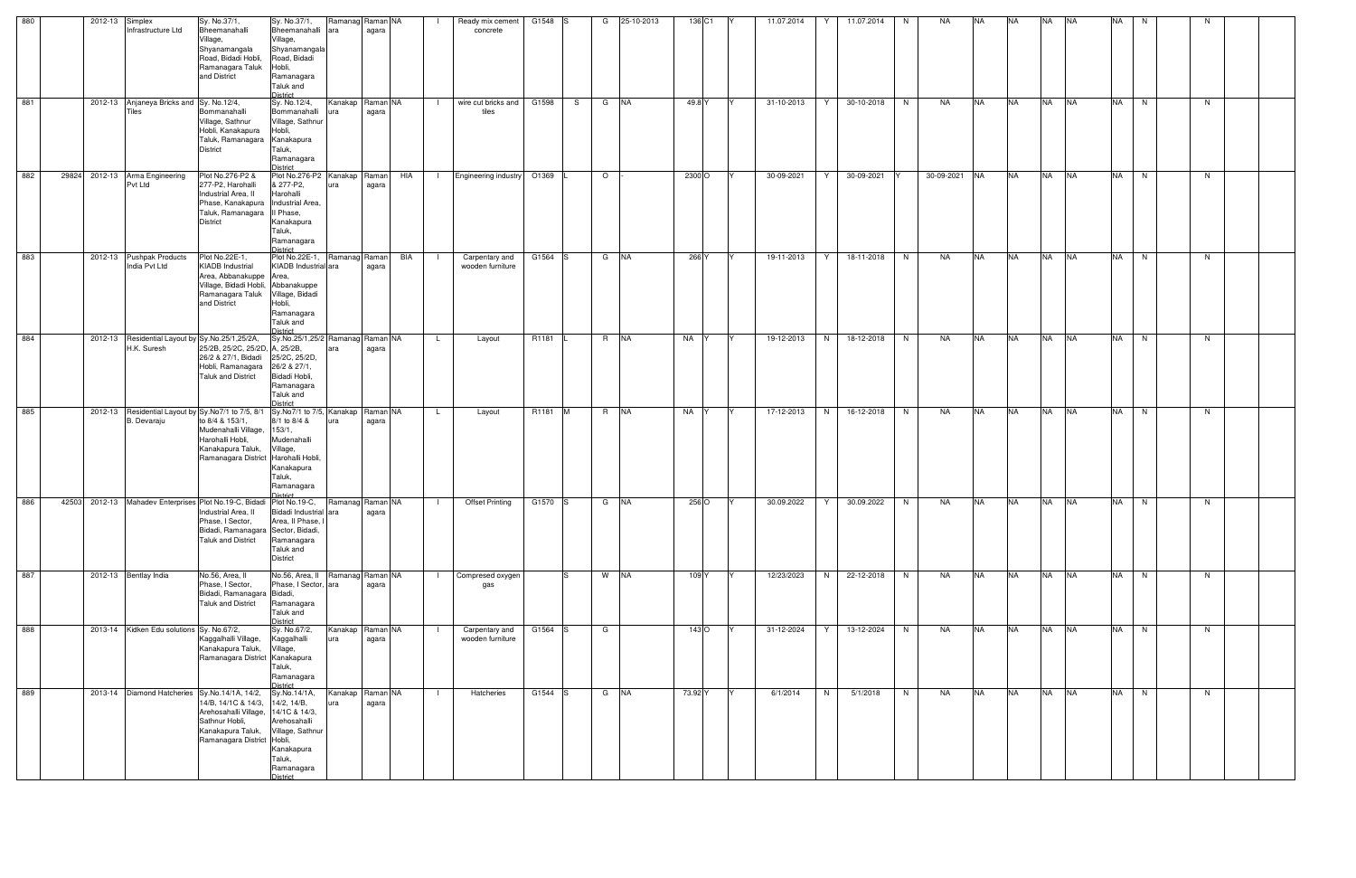| 880 | | 2012-13 | Simplex Infrastructure Ltd | Sy. No.37/1, Bheemanahalli Village, Shyanamangala Road, Bidadi Hobli, Ramanagara Taluk and District | Sy. No.37/1, Bheemanahalli Village, Shyanamangala Road, Bidadi Hobli, Ramanagara Taluk and District | Ramanagara | Ramanagara | NA | I | Ready mix cement concrete | G1548 | S | G | 25-10-2013 | 136 | C1 | Y | 11.07.2014 | Y | 11.07.2014 | N | NA | NA | NA | NA | NA | NA | N | | N | | |
|---|---|---|---|---|---|---|---|---|---|---|---|---|---|---|---|---|---|---|---|---|---|---|---|---|---|---|---|---|---|---|---|---|---|
| 881 | | 2012-13 | Anjaneya Bricks and Tiles | Sy. No.12/4, Bommanahalli Village, Sathnur Hobli, Kanakapura Taluk, Ramanagara District | Sy. No.12/4, Bommanahalli Village, Sathnur Hobli, Kanakapura Taluk, Ramanagara District | Kanakapura | Ramanagara | NA | I | wire cut bricks and tiles | G1598 | S | G | NA | 49.8 | Y | Y | 31-10-2013 | Y | 30-10-2018 | N | NA | NA | NA | NA | NA | NA | N | | N | | |
| 882 | 29824 | 2012-13 | Arma Engineering Pvt Ltd | Plot No.276-P2 & 277-P2, Harohalli Industrial Area, II Phase, Kanakapura Taluk, Ramanagara District | Plot No.276-P2 & 277-P2, Harohalli Industrial Area, II Phase, Kanakapura Taluk, Ramanagara District | Kanakapura | Ramanagara | HIA | I | Engineering industry | O1369 | L | O | - | 2300 | O | Y | 30-09-2021 | Y | 30-09-2021 | Y | 30-09-2021 | NA | NA | NA | NA | NA | N | | N | | |
| 883 | | 2012-13 | Pushpak Products India Pvt Ltd | Plot No.22E-1, KIADB Industrial Area, Abbanakuppe Village, Bidadi Hobli, Ramanagara Taluk and District | Plot No.22E-1, KIADB Industrial Area, Abbanakuppe Village, Bidadi Hobli, Ramanagara Taluk and District | Ramanagara | Ramanagara | BIA | I | Carpentary and wooden furniture | G1564 | S | G | NA | 266 | Y | Y | 19-11-2013 | Y | 18-11-2018 | N | NA | NA | NA | NA | NA | NA | N | | N | | |
| 884 | | 2012-13 | Residential Layout by H.K. Suresh | Sy.No.25/1,25/2A, 25/2B, 25/2C, 25/2D, 26/2 & 27/1, Bidadi Hobli, Ramanagara Taluk and District | Sy.No.25/1,25/2A, 25/2B, 25/2C, 25/2D, 26/2 & 27/1, Bidadi Hobli, Ramanagara Taluk and District | Ramanagara | Ramanagara | NA | L | Layout | R1181 | L | R | NA | NA | Y | Y | 19-12-2013 | N | 18-12-2018 | N | NA | NA | NA | NA | NA | NA | N | | N | | |
| 885 | | 2012-13 | Residential Layout by B. Devaraju | Sy.No7/1 to 7/5, 8/1 to 8/4 & 153/1, Mudenahalli Village, Harohalli Hobli, Kanakapura Taluk, Ramanagara District | Sy.No7/1 to 7/5, 8/1 to 8/4 & 153/1, Mudenahalli Village, Harohalli Hobli, Kanakapura Taluk, Ramanagara District | Kanakapura | Ramanagara | NA | L | Layout | R1181 | M | R | NA | NA | Y | Y | 17-12-2013 | N | 16-12-2018 | N | NA | NA | NA | NA | NA | NA | N | | N | | |
| 886 | 42503 | 2012-13 | Mahadev Enterprises | Plot No.19-C, Bidadi Industrial Area, II Phase, I Sector, Bidadi, Ramanagara Taluk and District | Plot No.19-C, Bidadi Industrial Area, II Phase, I Sector, Bidadi, Ramanagara Taluk and District | Ramanagara | Ramanagara | NA | I | Offset Printing | G1570 | S | G | NA | 256 | O | Y | 30.09.2022 | Y | 30.09.2022 | N | NA | NA | NA | NA | NA | NA | N | | N | | |
| 887 | | 2012-13 | Bentlay India | No.56, Area, II Phase, I Sector, Bidadi, Ramanagara Taluk and District | No.56, Area, II Phase, I Sector, Bidadi, Ramanagara Taluk and District | Ramanagara | Ramanagara | NA | I | Compresed oxygen gas | | S | W | NA | 109 | Y | Y | 12/23/2023 | N | 22-12-2018 | N | NA | NA | NA | NA | NA | NA | N | | N | | |
| 888 | | 2013-14 | Kidken Edu solutions | Sy. No.67/2, Kaggalhalli Village, Kanakapura Taluk, Ramanagara District | Sy. No.67/2, Kaggalhalli Village, Kanakapura Taluk, Ramanagara District | Kanakapura | Ramanagara | NA | I | Carpentary and wooden furniture | G1564 | S | G | | 143 | O | Y | 31-12-2024 | Y | 13-12-2024 | N | NA | NA | NA | NA | NA | NA | N | | N | | |
| 889 | | 2013-14 | Diamond Hatcheries | Sy.No.14/1A, 14/2, 14/B, 14/1C & 14/3, Arehosahalli Village, Sathnur Hobli, Kanakapura Taluk, Ramanagara District | Sy.No.14/1A, 14/2, 14/B, 14/1C & 14/3, Arehosahalli Village, Sathnur Hobli, Kanakapura Taluk, Ramanagara District | Kanakapura | Ramanagara | NA | I | Hatcheries | G1544 | S | G | NA | 73.92 | Y | Y | 6/1/2014 | N | 5/1/2018 | N | NA | NA | NA | NA | NA | NA | N | | N | | |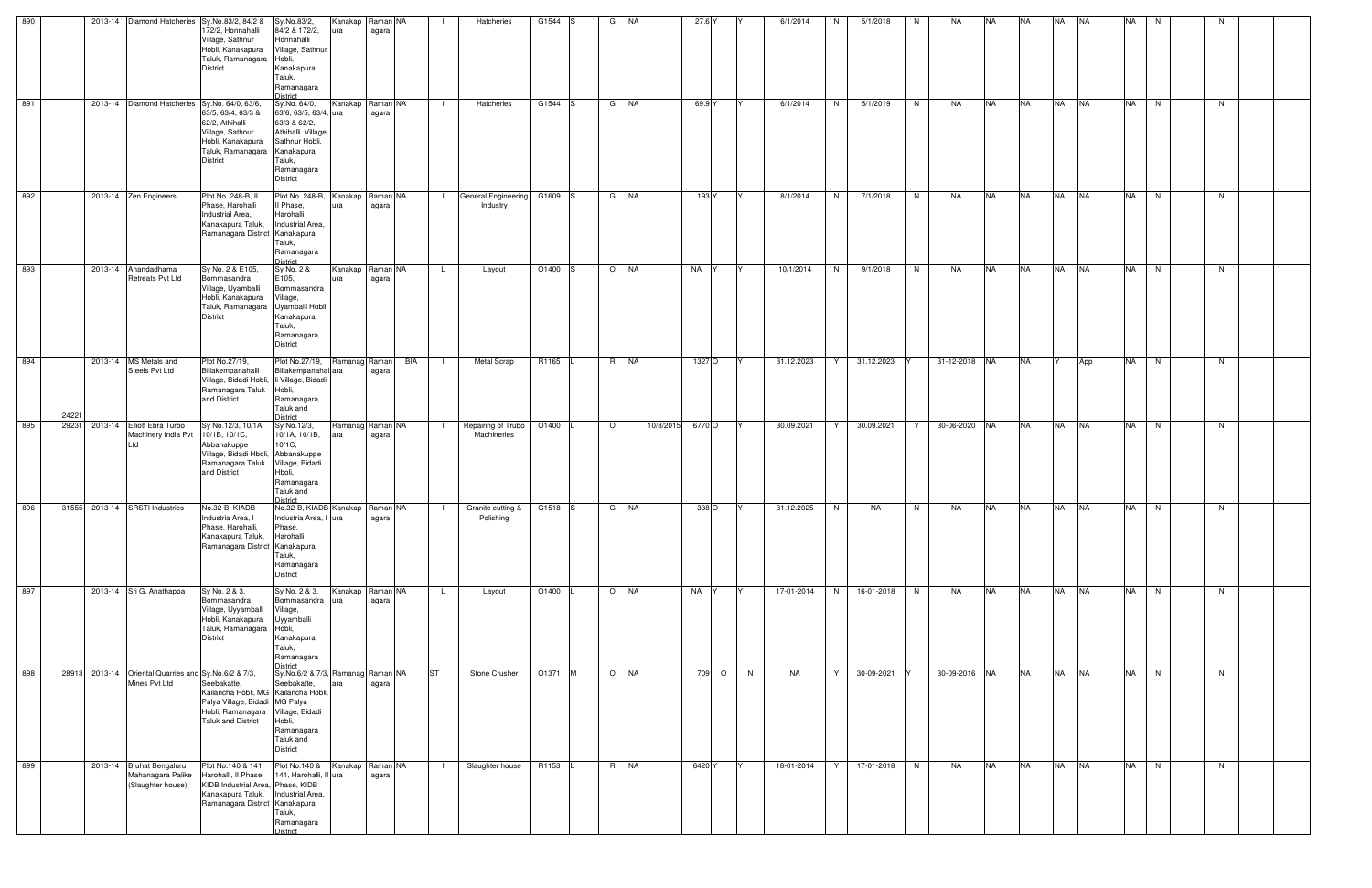| 890 | | 2013-14 | Diamond Hatcheries | Sy.No.83/2, 84/2 & 172/2, Honnahalli Village, Sathnur Hobli, Kanakapura Taluk, Ramanagara District | Sy.No.83/2, 84/2 & 172/2, Honnahalli Village, Sathnur Hobli, Kanakapura Taluk, Ramanagara District | Kanakapura | Ramanagara | NA | | I | Hatcheries | G1544 | S | | G | NA | | 27.6 | Y | | Y | 6/1/2014 | N | 5/1/2018 | N | NA | NA | NA | NA | NA | NA | N | | N | | |
|---|---|---|---|---|---|---|---|---|---|---|---|---|---|---|---|---|---|---|---|---|---|---|---|---|---|---|---|---|---|---|---|---|---|---|---|---|---|---|
| 891 | | 2013-14 | Diamond Hatcheries | Sy.No. 64/0, 63/6, 63/5, 63/4, 63/3 & 62/2, Athihalli Village, Sathnur Hobli, Kanakapura Taluk, Ramanagara District | Sy.No. 64/0, 63/6, 63/5, 63/4, 63/3 & 62/2, Athihalli Village, Sathnur Hobli, Kanakapura Taluk, Ramanagara District | Kanakapura | Ramanagara | NA | | I | Hatcheries | G1544 | S | | G | NA | | 69.9 | Y | | Y | 6/1/2014 | N | 5/1/2019 | N | NA | NA | NA | NA | NA | NA | N | | N | | |
| 892 | | 2013-14 | Zen Engineers | Plot No. 248-B, II Phase, Harohalli Industrial Area, Kanakapura Taluk, Ramanagara District | Plot No. 248-B, II Phase, Harohalli Industrial Area, Kanakapura Taluk, Ramanagara District | Kanakapura | Ramanagara | NA | | I | General Engineering Industry | G1609 | S | | G | NA | | 193 | Y | | Y | 8/1/2014 | N | 7/1/2018 | N | NA | NA | NA | NA | NA | NA | N | | N | | |
| 893 | | 2013-14 | Anandadhama Retreats Pvt Ltd | Sy No. 2 & E105, Bommasandra Village, Uyamballi Hobli, Kanakapura Taluk, Ramanagara District | Sy No. 2 & E105, Bommasandra Village, Uyamballi Hobli, Kanakapura Taluk, Ramanagara District | Kanakapura | Ramanagara | NA | | L | Layout | O1400 | S | | O | NA | | NA | Y | | Y | 10/1/2014 | N | 9/1/2018 | N | NA | NA | NA | NA | NA | NA | N | | N | | |
| 894 | 24221 | 2013-14 | MS Metals and Steels Pvt Ltd | Plot No.27/19, Billakempanahalli Village, Bidadi Hobli, Ramanagara Taluk and District | Plot No.27/19, Billakempanahalli Village, Bidadi Hobli, Ramanagara Taluk and District | Ramanagara | Ramanagara | BIA | | I | Metal Scrap | R1165 | L | | R | NA | | 1327 | O | | Y | 31.12.2023 | Y | 31.12.2023 | Y | 31-12-2018 | NA | NA | Y | App | NA | N | | N | | |
| 895 | 29231 | 2013-14 | Elliott Ebra Turbo Machinery India Pvt Ltd | Sy No.12/3, 10/1A, 10/1B, 10/1C, Abbanakuppe Village, Bidadi Hboli, Ramanagara Taluk and District | Sy No.12/3, 10/1A, 10/1B, 10/1C, Abbanakuppe Village, Bidadi Hboli, Ramanagara Taluk and District | Ramanagara | Ramanagara | NA | | I | Repairing of Trubo Machineries | O1400 | L | | O | | 10/8/2015 | 6770 | O | | Y | 30.09.2021 | Y | 30.09.2021 | Y | 30-06-2020 | NA | NA | NA | NA | NA | N | | N | | |
| 896 | 31555 | 2013-14 | SRSTI Industries | No.32-B, KIADB Industria Area, I Phase, Harohalli, Kanakapura Taluk, Ramanagara District | No.32-B, KIADB Industria Area, I Phase, Harohalli, Kanakapura Taluk, Ramanagara District | Kanakapura | Ramanagara | NA | | I | Granite cutting & Polishing | G1518 | S | | G | NA | | 338 | O | | Y | 31.12.2025 | N | NA | N | NA | NA | NA | NA | NA | NA | N | | N | | |
| 897 | | 2013-14 | Sri G. Anathappa | Sy No. 2 & 3, Bommasandra Village, Uyyamballi Hobli, Kanakapura Taluk, Ramanagara District | Sy No. 2 & 3, Bommasandra Village, Uyyamballi Hobli, Kanakapura Taluk, Ramanagara District | Kanakapura | Ramanagara | NA | | L | Layout | O1400 | L | | O | NA | | NA | Y | | Y | 17-01-2014 | N | 16-01-2018 | N | NA | NA | NA | NA | NA | NA | N | | N | | |
| 898 | 28913 | 2013-14 | Oriental Quarries and Mines Pvt Ltd | Sy.No.6/2 & 7/3, Seebakatte, Kailancha Hobli, MG Palya Village, Bidadi Hobli, Ramanagara Taluk and District | Sy.No.6/2 & 7/3, Seebakatte, Kailancha Hobli, MG Palya Village, Bidadi Hobli, Ramanagara Taluk and District | Ramanagara | Ramanagara | NA | | ST | Stone Crusher | O1371 | M | | O | NA | | 709 | O | | N | NA | Y | 30-09-2021 | Y | 30-09-2016 | NA | NA | NA | NA | NA | N | | N | | |
| 899 | | 2013-14 | Bruhat Bengaluru Mahanagara Palike (Slaughter house) | Plot No.140 & 141, Harohalli, II Phase, KIDB Industrial Area, Kanakapura Taluk, Ramanagara District | Plot No.140 & 141, Harohalli, II Phase, KIDB Industrial Area, Kanakapura Taluk, Ramanagara District | Kanakapura | Ramanagara | NA | | I | Slaughter house | R1153 | L | | R | NA | | 6420 | Y | | Y | 18-01-2014 | Y | 17-01-2018 | N | NA | NA | NA | NA | NA | NA | N | | N | | |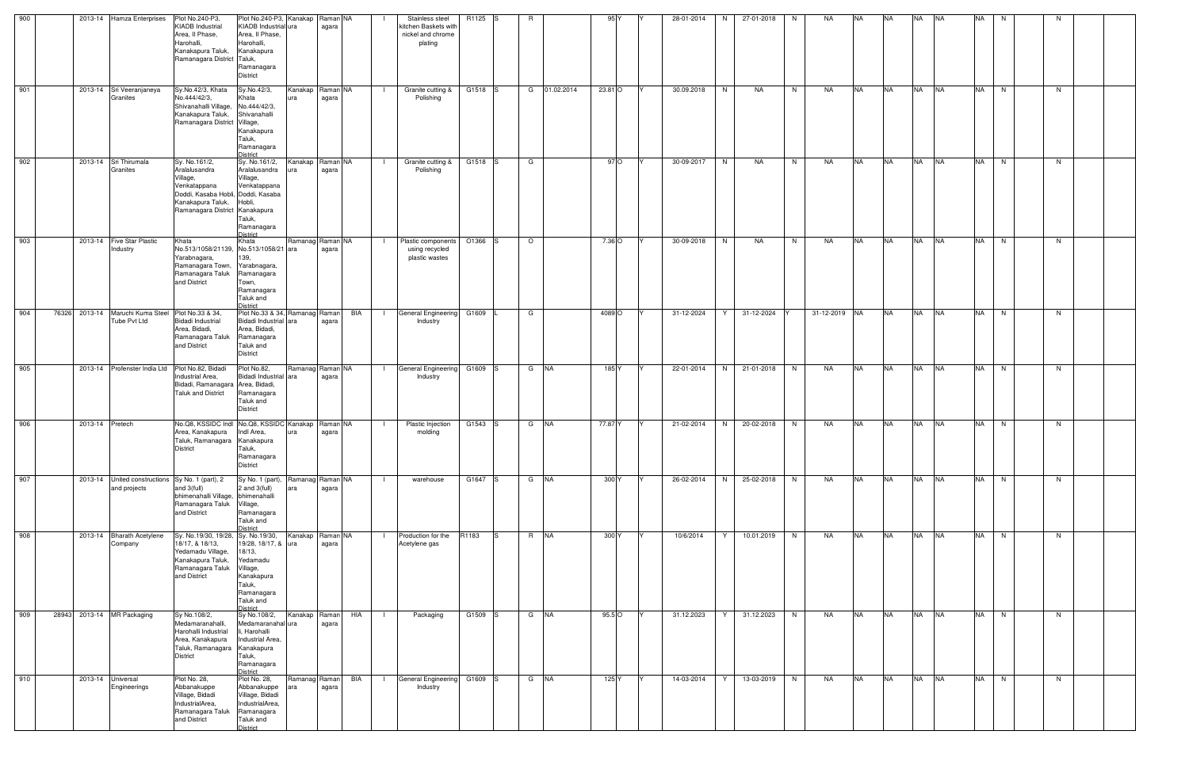| 900 | | 2013-14 | Hamza Enterprises | Plot No.240-P3, KIADB Industrial Area, II Phase, Harohalli, Kanakapura Taluk, Ramanagara District | Plot No.240-P3, KIADB Industrial Area, II Phase, Harohalli, Kanakapura Taluk, Ramanagara District | Kanakapura | Ramanagara | NA | I | Stainless steel kitchen Baskets with nickel and chrome plating | R1125 | S | R | | 95 | Y | Y | 28-01-2014 | N | 27-01-2018 | N | NA | NA | NA | NA | NA | NA | N | | N | | |
|---|---|---|---|---|---|---|---|---|---|---|---|---|---|---|---|---|---|---|---|---|---|---|---|---|---|---|---|---|---|---|---|---|---|
| 901 | | 2013-14 | Sri Veeranjaneya Granites | Sy.No.42/3, Khata No.444/42/3, Shivanahalli Village, Kanakapura Taluk, Ramanagara District | Sy.No.42/3, Khata No.444/42/3, Shivanahalli Village, Kanakapura Taluk, Ramanagara District | Kanakapura | Ramanagara | NA | I | Granite cutting & Polishing | G1518 | S | G | 01.02.2014 | 23.81 | O | Y | 30.09.2018 | N | NA | N | NA | NA | NA | NA | NA | NA | N | | N | | |
| 902 | | 2013-14 | Sri Thirumala Granites | Sy. No.161/2, Aralalusandra Village, Venkatappana Doddi, Kasaba Hobli, Kanakapura Taluk, Ramanagara District | Sy. No.161/2, Aralalusandra Village, Venkatappana Doddi, Kasaba Hobli, Kanakapura Taluk, Ramanagara District | Kanakapura | Ramanagara | NA | I | Granite cutting & Polishing | G1518 | S | G | | 97 | O | Y | 30-09-2017 | N | NA | N | NA | NA | NA | NA | NA | NA | N | | N | | |
| 903 | | 2013-14 | Five Star Plastic Industry | Khata No.513/1058/21139, Yarabnagara, Ramanagara Town, Ramanagara Taluk and District | Khata No.513/1058/21139, Yarabnagara, Ramanagara Town, Ramanagara Taluk and District | Ramanagara | Ramanagara | NA | I | Plastic components using recycled plastic wastes | O1366 | S | O | | 7.36 | O | Y | 30-09-2018 | N | NA | N | NA | NA | NA | NA | NA | NA | N | | N | | |
| 904 | 76326 | 2013-14 | Maruchi Kuma Steel Tube Pvt Ltd | Plot No.33 & 34, Bidadi Industrial Area, Bidadi, Ramanagara Taluk and District | Plot No.33 & 34, Bidadi Industrial Area, Bidadi, Ramanagara Taluk and District | Ramanagara | Ramanagara | BIA | I | General Engineering Industry | G1609 | L | G | | 4089 | O | Y | 31-12-2024 | Y | 31-12-2024 | Y | 31-12-2019 | NA | NA | NA | NA | NA | N | | N | | |
| 905 | | 2013-14 | Profenster India Ltd | Plot No.82, Bidadi Industrial Area, Bidadi, Ramanagara Taluk and District | Plot No.82, Bidadi Industrial Area, Bidadi, Ramanagara Taluk and District | Ramanagara | Ramanagara | NA | I | General Engineering Industry | G1609 | S | G | NA | 185 | Y | Y | 22-01-2014 | N | 21-01-2018 | N | NA | NA | NA | NA | NA | NA | N | | N | | |
| 906 | | 2013-14 | Pretech | No.Q8, KSSIDC Indl Area, Kanakapura Taluk, Ramanagara District | No.Q8, KSSIDC Indl Area, Kanakapura Taluk, Ramanagara District | Kanakapura | Ramanagara | NA | I | Plastic Injection molding | G1543 | S | G | NA | 77.87 | Y | Y | 21-02-2014 | N | 20-02-2018 | N | NA | NA | NA | NA | NA | NA | N | | N | | |
| 907 | | 2013-14 | United constructions and projects | Sy No. 1 (part), 2 and 3(full) bhimenahalli Village, Ramanagara Taluk and District | Sy No. 1 (part), 2 and 3(full) bhimenahalli Village, Ramanagara Taluk and District | Ramanagara | Ramanagara | NA | I | warehouse | G1647 | S | G | NA | 300 | Y | Y | 26-02-2014 | N | 25-02-2018 | N | NA | NA | NA | NA | NA | NA | N | | N | | |
| 908 | | 2013-14 | Bharath Acetylene Company | Sy. No.19/30, 19/28, 18/17, & 18/13, Yedamadu Village, Kanakapura Taluk, Ramanagara Taluk and District | Sy. No.19/30, 19/28, 18/17, & 18/13, Yedamadu Village, Kanakapura Taluk, Ramanagara Taluk and District | Kanakapura | Ramanagara | NA | I | Production for the Acetylene gas | R1183 | S | R | NA | 300 | Y | Y | 10/6/2014 | Y | 10.01.2019 | N | NA | NA | NA | NA | NA | NA | N | | N | | |
| 909 | 28943 | 2013-14 | MR Packaging | Sy No.108/2, Medamaranahalli, Harohalli Industrial Area, Kanakapura Taluk, Ramanagara District | Sy No.108/2, Medamaranahalli, Harohalli Industrial Area, Kanakapura Taluk, Ramanagara District | Kanakapura | Ramanagara | HIA | I | Packaging | G1509 | S | G | NA | 95.5 | O | Y | 31.12.2023 | Y | 31.12.2023 | N | NA | NA | NA | NA | NA | NA | N | | N | | |
| 910 | | 2013-14 | Universal Engineerings | Plot No. 28, Abbanakuppe Village, Bidadi IndustrialArea, Ramanagara Taluk and District | Plot No. 28, Abbanakuppe Village, Bidadi IndustrialArea, Ramanagara Taluk and District | Ramanagara | Ramanagara | BIA | I | General Engineering Industry | G1609 | S | G | NA | 125 | Y | Y | 14-03-2014 | Y | 13-03-2019 | N | NA | NA | NA | NA | NA | NA | N | | N | | |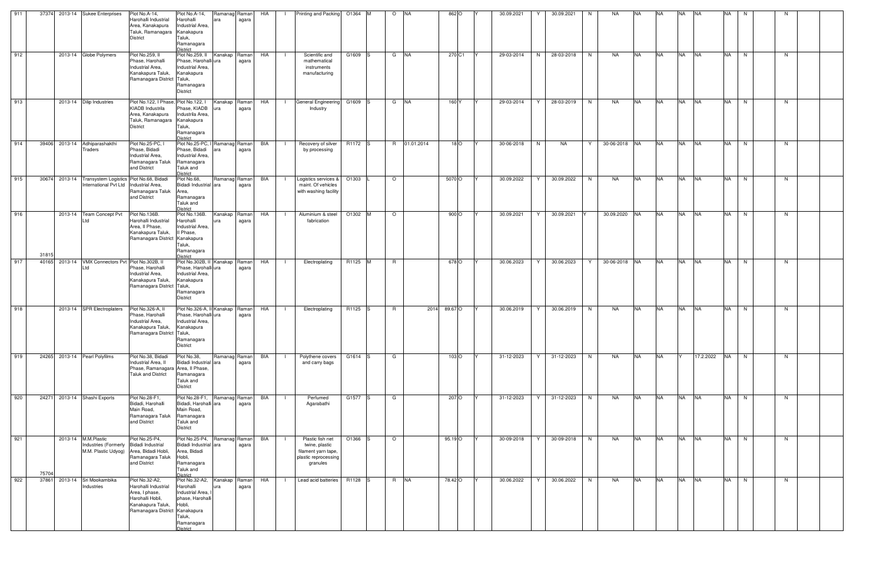| 911 | 37374 | 2013-14 | Sukee Enterprises | Plot No.A-14, Harohalli Industrial Area, Kanakapura Taluk, Ramanagara District | Plot No.A-14, Harohalli Industrial Area, Kanakapura Taluk, Ramanagara District | Ramanagara | Ramanagara | HIA | I | Printing and Packing | O1364 | M | O | NA | 862 | O | Y | 30.09.2021 | Y | 30.09.2021 | N | NA | NA | NA | NA | NA | NA | N | | N | | |
|---|---|---|---|---|---|---|---|---|---|---|---|---|---|---|---|---|---|---|---|---|---|---|---|---|---|---|---|---|---|---|---|---|
| 912 | | 2013-14 | Globe Polymers | Plot No.259, II Phase, Harohalli Industrial Area, Kanakapura Taluk, Ramanagara District | Plot No.259, II Phase, Harohalli Industrial Area, Kanakapura Taluk, Ramanagara District | Kanakapura | Ramanagara | HIA | I | Scientific and mathematical instruments manufacturing | G1609 | S | G | NA | 270 | C1 | Y | 29-03-2014 | N | 28-03-2018 | N | NA | NA | NA | NA | NA | NA | N | | N | | |
| 913 | | 2013-14 | Dilip Industries | Plot No.122, I Phase, KIADB Industrila Area, Kanakapura Taluk, Ramanagara District | Plot No.122, I Phase, KIADB Industrila Area, Kanakapura Taluk, Ramanagara District | Kanakapura | Ramanagara | HIA | I | General Engineering Industry | G1609 | S | G | NA | 160 | Y | Y | 29-03-2014 | Y | 28-03-2019 | N | NA | NA | NA | NA | NA | NA | N | | N | | |
| 914 | 39406 | 2013-14 | Adhiparashakthi Traders | Plot No.25-PC, I Phase, Bidadi Industrial Area, Ramanagara Taluk and District | Plot No.25-PC, I Phase, Bidadi Industrial Area, Ramanagara Taluk and District | Ramanagara | Ramanagara | BIA | I | Recovery of silver by processing | R1172 | S | R | 01.01.2014 | 18 | O | Y | 30-06-2018 | N | NA | Y | 30-06-2018 | NA | NA | NA | NA | NA | N | | N | | |
| 915 | 30674 | 2013-14 | Transystem Logistics International Pvt Ltd | Plot No.68, Bidadi Industrial Area, Ramanagara Taluk and District | Plot No.68, Bidadi Industrial Area, Ramanagara Taluk and District | Ramanagara | Ramanagara | BIA | I | Logistics services & maint. Of vehicles with washing facility | O1303 | L | O | | 5070 | O | Y | 30.09.2022 | Y | 30.09.2022 | N | NA | NA | NA | NA | NA | NA | N | | N | | |
| 916 | 31815 | 2013-14 | Team Concept Pvt Ltd | Plot No.136B, Harohalli Industrial Area, II Phase, Kanakapura Taluk, Ramanagara District | Plot No.136B, Harohalli Industrial Area, II Phase, Kanakapura Taluk, Ramanagara District | Kanakapura | Ramanagara | HIA | I | Aluminium & steel fabrication | O1302 | M | O | | 900 | O | Y | 30.09.2021 | Y | 30.09.2021 | Y | 30.09.2020 | NA | NA | NA | NA | NA | N | | N | | |
| 917 | 40165 | 2013-14 | VMX Connectors Pvt Ltd | Plot No.302B, II Phase, Harohalli Industrial Area, Kanakapura Taluk, Ramanagara District | Plot No.302B, II Phase, Harohalli Industrial Area, Kanakapura Taluk, Ramanagara District | Kanakapura | Ramanagara | HIA | I | Electroplating | R1125 | M | R | | 678 | O | Y | 30.06.2023 | Y | 30.06.2023 | Y | 30-06-2018 | NA | NA | NA | NA | NA | N | | N | | |
| 918 | | 2013-14 | SPR Electroplaters | Plot No.326-A, II Phase, Harohalli Industrial Area, Kanakapura Taluk, Ramanagara District | Plot No.326-A, II Phase, Harohalli Industrial Area, Kanakapura Taluk, Ramanagara District | Kanakapura | Ramanagara | HIA | I | Electroplating | R1125 | S | R | 2014 | 89.67 | O | Y | 30.06.2019 | Y | 30.06.2019 | N | NA | NA | NA | NA | NA | NA | N | | N | | |
| 919 | 24265 | 2013-14 | Pearl Polyfilms | Plot No.38, Bidadi Industrial Area, II Phase, Ramanagara Taluk and District | Plot No.38, Bidadi Industrial Area, II Phase, Ramanagara Taluk and District | Ramanagara | Ramanagara | BIA | I | Polythene covers and carry bags | G1614 | S | G | | 103 | O | Y | 31-12-2023 | Y | 31-12-2023 | N | NA | NA | NA | Y | 17.2.2022 | NA | N | | N | | |
| 920 | 24271 | 2013-14 | Shashi Exports | Plot No.28-F1, Bidadi, Harohalli Main Road, Ramanagara Taluk and District | Plot No.28-F1, Bidadi, Harohalli Main Road, Ramanagara Taluk and District | Ramanagara | Ramanagara | BIA | I | Perfumed Agarabathi | G1577 | S | G | | 207 | O | Y | 31-12-2023 | Y | 31-12-2023 | N | NA | NA | NA | NA | NA | NA | N | | N | | |
| 921 | 75704 | 2013-14 | M.M.Plastic Industries (Formerly M.M. Plastic Udyog) | Plot No.25-P4, Bidadi Industrial Area, Bidadi Hobli, Ramanagara Taluk and District | Plot No.25-P4, Bidadi Industrial Area, Bidadi Hobli, Ramanagara Taluk and District | Ramanagara | Ramanagara | BIA | I | Plastic fish net twine, plastic filament yarn tape, plastic reprocessing granules | O1366 | S | O | | 95.19 | O | Y | 30-09-2018 | Y | 30-09-2018 | N | NA | NA | NA | NA | NA | NA | N | | N | | |
| 922 | 37861 | 2013-14 | Sri Mookambika Industries | Plot No.32-A2, Harohalli Industrial Area, I phase, Harohalli Hobli, Kanakapura Taluk, Ramanagara District | Plot No.32-A2, Harohalli Industrial Area, I phase, Harohalli Hobli, Kanakapura Taluk, Ramanagara District | Kanakapura | Ramanagara | HIA | I | Lead acid batteries | R1128 | S | R | NA | 78.42 | O | Y | 30.06.2022 | Y | 30.06.2022 | N | NA | NA | NA | NA | NA | NA | N | | N | | |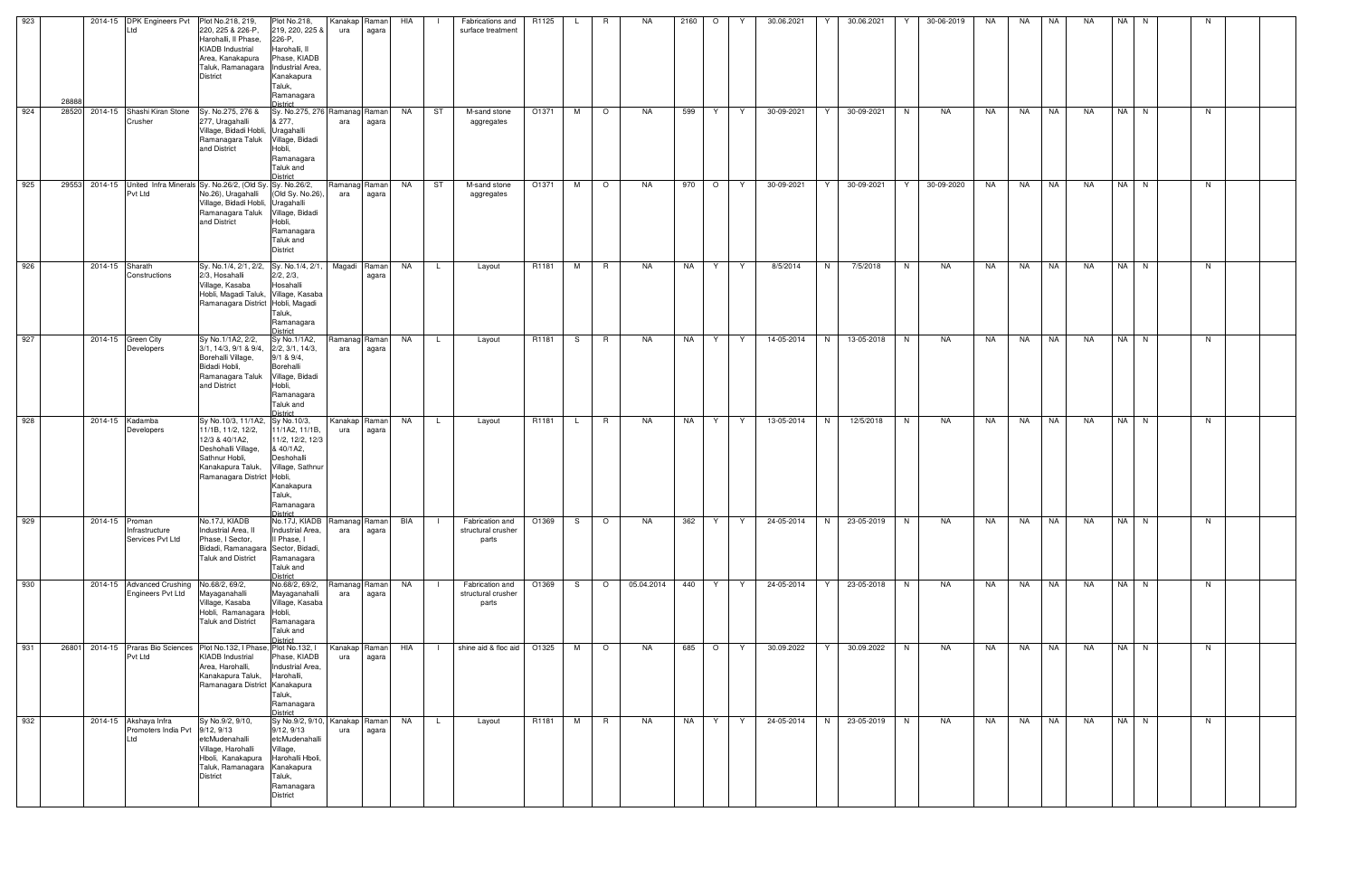| 923 | 28888 | 2014-15 | DPK Engineers Pvt Ltd | Plot No.218, 219, 220, 225 & 226-P, Harohalli, II Phase, KIADB Industrial Area, Kanakapura Taluk, Ramanagara District | Plot No.218, 219, 220, 225 & 226-P, Harohalli, II Phase, KIADB Industrial Area, Kanakapura Taluk, Ramanagara District | Kanakapura | Ramanagara | HIA | I | Fabrications and surface treatment | R1125 | L | R | NA | 2160 | O | Y | 30.06.2021 | Y | 30.06.2021 | Y | 30-06-2019 | NA | NA | NA | NA | NA | N | | N | |
|---|---|---|---|---|---|---|---|---|---|---|---|---|---|---|---|---|---|---|---|---|---|---|---|---|---|---|---|---|---|---|---|
| 924 | 28520 | 2014-15 | Shashi Kiran Stone Crusher | Sy. No.275, 276 & 277, Uragahalli Village, Bidadi Hobli, Ramanagara Taluk and District | Sy. No.275, 276 & 277, Uragahalli Village, Bidadi Hobli, Ramanagara Taluk and District | Ramanagara | Ramanagara | NA | ST | M-sand stone aggregates | O1371 | M | O | NA | 599 | Y | Y | 30-09-2021 | Y | 30-09-2021 | N | NA | NA | NA | NA | NA | NA | N | | N | |
| 925 | 29553 | 2014-15 | United Infra Minerals Pvt Ltd | Sy. No.26/2, (Old Sy. No.26), Uragahalli Village, Bidadi Hobli, Ramanagara Taluk and District | Sy. No.26/2, (Old Sy. No.26), Uragahalli Village, Bidadi Hobli, Ramanagara Taluk and District | Ramanagara | Ramanagara | NA | ST | M-sand stone aggregates | O1371 | M | O | NA | 970 | O | Y | 30-09-2021 | Y | 30-09-2021 | Y | 30-09-2020 | NA | NA | NA | NA | NA | N | | N | |
| 926 | | 2014-15 | Sharath Constructions | Sy. No.1/4, 2/1, 2/2, 2/3, Hosahalli Village, Kasaba Hobli, Magadi Taluk, Ramanagara District | Sy. No.1/4, 2/1, 2/2, 2/3, Hosahalli Village, Kasaba Hobli, Magadi Taluk, Ramanagara District | Magadi | Ramanagara | NA | L | Layout | R1181 | M | R | NA | NA | Y | Y | 8/5/2014 | N | 7/5/2018 | N | NA | NA | NA | NA | NA | NA | N | | N | |
| 927 | | 2014-15 | Green City Developers | Sy No.1/1A2, 2/2, 3/1, 14/3, 9/1 & 9/4, Borehalli Village, Bidadi Hobli, Ramanagara Taluk and District | Sy No.1/1A2, 2/2, 3/1, 14/3, 9/1 & 9/4, Borehalli Village, Bidadi Hobli, Ramanagara Taluk and District | Ramanagara | Ramanagara | NA | L | Layout | R1181 | S | R | NA | NA | Y | Y | 14-05-2014 | N | 13-05-2018 | N | NA | NA | NA | NA | NA | NA | N | | N | |
| 928 | | 2014-15 | Kadamba Developers | Sy No.10/3, 11/1A2, 11/1B, 11/2, 12/2, 12/3 & 40/1A2, Deshohalli Village, Sathnur Hobli, Kanakapura Taluk, Ramanagara District | Sy No.10/3, 11/1A2, 11/1B, 11/2, 12/2, 12/3 & 40/1A2, Deshohalli Village, Sathnur Hobli, Kanakapura Taluk, Ramanagara District | Kanakapura | Ramanagara | NA | L | Layout | R1181 | L | R | NA | NA | Y | Y | 13-05-2014 | N | 12/5/2018 | N | NA | NA | NA | NA | NA | NA | N | | N | |
| 929 | | 2014-15 | Proman Infrastructure Services Pvt Ltd | No.17J, KIADB Industrial Area, II Phase, I Sector, Bidadi, Ramanagara Taluk and District | No.17J, KIADB Industrial Area, II Phase, I Sector, Bidadi, Ramanagara Taluk and District | Ramanagara | Ramanagara | BIA | I | Fabrication and structural crusher parts | O1369 | S | O | NA | 362 | Y | Y | 24-05-2014 | N | 23-05-2019 | N | NA | NA | NA | NA | NA | NA | N | | N | |
| 930 | | 2014-15 | Advanced Crushing Engineers Pvt Ltd | No.68/2, 69/2, Mayaganahalli Village, Kasaba Hobli, Ramanagara Taluk and District | No.68/2, 69/2, Mayaganahalli Village, Kasaba Hobli, Ramanagara Taluk and District | Ramanagara | Ramanagara | NA | I | Fabrication and structural crusher parts | O1369 | S | O | 05.04.2014 | 440 | Y | Y | 24-05-2014 | Y | 23-05-2018 | N | NA | NA | NA | NA | NA | NA | N | | N | |
| 931 | 26801 | 2014-15 | Praras Bio Sciences Pvt Ltd | Plot No.132, I Phase, KIADB Industrial Area, Harohalli, Kanakapura Taluk, Ramanagara District | Plot No.132, I Phase, KIADB Industrial Area, Harohalli, Kanakapura Taluk, Ramanagara District | Kanakapura | Ramanagara | HIA | I | shine aid & floc aid | O1325 | M | O | NA | 685 | O | Y | 30.09.2022 | Y | 30.09.2022 | N | NA | NA | NA | NA | NA | NA | N | | N | |
| 932 | | 2014-15 | Akshaya Infra Promoters India Pvt Ltd | Sy No.9/2, 9/10, 9/12, 9/13 etcMudenahalli Village, Harohalli Hboli, Kanakapura Taluk, Ramanagara District | Sy No.9/2, 9/10, 9/12, 9/13 etcMudenahalli Village, Harohalli Hboli, Kanakapura Taluk, Ramanagara District | Kanakapura | Ramanagara | NA | L | Layout | R1181 | M | R | NA | NA | Y | Y | 24-05-2014 | N | 23-05-2019 | N | NA | NA | NA | NA | NA | NA | N | | N | |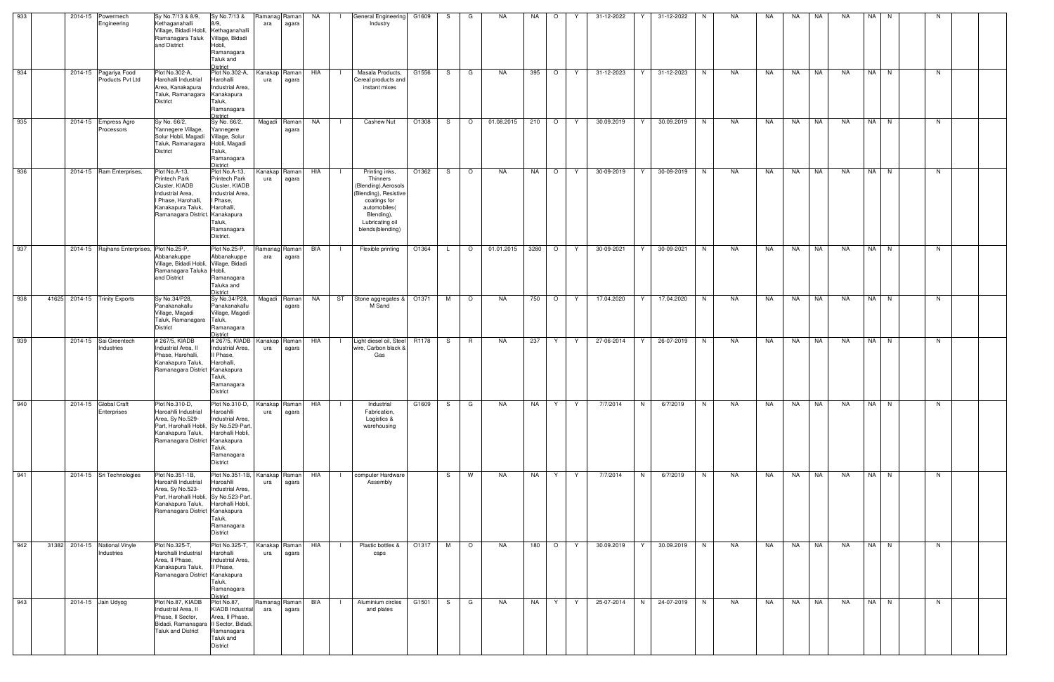| 933 | | 2014-15 | Powermech Engineering | Sy No.7/13 & 8/9, Kethaganahalli Village, Bidadi Hobli, Ramanagara Taluk and District | Sy No.7/13 & 8/9, Kethaganahalli Village, Bidadi Hobli, Ramanagara Taluk and District | Ramanagara | Ramanagara | NA | I | General Engineering Industry | G1609 | S | G | NA | NA | O | Y | 31-12-2022 | Y | 31-12-2022 | N | NA | NA | NA | NA | NA | NA | N | | N | | |
|---|---|---|---|---|---|---|---|---|---|---|---|---|---|---|---|---|---|---|---|---|---|---|---|---|---|---|---|---|---|---|---|---|
| 934 | | 2014-15 | Pagariya Food Products Pvt Ltd | Plot No.302-A, Harohalli Industrial Area, Kanakapura Taluk, Ramanagara District | Plot No.302-A, Harohalli Industrial Area, Kanakapura Taluk, Ramanagara District | Kanakapura | Ramanagara | HIA | I | Masala Products, Cereal products and instant mixes | G1556 | S | G | NA | 395 | O | Y | 31-12-2023 | Y | 31-12-2023 | N | NA | NA | NA | NA | NA | NA | N | | N | | |
| 935 | | 2014-15 | Empress Agro Processors | Sy No. 66/2, Yannegere Village, Solur Hobli, Magadi Taluk, Ramanagara District | Sy No. 66/2, Yannegere Village, Solur Hobli, Magadi Taluk, Ramanagara District | Magadi | Ramanagara | NA | I | Cashew Nut | O1308 | S | O | 01.08.2015 | 210 | O | Y | 30.09.2019 | Y | 30.09.2019 | N | NA | NA | NA | NA | NA | NA | N | | N | | |
| 936 | | 2014-15 | Ram Enterprises, | Plot No.A-13, Printech Park Cluster, KIADB Industrial Area, I Phase, Harohalli, Kanakapura Taluk, Ramanagara District. | Plot No.A-13, Printech Park Cluster, KIADB Industrial Area, I Phase, Harohalli, Kanakapura Taluk, Ramanagara District. | Kanakapura | Ramanagara | HIA | I | Printing inks, Thinners (Blending),Aerosols (Blending), Resistive coatings for automobiles( Blending), Lubricating oil blends(blending) | O1362 | S | O | NA | NA | O | Y | 30-09-2019 | Y | 30-09-2019 | N | NA | NA | NA | NA | NA | NA | N | | N | | |
| 937 | | 2014-15 | Rajhans Enterprises, | Plot No.25-P, Abbanakuppe Village, Bidadi Hobli, Ramanagara Taluka and District | Plot No.25-P, Abbanakuppe Village, Bidadi Hobli, Ramanagara Taluka and District | Ramanagara | Ramanagara | BIA | I | Flexible printing | O1364 | L | O | 01.01.2015 | 3280 | O | Y | 30-09-2021 | Y | 30-09-2021 | N | NA | NA | NA | NA | NA | NA | N | | N | | |
| 938 | 41625 | 2014-15 | Trinity Exports | Sy No.34/P28, Panakanakallu Village, Magadi Taluk, Ramanagara District | Sy No.34/P28, Panakanakallu Village, Magadi Taluk, Ramanagara District | Magadi | Ramanagara | NA | ST | Stone aggregates & M Sand | O1371 | M | O | NA | 750 | O | Y | 17.04.2020 | Y | 17.04.2020 | N | NA | NA | NA | NA | NA | NA | N | | N | | |
| 939 | | 2014-15 | Sai Greentech Industries | # 267/5, KIADB Industrial Area, II Phase, Harohalli, Kanakapura Taluk, Ramanagara District | # 267/5, KIADB Industrial Area, II Phase, Harohalli, Kanakapura Taluk, Ramanagara District | Kanakapura | Ramanagara | HIA | I | Light diesel oil, Steel wire, Carbon black & Gas | R1178 | S | R | NA | 237 | Y | Y | 27-06-2014 | Y | 26-07-2019 | N | NA | NA | NA | NA | NA | NA | N | | N | | |
| 940 | | 2014-15 | Global Craft Enterprises | Plot No.310-D, Haroahlli Industrial Area, Sy No.529-Part, Harohalli Hobli, Kanakapura Taluk, Ramanagara District | Plot No.310-D, Haroahlli Industrial Area, Sy No.529-Part, Harohalli Hobli, Kanakapura Taluk, Ramanagara District | Kanakapura | Ramanagara | HIA | I | Industrial Fabrication, Logistics & warehousing | G1609 | S | G | NA | NA | Y | Y | 7/7/2014 | N | 6/7/2019 | N | NA | NA | NA | NA | NA | NA | N | | N | | |
| 941 | | 2014-15 | Sri Technologies | Plot No.351-1B, Haroahlli Industrial Area, Sy No.523-Part, Harohalli Hobli, Kanakapura Taluk, Ramanagara District | Plot No.351-1B, Haroahlli Industrial Area, Sy No.523-Part, Harohalli Hobli, Kanakapura Taluk, Ramanagara District | Kanakapura | Ramanagara | HIA | I | computer Hardware Assembly | | S | W | NA | NA | Y | Y | 7/7/2014 | N | 6/7/2019 | N | NA | NA | NA | NA | NA | NA | N | | N | | |
| 942 | 31382 | 2014-15 | National Vinyle Industries | Plot No.325-T, Harohalli Industrial Area, II Phase, Kanakapura Taluk, Ramanagara District | Plot No.325-T, Harohalli Industrial Area, II Phase, Kanakapura Taluk, Ramanagara District | Kanakapura | Ramanagara | HIA | I | Plastic bottles & caps | O1317 | M | O | NA | 180 | O | Y | 30.09.2019 | Y | 30.09.2019 | N | NA | NA | NA | NA | NA | NA | N | | N | | |
| 943 | | 2014-15 | Jain Udyog | Plot No.87, KIADB Industrial Area, II Phase, II Sector, Bidadi, Ramanagara Taluk and District | Plot No.87, KIADB Industrial Area, II Phase, II Sector, Bidadi, Ramanagara Taluk and District | Ramanagara | Ramanagara | BIA | I | Aluminium circles and plates | G1501 | S | G | NA | NA | Y | Y | 25-07-2014 | N | 24-07-2019 | N | NA | NA | NA | NA | NA | NA | N | | N | | |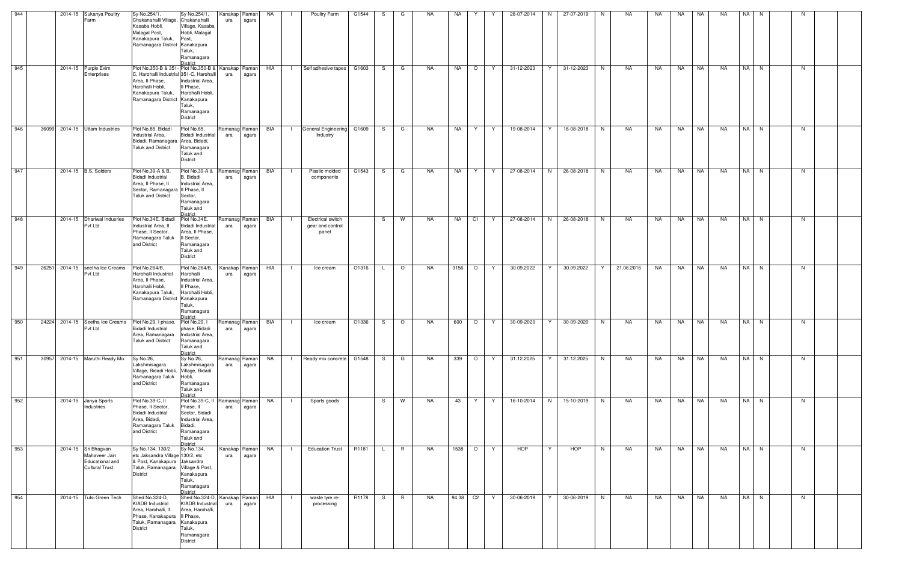| 944 | | 2014-15 | Sukanya Poultry Farm | Sy No.254/1, Chakanahalli Village, Kasaba Hobli, Malagal Post, Kanakapura Taluk, Ramanagara District | Sy No.254/1, Chakanahalli Village, Kasaba Hobli, Malagal Post, Kanakapura Taluk, Ramanagara District | Kanakapura | Ramanagara | NA | I | Poultry Farm | G1544 | S | G | NA | NA | Y | Y | 28-07-2014 | N | 27-07-2019 | N | NA | NA | NA | NA | NA | NA | N | | N | |
|---|---|---|---|---|---|---|---|---|---|---|---|---|---|---|---|---|---|---|---|---|---|---|---|---|---|---|---|---|---|---|---|---|
| 945 | | 2014-15 | Purple Exim Enterprises | Plot No.350-B & 351-C, Harohalli Industrial Area, II Phase, Harohalli Hobli, Kanakapura Taluk, Ramanagara District | Plot No.350-B & 351-C, Harohalli Industrial Area, II Phase, Harohalli Hobli, Kanakapura Taluk, Ramanagara District | Kanakapura | Ramanagara | HIA | I | Self adhesive tapes | G1603 | S | G | NA | NA | O | Y | 31-12-2023 | Y | 31-12-2023 | N | NA | NA | NA | NA | NA | NA | N | | N | |
| 946 | 36099 | 2014-15 | Uttam Industries | Plot No.85, Bidadi Industrial Area, Bidadi, Ramanagara Taluk and District | Plot No.85, Bidadi Industrial Area, Bidadi, Ramanagara Taluk and District | Ramanagara | Ramanagara | BIA | I | General Engineering Industry | G1609 | S | G | NA | NA | Y | Y | 19-08-2014 | Y | 18-08-2018 | N | NA | NA | NA | NA | NA | NA | N | | N | |
| 947 | | 2014-15 | B.S. Solders | Plot No.39-A & B, Bidadi Industrial Area, II Phase, II Sector, Ramanagara Taluk and District | Plot No.39-A & B, Bidadi Industrial Area, II Phase, II Sector, Ramanagara Taluk and District | Ramanagara | Ramanagara | BIA | I | Plastic molded components | G1543 | S | G | NA | NA | Y | Y | 27-08-2014 | N | 26-08-2018 | N | NA | NA | NA | NA | NA | NA | N | | N | |
| 948 | | 2014-15 | Dhariwal Indusries Pvt Ltd | Plot No.34E, Bidadi Industrial Area, II Phase, II Sector, Ramanagara Taluk and District | Plot No.34E, Bidadi Industrial Area, II Phase, II Sector, Ramanagara Taluk and District | Ramanagara | Ramanagara | BIA | I | Electrical switch gear and control panel | | S | W | NA | NA | C1 | Y | 27-08-2014 | N | 26-08-2018 | N | NA | NA | NA | NA | NA | NA | N | | N | |
| 949 | 26251 | 2014-15 | seetha Ice Creams Pvt Ltd | Plot No.264/B, Harohalli Industrial Area, II Phase, Harohalli Hobli, Kanakapura Taluk, Ramanagara District | Plot No.264/B, Harohalli Industrial Area, II Phase, Harohalli Hobli, Kanakapura Taluk, Ramanagara District | Kanakapura | Ramanagara | HIA | I | Ice cream | O1316 | L | O | NA | 3156 | O | Y | 30.09.2022 | Y | 30.09.2022 | Y | 21.06.2016 | NA | NA | NA | NA | NA | N | | N | |
| 950 | 24224 | 2014-15 | Seetha Ice Creams Pvt Ltd | Plot No.29, I phase, Bidadi Industrial Area, Ramanagara Taluk and District | Plot No.29, I phase, Bidadi Industrial Area, Ramanagara Taluk and District | Ramanagara | Ramanagara | BIA | I | Ice cream | O1336 | S | O | NA | 600 | O | Y | 30-09-2020 | Y | 30-09-2020 | N | NA | NA | NA | NA | NA | NA | N | | N | |
| 951 | 30957 | 2014-15 | Maruthi Ready Mix | Sy No.26, Lakshmisagara Village, Bidadi Hobli, Ramanagara Taluk and District | Sy No.26, Lakshmisagara Village, Bidadi Hobli, Ramanagara Taluk and District | Ramanagara | Ramanagara | NA | I | Ready mix concrete | G1548 | S | G | NA | 339 | O | Y | 31.12.2025 | Y | 31.12.2025 | N | NA | NA | NA | NA | NA | NA | N | | N | |
| 952 | | 2014-15 | Janya Sports Industries | Plot No.39-C, II Phase, II Sector, Bidadi Industrial Area, Bidadi, Ramanagara Taluk and District | Plot No.39-C, II Phase, II Sector, Bidadi Industrial Area, Bidadi, Ramanagara Taluk and District | Ramanagara | Ramanagara | NA | I | Sports goods | | S | W | NA | 43 | Y | Y | 16-10-2014 | N | 15-10-2019 | N | NA | NA | NA | NA | NA | NA | N | | N | |
| 953 | | 2014-15 | Sri Bhagvan Mahaveer Jain Educational and Cultural Trust | Sy No.134, 130/2, etc Jaksandra Village & Post, Kanakapura Taluk, Ramanagara District | Sy No.134, 130/2, etc Jaksandra Village & Post, Kanakapura Taluk, Ramanagara District | Kanakapura | Ramanagara | NA | I | Education Trust | R1181 | L | R | NA | 1538 | O | Y | HOP | Y | HOP | N | NA | NA | NA | NA | NA | NA | N | | N | |
| 954 | | 2014-15 | Tulsi Green Tech | Shed No.324-D, KIADB Industrial Area, Harohalli, II Phase, Kanakapura Taluk, Ramanagara District | Shed No.324-D, KIADB Industrial Area, Harohalli, II Phase, Kanakapura Taluk, Ramanagara District | Kanakapura | Ramanagara | HIA | I | waste tyre re-processing | R1178 | S | R | NA | 94.38 | C2 | Y | 30-06-2019 | Y | 30-06-2019 | N | NA | NA | NA | NA | NA | NA | N | | N | |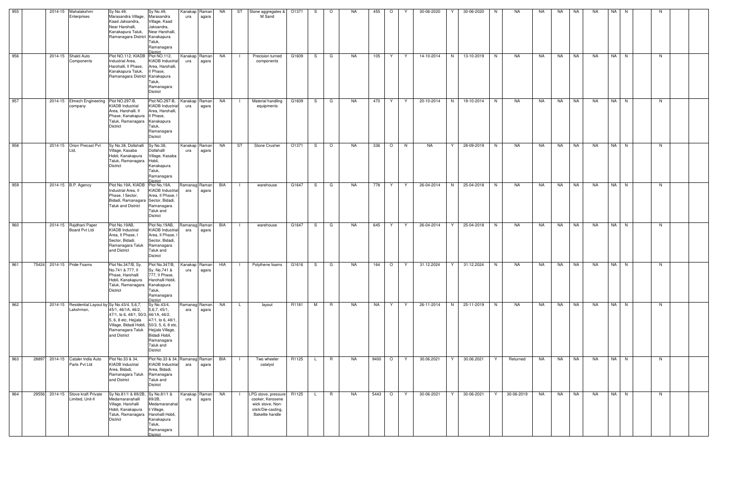| 955 | | 2014-15 | Mahalakshmi Enterprises | Sy No.49, Marasandra Village, Kaad Jaksandra, Near Harohalli, Kanakapura Taluk, Ramanagara District | Sy No.49, Marasandra Village, Kaad Jaksandra, Near Harohalli, Kanakapura Taluk, Ramanagara District | Kanakapura | Ramanagara | NA | ST | Stone aggregates & M Sand | O1371 | S | O | NA | 455 | O | Y | 30-06-2020 | Y | 30-06-2020 | N | NA | NA | NA | NA | NA | NA | N | | N | | |
|---|---|---|---|---|---|---|---|---|---|---|---|---|---|---|---|---|---|---|---|---|---|---|---|---|---|---|---|---|---|---|---|---|---|
| 956 | | 2014-15 | Shakti Auto Components | Plot NO.112, KIADB Industrial Area, Harohalli, II Phase, Kanakapura Taluk, Ramanagara District | Plot NO.112, KIADB Industrial Area, Harohalli, II Phase, Kanakapura Taluk, Ramanagara District | Kanakapura | Ramanagara | NA | I | Precision turned components | G1609 | S | G | NA | 105 | Y | Y | 14-10-2014 | N | 13-10-2019 | N | NA | NA | NA | NA | NA | NA | N | | N | | |
| 957 | | 2014-15 | Elmech Engineering company | Plot NO.297-B, KIADB Industrial Area, Harohalli, II Phase, Kanakapura Taluk, Ramanagara District | Plot NO.297-B, KIADB Industrial Area, Harohalli, II Phase, Kanakapura Taluk, Ramanagara District | Kanakapura | Ramanagara | NA | I | Material handling equipments | G1609 | S | G | NA | 470 | Y | Y | 20-10-2014 | N | 19-10-2014 | N | NA | NA | NA | NA | NA | NA | N | | N | | |
| 958 | | 2014-15 | Orion Precast Pvt Ltd, | Sy No.38, Dollahalli Village, Kasaba Hobli, Kanakapura Taluk, Ramanagara District | Sy No.38, Dollahalli Village, Kasaba Hobli, Kanakapura Taluk, Ramanagara District | Kanakapura | Ramanagara | NA | ST | Stone Crusher | O1371 | S | O | NA | 336 | O | N | NA | Y | 28-09-2019 | N | NA | NA | NA | NA | NA | NA | N | | N | | |
| 959 | | 2014-15 | B.P. Agency | Plot No.19A, KIADB Industrial Area, II Phase, I Sector, Bidadi, Ramanagara Taluk and District | Plot No.19A, KIADB Industrial Area, II Phase, I Sector, Bidadi, Ramanagara Taluk and District | Ramanagara | Ramanagara | BIA | I | warehouse | G1647 | S | G | NA | 778 | Y | Y | 26-04-2014 | N | 25-04-2018 | N | NA | NA | NA | NA | NA | NA | N | | N | | |
| 960 | | 2014-15 | Rajdhani Paper Board Pvt Ltd | Plot No.19AB, KIADB Industrial Area, II Phase, I Sector, Bidadi, Ramanagara Taluk and District | Plot No.19AB, KIADB Industrial Area, II Phase, I Sector, Bidadi, Ramanagara Taluk and District | Ramanagara | Ramanagara | BIA | I | warehouse | G1647 | S | G | NA | 645 | Y | Y | 26-04-2014 | Y | 25-04-2018 | N | NA | NA | NA | NA | NA | NA | N | | N | | |
| 961 | 75424 | 2014-15 | Pride Foams | Plot No.347/B, Sy. No.741 & 777, II Phase, Harohalli Hobli, Kanakapura Taluk, Ramanagara District | Plot No.347/B, Sy. No.741 & 777, II Phase, Harohalli Hobli, Kanakapura Taluk, Ramanagara District | Kanakapura | Ramanagara | HIA | I | Polythene foams | G1616 | S | G | NA | 164 | O | Y | 31.12.2024 | Y | 31.12.2024 | N | NA | NA | NA | NA | NA | NA | N | | N | | |
| 962 | | 2014-15 | Residential Layout by Lakshman, | Sy No.43/4, 5,6,7, 45/1, 46/1A, 46/2, 47/1, to 6, 48/1, 50/3, 5, 6, 8 etc, Hejjala Village, Bidadi Hobli, Ramanagara Taluk and District | Sy No.43/4, 5,6,7, 45/1, 46/1A, 46/2, 47/1, to 6, 48/1, 50/3, 5, 6, 8 etc, Hejjala Village, Bidadi Hobli, Ramanagara Taluk and District | Ramanagara | Ramanagara | NA | L | layout | R1181 | M | R | NA | NA | Y | Y | 26-11-2014 | N | 25-11-2019 | N | NA | NA | NA | NA | NA | NA | N | | N | | |
| 963 | 28897 | 2014-15 | Cataler India Auto Parts Pvt Ltd | Plot No.33 & 34, KIADB Industrial Area, Bidadi, Ramanagara Taluk and District | Plot No.33 & 34, KIADB Industrial Area, Bidadi, Ramanagara Taluk and District | Ramanagara | Ramanagara | BIA | I | Two wheeler catalyst | R1125 | L | R | NA | 9400 | O | Y | 30.06.2021 | Y | 30.06.2021 | Y | Returned | NA | NA | NA | NA | NA | N | | N | | |
| 964 | 29556 | 2014-15 | Stove kraft Private Limited, Unit-II | Sy No.81/1 & 89/2B, Medamaranahalli Village, Harohalli Hobli, Kanakapura Taluk, Ramanagara District | Sy No.81/1 & 89/2B, Medamaranahalli Village, Harohalli Hobli, Kanakapura Taluk, Ramanagara District | Kanakapura | Ramanagara | NA | I | LPG stove, pressure cooker, Kerosene wick stove, Non-stick/Die-casting, Bakelite handle | R1125 | L | R | NA | 5443 | O | Y | 30-06-2021 | Y | 30-06-2021 | Y | 30-06-2019 | NA | NA | NA | NA | NA | N | | N | | |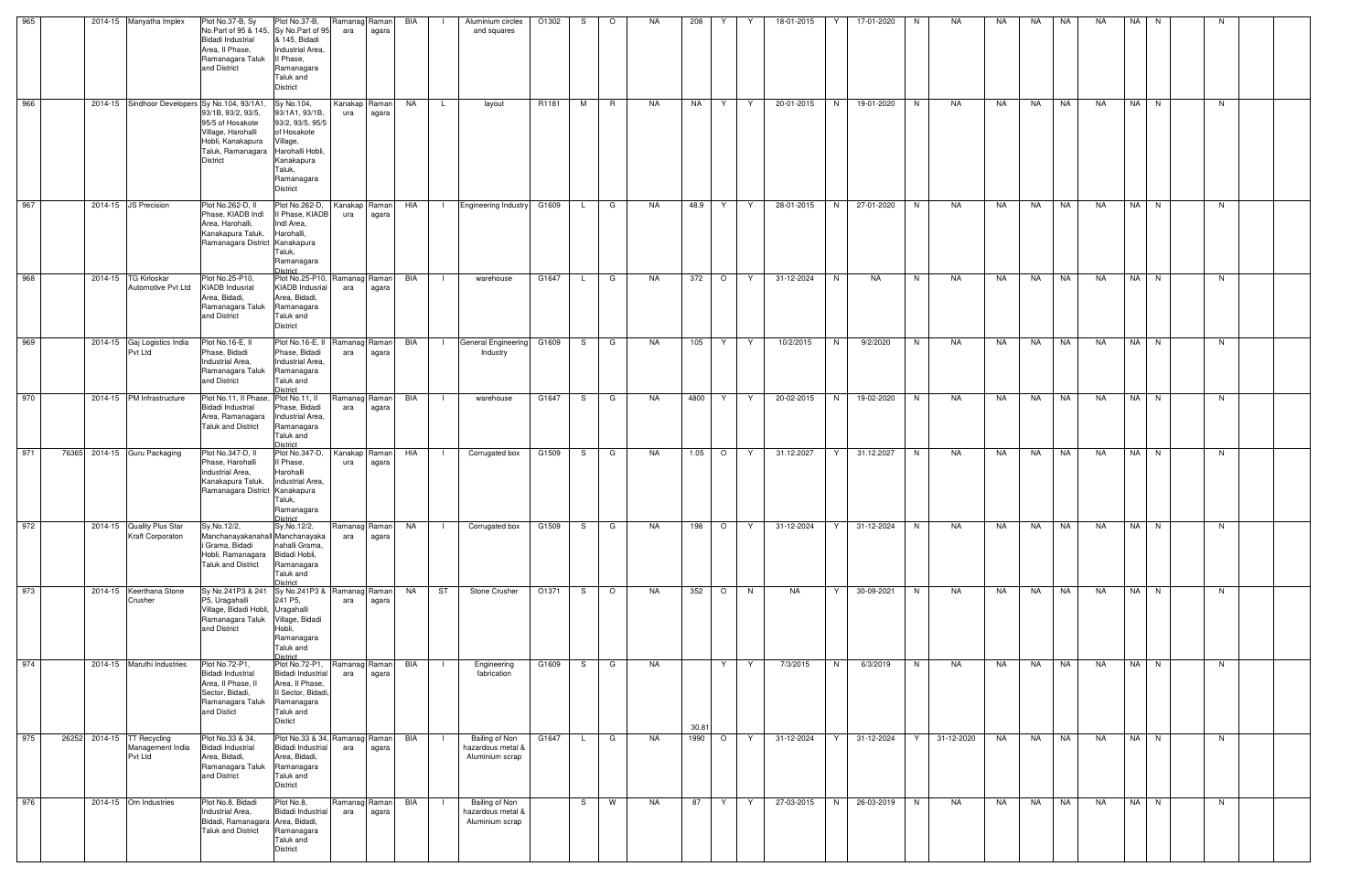| | | | | | | | | | | | | | | | | | | | | | | | | | | | | | | | | |
|---|---|---|---|---|---|---|---|---|---|---|---|---|---|---|---|---|---|---|---|---|---|---|---|---|---|---|---|---|---|---|---|---|
| 965 | | 2014-15 | Manyatha Implex | Plot No.37-B, Sy No.Part of 95 & 145, Bidadi Industrial Area, II Phase, Ramanagara Taluk and District | Plot No.37-B, Sy No.Part of 95 & 145, Bidadi Industrial Area, II Phase, Ramanagara Taluk and District | Ramanagara | Ramanagara | BIA | I | Aluminium circles and squares | O1302 | S | O | NA | 208 | Y | Y | 18-01-2015 | Y | 17-01-2020 | N | NA | NA | NA | NA | NA | NA | N | | N | | |
| 966 | | 2014-15 | Sindhoor Developers | Sy No.104, 93/1A1, 93/1B, 93/2, 93/5, 95/5 of Hosakote Village, Harohalli Hobli, Kanakapura Taluk, Ramanagara District | Sy No.104, 93/1A1, 93/1B, 93/2, 93/5, 95/5 of Hosakote Village, Harohalli Hobli, Kanakapura Taluk, Ramanagara District | Kanakapura | Ramanagara | NA | L | layout | R1181 | M | R | NA | NA | Y | Y | 20-01-2015 | N | 19-01-2020 | N | NA | NA | NA | NA | NA | NA | N | | N | | |
| 967 | | 2014-15 | JS Precision | Plot No.262-D, II Phase, KIADB Indl Area, Harohalli, Kanakapura Taluk, Ramanagara District | Plot No.262-D, II Phase, KIADB Indl Area, Harohalli, Kanakapura Taluk, Ramanagara District | Kanakapura | Ramanagara | HIA | I | Engineering Industry | G1609 | L | G | NA | 48.9 | Y | Y | 28-01-2015 | N | 27-01-2020 | N | NA | NA | NA | NA | NA | NA | N | | N | | |
| 968 | | 2014-15 | TG Kirloskar Automotive Pvt Ltd | Plot No.25-P10, KIADB Indusrial Area, Bidadi, Ramanagara Taluk and District | Plot No.25-P10, KIADB Indusrial Area, Bidadi, Ramanagara Taluk and District | Ramanagara | Ramanagara | BIA | I | warehouse | G1647 | L | G | NA | 372 | O | Y | 31-12-2024 | N | NA | N | NA | NA | NA | NA | NA | NA | N | | N | | |
| 969 | | 2014-15 | Gaj Logistics India Pvt Ltd | Plot No.16-E, II Phase, Bidadi Industrial Area, Ramanagara Taluk and District | Plot No.16-E, II Phase, Bidadi Industrial Area, Ramanagara Taluk and District | Ramanagara | Ramanagara | BIA | I | General Engineering Industry | G1609 | S | G | NA | 105 | Y | Y | 10/2/2015 | N | 9/2/2020 | N | NA | NA | NA | NA | NA | NA | N | | N | | |
| 970 | | 2014-15 | PM Infrastructure | Plot No.11, II Phase, Bidadi Industrial Area, Ramanagara Taluk and District | Plot No.11, II Phase, Bidadi Industrial Area, Ramanagara Taluk and District | Ramanagara | Ramanagara | BIA | I | warehouse | G1647 | S | G | NA | 4800 | Y | Y | 20-02-2015 | N | 19-02-2020 | N | NA | NA | NA | NA | NA | NA | N | | N | | |
| 971 | 76365 | 2014-15 | Guru Packaging | Plot No.347-D, II Phase, Harohalli industrial Area, Kanakapura Taluk, Ramanagara District | Plot No.347-D, II Phase, Harohalli industrial Area, Kanakapura Taluk, Ramanagara District | Kanakapura | Ramanagara | HIA | I | Corrugated box | G1509 | S | G | NA | 1.05 | O | Y | 31.12.2027 | Y | 31.12.2027 | N | NA | NA | NA | NA | NA | NA | N | | N | | |
| 972 | | 2014-15 | Quality Plus Star Kraft Corporaton | Sy.No.12/2, Manchanayakanahalli Grama, Bidadi Hobli, Ramanagara Taluk and District | Sy.No.12/2, Manchanayakanahalli Grama, Bidadi Hobli, Ramanagara Taluk and District | Ramanagara | Ramanagara | NA | I | Corrugated box | G1509 | S | G | NA | 198 | O | Y | 31-12-2024 | Y | 31-12-2024 | N | NA | NA | NA | NA | NA | NA | N | | N | | |
| 973 | | 2014-15 | Keerthana Stone Crusher | Sy No.241P3 & 241 P5, Uragahalli Village, Bidadi Hobli, Ramanagara Taluk and District | Sy No.241P3 & 241 P5, Uragahalli Village, Bidadi Hobli, Ramanagara Taluk and District | Ramanagara | Ramanagara | NA | ST | Stone Crusher | O1371 | S | O | NA | 352 | O | N | NA | Y | 30-09-2021 | N | NA | NA | NA | NA | NA | NA | N | | N | | |
| 974 | | 2014-15 | Maruthi Industries | Plot No.72-P1, Bidadi Industrial Area, II Phase, II Sector, Bidadi, Ramanagara Taluk and Distict | Plot No.72-P1, Bidadi Industrial Area, II Phase, II Sector, Bidadi, Ramanagara Taluk and Distict | Ramanagara | Ramanagara | BIA | I | Engineering fabrication | G1609 | S | G | NA | 30.81 | Y | Y | 7/3/2015 | N | 6/3/2019 | N | NA | NA | NA | NA | NA | NA | N | | N | | |
| 975 | 26252 | 2014-15 | TT Recycling Management India Pvt Ltd | Plot No.33 & 34, Bidadi Industrial Area, Bidadi, Ramanagara Taluk and District | Plot No.33 & 34, Bidadi Industrial Area, Bidadi, Ramanagara Taluk and District | Ramanagara | Ramanagara | BIA | I | Bailing of Non hazardous metal & Aluminium scrap | G1647 | L | G | NA | 1990 | O | Y | 31-12-2024 | Y | 31-12-2024 | Y | 31-12-2020 | NA | NA | NA | NA | NA | N | | N | | |
| 976 | | 2014-15 | Om Industries | Plot No.8, Bidadi Industrial Area, Bidadi, Ramanagara Taluk and District | Plot No.8, Bidadi Industrial Area, Bidadi, Ramanagara Taluk and District | Ramanagara | Ramanagara | BIA | I | Bailing of Non hazardous metal & Aluminium scrap | | S | W | NA | 87 | Y | Y | 27-03-2015 | N | 26-03-2019 | N | NA | NA | NA | NA | NA | NA | N | | N | | |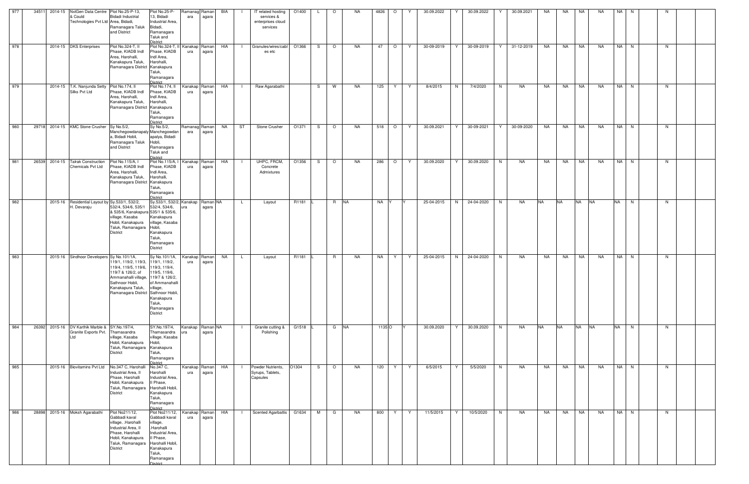| 977 | 34511 | 2014-15 | NxtGen Data Centre & Could Technologies Pvt Ltd | Plot No.25-P-13, Bidadi Industrial Area, Bidadi, Ramanagara Taluk and District | Plot No.25-P-13, Bidadi Industrial Area, Bidadi, Ramanagara Taluk and District | Ramanagara | Ramanagara | BIA | I | IT related hosting services & enterprises cloud services | O1400 | L | O | NA | 4826 | O | Y | 30.09.2022 | Y | 30.09.2022 | Y | 30.09.2021 | NA | NA | NA | NA | NA | N | | N | | |
|---|---|---|---|---|---|---|---|---|---|---|---|---|---|---|---|---|---|---|---|---|---|---|---|---|---|---|---|---|---|---|---|---|---|
| 978 | | 2014-15 | DKS Enterprises | Plot No.324-T, II Phase, KIADB Indl Area, Harohalli, Kanakapura Taluk, Ramanagara District | Plot No.324-T, II Phase, KIADB Indl Area, Harohalli, Kanakapura Taluk, Ramanagara District | Kanakapura | Ramanagara | HIA | I | Granules/wires/cables etc | O1366 | S | O | NA | 47 | O | Y | 30-09-2019 | Y | 30-09-2019 | Y | 31-12-2019 | NA | NA | NA | NA | NA | N | | N | | |
| 979 | | 2014-15 | T.K. Nanjunda Setty Silks Pvt Ltd | Plot No.174, II Phase, KIADB Indl Area, Harohalli, Kanakapura Taluk, Ramanagara District | Plot No.174, II Phase, KIADB Indl Area, Harohalli, Kanakapura Taluk, Ramanagara District | Kanakapura | Ramanagara | HIA | I | Raw Agarabathi | | S | W | NA | 125 | Y | Y | 8/4/2015 | N | 7/4/2020 | N | NA | NA | NA | NA | NA | NA | N | | N | | |
| 980 | 29718 | 2014-15 | KMC Stone Crusher | Sy No.5/2, Manchegowdanapalya, Bidadi Hobli, Ramanagara Taluk and District | Sy No.5/2, Manchegowdanapalya, Bidadi Hobli, Ramanagara Taluk and District | Ramanagara | Ramanagara | NA | ST | Stone Crusher | O1371 | S | O | NA | 518 | O | Y | 30.09.2021 | Y | 30-09-2021 | Y | 30-09-2020 | NA | NA | NA | NA | NA | N | | N | | |
| 981 | 26539 | 2014-15 | Talrak Construction Chemicals Pvt Ltd | Plot No.115/A, I Phase, KIADB Indl Area, Harohalli, Kanakapura Taluk, Ramanagara District | Plot No.115/A, I Phase, KIADB Indl Area, Harohalli, Kanakapura Taluk, Ramanagara District | Kanakapura | Ramanagara | HIA | I | UHPC, FRCM, Concrete Admixtures | O1356 | S | O | NA | 286 | O | Y | 30.09.2020 | Y | 30.09.2020 | N | NA | NA | NA | NA | NA | NA | N | | N | | |
| 982 | | 2015-16 | Residential Layout by H. Devaraju | Sy.533/1, 532/2, 532/4, 534/6, 535/1 & 535/6, Kanakapura village, Kasaba Hobli, Kanakapura Taluk, Ramanagara District | Sy.533/1, 532/2, 532/4, 534/6, 535/1 & 535/6, Kanakapura village, Kasaba Hobli, Kanakapura Taluk, Ramanagara District | Kanakapura | Ramanagara | NA | L | Layout | R1181 | L | R | NA | NA | Y | Y | 25-04-2015 | N | 24-04-2020 | N | NA | NA | NA | NA | NA | NA | N | | N | | |
| 983 | | 2015-16 | Sindhoor Developers | Sy No.101/1A, 119/1, 119/2, 119/3, 119/4, 119/5, 119/6, 119/7 & 126/2, of Ammanahalli village, Sathnoor Hobli, Kanakapura Taluk, Ramanagara District | Sy No.101/1A, 119/1, 119/2, 119/3, 119/4, 119/5, 119/6, 119/7 & 126/2, of Ammanahalli village, Sathnoor Hobli, Kanakapura Taluk, Ramanagara District | Kanakapura | Ramanagara | NA | L | Layout | R1181 | L | R | NA | NA | Y | Y | 25-04-2015 | N | 24-04-2020 | N | NA | NA | NA | NA | NA | NA | N | | N | | |
| 984 | 26392 | 2015-16 | DV Karthik Marble & Granite Exports Pvt. Ltd | SY.No.197/4, Thamasandra village, Kasaba Hobli, Kanakapura Taluk, Ramanagara District | SY.No.197/4, Thamasandra village, Kasaba Hobli, Kanakapura Taluk, Ramanagara District | Kanakapura | Ramanagara | NA | I | Granite cutting & Polishing | G1518 | L | G | NA | 1135 | O | Y | 30.09.2020 | Y | 30.09.2020 | N | NA | NA | NA | NA | NA | NA | N | | N | | |
| 985 | | 2015-16 | Biovitamins Pvt Ltd | No.347 C, Harohalli Industrial Area, II Phase, Harohalli Hobli, Kanakapura Taluk, Ramanagara District | No.347 C, Harohalli Industrial Area, II Phase, Harohalli Hobli, Kanakapura Taluk, Ramanagara District | Kanakapura | Ramanagara | HIA | I | Powder Nutrients, Syrups, Tablets, Capsules | O1304 | S | O | NA | 120 | Y | Y | 6/5/2015 | Y | 5/5/2020 | N | NA | NA | NA | NA | NA | NA | N | | N | | |
| 986 | 28898 | 2015-16 | Moksh Agarabathi | Plot No211/12, Gabbadi kaval village, .Harohalli Industrial Area, II Phase, Harohalli Hobli, Kanakapura Taluk, Ramanagara District | Plot No211/12, Gabbadi kaval village, .Harohalli Industrial Area, II Phase, Harohalli Hobli, Kanakapura Taluk, Ramanagara District | Kanakapura | Ramanagara | HIA | I | Scented Agarbattis | G1634 | M | G | NA | 800 | Y | Y | 11/5/2015 | Y | 10/5/2020 | N | NA | NA | NA | NA | NA | NA | N | | N | | |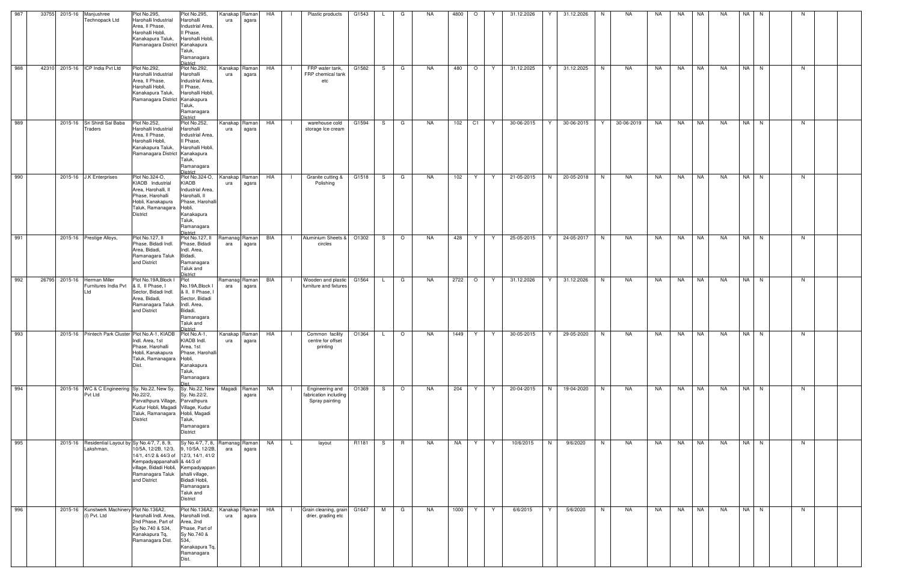| 987 | 33755 | 2015-16 | Manjushree Technopack Ltd | Plot No.295, Harohalli Industrial Area, II Phase, Harohalli Hobli, Kanakapura Taluk, Ramanagara District | Plot No.295, Harohalli Industrial Area, II Phase, Harohalli Hobli, Kanakapura Taluk, Ramanagara District | Kanakapura | Ramanagara | HIA | I | Plastic products | G1543 | L | G | NA | 4800 | O | Y | 31.12.2026 | Y | 31.12.2026 | N | NA | NA | NA | NA | NA | NA | N | | N | | |
|---|---|---|---|---|---|---|---|---|---|---|---|---|---|---|---|---|---|---|---|---|---|---|---|---|---|---|---|---|---|---|---|---|
| 988 | 42310 | 2015-16 | ICP India Pvt Ltd | Plot No.292, Harohalli Industrial Area, II Phase, Harohalli Hobli, Kanakapura Taluk, Ramanagara District | Plot No.292, Harohalli Industrial Area, II Phase, Harohalli Hobli, Kanakapura Taluk, Ramanagara District | Kanakapura | Ramanagara | HIA | I | FRP water tank, FRP chemical tank etc | G1582 | S | G | NA | 480 | O | Y | 31.12.2025 | Y | 31.12.2025 | N | NA | NA | NA | NA | NA | NA | N | | N | | |
| 989 | | 2015-16 | Sri Shirdi Sai Baba Traders | Plot No.252, Harohalli Industrial Area, II Phase, Harohalli Hobli, Kanakapura Taluk, Ramanagara District | Plot No.252, Harohalli Industrial Area, II Phase, Harohalli Hobli, Kanakapura Taluk, Ramanagara District | Kanakapura | Ramanagara | HIA | I | warehouse cold storage Ice cream | G1594 | S | G | NA | 102 | C1 | Y | 30-06-2015 | Y | 30-06-2015 | Y | 30-06-2019 | NA | NA | NA | NA | NA | N | | N | | |
| 990 | | 2015-16 | J.K Enterprises | Plot No.324-O, KIADB Industrial Area, Harohalli, II Phase, Harohalli Hobli, Kanakapura Taluk, Ramanagara District | Plot No.324-O, KIADB Industrial Area, Harohalli, II Phase, Harohalli Hobli, Kanakapura Taluk, Ramanagara District | Kanakapura | Ramanagara | HIA | I | Granite cutting & Polishing | G1518 | S | G | NA | 102 | Y | Y | 21-05-2015 | N | 20-05-2018 | N | NA | NA | NA | NA | NA | NA | N | | N | | |
| 991 | | 2015-16 | Prestige Alloys, | Plot No.127, II Phase, Bidadi Indl. Area, Bidadi, Ramanagara Taluk and District | Plot No.127, II Phase, Bidadi Indl. Area, Bidadi, Ramanagara Taluk and District | Ramanagara | Ramanagara | BIA | I | Aluminium Sheets & circles | O1302 | S | O | NA | 428 | Y | Y | 25-05-2015 | Y | 24-05-2017 | N | NA | NA | NA | NA | NA | NA | N | | N | | |
| 992 | 26795 | 2015-16 | Herman Miller Furnitures India Pvt Ltd | Plot No.19A,Block I & II, II Phase, I Sector, Bidadi Indl. Area, Bidadi, Ramanagara Taluk and District | Plot No.19A,Block I & II, II Phase, I Sector, Bidadi Indl. Area, Bidadi, Ramanagara Taluk and District | Ramanagara | Ramanagara | BIA | I | Wooden and plastic furniture and fixtures | G1564 | L | G | NA | 2722 | O | Y | 31.12.2026 | Y | 31.12.2026 | N | NA | NA | NA | NA | NA | NA | N | | N | | |
| 993 | | 2015-16 | Printech Park Cluster | Plot No.A-1, KIADB Indl. Area, 1st Phase, Harohalli Hobli, Kanakapura Taluk, Ramanagara Dist. | Plot No.A-1, KIADB Indl. Area, 1st Phase, Harohalli Hobli, Kanakapura Taluk, Ramanagara Dist. | Kanakapura | Ramanagara | HIA | I | Common facility centre for offset printing | O1364 | L | O | NA | 1449 | Y | Y | 30-05-2015 | Y | 29-05-2020 | N | NA | NA | NA | NA | NA | NA | N | | N | | |
| 994 | | 2015-16 | WC & C Engineering Pvt Ltd | Sy. No.22, New Sy. No.22/2, Parvathpura Village, Kudur Hobli, Magadi Taluk, Ramanagara District | Sy. No.22, New Sy. No.22/2, Parvathpura Village, Kudur Hobli, Magadi Taluk, Ramanagara District | Magadi | Ramanagara | NA | I | Engineering and fabrication including Spray painting | O1369 | S | O | NA | 204 | Y | Y | 20-04-2015 | N | 19-04-2020 | N | NA | NA | NA | NA | NA | NA | N | | N | | |
| 995 | | 2015-16 | Residential Layout by Lakshman, | Sy No.4/7, 7, 8, 9, 10/5A, 12/2B, 12/3, 14/1, 41/2 & 44/3 of Kempadyappanahalli village, Bidadi Hobli, Ramanagara Taluk and District | Sy No.4/7, 7, 8, 9, 10/5A, 12/2B, 12/3, 14/1, 41/2 & 44/3 of Kempadyappanahalli village, Bidadi Hobli, Ramanagara Taluk and District | Ramanagara | Ramanagara | NA | L | layout | R1181 | S | R | NA | NA | Y | Y | 10/6/2015 | N | 9/6/2020 | N | NA | NA | NA | NA | NA | NA | N | | N | | |
| 996 | | 2015-16 | Kunstwerk Machinery (I) Pvt. Ltd | Plot No.136A2, Harohalli Indl. Area, 2nd Phase, Part of Sy No.740 & 534, Kanakapura Tq, Ramanagara Dist. | Plot No.136A2, Harohalli Indl. Area, 2nd Phase, Part of Sy No.740 & 534, Kanakapura Tq, Ramanagara Dist. | Kanakapura | Ramanagara | HIA | I | Grain cleaning, grain drier, grading etc | G1647 | M | G | NA | 1000 | Y | Y | 6/6/2015 | Y | 5/6/2020 | N | NA | NA | NA | NA | NA | NA | N | | N | | |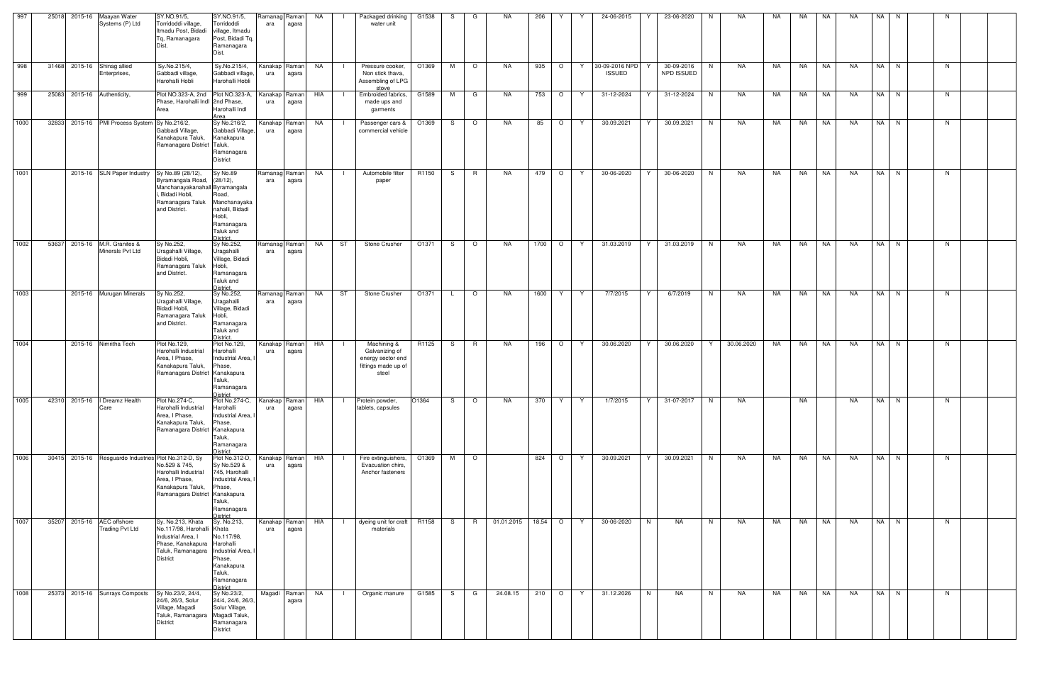| | | | | | | | | | | | | | | | | | | | | | | | | | | | | | | | | |
|---|---|---|---|---|---|---|---|---|---|---|---|---|---|---|---|---|---|---|---|---|---|---|---|---|---|---|---|---|---|---|---|---|
| 997 | 25018 | 2015-16 | Maayan Water Systems (P) Ltd | SY.NO.91/5, Torridoddi village, Itmadu Post, Bidadi Tq, Ramanagara Dist. | SY.NO.91/5, Torridoddi village, Itmadu Post, Bidadi Tq, Ramanagara Dist. | Ramanagara | Ramanagara | NA | I | Packaged drinking water unit | G1538 | S | G | NA | 206 | Y | Y | 24-06-2015 | Y | 23-06-2020 | N | NA | NA | NA | NA | NA | NA | N | | N | | |
| 998 | 31468 | 2015-16 | Shinag allied Enterprises, | Sy.No.215/4, Gabbadi village, Harohalli Hobli | Sy.No.215/4, Gabbadi village, Harohalli Hobli | Kanakapura | Ramanagara | NA | I | Pressure cooker, Non stick thava, Assembling of LPG stove | O1369 | M | O | NA | 935 | O | Y | 30-09-2016 NPD ISSUED | Y | 30-09-2016 NPD ISSUED | N | NA | NA | NA | NA | NA | NA | N | | N | | |
| 999 | 25083 | 2015-16 | Authenticity, | Plot NO.323-A, 2nd Phase, Harohalli Indl Area | Plot NO.323-A, 2nd Phase, Harohalli Indl Area | Kanakapura | Ramanagara | HIA | I | Embroided fabrics, made ups and garments | G1589 | M | G | NA | 753 | O | Y | 31-12-2024 | Y | 31-12-2024 | N | NA | NA | NA | NA | NA | NA | N | | N | | |
| 1000 | 32833 | 2015-16 | PMI Process System | Sy No.216/2, Gabbadi Village, Kanakapura Taluk, Ramanagara District | Sy No.216/2, Gabbadi Village, Kanakapura Taluk, Ramanagara District | Kanakapura | Ramanagara | NA | I | Passenger cars & commercial vehicle | O1369 | S | O | NA | 85 | O | Y | 30.09.2021 | Y | 30.09.2021 | N | NA | NA | NA | NA | NA | NA | N | | N | | |
| 1001 | | 2015-16 | SLN Paper Industry | Sy No.89 (28/12), Byramangala Road, Manchanayakanahalli, Bidadi Hobli, Ramanagara Taluk and District. | Sy No.89 (28/12), Byramangala Road, Manchanayakanahalli, Bidadi Hobli, Ramanagara Taluk and District | Ramanagara | Ramanagara | NA | I | Automobile filter paper | R1150 | S | R | NA | 479 | O | Y | 30-06-2020 | Y | 30-06-2020 | N | NA | NA | NA | NA | NA | NA | N | | N | | |
| 1002 | 53637 | 2015-16 | M.R. Granites & Minerals Pvt Ltd | Sy No.252, Uragahalli Village, Bidadi Hobli, Ramanagara Taluk and District. | Sy No.252, Uragahalli Village, Bidadi Hobli, Ramanagara Taluk and District | Ramanagara | Ramanagara | NA | ST | Stone Crusher | O1371 | S | O | NA | 1700 | O | Y | 31.03.2019 | Y | 31.03.2019 | N | NA | NA | NA | NA | NA | NA | N | | N | | |
| 1003 | | 2015-16 | Murugan Minerals | Sy No.252, Uragahalli Village, Bidadi Hobli, Ramanagara Taluk and District. | Sy No.252, Uragahalli Village, Bidadi Hobli, Ramanagara Taluk and District | Ramanagara | Ramanagara | NA | ST | Stone Crusher | O1371 | L | O | NA | 1600 | Y | Y | 7/7/2015 | Y | 6/7/2019 | N | NA | NA | NA | NA | NA | NA | N | | N | | |
| 1004 | | 2015-16 | Nimritha Tech | Plot No.129, Harohalli Industrial Area, I Phase, Kanakapura Taluk, Ramanagara District | Plot No.129, Harohalli Industrial Area, I Phase, Kanakapura Taluk, Ramanagara District | Kanakapura | Ramanagara | HIA | I | Machining & Galvanizing of energy sector end fittings made up of steel | R1125 | S | R | NA | 196 | O | Y | 30.06.2020 | Y | 30.06.2020 | Y | 30.06.2020 | NA | NA | NA | NA | NA | N | | N | | |
| 1005 | 42310 | 2015-16 | I Dreamz Health Care | Plot No.274-C, Harohalli Industrial Area, I Phase, Kanakapura Taluk, Ramanagara District | Plot No.274-C, Harohalli Industrial Area, I Phase, Kanakapura Taluk, Ramanagara District | Kanakapura | Ramanagara | HIA | I | Protein powder, tablets, capsules | O1364 | S | O | NA | 370 | Y | Y | 1/7/2015 | Y | 31-07-2017 | N | NA | | NA | | NA | NA | N | | N | | |
| 1006 | 30415 | 2015-16 | Resguardo Industries | Plot No.312-D, Sy No.529 & 745, Harohalli Industrial Area, I Phase, Kanakapura Taluk, Ramanagara District | Plot No.312-D, Sy No.529 & 745, Harohalli Industrial Area, I Phase, Kanakapura Taluk, Ramanagara District | Kanakapura | Ramanagara | HIA | I | Fire extinguishers, Evacuation chirs, Anchor fasteners | O1369 | M | O | | 824 | O | Y | 30.09.2021 | Y | 30.09.2021 | N | NA | NA | NA | NA | NA | NA | N | | N | | |
| 1007 | 35207 | 2015-16 | AEC offshore Trading Pvt Ltd | Sy. No.213, Khata No.117/98, Harohalli Industrial Area, I Phase, Kanakapura Taluk, Ramanagara District | Sy. No.213, Khata No.117/98, Harohalli Industrial Area, I Phase, Kanakapura Taluk, Ramanagara District | Kanakapura | Ramanagara | HIA | I | dyeing unit for craft materials | R1158 | S | R | 01.01.2015 | 18.54 | O | Y | 30-06-2020 | N | NA | N | NA | NA | NA | NA | NA | NA | N | | N | | |
| 1008 | 25373 | 2015-16 | Sunrays Composts | Sy No.23/2, 24/4, 24/6, 26/3, Solur Village, Magadi Taluk, Ramanagara District | Sy No.23/2, 24/4, 24/6, 26/3, Solur Village, Magadi Taluk, Ramanagara District | Magadi | Ramanagara | NA | I | Organic manure | G1585 | S | G | 24.08.15 | 210 | O | Y | 31.12.2026 | N | NA | N | NA | NA | NA | NA | NA | NA | N | | N | | |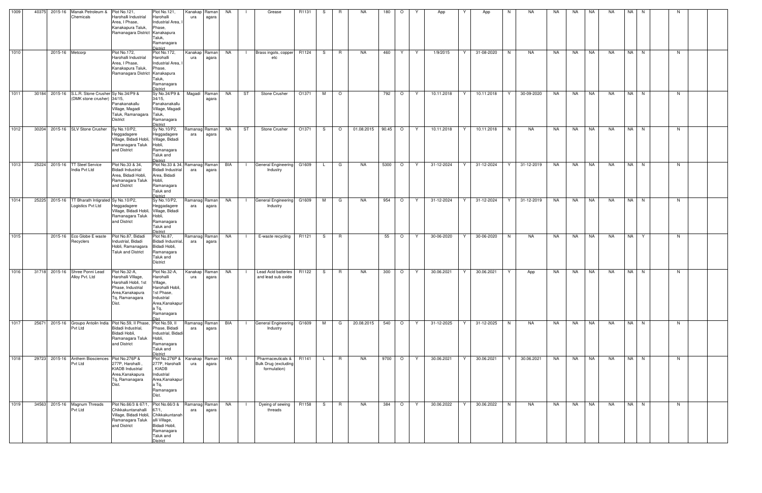| 1009 | 40375 | 2015-16 | Manak Petroleum & Chemicals | Plot No.121, Harohalli Industrial Area, I Phase, Kanakapura Taluk, Ramanagara District | Plot No.121, Harohalli Industrial Area, I Phase, Kanakapura Taluk, Ramanagara District | Kanakapura | Ramanagara | NA | I | Grease | R1131 | S | R | NA | 180 | O | Y | App | Y | App | N | NA | NA | NA | NA | NA | NA | N | | N | | |
|---|---|---|---|---|---|---|---|---|---|---|---|---|---|---|---|---|---|---|---|---|---|---|---|---|---|---|---|---|---|---|---|---|---|
| 1010 | | 2015-16 | Metcorp | Plot No.172, Harohalli Industrial Area, I Phase, Kanakapura Taluk, Ramanagara District | Plot No.172, Harohalli Industrial Area, I Phase, Kanakapura Taluk, Ramanagara District | Kanakapura | Ramanagara | NA | I | Brass ingots, copper etc | R1124 | S | R | NA | 460 | Y | Y | 1/9/2015 | Y | 31-08-2020 | N | NA | NA | NA | NA | NA | NA | N | | N | | |
| 1011 | 30184 | 2015-16 | S.L.R. Stone Crusher (DMK stone crusher) | Sy No.34/P9 & 34/15, Panakanakallu Village, Magadi Taluk, Ramanagara District | Sy No.34/P9 & 34/15, Panakanakallu Village, Magadi Taluk, Ramanagara District | Magadi | Ramanagara | NA | ST | Stone Crusher | O1371 | M | O | | 792 | O | Y | 10.11.2018 | Y | 10.11.2018 | Y | 30-09-2020 | NA | NA | NA | NA | NA | N | | N | | |
| 1012 | 30204 | 2015-16 | SLV Stone Crusher | Sy No.10/P2, Heggadagere Village, Bidadi Hobli, Ramanagara Taluk and District | Sy No.10/P2, Heggadagere Village, Bidadi Hobli, Ramanagara Taluk and District | Ramanagara | Ramanagara | NA | ST | Stone Crusher | O1371 | S | O | 01.08.2015 | 90.45 | O | Y | 10.11.2018 | Y | 10.11.2018 | N | NA | NA | NA | NA | NA | NA | N | | N | | |
| 1013 | 25224 | 2015-16 | TT Steel Service India Pvt Ltd | Plot No.33 & 34, Bidadi Industrial Area, Bidadi Hobli, Ramanagara Taluk and District | Plot No.33 & 34, Bidadi Industrial Area, Bidadi Hobli, Ramanagara Taluk and District | Ramanagara | Ramanagara | BIA | I | General Engineering Industry | G1609 | L | G | NA | 5300 | O | Y | 31-12-2024 | Y | 31-12-2024 | Y | 31-12-2019 | NA | NA | NA | NA | NA | N | | N | | |
| 1014 | 25225 | 2015-16 | TT Bharath Intigrated Logistics Pvt Ltd | Sy No.10/P2, Heggadagere Village, Bidadi Hobli, Ramanagara Taluk and District | Sy No.10/P2, Heggadagere Village, Bidadi Hobli, Ramanagara Taluk and District | Ramanagara | Ramanagara | NA | I | General Engineering Industry | G1609 | M | G | NA | 954 | O | Y | 31-12-2024 | Y | 31-12-2024 | Y | 31-12-2019 | NA | NA | NA | NA | NA | N | | N | | |
| 1015 | | 2015-16 | Eco Globe E waste Recyclers | Plot No.87, Bidadi Industrial, Bidadi Hobli, Ramanagara Taluk and District | Plot No.87, Bidadi Industrial, Bidadi Hobli, Ramanagara Taluk and District | Ramanagara | Ramanagara | NA | I | E-waste recycling | R1121 | S | R | | 55 | O | Y | 30-06-2020 | Y | 30-06-2020 | N | NA | NA | NA | NA | NA | NA | Y | | N | | |
| 1016 | 31718 | 2015-16 | Shree Ponni Lead Alloy Pvt. Ltd | Plot No.32-A, Harohalli Village, Harohalli Hobli, 1st Phase, Industrial Area,Kanakapura Tq, Ramanagara Dist. | Plot No.32-A, Harohalli Village, Harohalli Hobli, 1st Phase, Industrial Area,Kanakapura Tq, Ramanagara Dist. | Kanakapura | Ramanagara | NA | I | Lead Acid batteries and lead sub oxide | R1122 | S | R | NA | 300 | O | Y | 30.06.2021 | Y | 30.06.2021 | Y | App | NA | NA | NA | NA | NA | N | | N | | |
| 1017 | 25671 | 2015-16 | Groupo Antolin India Pvt Ltd | Plot No.59, II Phase, Bidadi Industrial, Bidadi Hobli, Ramanagara Taluk and District | Plot No.59, II Phase, Bidadi Industrial, Bidadi Hobli, Ramanagara Taluk and District | Ramanagara | Ramanagara | BIA | I | General Engineering Industry | G1609 | M | G | 20.08.2015 | 540 | O | Y | 31-12-2025 | Y | 31-12-2025 | N | NA | NA | NA | NA | NA | NA | N | | N | | |
| 1018 | 29723 | 2015-16 | Anthem Biosciences Pvt Ltd | Plot No.276P & 277P, Harohalli , KIADB Industrial Area,Kanakapura Tq, Ramanagara Dist. | Plot No.276P & 277P, Harohalli , KIADB Industrial Area,Kanakapura Tq, Ramanagara Dist. | Kanakapura | Ramanagara | HIA | I | Pharmaceuticals & Bulk Drug (excluding formulation) | R1141 | L | R | NA | 9700 | O | Y | 30.06.2021 | Y | 30.06.2021 | Y | 30.06.2021 | NA | NA | NA | NA | NA | N | | N | | |
| 1019 | 34563 | 2015-16 | Magnum Threads Pvt Ltd | Plot No.66/3 & 67/1, Chikkakuntanahalli Village, Bidadi Hobli, Ramanagara Taluk and District | Plot No.66/3 & 67/1, Chikkakuntanahalli Village, Bidadi Hobli, Ramanagara Taluk and District | Ramanagara | Ramanagara | NA | I | Dyeing of sewing threads | R1158 | S | R | NA | 384 | O | Y | 30.06.2022 | Y | 30.06.2022 | N | NA | NA | NA | NA | NA | NA | N | | N | | |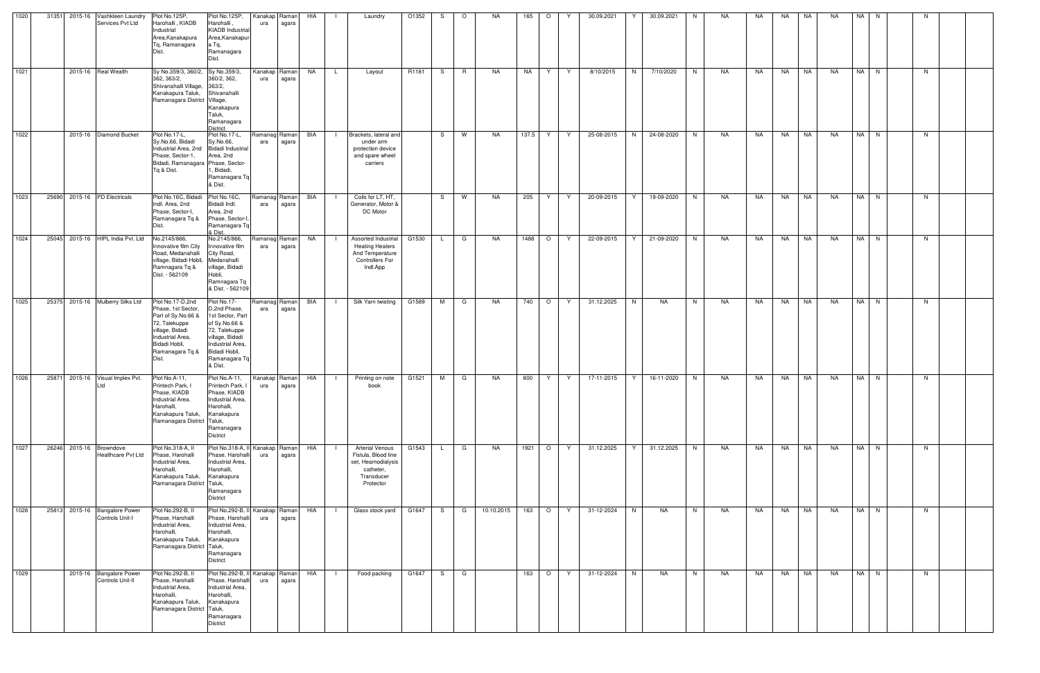| 1020 | 31351 | 2015-16 | Vashkleen Laundry Services Pvt Ltd | Plot No.125P, Harohalli , KIADB Industrial Area,Kanakapura Tq, Ramanagara Dist. | Plot No.125P, Harohalli , KIADB Industrial Area,Kanakapura Tq, Ramanagara Dist. | Kanakapura | Ramanagara | HIA | I | Laundry | O1352 | S | O | NA | 165 | O | Y | 30.09.2021 | Y | 30.09.2021 | N | NA | NA | NA | NA | NA | NA | N | | N | | |
|---|---|---|---|---|---|---|---|---|---|---|---|---|---|---|---|---|---|---|---|---|---|---|---|---|---|---|---|---|---|---|---|---|
| 1021 | | 2015-16 | Real Wealth | Sy No.359/3, 360/2, 362, 363/2, Shivanahalli Village, Kanakapura Taluk, Ramanagara District | Sy No.359/3, 360/2, 362, 363/2, Shivanahalli Village, Kanakapura Taluk, Ramanagara District | Kanakapura | Ramanagara | NA | L | Layout | R1181 | S | R | NA | NA | Y | Y | 8/10/2015 | N | 7/10/2020 | N | NA | NA | NA | NA | NA | NA | N | | N | | |
| 1022 | | 2015-16 | Diamond Bucket | Plot No.17-L, Sy.No.66, Bidadi Industrial Area, 2nd Phase, Sector-1, Bidadi, Ramanagara Tq & Dist. | Plot No.17-L, Sy.No.66, Bidadi Industrial Area, 2nd Phase, Sector-1, Bidadi, Ramanagara Tq & Dist. | Ramanagara | Ramanagara | BIA | I | Brackets, lateral and under arm protection device and spare wheel carriers | | S | W | NA | 137.5 | Y | Y | 25-08-2015 | N | 24-08-2020 | N | NA | NA | NA | NA | NA | NA | N | | N | | |
| 1023 | 25690 | 2015-16 | PD Electricals | Plot No.16C, Bidadi Indl. Area, 2nd Phase, Sector-I, Ramanagara Tq & Dist. | Plot No.16C, Bidadi Indl. Area, 2nd Phase, Sector-I, Ramanagara Tq & Dist. | Ramanagara | Ramanagara | BIA | I | Coils for LT, HT, Generator, Motor & DC Motor | | S | W | NA | 205 | Y | Y | 20-09-2015 | Y | 19-09-2020 | N | NA | NA | NA | NA | NA | NA | N | | N | | |
| 1024 | 25045 | 2015-16 | HIPL India Pvt. Ltd | No.2145/866, Innovative film City Road, Medanahalli village, Bidadi Hobli, Ramnagara Tq & Dist. - 562109 | No.2145/866, Innovative film City Road, Medanahalli village, Bidadi Hobli, Ramnagara Tq & Dist. - 562109 | Ramanagara | Ramanagara | NA | I | Assorted Industrial Heating Heaters And Temperature Controllers For Indl.App | G1530 | L | G | NA | 1488 | O | Y | 22-09-2015 | Y | 21-09-2020 | N | NA | NA | NA | NA | NA | NA | N | | N | | |
| 1025 | 25375 | 2015-16 | Mulberry Silks Ltd | Plot No.17-D,2nd Phase, 1st Sector, Part of Sy.No.66 & 72, Talekuppe village, Bidadi Industrial Area, Bidadi Hobli, Ramanagara Tq & Dist. | Plot No.17-D,2nd Phase, 1st Sector, Part of Sy.No.66 & 72, Talekuppe village, Bidadi Industrial Area, Bidadi Hobli, Ramanagara Tq & Dist. | Ramanagara | Ramanagara | BIA | I | Silk Yarn twisting | G1589 | M | G | NA | 740 | O | Y | 31.12.2025 | N | NA | N | NA | NA | NA | NA | NA | NA | N | | N | | |
| 1026 | 25871 | 2015-16 | Visual Implex Pvt. Ltd | Plot No.A-11, Printech Park, I Phase, KIADB Industrial Area, Harohalli, Kanakapura Taluk, Ramanagara District | Plot No.A-11, Printech Park, I Phase, KIADB Industrial Area, Harohalli, Kanakapura Taluk, Ramanagara District | Kanakapura | Ramanagara | HIA | I | Printing on note book | G1521 | M | G | NA | 800 | Y | Y | 17-11-2015 | Y | 16-11-2020 | N | NA | NA | NA | NA | NA | NA | N | | N | | |
| 1027 | 26246 | 2015-16 | Browndove Healthcare Pvt Ltd | Plot No.318-A, II Phase, Harohalli Industrial Area, Harohalli, Kanakapura Taluk, Ramanagara District | Plot No.318-A, II Phase, Harohalli Industrial Area, Harohalli, Kanakapura Taluk, Ramanagara District | Kanakapura | Ramanagara | HIA | I | Arterial Venous Fistula, Blood line set, Heamodialysis catheter, Transducer Protector | G1543 | L | G | NA | 1921 | O | Y | 31.12.2025 | Y | 31.12.2025 | N | NA | NA | NA | NA | NA | NA | N | | N | | |
| 1028 | 25813 | 2015-16 | Bangalore Power Controls Unit-I | Plot No.292-B, II Phase, Harohalli Industrial Area, Harohalli, Kanakapura Taluk, Ramanagara District | Plot No.292-B, II Phase, Harohalli Industrial Area, Harohalli, Kanakapura Taluk, Ramanagara District | Kanakapura | Ramanagara | HIA | I | Glass stock yard | G1647 | S | G | 10.10.2015 | 163 | O | Y | 31-12-2024 | N | NA | N | NA | NA | NA | NA | NA | NA | N | | N | | |
| 1029 | | 2015-16 | Bangalore Power Controls Unit-II | Plot No.292-B, II Phase, Harohalli Industrial Area, Harohalli, Kanakapura Taluk, Ramanagara District | Plot No.292-B, II Phase, Harohalli Industrial Area, Harohalli, Kanakapura Taluk, Ramanagara District | Kanakapura | Ramanagara | HIA | I | Food packing | G1647 | S | G | | 163 | O | Y | 31-12-2024 | N | NA | N | NA | NA | NA | NA | NA | NA | N | | N | | |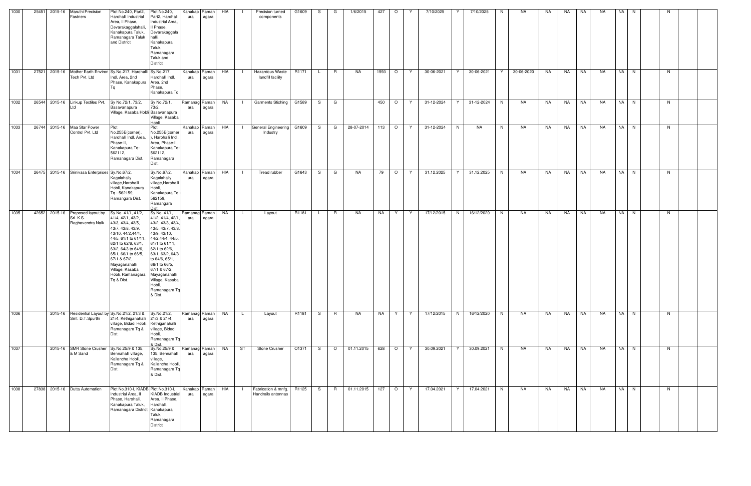| 1030 | 25451 | 2015-16 | Maruthi Precision Fastners | Plot No.240, Part2, Harohalli Industrial Area, II Phase, Devarakaggalahalli, Kanakapura Taluk, Ramanagara Taluk and District | Plot No.240, Part2, Harohalli Industrial Area, II Phase, Devarakaggala halli, Kanakapura Taluk, Ramanagara Taluk and District | Kanakapura | Ramanagara | HIA | I | Precision turned components | G1609 | S | G | 1/6/2015 | 427 | O | Y | 7/10/2025 | Y | 7/10/2025 | N | NA | NA | NA | NA | NA | NA | N | | N | | |
|---|---|---|---|---|---|---|---|---|---|---|---|---|---|---|---|---|---|---|---|---|---|---|---|---|---|---|---|---|---|---|---|---|---|
| 1031 | 27521 | 2015-16 | Mother Earth Environ Tech Pvt. Ltd | Sy.No.217, Harohalli Indl. Area, 2nd Phase, Kanakapura Tq | Sy.No.217, Harohalli Indl. Area, 2nd Phase, Kanakapura Tq | Kanakapura | Ramanagara | HIA | I | Hazardous Waste landfill facility | R1171 | L | R | NA | 1593 | O | Y | 30-06-2021 | Y | 30-06-2021 | Y | 30-06-2020 | NA | NA | NA | NA | NA | N | | N | | |
| 1032 | 26544 | 2015-16 | Linkup Textiles Pvt. Ltd | Sy No.72/1, 73/2, Basavanapura Village, Kasaba Hobli | Sy No.72/1, 73/2, Basavanapura Village, Kasaba Hobli | Ramanagara | Ramanagara | NA | I | Garments Stiching | G1589 | S | G | | 450 | O | Y | 31-12-2024 | Y | 31-12-2024 | N | NA | NA | NA | NA | NA | NA | N | | N | | |
| 1033 | 26744 | 2015-16 | Maa Star Power Control Pvt. Ltd | Plot No.255E(corner), Harohalli Indl. Area, Phase-II, Kanakapura Tq-562112, Ramanagara Dist. | Plot No.255E(corner), Harohalli Indl. Area, Phase-II, Kanakapura Tq-562112, Ramanagara Dist. | Kanakapura | Ramanagara | HIA | I | General Engineering Industry | G1609 | S | G | 28-07-2014 | 113 | O | Y | 31-12-2024 | N | NA | N | NA | NA | NA | NA | NA | NA | N | | N | | |
| 1034 | 26475 | 2015-16 | Srinivasa Enterprises | Sy.No.67/2, Kagalahally village,Harohalli Hobli, Kanakapura Tq - 562159, Ramangara Dist. | Sy.No.67/2, Kagalahally village,Harohalli Hobli, Kanakapura Tq - 562159, Ramangara Dist. | Kanakapura | Ramanagara | HIA | I | Tread rubber | G1643 | S | G | NA | 79 | O | Y | 31.12.2025 | Y | 31.12.2025 | N | NA | NA | NA | NA | NA | NA | N | | N | | |
| 1035 | 42652 | 2015-16 | Proposed layout by Sri. K.S. Raghavendra Naik | Sy.No. 41/1, 41/2, 41/4, 42/1, 43/2, 43/3, 43/4, 43/5, 43/7, 43/8, 43/9, 43/10, 44/2,44/4, 44/5, 61/1 to 61/11, 62/1 to 62/6, 63/1, 63/2, 64/3 to 64/6, 65/1, 66/1 to 66/5, 67/1 & 67/2, Mayaganahalli Village, Kasaba Hobli, Ramanagara Tq & Dist. | Sy.No. 41/1, 41/2, 41/4, 42/1, 43/2, 43/3, 43/4, 43/5, 43/7, 43/8, 43/9, 43/10, 44/2,44/4, 44/5, 61/1 to 61/11, 62/1 to 62/6, 63/1, 63/2, 64/3 to 64/6, 65/1, 66/1 to 66/5, 67/1 & 67/2, Mayaganahalli Village, Kasaba Hobli, Ramanagara Tq & Dist. | Ramanagara | Ramanagara | NA | L | Layout | R1181 | L | R | NA | NA | Y | Y | 17/12/2015 | N | 16/12/2020 | N | NA | NA | NA | NA | NA | NA | N | | N | | |
| 1036 | | 2015-16 | Residential Layout by Smt. D.T.Spurthi | Sy.No.21/2, 21/3 & 21/4, Kethiganahalli village, Bidadi Hobli, Ramanagara Tq & Dist. | Sy.No.21/2, 21/3 & 21/4, Kethiganahalli village, Bidadi Hobli, Ramanagara Tq & Dist | Ramanagara | Ramanagara | NA | L | Layout | R1181 | S | R | NA | NA | Y | Y | 17/12/2015 | N | 16/12/2020 | N | NA | NA | NA | NA | NA | NA | N | | N | | |
| 1037 | | 2015-16 | SMR Stone Crusher & M Sand | Sy.No.25/9 & 135, Bennahalli village, Kailancha Hobli, Ramanagara Tq & Dist. | Sy.No.25/9 & 135, Bennahalli village, Kailancha Hobli, Ramanagara Tq & Dist. | Ramanagara | Ramanagara | NA | ST | Stone Crusher | O1371 | S | O | 01.11.2015 | 628 | O | Y | 30.09.2021 | Y | 30.09.2021 | N | NA | NA | NA | NA | NA | NA | N | | N | | |
| 1038 | 27838 | 2015-16 | Dutta Automation | Plot No.310-I, KIADB Industrial Area, II Phase, Harohalli, Kanakapura Taluk, Ramanagara District | Plot No.310-I, KIADB Industrial Area, II Phase, Harohalli, Kanakapura Taluk, Ramanagara District | Kanakapura | Ramanagara | HIA | I | Fabrication & mnfg. Handrails antennas | R1125 | S | R | 01.11.2015 | 127 | O | Y | 17.04.2021 | Y | 17.04.2021 | N | NA | NA | NA | NA | NA | NA | N | | N | | |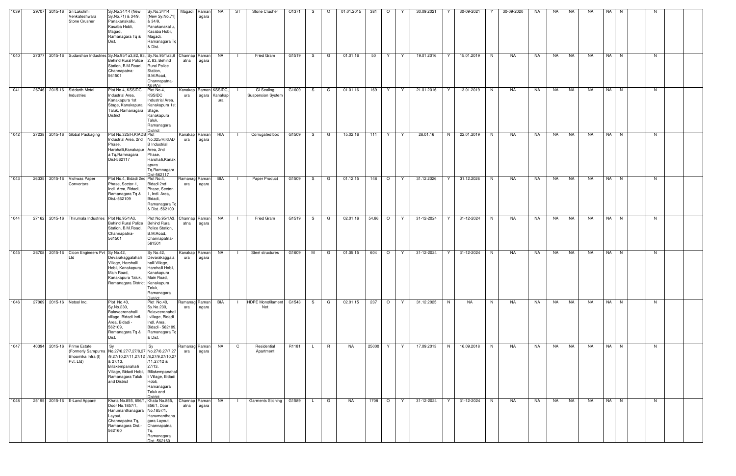| 1039 | 29707 | 2015-16 | Sri Lakshmi Venkateshwara Stone Crusher | Sy.No.34/14 (New Sy.No.71) & 34/9, Panakanakallu, Kasaba Hobli, Magadi, Ramanagara Tq & Dist. | Sy.No.34/14 (New Sy.No.71) & 34/9, Panakanakallu, Kasaba Hobli, Magadi, Ramanagara Tq & Dist. | Magadi | Ramanagara | NA | ST | Stone Crusher | O1371 | S | O | 01.01.2015 | 381 | O | Y | 30.09.2021 | Y | 30-09-2021 | Y | 30-09-2020 | NA | NA | NA | NA | NA | N | | N | | |
|---|---|---|---|---|---|---|---|---|---|---|---|---|---|---|---|---|---|---|---|---|---|---|---|---|---|---|---|---|---|---|---|---|
| 1040 | 27077 | 2015-16 | Sudarshan Industries | Sy.No.95/1a3,82, 83, Behind Rural Police Station, B.M.Road, Channapatna-561501 | Sy.No.95/1a3,82, 83, Behind Rural Police Station, B.M.Road, Channapatna-561501 | Channapatna | Ramanagara | NA | I | Fried Gram | G1519 | S | G | 01.01.16 | 50 | Y | Y | 19.01.2016 | Y | 15.01.2019 | N | NA | NA | NA | NA | NA | NA | N | | N | | |
| 1041 | 26746 | 2015-16 | Siddarth Metal Industries | Plot No.4, KSSIDC Industrial Area, Kanakapura 1st Stage, Kanakapura Taluk, Ramanagara District | Plot No.4, KSSIDC Industrial Area, Kanakapura 1st Stage, Kanakapura Taluk, Ramanagara District | Kanakapura | Ramanagara | KSSIDC, Kanakapura | I | GI Sealing Suspension System | G1609 | S | G | 01.01.16 | 169 | Y | Y | 21.01.2016 | Y | 13.01.2019 | N | NA | NA | NA | NA | NA | NA | N | | N | | |
| 1042 | 27238 | 2015-16 | Global Packaging | Plot No.325/H,KIADB Industrial Area, 2nd Phase, Harohalli,Kanakapura Tq,Ramnagara Dist-562117 | Plot No.325/H,KIADB Industrial Area, 2nd Phase, Harohalli,Kanakapura Tq,Ramnagara Dist-562117 | Kanakapura | Ramanagara | HIA | I | Corrugated box | G1509 | S | G | 15.02.16 | 111 | Y | Y | 28.01.16 | N | 22.01.2019 | N | NA | NA | NA | NA | NA | NA | N | | N | | |
| 1043 | 26335 | 2015-16 | Vishwas Paper Convertors | Plot No.4, Bidadi 2nd Phase, Sector-1, Indl. Area, Bidadi, Ramanagara Tq & Dist.-562109 | Plot No.4, Bidadi 2nd Phase, Sector-1, Indl. Area, Bidadi, Ramanagara Tq & Dist.-562109 | Ramanagara | Ramanagara | BIA | I | Paper Product | G1509 | S | G | 01.12.15 | 148 | O | Y | 31.12.2026 | Y | 31.12.2026 | N | NA | NA | NA | NA | NA | NA | N | | N | | |
| 1044 | 27162 | 2015-16 | Thirumala Industries | Plot No.95/1A3, Behind Rural Police Station, B.M.Road, Channapatna-561501 | Plot No.95/1A3, Behind Rural Police Station, B.M.Road, Channapatna-561501 | Channapatna | Ramanagara | NA | I | Fried Gram | G1519 | S | G | 02.01.16 | 54.86 | O | Y | 31-12-2024 | Y | 31-12-2024 | N | NA | NA | NA | NA | NA | NA | N | | N | | |
| 1045 | 26708 | 2015-16 | Cicon Engineers Pvt Ltd | Sy No.42, Devarakaggalahalli Village, Harohalli Hobli, Kanakapura Main Road, Kanakapura Taluk, Ramanagara District | Sy No.42, Devarakaggalahalli Village, Harohalli Hobli, Kanakapura Main Road, Kanakapura Taluk, Ramanagara District | Kanakapura | Ramanagara | NA | I | Steel structures | G1609 | M | G | 01.05.15 | 604 | O | Y | 31-12-2024 | Y | 31-12-2024 | N | NA | NA | NA | NA | NA | NA | N | | N | | |
| 1046 | 27069 | 2015-16 | Netsol Inc. | Plot No.40, Sy.No.230, Balaveeranahalli village, Bidadi Indl. Area, Bidadi - 562109, Ramanagara Tq & Dist. | Plot No.40, Sy.No.230, Balaveeranahalli village, Bidadi Indl. Area, Bidadi - 562109, Ramanagara Tq & Dist. | Ramanagara | Ramanagara | BIA | I | HDPE Monofilament Net | G1543 | S | G | 02.01.15 | 237 | O | Y | 31.12.2025 | N | NA | N | NA | NA | NA | NA | NA | NA | N | | N | | |
| 1047 | 40394 | 2015-16 | Prime Estate (Formerly Sampurna Bhoomika Infra (I) Pvt. Ltd) | Sy No.27/6,27/7,27/8,27/9,27/10,27/11,27/12 & 27/13, Billakempanahalli Village, Bidadi Hobli, Ramanagara Taluk and District | Sy No.27/6,27/7,27/8,27/9,27/10,27/11,27/12 & 27/13, Billakempanahalli Village, Bidadi Hobli, Ramanagara Taluk and District | Ramanagara | Ramanagara | NA | C | Residential Apartment | R1181 | L | R | NA | 25000 | Y | Y | 17.09.2013 | N | 16.09.2018 | N | NA | NA | NA | NA | NA | NA | N | | N | | |
| 1048 | 25195 | 2015-16 | E-Land Apparel | Khata No.855, 856/1, Door No.1857/1, Hanumanthanagara Layout, Channapatna Tq, Ramanagara Dist.-562160 | Khata No.855, 856/1, Door No.1857/1, Hanumanthanagara Layout, Channapatna Tq, Ramanagara Dist.-562160 | Channapatna | Ramanagara | NA | I | Garments Stiching | G1589 | L | G | NA | 1708 | O | Y | 31-12-2024 | Y | 31-12-2024 | N | NA | NA | NA | NA | NA | NA | N | | N | | |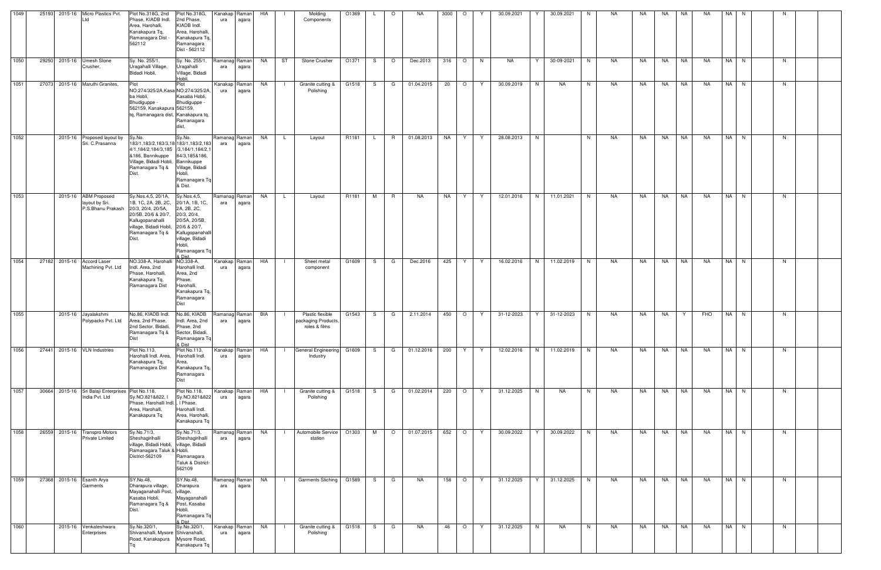| 1049 | 25193 | 2015-16 | Micro Plastics Pvt. Ltd | Plot No.318G, 2nd Phase, KIADB Indl. Area, Harohalli, Kanakapura Tq, Ramanagara Dist - 562112 | Plot No.318G, 2nd Phase, KIADB Indl. Area, Harohalli, Kanakapura Tq, Ramanagara Dist - 562112 | Kanakapura | Ramanagara | HIA | I | Molding Components | O1369 | L | O | NA | 3000 | O | Y | 30.09.2021 | Y | 30.09.2021 | N | NA | NA | NA | NA | NA | NA | N | | N | | |
|---|---|---|---|---|---|---|---|---|---|---|---|---|---|---|---|---|---|---|---|---|---|---|---|---|---|---|---|---|---|---|---|---|
| 1050 | 29250 | 2015-16 | Umesh Stone Crusher, | Sy. No. 255/1, Uragahalli Village, Bidadi Hobli, | Sy. No. 255/1, Uragahalli Village, Bidadi Hobli, | Ramanagara | Ramanagara | NA | ST | Stone Crusher | O1371 | S | O | Dec.2013 | 316 | O | N | NA | Y | 30-09-2021 | N | NA | NA | NA | NA | NA | NA | N | | N | | |
| 1051 | 27073 | 2015-16 | Maruthi Granites, | Plot NO:274/325/2A,Kasaba Hobli, Bhudiguppe - 562159, Kanakapura tq, Ramanagara dist, | Plot NO:274/325/2A, Kasaba Hobli, Bhudiguppe - 562159, Kanakapura tq, Ramanagara dist, | Kanakapura | Ramanagara | NA | I | Granite cutting & Polishing | G1518 | S | G | 01.04.2015 | 20 | O | Y | 30.09.2019 | N | NA | N | NA | NA | NA | NA | NA | NA | N | | N | | |
| 1052 | | 2015-16 | Proposed layout by Sri. C.Prasanna | Sy.No. 183/1,183/2,183/3,184/1,184/2,184/3,185 &186, Bannikuppe Village, Bidadi Hobli, Ramanagara Tq & Dist. | Sy.No. 183/1,183/2,183/3,184/1,184/2,184/3,185&186, Bannikuppe Village, Bidadi Hobli, Ramanagara Tq & Dist. | Ramanagara | Ramanagara | NA | L | Layout | R1181 | L | R | 01.08.2013 | NA | Y | Y | 28.08.2013 | N | | N | NA | NA | NA | NA | NA | NA | N | | N | | |
| 1053 | | 2015-16 | ABM Proposed layout by Sri. P.S.Bhanu Prakash | Sy.Nos.4,5, 20/1A, 1B, 1C, 2A, 2B, 2C, 20/3, 20/4, 20/5A, 20/5B, 20/6 & 20/7, Kallugopanahalli village, Bidadi Hobli, Ramanagara Tq & Dist. | Sy.Nos.4,5, 20/1A, 1B, 1C, 2A, 2B, 2C, 20/3, 20/4, 20/5A, 20/5B, 20/6 & 20/7, Kallugopanahalli village, Bidadi Hobli, Ramanagara Tq & Dist. | Ramanagara | Ramanagara | NA | L | Layout | R1181 | M | R | NA | NA | Y | Y | 12.01.2016 | N | 11.01.2021 | N | NA | NA | NA | NA | NA | NA | N | | N | | |
| 1054 | 27182 | 2015-16 | Accord Laser Machining Pvt. Ltd | NO.338-A, Harohalli Indl. Area, 2nd Phase, Harohalli, Kanakapura Tq, Ramanagara Dist | NO.338-A, Harohalli Indl. Area, 2nd Phase, Harohalli, Kanakapura Tq, Ramanagara Dist | Kanakapura | Ramanagara | HIA | I | Sheet metal component | G1609 | S | G | Dec.2016 | 425 | Y | Y | 16.02.2016 | N | 11.02.2019 | N | NA | NA | NA | NA | NA | NA | N | | N | | |
| 1055 | | 2015-16 | Jayalakshmi Polypacks Pvt. Ltd | No.86, KIADB Indl. Area, 2nd Phase, 2nd Sector, Bidadi, Ramanagara Tq & Dist | No.86, KIADB Indl. Area, 2nd Phase, 2nd Sector, Bidadi, Ramanagara Tq & Dist | Ramanagara | Ramanagara | BIA | I | Plastic flexible packaging Products, roles & films | G1543 | S | G | 2.11.2014 | 450 | O | Y | 31-12-2023 | Y | 31-12-2023 | N | NA | NA | NA | Y | FHO | NA | N | | N | | |
| 1056 | 27441 | 2015-16 | VLN Industries | Plot No.113, Harohalli Indl. Area, Kanakapura Tq, Ramanagara Dist | Plot No.113, Harohalli Indl. Area, Kanakapura Tq, Ramanagara Dist | Kanakapura | Ramanagara | HIA | I | General Engineering Industry | G1609 | S | G | 01.12.2016 | 200 | Y | Y | 12.02.2016 | N | 11.02.2019 | N | NA | NA | NA | NA | NA | NA | N | | N | | |
| 1057 | 30664 | 2015-16 | Sri Balaji Enterprises India Pvt. Ltd | Plot No.118, Sy.NO.821&822, I Phase, Harohalli Indl. Area, Harohalli, Kanakapura Tq | Plot No.118, Sy.NO.821&822, I Phase, Harohalli Indl. Area, Harohalli, Kanakapura Tq | Kanakapura | Ramanagara | HIA | I | Granite cutting & Polishing | G1518 | S | G | 01.02.2014 | 220 | O | Y | 31.12.2025 | N | NA | N | NA | NA | NA | NA | NA | NA | N | | N | | |
| 1058 | 26559 | 2015-16 | Transpro Motors Private Limited | Sy.No.71/3, Sheshagirihalli village, Bidadi Hobli, Ramanagara Taluk & District-562109 | Sy.No.71/3, Sheshagirihalli village, Bidadi Hobli, Ramanagara Taluk & District-562109 | Ramanagara | Ramanagara | NA | I | Automobile Service station | O1303 | M | O | 01.07.2015 | 652 | O | Y | 30.09.2022 | Y | 30.09.2022 | N | NA | NA | NA | NA | NA | NA | N | | N | | |
| 1059 | 27368 | 2015-16 | Esanth Arya Garments | SY.No.48, Dharapura village, Mayaganahalli Post, Kasaba Hobli, Ramanagara Tq & Dist. | SY.No.48, Dharapura village, Mayaganahalli Post, Kasaba Hobli, Ramanagara Tq & Dist. | Ramanagara | Ramanagara | NA | I | Garments Stiching | G1589 | S | G | NA | 158 | O | Y | 31.12.2025 | Y | 31.12.2025 | N | NA | NA | NA | NA | NA | NA | N | | N | | |
| 1060 | | 2015-16 | Venkateshwara Enterprises | Sy.No.320/1, Shivanahalli, Mysore Road, Kanakapura Tq | Sy.No.320/1, Shivanahalli, Mysore Road, Kanakapura Tq | Kanakapura | Ramanagara | NA | I | Granite cutting & Polishing | G1518 | S | G | NA | 46 | O | Y | 31.12.2025 | N | NA | N | NA | NA | NA | NA | NA | NA | N | | N | | |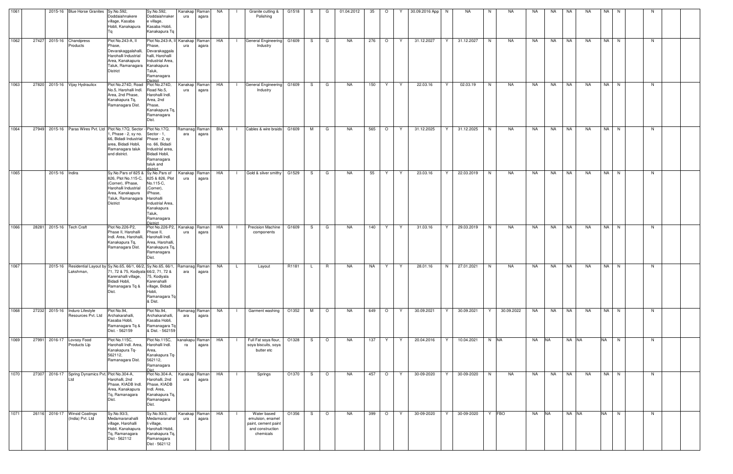| 1061 | | 2015-16 | Blue Horse Granites | Sy.No.592, Doddaiahnakere village, Kasaba Hobli, Kanakapura Tq | Sy.No.592, Doddaiahnakere village, Kasaba Hobli, Kanakapura Tq | Kanakapura | Ramanagara | NA | I | Granite cutting & Polishing | G1518 | S | G | 01.04.2012 | 35 | O | Y | 30.09.2016 App | N | NA | N | NA | NA | NA | NA | NA | NA | N | | N | | |
|---|---|---|---|---|---|---|---|---|---|---|---|---|---|---|---|---|---|---|---|---|---|---|---|---|---|---|---|---|---|---|---|---|
| 1062 | 27427 | 2015-16 | Chandpress Products | Plot No.243-A, II Phase, Devarakaggalahalli, Harohalli Industrial Area, Kanakapura Taluk, Ramanagara District | Plot No.243-A, II Phase, Devarakaggalahalli, Harohalli Industrial Area, Kanakapura Taluk, Ramanagara District | Kanakapura | Ramanagara | HIA | I | General Engineering Industry | G1609 | S | G | NA | 276 | O | Y | 31.12.2027 | Y | 31.12.2027 | N | NA | NA | NA | NA | NA | NA | N | | N | | |
| 1063 | 27820 | 2015-16 | Vijay Hydraulicx | Plot No.274D, Road No.5, Harohalli Indl. Area, 2nd Phase, Kanakapura Tq, Ramanagara Dist. | Plot No.274D, Road No.5, Harohalli Indl. Area, 2nd Phase, Kanakapura Tq, Ramanagara Dist. | Kanakapura | Ramanagara | HIA | I | General Engineering Industry | G1609 | S | G | NA | 150 | Y | Y | 22.03.16 | Y | 02.03.19 | N | NA | NA | NA | NA | NA | NA | N | | N | | |
| 1064 | 27949 | 2015-16 | Paras Wires Pvt. Ltd | Plot No.17Q, Sector - 1, Phase - 2, sy no. 66, Bidadi Industrial area, Bidadi Hobli, Ramanagara taluk and district. | Plot No.17Q, Sector - 1, Phase - 2, sy no. 66, Bidadi Industrial area, Bidadi Hobli, Ramanagara taluk and district. | Ramanagara | Ramanagara | BIA | I | Cables & wire braids | G1609 | M | G | NA | 565 | O | Y | 31.12.2025 | Y | 31.12.2025 | N | NA | NA | NA | NA | NA | NA | N | | N | | |
| 1065 | | 2015-16 | Indira | Sy.No.Pars of 825 & 826, Plot No.115-C, (Corner), IPhase, Harohalli Industrial Area, Kanakapura Taluk, Ramanagara District | Sy.No.Pars of 825 & 826, Plot No.115-C, (Corner), IPhase, Harohalli Industrial Area, Kanakapura Taluk, Ramanagara District | Kanakapura | Ramanagara | HIA | I | Gold & silver smithy | G1529 | S | G | NA | 55 | Y | Y | 23.03.16 | Y | 22.03.2019 | N | NA | NA | NA | NA | NA | NA | N | | N | | |
| 1066 | 28261 | 2015-16 | Tech Craft | Plot No.226-P2, Phase II, Harohalli Indl. Area, Harohalli, Kanakapura Tq, Ramanagara Dist. | Plot No.226-P2, Phase II, Harohalli Indl. Area, Harohalli, Kanakapura Tq, Ramanagara Dist. | Kanakapura | Ramanagara | HIA | I | Precision Machine components | G1609 | S | G | NA | 140 | Y | Y | 31.03.16 | Y | 29.03.2019 | N | NA | NA | NA | NA | NA | NA | N | | N | | |
| 1067 | | 2015-16 | Residential Layout by Lakshman, | Sy.No.65, 66/1, 66/2, 71, 72 & 75, Kodiyala Karenahalli village, Bidadi Hobli, Ramanagara Tq & Dist. | Sy.No.65, 66/1, 66/2, 71, 72 & 75, Kodiyala Karenahalli village, Bidadi Hobli, Ramanagara Tq & Dist. | Ramanagara | Ramanagara | NA | L | Layout | R1181 | L | R | NA | NA | Y | Y | 28.01.16 | N | 27.01.2021 | N | NA | NA | NA | NA | NA | NA | N | | N | | |
| 1068 | 27232 | 2015-16 | Induro Lifestyle Resources Pvt. Ltd | Plot No.94, Archakarahalli, Kasaba Hobli, Ramanagara Tq & Dist. - 562159 | Plot No.94, Archakarahalli, Kasaba Hobli, Ramanagara Tq & Dist. - 562159 | Ramanagara | Ramanagara | NA | I | Garment washing | O1352 | M | O | NA | 649 | O | Y | 30.09.2021 | Y | 30.09.2021 | Y | 30.09.2022 | NA | NA | NA | NA | NA | N | | N | | |
| 1069 | 27991 | 2016-17 | Lovsoy Food Products Llp | Plot No.115C, Harohalli Indl. Area, Kanakapura Tq-562112, Ramanagara Dist. | Plot No.115C, Harohalli Indl. Area, Kanakapura Tq-562112, Ramanagara Dist. | kanakapura | Ramanagara | HIA | I | Full Fat soya flour, soya biscuits, soya butter etc | O1328 | S | O | NA | 137 | Y | Y | 20.04.2016 | Y | 10.04.2021 | N | NA | NA | NA | NA | NA | NA | N | | N | | |
| 1070 | 27307 | 2016-17 | Spring Dynamics Pvt. Ltd | Plot No.304-A, Harohalli, 2nd Phase, KIADB Indl. Area, Kanakapura Tq, Ramanagara Dist. | Plot No.304-A, Harohalli, 2nd Phase, KIADB Indl. Area, Kanakapura Tq, Ramanagara Dist. | Kanakapura | Ramanagara | HIA | I | Springs | O1370 | S | O | NA | 457 | O | Y | 30-09-2020 | Y | 30-09-2020 | N | NA | NA | NA | NA | NA | NA | N | | N | | |
| 1071 | 26116 | 2016-17 | Winsid Coatings (India) Pvt. Ltd | Sy.No.93/3, Medamaranahalli village, Harohalli Hobli, Kanakapura Tq, Ramanagara Dist - 562112 | Sy.No.93/3, Medamaranahalli village, Harohalli Hobli, Kanakapura Tq, Ramanagara Dist - 562112 | Kanakapura | Ramanagara | HIA | I | Water based emulsion, enamel paint, cement paint and construction chemicals | O1356 | S | O | NA | 399 | O | Y | 30-09-2020 | Y | 30-09-2020 | Y | FBO | NA | NA | NA | NA | NA | N | | N | | |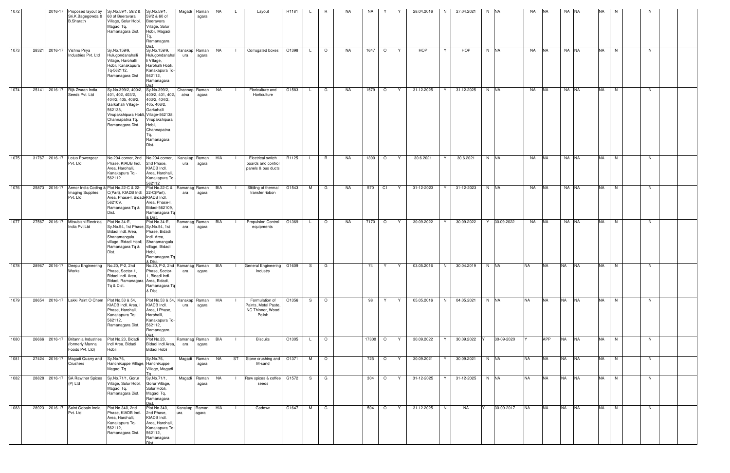| 1072 | | 2016-17 | Proposed layout by Sri.K.Bagegowda & B.Sharath | Sy.No.59/1, 59/2 & 60 of Beeravara Village, Solur Hobli, Magadi Tq, Ramanagara Dist. | Sy.No.59/1, 59/2 & 60 of Beeravara Village, Solur Hobli, Magadi Tq, Ramanagara Dist. | Magadi | Ramanagara | NA | L | Layout | R1181 | L | R | NA | NA | Y | Y | 28.04.2016 | N | 27.04.2021 | N | NA | NA | NA | NA | NA | NA | N | | N | |
|---|---|---|---|---|---|---|---|---|---|---|---|---|---|---|---|---|---|---|---|---|---|---|---|---|---|---|---|---|---|---|---|
| 1073 | 28321 | 2016-17 | Vishnu Priya Industries Pvt. Ltd | Sy.No.159/9, Hulugondanahalli Village, Harohalli Hobli, Kanakapura Tq-562112, Ramanagara Dist | Sy.No.159/9, Hulugondanahalli Village, Harohalli Hobli, Kanakapura Tq-562112, Ramanagara Dist | Kanakapura | Ramanagara | NA | I | Corrugated boxes | O1398 | L | O | NA | 1647 | O | Y | HOP | Y | HOP | N | NA | NA | NA | NA | NA | NA | N | | N | |
| 1074 | 25141 | 2016-17 | Rijk Zwaan India Seeds Pvt. Ltd | Sy.No.399/2, 400/2, 401, 402, 403/2, 404/2, 405, 406/2, Garkahalli Village-562138, Virupakshipura Hobli, Channapatna Tq, Ramanagara Dist. | Sy.No.399/2, 400/2, 401, 402, 403/2, 404/2, 405, 406/2, Garkahalli Village-562138, Virupakshipura Hobli, Channapatna Tq, Ramanagara Dist. | Channapatna | Ramanagara | NA | I | Floriculture and Horticulture | G1583 | L | G | NA | 1579 | O | Y | 31.12.2025 | Y | 31.12.2025 | N | NA | NA | NA | NA | NA | NA | N | | N | |
| 1075 | 31767 | 2016-17 | Lotus Powergear Pvt. Ltd | No.294-corner, 2nd Phase, KIADB Indl. Area, Harohalli, Kanakapura Tq - 562112 | No.294-corner, 2nd Phase, KIADB Indl. Area, Harohalli, Kanakapura Tq - 562112 | Kanakapura | Ramanagara | HIA | I | Electrical switch boards and control panels & bus ducts | R1125 | L | R | NA | 1300 | O | Y | 30.6.2021 | Y | 30.6.2021 | N | NA | NA | NA | NA | NA | NA | N | | N | |
| 1076 | 25873 | 2016-17 | Armor India Coding & Imaging Supplies Pvt. Ltd | Plot No.22-C & 22-C(Part), KIADB Indl. Area, Phase-I, Bidadi-562109, Ramanagara Tq & Dist. | Plot No.22-C & 22-C(Part), KIADB Indl. Area, Phase-I, Bidadi-562109, Ramanagara Tq & Dist. | Ramanagara | Ramanagara | BIA | I | Slitting of thermal transfer ribbon | G1543 | M | G | NA | 570 | C1 | Y | 31-12-2023 | Y | 31-12-2023 | N | NA | NA | NA | NA | NA | NA | N | | N | |
| 1077 | 27567 | 2016-17 | Mitsubishi Electrical India Pvt Ltd | Plot No.34-E, Sy.No.54, 1st Phase, Bidadi Indl. Area, Shanamangala village, Bidadi Hobli, Ramanagara Tq & Dist. | Plot No.34-E, Sy.No.54, 1st Phase, Bidadi Indl. Area, Shanamangala village, Bidadi Hobli, Ramanagara Tq & Dist. | Ramanagara | Ramanagara | BIA | I | Propulsion Control equipments | O1369 | L | O | NA | 7170 | O | Y | 30.09.2022 | Y | 30.09.2022 | Y | 30.09.2022 | NA | NA | NA | NA | NA | N | | N | |
| 1078 | 28967 | 2016-17 | Deepu Engineering Works | No.20, P-2, 2nd Phase, Sector-1, Bidadi Indl. Area, Bidadi, Ramanagara Tq & Dist. | No.20, P-2, 2nd Phase, Sector-1, Bidadi Indl. Area, Bidadi, Ramanagara Tq & Dist. | Ramanagara | Ramanagara | BIA | I | General Engineering Industry | G1609 | S | G | | 74 | Y | Y | 03.05.2016 | N | 30.04.2019 | N | NA | NA | NA | NA | NA | NA | N | | N | |
| 1079 | 28654 | 2016-17 | Lakki Paint O Chem | Plot No.53 & 54, KIADB Indl. Area, I Phase, Harohalli, Kanakapura Tq-562112, Ramanagara Dist. | Plot No.53 & 54, KIADB Indl. Area, I Phase, Harohalli, Kanakapura Tq-562112, Ramanagara Dist. | Kanakapura | Ramanagara | HIA | I | Formulation of Paints, Metal Paste, NC Thinner, Wood Polish | O1356 | S | O | | 98 | Y | Y | 05.05.2016 | N | 04.05.2021 | N | NA | NA | NA | NA | NA | NA | N | | N | |
| 1080 | 26666 | 2016-17 | Britannia Industries (formerly Manna Foods Pvt. Ltd) | Plot No.23, Bidadi Indl Area, Bidadi Hobli | Plot No.23, Bidadi Indl Area, Bidadi Hobli | Ramanagara | Ramanagara | BIA | I | Biscuits | O1305 | L | O | | 17300 | O | Y | 30.09.2022 | Y | 30.09.2022 | Y | 30-09-2020 | Y | APP | NA | NA | NA | N | | N | |
| 1081 | 27424 | 2016-17 | Magadi Quarry and Crushers | Sy.No.76, Hanchikuppe Village, Magadi Tq | Sy.No.76, Hanchikuppe Village, Magadi Tq | Magadi | Ramanagara | NA | ST | Stone crushing and M-sand | O1371 | M | O | | 725 | O | Y | 30.09.2021 | Y | 30.09.2021 | N | NA | NA | NA | NA | NA | NA | N | | N | |
| 1082 | 28828 | 2016-17 | SA Rawther Spices (P) Ltd | Sy.No.71/1, Gorur Village, Solur Hobli, Magadi Tq, Ramanagara Dist. | Sy.No.71/1, Gorur Village, Solur Hobli, Magadi Tq, Ramanagara Dist. | Magadi | Ramanagara | NA | I | Raw spices & coffee seeds | G1572 | S | G | | 304 | O | Y | 31-12-2025 | Y | 31-12-2025 | N | NA | NA | NA | NA | NA | NA | N | | N | |
| 1083 | 28923 | 2016-17 | Saint Gobain India Pvt. Ltd | Plot No.340, 2nd Phase, KIADB Indl. Area, Harohalli, Kanakapura Tq-562112, Ramanagara Dist. | Plot No.340, 2nd Phase, KIADB Indl. Area, Harohalli, Kanakapura Tq-562112, Ramanagara Dist. | Kanakapura | Ramanagara | HIA | I | Godown | G1647 | M | G | | 504 | O | Y | 31.12.2025 | N | NA | Y | 30-09-2017 | NA | NA | NA | NA | NA | N | | N | |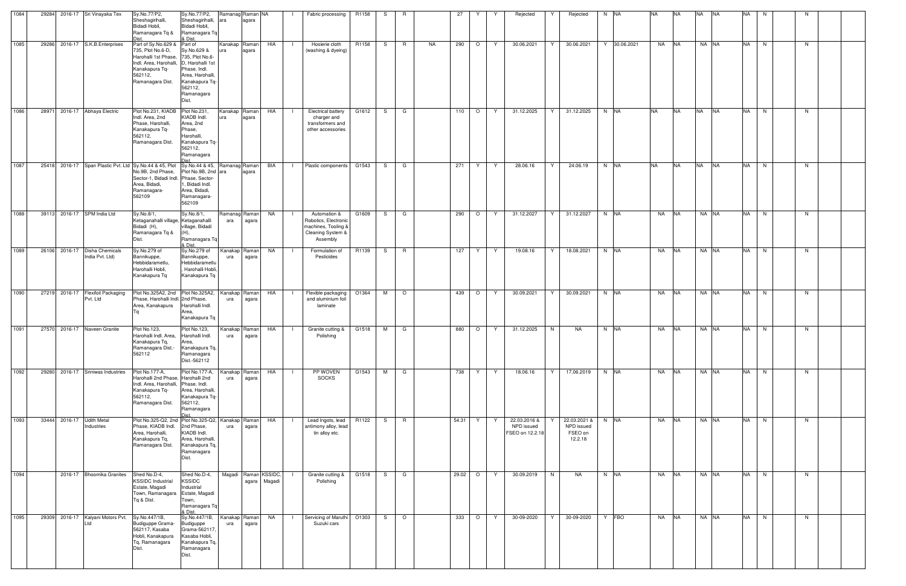| 1084 | 29284 | 2016-17 | Sri Vinayaka Tex | Sy.No.77/P2, Sheshagirihalli, Bidadi Hobli, Ramanagara Tq & Dist. | Sy.No.77/P2, Sheshagirihalli, Bidadi Hobli, Ramanagara Tq & Dist. | Ramanag ara | Raman agara | NA | I | Fabric processing | R1158 | S | R | | 27 | Y | Y | Rejected | Y | Rejected | N | NA | NA | NA | NA | NA | NA | N | | N | |
|---|---|---|---|---|---|---|---|---|---|---|---|---|---|---|---|---|---|---|---|---|---|---|---|---|---|---|---|---|---|---|---|
| 1085 | 29286 | 2016-17 | S.K.B.Enterprises | Part of Sy.No.629 & 735, Plot No.6-D, Harohalli 1st Phase, Indl. Area, Harohalli, Kanakapura Tq-562112, Ramanagara Dist. | Part of Sy.No.629 & 735, Plot No.6-D, Harohalli 1st Phase, Indl. Area, Harohalli, Kanakapura Tq-562112, Ramanagara Dist. | Kanakap ura | Raman agara | HIA | I | Hosierie cloth (washing & dyeing) | R1158 | S | R | NA | 290 | O | Y | 30.06.2021 | Y | 30.06.2021 | Y | 30.06.2021 | NA | NA | NA | NA | NA | N | | N | |
| 1086 | 28971 | 2016-17 | Abhaya Electric | Plot No.231, KIADB Indl. Area, 2nd Phase, Harohalli, Kanakapura Tq-562112, Ramanagara Dist. | Plot No.231, KIADB Indl. Area, 2nd Phase, Harohalli, Kanakapura Tq-562112, Ramanagara Dist. | Kanakap ura | Raman agara | HIA | I | Electrical battery charger and transformers and other accessories | G1612 | S | G | | 110 | O | Y | 31.12.2025 | Y | 31.12.2025 | N | NA | NA | NA | NA | NA | NA | N | | N | |
| 1087 | 25418 | 2016-17 | Span Plastic Pvt. Ltd | Sy.No.44 & 45, Plot No.9B, 2nd Phase, Sector-1, Bidadi Indl. Area, Bidadi, Ramanagara-562109 | Sy.No.44 & 45, Plot No.9B, 2nd Phase, Sector-1, Bidadi Indl. Area, Bidadi, Ramanagara-562109 | Ramanag ara | Raman agara | BIA | I | Plastic components | G1543 | S | G | | 271 | Y | Y | 28.06.16 | Y | 24.06.19 | N | NA | NA | NA | NA | NA | NA | N | | N | |
| 1088 | 39113 | 2016-17 | SPM India Ltd | Sy.No.8/1, Ketaganahalli village, Bidadi (H), Ramanagara Tq & Dist. | Sy.No.8/1, Ketaganahalli village, Bidadi (H), Ramanagara Tq & Dist. | Ramanag ara | Raman agara | NA | I | Automation & Robotics, Electronic machines, Tooling & Cleaning System & Assembly | G1609 | S | G | | 290 | O | Y | 31.12.2027 | Y | 31.12.2027 | N | NA | NA | NA | NA | NA | NA | N | | N | |
| 1089 | 26106 | 2016-17 | Disha Chemicals India Pvt. Ltd) | Sy.No.279 of Bannikuppe, Hebbidarametlu, Harohalli Hobli, Kanakapura Tq | Sy.No.279 of Bannikuppe, Hebbidarametlu, Harohalli Hobli, Kanakapura Tq | Kanakap ura | Raman agara | NA | I | Formulation of Pesticides | R1139 | S | R | | 127 | Y | Y | 19.08.16 | Y | 18.08.2021 | N | NA | NA | NA | NA | NA | NA | N | | N | |
| 1090 | 27219 | 2016-17 | Flexifoil Packaging Pvt. Ltd | Plot No.325A2, 2nd Phase, Harohalli Indl. Area, Kanakapura Tq | Plot No.325A2, 2nd Phase, Harohalli Indl. Area, Kanakapura Tq | Kanakap ura | Raman agara | HIA | I | Flexible packaging and aluminium foil laminate | O1364 | M | O | | 439 | O | Y | 30.09.2021 | Y | 30.09.2021 | N | NA | NA | NA | NA | NA | NA | N | | N | |
| 1091 | 27570 | 2016-17 | Naveen Granite | Plot No.123, Harohalli Indl. Area, Kanakapura Tq, Ramanagara Dist.-562112 | Plot No.123, Harohalli Indl. Area, Kanakapura Tq, Ramanagara Dist.-562112 | Kanakap ura | Raman agara | HIA | I | Granite cutting & Polishing | G1518 | M | G | | 880 | O | Y | 31.12.2025 | N | NA | N | NA | NA | NA | NA | NA | NA | N | | N | |
| 1092 | 29280 | 2016-17 | Sriniwas Industries | Plot No.177-A, Harohalli 2nd Phase, Indl. Area, Harohalli, Kanakapura Tq-562112, Ramanagara Dist. | Plot No.177-A, Harohalli 2nd Phase, Indl. Area, Harohalli, Kanakapura Tq-562112, Ramanagara Dist. | Kanakap ura | Raman agara | HIA | I | PP WOVEN SOCKS | G1543 | M | G | | 738 | Y | Y | 18.06.16 | Y | 17.06.2019 | N | NA | NA | NA | NA | NA | NA | N | | N | |
| 1093 | 33444 | 2016-17 | Udith Metal Industries | Plot No.325-Q2, 2nd Phase, KIADB Indl. Area, Harohalli, Kanakapura Tq, Ramanagara Dist. | Plot No.325-Q2, 2nd Phase, KIADB Indl. Area, Harohalli, Kanakapura Tq, Ramanagara Dist. | Kanakap ura | Raman agara | HIA | I | Lead Ingots, lead antimony alloy, lead tin alloy etc. | R1122 | S | R | | 54.31 | Y | Y | 22.03.2016 & NPD issued FSEO on 12.2.18 | Y | 22.03.2021 & NPD issued FSEO on 12.2.18 | N | NA | NA | NA | NA | NA | NA | N | | N | |
| 1094 | | 2016-17 | Bhoomika Granites | Shed No.D-4, KSSIDC Industrial Estate, Magadi Town, Ramanagara Tq & Dist. | Shed No.D-4, KSSIDC Industrial Estate, Magadi Town, Ramanagara Tq & Dist. | Magadi | Raman agara | KSSIDC, Magadi | I | Granite cutting & Polishing | G1518 | S | G | | 29.02 | O | Y | 30.09.2019 | N | NA | N | NA | NA | NA | NA | NA | NA | N | | N | |
| 1095 | 29309 | 2016-17 | Kalyani Motors Pvt. Ltd | Sy.No.447/1B, Budiguppe Grama-562117, Kasaba Hobli, Kanakapura Tq, Ramanagara Dist. | Sy.No.447/1B, Budiguppe Grama-562117, Kasaba Hobli, Kanakapura Tq, Ramanagara Dist. | Kanakap ura | Raman agara | NA | I | Servicing of Maruthi Suzuki cars | O1303 | S | O | | 333 | O | Y | 30-09-2020 | Y | 30-09-2020 | Y | FBO | NA | NA | NA | NA | NA | N | | N | |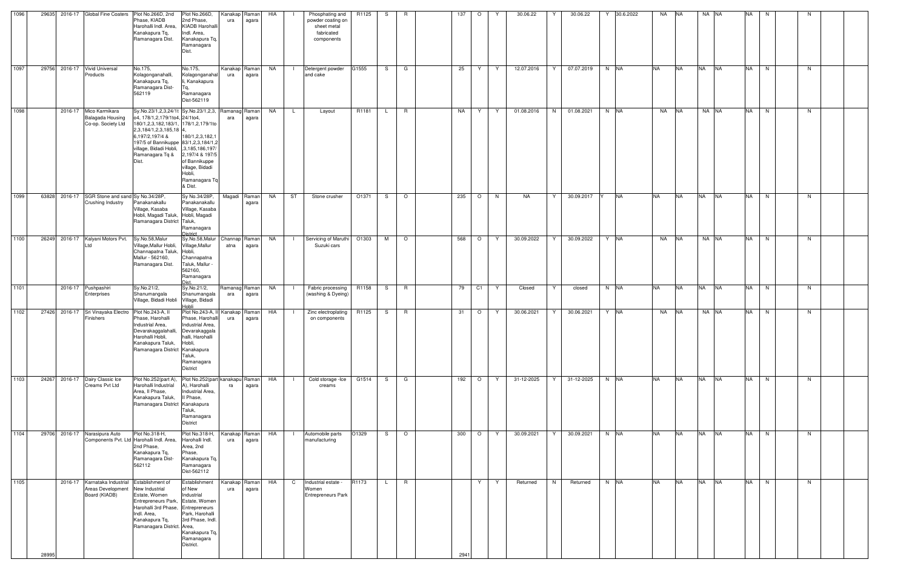| 1096 | 29635 | 2016-17 | Global Fine Coaters | Plot No.266D, 2nd Phase, KIADB Harohalli Indl. Area, Kanakapura Tq, Ramanagara Dist. | Plot No.266D, 2nd Phase, KIADB Harohalli Indl. Area, Kanakapura Tq, Ramanagara Dist. | Kanakapura | Ramanagara | HIA | I | Phosphating and powder coating on sheet metal fabricated components | R1125 | S | R | | 137 | O | Y | 30.06.22 | Y | 30.06.22 | Y | 30.6.2022 | NA | NA | NA | NA | NA | N | | N | | |
|---|---|---|---|---|---|---|---|---|---|---|---|---|---|---|---|---|---|---|---|---|---|---|---|---|---|---|---|---|---|---|---|---|
| 1097 | 29756 | 2016-17 | Vivid Universal Products | No.175, Kolagonganahalli, Kanakapura Tq, Ramanagara Dist-562119 | No.175, Kolagonganahalli, Kanakapura Tq, Ramanagara Dist-562119 | Kanakapura | Ramanagara | NA | I | Detergent powder and cake | G1555 | S | G | | 25 | Y | Y | 12.07.2016 | Y | 07.07.2019 | N | NA | NA | NA | NA | NA | NA | N | | N | | |
| 1098 | | 2016-17 | Mico Karmikara Balagada Housing Co-op. Society Ltd | Sy.No.23/1,2,3,24/1to4, 178/1,2,179/1to4, 180/1,2,3,182,183/1,2,3,184/1,2,3,185,186,197/2,197/4 & 197/5 of Bannikuppe village, Bidadi Hobli, Ramanagara Tq & Dist. | Sy.No.23/1,2,3, 24/1to4, 178/1,2,179/1to4, 180/1,2,3,182,183/1,2,3,184/1,2,3,185,186,197/2,197/4 & 197/5 of Bannikuppe village, Bidadi Hobli, Ramanagara Tq & Dist. | Ramanagara | Ramanagara | NA | L | Layout | R1181 | L | R | | NA | Y | Y | 01.08.2016 | N | 01.08.2021 | N | NA | NA | NA | NA | NA | NA | N | | N | | |
| 1099 | 63828 | 2016-17 | SGR Stone and sand Crushing Industry | Sy No.34/28P, Panakanakallu Village, Kasaba Hobli, Magadi Taluk, Ramanagara District | Sy No.34/28P, Panakanakallu Village, Kasaba Hobli, Magadi Taluk, Ramanagara District | Magadi | Ramanagara | NA | ST | Stone crusher | O1371 | S | O | | 235 | O | N | NA | Y | 30.09.2017 | Y | NA | NA | NA | NA | NA | NA | N | | N | | |
| 1100 | 26249 | 2016-17 | Kalyani Motors Pvt. Ltd | Sy.No.58,Malur Village,Mallur Hobli, Channapatna Taluk, Mallur - 562160, Ramanagara Dist. | Sy.No.58,Malur Village,Mallur Hobli, Channapatna Taluk, Mallur - 562160, Ramanagara Dist. | Channapatna | Ramanagara | NA | I | Servicing of Maruthi Suzuki cars | O1303 | M | O | | 568 | O | Y | 30.09.2022 | Y | 30.09.2022 | Y | NA | NA | NA | NA | NA | NA | N | | N | | |
| 1101 | | 2016-17 | Pushpashiri Enterprises | Sy.No.21/2, Shanumangala Village, Bidadi Hobli | Sy.No.21/2, Shanumangala Village, Bidadi Hobli | Ramanagara | Ramanagara | NA | I | Fabric processing (washing & Dyeing) | R1158 | S | R | | 79 | C1 | Y | Closed | Y | closed | N | NA | NA | NA | NA | NA | NA | N | | N | | |
| 1102 | 27426 | 2016-17 | Sri Vinayaka Electro Finishers | Plot No.243-A, II Phase, Harohalli Industrial Area, Devarakaggalahalli, Harohalli Hobli, Kanakapura Taluk, Ramanagara District | Plot No.243-A, II Phase, Harohalli Industrial Area, Devarakaggalahalli, Harohalli Hobli, Kanakapura Taluk, Ramanagara District | Kanakapura | Ramanagara | HIA | I | Zinc electroplating on components | R1125 | S | R | | 31 | O | Y | 30.06.2021 | Y | 30.06.2021 | Y | NA | NA | NA | NA | NA | NA | N | | N | | |
| 1103 | 24267 | 2016-17 | Dairy Classic Ice Creams Pvt Ltd | Plot No.252(part A), Harohalli Industrial Area, II Phase, Kanakapura Taluk, Ramanagara District | Plot No.252(part A), Harohalli Industrial Area, II Phase, Kanakapura Taluk, Ramanagara District | kanakapura | Ramanagara | HIA | I | Cold storage -Ice creams | G1514 | S | G | | 192 | O | Y | 31-12-2025 | Y | 31-12-2025 | N | NA | NA | NA | NA | NA | NA | N | | N | | |
| 1104 | 29706 | 2016-17 | Narasipura Auto Components Pvt. Ltd | Plot No.318-H, Harohalli Indl. Area, 2nd Phase, Kanakapura Tq, Ramanagara Dist-562112 | Plot No.318-H, Harohalli Indl. Area, 2nd Phase, Kanakapura Tq, Ramanagara Dist-562112 | Kanakapura | Ramanagara | HIA | I | Automobile parts manufacturing | O1329 | S | O | | 300 | O | Y | 30.09.2021 | Y | 30.09.2021 | N | NA | NA | NA | NA | NA | NA | N | | N | | |
| 1105 | 28995 | 2016-17 | Karnataka Industrial Areas Development Board (KIADB) | Establishment of New Industrial Estate, Women Entrepreneurs Park, Harohalli 3rd Phase, Indl. Area, Kanakapura Tq, Ramanagara District. | Establishment of New Industrial Estate, Women Entrepreneurs Park, Harohalli 3rd Phase, Indl. Area, Kanakapura Tq, Ramanagara District. | Kanakapura | Ramanagara | HIA | C | Industrial estate - Women Entrepreneurs Park | R1173 | L | R | | 2941 | Y | Y | Returned | N | Returned | N | NA | NA | NA | NA | NA | NA | N | | N | | |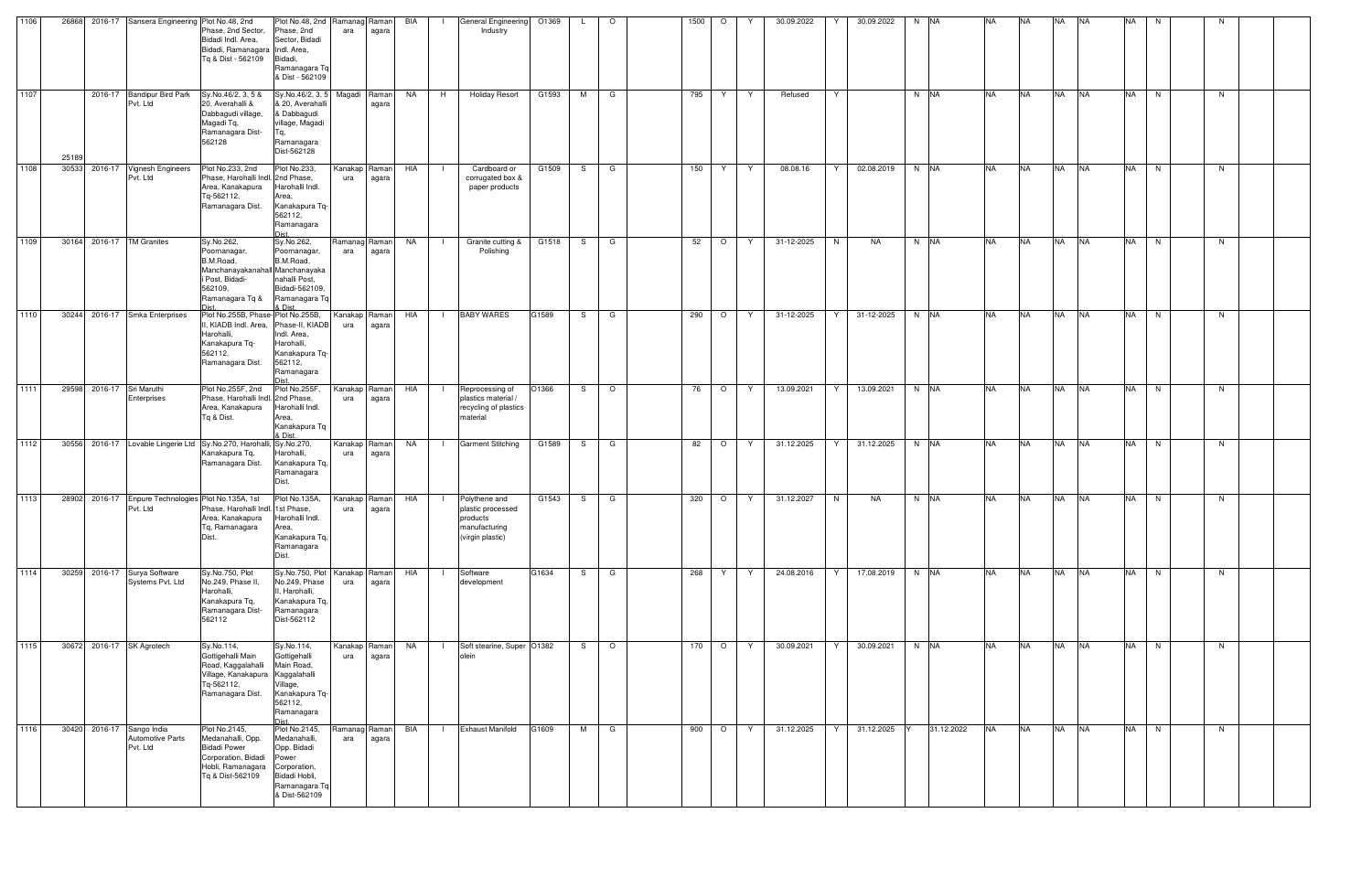| 1106 | 26868 | 2016-17 | Sansera Engineering | Plot No.48, 2nd Phase, 2nd Sector, Bidadi Indl. Area, Bidadi, Ramanagara Tq & Dist - 562109 | Plot No.48, 2nd Phase, 2nd Sector, Bidadi Indl. Area, Bidadi, Ramanagara Tq & Dist - 562109 | Ramanagara | Ramanagara | BIA | I | General Engineering Industry | O1369 | L | O | | 1500 | O | Y | 30.09.2022 | Y | 30.09.2022 | N | NA | NA | NA | NA | NA | NA | N | | N | | |
|---|---|---|---|---|---|---|---|---|---|---|---|---|---|---|---|---|---|---|---|---|---|---|---|---|---|---|---|---|---|---|---|---|
| 1107 | 25189 | 2016-17 | Bandipur Bird Park Pvt. Ltd | Sy.No.46/2, 3, 5 & 20, Averahalli & Dabbagudi village, Magadi Tq, Ramanagara Dist-562128 | Sy.No.46/2, 3, 5 & 20, Averahalli & Dabbagudi village, Magadi Tq, Ramanagara Dist-562128 | Magadi | Ramanagara | NA | H | Holiday Resort | G1593 | M | G | | 795 | Y | Y | Refused | Y | | N | NA | NA | NA | NA | NA | NA | N | | N | | |
| 1108 | 30533 | 2016-17 | Vignesh Engineers Pvt. Ltd | Plot No.233, 2nd Phase, Harohalli Indl. Area, Kanakapura Tq-562112, Ramanagara Dist. | Plot No.233, 2nd Phase, Harohalli Indl. Area, Kanakapura Tq-562112, Ramanagara Dist. | Kanakapura | Ramanagara | HIA | I | Cardboard or corrugated box & paper products | G1509 | S | G | | 150 | Y | Y | 08.08.16 | Y | 02.08.2019 | N | NA | NA | NA | NA | NA | NA | N | | N | | |
| 1109 | 30164 | 2016-17 | TM Granites | Sy.No.262, Poornanagar, B.M.Road, Manchanayakanahalli Post, Bidadi-562109, Ramanagara Tq & Dist. | Sy.No.262, Poornanagar, B.M.Road, Manchanayakanahalli Post, Bidadi-562109, Ramanagara Tq & Dist. | Ramanagara | Ramanagara | NA | I | Granite cutting & Polishing | G1518 | S | G | | 52 | O | Y | 31-12-2025 | N | NA | N | NA | NA | NA | NA | NA | NA | N | | N | | |
| 1110 | 30244 | 2016-17 | Smka Enterprises | Plot No.255B, Phase-II, KIADB Indl. Area, Harohalli, Kanakapura Tq-562112, Ramanagara Dist. | Plot No.255B, Phase-II, KIADB Indl. Area, Harohalli, Kanakapura Tq-562112, Ramanagara Dist. | Kanakapura | Ramanagara | HIA | I | BABY WARES | G1589 | S | G | | 290 | O | Y | 31-12-2025 | Y | 31-12-2025 | N | NA | NA | NA | NA | NA | NA | N | | N | | |
| 1111 | 29598 | 2016-17 | Sri Maruthi Enterprises | Plot No.255F, 2nd Phase, Harohalli Indl. Area, Kanakapura Tq & Dist. | Plot No.255F, 2nd Phase, Harohalli Indl. Area, Kanakapura Tq & Dist. | Kanakapura | Ramanagara | HIA | I | Reprocessing of plastics material / recycling of plastics material | O1366 | S | O | | 76 | O | Y | 13.09.2021 | Y | 13.09.2021 | N | NA | NA | NA | NA | NA | NA | N | | N | | |
| 1112 | 30556 | 2016-17 | Lovable Lingerie Ltd | Sy.No.270, Harohalli, Kanakapura Tq, Ramanagara Dist. | Sy.No.270, Harohalli, Kanakapura Tq, Ramanagara Dist. | Kanakapura | Ramanagara | NA | I | Garment Stitching | G1589 | S | G | | 82 | O | Y | 31.12.2025 | Y | 31.12.2025 | N | NA | NA | NA | NA | NA | NA | N | | N | | |
| 1113 | 28902 | 2016-17 | Enpure Technologies Pvt. Ltd | Plot No.135A, 1st Phase, Harohalli Indl. Area, Kanakapura Tq, Ramanagara Dist. | Plot No.135A, 1st Phase, Harohalli Indl. Area, Kanakapura Tq, Ramanagara Dist. | Kanakapura | Ramanagara | HIA | I | Polythene and plastic processed products manufacturing (virgin plastic) | G1543 | S | G | | 320 | O | Y | 31.12.2027 | N | NA | N | NA | NA | NA | NA | NA | NA | N | | N | | |
| 1114 | 30259 | 2016-17 | Surya Software Systems Pvt. Ltd | Sy.No.750, Plot No.249, Phase II, Harohalli, Kanakapura Tq, Ramanagara Dist-562112 | Sy.No.750, Plot No.249, Phase II, Harohalli, Kanakapura Tq, Ramanagara Dist-562112 | Kanakapura | Ramanagara | HIA | I | Software development | G1634 | S | G | | 268 | Y | Y | 24.08.2016 | Y | 17.08.2019 | N | NA | NA | NA | NA | NA | NA | N | | N | | |
| 1115 | 30672 | 2016-17 | SK Agrotech | Sy.No.114, Gottigehalli Main Road, Kaggalahalli Village, Kanakapura Tq-562112, Ramanagara Dist. | Sy.No.114, Gottigehalli Main Road, Kaggalahalli Village, Kanakapura Tq-562112, Ramanagara Dist. | Kanakapura | Ramanagara | NA | I | Soft stearine, Super olein | O1382 | S | O | | 170 | O | Y | 30.09.2021 | Y | 30.09.2021 | N | NA | NA | NA | NA | NA | NA | N | | N | | |
| 1116 | 30420 | 2016-17 | Sango India Automotive Parts Pvt. Ltd | Plot No.2145, Medanahalli, Opp. Bidadi Power Corporation, Bidadi Hobli, Ramanagara Tq & Dist-562109 | Plot No.2145, Medanahalli, Opp. Bidadi Power Corporation, Bidadi Hobli, Ramanagara Tq & Dist-562109 | Ramanagara | Ramanagara | BIA | I | Exhaust Manifold | G1609 | M | G | | 900 | O | Y | 31.12.2025 | Y | 31.12.2025 | Y | 31.12.2022 | NA | NA | NA | NA | NA | N | | N | | |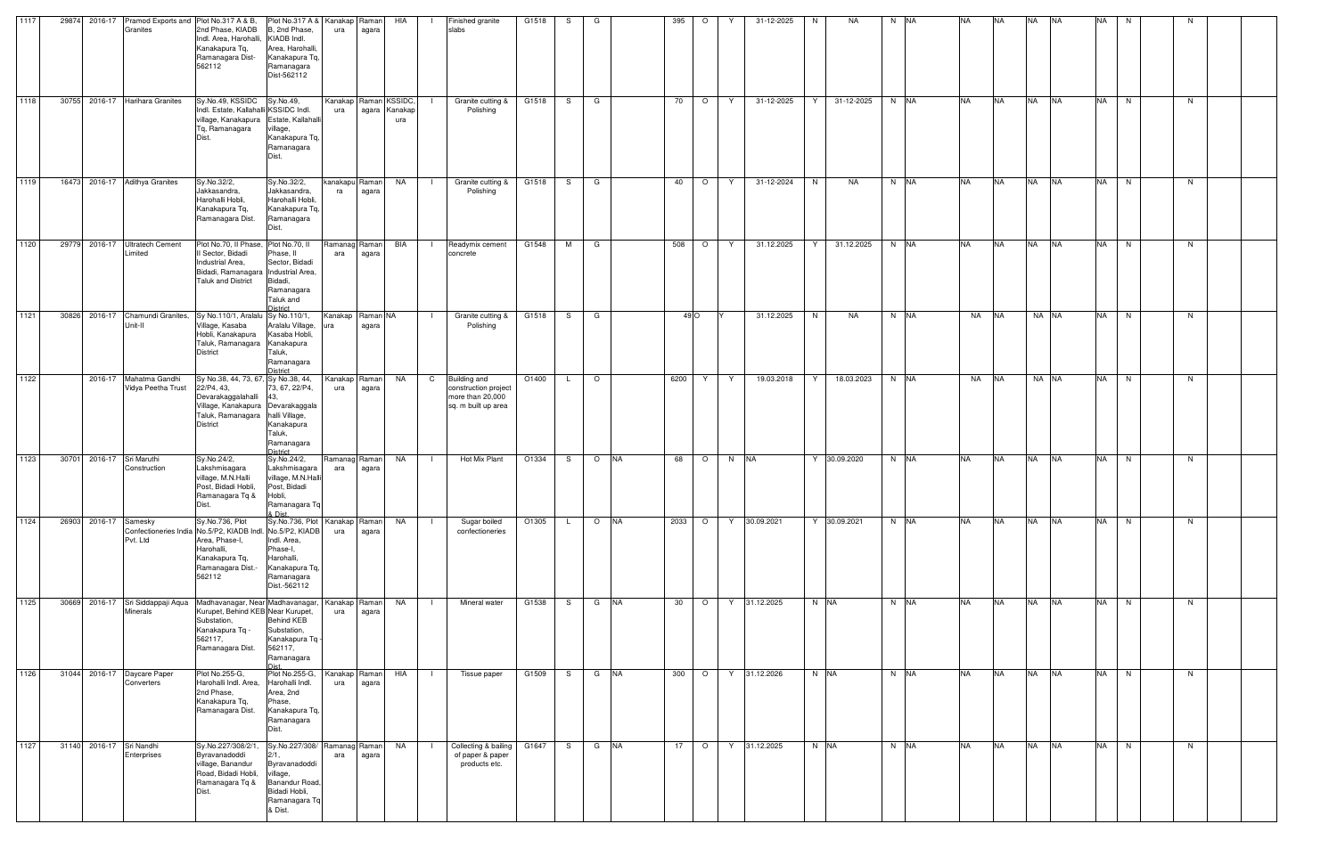| 1117 | 29874 | 2016-17 | Pramod Exports and Granites | Plot No.317 A & B, 2nd Phase, KIADB Indl. Area, Harohalli, Kanakapura Tq, Ramanagara Dist-562112 | Plot No.317 A & B, 2nd Phase, KIADB Indl. Area, Harohalli, Kanakapura Tq, Ramanagara Dist-562112 | Kanakapura | Ramanagara | HIA | I | Finished granite slabs | G1518 | S | G | | 395 | O | Y | 31-12-2025 | N | NA | N | NA | NA | NA | NA | NA | NA | N | | N | |
|---|---|---|---|---|---|---|---|---|---|---|---|---|---|---|---|---|---|---|---|---|---|---|---|---|---|---|---|---|---|---|---|
| 1118 | 30755 | 2016-17 | Harihara Granites | Sy.No.49, KSSIDC Indl. Estate, Kallahalli village, Kanakapura Tq, Ramanagara Dist. | Sy.No.49, KSSIDC Indl. Estate, Kallahalli village, Kanakapura Tq, Ramanagara Dist. | Kanakapura | Ramanagara | KSSIDC, Kanakapura | I | Granite cutting & Polishing | G1518 | S | G | | 70 | O | Y | 31-12-2025 | Y | 31-12-2025 | N | NA | NA | NA | NA | NA | NA | N | | N | |
| 1119 | 16473 | 2016-17 | Adithya Granites | Sy.No.32/2, Jakkasandra, Harohalli Hobli, Kanakapura Tq, Ramanagara Dist. | Sy.No.32/2, Jakkasandra, Harohalli Hobli, Kanakapura Tq, Ramanagara Dist. | kanakapura | Ramanagara | NA | I | Granite cutting & Polishing | G1518 | S | G | | 40 | O | Y | 31-12-2024 | N | NA | N | NA | NA | NA | NA | NA | NA | N | | N | |
| 1120 | 29779 | 2016-17 | Ultratech Cement Limited | Plot No.70, II Phase, II Sector, Bidadi Industrial Area, Bidadi, Ramanagara Taluk and District | Plot No.70, II Phase, II Sector, Bidadi Industrial Area, Bidadi, Ramanagara Taluk and District | Ramanagara | Ramanagara | BIA | I | Readymix cement concrete | G1548 | M | G | | 508 | O | Y | 31.12.2025 | Y | 31.12.2025 | N | NA | NA | NA | NA | NA | NA | N | | N | |
| 1121 | 30826 | 2016-17 | Chamundi Granites, Unit-II | Sy No.110/1, Aralalu Village, Kasaba Hobli, Kanakapura Taluk, Ramanagara District | Sy No.110/1, Aralalu Village, Kasaba Hobli, Kanakapura Taluk, Ramanagara District | Kanakapura | Ramanagara | NA | I | Granite cutting & Polishing | G1518 | S | G | | 49 | O | Y | 31.12.2025 | N | NA | N | NA | NA | NA | NA | NA | NA | N | | N | |
| 1122 | | 2016-17 | Mahatma Gandhi Vidya Peetha Trust | Sy No.38, 44, 73, 67, 22/P4, 43, Devarakaggalahalli Village, Kanakapura Taluk, Ramanagara District | Sy No.38, 44, 73, 67, 22/P4, 43, Devarakaggalahalli Village, Kanakapura Taluk, Ramanagara District | Kanakapura | Ramanagara | NA | C | Building and construction project more than 20,000 sq. m built up area | O1400 | L | O | | 6200 | Y | Y | 19.03.2018 | Y | 18.03.2023 | N | NA | NA | NA | NA | NA | NA | N | | N | |
| 1123 | 30701 | 2016-17 | Sri Maruthi Construction | Sy.No.24/2, Lakshmisagara village, M.N.Halli Post, Bidadi Hobli, Ramanagara Tq & Dist. | Sy.No.24/2, Lakshmisagara village, M.N.Halli Post, Bidadi Hobli, Ramanagara Tq & Dist | Ramanagara | Ramanagara | NA | I | Hot Mix Plant | O1334 | S | O | NA | 68 | O | N | NA | Y | 30.09.2020 | N | NA | NA | NA | NA | NA | NA | N | | N | |
| 1124 | 26903 | 2016-17 | Samesky Confectioneries India Pvt. Ltd | Sy.No.736, Plot No.5/P2, KIADB Indl. Area, Phase-I, Harohalli, Kanakapura Tq, Ramanagara Dist.-562112 | Sy.No.736, Plot No.5/P2, KIADB Indl. Area, Phase-I, Harohalli, Kanakapura Tq, Ramanagara Dist.-562112 | Kanakapura | Ramanagara | NA | I | Sugar boiled confectioneries | O1305 | L | O | NA | 2033 | O | Y | 30.09.2021 | Y | 30.09.2021 | N | NA | NA | NA | NA | NA | NA | N | | N | |
| 1125 | 30669 | 2016-17 | Sri Siddappaji Aqua Minerals | Madhavanagar, Near Kurupet, Behind KEB Substation, Kanakapura Tq - 562117, Ramanagara Dist. | Madhavanagar, Near Kurupet, Behind KEB Substation, Kanakapura Tq - 562117, Ramanagara Dist. | Kanakapura | Ramanagara | NA | I | Mineral water | G1538 | S | G | NA | 30 | O | Y | 31.12.2025 | N | NA | N | NA | NA | NA | NA | NA | NA | N | | N | |
| 1126 | 31044 | 2016-17 | Daycare Paper Converters | Plot No.255-G, Harohalli Indl. Area, 2nd Phase, Kanakapura Tq, Ramanagara Dist. | Plot No.255-G, Harohalli Indl. Area, 2nd Phase, Kanakapura Tq, Ramanagara Dist. | Kanakapura | Ramanagara | HIA | I | Tissue paper | G1509 | S | G | NA | 300 | O | Y | 31.12.2026 | N | NA | N | NA | NA | NA | NA | NA | NA | N | | N | |
| 1127 | 31140 | 2016-17 | Sri Nandhi Enterprises | Sy.No.227/308/2/1, Byravanadoddi village, Banandur Road, Bidadi Hobli, Ramanagara Tq & Dist. | Sy.No.227/308/2/1, Byravanadoddi village, Banandur Road, Bidadi Hobli, Ramanagara Tq & Dist. | Ramanagara | Ramanagara | NA | I | Collecting & bailing of paper & paper products etc. | G1647 | S | G | NA | 17 | O | Y | 31.12.2025 | N | NA | N | NA | NA | NA | NA | NA | NA | N | | N | |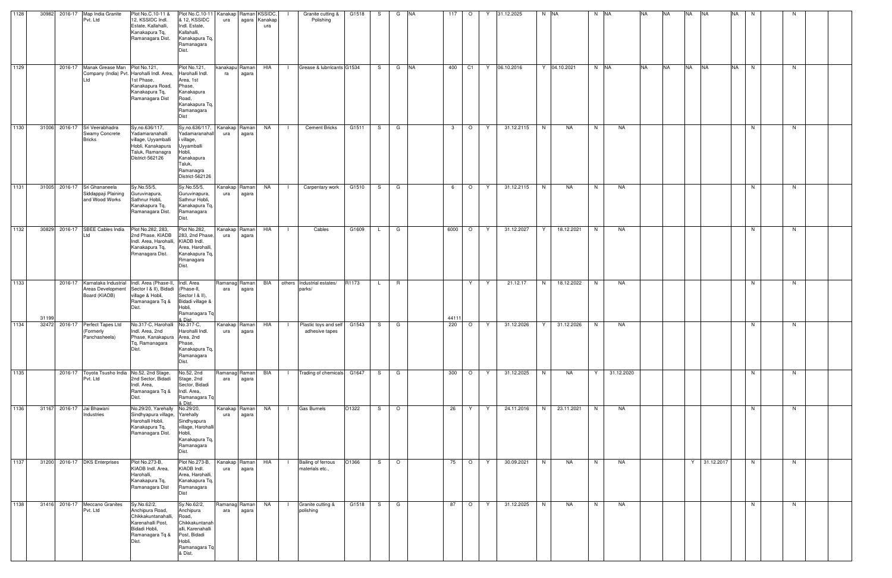| 1128 | 30982 | 2016-17 | Map India Granite Pvt. Ltd | Plot No.C.10-11 & 12, KSSIDC Indl. Estate, Kallahalli, Kanakapura Tq, Ramanagara Dist. | Plot No.C.10-11 & 12, KSSIDC Indl. Estate, Kallahalli, Kanakapura Tq, Ramanagara Dist. | Kanakapura | Ramanagara | KSSIDC, Kanakapura | I | Granite cutting & Polishing | G1518 | S | G | NA | 117 | O | Y | 31.12.2025 | N | NA | N | NA | NA | NA | NA | NA | NA | N | | N | | |
|---|---|---|---|---|---|---|---|---|---|---|---|---|---|---|---|---|---|---|---|---|---|---|---|---|---|---|---|---|---|---|---|---|
| 1129 | | 2016-17 | Manak Grease Man Company (India) Pvt. Ltd | Plot No.121, Harohalli Indl. Area, 1st Phase, Kanakapura Road, Kanakapura Tq, Ramanagara Dist | Plot No.121, Harohalli Indl. Area, 1st Phase, Kanakapura Road, Kanakapura Tq, Ramanagara Dist | kanakapura | Ramanagara | HIA | I | Grease & lubricants | G1534 | S | G | NA | 400 | C1 | Y | 06.10.2016 | Y | 04.10.2021 | N | NA | NA | NA | NA | NA | NA | N | | N | | |
| 1130 | 31006 | 2016-17 | Sri Veerabhadra Swamy Concrete Bricks | Sy.no.636/117, Yadamaranahalli village, Uyyamballi Hobli, Kanakapura Taluk, Ramanagra District-562126 | Sy.no.636/117, Yadamaranahalli village, Uyyamballi Hobli, Kanakapura Taluk, Ramanagra District-562126 | Kanakapura | Ramanagara | NA | I | Cement Bricks | G1511 | S | G | | 3 | O | Y | 31.12.2115 | N | NA | N | NA | | | | | | N | | N | | |
| 1131 | 31005 | 2016-17 | Sri Ghananeela Siddappaji Plaining and Wood Works | Sy.No.55/5, Guruvinapura, Sathnur Hobli, Kanakapura Tq, Ramanagara Dist. | Sy.No.55/5, Guruvinapura, Sathnur Hobli, Kanakapura Tq, Ramanagara Dist. | Kanakapura | Ramanagara | NA | I | Carpentary work | G1510 | S | G | | 6 | O | Y | 31.12.2115 | N | NA | N | NA | | | | | | N | | N | | |
| 1132 | 30829 | 2016-17 | SBEE Cables India Ltd | Plot No.282, 283, 2nd Phase, KIADB Indl. Area, Harohalli, Kanakapura Tq, Rmanagara Dist. | Plot No.282, 283, 2nd Phase, KIADB Indl. Area, Harohalli, Kanakapura Tq, Rmanagara Dist. | Kanakapura | Ramanagara | HIA | I | Cables | G1609 | L | G | | 6000 | O | Y | 31.12.2027 | Y | 18.12.2021 | N | NA | | | | | | N | | N | | |
| 1133 | 31199 | 2016-17 | Karnataka Industrial Areas Development Board (KIADB) | Indl. Area (Phase-II, Sector I & II), Bidadi village & Hobli, Ramanagara Tq & Dist. | Indl. Area (Phase-II, Sector I & II), Bidadi village & Hobli, Ramanagara Tq & Dist. | Ramanagara | Ramanagara | BIA | others | Industrial estates/ parks/ | R1173 | L | R | | 44111 | Y | Y | 21.12.17 | N | 18.12.2022 | N | NA | | | | | | N | | N | | |
| 1134 | 32472 | 2016-17 | Perfect Tapes Ltd (Formerly Panchasheela) | No.317-C, Harohalli Indl. Area, 2nd Phase, Kanakapura Tq, Ramanagara Dist. | No.317-C, Harohalli Indl. Area, 2nd Phase, Kanakapura Tq, Ramanagara Dist. | Kanakapura | Ramanagara | HIA | I | Plastic toys and self adhesive tapes | G1543 | S | G | | 220 | O | Y | 31.12.2026 | Y | 31.12.2026 | N | NA | | | | | | N | | N | | |
| 1135 | | 2016-17 | Toyota Tsusho India Pvt. Ltd | No.52, 2nd Stage, 2nd Sector, Bidadi Indl. Area, Ramanagara Tq & Dist. | No.52, 2nd Stage, 2nd Sector, Bidadi Indl. Area, Ramanagara Tq & Dist. | Ramanagara | Ramanagara | BIA | I | Trading of chemicals | G1647 | S | G | | 300 | O | Y | 31.12.2025 | N | NA | Y | 31.12.2020 | | | | | | N | | N | | |
| 1136 | 31167 | 2016-17 | Jai Bhawani Industries | No.29/20, Yarehally Sindhyapura village, Harohalli Hobli, Kanakapura Tq, Ramanagara Dist. | No.29/20, Yarehally Sindhyapura village, Harohalli Hobli, Kanakapura Tq, Ramanagara Dist. | Kanakapura | Ramanagara | NA | I | Gas Burnels | O1322 | S | O | | 26 | Y | Y | 24.11.2016 | N | 23.11.2021 | N | NA | | | | | | N | | N | | |
| 1137 | 31200 | 2016-17 | DKS Enterprises | Plot No.273-B, KIADB Indl. Area, Harohalli, Kanakapura Tq, Ramanagara Dist | Plot No.273-B, KIADB Indl. Area, Harohalli, Kanakapura Tq, Ramanagara Dist | Kanakapura | Ramanagara | HIA | I | Bailing of ferrous materials etc., | O1366 | S | O | | 75 | O | Y | 30.09.2021 | N | NA | N | NA | | | Y | 31.12.2017 | | N | | N | | |
| 1138 | 31416 | 2016-17 | Meccano Granites Pvt. Ltd | Sy.No.62/2, Anchipura Road, Chikkakuntanahalli, Karenahalli Post, Bidadi Hobli, Ramanagara Tq & Dist. | Sy.No.62/2, Anchipura Road, Chikkakuntanahalli, Karenahalli Post, Bidadi Hobli, Ramanagara Tq & Dist. | Ramanagara | Ramanagara | NA | I | Granite cutting & polishing | G1518 | S | G | | 87 | O | Y | 31.12.2025 | N | NA | N | NA | | | | | | N | | N | | |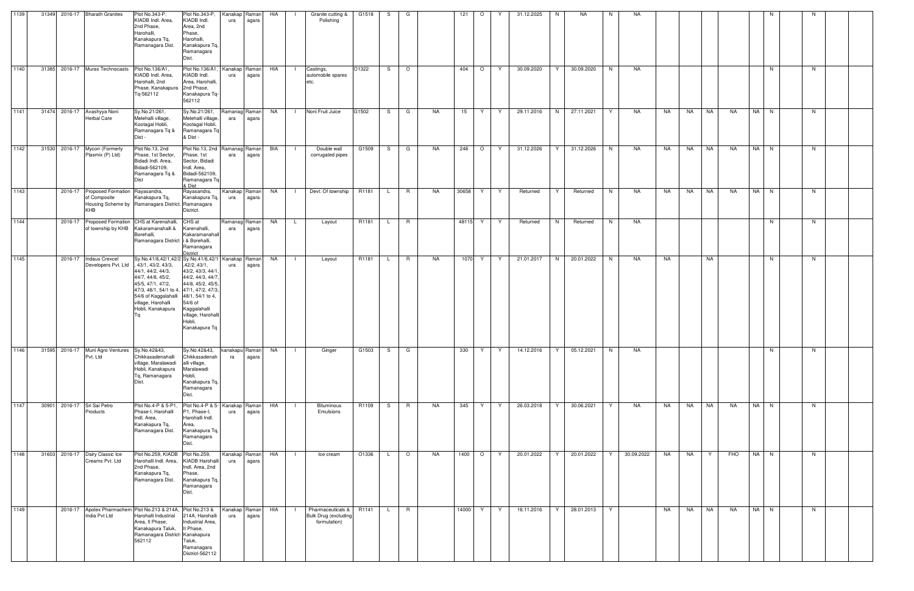| | | | | | | | | | | | | | | | | | | | | | | | | | | | | | | | | |
|---|---|---|---|---|---|---|---|---|---|---|---|---|---|---|---|---|---|---|---|---|---|---|---|---|---|---|---|---|---|---|---|---|
| 1139 | 31349 | 2016-17 | Bharath Granites | Plot No.343-P, KIADB Indl. Area, 2nd Phase, Harohalli, Kanakapura Tq, Ramanagara Dist. | Plot No.343-P, KIADB Indl. Area, 2nd Phase, Harohalli, Kanakapura Tq, Ramanagara Dist. | Kanakapura | Ramanagara | HIA | I | Granite cutting & Polishing | G1518 | S | G | | 121 | O | Y | 31.12.2025 | N | NA | N | NA | | | | | | N | | N | | |
| 1140 | 31385 | 2016-17 | Muras Technocasts | Plot No.136/A1, KIADB Indl. Area, Harohalli, 2nd Phase, Kanakapura Tq-562112 | Plot No.136/A1, KIADB Indl. Area, Harohalli, 2nd Phase, Kanakapura Tq-562112 | Kanakapura | Ramanagara | HIA | I | Castings, automobile spares etc. | O1322 | S | O | | 404 | O | Y | 30.09.2020 | Y | 30.09.2020 | N | NA | | | | | | N | | N | | |
| 1141 | 31474 | 2016-17 | Avashyya Noni Herbal Care | Sy.No.21/261, Melehalli village, Kootagal Hobli, Ramanagara Tq & Dist - | Sy.No.21/261, Melehalli village, Kootagal Hobli, Ramanagara Tq & Dist - | Ramanagara | Ramanagara | NA | I | Noni Fruit Juice | G1502 | S | G | NA | 15 | Y | Y | 29.11.2016 | N | 27.11.2021 | Y | NA | NA | NA | NA | NA | NA | N | | N | | |
| 1142 | 31530 | 2016-17 | Mycorr (Formerly Plasmix (P) Ltd) | Plot No.13, 2nd Phase, 1st Sector, Bidadi Indl. Area, Bidadi-562109, Ramanagara Tq & Dist | Plot No.13, 2nd Phase, 1st Sector, Bidadi Indl. Area, Bidadi-562109, Ramanagara Tq & Dist | Ramanagara | Ramanagara | BIA | I | Double wall corrugated pipes | G1509 | S | G | NA | 248 | O | Y | 31.12.2026 | Y | 31.12.2026 | N | NA | NA | NA | NA | NA | NA | N | | N | | |
| 1143 | | 2016-17 | Proposed Formation of Composite Housing Scheme by KHB | Rayasandra, Kanakapura Tq, Ramanagara District. | Rayasandra, Kanakapura Tq, Ramanagara District. | Kanakapura | Ramanagara | NA | I | Devt. Of township | R1181 | L | R | NA | 30658 | Y | Y | Returned | Y | Returned | N | NA | NA | NA | NA | NA | NA | N | | N | | |
| 1144 | | 2016-17 | Proposed Formation of township by KHB | CHS at Karenahalli, Kakaramanahalli & Borehalli, Ramanagara District | CHS at Karenahalli, Kakaramanahalli & Borehalli, Ramanagara District | Ramanagara | Ramanagara | NA | L | Layout | R1181 | L | R | | 48115 | Y | Y | Returned | N | Returned | N | NA | | | | | | N | | N | | |
| 1145 | | 2016-17 | Indaus Crexcel Developers Pvt. Ltd | Sy.No.41/6,42/1,42/2, 43/1, 43/2, 43/3, 44/1, 44/2, 44/3, 44/7, 44/8, 45/2, 45/5, 47/1, 47/2, 47/3, 48/1, 54/1 to 4, 54/6 of Kaggalahalli village, Harohalli Hobli, Kanakapura Tq | Sy.No.41/6,42/1,42/2, 43/1, 43/2, 43/3, 44/1, 44/2, 44/3, 44/7, 44/8, 45/2, 45/5, 47/1, 47/2, 47/3, 48/1, 54/1 to 4, 54/6 of Kaggalahalli village, Harohalli Hobli, Kanakapura Tq | Kanakapura | Ramanagara | NA | I | Layout | R1181 | L | R | NA | 1070 | Y | Y | 21.01.2017 | N | 20.01.2022 | N | NA | NA | | NA | | | N | | N | | |
| 1146 | 31595 | 2016-17 | Muni Agro Ventures Pvt. Ltd | Sy.No.42&43, Chikkasadenahalli village, Maralawadi Hobli, Kanakapura Tq, Ramanagara Dist. | Sy.No.42&43, Chikkasadenahalli village, Maralawadi Hobli, Kanakapura Tq, Ramanagara Dist. | kanakapura | Ramanagara | NA | I | Ginger | G1503 | S | G | | 330 | Y | Y | 14.12.2016 | Y | 05.12.2021 | N | NA | | | | | | N | | N | | |
| 1147 | 30901 | 2016-17 | Sri Sai Petro Products | Plot No.4-P & 5-P1, Phase-I, Harohalli Indl. Area, Kanakapura Tq, Ramanagara Dist. | Plot No.4-P & 5-P1, Phase-I, Harohalli Indl. Area, Kanakapura Tq, Ramanagara Dist. | Kanakapura | Ramanagara | HIA | I | Bituminous Emulsions | R1109 | S | R | NA | 345 | Y | Y | 26.03.2018 | Y | 30.06.2021 | Y | NA | NA | NA | NA | NA | NA | N | | N | | |
| 1148 | 31603 | 2016-17 | Dairy Classic Ice Creams Pvt. Ltd | Plot No.259, KIADB Harohalli Indl. Area, 2nd Phase, Kanakapura Tq, Ramanagara Dist. | Plot No.259, KIADB Harohalli Indl. Area, 2nd Phase, Kanakapura Tq, Ramanagara Dist. | Kanakapura | Ramanagara | HIA | I | Ice cream | O1336 | L | O | NA | 1400 | O | Y | 20.01.2022 | Y | 20.01.2022 | Y | 30.09.2022 | NA | NA | Y | FHO | NA | N | | N | | |
| 1149 | | 2016-17 | Apotex Pharmachem India Pvt Ltd | Plot No.213 & 214A, Harohalli Industrial Area, II Phase, Kanakapura Taluk, Ramanagara District-562112 | Plot No.213 & 214A, Harohalli Industrial Area, II Phase, Kanakapura Taluk, Ramanagara District-562112 | Kanakapura | Ramanagara | HIA | I | Pharmaceuticals & Bulk Drug (excluding formulation) | R1141 | L | R | | 14000 | Y | Y | 16.11.2016 | Y | 28.01.2013 | Y | | NA | NA | NA | NA | NA | N | | N | | |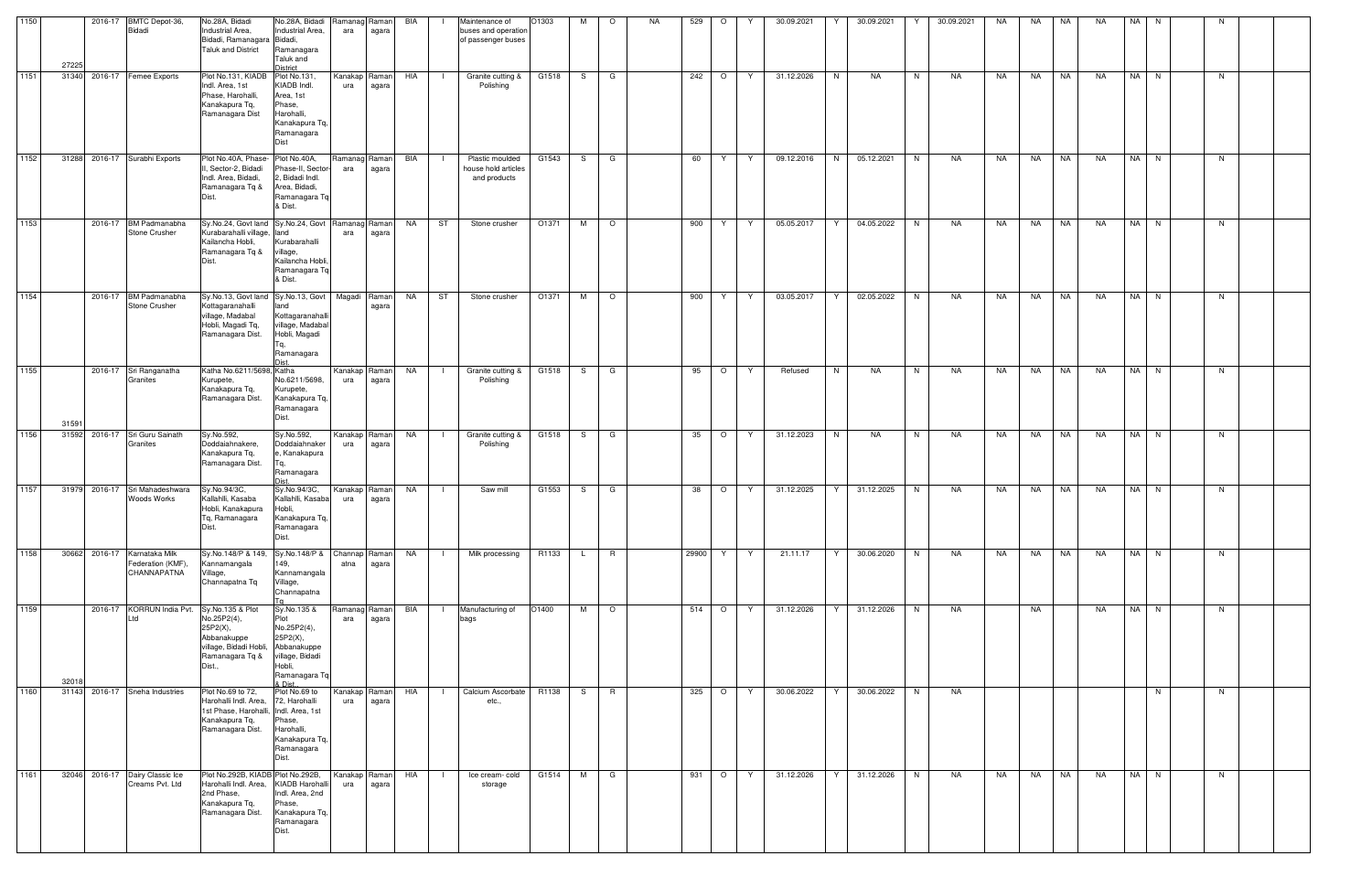| 1150 | 27225 | 2016-17 | BMTC Depot-36, Bidadi | No.28A, Bidadi Industrial Area, Bidadi, Ramanagara Taluk and District | No.28A, Bidadi Industrial Area, Bidadi, Ramanagara Taluk and District | Ramanagara | Ramanagara | BIA | I | Maintenance of buses and operation of passenger buses | O1303 | M | O | NA | 529 | O | Y | 30.09.2021 | Y | 30.09.2021 | Y | 30.09.2021 | NA | NA | NA | NA | NA | N | | N | | |
|---|---|---|---|---|---|---|---|---|---|---|---|---|---|---|---|---|---|---|---|---|---|---|---|---|---|---|---|---|---|---|---|---|
| 1151 | 31340 | 2016-17 | Fernee Exports | Plot No.131, KIADB Indl. Area, 1st Phase, Harohalli, Kanakapura Tq, Ramanagara Dist | Plot No.131, KIADB Indl. Area, 1st Phase, Harohalli, Kanakapura Tq, Ramanagara Dist | Kanakapura | Ramanagara | HIA | I | Granite cutting & Polishing | G1518 | S | G | | 242 | O | Y | 31.12.2026 | N | NA | N | NA | NA | NA | NA | NA | NA | N | | N | | |
| 1152 | 31288 | 2016-17 | Surabhi Exports | Plot No.40A, Phase-II, Sector-2, Bidadi Indl. Area, Bidadi, Ramanagara Tq & Dist. | Plot No.40A, Phase-II, Sector-2, Bidadi Indl. Area, Bidadi, Ramanagara Tq & Dist. | Ramanagara | Ramanagara | BIA | I | Plastic moulded house hold articles and products | G1543 | S | G | | 60 | Y | Y | 09.12.2016 | N | 05.12.2021 | N | NA | NA | NA | NA | NA | NA | N | | N | | |
| 1153 | | 2016-17 | BM Padmanabha Stone Crusher | Sy.No.24, Govt land Kurabarahalli village, Kailancha Hobli, Ramanagara Tq & Dist. | Sy.No.24, Govt land Kurabarahalli village, Kailancha Hobli, Ramanagara Tq & Dist. | Ramanagara | Ramanagara | NA | ST | Stone crusher | O1371 | M | O | | 900 | Y | Y | 05.05.2017 | Y | 04.05.2022 | N | NA | NA | NA | NA | NA | NA | N | | N | | |
| 1154 | | 2016-17 | BM Padmanabha Stone Crusher | Sy.No.13, Govt land Kottagaranahalli village, Madabal Hobli, Magadi Tq, Ramanagara Dist. | Sy.No.13, Govt land Kottagaranahalli village, Madabal Hobli, Magadi Tq, Ramanagara Dist. | Magadi | Ramanagara | NA | ST | Stone crusher | O1371 | M | O | | 900 | Y | Y | 03.05.2017 | Y | 02.05.2022 | N | NA | NA | NA | NA | NA | NA | N | | N | | |
| 1155 | 31591 | 2016-17 | Sri Ranganatha Granites | Katha No.6211/5698, Kurupete, Kanakapura Tq, Ramanagara Dist. | Katha No.6211/5698, Kurupete, Kanakapura Tq, Ramanagara Dist. | Kanakapura | Ramanagara | NA | I | Granite cutting & Polishing | G1518 | S | G | | 95 | O | Y | Refused | N | NA | N | NA | NA | NA | NA | NA | NA | N | | N | | |
| 1156 | 31592 | 2016-17 | Sri Guru Sainath Granites | Sy.No.592, Doddaiahnakere, Kanakapura Tq, Ramanagara Dist. | Sy.No.592, Doddaiahnakere, Kanakapura Tq, Ramanagara Dist. | Kanakapura | Ramanagara | NA | I | Granite cutting & Polishing | G1518 | S | G | | 35 | O | Y | 31.12.2023 | N | NA | N | NA | NA | NA | NA | NA | NA | N | | N | | |
| 1157 | 31979 | 2016-17 | Sri Mahadeshwara Woods Works | Sy.No.94/3C, Kallahlli, Kasaba Hobli, Kanakapura Tq, Ramanagara Dist. | Sy.No.94/3C, Kallahlli, Kasaba Hobli, Kanakapura Tq, Ramanagara Dist. | Kanakapura | Ramanagara | NA | I | Saw mill | G1553 | S | G | | 38 | O | Y | 31.12.2025 | Y | 31.12.2025 | N | NA | NA | NA | NA | NA | NA | N | | N | | |
| 1158 | 30662 | 2016-17 | Karnataka Milk Federation (KMF), CHANNAPATNA | Sy.No.148/P & 149, Kannamangala Village, Channapatna Tq | Sy.No.148/P & 149, Kannamangala Village, Channapatna Tq | Channapatna | Ramanagara | NA | I | Milk processing | R1133 | L | R | | 29900 | Y | Y | 21.11.17 | Y | 30.06.2020 | N | NA | NA | NA | NA | NA | NA | N | | N | | |
| 1159 | 32018 | 2016-17 | KORRUN India Pvt. Ltd | Sy.No.135 & Plot No.25P2(4), 25P2(X), Abbanakuppe village, Bidadi Hobli, Ramanagara Tq & Dist., | Sy.No.135 & Plot No.25P2(4), 25P2(X), Abbanakuppe village, Bidadi Hobli, Ramanagara Tq & Dist. | Ramanagara | Ramanagara | BIA | I | Manufacturing of bags | O1400 | M | O | | 514 | O | Y | 31.12.2026 | Y | 31.12.2026 | N | NA | | NA | | NA | NA | N | | N | | |
| 1160 | 31143 | 2016-17 | Sneha Industries | Plot No.69 to 72, Harohalli Indl. Area, 1st Phase, Harohalli, Kanakapura Tq, Ramanagara Dist. | Plot No.69 to 72, Harohalli Indl. Area, 1st Phase, Harohalli, Kanakapura Tq, Ramanagara Dist. | Kanakapura | Ramanagara | HIA | I | Calcium Ascorbate etc., | R1138 | S | R | | 325 | O | Y | 30.06.2022 | Y | 30.06.2022 | N | NA | | | | | | N | | N | | |
| 1161 | 32046 | 2016-17 | Dairy Classic Ice Creams Pvt. Ltd | Plot No.292B, KIADB Harohalli Indl. Area, 2nd Phase, Kanakapura Tq, Ramanagara Dist. | Plot No.292B, KIADB Harohalli Indl. Area, 2nd Phase, Kanakapura Tq, Ramanagara Dist. | Kanakapura | Ramanagara | HIA | I | Ice cream- cold storage | G1514 | M | G | | 931 | O | Y | 31.12.2026 | Y | 31.12.2026 | N | NA | NA | NA | NA | NA | NA | N | | N | | |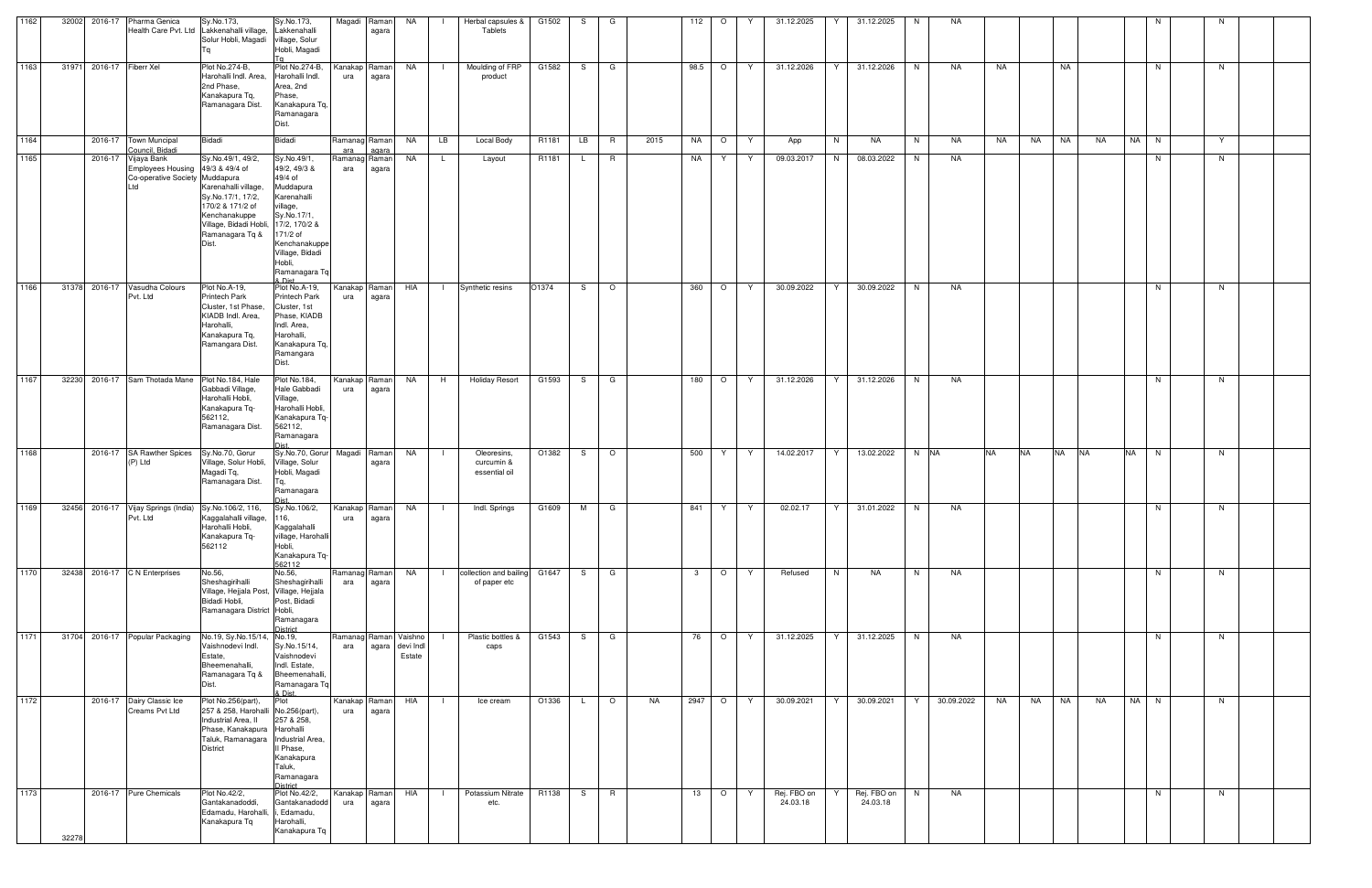| 1162 | 32002 | 2016-17 | Pharma Genica Health Care Pvt. Ltd | Sy.No.173, Lakkenahalli village, Solur Hobli, Magadi Tq | Sy.No.173, Lakkenahalli village, Solur Hobli, Magadi Tq | Magadi | Ramanagara | NA | I | Herbal capsules & Tablets | G1502 | S | G | | 112 | O | Y | 31.12.2025 | Y | 31.12.2025 | N | NA | | | | | | | N | | N | |
|---|---|---|---|---|---|---|---|---|---|---|---|---|---|---|---|---|---|---|---|---|---|---|---|---|---|---|---|---|---|---|---|---|
| 1163 | 31971 | 2016-17 | Fiberr Xel | Plot No.274-B, Harohalli Indl. Area, 2nd Phase, Kanakapura Tq, Ramanagara Dist. | Plot No.274-B, Harohalli Indl. Area, 2nd Phase, Kanakapura Tq, Ramanagara Dist. | Kanakapura | Ramanagara | NA | I | Moulding of FRP product | G1582 | S | G | | 98.5 | O | Y | 31.12.2026 | Y | 31.12.2026 | N | NA | NA | | NA | | | | N | | N | |
| 1164 | | 2016-17 | Town Muncipal Council, Bidadi | Bidadi | Bidadi | Ramanagara | Ramanagara | NA | LB | Local Body | R1181 | LB | R | 2015 | NA | O | Y | App | N | NA | N | NA | NA | NA | NA | NA | NA | N | | Y | |
| 1165 | | 2016-17 | Vijaya Bank Employees Housing Co-operative Society Ltd | Sy.No.49/1, 49/2, 49/3 & 49/4 of Muddapura Karenahalli village, Sy.No.17/1, 17/2, 170/2 & 171/2 of Kenchanakuppe Village, Bidadi Hobli, Ramanagara Tq & Dist. | Sy.No.49/1, 49/2, 49/3 & 49/4 of Muddapura Karenahalli village, Sy.No.17/1, 17/2, 170/2 & 171/2 of Kenchanakuppe Village, Bidadi Hobli, Ramanagara Tq & Dist. | Ramanagara | Ramanagara | NA | L | Layout | R1181 | L | R | | NA | Y | Y | 09.03.2017 | N | 08.03.2022 | N | NA | | | | | | | N | | N | |
| 1166 | 31378 | 2016-17 | Vasudha Colours Pvt. Ltd | Plot No.A-19, Printech Park Cluster, 1st Phase, KIADB Indl. Area, Harohalli, Kanakapura Tq, Ramangara Dist. | Plot No.A-19, Printech Park Cluster, 1st Phase, KIADB Indl. Area, Harohalli, Kanakapura Tq, Ramangara Dist. | Kanakapura | Ramanagara | HIA | I | Synthetic resins | O1374 | S | O | | 360 | O | Y | 30.09.2022 | Y | 30.09.2022 | N | NA | | | | | | | N | | N | |
| 1167 | 32230 | 2016-17 | Sam Thotada Mane | Plot No.184, Hale Gabbadi Village, Harohalli Hobli, Kanakapura Tq-562112, Ramanagara Dist. | Plot No.184, Hale Gabbadi Village, Harohalli Hobli, Kanakapura Tq-562112, Ramanagara Dist. | Kanakapura | Ramanagara | NA | H | Holiday Resort | G1593 | S | G | | 180 | O | Y | 31.12.2026 | Y | 31.12.2026 | N | NA | | | | | | | N | | N | |
| 1168 | | 2016-17 | SA Rawther Spices (P) Ltd | Sy.No.70, Gorur Village, Solur Hobli, Magadi Tq, Ramanagara Dist. | Sy.No.70, Gorur Village, Solur Hobli, Magadi Tq, Ramanagara Dist. | Magadi | Ramanagara | NA | I | Oleoresins, curcumin & essential oil | O1382 | S | O | | 500 | Y | Y | 14.02.2017 | Y | 13.02.2022 | N | NA | NA | NA | NA | NA | NA | N | | N | |
| 1169 | 32456 | 2016-17 | Vijay Springs (India) Pvt. Ltd | Sy.No.106/2, 116, Kaggalahalli village, Harohalli Hobli, Kanakapura Tq-562112 | Sy.No.106/2, 116, Kaggalahalli village, Harohalli Hobli, Kanakapura Tq-562112 | Kanakapura | Ramanagara | NA | I | Indl. Springs | G1609 | M | G | | 841 | Y | Y | 02.02.17 | Y | 31.01.2022 | N | NA | | | | | | | N | | N | |
| 1170 | 32438 | 2016-17 | C N Enterprises | No.56, Sheshagirihalli Village, Hejjala Post, Bidadi Hobli, Ramanagara District | No.56, Sheshagirihalli Village, Hejjala Post, Bidadi Hobli, Ramanagara District | Ramanagara | Ramanagara | NA | I | collection and bailing of paper etc | G1647 | S | G | | 3 | O | Y | Refused | N | NA | N | NA | | | | | | | N | | N | |
| 1171 | 31704 | 2016-17 | Popular Packaging | No.19, Sy.No.15/14, Vaishnodevi Indl. Estate, Bheemenahalli, Ramanagara Tq & Dist. | No.19, Sy.No.15/14, Vaishnodevi Indl. Estate, Bheemenahalli, Ramanagara Tq & Dist. | Ramanagara | Ramanagara | Vaishnodevi Indl Estate | I | Plastic bottles & caps | G1543 | S | G | | 76 | O | Y | 31.12.2025 | Y | 31.12.2025 | N | NA | | | | | | | N | | N | |
| 1172 | | 2016-17 | Dairy Classic Ice Creams Pvt Ltd | Plot No.256(part), 257 & 258, Harohalli Industrial Area, II Phase, Kanakapura Taluk, Ramanagara District | Plot No.256(part), 257 & 258, Harohalli Industrial Area, II Phase, Kanakapura Taluk, Ramanagara District | Kanakapura | Ramanagara | HIA | I | Ice cream | O1336 | L | O | NA | 2947 | O | Y | 30.09.2021 | Y | 30.09.2021 | Y | 30.09.2022 | NA | NA | NA | NA | NA | N | | N | |
| 1173 | 32278 | 2016-17 | Pure Chemicals | Plot No.42/2, Gantakanadoddi, Edamadu, Harohalli, Kanakapura Tq | Plot No.42/2, Gantakanadoddi, Edamadu, Harohalli, Kanakapura Tq | Kanakapura | Ramanagara | HIA | I | Potassium Nitrate etc. | R1138 | S | R | | 13 | O | Y | Rej. FBO on 24.03.18 | Y | Rej. FBO on 24.03.18 | N | NA | | | | | | | N | | N | |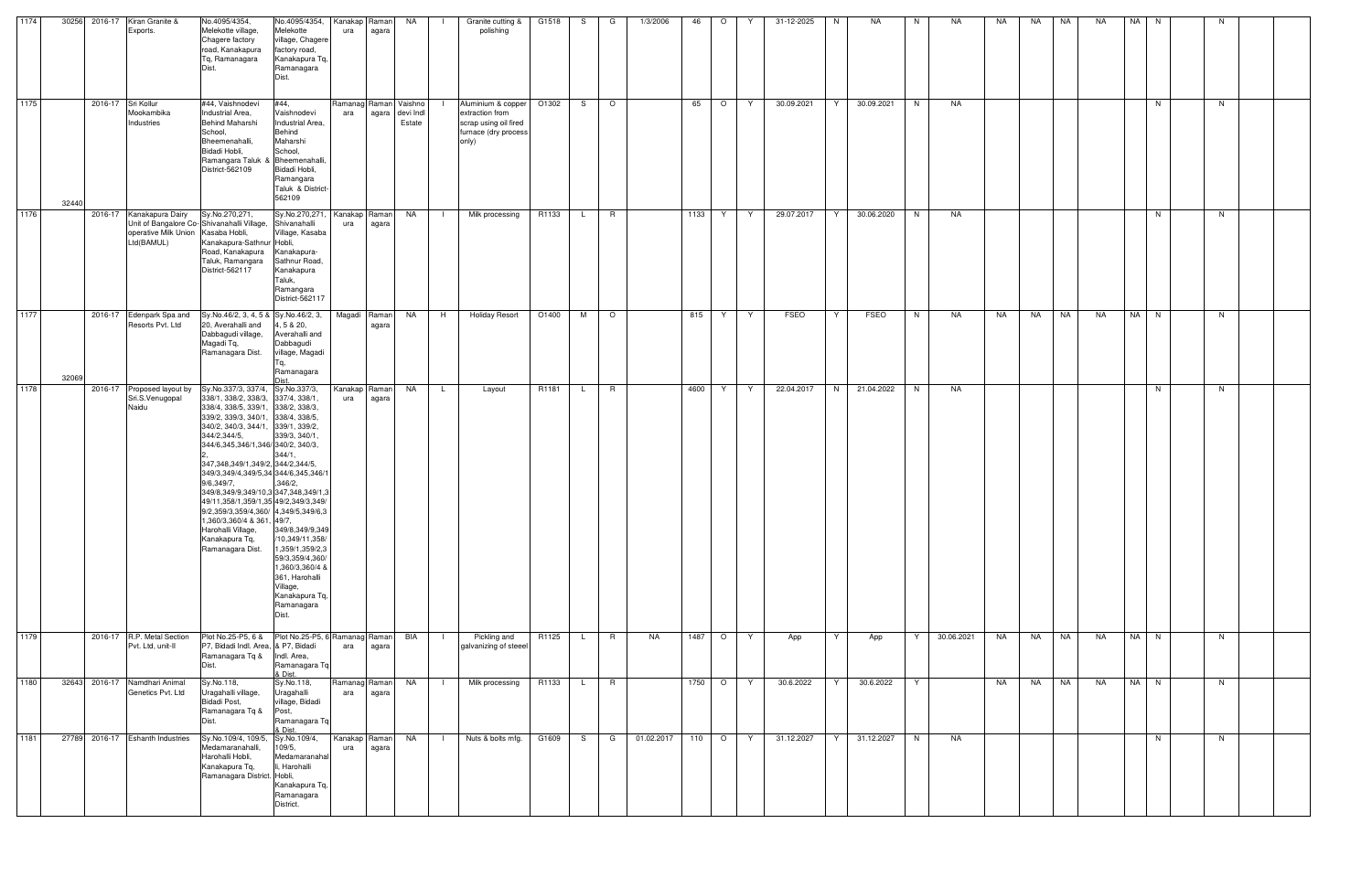| | | | | | | | | | | | | | | | | | | | | | | | | | | | | | | | | |
|---|---|---|---|---|---|---|---|---|---|---|---|---|---|---|---|---|---|---|---|---|---|---|---|---|---|---|---|---|---|---|---|---|
| 1174 | 30256 | 2016-17 | Kiran Granite & Exports. | No.4095/4354, Melekotte village, Chagere factory road, Kanakapura Tq, Ramanagara Dist. | No.4095/4354, Melekotte village, Chagere factory road, Kanakapura Tq, Ramanagara Dist. | Kanakapura | Ramanagara | NA | I | Granite cutting & polishing | G1518 | S | G | 1/3/2006 | 46 | O | Y | 31-12-2025 | N | NA | N | NA | NA | NA | NA | NA | NA | N | | N | | |
| 1175 | 32440 | 2016-17 | Sri Kollur Mookambika Industries | #44, Vaishnodevi Industrial Area, Behind Maharshi School, Bheemenahalli, Bidadi Hobli, Ramangara Taluk & District-562109 | #44, Vaishnodevi Industrial Area, Behind Maharshi School, Bheemenahalli, Bidadi Hobli, Ramangara Taluk & District-562109 | Ramanagara | Ramanagara | Vaishno devi Indl Estate | I | Aluminium & copper extraction from scrap using oil fired furnace (dry process only) | O1302 | S | O | | 65 | O | Y | 30.09.2021 | Y | 30.09.2021 | N | NA | | | | | | N | | N | | |
| 1176 | | 2016-17 | Kanakapura Dairy Unit of Bangalore Co-operative Milk Union Ltd(BAMUL) | Sy.No.270,271, Shivanahalli Village, Kasaba Hobli, Kanakapura-Sathnur Road, Kanakapura Taluk, Ramangara District-562117 | Sy.No.270,271, Shivanahalli Village, Kasaba Hobli, Kanakapura-Sathnur Road, Kanakapura Taluk, Ramangara District-562117 | Kanakapura | Ramanagara | NA | I | Milk processing | R1133 | L | R | | 1133 | Y | Y | 29.07.2017 | Y | 30.06.2020 | N | NA | | | | | | N | | N | | |
| 1177 | 32069 | 2016-17 | Edenpark Spa and Resorts Pvt. Ltd | Sy.No.46/2, 3, 4, 5 & 20, Averahalli and Dabbagudi village, Magadi Tq, Ramanagara Dist. | Sy.No.46/2, 3, 4, 5 & 20, Averahalli and Dabbagudi village, Magadi Tq, Ramanagara Dist. | Magadi | Ramanagara | NA | H | Holiday Resort | O1400 | M | O | | 815 | Y | Y | FSEO | Y | FSEO | N | NA | NA | NA | NA | NA | NA | N | | N | | |
| 1178 | | 2016-17 | Proposed layout by Sri.S.Venugopal Naidu | Sy.No.337/3, 337/4, 338/1, 338/2, 338/3, 338/4, 338/5, 339/1, 339/2, 339/3, 340/1, 340/2, 340/3, 344/1, 344/2,344/5, 344/6,345,346/1,346/2, 347,348,349/1,349/2, 349/3,349/4,349/5,349/6,349/7, 349/8,349/9,349/10,349/11,358/1,359/1,359/2,359/3,359/4,360/1,360/3,360/4 & 361, Harohalli Village, Kanakapura Tq, Ramanagara Dist. | Sy.No.337/3, 337/4, 338/1, 338/2, 338/3, 338/4, 338/5, 339/1, 339/2, 339/3, 340/1, 340/2, 340/3, 344/1, 344/2,344/5, 344/6,345,346/1,346/2, 347,348,349/1,349/2,349/3,349/4,349/5,349/6,349/7, 349/8,349/9,349/10,349/11,358/1,359/1,359/2,359/3,359/4,360/1,360/3,360/4 & 361, Harohalli Village, Kanakapura Tq, Ramanagara Dist. | Kanakapura | Ramanagara | NA | L | Layout | R1181 | L | R | | 4600 | Y | Y | 22.04.2017 | N | 21.04.2022 | N | NA | | | | | | N | | N | | |
| 1179 | | 2016-17 | R.P. Metal Section Pvt. Ltd, unit-II | Plot No.25-P5, 6 & P7, Bidadi Indl. Area, Ramanagara Tq & Dist. | Plot No.25-P5, 6 & P7, Bidadi Indl. Area, Ramanagara Tq & Dist. | Ramanagara | Ramanagara | BIA | I | Pickling and galvanizing of steeel | R1125 | L | R | NA | 1487 | O | Y | App | Y | App | Y | 30.06.2021 | NA | NA | NA | NA | NA | N | | N | | |
| 1180 | 32643 | 2016-17 | Namdhari Animal Genetics Pvt. Ltd | Sy.No.118, Uragahalli village, Bidadi Post, Ramanagara Tq & Dist. | Sy.No.118, Uragahalli village, Bidadi Post, Ramanagara Tq & Dist. | Ramanagara | Ramanagara | NA | I | Milk processing | R1133 | L | R | | 1750 | O | Y | 30.6.2022 | Y | 30.6.2022 | Y | | NA | NA | NA | NA | NA | N | | N | | |
| 1181 | 27789 | 2016-17 | Eshanth Industries | Sy.No.109/4, 109/5, Medamaranahalli, Harohalli Hobli, Kanakapura Tq, Ramanagara District. | Sy.No.109/4, 109/5, Medamaranahalli, Harohalli Hobli, Kanakapura Tq, Ramanagara District. | Kanakapura | Ramanagara | NA | I | Nuts & bolts mfg. | G1609 | S | G | 01.02.2017 | 110 | O | Y | 31.12.2027 | Y | 31.12.2027 | N | NA | | | | | | N | | N | | |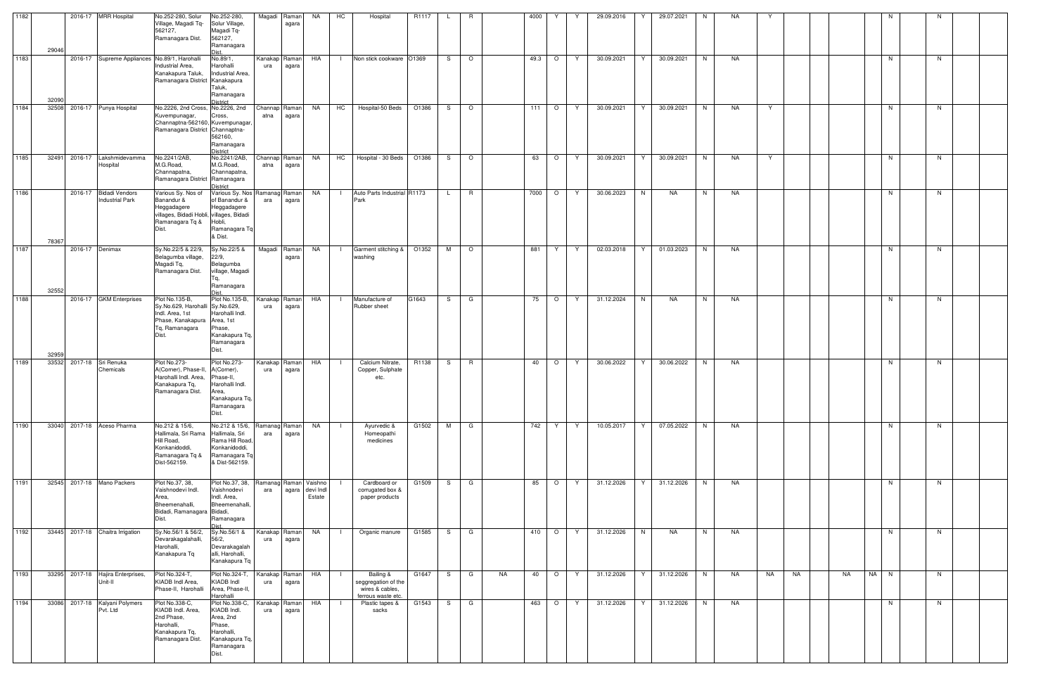| | | | | | | | | | | | | | | | | | | | | | | | | | | | | | | | | |
|---|---|---|---|---|---|---|---|---|---|---|---|---|---|---|---|---|---|---|---|---|---|---|---|---|---|---|---|---|---|---|---|---|
| 1182 | 29046 | 2016-17 | MRR Hospital | No.252-280, Solur Village, Magadi Tq-562127, Ramanagara Dist. | No.252-280, Solur Village, Magadi Tq-562127, Ramanagara Dist. | Magadi | Ramanagara | NA | HC | Hospital | R1117 | L | R | | 4000 | Y | Y | 29.09.2016 | Y | 29.07.2021 | N | NA | Y | | | | | N | | N | | |
| 1183 | 32090 | 2016-17 | Supreme Appliances | No.89/1, Harohalli Industrial Area, Kanakapura Taluk, Ramanagara District | No.89/1, Harohalli Industrial Area, Kanakapura Taluk, Ramanagara District | Kanakapura | Ramanagara | HIA | I | Non stick cookware | O1369 | S | O | | 49.3 | O | Y | 30.09.2021 | Y | 30.09.2021 | N | NA | | | | | | N | | N | | |
| 1184 | 32508 | 2016-17 | Punya Hospital | No.2226, 2nd Cross, Kuvempunagar, Channaptna-562160, Ramanagara District | No.2226, 2nd Cross, Kuvempunagar, Channaptna-562160, Ramanagara District | Channapatna | Ramanagara | NA | HC | Hospital-50 Beds | O1386 | S | O | | 111 | O | Y | 30.09.2021 | Y | 30.09.2021 | N | NA | Y | | | | | N | | N | | |
| 1185 | 32491 | 2016-17 | Lakshmidevamma Hospital | No.2241/2AB, M.G.Road, Channapatna, Ramanagara District | No.2241/2AB, M.G.Road, Channapatna, Ramanagara District | Channapatna | Ramanagara | NA | HC | Hospital - 30 Beds | O1386 | S | O | | 63 | O | Y | 30.09.2021 | Y | 30.09.2021 | N | NA | Y | | | | | N | | N | | |
| 1186 | 78367 | 2016-17 | Bidadi Vendors Industrial Park | Various Sy. Nos of Banandur & Heggadagere villages, Bidadi Hobli, Ramanagara Tq & Dist. | Various Sy. Nos of Banandur & Heggadagere villages, Bidadi Hobli, Ramanagara Tq & Dist. | Ramanagara | Ramanagara | NA | I | Auto Parts Industrial Park | R1173 | L | R | | 7000 | O | Y | 30.06.2023 | N | NA | N | NA | | | | | | N | | N | | |
| 1187 | 32552 | 2016-17 | Denimax | Sy.No.22/5 & 22/9, Belagumba village, Magadi Tq, Ramanagara Dist. | Sy.No.22/5 & 22/9, Belagumba village, Magadi Tq, Ramanagara Dist. | Magadi | Ramanagara | NA | I | Garment stitching & washing | O1352 | M | O | | 881 | Y | Y | 02.03.2018 | Y | 01.03.2023 | N | NA | | | | | | N | | N | | |
| 1188 | 32959 | 2016-17 | GKM Enterprises | Plot No.135-B, Sy.No.629, Harohalli Indl. Area, 1st Phase, Kanakapura Tq, Ramanagara Dist. | Plot No.135-B, Sy.No.629, Harohalli Indl. Area, 1st Phase, Kanakapura Tq, Ramanagara Dist. | Kanakapura | Ramanagara | HIA | I | Manufacture of Rubber sheet | G1643 | S | G | | 75 | O | Y | 31.12.2024 | N | NA | N | NA | | | | | | N | | N | | |
| 1189 | 33532 | 2017-18 | Sri Renuka Chemicals | Plot No.273-A(Corner), Phase-II, Harohalli Indl. Area, Kanakapura Tq, Ramanagara Dist. | Plot No.273-A(Corner), Phase-II, Harohalli Indl. Area, Kanakapura Tq, Ramanagara Dist. | Kanakapura | Ramanagara | HIA | I | Calcium Nitrate, Copper, Sulphate etc. | R1138 | S | R | | 40 | O | Y | 30.06.2022 | Y | 30.06.2022 | N | NA | | | | | | N | | N | | |
| 1190 | 33040 | 2017-18 | Aceso Pharma | No.212 & 15/6, Hallimala, Sri Rama Hill Road, Konkanidoddi, Ramanagara Tq & Dist-562159. | No.212 & 15/6, Hallimala, Sri Rama Hill Road, Konkanidoddi, Ramanagara Tq & Dist-562159. | Ramanagara | Ramanagara | NA | I | Ayurvedic & Homeopathi medicines | G1502 | M | G | | 742 | Y | Y | 10.05.2017 | Y | 07.05.2022 | N | NA | | | | | | N | | N | | |
| 1191 | 32545 | 2017-18 | Mano Packers | Plot No.37, 38, Vaishnodevi Indl. Area, Bheemenahalli, Bidadi, Ramanagara Dist. | Plot No.37, 38, Vaishnodevi Indl. Area, Bheemenahalli, Bidadi, Ramanagara Dist. | Ramanagara | Ramanagara | Vaishnodevi Indl Estate | I | Cardboard or corrugated box & paper products | G1509 | S | G | | 85 | O | Y | 31.12.2026 | Y | 31.12.2026 | N | NA | | | | | | N | | N | | |
| 1192 | 33445 | 2017-18 | Chaitra Irrigation | Sy.No.56/1 & 56/2, Devarakagalahalli, Harohalli, Kanakapura Tq | Sy.No.56/1 & 56/2, Devarakagalahalli, Harohalli, Kanakapura Tq | Kanakapura | Ramanagara | NA | I | Organic manure | G1585 | S | G | | 410 | O | Y | 31.12.2026 | N | NA | N | NA | | | | | | N | | N | | |
| 1193 | 33295 | 2017-18 | Hajira Enterprises, Unit-II | Plot No.324-T, KIADB Indl Area, Phase-II, Harohalli | Plot No.324-T, KIADB Indl Area, Phase-II, Harohalli | Kanakapura | Ramanagara | HIA | I | Bailing & seggregation of the wires & cables, ferrous waste etc. | G1647 | S | G | NA | 40 | O | Y | 31.12.2026 | Y | 31.12.2026 | N | NA | NA | NA | | NA | NA | N | | N | | |
| 1194 | 33086 | 2017-18 | Kalyani Polymers Pvt. Ltd | Plot No.338-C, KIADB Indl. Area, 2nd Phase, Harohalli, Kanakapura Tq, Ramanagara Dist. | Plot No.338-C, KIADB Indl. Area, 2nd Phase, Harohalli, Kanakapura Tq, Ramanagara Dist. | Kanakapura | Ramanagara | HIA | I | Plastic tapes & sacks | G1543 | S | G | | 463 | O | Y | 31.12.2026 | Y | 31.12.2026 | N | NA | | | | | | N | | N | | |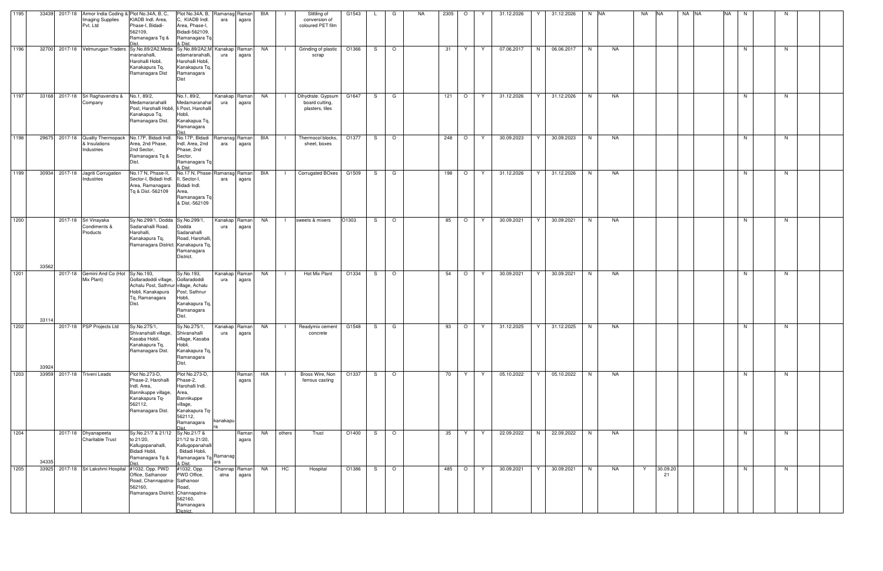| 1195 | 33439 | 2017-18 | Armor India Coding & Imaging Supplies Pvt. Ltd | Plot No.34A, B, C, KIADB Indl. Area, Phase-I, Bidadi-562109, Ramanagara Tq & Dist. | Plot No.34A, B, C, KIADB Indl. Area, Phase-I, Bidadi-562109, Ramanagara Tq & Dist. | Ramanagara | Ramanagara | BIA | I | Slitting of conversion of coloured PET film | G1543 | L | G | NA | 2305 | O | Y | 31.12.2026 | Y | 31.12.2026 | N | NA | NA | NA | NA | NA | NA | N | | N | |
|---|---|---|---|---|---|---|---|---|---|---|---|---|---|---|---|---|---|---|---|---|---|---|---|---|---|---|---|---|---|---|---|
| 1196 | 32700 | 2017-18 | Velmurugan Traders | Sy.No.89/2A2,Medamaranahalli, Harohalli Hobli, Kanakapura Tq, Ramanagara Dist | Sy.No.89/2A2,Medamaranahalli, Harohalli Hobli, Kanakapura Tq, Ramanagara Dist | Kanakapura | Ramanagara | NA | I | Grinding of plastic scrap | O1366 | S | O | | 31 | Y | Y | 07.06.2017 | N | 06.06.2017 | N | NA | | | | | | N | | N | |
| 1197 | 33168 | 2017-18 | Sri Raghavendra & Company | No.1, 89/2, Medamaranahalli Post, Harohalli Hobli, Kanakapua Tq, Ramanagara Dist. | No.1, 89/2, Medamaranahalli Post, Harohalli Hobli, Kanakapua Tq, Ramanagara Dist. | Kanakapura | Ramanagara | NA | I | Dihydrate. Gypsum board cutting, plasters, tiles | G1647 | S | G | | 121 | O | Y | 31.12.2026 | Y | 31.12.2026 | N | NA | | | | | | N | | N | |
| 1198 | 29675 | 2017-18 | Quality Thermopack & Insulations Industries | No.17P, Bidadi Indl. Area, 2nd Phase, 2nd Sector, Ramanagara Tq & Dist. | No.17P, Bidadi Indl. Area, 2nd Phase, 2nd Sector, Ramanagara Tq & Dist. | Ramanagara | Ramanagara | BIA | I | Thermocol blocks, sheet, boxes | O1377 | S | O | | 248 | O | Y | 30.09.2023 | Y | 30.09.2023 | N | NA | | | | | | N | | N | |
| 1199 | 30934 | 2017-18 | Jagriti Corrugation Industries | No.17 N, Phase-II, Sector-I, Bidadi Indl. Area, Ramanagara Tq & Dist.-562109 | No.17 N, Phase-II, Sector-I, Bidadi Indl. Area, Ramanagara Tq & Dist.-562109 | Ramanagara | Ramanagara | BIA | I | Corrugated BOxes | G1509 | S | G | | 198 | O | Y | 31.12.2026 | Y | 31.12.2026 | N | NA | | | | | | N | | N | |
| 1200 | 33562 | 2017-18 | Sri Vinayaka Condiments & Products | Sy.No.299/1, Dodda Sadanahalli Road, Harohalli, Kanakapura Tq, Ramanagara District. | Sy.No.299/1, Dodda Sadanahalli Road, Harohalli, Kanakapura Tq, Ramanagara District. | Kanakapura | Ramanagara | NA | I | sweets & mixers | O1303 | S | O | | 85 | O | Y | 30.09.2021 | Y | 30.09.2021 | N | NA | | | | | | N | | N | |
| 1201 | 33114 | 2017-18 | Gemini And Co (Hot Mix Plant) | Sy.No.193, Gollaradoddi village, Achalu Post, Sathnur Hobli, Kanakapura Tq, Ramanagara Dist. | Sy.No.193, Gollaradoddi village, Achalu Post, Sathnur Hobli, Kanakapura Tq, Ramanagara Dist. | Kanakapura | Ramanagara | NA | I | Hot Mix Plant | O1334 | S | O | | 54 | O | Y | 30.09.2021 | Y | 30.09.2021 | N | NA | | | | | | N | | N | |
| 1202 | 33924 | 2017-18 | PSP Projects Ltd | Sy.No.275/1, Shivanahalli village, Kasaba Hobli, Kanakapura Tq, Ramanagara Dist. | Sy.No.275/1, Shivanahalli village, Kasaba Hobli, Kanakapura Tq, Ramanagara Dist. | Kanakapura | Ramanagara | NA | I | Readymix cement concrete | G1548 | S | G | | 93 | O | Y | 31.12.2025 | Y | 31.12.2025 | N | NA | | | | | | N | | N | |
| 1203 | 33959 | 2017-18 | Triveni Leads | Plot No.273-D, Phase-2, Harohalli Indl. Area, Bannikuppe village, Kanakapura Tq-562112, Ramanagara Dist. | Plot No.273-D, Phase-2, Harohalli Indl. Area, Bannikuppe village, Kanakapura Tq-562112, Ramanagara Dist. | kanakapura | Ramanagara | HIA | I | Bross Wire, Non ferrous casting | O1337 | S | O | | 70 | Y | Y | 05.10.2022 | Y | 05.10.2022 | N | NA | | | | | | N | | N | |
| 1204 | 34335 | 2017-18 | Dhyanapeeta Charitable Trust | Sy.No.21/7 & 21/12 to 21/20, Kallugopanahalli, Bidadi Hobli, Ramanagara Tq & Dist. | Sy.No.21/7 & 21/12 to 21/20, Kallugopanahalli, Bidadi Hobli, Ramanagara Tq & Dist. | Ramanagara | Ramanagara | NA | others | Trust | O1400 | S | O | | 35 | Y | Y | 22.09.2022 | N | 22.09.2022 | N | NA | | | | | | N | | N | |
| 1205 | 33925 | 2017-18 | Sri Lakshmi Hospital | #1032, Opp. PWD Office, Sathanoor Road, Channapatna-562160, Ramanagara District. | #1032, Opp. PWD Office, Sathanoor Road, Channapatna-562160, Ramanagara District. | Channapatna | Ramanagara | NA | HC | Hospital | O1386 | S | O | | 485 | O | Y | 30.09.2021 | Y | 30.09.2021 | N | NA | Y | 30.09.2021 | | | | N | | N | |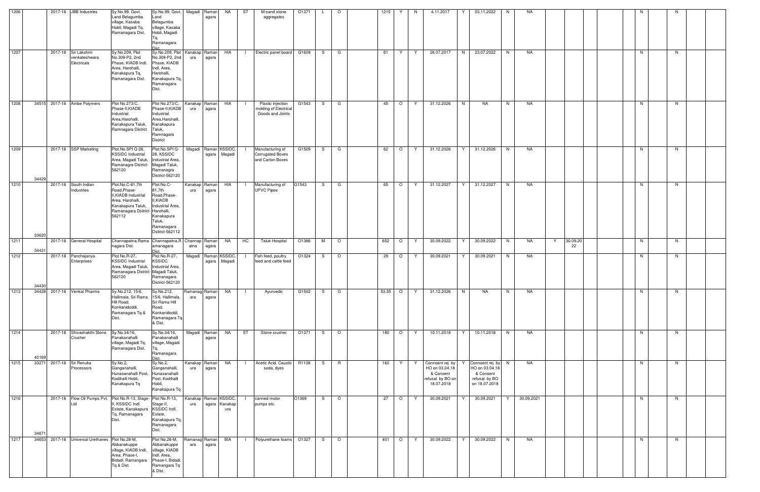| 1206 | | 2017-18 | JBB Industries | Sy.No.99, Govt. Land Belagumba village, Kasaba Hobli, Magadi Tq, Ramanagara Dist. | Sy.No.99, Govt. Land Belagumba village, Kasaba Hobli, Magadi Tq, Ramanagara Dist. | Magadi | Ramanagara | NA | ST | M-sand stone aggregates | O1371 | L | O | | 1215 | Y | N | 4.11.2017 | Y | 03.11.2022 | N | NA | | | | | | N | | N | |
|---|---|---|---|---|---|---|---|---|---|---|---|---|---|---|---|---|---|---|---|---|---|---|---|---|---|---|---|---|---|---|---|
| 1207 | | 2017-18 | Sri Lakshmi venkateshwara Electricals | Sy.No.209, Plot No.309-P2, 2nd Phase, KIADB Indl. Area, Harohalli, Kanakapura Tq, Ramanagara Dist. | Sy.No.209, Plot No.309-P2, 2nd Phase, KIADB Indl. Area, Harohalli, Kanakapura Tq, Ramanagara Dist. | Kanakapura | Ramanagara | HIA | I | Electric panel board | G1609 | S | G | | 61 | Y | Y | 26.07.2017 | N | 23.07.2022 | N | NA | | | | | | N | | N | |
| 1208 | 34515 | 2017-18 | Ambe Polymers | Plot No.273/C, Phase-II,KIADB Industrial Area,Harohalli, Kanakapura Taluk, Ramnagara District | Plot No.273/C, Phase-II,KIADB Industrial Area,Harohalli, Kanakapura Taluk, Ramnagara District | Kanakapura | Ramanagara | HIA | I | Plastic injection molding of Electrical Goods and Joints | G1543 | S | G | | 45 | O | Y | 31.12.2026 | N | NA | N | NA | | | | | | N | | N | |
| 1209 | 34429 | 2017-18 | SSP Marketing | Plot.No.SPI Q-26, KSSIDC Industrial Area, Magadi Taluk, Ramanagra District-562120 | Plot.No.SPI Q-26, KSSIDC Industrial Area, Magadi Taluk, Ramanagra District-562120 | Magadi | Ramanagara | KSSIDC, Magadi | I | Manufacturing of Corrugated Boxes and Carton Boxes | G1509 | S | G | | 62 | O | Y | 31.12.2026 | Y | 31.12.2026 | N | NA | | | | | | N | | N | |
| 1210 | 33620 | 2017-18 | South Indian Industries | Plot.No.C-81,7th Road,Phase-II,KIADB Industrial Area, Harohalli, Kanakapura Taluk, Ramanagara Dsitrict-562112 | Plot.No.C-81,7th Road,Phase-II,KIADB Industrial Area, Harohalli, Kanakapura Taluk, Ramanagara Dsitrict-562112 | Kanakapura | Ramanagara | HIA | I | Manufacturing of UPVC Pipes | G1543 | S | G | | 65 | O | Y | 31.12.2027 | Y | 31.12.2027 | N | NA | | | | | | N | | N | |
| 1211 | 34431 | 2017-18 | General Hospital | Channapatna,Ramanagara Dist. | Channapatna,Ramanagara Dist. | Channapatna | Ramanagara | NA | HC | Taluk Hospital | O1386 | M | O | | 652 | O | Y | 30.09.2022 | Y | 30.09.2022 | N | NA | Y | 30.09.2022 | | | | N | | N | |
| 1212 | 34430 | 2017-18 | Panchajanya Enterprises | Plot No.R-27, KSSIDC Industrial Area, Magadi Taluk, Ramanagara District-562120 | Plot No.R-27, KSSIDC Industrial Area, Magadi Taluk, Ramanagara District-562120 | Magadi | Ramanagara | KSSIDC, Magadi | I | Fish feed, poultry feed and cattle feed | O1324 | S | O | | 29 | O | Y | 30.09.2021 | Y | 30.09.2021 | N | NA | | | | | | N | | N | |
| 1213 | 34428 | 2017-18 | Venkat Pharma | Sy.No.212, 15/6, Hallimala, Sri Rama Hill Road, Konkanidoddi, Ramanagara Tq & Dist. | Sy.No.212, 15/6, Hallimala, Sri Rama Hill Road, Konkanidoddi, Ramanagara Tq & Dist. | Ramanagara | Ramanagara | NA | I | Ayurvedic | G1502 | S | G | | 53.35 | O | Y | 31.12.2026 | N | NA | N | NA | | | | | | N | | N | |
| 1214 | 40169 | 2017-18 | Shivashakthi Stone Crusher | Sy.No.34/16, Panakanahalli village, Magadi Tq, Ramanagara Dist. | Sy.No.34/16, Panakanahalli village, Magadi Tq, Ramanagara Dist. | Magadi | Ramanagara | NA | ST | Stone crusher | O1371 | S | O | | 180 | O | Y | 10.11.2018 | Y | 10.11.2018 | N | NA | | | | | | N | | N | |
| 1215 | 33271 | 2017-18 | Sri Renuka Processors | Sy.No.2, Ganganahalli, Hunasanahalli Post, Kodihalli Hobli, Kanakapura Tq | Sy.No.2, Ganganahalli, Hunasanahalli Post, Kodihalli Hobli, Kanakapura Tq | Kanakapura | Ramanagara | NA | I | Acetic Acid, Caustic soda, dyes | R1138 | S | R | | 160 | Y | Y | Connsent rej by HO on 03.04.18 & Consent refusal by BO on 18.07.2018 | Y | Connsent rej by HO on 03.04.18 & Consent refusal by BO on 18.07.2018 | N | NA | | | | | | N | | N | |
| 1216 | 34671 | 2017-18 | Flow Oil Pumps Pvt. Ltd | Plot No.R-13, Stage-II, KSSIDC Indl. Estate, Kanakapura Tq, Ramanagara Dist. | Plot No.R-13, Stage-II, KSSIDC Indl. Estate, Kanakapura Tq, Ramanagara Dist. | Kanakapura | Ramanagara | KSSIDC, Kanakapura | I | canned motor pumps etc. | O1369 | S | O | | 27 | O | Y | 30.09.2021 | Y | 30.09.2021 | Y | 30.09.2021 | | | | | | N | | N | |
| 1217 | 34653 | 2017-18 | Universal Urethanes | Plot No.28-M, Abbanakuppe village, KIADB Indl. Area, Phase-I, Bidadi, Ramangara Tq & Dist. | Plot No.28-M, Abbanakuppe village, KIADB Indl. Area, Phase-I, Bidadi, Ramangara Tq & Dist. | Ramanagara | Ramanagara | BIA | I | Polyurethane foams | O1327 | S | O | | 401 | O | Y | 30.09.2022 | Y | 30.09.2022 | N | NA | | | | | | N | | N | |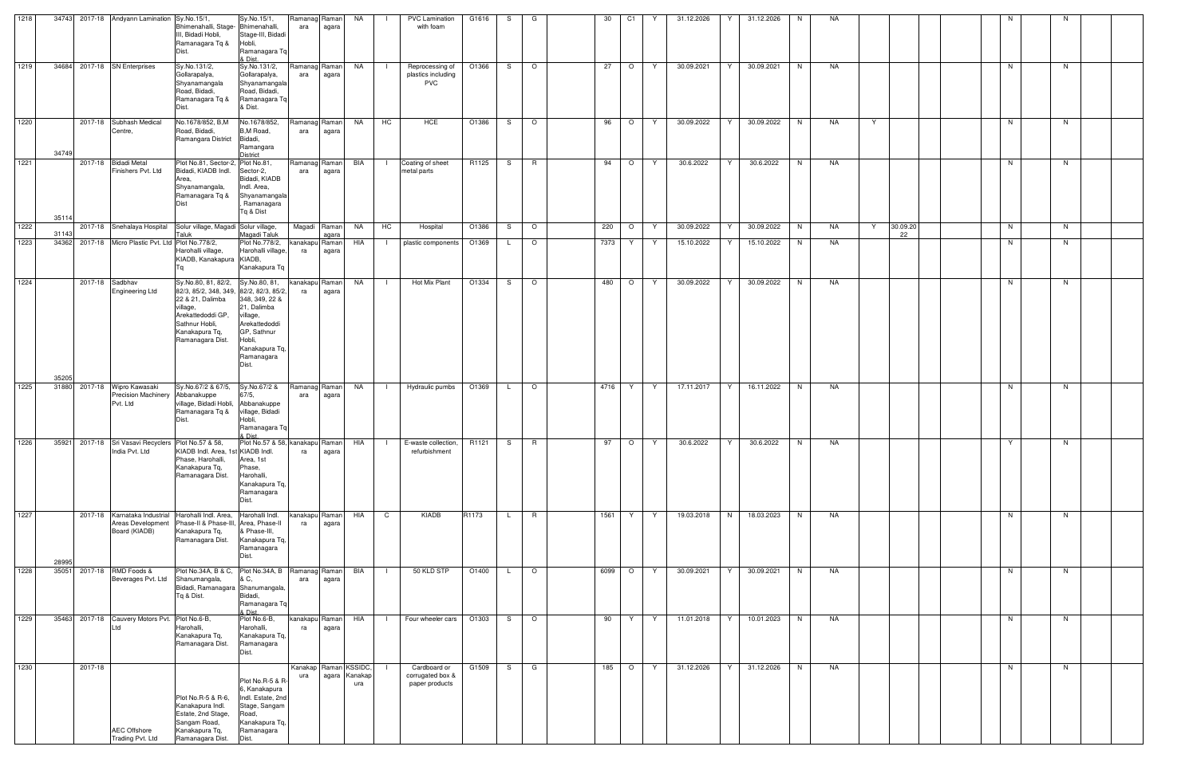| | | | | | | | | | | | | | | | | | | | | | | | | | | | | | | | |
|---|---|---|---|---|---|---|---|---|---|---|---|---|---|---|---|---|---|---|---|---|---|---|---|---|---|---|---|---|---|---|---|
| 1218 | 34743 | 2017-18 | Andyann Lamination | Sy.No.15/1, Bhimenahalli, Stage-III, Bidadi Hobli, Ramanagara Tq & Dist. | Sy.No.15/1, Bhimenahalli, Stage-III, Bidadi Hobli, Ramanagara Tq & Dist. | Ramanagara | Ramanagara | NA | I | PVC Lamination with foam | G1616 | S | G | | 30 | C1 | Y | 31.12.2026 | Y | 31.12.2026 | N | NA | | | | | | N | | N | |
| 1219 | 34684 | 2017-18 | SN Enterprises | Sy.No.131/2, Gollarapalya, Shyanamangala Road, Bidadi, Ramanagara Tq & Dist. | Sy.No.131/2, Gollarapalya, Shyanamangala Road, Bidadi, Ramanagara Tq & Dist. | Ramanagara | Ramanagara | NA | I | Reprocessing of plastics including PVC | O1366 | S | O | | 27 | O | Y | 30.09.2021 | Y | 30.09.2021 | N | NA | | | | | | N | | N | |
| 1220 | 34749 | 2017-18 | Subhash Medical Centre, | No.1678/852, B,M Road, Bidadi, Ramangara District | No.1678/852, B,M Road, Bidadi, Ramangara District | Ramanagara | Ramanagara | NA | HC | HCE | O1386 | S | O | | 96 | O | Y | 30.09.2022 | Y | 30.09.2022 | N | NA | Y | | | | | N | | N | |
| 1221 | 35114 | 2017-18 | Bidadi Metal Finishers Pvt. Ltd | Plot No.81, Sector-2, Bidadi, KIADB Indl. Area, Shyanamangala, Ramanagara Tq & Dist | Plot No.81, Sector-2, Bidadi, KIADB Indl. Area, Shyanamangala, Ramanagara Tq & Dist | Ramanagara | Ramanagara | BIA | I | Coating of sheet metal parts | R1125 | S | R | | 94 | O | Y | 30.6.2022 | Y | 30.6.2022 | N | NA | | | | | | N | | N | |
| 1222 | 31143 | 2017-18 | Snehalaya Hospital | Solur village, Magadi Taluk | Solur village, Magadi Taluk | Magadi | Ramanagara | NA | HC | Hospital | O1386 | S | O | | 220 | O | Y | 30.09.2022 | Y | 30.09.2022 | N | NA | Y | 30.09.2022 | | | | N | | N | |
| 1223 | 34362 | 2017-18 | Micro Plastic Pvt. Ltd | Plot No.778/2, Harohalli village, KIADB, Kanakapura Tq | Plot No.778/2, Harohalli village, KIADB, Kanakapura Tq | kanakapura | Ramanagara | HIA | I | plastic components | O1369 | L | O | | 7373 | Y | Y | 15.10.2022 | Y | 15.10.2022 | N | NA | | | | | | N | | N | |
| 1224 | 35205 | 2017-18 | Sadbhav Engineering Ltd | Sy.No.80, 81, 82/2, 82/3, 85/2, 348, 349, 22 & 21, Dalimba village, Arekattedoddi GP, Sathnur Hobli, Kanakapura Tq, Ramanagara Dist. | Sy.No.80, 81, 82/2, 82/3, 85/2, 348, 349, 22 & 21, Dalimba village, Arekattedoddi GP, Sathnur Hobli, Kanakapura Tq, Ramanagara Dist. | kanakapura | Ramanagara | NA | I | Hot Mix Plant | O1334 | S | O | | 480 | O | Y | 30.09.2022 | Y | 30.09.2022 | N | NA | | | | | | N | | N | |
| 1225 | 31880 | 2017-18 | Wipro Kawasaki Precision Machinery Pvt. Ltd | Sy.No.67/2 & 67/5, Abbanakuppe village, Bidadi Hobli, Ramanagara Tq & Dist. | Sy.No.67/2 & 67/5, Abbanakuppe village, Bidadi Hobli, Ramanagara Tq & Dist. | Ramanagara | Ramanagara | NA | I | Hydraulic pumbs | O1369 | L | O | | 4716 | Y | Y | 17.11.2017 | Y | 16.11.2022 | N | NA | | | | | | N | | N | |
| 1226 | 35921 | 2017-18 | Sri Vasavi Recyclers India Pvt. Ltd | Plot No.57 & 58, KIADB Indl. Area, 1st Phase, Harohalli, Kanakapura Tq, Ramanagara Dist. | Plot No.57 & 58, KIADB Indl. Area, 1st Phase, Harohalli, Kanakapura Tq, Ramanagara Dist. | kanakapura | Ramanagara | HIA | I | E-waste collection, refurbishment | R1121 | S | R | | 97 | O | Y | 30.6.2022 | Y | 30.6.2022 | N | NA | | | | | | Y | | N | |
| 1227 | 28995 | 2017-18 | Karnataka Industrial Areas Development Board (KIADB) | Harohalli Indl. Area, Phase-II & Phase-III, Kanakapura Tq, Ramanagara Dist. | Harohalli Indl. Area, Phase-II & Phase-III, Kanakapura Tq, Ramanagara Dist. | kanakapura | Ramanagara | HIA | C | KIADB | R1173 | L | R | | 1561 | Y | Y | 19.03.2018 | N | 18.03.2023 | N | NA | | | | | | N | | N | |
| 1228 | 35051 | 2017-18 | RMD Foods & Beverages Pvt. Ltd | Plot No.34A, B & C, Shanumangala, Bidadi, Ramanagara Tq & Dist. | Plot No.34A, B & C, Shanumangala, Bidadi, Ramanagara Tq & Dist. | Ramanagara | Ramanagara | BIA | I | 50 KLD STP | O1400 | L | O | | 6099 | O | Y | 30.09.2021 | Y | 30.09.2021 | N | NA | | | | | | N | | N | |
| 1229 | 35463 | 2017-18 | Cauvery Motors Pvt. Ltd | Plot No.6-B, Harohalli, Kanakapura Tq, Ramanagara Dist. | Plot No.6-B, Harohalli, Kanakapura Tq, Ramanagara Dist. | kanakapura | Ramanagara | HIA | I | Four wheeler cars | O1303 | S | O | | 90 | Y | Y | 11.01.2018 | Y | 10.01.2023 | N | NA | | | | | | N | | N | |
| 1230 | | 2017-18 | AEC Offshore Trading Pvt. Ltd | Plot No.R-5 & R-6, Kanakapura Indl. Estate, 2nd Stage, Sangam Road, Kanakapura Tq, Ramanagara Dist. | Plot No.R-5 & R-6, Kanakapura Indl. Estate, 2nd Stage, Sangam Road, Kanakapura Tq, Ramanagara Dist. | Kanakapura | Ramanagara | KSSIDC, Kanakapura | I | Cardboard or corrugated box & paper products | G1509 | S | G | | 185 | O | Y | 31.12.2026 | Y | 31.12.2026 | N | NA | | | | | | N | | N | |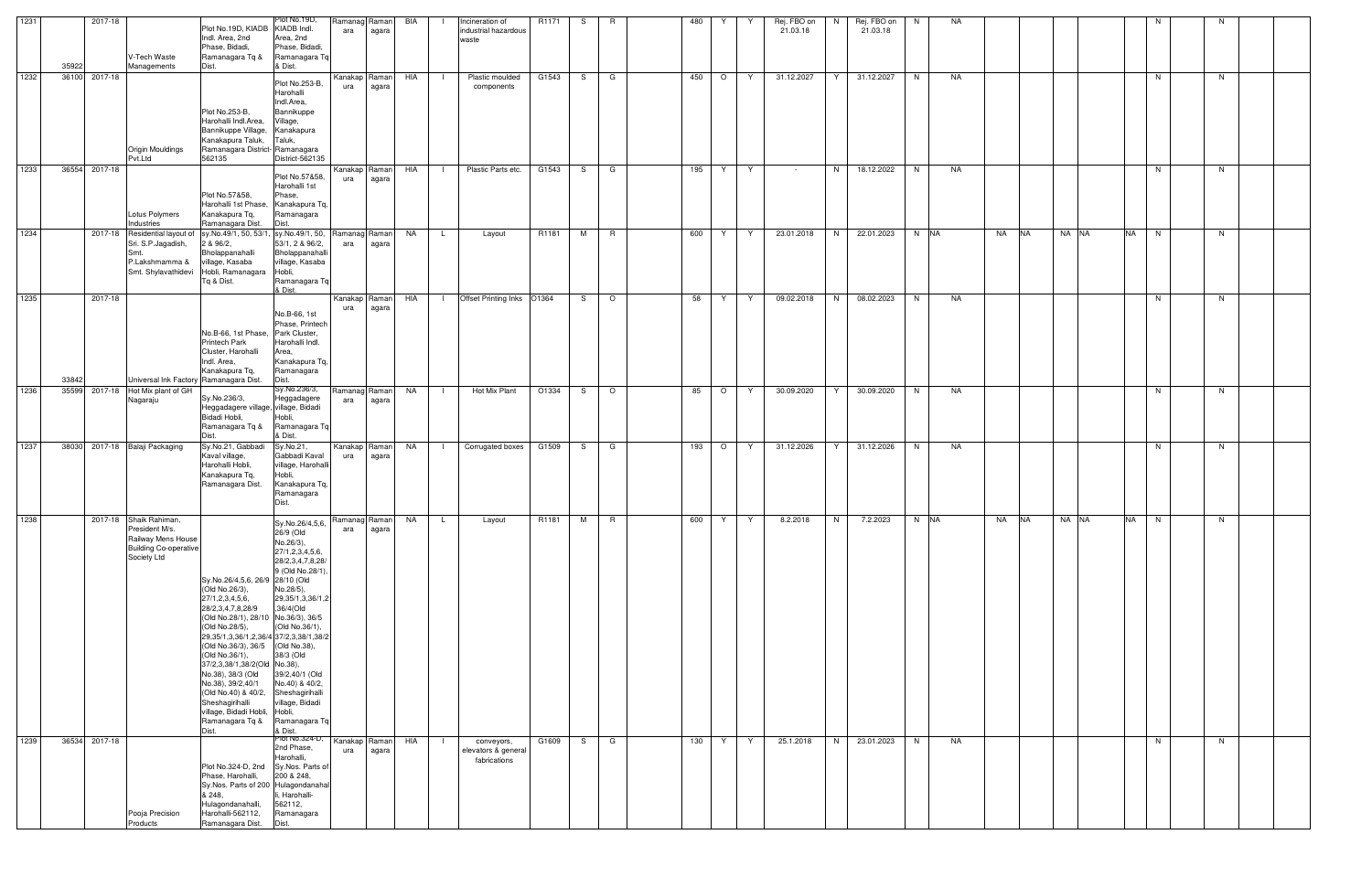| 1231 | 35922 | 2017-18 | V-Tech Waste Managements | Plot No.19D, KIADB Indl. Area, 2nd Phase, Bidadi, Ramanagara Tq & Dist. | Plot No.19D, KIADB Indl. Area, 2nd Phase, Bidadi, Ramanagara Tq & Dist. | Ramanagara | Ramanagara | BIA | I | Incineration of industrial hazardous waste | R1171 | S | R | | 480 | Y | Y | Rej. FBO on 21.03.18 | N | Rej. FBO on 21.03.18 | N | NA | | | | | | | N | | N | | |
|---|---|---|---|---|---|---|---|---|---|---|---|---|---|---|---|---|---|---|---|---|---|---|---|---|---|---|---|---|---|---|---|---|---|
| 1232 | 36100 | 2017-18 | Origin Mouldings Pvt.Ltd | Plot No.253-B, Harohalli Indl.Area, Bannikuppe Village, Kanakapura Taluk, Ramanagara District-562135 | Plot No.253-B, Harohalli Indl.Area, Bannikuppe Village, Kanakapura Taluk, Ramanagara District-562135 | Kanakapura | Ramanagara | HIA | I | Plastic moulded components | G1543 | S | G | | 450 | O | Y | 31.12.2027 | Y | 31.12.2027 | N | NA | | | | | | | N | | N | | |
| 1233 | 36554 | 2017-18 | Lotus Polymers Industries | Plot No.57&58, Harohalli 1st Phase, Kanakapura Tq, Ramanagara Dist. | Plot No.57&58, Harohalli 1st Phase, Kanakapura Tq, Ramanagara Dist. | Kanakapura | Ramanagara | HIA | I | Plastic Parts etc. | G1543 | S | G | | 195 | Y | Y | - | N | 18.12.2022 | N | NA | | | | | | | N | | N | | |
| 1234 | | 2017-18 | Residential layout of Sri. S.P.Jagadish, Smt. P.Lakshmamma & Smt. Shylavathidevi | sy.No.49/1, 50, 53/1, 2 & 96/2, Bholappanahalli village, Kasaba Hobli, Ramanagara Tq & Dist. | sy.No.49/1, 50, 53/1, 2 & 96/2, Bholappanahalli village, Kasaba Hobli, Ramanagara Tq & Dist. | Ramanagara | Ramanagara | NA | L | Layout | R1181 | M | R | | 600 | Y | Y | 23.01.2018 | N | 22.01.2023 | N | NA | NA | NA | NA | NA | NA | | N | | N | | |
| 1235 | 33842 | 2017-18 | Universal Ink Factory | No.B-66, 1st Phase, Printech Park Cluster, Harohalli Indl. Area, Kanakapura Tq, Ramanagara Dist. | No.B-66, 1st Phase, Printech Park Cluster, Harohalli Indl. Area, Kanakapura Tq, Ramanagara Dist. | Kanakapura | Ramanagara | HIA | I | Offset Printing Inks | O1364 | S | O | | 58 | Y | Y | 09.02.2018 | N | 08.02.2023 | N | NA | | | | | | | N | | N | | |
| 1236 | 35599 | 2017-18 | Hot Mix plant of GH Nagaraju | Sy.No.236/3, Heggadagere village, Bidadi Hobli, Ramanagara Tq & Dist. | Sy.No.236/3, Heggadagere village, Bidadi Hobli, Ramanagara Tq & Dist. | Ramanagara | Ramanagara | NA | I | Hot Mix Plant | O1334 | S | O | | 85 | O | Y | 30.09.2020 | Y | 30.09.2020 | N | NA | | | | | | | N | | N | | |
| 1237 | 38030 | 2017-18 | Balaji Packaging | Sy.No.21, Gabbadi Kaval village, Harohalli Hobli, Kanakapura Tq, Ramanagara Dist. | Sy.No.21, Gabbadi Kaval village, Harohalli Hobli, Kanakapura Tq, Ramanagara Dist. | Kanakapura | Ramanagara | NA | I | Corrugated boxes | G1509 | S | G | | 193 | O | Y | 31.12.2026 | Y | 31.12.2026 | N | NA | | | | | | | N | | N | | |
| 1238 | | 2017-18 | Shaik Rahiman, President M/s. Railway Mens House Building Co-operative Society Ltd | Sy.No.26/4,5,6, 26/9 (Old No.26/3), 27/1,2,3,4,5,6, 28/2,3,4,7,8,28/9 (Old No.28/1), 28/10 (Old No.28/5), 29,35/1,3,36/1,2,36/4 (Old No.36/3), 36/5 (Old No.36/1), 37/2,3,38/1,38/2(Old No.38), 38/3 (Old No.38), 39/2,40/1 (Old No.40) & 40/2, Sheshagirihalli village, Bidadi Hobli, Ramanagara Tq & Dist. | Sy.No.26/4,5,6, 26/9 (Old No.26/3), 27/1,2,3,4,5,6, 28/2,3,4,7,8,28/9 (Old No.28/1), 28/10 (Old No.28/5), 29,35/1,3,36/1,2,36/4(Old No.36/3), 36/5 (Old No.36/1), 37/2,3,38/1,38/2 (Old No.38), 38/3 (Old No.38), 39/2,40/1 (Old No.40) & 40/2, Sheshagirihalli village, Bidadi Hobli, Ramanagara Tq & Dist. | Ramanagara | Ramanagara | NA | L | Layout | R1181 | M | R | | 600 | Y | Y | 8.2.2018 | N | 7.2.2023 | N | NA | NA | NA | NA | NA | NA | | N | | N | | |
| 1239 | 36534 | 2017-18 | Pooja Precision Products | Plot No.324-D, 2nd Phase, Harohalli, Sy.Nos. Parts of 200 & 248, Hulagondanahalli, Harohalli-562112, Ramanagara Dist. | Plot No.324-D, 2nd Phase, Harohalli, Sy.Nos. Parts of 200 & 248, Hulagondanahalli, Harohalli-562112, Ramanagara Dist. | Kanakapura | Ramanagara | HIA | I | conveyors, elevators & general fabrications | G1609 | S | G | | 130 | Y | Y | 25.1.2018 | N | 23.01.2023 | N | NA | | | | | | | N | | N | | |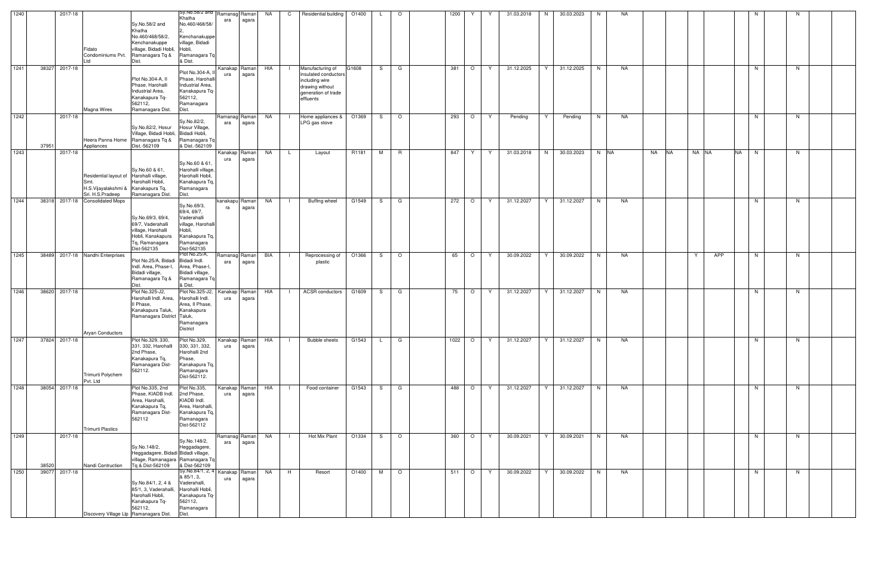| 1240 | | 2017-18 | Fidato Condominiums Pvt. Ltd | Sy.No.58/2 and Khatha No.460/468/58/2, Kenchanakuppe village, Bidadi Hobli, Ramanagara Tq & Dist. | Sy.No.58/2 and Khatha No.460/468/58/2, Kenchanakuppe village, Bidadi Hobli, Ramanagara Tq & Dist. | Ramanagara | Ramanagara | NA | C | Residential building | O1400 | L | O | | 1200 | Y | Y | 31.03.2018 | N | 30.03.2023 | N | NA | | | | | | | N | | N | | |
|---|---|---|---|---|---|---|---|---|---|---|---|---|---|---|---|---|---|---|---|---|---|---|---|---|---|---|---|---|---|---|---|---|---|
| 1241 | 38327 | 2017-18 | Magna Wires | Plot No.304-A, II Phase, Harohalli Industrial Area, Kanakapura Tq-562112, Ramanagara Dist. | Plot No.304-A, II Phase, Harohalli Industrial Area, Kanakapura Tq-562112, Ramanagara Dist. | Kanakapura | Ramanagara | HIA | I | Manufacturing of insulated conductors including wire drawing without generation of trade effluents | G1608 | S | G | | 381 | O | Y | 31.12.2025 | Y | 31.12.2025 | N | NA | | | | | | | N | | N | | |
| 1242 | 37951 | 2017-18 | Heera Panna Home Appliances | Sy.No.82/2, Hosur Village, Bidadi Hobli, Ramanagara Tq & Dist.-562109 | Sy.No.82/2, Hosur Village, Bidadi Hobli, Ramanagara Tq & Dist.-562109 | Ramanagara | Ramanagara | NA | I | Home appliances & LPG gas stove | O1369 | S | O | | 293 | O | Y | Pending | Y | Pending | N | NA | | | | | | | N | | N | | |
| 1243 | | 2017-18 | Residential layout of Smt. H.S.Vijayalakshmi & Sri. H.S.Pradeep | Sy.No.60 & 61, Harohalli village, Harohalli Hobli, Kanakapura Tq, Ramanagara Dist. | Sy.No.60 & 61, Harohalli village, Harohalli Hobli, Kanakapura Tq, Ramanagara Dist. | Kanakapura | Ramanagara | NA | L | Layout | R1181 | M | R | | 847 | Y | Y | 31.03.2018 | N | 30.03.2023 | N | NA | NA | NA | NA | NA | | NA | N | | N | | |
| 1244 | 38318 | 2017-18 | Consolidated Mops | Sy.No.69/3, 69/4, 69/7, Vaderahalli village, Harohalli Hobli, Kanakapura Tq, Ramanagara Dist-562135 | Sy.No.69/3, 69/4, 69/7, Vaderahalli village, Harohalli Hobli, Kanakapura Tq, Ramanagara Dist-562135 | kanakapura | Ramanagara | NA | I | Buffing wheel | G1549 | S | G | | 272 | O | Y | 31.12.2027 | Y | 31.12.2027 | N | NA | | | | | | | N | | N | | |
| 1245 | 38489 | 2017-18 | Nandhi Enterprises | Plot No.25/A, Bidadi Indl. Area, Phase-I, Bidadi village, Ramanagara Tq & Dist. | Plot No.25/A, Bidadi Indl. Area, Phase-I, Bidadi village, Ramanagara Tq & Dist. | Ramanagara | Ramanagara | BIA | I | Reprocessing of plastic | O1366 | S | O | | 65 | O | Y | 30.09.2022 | Y | 30.09.2022 | N | NA | | | Y | APP | | | N | | N | | |
| 1246 | 38620 | 2017-18 | Aryan Conductors | Plot No.325-J2, Harohalli Indl. Area, II Phase, Kanakapura Taluk, Ramanagara District | Plot No.325-J2, Harohalli Indl. Area, II Phase, Kanakapura Taluk, Ramanagara District | Kanakapura | Ramanagara | HIA | I | ACSR conductors | G1609 | S | G | | 75 | O | Y | 31.12.2027 | Y | 31.12.2027 | N | NA | | | | | | | N | | N | | |
| 1247 | 37824 | 2017-18 | Trimurti Polychem Pvt. Ltd | Plot No.329, 330, 331, 332, Harohalli 2nd Phase, Kanakapura Tq, Ramanagara Dist-562112. | Plot No.329, 330, 331, 332, Harohalli 2nd Phase, Kanakapura Tq, Ramanagara Dist-562112. | Kanakapura | Ramanagara | HIA | I | Bubble sheets | G1543 | L | G | | 1022 | O | Y | 31.12.2027 | Y | 31.12.2027 | N | NA | | | | | | | N | | N | | |
| 1248 | 38054 | 2017-18 | Trimurti Plastics | Plot No.335, 2nd Phase, KIADB Indl. Area, Harohalli, Kanakapura Tq, Ramanagara Dist-562112 | Plot No.335, 2nd Phase, KIADB Indl. Area, Harohalli, Kanakapura Tq, Ramanagara Dist-562112 | Kanakapura | Ramanagara | HIA | I | Food container | G1543 | S | G | | 488 | O | Y | 31.12.2027 | Y | 31.12.2027 | N | NA | | | | | | | N | | N | | |
| 1249 | 38520 | 2017-18 | Nandi Contruction | Sy.No.148/2, Heggadagere, Bidadi village, Ramanagara Tq & Dist-562109 | Sy.No.148/2, Heggadagere, Bidadi village, Ramanagara Tq & Dist-562109 | Ramanagara | Ramanagara | NA | I | Hot Mix Plant | O1334 | S | O | | 360 | O | Y | 30.09.2021 | Y | 30.09.2021 | N | NA | | | | | | | N | | N | | |
| 1250 | 39077 | 2017-18 | Discovery Village Llp | Sy.No.84/1, 2, 4 & 85/1, 3, Vaderahalli, Harohalli Hobli, Kanakapura Tq-562112, Ramanagara Dist. | Sy.No.84/1, 2, 4 & 85/1, 3, Vaderahalli, Harohalli Hobli, Kanakapura Tq-562112, Ramanagara Dist. | Kanakapura | Ramanagara | NA | H | Resort | O1400 | M | O | | 511 | O | Y | 30.09.2022 | Y | 30.09.2022 | N | NA | | | | | | | N | | N | | |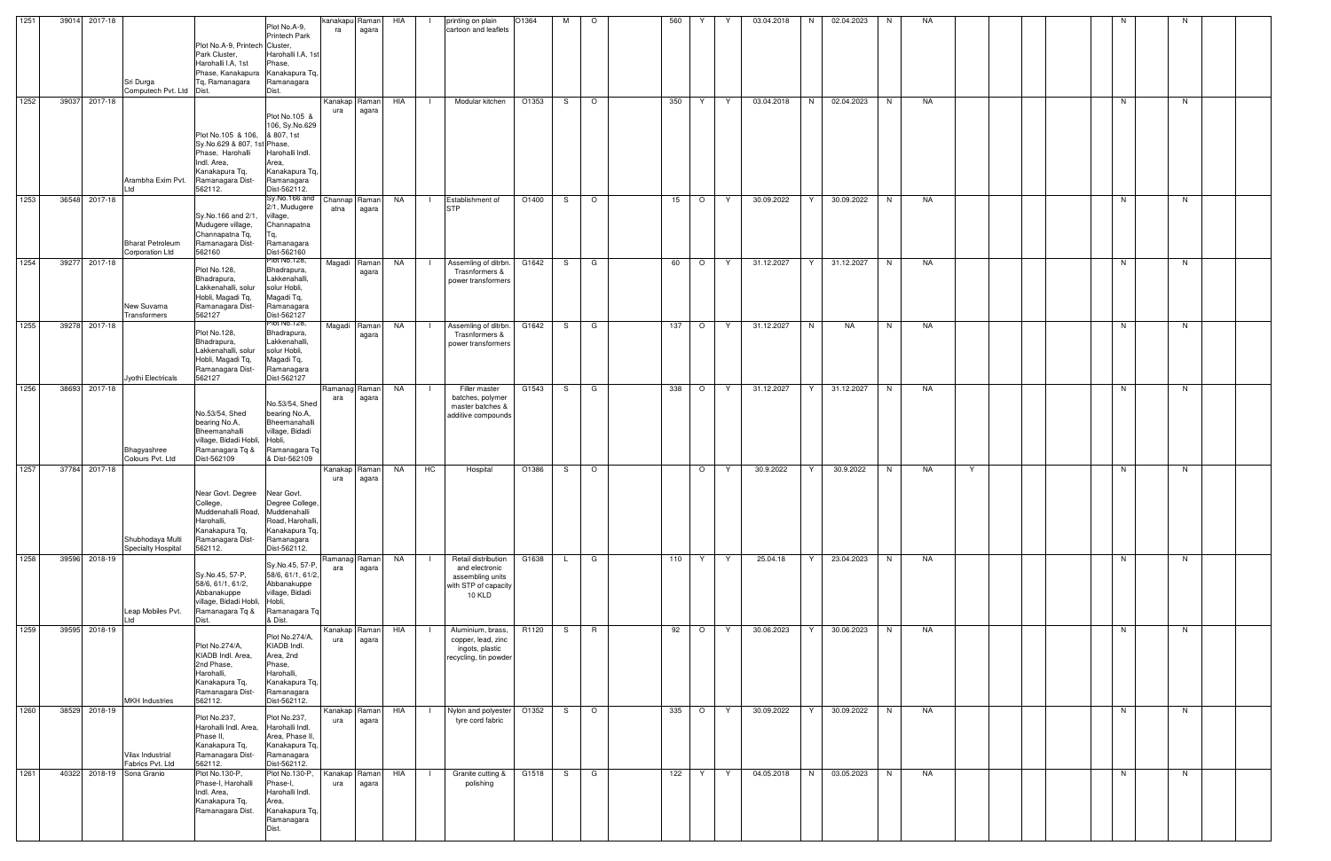| 1251 | 39014 | 2017-18 | Sri Durga Computech Pvt. Ltd | Plot No.A-9, Printech Park Cluster, Harohalli I.A, 1st Phase, Kanakapura Tq, Ramanagara Dist. | Plot No.A-9, Printech Park Cluster, Harohalli I.A, 1st Phase, Kanakapura Tq, Ramanagara Dist. | kanakapura | Ramanagara | HIA | I | printing on plain cartoon and leaflets | O1364 | M | O | | 560 | Y | Y | 03.04.2018 | N | 02.04.2023 | N | NA | | | | | | N | | N | |
|---|---|---|---|---|---|---|---|---|---|---|---|---|---|---|---|---|---|---|---|---|---|---|---|---|---|---|---|---|---|---|---|
| 1252 | 39037 | 2017-18 | Arambha Exim Pvt. Ltd | Plot No.105 & 106, Sy.No.629 & 807, 1st Phase, Harohalli Indl. Area, Kanakapura Tq, Ramanagara Dist-562112. | Plot No.105 & 106, Sy.No.629 & 807, 1st Phase, Harohalli Indl. Area, Kanakapura Tq, Ramanagara Dist-562112. | Kanakapura | Ramanagara | HIA | I | Modular kitchen | O1353 | S | O | | 350 | Y | Y | 03.04.2018 | N | 02.04.2023 | N | NA | | | | | | N | | N | |
| 1253 | 36548 | 2017-18 | Bharat Petroleum Corporation Ltd | Sy.No.166 and 2/1, Mudugere village, Channapatna Tq, Ramanagara Dist-562160 | Sy.No.166 and 2/1, Mudugere village, Channapatna Tq, Ramanagara Dist-562160 | Channapatna | Ramanagara | NA | I | Establishment of STP | O1400 | S | O | | 15 | O | Y | 30.09.2022 | Y | 30.09.2022 | N | NA | | | | | | N | | N | |
| 1254 | 39277 | 2017-18 | New Suvarna Transformers | Plot No.128, Bhadrapura, Lakkenahalli, solur Hobli, Magadi Tq, Ramanagara Dist-562127 | Plot No.128, Bhadrapura, Lakkenahalli, solur Hobli, Magadi Tq, Ramanagara Dist-562127 | Magadi | Ramanagara | NA | I | Assemling of ditrbn. Trasnformers & power transformers | G1642 | S | G | | 60 | O | Y | 31.12.2027 | Y | 31.12.2027 | N | NA | | | | | | N | | N | |
| 1255 | 39278 | 2017-18 | Jyothi Electricals | Plot No.128, Bhadrapura, Lakkenahalli, solur Hobli, Magadi Tq, Ramanagara Dist-562127 | Plot No.128, Bhadrapura, Lakkenahalli, solur Hobli, Magadi Tq, Ramanagara Dist-562127 | Magadi | Ramanagara | NA | I | Assemling of ditrbn. Trasnformers & power transformers | G1642 | S | G | | 137 | O | Y | 31.12.2027 | N | NA | N | NA | | | | | | N | | N | |
| 1256 | 38693 | 2017-18 | Bhagyashree Colours Pvt. Ltd | No.53/54, Shed bearing No.A, Bheemanahalli village, Bidadi Hobli, Ramanagara Tq & Dist-562109 | No.53/54, Shed bearing No.A, Bheemanahalli village, Bidadi Hobli, Ramanagara Tq & Dist-562109 | Ramanagara | Ramanagara | NA | I | Filler master batches, polymer master batches & additive compounds | G1543 | S | G | | 338 | O | Y | 31.12.2027 | Y | 31.12.2027 | N | NA | | | | | | N | | N | |
| 1257 | 37784 | 2017-18 | Shubhodaya Multi Specialty Hospital | Near Govt. Degree College, Muddenahalli Road, Harohalli, Kanakapura Tq, Ramanagara Dist-562112. | Near Govt. Degree College, Muddenahalli Road, Harohalli, Kanakapura Tq, Ramanagara Dist-562112. | Kanakapura | Ramanagara | NA | HC | Hospital | O1386 | S | O | | | O | Y | 30.9.2022 | Y | 30.9.2022 | N | NA | Y | | | | | N | | N | |
| 1258 | 39596 | 2018-19 | Leap Mobiles Pvt. Ltd | Sy.No.45, 57-P, 58/6, 61/1, 61/2, Abbanakuppe village, Bidadi Hobli, Ramanagara Tq & Dist. | Sy.No.45, 57-P, 58/6, 61/1, 61/2, Abbanakuppe village, Bidadi Hobli, Ramanagara Tq & Dist. | Ramanagara | Ramanagara | NA | I | Retail distribution and electronic assembling units with STP of capacity 10 KLD | G1638 | L | G | | 110 | Y | Y | 25.04.18 | Y | 23.04.2023 | N | NA | | | | | | N | | N | |
| 1259 | 39595 | 2018-19 | MKH Industries | Plot No.274/A, KIADB Indl. Area, 2nd Phase, Harohalli, Kanakapura Tq, Ramanagara Dist-562112. | Plot No.274/A, KIADB Indl. Area, 2nd Phase, Harohalli, Kanakapura Tq, Ramanagara Dist-562112. | Kanakapura | Ramanagara | HIA | I | Aluminium, brass, copper, lead, zinc ingots, plastic recycling, tin powder | R1120 | S | R | | 92 | O | Y | 30.06.2023 | Y | 30.06.2023 | N | NA | | | | | | N | | N | |
| 1260 | 38529 | 2018-19 | Vilax Industrial Fabrics Pvt. Ltd | Plot No.237, Harohalli Indl. Area, Phase II, Kanakapura Tq, Ramanagara Dist-562112. | Plot No.237, Harohalli Indl. Area, Phase II, Kanakapura Tq, Ramanagara Dist-562112. | Kanakapura | Ramanagara | HIA | I | Nylon and polyester tyre cord fabric | O1352 | S | O | | 335 | O | Y | 30.09.2022 | Y | 30.09.2022 | N | NA | | | | | | N | | N | |
| 1261 | 40322 | 2018-19 | Sona Granio | Plot No.130-P, Phase-I, Harohalli Indl. Area, Kanakapura Tq, Ramanagara Dist. | Plot No.130-P, Phase-I, Harohalli Indl. Area, Kanakapura Tq, Ramanagara Dist. | Kanakapura | Ramanagara | HIA | I | Granite cutting & polishing | G1518 | S | G | | 122 | Y | Y | 04.05.2018 | N | 03.05.2023 | N | NA | | | | | | N | | N | |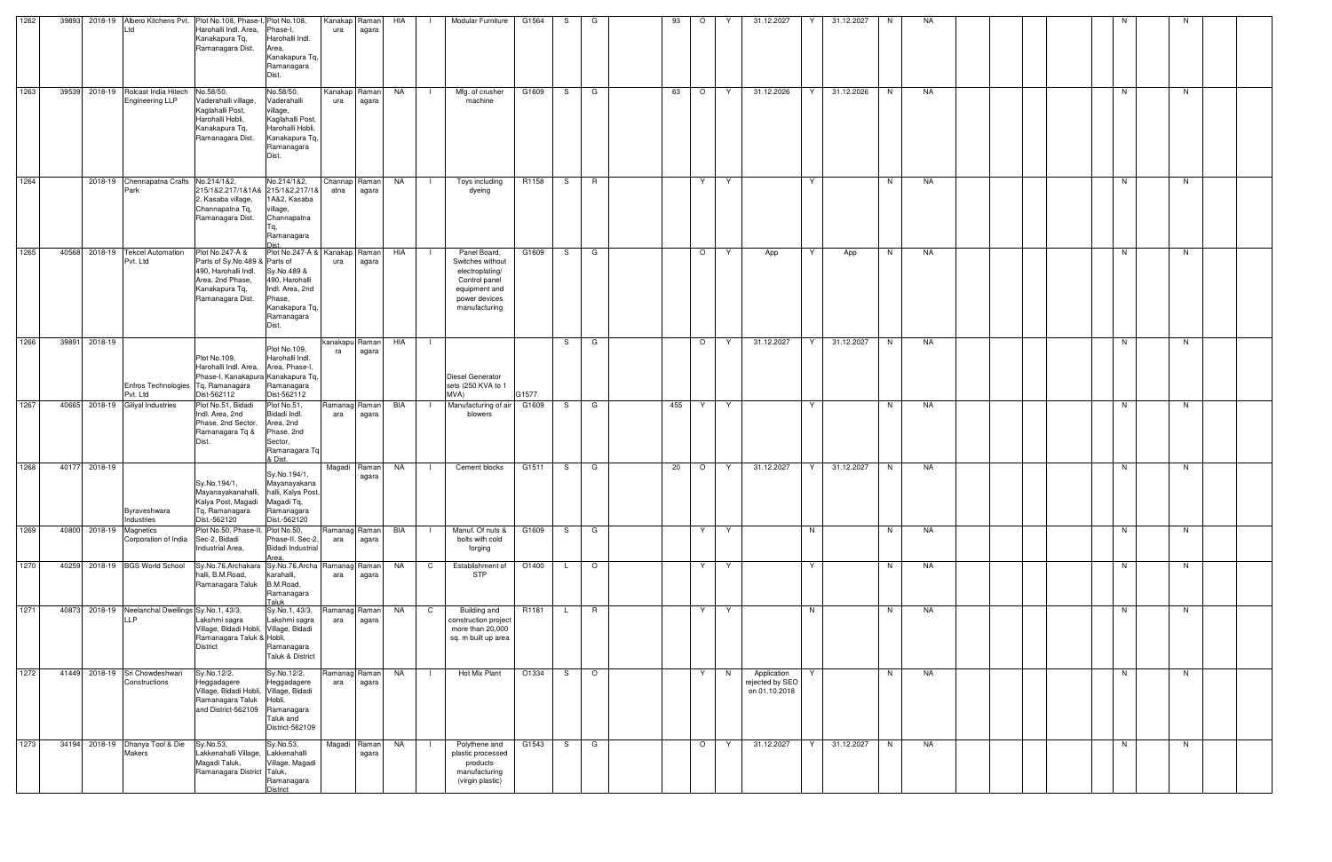| 1262 | 39893 | 2018-19 | Albero Kitchens Pvt. Ltd | Plot No.108, Phase-I, Harohalli Indl. Area, Kanakapura Tq, Ramanagara Dist. | Plot No.108, Phase-I, Harohalli Indl. Area, Kanakapura Tq, Ramanagara Dist. | Kanakapura | Ramanagara | HIA | I | Modular Furniture | G1564 | S | G | | 93 | O | Y | 31.12.2027 | Y | 31.12.2027 | N | NA | | | | | | N | | N | |
|---|---|---|---|---|---|---|---|---|---|---|---|---|---|---|---|---|---|---|---|---|---|---|---|---|---|---|---|---|---|---|---|
| 1263 | 39539 | 2018-19 | Rolcast India Hitech Engineering LLP | No.58/50, Vaderahalli village, Kaglahalli Post, Harohalli Hobli, Kanakapura Tq, Ramanagara Dist. | No.58/50, Vaderahalli village, Kaglahalli Post, Harohalli Hobli, Kanakapura Tq, Ramanagara Dist. | Kanakapura | Ramanagara | NA | I | Mfg. of crusher machine | G1609 | S | G | | 63 | O | Y | 31.12.2026 | Y | 31.12.2026 | N | NA | | | | | | N | | N | |
| 1264 | | 2018-19 | Chennapatna Crafts Park | No.214/1&2, 215/1&2,217/1&1A&2, Kasaba village, Channapatna Tq, Ramanagara Dist. | No.214/1&2, 215/1&2,217/1&1A&2, Kasaba village, Channapatna Tq, Ramanagara Dist. | Channapatna | Ramanagara | NA | I | Toys including dyeing | R1158 | S | R | | | Y | Y | | Y | | N | NA | | | | | | N | | N | |
| 1265 | 40568 | 2018-19 | Tekcel Automation Pvt. Ltd | Plot No.247-A & Parts of Sy.No.489 & 490, Harohalli Indl. Area, 2nd Phase, Kanakapura Tq, Ramanagara Dist. | Plot No.247-A & Parts of Sy.No.489 & 490, Harohalli Indl. Area, 2nd Phase, Kanakapura Tq, Ramanagara Dist. | Kanakapura | Ramanagara | HIA | I | Panel Board, Switches without electroplating/ Control panel equipment and power devices manufacturing | G1609 | S | G | | | O | Y | App | Y | App | N | NA | | | | | | N | | N | |
| 1266 | 39891 | 2018-19 | Enfros Technologies Pvt. Ltd | Plot No.109, Harohalli Indl. Area, Phase-I, Kanakapura Tq, Ramanagara Dist-562112 | Plot No.109, Harohalli Indl. Area, Phase-I, Kanakapura Tq, Ramanagara Dist-562112 | kanakapura | Ramanagara | HIA | I | Diesel Generator sets (250 KVA to 1 MVA) | G1577 | S | G | | | O | Y | 31.12.2027 | Y | 31.12.2027 | N | NA | | | | | | N | | N | |
| 1267 | 40665 | 2018-19 | Giliyal Industries | Plot No.51, Bidadi Indl. Area, 2nd Phase, 2nd Sector, Ramanagara Tq & Dist. | Plot No.51, Bidadi Indl. Area, 2nd Phase, 2nd Sector, Ramanagara Tq & Dist. | Ramanagara | Ramanagara | BIA | I | Manufacturing of air blowers | G1609 | S | G | | 455 | Y | Y | | Y | | N | NA | | | | | | N | | N | |
| 1268 | 40177 | 2018-19 | Byraveshwara Industries | Sy.No.194/1, Mayanayakanahalli, Kalya Post, Magadi Tq, Ramanagara Dist.-562120 | Sy.No.194/1, Mayanayakanahalli, Kalya Post, Magadi Tq, Ramanagara Dist.-562120 | Magadi | Ramanagara | NA | I | Cement blocks | G1511 | S | G | | 20 | O | Y | 31.12.2027 | Y | 31.12.2027 | N | NA | | | | | | N | | N | |
| 1269 | 40800 | 2018-19 | Magnetics Corporation of India | Plot No.50, Phase-II, Sec-2, Bidadi Industrial Area, | Plot No.50, Phase-II, Sec-2, Bidadi Industrial Area, | Ramanagara | Ramanagara | BIA | I | Manuf. Of nuts & bolts with cold forging | G1609 | S | G | | | Y | Y | | N | | N | NA | | | | | | N | | N | |
| 1270 | 40259 | 2018-19 | BGS World School | Sy.No.76,Archakarahalli, B.M.Road, Ramanagara Taluk | Sy.No.76,Archakarahalli, B.M.Road, Ramanagara Taluk | Ramanagara | Ramanagara | NA | C | Establishment of STP | O1400 | L | O | | | Y | Y | | Y | | N | NA | | | | | | N | | N | |
| 1271 | 40873 | 2018-19 | Neelanchal Dwellings LLP | Sy.No.1, 43/3, Lakshmi sagra Village, Bidadi Hobli, Ramanagara Taluk & District | Sy.No.1, 43/3, Lakshmi sagra Village, Bidadi Hobli, Ramanagara Taluk & District | Ramanagara | Ramanagara | NA | C | Building and construction project more than 20,000 sq. m built up area | R1181 | L | R | | | Y | Y | | N | | N | NA | | | | | | N | | N | |
| 1272 | 41449 | 2018-19 | Sri Chowdeshwari Constructions | Sy.No.12/2, Heggadagere Village, Bidadi Hobli, Ramanagara Taluk and District-562109 | Sy.No.12/2, Heggadagere Village, Bidadi Hobli, Ramanagara Taluk and District-562109 | Ramanagara | Ramanagara | NA | I | Hot Mix Plant | O1334 | S | O | | | Y | N | Application rejected by SEO on 01.10.2018 | Y | | N | NA | | | | | | N | | N | |
| 1273 | 34194 | 2018-19 | Dhanya Tool & Die Makers | Sy.No.53, Lakkenahalli Village, Magadi Taluk, Ramanagara District | Sy.No.53, Lakkenahalli Village, Magadi Taluk, Ramanagara District | Magadi | Ramanagara | NA | I | Polythene and plastic processed products manufacturing (virgin plastic) | G1543 | S | G | | | O | Y | 31.12.2027 | Y | 31.12.2027 | N | NA | | | | | | N | | N | |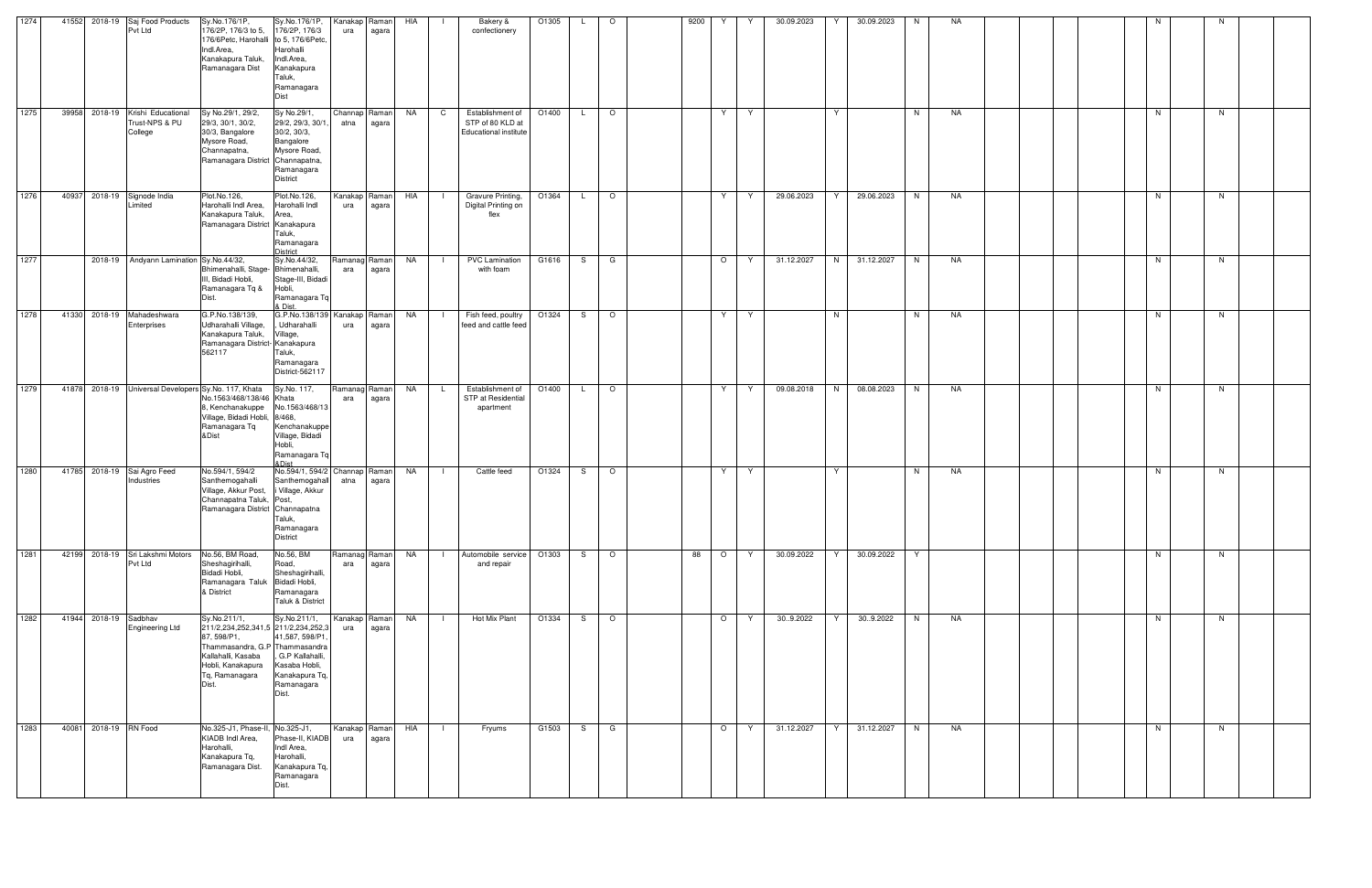| | | | | | | | | | | | | | | | | | | | | | | | | | | | | | | | | |
|---|---|---|---|---|---|---|---|---|---|---|---|---|---|---|---|---|---|---|---|---|---|---|---|---|---|---|---|---|---|---|---|---|
| 1274 | 41552 | 2018-19 | Saj Food Products Pvt Ltd | Sy.No.176/1P, 176/2P, 176/3 to 5, 176/6Petc, Harohalli Indl.Area, Kanakapura Taluk, Ramanagara Dist | Sy.No.176/1P, 176/2P, 176/3 to 5, 176/6Petc, Harohalli Indl.Area, Kanakapura Taluk, Ramanagara Dist | Kanakapura | Ramanagara | HIA | I | Bakery & confectionery | O1305 | L | O | | 9200 | Y | Y | 30.09.2023 | Y | 30.09.2023 | N | NA | | | | | | N | | N | | |
| 1275 | 39958 | 2018-19 | Krishi Educational Trust-NPS & PU College | Sy No.29/1, 29/2, 29/3, 30/1, 30/2, 30/3, Bangalore Mysore Road, Channapatna, Ramanagara District | Sy No.29/1, 29/2, 29/3, 30/1, 30/2, 30/3, Bangalore Mysore Road, Channapatna, Ramanagara District | Channapatna | Ramanagara | NA | C | Establishment of STP of 80 KLD at Educational institute | O1400 | L | O | | | Y | Y | | Y | | N | NA | | | | | | N | | N | | |
| 1276 | 40937 | 2018-19 | Signode India Limited | Plot.No.126, Harohalli Indl Area, Kanakapura Taluk, Ramanagara District | Plot.No.126, Harohalli Indl Area, Kanakapura Taluk, Ramanagara District | Kanakapura | Ramanagara | HIA | I | Gravure Printing, Digital Printing on flex | O1364 | L | O | | | Y | Y | 29.06.2023 | Y | 29.06.2023 | N | NA | | | | | | N | | N | | |
| 1277 | | 2018-19 | Andyann Lamination | Sy.No.44/32, Bhimenahalli, Stage-III, Bidadi Hobli, Ramanagara Tq & Dist. | Sy.No.44/32, Bhimenahalli, Stage-III, Bidadi Hobli, Ramanagara Tq & Dist. | Ramanagara | Ramanagara | NA | I | PVC Lamination with foam | G1616 | S | G | | | O | Y | 31.12.2027 | N | 31.12.2027 | N | NA | | | | | | N | | N | | |
| 1278 | 41330 | 2018-19 | Mahadeshwara Enterprises | G.P.No.138/139, Udharahalli Village, Kanakapura Taluk, Ramanagara District-562117 | G.P.No.138/139, Udharahalli Village, Kanakapura Taluk, Ramanagara District-562117 | Kanakapura | Ramanagara | NA | I | Fish feed, poultry feed and cattle feed | O1324 | S | O | | | Y | Y | | N | | N | NA | | | | | | N | | N | | |
| 1279 | 41878 | 2018-19 | Universal Developers | Sy.No. 117, Khata No.1563/468/138/468, Kenchanakuppe Village, Bidadi Hobli, Ramanagara Tq &Dist | Sy.No. 117, Khata No.1563/468/138/468, Kenchanakuppe Village, Bidadi Hobli, Ramanagara Tq &Dist | Ramanagara | Ramanagara | NA | L | Establishment of STP at Residential apartment | O1400 | L | O | | | Y | Y | 09.08.2018 | N | 08.08.2023 | N | NA | | | | | | N | | N | | |
| 1280 | 41785 | 2018-19 | Sai Agro Feed Industries | No.594/1, 594/2 Santhemogahalli Village, Akkur Post, Channapatna Taluk, Ramanagara District | No.594/1, 594/2 Santhemogahalli Village, Akkur Post, Channapatna Taluk, Ramanagara District | Channapatna | Ramanagara | NA | I | Cattle feed | O1324 | S | O | | | Y | Y | | Y | | N | NA | | | | | | N | | N | | |
| 1281 | 42199 | 2018-19 | Sri Lakshmi Motors Pvt Ltd | No.56, BM Road, Sheshagirihalli, Bidadi Hobli, Ramanagara Taluk & District | No.56, BM Road, Sheshagirihalli, Bidadi Hobli, Ramanagara Taluk & District | Ramanagara | Ramanagara | NA | I | Automobile service and repair | O1303 | S | O | | 88 | O | Y | 30.09.2022 | Y | 30.09.2022 | Y | | | | | | | N | | N | | |
| 1282 | 41944 | 2018-19 | Sadbhav Engineering Ltd | Sy.No.211/1, 211/2,234,252,341,587, 598/P1, Thammasandra, G.P Kallahalli, Kasaba Hobli, Kanakapura Tq, Ramanagara Dist. | Sy.No.211/1, 211/2,234,252,341,587, 598/P1, Thammasandra, G.P Kallahalli, Kasaba Hobli, Kanakapura Tq, Ramanagara Dist. | Kanakapura | Ramanagara | NA | I | Hot Mix Plant | O1334 | S | O | | | O | Y | 30..9.2022 | Y | 30..9.2022 | N | NA | | | | | | N | | N | | |
| 1283 | 40081 | 2018-19 | RN Food | No.325-J1, Phase-II, KIADB Indl Area, Harohalli, Kanakapura Tq, Ramanagara Dist. | No.325-J1, Phase-II, KIADB Indl Area, Harohalli, Kanakapura Tq, Ramanagara Dist. | Kanakapura | Ramanagara | HIA | I | Fryums | G1503 | S | G | | | O | Y | 31.12.2027 | Y | 31.12.2027 | N | NA | | | | | | N | | N | | |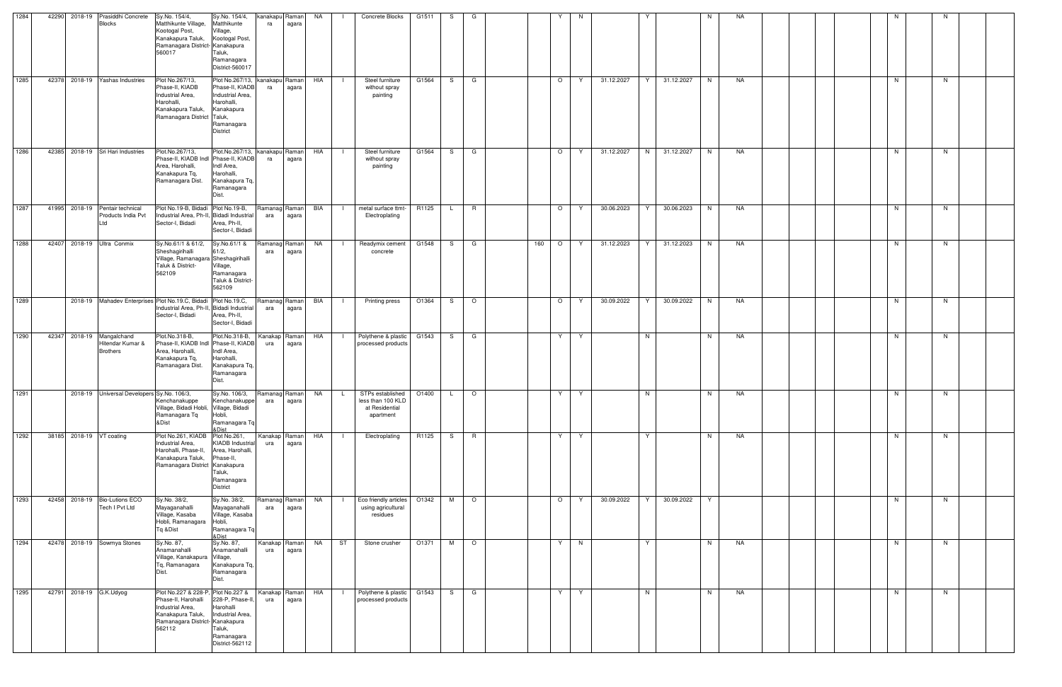| 1284 | 42290 | 2018-19 | Prasiddhi Concrete Blocks | Sy.No. 154/4, Matthikunte Village, Kootogal Post, Kanakapura Taluk, Ramanagara District-560017 | Sy.No. 154/4, Matthikunte Village, Kootogal Post, Kanakapura Taluk, Ramanagara District-560017 | kanakapura | Ramanagara | NA | I | Concrete Blocks | G1511 | S | G | | | Y | N | | Y | | N | NA | | | | | | N | | N | |
|---|---|---|---|---|---|---|---|---|---|---|---|---|---|---|---|---|---|---|---|---|---|---|---|---|---|---|---|---|---|---|---|
| 1285 | 42378 | 2018-19 | Yashas Industries | Plot No.267/13, Phase-II, KIADB Industrial Area, Harohalli, Kanakapura Taluk, Ramanagara District | Plot No.267/13, Phase-II, KIADB Industrial Area, Harohalli, Kanakapura Taluk, Ramanagara District | kanakapura | Ramanagara | HIA | I | Steel furniture without spray painting | G1564 | S | G | | | O | Y | 31.12.2027 | Y | 31.12.2027 | N | NA | | | | | | N | | N | |
| 1286 | 42385 | 2018-19 | Sri Hari Industries | Plot.No.267/13, Phase-II, KIADB Indl Area, Harohalli, Kanakapura Tq, Ramanagara Dist. | Plot.No.267/13, Phase-II, KIADB Indl Area, Harohalli, Kanakapura Tq, Ramanagara Dist. | kanakapura | Ramanagara | HIA | I | Steel furniture without spray painting | G1564 | S | G | | | O | Y | 31.12.2027 | N | 31.12.2027 | N | NA | | | | | | N | | N | |
| 1287 | 41995 | 2018-19 | Pentair technical Products India Pvt Ltd | Plot No.19-B, Bidadi Industrial Area, Ph-II, Sector-I, Bidadi | Plot No.19-B, Bidadi Industrial Area, Ph-II, Sector-I, Bidadi | Ramanagara | Ramanagara | BIA | I | metal surface trmt-Electroplating | R1125 | L | R | | | O | Y | 30.06.2023 | Y | 30.06.2023 | N | NA | | | | | | N | | N | |
| 1288 | 42407 | 2018-19 | Ultra Conmix | Sy.No.61/1 & 61/2, Sheshagirihalli Village, Ramanagara Taluk & District-562109 | Sy.No.61/1 & 61/2, Sheshagirihalli Village, Ramanagara Taluk & District-562109 | Ramanagara | Ramanagara | NA | I | Readymix cement concrete | G1548 | S | G | | 160 | O | Y | 31.12.2023 | Y | 31.12.2023 | N | NA | | | | | | N | | N | |
| 1289 | | 2018-19 | Mahadev Enterprises | Plot No.19.C, Bidadi Industrial Area, Ph-II, Sector-I, Bidadi | Plot No.19.C, Bidadi Industrial Area, Ph-II, Sector-I, Bidadi | Ramanagara | Ramanagara | BIA | I | Printing press | O1364 | S | O | | | O | Y | 30.09.2022 | Y | 30.09.2022 | N | NA | | | | | | N | | N | |
| 1290 | 42347 | 2018-19 | Mangalchand Hitendar Kumar & Brothers | Plot.No.318-B, Phase-II, KIADB Indl Area, Harohalli, Kanakapura Tq, Ramanagara Dist. | Plot.No.318-B, Phase-II, KIADB Indl Area, Harohalli, Kanakapura Tq, Ramanagara Dist. | Kanakapura | Ramanagara | HIA | I | Polythene & plastic processed products | G1543 | S | G | | | Y | Y | | N | | N | NA | | | | | | N | | N | |
| 1291 | | 2018-19 | Universal Developers | Sy.No. 106/3, Kenchanakuppe Village, Bidadi Hobli, Ramanagara Tq &Dist | Sy.No. 106/3, Kenchanakuppe Village, Bidadi Hobli, Ramanagara Tq &Dist | Ramanagara | Ramanagara | NA | L | STPs established less than 100 KLD at Residential apartment | O1400 | L | O | | | Y | Y | | N | | N | NA | | | | | | N | | N | |
| 1292 | 38185 | 2018-19 | VT coating | Plot No.261, KIADB Industrial Area, Harohalli, Phase-II, Kanakapura Taluk, Ramanagara District | Plot No.261, KIADB Industrial Area, Harohalli, Phase-II, Kanakapura Taluk, Ramanagara District | Kanakapura | Ramanagara | HIA | I | Electroplating | R1125 | S | R | | | Y | Y | | Y | | N | NA | | | | | | N | | N | |
| 1293 | 42458 | 2018-19 | Bio-Lutions ECO Tech I Pvt Ltd | Sy.No. 38/2, Mayaganahalli Village, Kasaba Hobli, Ramanagara Tq &Dist | Sy.No. 38/2, Mayaganahalli Village, Kasaba Hobli, Ramanagara Tq &Dist | Ramanagara | Ramanagara | NA | I | Eco friendly articles using agricultural residues | O1342 | M | O | | | O | Y | 30.09.2022 | Y | 30.09.2022 | Y | | | | | | | N | | N | |
| 1294 | 42478 | 2018-19 | Sowmya Stones | Sy.No. 87, Anamanahalli Village, Kanakapura Tq, Ramanagara Dist. | Sy.No. 87, Anamanahalli Village, Kanakapura Tq, Ramanagara Dist. | Kanakapura | Ramanagara | NA | ST | Stone crusher | O1371 | M | O | | | Y | N | | Y | | N | NA | | | | | | N | | N | |
| 1295 | 42791 | 2018-19 | G.K.Udyog | Plot No.227 & 228-P, Phase-II, Harohalli Industrial Area, Kanakapura Taluk, Ramanagara District-562112 | Plot No.227 & 228-P, Phase-II, Harohalli Industrial Area, Kanakapura Taluk, Ramanagara District-562112 | Kanakapura | Ramanagara | HIA | I | Polythene & plastic processed products | G1543 | S | G | | | Y | Y | | N | | N | NA | | | | | | N | | N | |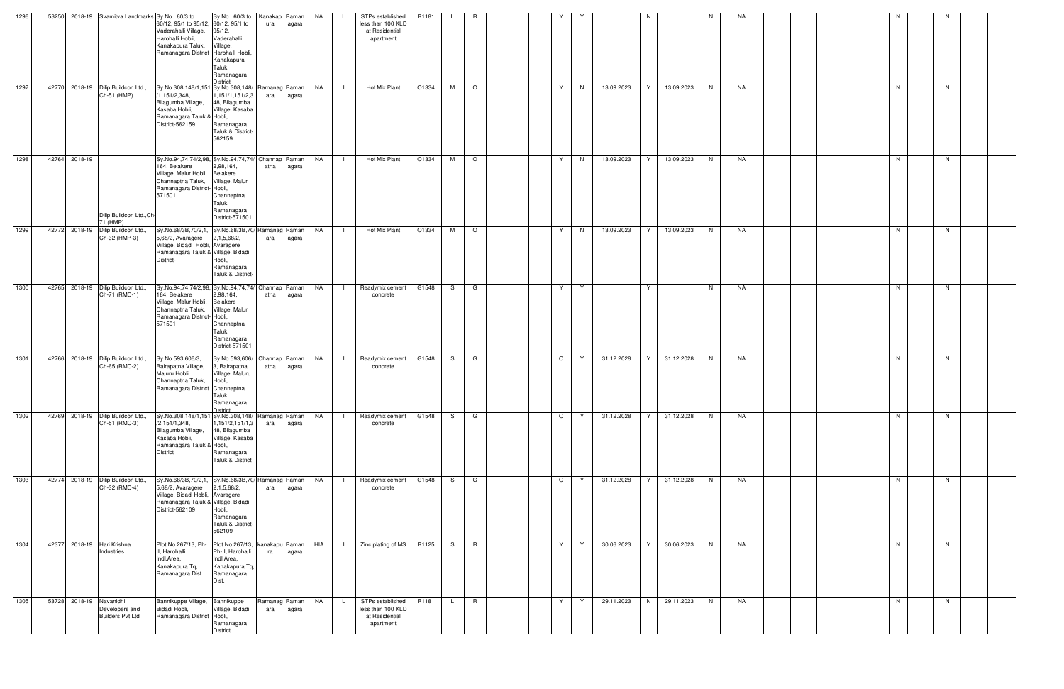| 1296 | 53250 | 2018-19 | Svamitva Landmarks | Sy.No. 60/3 to 60/12, 95/1 to 95/12, Vaderahalli Village, Harohalli Hobli, Kanakapura Taluk, Ramanagara District | Sy.No. 60/3 to 60/12, 95/1 to 95/12, Vaderahalli Village, Harohalli Hobli, Kanakapura Taluk, Ramanagara District | Kanakapura | Ramanagara | NA | L | STPs established less than 100 KLD at Residential apartment | R1181 | L | R | | | Y | Y | | N | | N | NA | | | | | | N | | N | |
|---|---|---|---|---|---|---|---|---|---|---|---|---|---|---|---|---|---|---|---|---|---|---|---|---|---|---|---|---|---|---|---|
| 1297 | 42770 | 2018-19 | Dilip Buildcon Ltd., Ch-51 (HMP) | Sy.No.308,148/1,151/1,151/2,348, Bilagumba Village, Kasaba Hobli, Ramanagara Taluk & District-562159 | Sy.No.308,148/1,151/1,151/2,348, Bilagumba Village, Kasaba Hobli, Ramanagara Taluk & District-562159 | Ramanagara | Ramanagara | NA | I | Hot Mix Plant | O1334 | M | O | | | Y | N | 13.09.2023 | Y | 13.09.2023 | N | NA | | | | | | N | | N | |
| 1298 | 42764 | 2018-19 | Dilip Buildcon Ltd.,Ch-71 (HMP) | Sy.No.94,74,74/2,98, 164, Belakere Village, Malur Hobli, Channaptna Taluk, Ramanagara District-571501 | Sy.No.94,74,74/2,98,164, Belakere Village, Malur Hobli, Channaptna Taluk, Ramanagara District-571501 | Channapatna | Ramanagara | NA | I | Hot Mix Plant | O1334 | M | O | | | Y | N | 13.09.2023 | Y | 13.09.2023 | N | NA | | | | | | N | | N | |
| 1299 | 42772 | 2018-19 | Dilip Buildcon Ltd., Ch-32 (HMP-3) | Sy.No.68/3B,70/2,1, 5,68/2, Avaragere Village, Bidadi Hobli, Ramanagara Taluk & District- | Sy.No.68/3B,70/2,1,5,68/2, Avaragere Village, Bidadi Hobli, Ramanagara Taluk & District- | Ramanagara | Ramanagara | NA | I | Hot Mix Plant | O1334 | M | O | | | Y | N | 13.09.2023 | Y | 13.09.2023 | N | NA | | | | | | N | | N | |
| 1300 | 42765 | 2018-19 | Dilip Buildcon Ltd., Ch-71 (RMC-1) | Sy.No.94,74,74/2,98, 164, Belakere Village, Malur Hobli, Channaptna Taluk, Ramanagara District-571501 | Sy.No.94,74,74/2,98,164, Belakere Village, Malur Hobli, Channaptna Taluk, Ramanagara District-571501 | Channapatna | Ramanagara | NA | I | Readymix cement concrete | G1548 | S | G | | | Y | Y | | Y | | N | NA | | | | | | N | | N | |
| 1301 | 42766 | 2018-19 | Dilip Buildcon Ltd., Ch-65 (RMC-2) | Sy.No.593,606/3, Bairapatna Village, Maluru Hobli, Channaptna Taluk, Ramanagara District | Sy.No.593,606/3, Bairapatna Village, Maluru Hobli, Channaptna Taluk, Ramanagara District | Channapatna | Ramanagara | NA | I | Readymix cement concrete | G1548 | S | G | | | O | Y | 31.12.2028 | Y | 31.12.2028 | N | NA | | | | | | N | | N | |
| 1302 | 42769 | 2018-19 | Dilip Buildcon Ltd., Ch-51 (RMC-3) | Sy.No.308,148/1,151/2,151/1,348, Bilagumba Village, Kasaba Hobli, Ramanagara Taluk & District | Sy.No.308,148/1,151/2,151/1,348, Bilagumba Village, Kasaba Hobli, Ramanagara Taluk & District | Ramanagara | Ramanagara | NA | I | Readymix cement concrete | G1548 | S | G | | | O | Y | 31.12.2028 | Y | 31.12.2028 | N | NA | | | | | | N | | N | |
| 1303 | 42774 | 2018-19 | Dilip Buildcon Ltd., Ch-32 (RMC-4) | Sy.No.68/3B,70/2,1, 5,68/2, Avaragere Village, Bidadi Hobli, Ramanagara Taluk & District-562109 | Sy.No.68/3B,70/2,1,5,68/2, Avaragere Village, Bidadi Hobli, Ramanagara Taluk & District-562109 | Ramanagara | Ramanagara | NA | I | Readymix cement concrete | G1548 | S | G | | | O | Y | 31.12.2028 | Y | 31.12.2028 | N | NA | | | | | | N | | N | |
| 1304 | 42377 | 2018-19 | Hari Krishna Industries | Plot No 267/13, Ph-II, Harohalli Indl.Area, Kanakapura Tq, Ramanagara Dist. | Plot No 267/13, Ph-II, Harohalli Indl.Area, Kanakapura Tq, Ramanagara Dist. | kanakapura | Ramanagara | HIA | I | Zinc plating of MS | R1125 | S | R | | | Y | Y | 30.06.2023 | Y | 30.06.2023 | N | NA | | | | | | N | | N | |
| 1305 | 53728 | 2018-19 | Navanidhi Developers and Builders Pvt Ltd | Bannikuppe Village, Bidadi Hobli, Ramanagara District | Bannikuppe Village, Bidadi Hobli, Ramanagara District | Ramanagara | Ramanagara | NA | L | STPs established less than 100 KLD at Residential apartment | R1181 | L | R | | | Y | Y | 29.11.2023 | N | 29.11.2023 | N | NA | | | | | | N | | N | |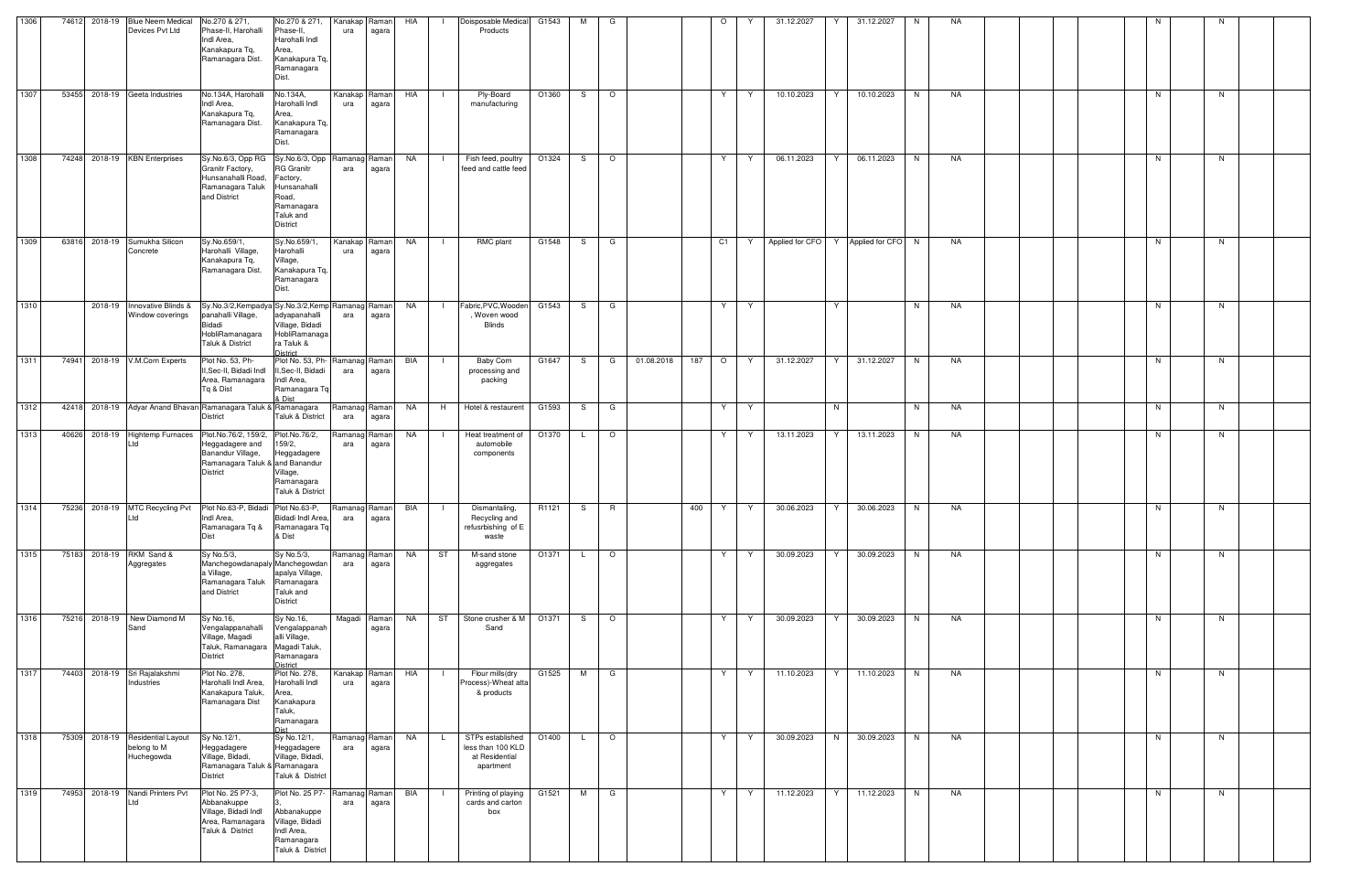| 1306 | 74612 | 2018-19 | Blue Neem Medical Devices Pvt Ltd | No.270 & 271, Phase-II, Harohalli Indl Area, Kanakapura Tq, Ramanagara Dist. | No.270 & 271, Phase-II, Harohalli Indl Area, Kanakapura Tq, Ramanagara Dist. | Kanakapura | Ramanagara | HIA | I | Doisposable Medical Products | G1543 | M | G | | | O | Y | 31.12.2027 | Y | 31.12.2027 | N | NA | | | | | | N | | N | |
|---|---|---|---|---|---|---|---|---|---|---|---|---|---|---|---|---|---|---|---|---|---|---|---|---|---|---|---|---|---|---|---|
| 1307 | 53455 | 2018-19 | Geeta Industries | No.134A, Harohalli Indl Area, Kanakapura Tq, Ramanagara Dist. | No.134A, Harohalli Indl Area, Kanakapura Tq, Ramanagara Dist. | Kanakapura | Ramanagara | HIA | I | Ply-Board manufacturing | O1360 | S | O | | | Y | Y | 10.10.2023 | Y | 10.10.2023 | N | NA | | | | | | N | | N | |
| 1308 | 74248 | 2018-19 | KBN Enterprises | Sy.No.6/3, Opp RG Granitr Factory, Hunsanahalli Road, Ramanagara Taluk and District | Sy.No.6/3, Opp RG Granitr Factory, Hunsanahalli Road, Ramanagara Taluk and District | Ramanagara | Ramanagara | NA | I | Fish feed, poultry feed and cattle feed | O1324 | S | O | | | Y | Y | 06.11.2023 | Y | 06.11.2023 | N | NA | | | | | | N | | N | |
| 1309 | 63816 | 2018-19 | Sumukha Silicon Concrete | Sy.No.659/1, Harohalli Village, Kanakapura Tq, Ramanagara Dist. | Sy.No.659/1, Harohalli Village, Kanakapura Tq, Ramanagara Dist. | Kanakapura | Ramanagara | NA | I | RMC plant | G1548 | S | G | | | C1 | Y | Applied for CFO | Y | Applied for CFO | N | NA | | | | | | N | | N | |
| 1310 | | 2018-19 | Innovative Blinds & Window coverings | Sy.No.3/2,Kempadyapanahalli Village, Bidadi HobliRamanagara Taluk & District | Sy.No.3/2,Kempadyapanahalli Village, Bidadi HobliRamanagara Taluk & District | Ramanagara | Ramanagara | NA | I | Fabric,PVC,Wooden , Woven wood Blinds | G1543 | S | G | | | Y | Y | | Y | | N | NA | | | | | | N | | N | |
| 1311 | 74941 | 2018-19 | V.M.Corn Experts | Plot No. 53, Ph-II,Sec-II, Bidadi Indl Area, Ramanagara Tq & Dist | Plot No. 53, Ph-II,Sec-II, Bidadi Indl Area, Ramanagara Tq & Dist | Ramanagara | Ramanagara | BIA | I | Baby Corn processing and packing | G1647 | S | G | 01.08.2018 | 187 | O | Y | 31.12.2027 | Y | 31.12.2027 | N | NA | | | | | | N | | N | |
| 1312 | 42418 | 2018-19 | Adyar Anand Bhavan | Ramanagara Taluk & District | Ramanagara Taluk & District | Ramanagara | Ramanagara | NA | H | Hotel & restaurent | G1593 | S | G | | | Y | Y | | N | | N | NA | | | | | | N | | N | |
| 1313 | 40626 | 2018-19 | Hightemp Furnaces Ltd | Plot.No.76/2, 159/2, Heggadagere and Banandur Village, Ramanagara Taluk & District | Plot.No.76/2, 159/2, Heggadagere and Banandur Village, Ramanagara Taluk & District | Ramanagara | Ramanagara | NA | I | Heat treatment of automobile components | O1370 | L | O | | | Y | Y | 13.11.2023 | Y | 13.11.2023 | N | NA | | | | | | N | | N | |
| 1314 | 75236 | 2018-19 | MTC Recycling Pvt Ltd | Plot No.63-P, Bidadi Indl Area, Ramanagara Tq & Dist | Plot No.63-P, Bidadi Indl Area, Ramanagara Tq & Dist | Ramanagara | Ramanagara | BIA | I | Dismantaling, Recycling and refusrbishing of E waste | R1121 | S | R | | 400 | Y | Y | 30.06.2023 | Y | 30.06.2023 | N | NA | | | | | | N | | N | |
| 1315 | 75183 | 2018-19 | RKM Sand & Aggregates | Sy No.5/3, Manchegowdanapalya Village, Ramanagara Taluk and District | Sy No.5/3, Manchegowdanapalya Village, Ramanagara Taluk and District | Ramanagara | Ramanagara | NA | ST | M-sand stone aggregates | O1371 | L | O | | | Y | Y | 30.09.2023 | Y | 30.09.2023 | N | NA | | | | | | N | | N | |
| 1316 | 75216 | 2018-19 | New Diamond M Sand | Sy No.16, Vengalappanahalli Village, Magadi Taluk, Ramanagara District | Sy No.16, Vengalappanahalli Village, Magadi Taluk, Ramanagara District | Magadi | Ramanagara | NA | ST | Stone crusher & M Sand | O1371 | S | O | | | Y | Y | 30.09.2023 | Y | 30.09.2023 | N | NA | | | | | | N | | N | |
| 1317 | 74403 | 2018-19 | Sri Rajalakshmi Industries | Plot No. 278, Harohalli Indl Area, Kanakapura Taluk, Ramanagara Dist | Plot No. 278, Harohalli Indl Area, Kanakapura Taluk, Ramanagara Dist | Kanakapura | Ramanagara | HIA | I | Flour mills(dry Process)-Wheat atta & products | G1525 | M | G | | | Y | Y | 11.10.2023 | Y | 11.10.2023 | N | NA | | | | | | N | | N | |
| 1318 | 75309 | 2018-19 | Residential Layout belong to M Huchegowda | Sy No.12/1, Heggadagere Village, Bidadi, Ramanagara Taluk & District | Sy No.12/1, Heggadagere Village, Bidadi, Ramanagara Taluk & District | Ramanagara | Ramanagara | NA | L | STPs established less than 100 KLD at Residential apartment | O1400 | L | O | | | Y | Y | 30.09.2023 | N | 30.09.2023 | N | NA | | | | | | N | | N | |
| 1319 | 74953 | 2018-19 | Nandi Printers Pvt Ltd | Plot No. 25 P7-3, Abbanakuppe Village, Bidadi Indl Area, Ramanagara Taluk & District | Plot No. 25 P7-3, Abbanakuppe Village, Bidadi Indl Area, Ramanagara Taluk & District | Ramanagara | Ramanagara | BIA | I | Printing of playing cards and carton box | G1521 | M | G | | | Y | Y | 11.12.2023 | Y | 11.12.2023 | N | NA | | | | | | N | | N | |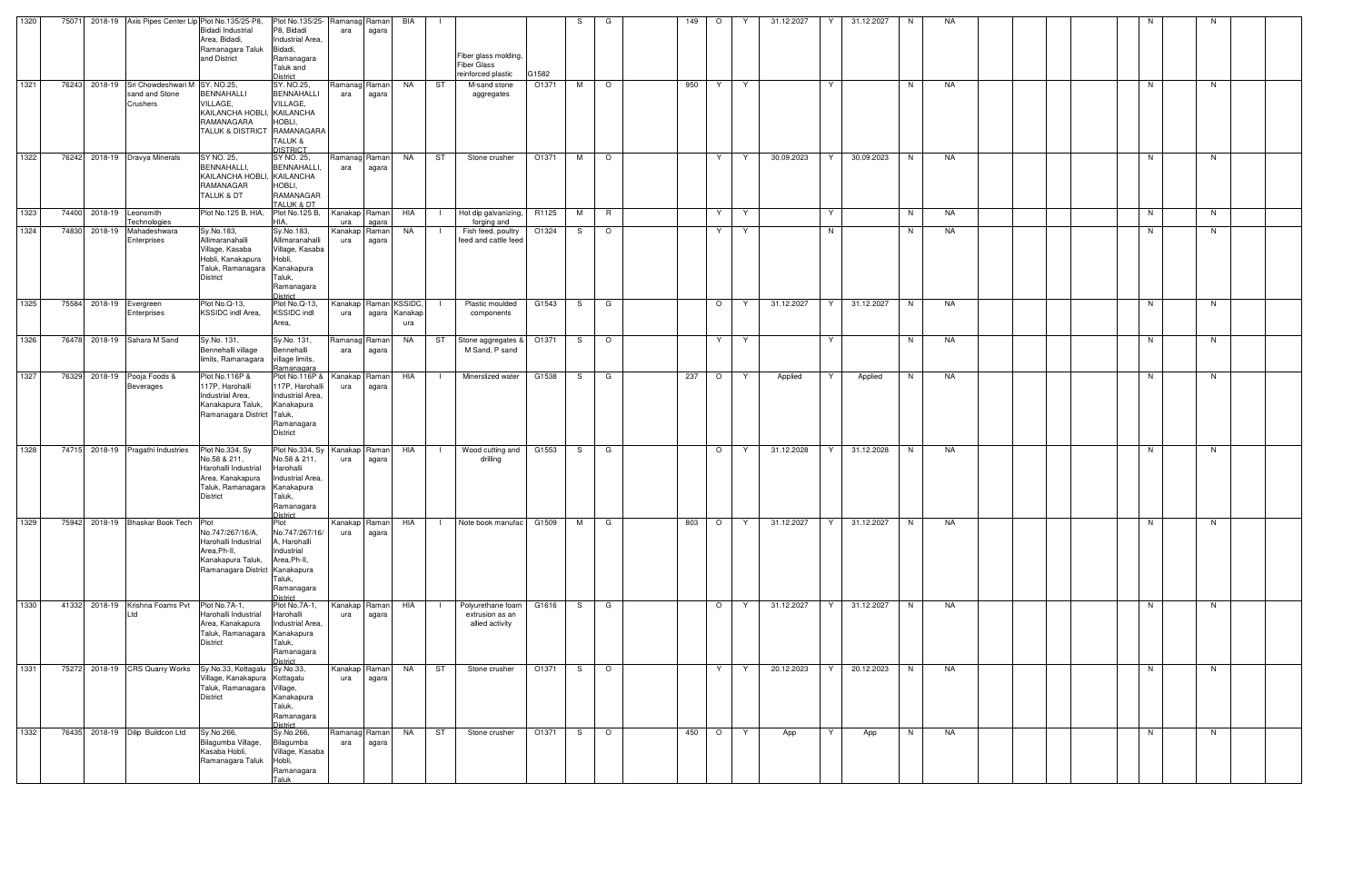| | | | | | | | | | | | | | | | | | | | | | | | | | | | | | | | |
|---|---|---|---|---|---|---|---|---|---|---|---|---|---|---|---|---|---|---|---|---|---|---|---|---|---|---|---|---|---|---|---|
| 1320 | 75071 | 2018-19 | Axis Pipes Center Llp | Plot No.135/25-P8, Bidadi Industrial Area, Bidadi, Ramanagara Taluk and District | Plot No.135/25-P8, Bidadi Industrial Area, Bidadi, Ramanagara Taluk and District | Ramanagara | Ramanagara | BIA | I | Fiber glass molding, Fiber Glass reinforced plastic | G1582 | S | G | | 149 | O | Y | 31.12.2027 | Y | 31.12.2027 | N | NA | | | | | | N | | N | |
| 1321 | 76243 | 2018-19 | Sri Chowdeshwari M sand and Stone Crushers | SY. NO.25, BENNAHALLI VILLAGE, KAILANCHA HOBLI, RAMANAGARA TALUK & DISTRICT | SY. NO.25, BENNAHALLI VILLAGE, KAILANCHA HOBLI, RAMANAGARA TALUK & DISTRICT | Ramanagara | Ramanagara | NA | ST | M-sand stone aggregates | O1371 | M | O | | 950 | Y | Y | | Y | | N | NA | | | | | | N | | N | |
| 1322 | 76242 | 2018-19 | Dravya Minerals | SY NO. 25, BENNAHALLI, KAILANCHA HOBLI, RAMANAGAR TALUK & DT | SY NO. 25, BENNAHALLI, KAILANCHA HOBLI, RAMANAGAR TALUK & DT | Ramanagara | Ramanagara | NA | ST | Stone crusher | O1371 | M | O | | | Y | Y | 30.09.2023 | Y | 30.09.2023 | N | NA | | | | | | N | | N | |
| 1323 | 74400 | 2018-19 | Leonsmith Technologies | Plot No.125 B, HIA, | Plot No.125 B, HIA, | Kanakapura | Ramanagara | HIA | I | Hot dip galvanizing, forging and | R1125 | M | R | | | Y | Y | | Y | | N | NA | | | | | | N | | N | |
| 1324 | 74830 | 2018-19 | Mahadeshwara Enterprises | Sy.No.183, Allimaranahalli Village, Kasaba Hobli, Kanakapura Taluk, Ramanagara District | Sy.No.183, Allimaranahalli Village, Kasaba Hobli, Kanakapura Taluk, Ramanagara District | Kanakapura | Ramanagara | NA | I | Fish feed, poultry feed and cattle feed | O1324 | S | O | | | Y | Y | | N | | N | NA | | | | | | N | | N | |
| 1325 | 75584 | 2018-19 | Evergreen Enterprises | Plot No.Q-13, KSSIDC indl Area, | Plot No.Q-13, KSSIDC indl Area, | Kanakapura | Ramanagara | KSSIDC, Kanakapura | I | Plastic moulded components | G1543 | S | G | | | O | Y | 31.12.2027 | Y | 31.12.2027 | N | NA | | | | | | N | | N | |
| 1326 | 76478 | 2018-19 | Sahara M Sand | Sy.No. 131, Bennehalli village limits, Ramanagara | Sy.No. 131, Bennehalli village limits, Ramanagara | Ramanagara | Ramanagara | NA | ST | Stone aggregates & M Sand, P sand | O1371 | S | O | | | Y | Y | | Y | | N | NA | | | | | | N | | N | |
| 1327 | 76329 | 2018-19 | Pooja Foods & Beverages | Plot No.116P & 117P, Harohalli Industrial Area, Kanakapura Taluk, Ramanagara District | Plot No.116P & 117P, Harohalli Industrial Area, Kanakapura Taluk, Ramanagara District | Kanakapura | Ramanagara | HIA | I | Minerslized water | G1538 | S | G | | 237 | O | Y | Applied | Y | Applied | N | NA | | | | | | N | | N | |
| 1328 | 74715 | 2018-19 | Pragathi Industries | Plot No.334, Sy No.58 & 211, Harohalli Industrial Area, Kanakapura Taluk, Ramanagara District | Plot No.334, Sy No.58 & 211, Harohalli Industrial Area, Kanakapura Taluk, Ramanagara District | Kanakapura | Ramanagara | HIA | I | Wood cutting and drilling | G1553 | S | G | | | O | Y | 31.12.2028 | Y | 31.12.2028 | N | NA | | | | | | N | | N | |
| 1329 | 75942 | 2018-19 | Bhaskar Book Tech | Plot No.747/267/16/A, Harohalli Industrial Area,Ph-II, Kanakapura Taluk, Ramanagara District | Plot No.747/267/16/A, Harohalli Industrial Area,Ph-II, Kanakapura Taluk, Ramanagara District | Kanakapura | Ramanagara | HIA | I | Note book manufac | G1509 | M | G | | 803 | O | Y | 31.12.2027 | Y | 31.12.2027 | N | NA | | | | | | N | | N | |
| 1330 | 41332 | 2018-19 | Krishna Foams Pvt Ltd | Plot No.7A-1, Harohalli Industrial Area, Kanakapura Taluk, Ramanagara District | Plot No.7A-1, Harohalli Industrial Area, Kanakapura Taluk, Ramanagara District | Kanakapura | Ramanagara | HIA | I | Polyurethane foam extrusion as an allied activity | G1616 | S | G | | | O | Y | 31.12.2027 | Y | 31.12.2027 | N | NA | | | | | | N | | N | |
| 1331 | 75272 | 2018-19 | CRS Quarry Works | Sy.No.33, Kottagalu Village, Kanakapura Taluk, Ramanagara District | Sy.No.33, Kottagalu Village, Kanakapura Taluk, Ramanagara District | Kanakapura | Ramanagara | NA | ST | Stone crusher | O1371 | S | O | | | Y | Y | 20.12.2023 | Y | 20.12.2023 | N | NA | | | | | | N | | N | |
| 1332 | 76435 | 2018-19 | Dilip Buildcon Ltd | Sy.No.266, Bilagumba Village, Kasaba Hobli, Ramanagara Taluk | Sy.No.266, Bilagumba Village, Kasaba Hobli, Ramanagara Taluk | Ramanagara | Ramanagara | NA | ST | Stone crusher | O1371 | S | O | | 450 | O | Y | App | Y | App | N | NA | | | | | | N | | N | |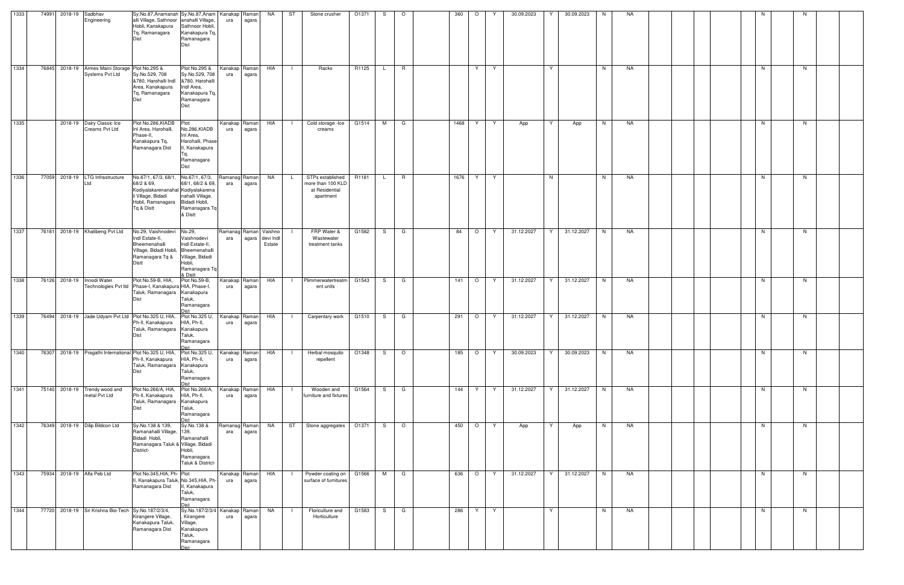| 1333 | 74991 | 2018-19 | Sadbhav Engineering | Sy.No.87,Anamanahalli Village, Sathnoor Hobli, Kanakapura Tq, Ramanagara Dist | Sy.No.87,Anamanahalli Village, Sathnoor Hobli, Kanakapura Tq, Ramanagara Dist | Kanakapura | Ramanagara | NA | ST | Stone crusher | O1371 | S | O | | 360 | O | Y | 30.09.2023 | Y | 30.09.2023 | N | NA | | | | | | N | | N | | |
|---|---|---|---|---|---|---|---|---|---|---|---|---|---|---|---|---|---|---|---|---|---|---|---|---|---|---|---|---|---|---|---|---|
| 1334 | 76845 | 2018-19 | Armes Maini Storage Systems Pvt Ltd | Plot No.295 & Sy.No.529, 708 &780, Harohalli Indl Area, Kanakapura Tq, Ramanagara Dist | Plot No.295 & Sy.No.529, 708 &780, Harohalli Indl Area, Kanakapura Tq, Ramanagara Dist | Kanakapura | Ramanagara | HIA | I | Racks | R1125 | L | R | | | Y | Y | | Y | | N | NA | | | | | | N | | N | | |
| 1335 | | 2018-19 | Dairy Classic Ice Creams Pvt Ltd | Plot No.286,KIADB Inl Area, Harohalli, Phase-II, Kanakapura Tq, Ramanagara Dist | Plot No.286,KIADB Inl Area, Harohalli, Phase-II, Kanakapura Tq, Ramanagara Dist | Kanakapura | Ramanagara | HIA | I | Cold storage -Ice creams | G1514 | M | G | | 1468 | Y | Y | App | Y | App | N | NA | | | | | | N | | N | | |
| 1336 | 77059 | 2018-19 | LTG Infrastructure Ltd | No.67/1, 67/3, 68/1, 68/2 & 69, Kodiyalakarenanahalli Village, Bidadi Hobli, Ramanagara Tq & Distt | No.67/1, 67/3, 68/1, 68/2 & 69, Kodiyalakarenanahalli Village, Bidadi Hobli, Ramanagara Tq & Distt | Ramanagara | Ramanagara | NA | L | STPs established more than 100 KLD at Residential apartment | R1181 | L | R | | 1676 | Y | Y | | N | | N | NA | | | | | | N | | N | | |
| 1337 | 76181 | 2018-19 | Khatibeng Pvt Ltd | No.29, Vaishnodevi Indl Estate-II, Bheemenahalli Village, Bidadi Hobli, Ramanagara Tq & Distt | No.29, Vaishnodevi Indl Estate-II, Bheemenahalli Village, Bidadi Hobli, Ramanagara Tq & Distt | Ramanagara | Ramanagara | Vaishno devi Indl Estate | I | FRP Water & Wastewater treatment tanks | G1582 | S | G | | 84 | O | Y | 31.12.2027 | Y | 31.12.2027 | N | NA | | | | | | N | | N | | |
| 1338 | 76126 | 2018-19 | Innodi Water Technologies Pvt ltd | Plot No.59-B, HIA, Phase-I, Kanakapura Taluk, Ramanagara Dist | Plot No.59-B, HIA, Phase-I, Kanakapura Taluk, Ramanagara Dist | Kanakapura | Ramanagara | HIA | I | Plimmerwatertreatment units | G1543 | S | G | | 141 | O | Y | 31.12.2027 | Y | 31.12.2027 | N | NA | | | | | | N | | N | | |
| 1339 | 76494 | 2018-19 | Jade Udyam Pvt Ltd | Plot No.325 U, HIA, Ph-II, Kanakapura Taluk, Ramanagara Dist | Plot No.325 U, HIA, Ph-II, Kanakapura Taluk, Ramanagara Dist | Kanakapura | Ramanagara | HIA | I | Carpentary work | G1510 | S | G | | 291 | O | Y | 31.12.2027 | Y | 31.12.2027 | N | NA | | | | | | N | | N | | |
| 1340 | 76307 | 2018-19 | Pragathi International | Plot No.325 U, HIA, Ph-II, Kanakapura Taluk, Ramanagara Dist | Plot No.325 U, HIA, Ph-II, Kanakapura Taluk, Ramanagara Dist | Kanakapura | Ramanagara | HIA | I | Herbal mosquito repellent | O1348 | S | O | | 185 | O | Y | 30.09.2023 | Y | 30.09.2023 | N | NA | | | | | | N | | N | | |
| 1341 | 75140 | 2018-19 | Trendy wood and metal Pvt Ltd | Plot No.266/A, HIA, Ph-II, Kanakapura Taluk, Ramanagara Dist | Plot No.266/A, HIA, Ph-II, Kanakapura Taluk, Ramanagara Dist | Kanakapura | Ramanagara | HIA | I | Wooden and furniture and fixtures | G1564 | S | G | | 144 | Y | Y | 31.12.2027 | Y | 31.12.2027 | N | NA | | | | | | N | | N | | |
| 1342 | 76349 | 2018-19 | Dilip Bildcon Ltd | Sy.No.138 & 139, Ramanahalli Village, Bidadi Hobli, Ramanagara Taluk & District- | Sy.No.138 & 139, Ramanahalli Village, Bidadi Hobli, Ramanagara Taluk & District- | Ramanagara | Ramanagara | NA | ST | Stone aggregates | O1371 | S | O | | 450 | O | Y | App | Y | App | N | NA | | | | | | N | | N | | |
| 1343 | 75934 | 2018-19 | Alfa Peb Ltd | Plot No.345,HIA, Ph-II, Kanakapura Taluk, Ramanagara Dist | Plot No.345,HIA, Ph-II, Kanakapura Taluk, Ramanagara Dist | Kanakapura | Ramanagara | HIA | I | Powder coating on surface of furnitures | G1566 | M | G | | 636 | O | Y | 31.12.2027 | Y | 31.12.2027 | N | NA | | | | | | N | | N | | |
| 1344 | 77720 | 2018-19 | Sri Krishna Bio-Tech | Sy.No.187/2/3/4, Kirangere Village, Kanakapura Taluk, Ramanagara Dist | Sy.No.187/2/3/4, Kirangere Village, Kanakapura Taluk, Ramanagara Dist | Kanakapura | Ramanagara | NA | I | Floriculture and Horticulture | G1583 | S | G | | 286 | Y | Y | | Y | | N | NA | | | | | | N | | N | | |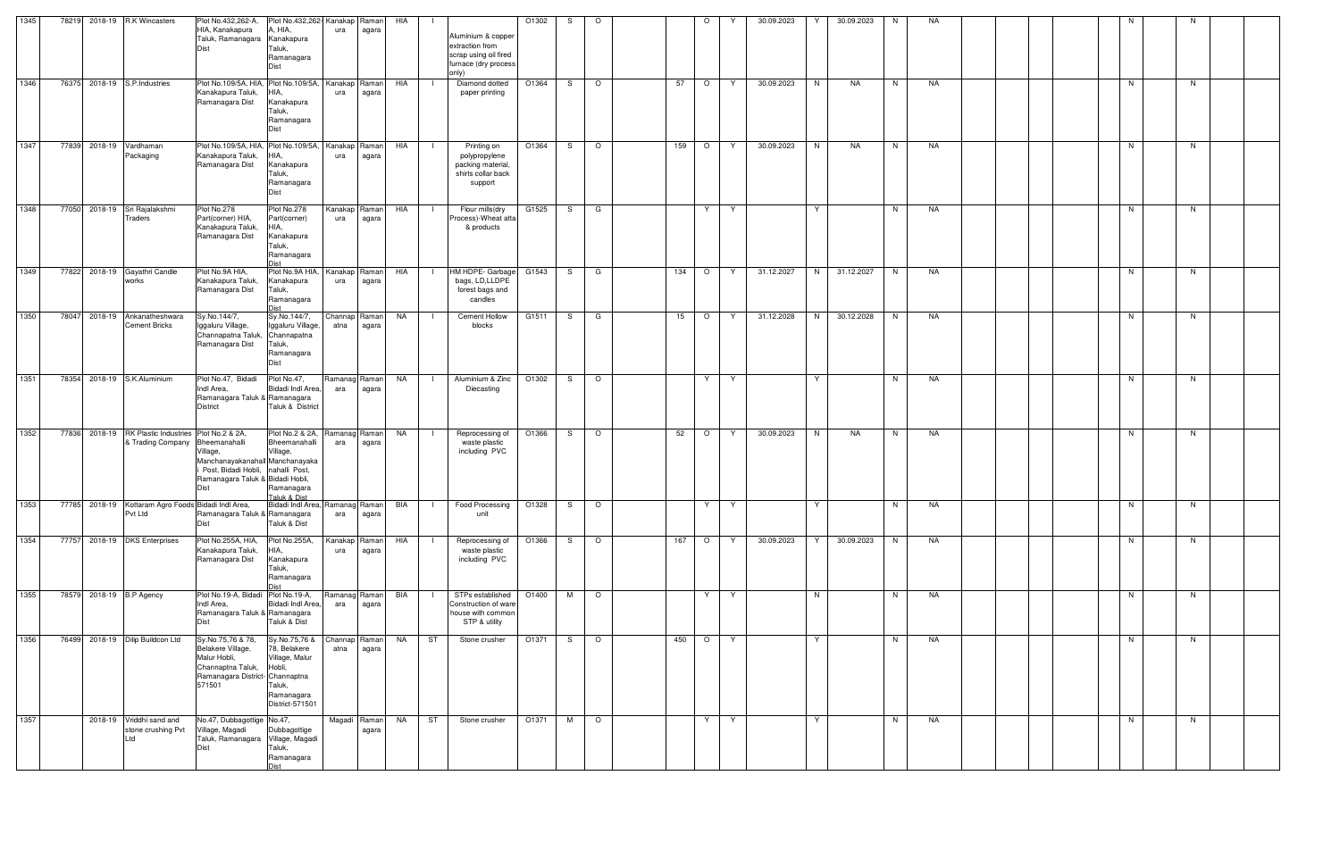| | | | | | | | | | | | | | | | | | | | | | | | | | | | | | | |
|---|---|---|---|---|---|---|---|---|---|---|---|---|---|---|---|---|---|---|---|---|---|---|---|---|---|---|---|---|---|---|
| 1345 | 78219 | 2018-19 | R.K Wincasters | Plot No.432,262-A, HIA, Kanakapura Taluk, Ramanagara Dist | Plot No.432,262-A, HIA, Kanakapura Taluk, Ramanagara Dist | Kanakapura | Ramanagara | HIA | I | Aluminium & copper extraction from scrap using oil fired furnace (dry process only) | O1302 | S | O | | | O | Y | 30.09.2023 | Y | 30.09.2023 | N | NA | | | | | N | | N | |
| 1346 | 76375 | 2018-19 | S.P.Industries | Plot No.109/5A, HIA, Kanakapura Taluk, Ramanagara Dist | Plot No.109/5A, HIA, Kanakapura Taluk, Ramanagara Dist | Kanakapura | Ramanagara | HIA | I | Diamond dotted paper printing | O1364 | S | O | | 57 | O | Y | 30.09.2023 | N | NA | N | NA | | | | | N | | N | |
| 1347 | 77839 | 2018-19 | Vardhaman Packaging | Plot No.109/5A, HIA, Kanakapura Taluk, Ramanagara Dist | Plot No.109/5A, HIA, Kanakapura Taluk, Ramanagara Dist | Kanakapura | Ramanagara | HIA | I | Printing on polypropylene packing material, shirts collar back support | O1364 | S | O | | 159 | O | Y | 30.09.2023 | N | NA | N | NA | | | | | N | | N | |
| 1348 | 77050 | 2018-19 | Sri Rajalakshmi Traders | Plot No.278 Part(corner) HIA, Kanakapura Taluk, Ramanagara Dist | Plot No.278 Part(corner) HIA, Kanakapura Taluk, Ramanagara Dist | Kanakapura | Ramanagara | HIA | I | Flour mills(dry Process)-Wheat atta & products | G1525 | S | G | | | Y | Y | | Y | | N | NA | | | | | N | | N | |
| 1349 | 77822 | 2018-19 | Gayathri Candle works | Plot No.9A HIA, Kanakapura Taluk, Ramanagara Dist | Plot No.9A HIA, Kanakapura Taluk, Ramanagara Dist | Kanakapura | Ramanagara | HIA | I | HM HDPE- Garbage bags, LD,LLDPE forest bags and candles | G1543 | S | G | | 134 | O | Y | 31.12.2027 | N | 31.12.2027 | N | NA | | | | | N | | N | |
| 1350 | 78047 | 2018-19 | Ankanatheshwara Cement Bricks | Sy.No.144/7, Iggaluru Village, Channapatna Taluk, Ramanagara Dist | Sy.No.144/7, Iggaluru Village, Channapatna Taluk, Ramanagara Dist | Channapatna | Ramanagara | NA | I | Cement Hollow blocks | G1511 | S | G | | 15 | O | Y | 31.12.2028 | N | 30.12.2028 | N | NA | | | | | N | | N | |
| 1351 | 78354 | 2018-19 | S.K.Aluminium | Plot No.47, Bidadi Indl Area, Ramanagara Taluk & District | Plot No.47, Bidadi Indl Area, Ramanagara Taluk & District | Ramanagara | Ramanagara | NA | I | Aluminium & Zinc Diecasting | O1302 | S | O | | | Y | Y | | Y | | N | NA | | | | | N | | N | |
| 1352 | 77836 | 2018-19 | RK Plastic Industries & Trading Company | Plot No.2 & 2A, Bheemanahalli Village, Manchanayakanahalli Post, Bidadi Hobli, Ramanagara Taluk & Dist | Plot No.2 & 2A, Bheemanahalli Village, Manchanayakanahalli Post, Bidadi Hobli, Ramanagara Taluk & Dist | Ramanagara | Ramanagara | NA | I | Reprocessing of waste plastic including PVC | O1366 | S | O | | 52 | O | Y | 30.09.2023 | N | NA | N | NA | | | | | N | | N | |
| 1353 | 77785 | 2018-19 | Kottaram Agro Foods Pvt Ltd | Bidadi Indl Area, Ramanagara Taluk & Dist | Bidadi Indl Area, Ramanagara Taluk & Dist | Ramanagara | Ramanagara | BIA | I | Food Processing unit | O1328 | S | O | | | Y | Y | | Y | | N | NA | | | | | N | | N | |
| 1354 | 77757 | 2018-19 | DKS Enterprises | Plot No.255A, HIA, Kanakapura Taluk, Ramanagara Dist | Plot No.255A, HIA, Kanakapura Taluk, Ramanagara Dist | Kanakapura | Ramanagara | HIA | I | Reprocessing of waste plastic including PVC | O1366 | S | O | | 167 | O | Y | 30.09.2023 | Y | 30.09.2023 | N | NA | | | | | N | | N | |
| 1355 | 78579 | 2018-19 | B.P Agency | Plot No.19-A, Bidadi Indl Area, Ramanagara Taluk & Dist | Plot No.19-A, Bidadi Indl Area, Ramanagara Taluk & Dist | Ramanagara | Ramanagara | BIA | I | STPs established Construction of ware house with common STP & utility | O1400 | M | O | | | Y | Y | | N | | N | NA | | | | | N | | N | |
| 1356 | 76499 | 2018-19 | Dilip Buildcon Ltd | Sy.No.75,76 & 78, Belakere Village, Malur Hobli, Channaptna Taluk, Ramanagara District-571501 | Sy.No.75,76 & 78, Belakere Village, Malur Hobli, Channaptna Taluk, Ramanagara District-571501 | Channapatna | Ramanagara | NA | ST | Stone crusher | O1371 | S | O | | 450 | O | Y | | Y | | N | NA | | | | | N | | N | |
| 1357 | | 2018-19 | Vriddhi sand and stone crushing Pvt Ltd | No.47, Dubbagottige Village, Magadi Taluk, Ramanagara Dist | No.47, Dubbagottige Village, Magadi Taluk, Ramanagara Dist | Magadi | Ramanagara | NA | ST | Stone crusher | O1371 | M | O | | | Y | Y | | Y | | N | NA | | | | | N | | N | |